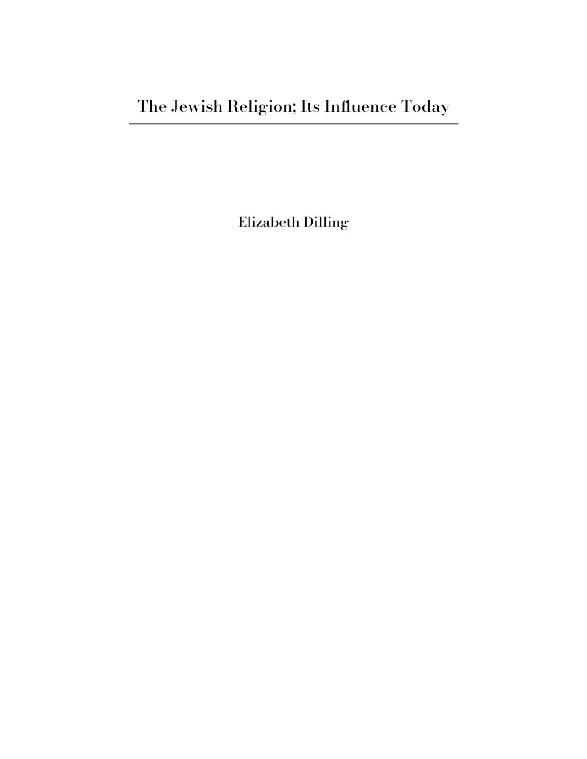# The Jewish Religion; Its Influence Today

Elizabeth Dilling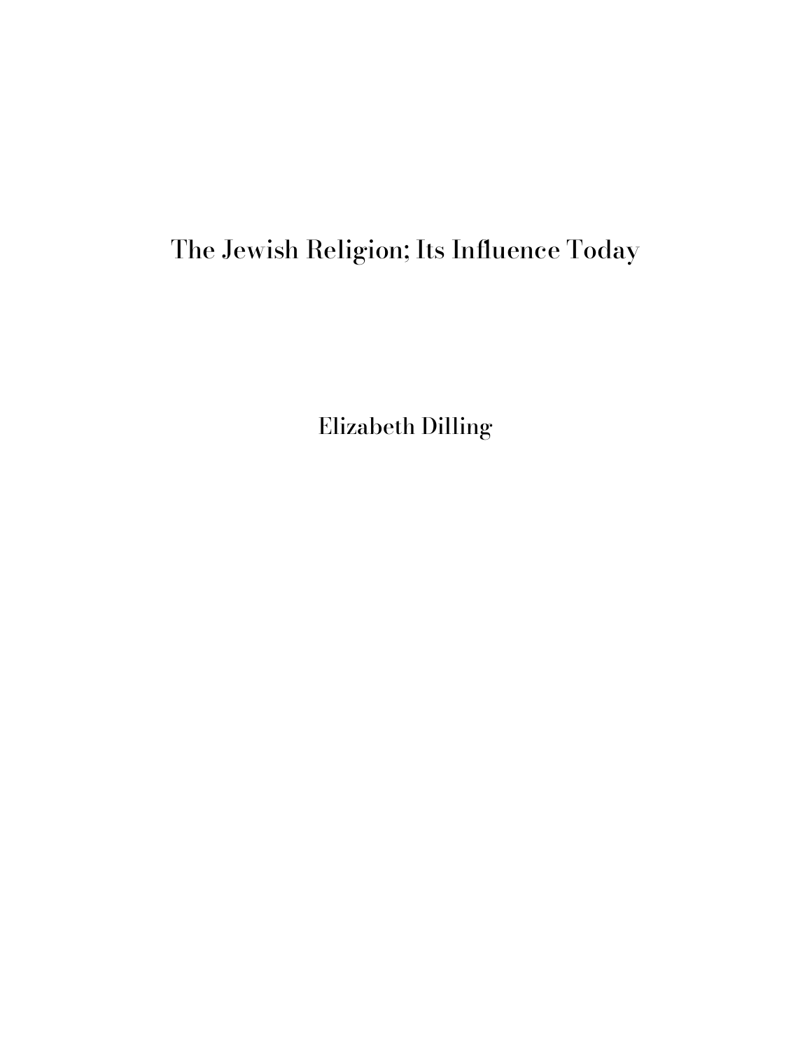# The Jewish Religion; Its Influence Today

Elizabeth Dilling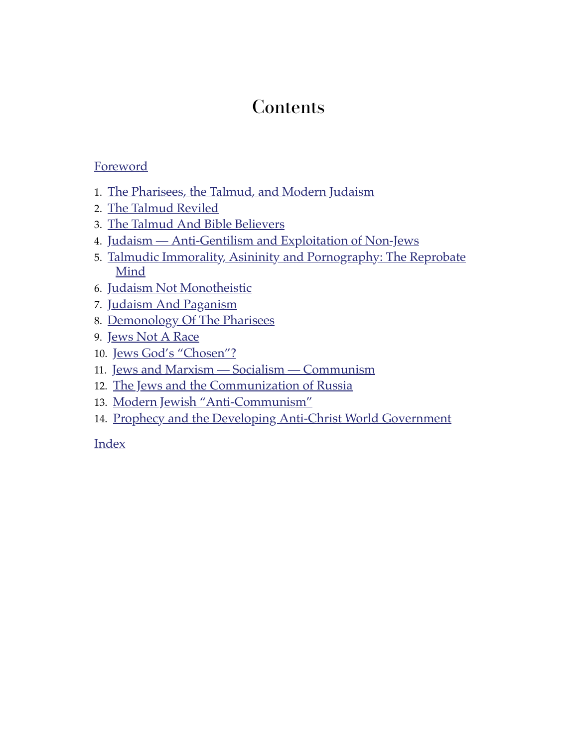# Contents

Foreword

1. The Pharisees, the Talmud, and Modern Judaism
2. The Talmud Reviled
3. The Talmud And Bible Believers
4. Judaism — Anti-Gentilism and Exploitation of Non-Jews
5. Talmudic Immorality, Asininity and Pornography: The Reprobate Mind
6. Judaism Not Monotheistic
7. Judaism And Paganism
8. Demonology Of The Pharisees
9. Jews Not A Race
10. Jews God's "Chosen"?
11. Jews and Marxism — Socialism — Communism
12. The Jews and the Communization of Russia
13. Modern Jewish "Anti-Communism"
14. Prophecy and the Developing Anti-Christ World Government

Index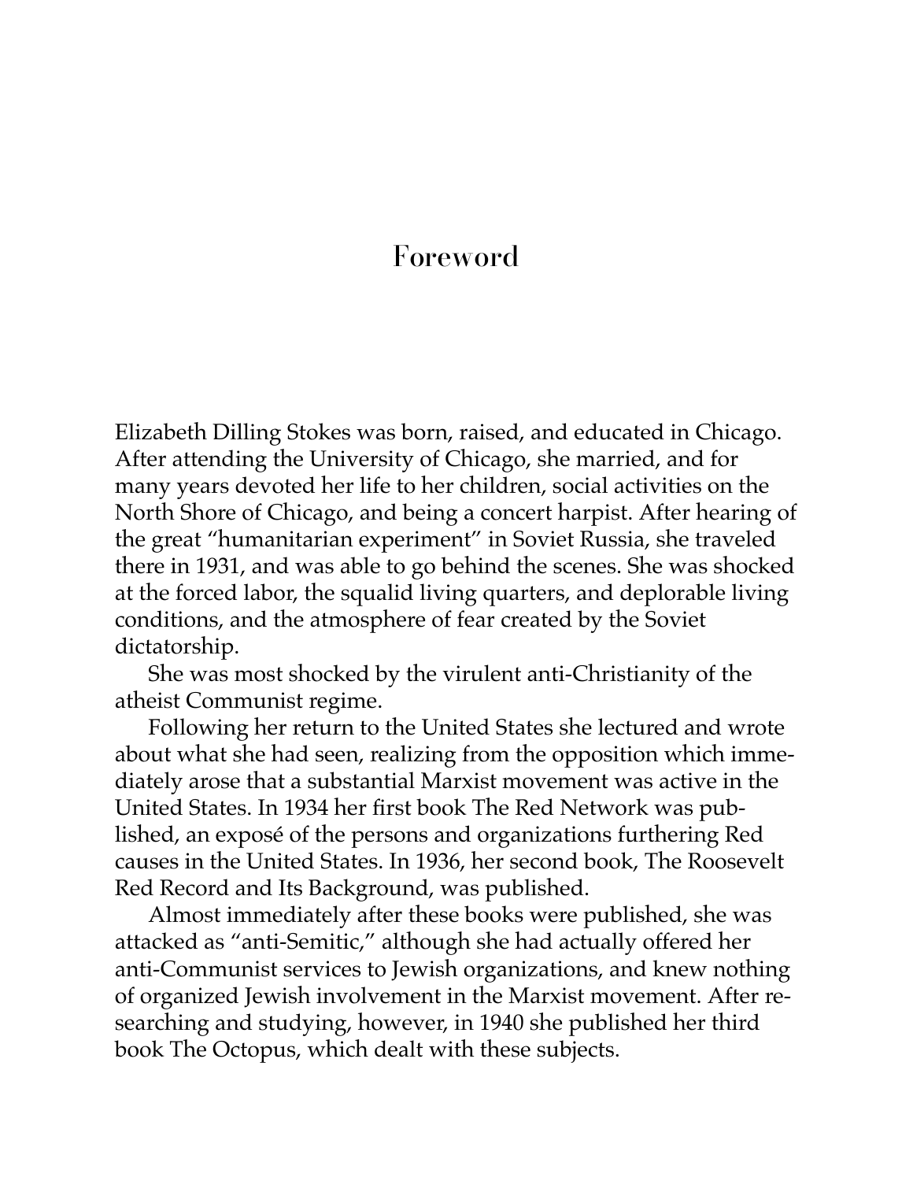# Foreword

Elizabeth Dilling Stokes was born, raised, and educated in Chicago. After attending the University of Chicago, she married, and for many years devoted her life to her children, social activities on the North Shore of Chicago, and being a concert harpist. After hearing of the great "humanitarian experiment" in Soviet Russia, she traveled there in 1931, and was able to go behind the scenes. She was shocked at the forced labor, the squalid living quarters, and deplorable living conditions, and the atmosphere of fear created by the Soviet dictatorship.

She was most shocked by the virulent anti-Christianity of the atheist Communist regime.

Following her return to the United States she lectured and wrote about what she had seen, realizing from the opposition which immediately arose that a substantial Marxist movement was active in the United States. In 1934 her first book The Red Network was published, an exposé of the persons and organizations furthering Red causes in the United States. In 1936, her second book, The Roosevelt Red Record and Its Background, was published.

Almost immediately after these books were published, she was attacked as "anti-Semitic," although she had actually offered her anti-Communist services to Jewish organizations, and knew nothing of organized Jewish involvement in the Marxist movement. After researching and studying, however, in 1940 she published her third book The Octopus, which dealt with these subjects.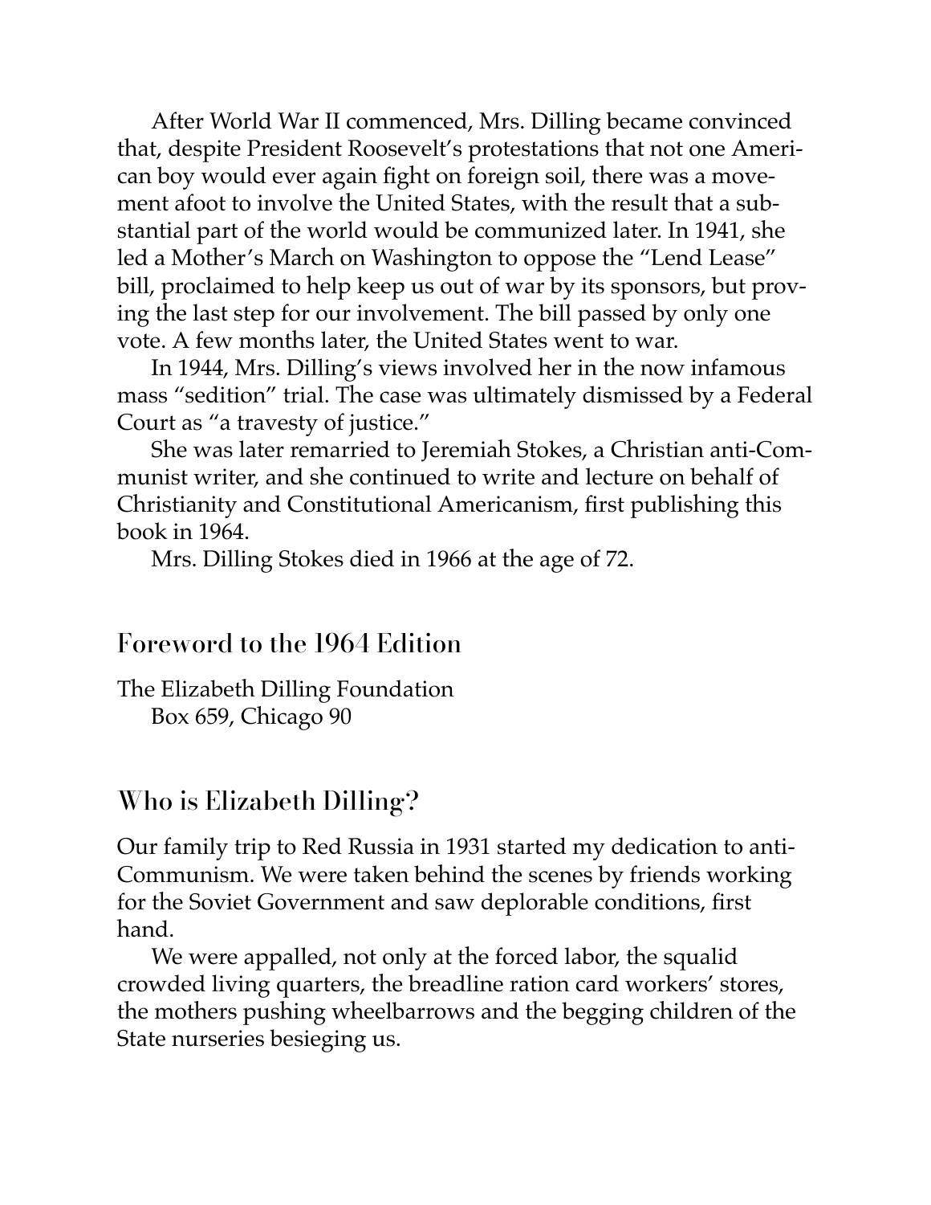After World War II commenced, Mrs. Dilling became convinced that, despite President Roosevelt's protestations that not one American boy would ever again fight on foreign soil, there was a movement afoot to involve the United States, with the result that a substantial part of the world would be communized later. In 1941, she led a Mother's March on Washington to oppose the "Lend Lease" bill, proclaimed to help keep us out of war by its sponsors, but proving the last step for our involvement. The bill passed by only one vote. A few months later, the United States went to war.

In 1944, Mrs. Dilling's views involved her in the now infamous mass "sedition" trial. The case was ultimately dismissed by a Federal Court as "a travesty of justice."

She was later remarried to Jeremiah Stokes, a Christian anti-Communist writer, and she continued to write and lecture on behalf of Christianity and Constitutional Americanism, first publishing this book in 1964.

Mrs. Dilling Stokes died in 1966 at the age of 72.

## Foreword to the 1964 Edition

The Elizabeth Dilling Foundation
Box 659, Chicago 90

## Who is Elizabeth Dilling?

Our family trip to Red Russia in 1931 started my dedication to anti-Communism. We were taken behind the scenes by friends working for the Soviet Government and saw deplorable conditions, first hand.

We were appalled, not only at the forced labor, the squalid crowded living quarters, the breadline ration card workers' stores, the mothers pushing wheelbarrows and the begging children of the State nurseries besieging us.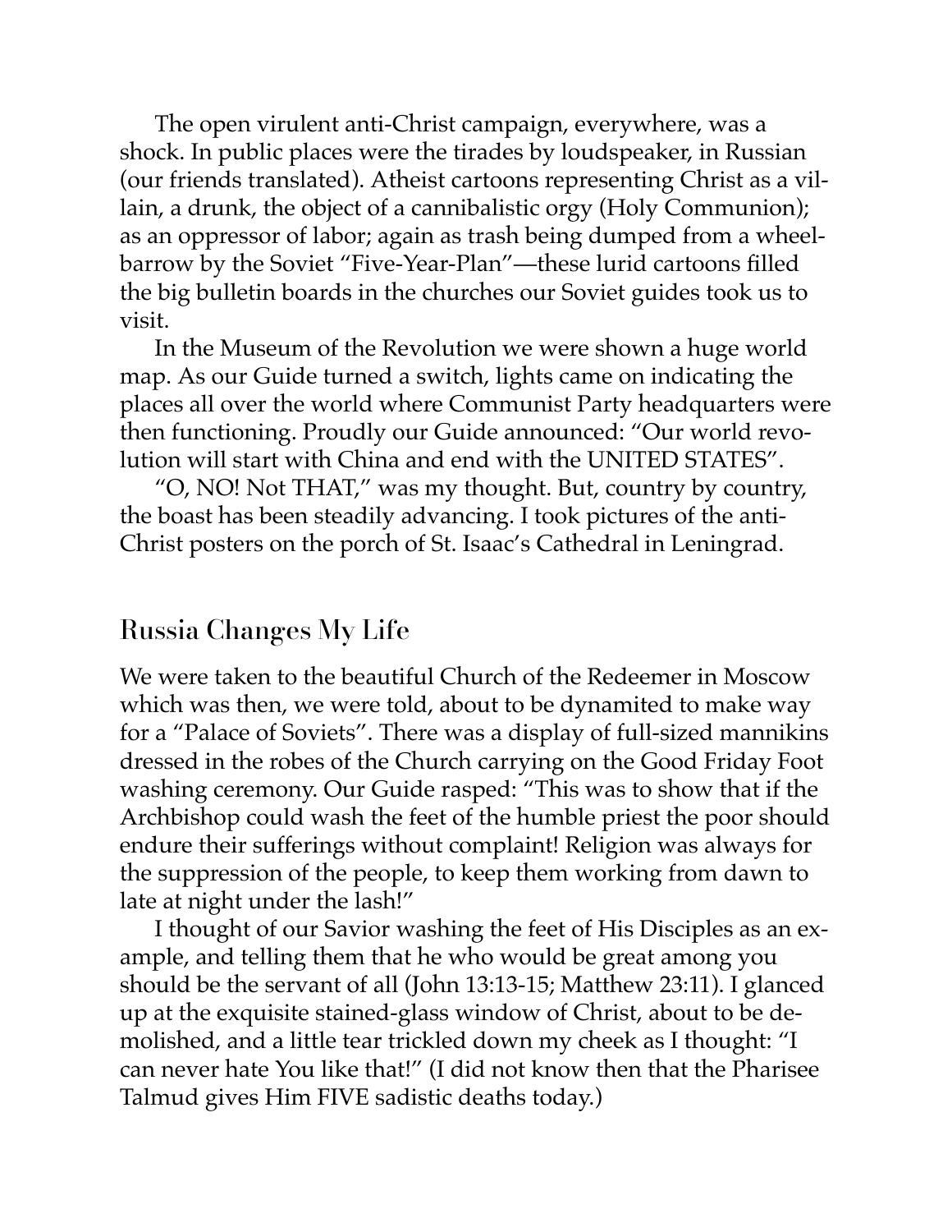The open virulent anti-Christ campaign, everywhere, was a shock. In public places were the tirades by loudspeaker, in Russian (our friends translated). Atheist cartoons representing Christ as a villain, a drunk, the object of a cannibalistic orgy (Holy Communion); as an oppressor of labor; again as trash being dumped from a wheelbarrow by the Soviet "Five-Year-Plan"—these lurid cartoons filled the big bulletin boards in the churches our Soviet guides took us to visit.

In the Museum of the Revolution we were shown a huge world map. As our Guide turned a switch, lights came on indicating the places all over the world where Communist Party headquarters were then functioning. Proudly our Guide announced: "Our world revolution will start with China and end with the UNITED STATES".

"O, NO! Not THAT," was my thought. But, country by country, the boast has been steadily advancing. I took pictures of the anti-Christ posters on the porch of St. Isaac's Cathedral in Leningrad.

## Russia Changes My Life

We were taken to the beautiful Church of the Redeemer in Moscow which was then, we were told, about to be dynamited to make way for a "Palace of Soviets". There was a display of full-sized mannikins dressed in the robes of the Church carrying on the Good Friday Foot washing ceremony. Our Guide rasped: "This was to show that if the Archbishop could wash the feet of the humble priest the poor should endure their sufferings without complaint! Religion was always for the suppression of the people, to keep them working from dawn to late at night under the lash!"

I thought of our Savior washing the feet of His Disciples as an example, and telling them that he who would be great among you should be the servant of all (John 13:13-15; Matthew 23:11). I glanced up at the exquisite stained-glass window of Christ, about to be demolished, and a little tear trickled down my cheek as I thought: "I can never hate You like that!" (I did not know then that the Pharisee Talmud gives Him FIVE sadistic deaths today.)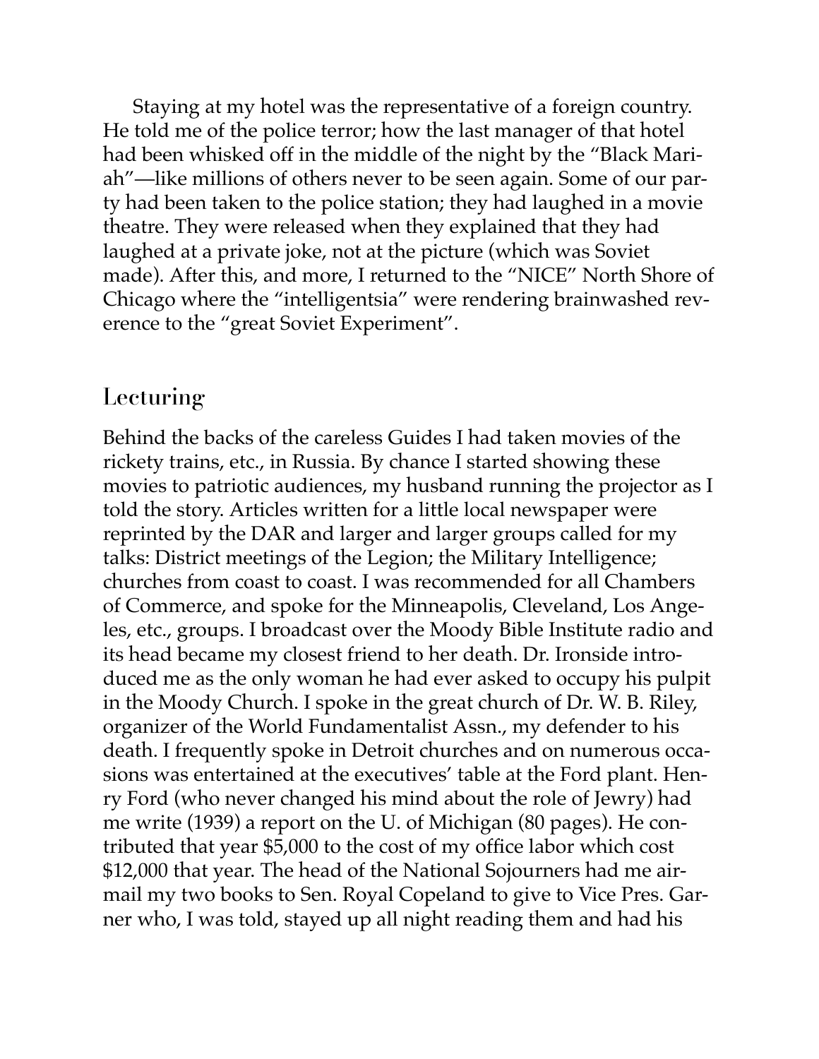Staying at my hotel was the representative of a foreign country. He told me of the police terror; how the last manager of that hotel had been whisked off in the middle of the night by the "Black Mariah"—like millions of others never to be seen again. Some of our party had been taken to the police station; they had laughed in a movie theatre. They were released when they explained that they had laughed at a private joke, not at the picture (which was Soviet made). After this, and more, I returned to the "NICE" North Shore of Chicago where the "intelligentsia" were rendering brainwashed reverence to the "great Soviet Experiment".

## Lecturing

Behind the backs of the careless Guides I had taken movies of the rickety trains, etc., in Russia. By chance I started showing these movies to patriotic audiences, my husband running the projector as I told the story. Articles written for a little local newspaper were reprinted by the DAR and larger and larger groups called for my talks: District meetings of the Legion; the Military Intelligence; churches from coast to coast. I was recommended for all Chambers of Commerce, and spoke for the Minneapolis, Cleveland, Los Angeles, etc., groups. I broadcast over the Moody Bible Institute radio and its head became my closest friend to her death. Dr. Ironside introduced me as the only woman he had ever asked to occupy his pulpit in the Moody Church. I spoke in the great church of Dr. W. B. Riley, organizer of the World Fundamentalist Assn., my defender to his death. I frequently spoke in Detroit churches and on numerous occasions was entertained at the executives' table at the Ford plant. Henry Ford (who never changed his mind about the role of Jewry) had me write (1939) a report on the U. of Michigan (80 pages). He contributed that year $5,000 to the cost of my office labor which cost $12,000 that year. The head of the National Sojourners had me airmail my two books to Sen. Royal Copeland to give to Vice Pres. Garner who, I was told, stayed up all night reading them and had his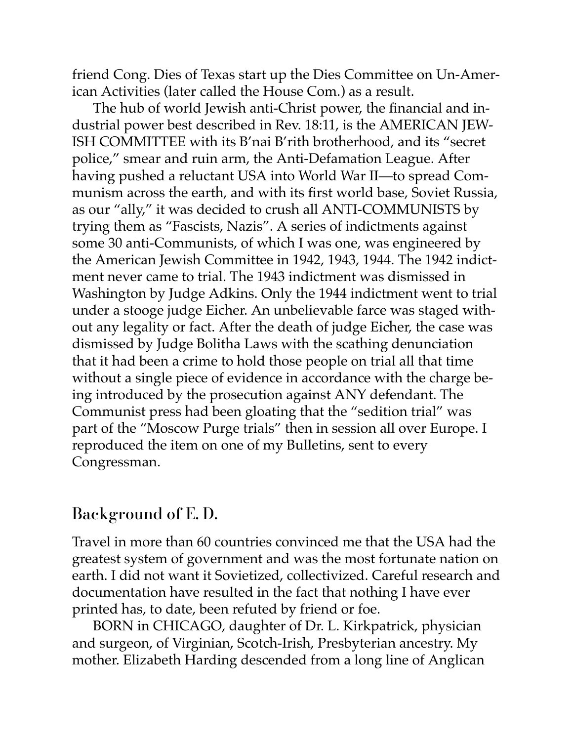friend Cong. Dies of Texas start up the Dies Committee on Un-American Activities (later called the House Com.) as a result.

The hub of world Jewish anti-Christ power, the financial and industrial power best described in Rev. 18:11, is the AMERICAN JEWISH COMMITTEE with its B'nai B'rith brotherhood, and its "secret police," smear and ruin arm, the Anti-Defamation League. After having pushed a reluctant USA into World War II—to spread Communism across the earth, and with its first world base, Soviet Russia, as our "ally," it was decided to crush all ANTI-COMMUNISTS by trying them as "Fascists, Nazis". A series of indictments against some 30 anti-Communists, of which I was one, was engineered by the American Jewish Committee in 1942, 1943, 1944. The 1942 indictment never came to trial. The 1943 indictment was dismissed in Washington by Judge Adkins. Only the 1944 indictment went to trial under a stooge judge Eicher. An unbelievable farce was staged without any legality or fact. After the death of judge Eicher, the case was dismissed by Judge Bolitha Laws with the scathing denunciation that it had been a crime to hold those people on trial all that time without a single piece of evidence in accordance with the charge being introduced by the prosecution against ANY defendant. The Communist press had been gloating that the "sedition trial" was part of the "Moscow Purge trials" then in session all over Europe. I reproduced the item on one of my Bulletins, sent to every Congressman.

## Background of E. D.

Travel in more than 60 countries convinced me that the USA had the greatest system of government and was the most fortunate nation on earth. I did not want it Sovietized, collectivized. Careful research and documentation have resulted in the fact that nothing I have ever printed has, to date, been refuted by friend or foe.

BORN in CHICAGO, daughter of Dr. L. Kirkpatrick, physician and surgeon, of Virginian, Scotch-Irish, Presbyterian ancestry. My mother. Elizabeth Harding descended from a long line of Anglican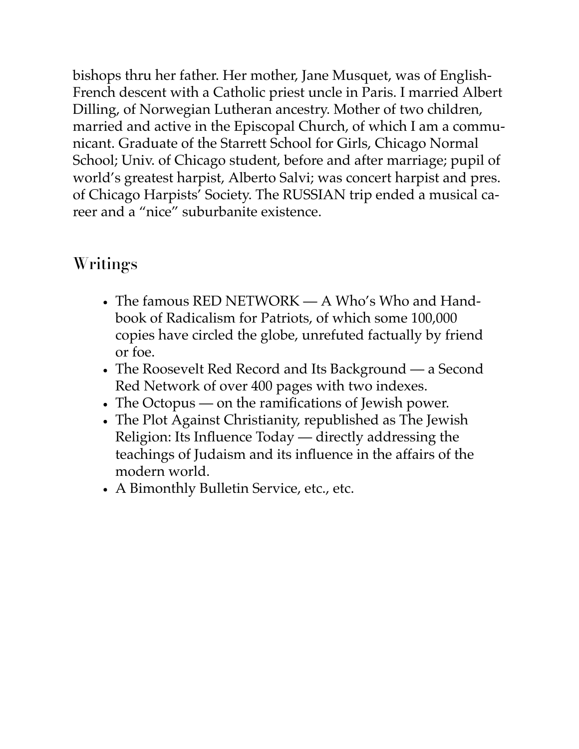bishops thru her father. Her mother, Jane Musquet, was of English-French descent with a Catholic priest uncle in Paris. I married Albert Dilling, of Norwegian Lutheran ancestry. Mother of two children, married and active in the Episcopal Church, of which I am a communicant. Graduate of the Starrett School for Girls, Chicago Normal School; Univ. of Chicago student, before and after marriage; pupil of world's greatest harpist, Alberto Salvi; was concert harpist and pres. of Chicago Harpists' Society. The RUSSIAN trip ended a musical career and a "nice" suburbanite existence.

## Writings

- The famous RED NETWORK — A Who's Who and Handbook of Radicalism for Patriots, of which some 100,000 copies have circled the globe, unrefuted factually by friend or foe.
- The Roosevelt Red Record and Its Background — a Second Red Network of over 400 pages with two indexes.
- The Octopus — on the ramifications of Jewish power.
- The Plot Against Christianity, republished as The Jewish Religion: Its Influence Today — directly addressing the teachings of Judaism and its influence in the affairs of the modern world.
- A Bimonthly Bulletin Service, etc., etc.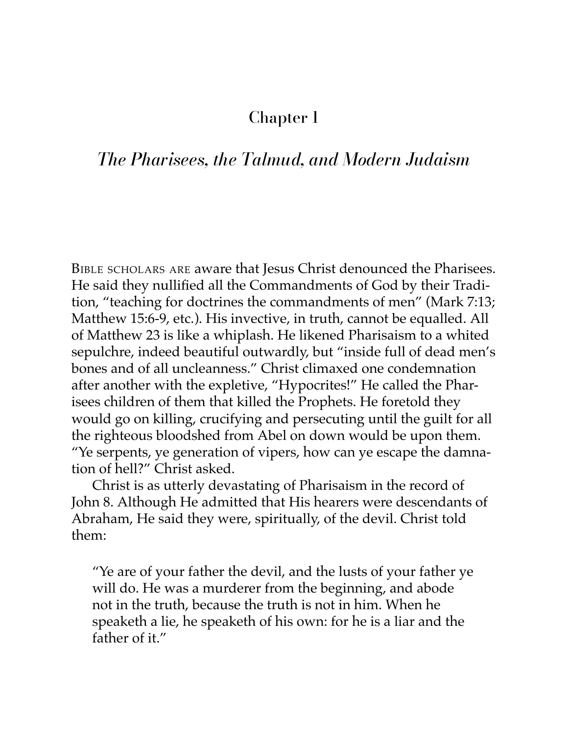# Chapter 1

## *The Pharisees, the Talmud, and Modern Judaism*

BIBLE SCHOLARS ARE aware that Jesus Christ denounced the Pharisees. He said they nullified all the Commandments of God by their Tradition, "teaching for doctrines the commandments of men" (Mark 7:13; Matthew 15:6-9, etc.). His invective, in truth, cannot be equalled. All of Matthew 23 is like a whiplash. He likened Pharisaism to a whited sepulchre, indeed beautiful outwardly, but "inside full of dead men's bones and of all uncleanness." Christ climaxed one condemnation after another with the expletive, "Hypocrites!" He called the Pharisees children of them that killed the Prophets. He foretold they would go on killing, crucifying and persecuting until the guilt for all the righteous bloodshed from Abel on down would be upon them. "Ye serpents, ye generation of vipers, how can ye escape the damnation of hell?" Christ asked.

Christ is as utterly devastating of Pharisaism in the record of John 8. Although He admitted that His hearers were descendants of Abraham, He said they were, spiritually, of the devil. Christ told them:

> "Ye are of your father the devil, and the lusts of your father ye will do. He was a murderer from the beginning, and abode not in the truth, because the truth is not in him. When he speaketh a lie, he speaketh of his own: for he is a liar and the father of it."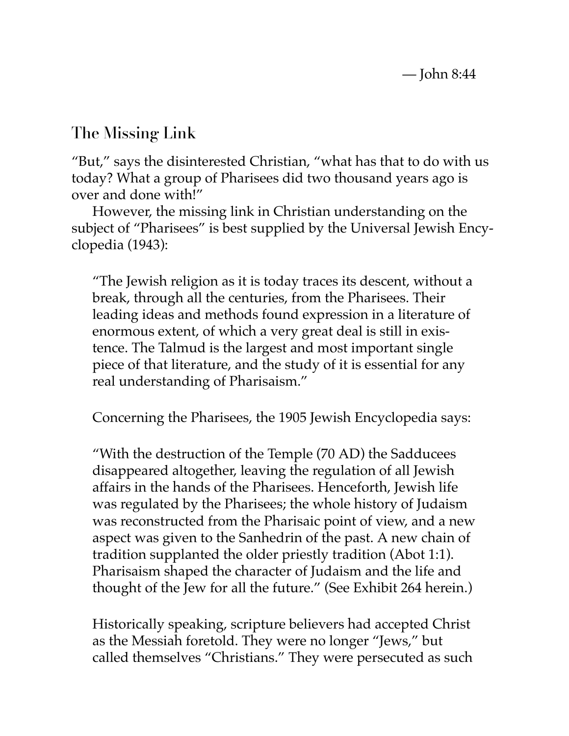— John 8:44

## The Missing Link

"But," says the disinterested Christian, "what has that to do with us today? What a group of Pharisees did two thousand years ago is over and done with!"

However, the missing link in Christian understanding on the subject of "Pharisees" is best supplied by the Universal Jewish Encyclopedia (1943):

> "The Jewish religion as it is today traces its descent, without a break, through all the centuries, from the Pharisees. Their leading ideas and methods found expression in a literature of enormous extent, of which a very great deal is still in existence. The Talmud is the largest and most important single piece of that literature, and the study of it is essential for any real understanding of Pharisaism."

Concerning the Pharisees, the 1905 Jewish Encyclopedia says:

> "With the destruction of the Temple (70 AD) the Sadducees disappeared altogether, leaving the regulation of all Jewish affairs in the hands of the Pharisees. Henceforth, Jewish life was regulated by the Pharisees; the whole history of Judaism was reconstructed from the Pharisaic point of view, and a new aspect was given to the Sanhedrin of the past. A new chain of tradition supplanted the older priestly tradition (Abot 1:1). Pharisaism shaped the character of Judaism and the life and thought of the Jew for all the future." (See Exhibit 264 herein.)

Historically speaking, scripture believers had accepted Christ as the Messiah foretold. They were no longer "Jews," but called themselves "Christians." They were persecuted as such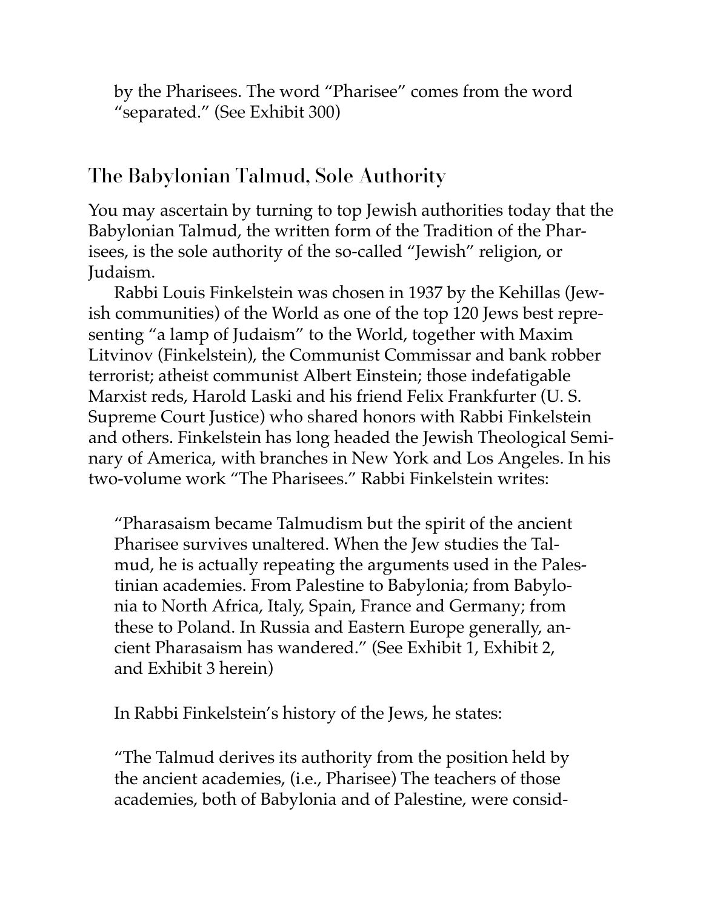by the Pharisees. The word "Pharisee" comes from the word "separated." (See Exhibit 300)

## The Babylonian Talmud, Sole Authority

You may ascertain by turning to top Jewish authorities today that the Babylonian Talmud, the written form of the Tradition of the Pharisees, is the sole authority of the so-called "Jewish" religion, or Judaism.

Rabbi Louis Finkelstein was chosen in 1937 by the Kehillas (Jewish communities) of the World as one of the top 120 Jews best representing "a lamp of Judaism" to the World, together with Maxim Litvinov (Finkelstein), the Communist Commissar and bank robber terrorist; atheist communist Albert Einstein; those indefatigable Marxist reds, Harold Laski and his friend Felix Frankfurter (U. S. Supreme Court Justice) who shared honors with Rabbi Finkelstein and others. Finkelstein has long headed the Jewish Theological Seminary of America, with branches in New York and Los Angeles. In his two-volume work "The Pharisees." Rabbi Finkelstein writes:

> "Pharasaism became Talmudism but the spirit of the ancient Pharisee survives unaltered. When the Jew studies the Talmud, he is actually repeating the arguments used in the Palestinian academies. From Palestine to Babylonia; from Babylonia to North Africa, Italy, Spain, France and Germany; from these to Poland. In Russia and Eastern Europe generally, ancient Pharasaism has wandered." (See Exhibit 1, Exhibit 2, and Exhibit 3 herein)

In Rabbi Finkelstein's history of the Jews, he states:

> "The Talmud derives its authority from the position held by the ancient academies, (i.e., Pharisee) The teachers of those academies, both of Babylonia and of Palestine, were consid-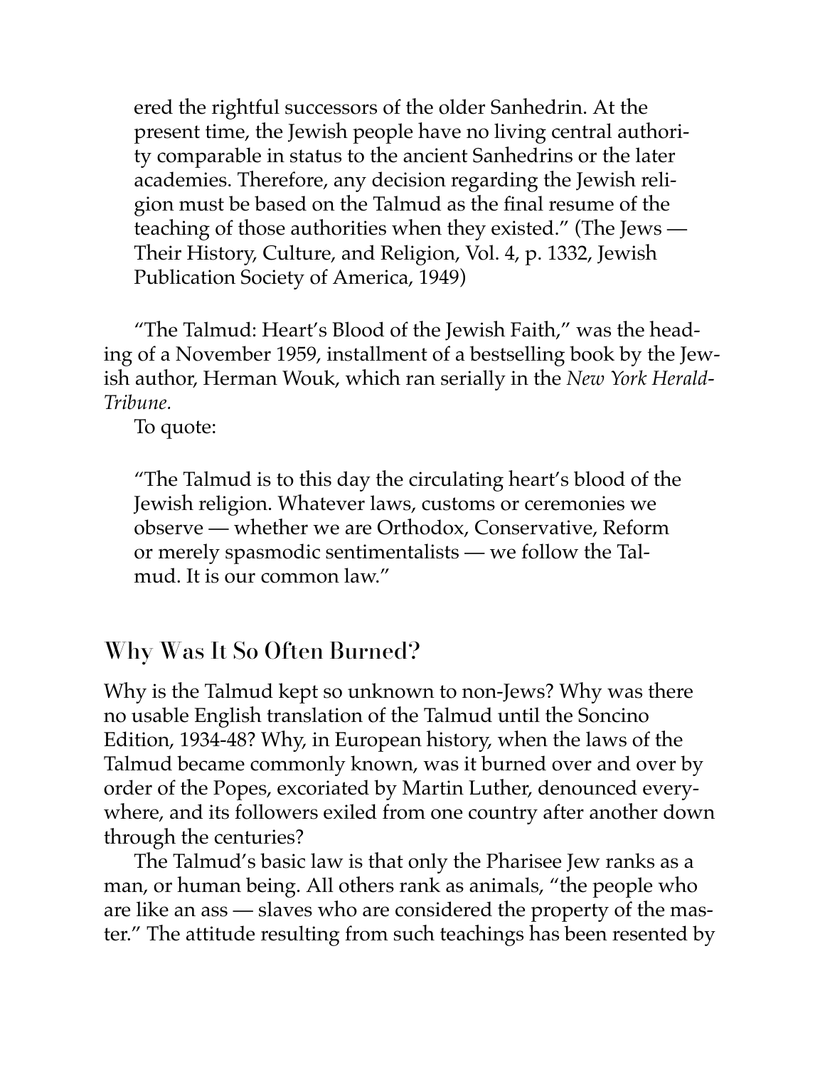ered the rightful successors of the older Sanhedrin. At the present time, the Jewish people have no living central authority comparable in status to the ancient Sanhedrins or the later academies. Therefore, any decision regarding the Jewish religion must be based on the Talmud as the final resume of the teaching of those authorities when they existed." (The Jews — Their History, Culture, and Religion, Vol. 4, p. 1332, Jewish Publication Society of America, 1949)

"The Talmud: Heart's Blood of the Jewish Faith," was the heading of a November 1959, installment of a bestselling book by the Jewish author, Herman Wouk, which ran serially in the *New York Herald-Tribune.*

To quote:

> "The Talmud is to this day the circulating heart's blood of the Jewish religion. Whatever laws, customs or ceremonies we observe — whether we are Orthodox, Conservative, Reform or merely spasmodic sentimentalists — we follow the Talmud. It is our common law."

## Why Was It So Often Burned?

Why is the Talmud kept so unknown to non-Jews? Why was there no usable English translation of the Talmud until the Soncino Edition, 1934-48? Why, in European history, when the laws of the Talmud became commonly known, was it burned over and over by order of the Popes, excoriated by Martin Luther, denounced everywhere, and its followers exiled from one country after another down through the centuries?

The Talmud's basic law is that only the Pharisee Jew ranks as a man, or human being. All others rank as animals, "the people who are like an ass — slaves who are considered the property of the master." The attitude resulting from such teachings has been resented by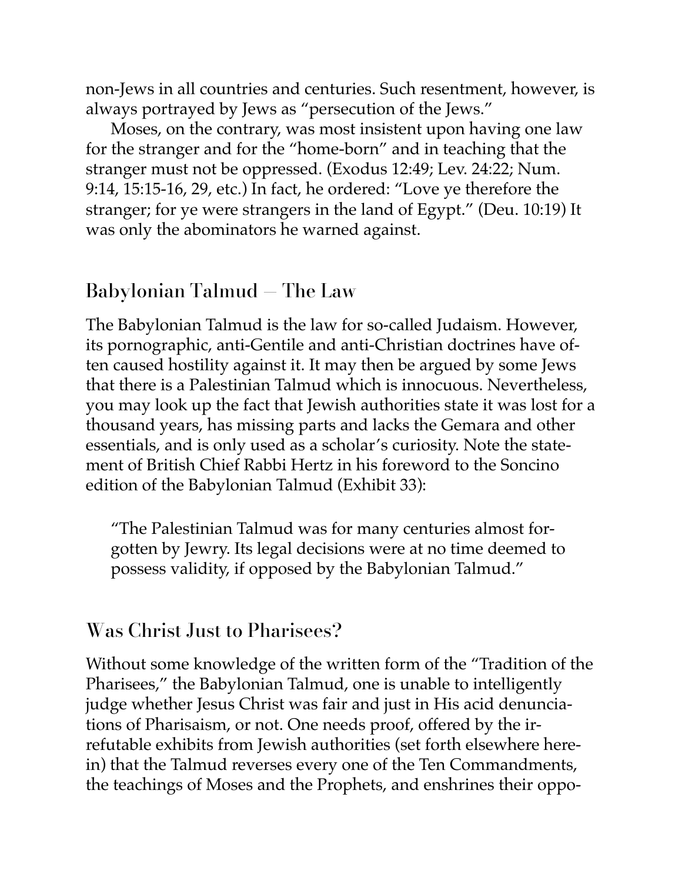non-Jews in all countries and centuries. Such resentment, however, is always portrayed by Jews as "persecution of the Jews."

Moses, on the contrary, was most insistent upon having one law for the stranger and for the "home-born" and in teaching that the stranger must not be oppressed. (Exodus 12:49; Lev. 24:22; Num. 9:14, 15:15-16, 29, etc.) In fact, he ordered: "Love ye therefore the stranger; for ye were strangers in the land of Egypt." (Deu. 10:19) It was only the abominators he warned against.

## Babylonian Talmud — The Law

The Babylonian Talmud is the law for so-called Judaism. However, its pornographic, anti-Gentile and anti-Christian doctrines have often caused hostility against it. It may then be argued by some Jews that there is a Palestinian Talmud which is innocuous. Nevertheless, you may look up the fact that Jewish authorities state it was lost for a thousand years, has missing parts and lacks the Gemara and other essentials, and is only used as a scholar's curiosity. Note the statement of British Chief Rabbi Hertz in his foreword to the Soncino edition of the Babylonian Talmud (Exhibit 33):

> "The Palestinian Talmud was for many centuries almost forgotten by Jewry. Its legal decisions were at no time deemed to possess validity, if opposed by the Babylonian Talmud."

## Was Christ Just to Pharisees?

Without some knowledge of the written form of the "Tradition of the Pharisees," the Babylonian Talmud, one is unable to intelligently judge whether Jesus Christ was fair and just in His acid denunciations of Pharisaism, or not. One needs proof, offered by the irrefutable exhibits from Jewish authorities (set forth elsewhere herein) that the Talmud reverses every one of the Ten Commandments, the teachings of Moses and the Prophets, and enshrines their oppo-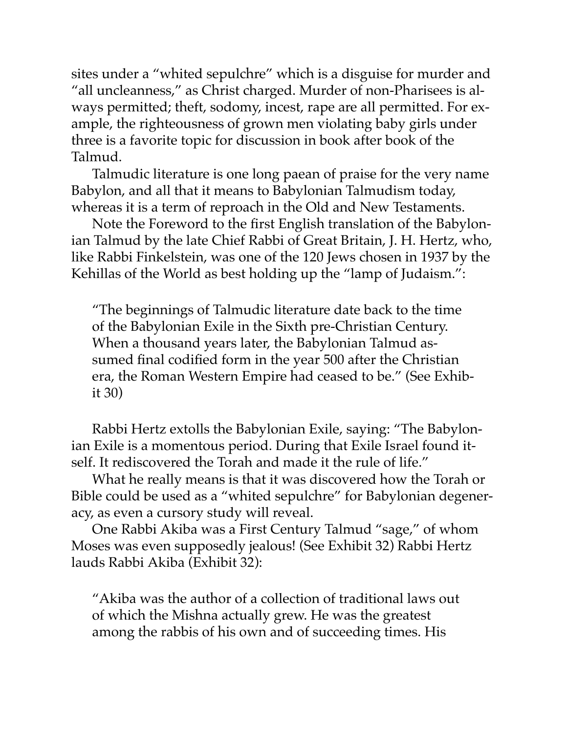sites under a "whited sepulchre" which is a disguise for murder and "all uncleanness," as Christ charged. Murder of non-Pharisees is always permitted; theft, sodomy, incest, rape are all permitted. For example, the righteousness of grown men violating baby girls under three is a favorite topic for discussion in book after book of the Talmud.

Talmudic literature is one long paean of praise for the very name Babylon, and all that it means to Babylonian Talmudism today, whereas it is a term of reproach in the Old and New Testaments.

Note the Foreword to the first English translation of the Babylonian Talmud by the late Chief Rabbi of Great Britain, J. H. Hertz, who, like Rabbi Finkelstein, was one of the 120 Jews chosen in 1937 by the Kehillas of the World as best holding up the "lamp of Judaism.":

> "The beginnings of Talmudic literature date back to the time of the Babylonian Exile in the Sixth pre-Christian Century. When a thousand years later, the Babylonian Talmud assumed final codified form in the year 500 after the Christian era, the Roman Western Empire had ceased to be." (See Exhibit 30)

Rabbi Hertz extolls the Babylonian Exile, saying: "The Babylonian Exile is a momentous period. During that Exile Israel found itself. It rediscovered the Torah and made it the rule of life."

What he really means is that it was discovered how the Torah or Bible could be used as a "whited sepulchre" for Babylonian degeneracy, as even a cursory study will reveal.

One Rabbi Akiba was a First Century Talmud "sage," of whom Moses was even supposedly jealous! (See Exhibit 32) Rabbi Hertz lauds Rabbi Akiba (Exhibit 32):

> "Akiba was the author of a collection of traditional laws out of which the Mishna actually grew. He was the greatest among the rabbis of his own and of succeeding times. His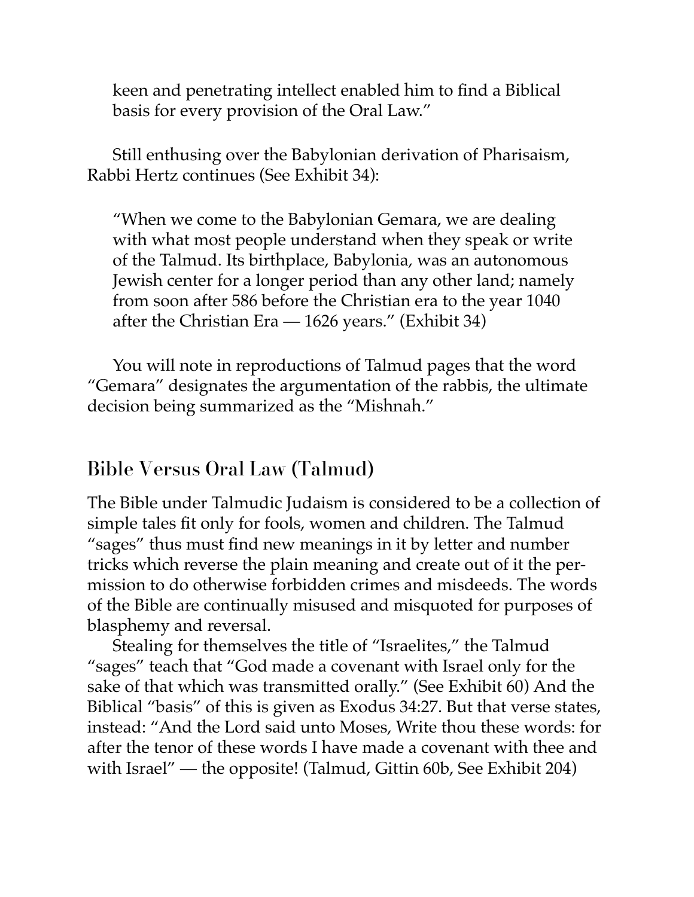> keen and penetrating intellect enabled him to find a Biblical basis for every provision of the Oral Law."

Still enthusing over the Babylonian derivation of Pharisaism, Rabbi Hertz continues (See Exhibit 34):

> "When we come to the Babylonian Gemara, we are dealing with what most people understand when they speak or write of the Talmud. Its birthplace, Babylonia, was an autonomous Jewish center for a longer period than any other land; namely from soon after 586 before the Christian era to the year 1040 after the Christian Era — 1626 years." (Exhibit 34)

You will note in reproductions of Talmud pages that the word "Gemara" designates the argumentation of the rabbis, the ultimate decision being summarized as the "Mishnah."

## Bible Versus Oral Law (Talmud)

The Bible under Talmudic Judaism is considered to be a collection of simple tales fit only for fools, women and children. The Talmud "sages" thus must find new meanings in it by letter and number tricks which reverse the plain meaning and create out of it the permission to do otherwise forbidden crimes and misdeeds. The words of the Bible are continually misused and misquoted for purposes of blasphemy and reversal.

Stealing for themselves the title of "Israelites," the Talmud "sages" teach that "God made a covenant with Israel only for the sake of that which was transmitted orally." (See Exhibit 60) And the Biblical "basis" of this is given as Exodus 34:27. But that verse states, instead: "And the Lord said unto Moses, Write thou these words: for after the tenor of these words I have made a covenant with thee and with Israel" — the opposite! (Talmud, Gittin 60b, See Exhibit 204)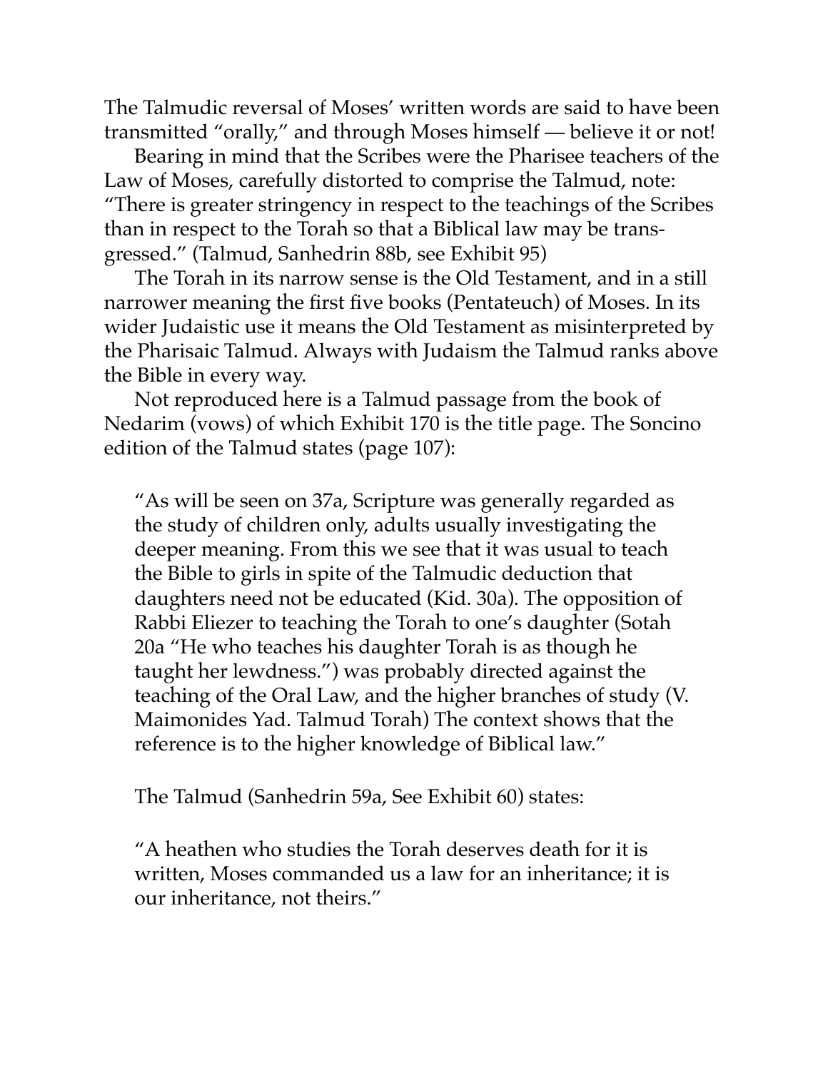The Talmudic reversal of Moses' written words are said to have been transmitted "orally," and through Moses himself — believe it or not!

Bearing in mind that the Scribes were the Pharisee teachers of the Law of Moses, carefully distorted to comprise the Talmud, note: "There is greater stringency in respect to the teachings of the Scribes than in respect to the Torah so that a Biblical law may be transgressed." (Talmud, Sanhedrin 88b, see Exhibit 95)

The Torah in its narrow sense is the Old Testament, and in a still narrower meaning the first five books (Pentateuch) of Moses. In its wider Judaistic use it means the Old Testament as misinterpreted by the Pharisaic Talmud. Always with Judaism the Talmud ranks above the Bible in every way.

Not reproduced here is a Talmud passage from the book of Nedarim (vows) of which Exhibit 170 is the title page. The Soncino edition of the Talmud states (page 107):

> "As will be seen on 37a, Scripture was generally regarded as the study of children only, adults usually investigating the deeper meaning. From this we see that it was usual to teach the Bible to girls in spite of the Talmudic deduction that daughters need not be educated (Kid. 30a). The opposition of Rabbi Eliezer to teaching the Torah to one's daughter (Sotah 20a "He who teaches his daughter Torah is as though he taught her lewdness.") was probably directed against the teaching of the Oral Law, and the higher branches of study (V. Maimonides Yad. Talmud Torah) The context shows that the reference is to the higher knowledge of Biblical law."

The Talmud (Sanhedrin 59a, See Exhibit 60) states:

> "A heathen who studies the Torah deserves death for it is written, Moses commanded us a law for an inheritance; it is our inheritance, not theirs."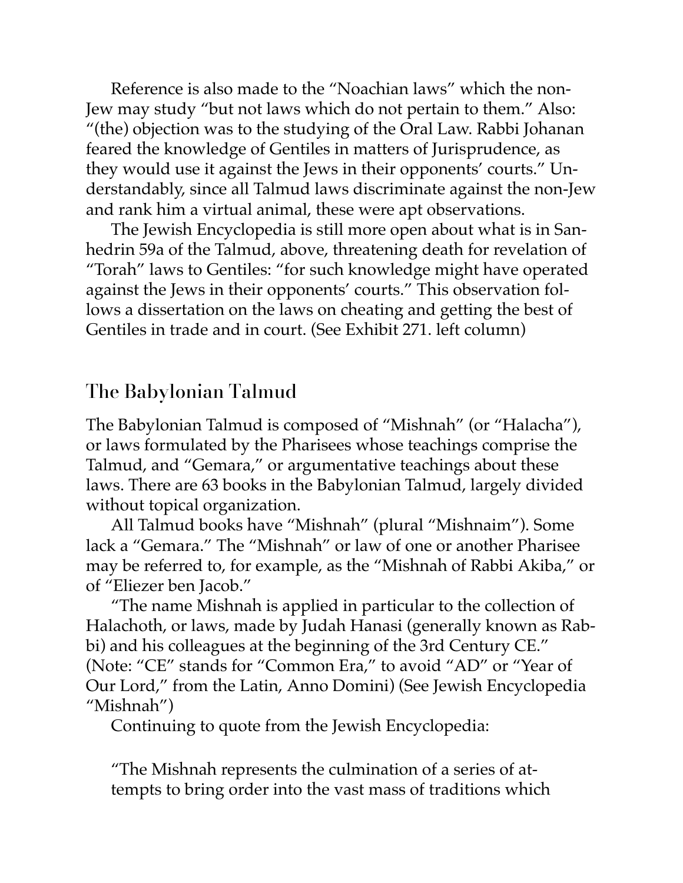Reference is also made to the "Noachian laws" which the non-Jew may study "but not laws which do not pertain to them." Also: "(the) objection was to the studying of the Oral Law. Rabbi Johanan feared the knowledge of Gentiles in matters of Jurisprudence, as they would use it against the Jews in their opponents' courts." Understandably, since all Talmud laws discriminate against the non-Jew and rank him a virtual animal, these were apt observations.

The Jewish Encyclopedia is still more open about what is in Sanhedrin 59a of the Talmud, above, threatening death for revelation of "Torah" laws to Gentiles: "for such knowledge might have operated against the Jews in their opponents' courts." This observation follows a dissertation on the laws on cheating and getting the best of Gentiles in trade and in court. (See Exhibit 271. left column)

## The Babylonian Talmud

The Babylonian Talmud is composed of "Mishnah" (or "Halacha"), or laws formulated by the Pharisees whose teachings comprise the Talmud, and "Gemara," or argumentative teachings about these laws. There are 63 books in the Babylonian Talmud, largely divided without topical organization.

All Talmud books have "Mishnah" (plural "Mishnaim"). Some lack a "Gemara." The "Mishnah" or law of one or another Pharisee may be referred to, for example, as the "Mishnah of Rabbi Akiba," or of "Eliezer ben Jacob."

"The name Mishnah is applied in particular to the collection of Halachoth, or laws, made by Judah Hanasi (generally known as Rabbi) and his colleagues at the beginning of the 3rd Century CE." (Note: "CE" stands for "Common Era," to avoid "AD" or "Year of Our Lord," from the Latin, Anno Domini) (See Jewish Encyclopedia "Mishnah")

Continuing to quote from the Jewish Encyclopedia:

> "The Mishnah represents the culmination of a series of attempts to bring order into the vast mass of traditions which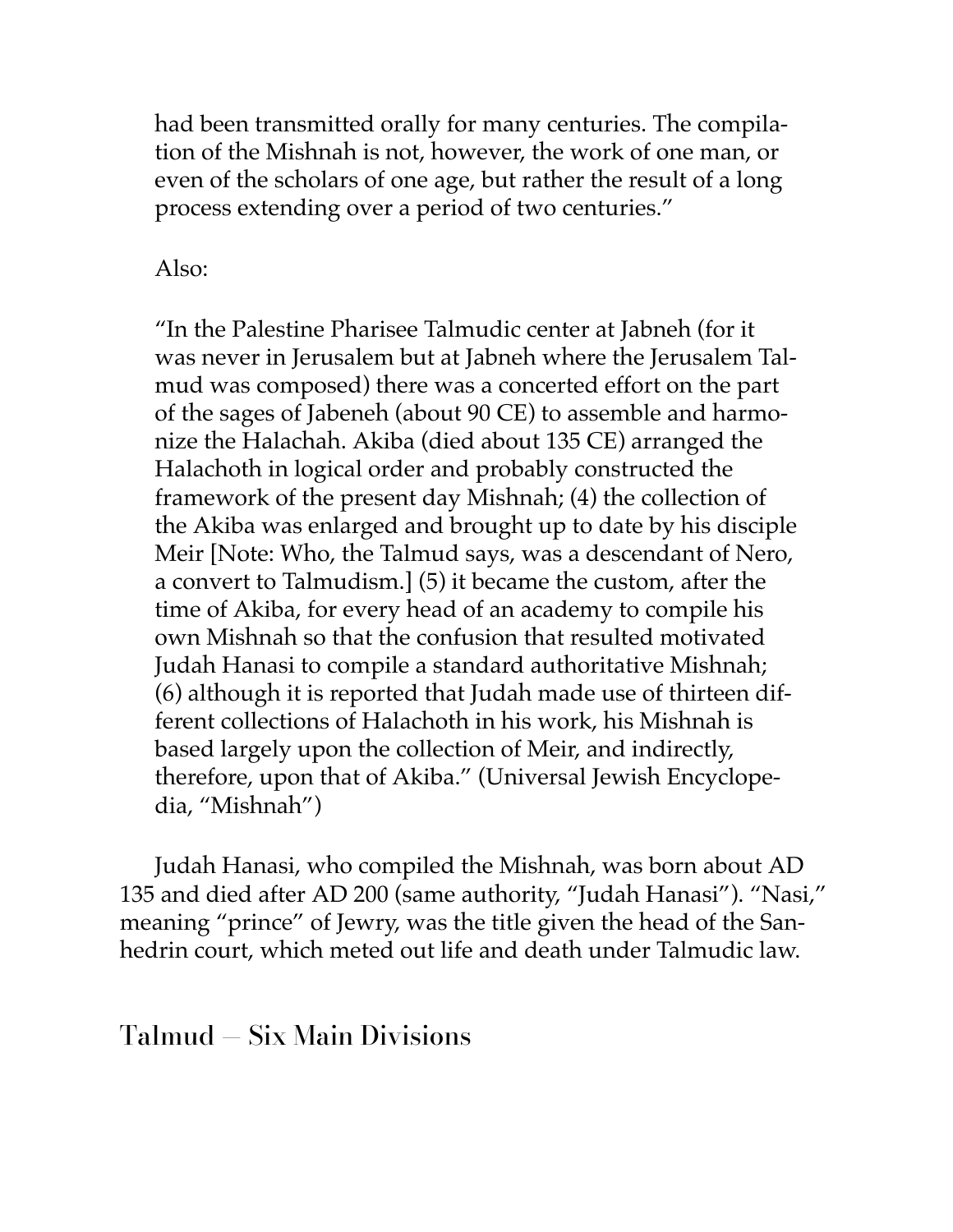> had been transmitted orally for many centuries. The compilation of the Mishnah is not, however, the work of one man, or even of the scholars of one age, but rather the result of a long process extending over a period of two centuries."
>
> Also:
>
> "In the Palestine Pharisee Talmudic center at Jabneh (for it was never in Jerusalem but at Jabneh where the Jerusalem Talmud was composed) there was a concerted effort on the part of the sages of Jabeneh (about 90 CE) to assemble and harmonize the Halachah. Akiba (died about 135 CE) arranged the Halachoth in logical order and probably constructed the framework of the present day Mishnah; (4) the collection of the Akiba was enlarged and brought up to date by his disciple Meir [Note: Who, the Talmud says, was a descendant of Nero, a convert to Talmudism.] (5) it became the custom, after the time of Akiba, for every head of an academy to compile his own Mishnah so that the confusion that resulted motivated Judah Hanasi to compile a standard authoritative Mishnah; (6) although it is reported that Judah made use of thirteen different collections of Halachoth in his work, his Mishnah is based largely upon the collection of Meir, and indirectly, therefore, upon that of Akiba." (Universal Jewish Encyclopedia, "Mishnah")

Judah Hanasi, who compiled the Mishnah, was born about AD 135 and died after AD 200 (same authority, "Judah Hanasi"). "Nasi," meaning "prince" of Jewry, was the title given the head of the Sanhedrin court, which meted out life and death under Talmudic law.

## Talmud — Six Main Divisions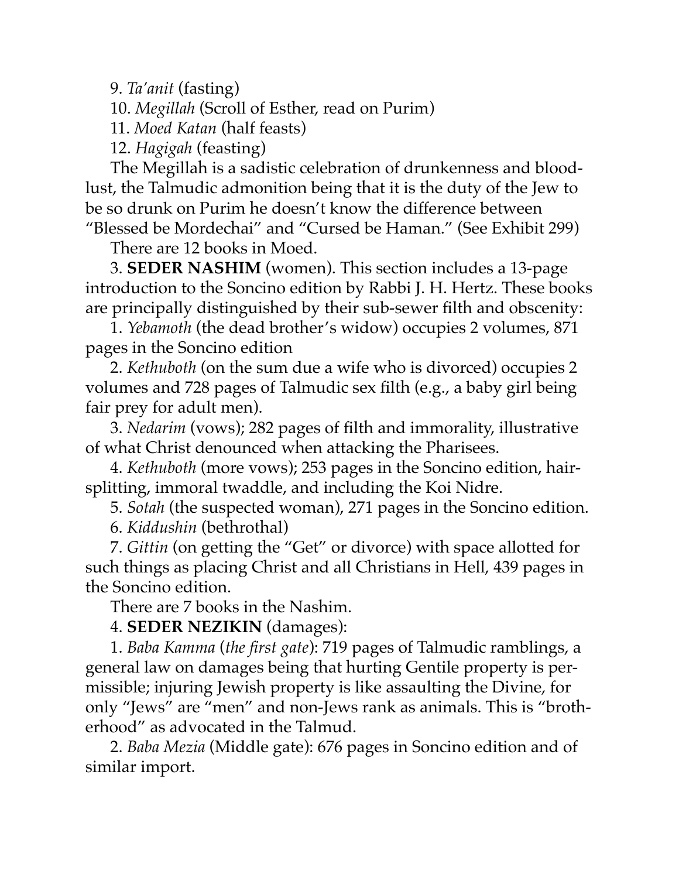9. *Ta'anit* (fasting)

10. *Megillah* (Scroll of Esther, read on Purim)

11. *Moed Katan* (half feasts)

12. *Hagigah* (feasting)

The Megillah is a sadistic celebration of drunkenness and blood-lust, the Talmudic admonition being that it is the duty of the Jew to be so drunk on Purim he doesn't know the difference between "Blessed be Mordechai" and "Cursed be Haman." (See Exhibit 299)

There are 12 books in Moed.

3. **SEDER NASHIM** (women). This section includes a 13-page introduction to the Soncino edition by Rabbi J. H. Hertz. These books are principally distinguished by their sub-sewer filth and obscenity:

1. *Yebamoth* (the dead brother's widow) occupies 2 volumes, 871 pages in the Soncino edition

2. *Kethuboth* (on the sum due a wife who is divorced) occupies 2 volumes and 728 pages of Talmudic sex filth (e.g., a baby girl being fair prey for adult men).

3. *Nedarim* (vows); 282 pages of filth and immorality, illustrative of what Christ denounced when attacking the Pharisees.

4. *Kethuboth* (more vows); 253 pages in the Soncino edition, hair-splitting, immoral twaddle, and including the Koi Nidre.

5. *Sotah* (the suspected woman), 271 pages in the Soncino edition.

6. *Kiddushin* (bethrothal)

7. *Gittin* (on getting the "Get" or divorce) with space allotted for such things as placing Christ and all Christians in Hell, 439 pages in the Soncino edition.

There are 7 books in the Nashim.

4. **SEDER NEZIKIN** (damages):

1. *Baba Kamma* (*the first gate*): 719 pages of Talmudic ramblings, a general law on damages being that hurting Gentile property is permissible; injuring Jewish property is like assaulting the Divine, for only "Jews" are "men" and non-Jews rank as animals. This is "brotherhood" as advocated in the Talmud.

2. *Baba Mezia* (Middle gate): 676 pages in Soncino edition and of similar import.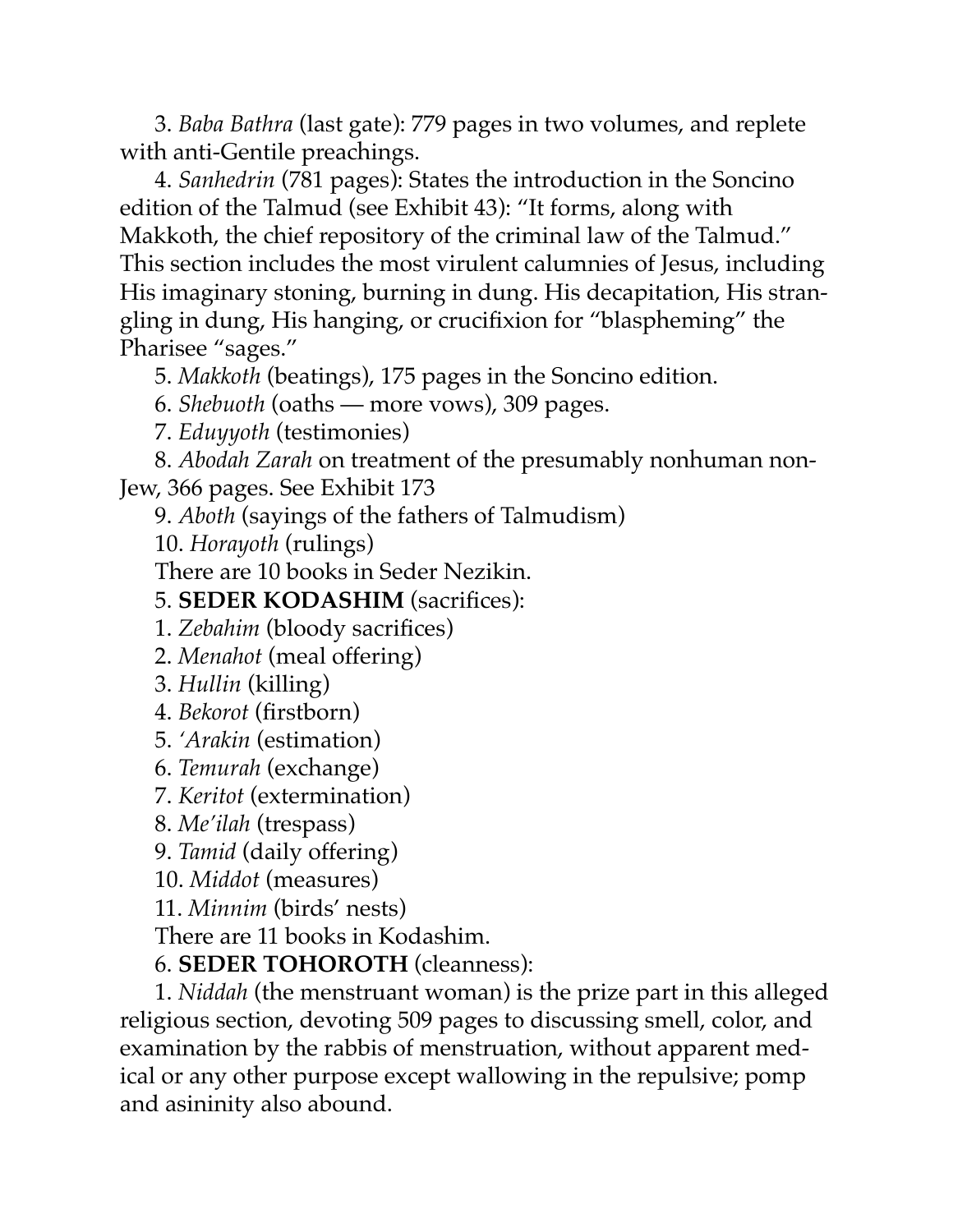3. *Baba Bathra* (last gate): 779 pages in two volumes, and replete with anti-Gentile preachings.

4. *Sanhedrin* (781 pages): States the introduction in the Soncino edition of the Talmud (see Exhibit 43): "It forms, along with Makkoth, the chief repository of the criminal law of the Talmud." This section includes the most virulent calumnies of Jesus, including His imaginary stoning, burning in dung. His decapitation, His strangling in dung, His hanging, or crucifixion for "blaspheming" the Pharisee "sages."

5. *Makkoth* (beatings), 175 pages in the Soncino edition.

6. *Shebuoth* (oaths — more vows), 309 pages.

7. *Eduyyoth* (testimonies)

8. *Abodah Zarah* on treatment of the presumably nonhuman non-Jew, 366 pages. See Exhibit 173

9. *Aboth* (sayings of the fathers of Talmudism)

10. *Horayoth* (rulings)

There are 10 books in Seder Nezikin.

5. **SEDER KODASHIM** (sacrifices):

1. *Zebahim* (bloody sacrifices)

2. *Menahot* (meal offering)

3. *Hullin* (killing)

4. *Bekorot* (firstborn)

5. *'Arakin* (estimation)

6. *Temurah* (exchange)

7. *Keritot* (extermination)

8. *Me'ilah* (trespass)

9. *Tamid* (daily offering)

10. *Middot* (measures)

11. *Minnim* (birds' nests)

There are 11 books in Kodashim.

6. **SEDER TOHOROTH** (cleanness):

1. *Niddah* (the menstruant woman) is the prize part in this alleged religious section, devoting 509 pages to discussing smell, color, and examination by the rabbis of menstruation, without apparent medical or any other purpose except wallowing in the repulsive; pomp and asininity also abound.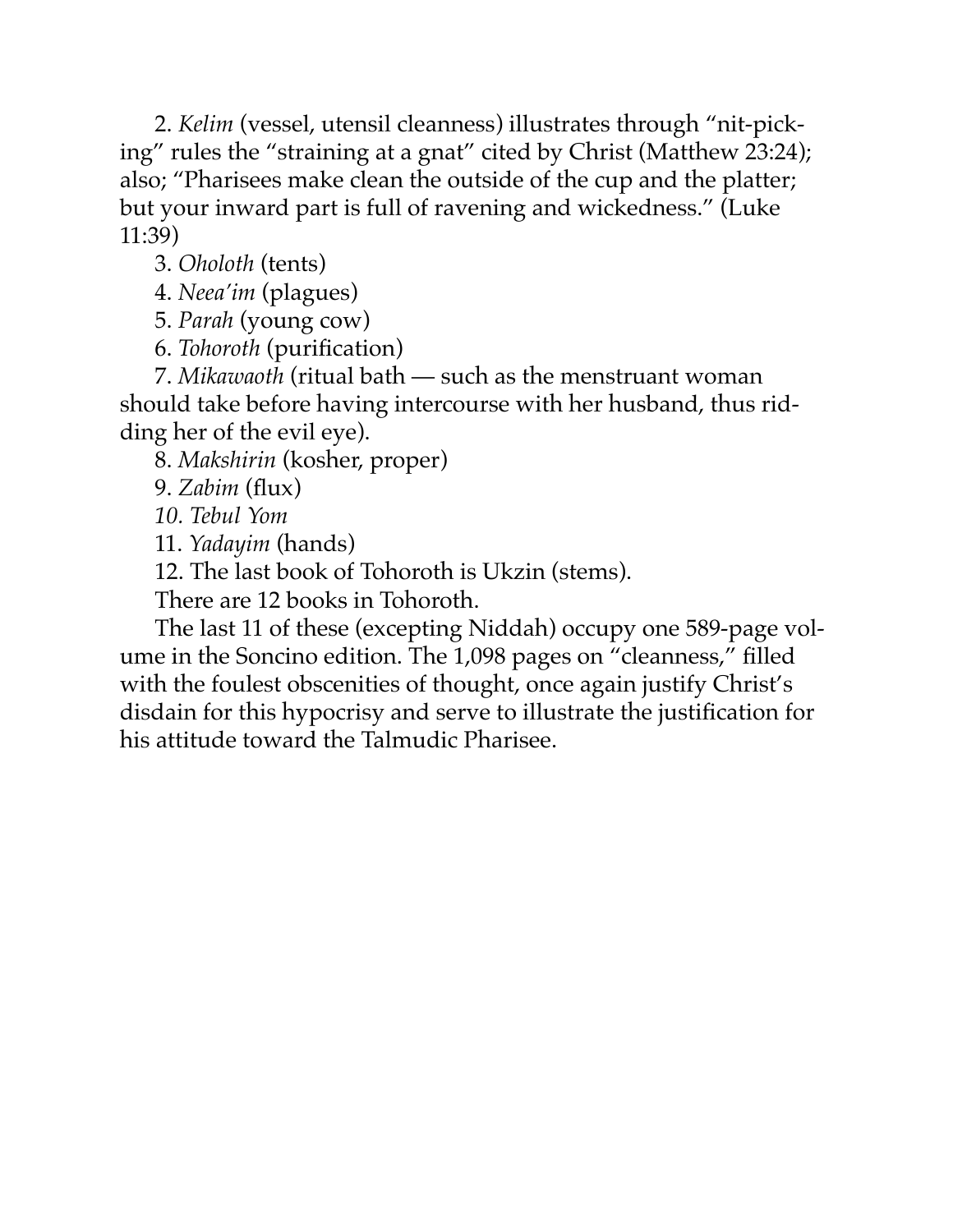2. *Kelim* (vessel, utensil cleanness) illustrates through "nit-picking" rules the "straining at a gnat" cited by Christ (Matthew 23:24); also; "Pharisees make clean the outside of the cup and the platter; but your inward part is full of ravening and wickedness." (Luke 11:39)

3. *Oholoth* (tents)

4. *Neea'im* (plagues)

5. *Parah* (young cow)

6. *Tohoroth* (purification)

7. *Mikawaoth* (ritual bath — such as the menstruant woman should take before having intercourse with her husband, thus ridding her of the evil eye).

8. *Makshirin* (kosher, proper)

9. *Zabim* (flux)

*10. Tebul Yom*

11. *Yadayim* (hands)

12. The last book of Tohoroth is Ukzin (stems).

There are 12 books in Tohoroth.

The last 11 of these (excepting Niddah) occupy one 589-page volume in the Soncino edition. The 1,098 pages on "cleanness," filled with the foulest obscenities of thought, once again justify Christ's disdain for this hypocrisy and serve to illustrate the justification for his attitude toward the Talmudic Pharisee.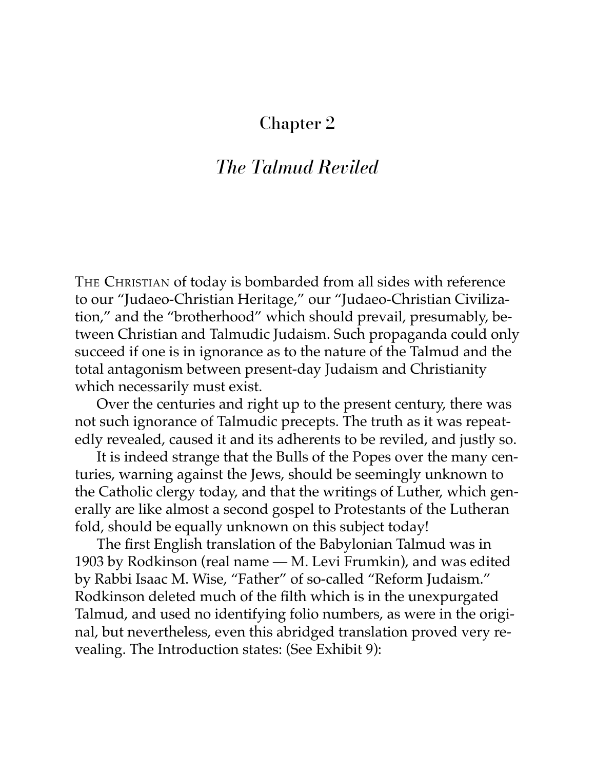# Chapter 2

## *The Talmud Reviled*

THE CHRISTIAN of today is bombarded from all sides with reference to our "Judaeo-Christian Heritage," our "Judaeo-Christian Civilization," and the "brotherhood" which should prevail, presumably, between Christian and Talmudic Judaism. Such propaganda could only succeed if one is in ignorance as to the nature of the Talmud and the total antagonism between present-day Judaism and Christianity which necessarily must exist.

Over the centuries and right up to the present century, there was not such ignorance of Talmudic precepts. The truth as it was repeatedly revealed, caused it and its adherents to be reviled, and justly so.

It is indeed strange that the Bulls of the Popes over the many centuries, warning against the Jews, should be seemingly unknown to the Catholic clergy today, and that the writings of Luther, which generally are like almost a second gospel to Protestants of the Lutheran fold, should be equally unknown on this subject today!

The first English translation of the Babylonian Talmud was in 1903 by Rodkinson (real name — M. Levi Frumkin), and was edited by Rabbi Isaac M. Wise, "Father" of so-called "Reform Judaism." Rodkinson deleted much of the filth which is in the unexpurgated Talmud, and used no identifying folio numbers, as were in the original, but nevertheless, even this abridged translation proved very revealing. The Introduction states: (See Exhibit 9):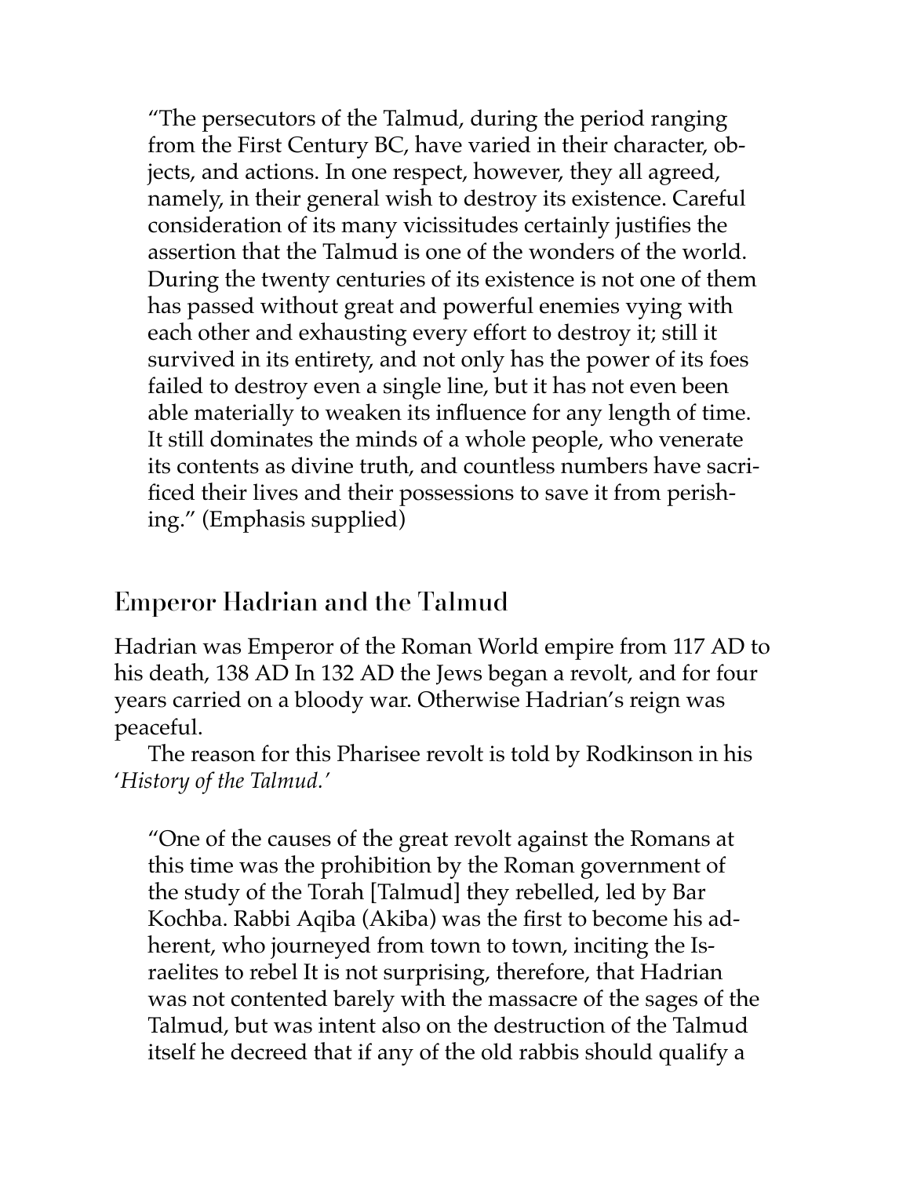> "The persecutors of the Talmud, during the period ranging from the First Century BC, have varied in their character, objects, and actions. In one respect, however, they all agreed, namely, in their general wish to destroy its existence. Careful consideration of its many vicissitudes certainly justifies the assertion that the Talmud is one of the wonders of the world. During the twenty centuries of its existence is not one of them has passed without great and powerful enemies vying with each other and exhausting every effort to destroy it; still it survived in its entirety, and not only has the power of its foes failed to destroy even a single line, but it has not even been able materially to weaken its influence for any length of time. It still dominates the minds of a whole people, who venerate its contents as divine truth, and countless numbers have sacrificed their lives and their possessions to save it from perishing." (Emphasis supplied)

## Emperor Hadrian and the Talmud

Hadrian was Emperor of the Roman World empire from 117 AD to his death, 138 AD In 132 AD the Jews began a revolt, and for four years carried on a bloody war. Otherwise Hadrian's reign was peaceful.

The reason for this Pharisee revolt is told by Rodkinson in his '*History of the Talmud.*'

> "One of the causes of the great revolt against the Romans at this time was the prohibition by the Roman government of the study of the Torah [Talmud] they rebelled, led by Bar Kochba. Rabbi Aqiba (Akiba) was the first to become his adherent, who journeyed from town to town, inciting the Israelites to rebel It is not surprising, therefore, that Hadrian was not contented barely with the massacre of the sages of the Talmud, but was intent also on the destruction of the Talmud itself he decreed that if any of the old rabbis should qualify a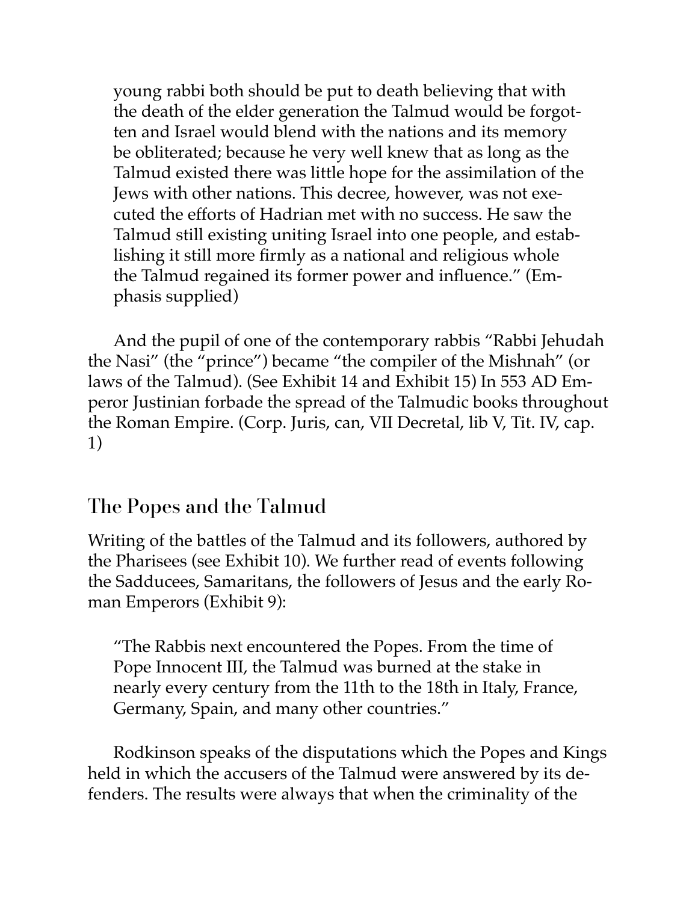> young rabbi both should be put to death believing that with the death of the elder generation the Talmud would be forgotten and Israel would blend with the nations and its memory be obliterated; because he very well knew that as long as the Talmud existed there was little hope for the assimilation of the Jews with other nations. This decree, however, was not executed the efforts of Hadrian met with no success. He saw the Talmud still existing uniting Israel into one people, and establishing it still more firmly as a national and religious whole the Talmud regained its former power and influence." (Emphasis supplied)

And the pupil of one of the contemporary rabbis "Rabbi Jehudah the Nasi" (the "prince") became "the compiler of the Mishnah" (or laws of the Talmud). (See Exhibit 14 and Exhibit 15) In 553 AD Emperor Justinian forbade the spread of the Talmudic books throughout the Roman Empire. (Corp. Juris, can, VII Decretal, lib V, Tit. IV, cap. 1)

## The Popes and the Talmud

Writing of the battles of the Talmud and its followers, authored by the Pharisees (see Exhibit 10). We further read of events following the Sadducees, Samaritans, the followers of Jesus and the early Roman Emperors (Exhibit 9):

> "The Rabbis next encountered the Popes. From the time of Pope Innocent III, the Talmud was burned at the stake in nearly every century from the 11th to the 18th in Italy, France, Germany, Spain, and many other countries."

Rodkinson speaks of the disputations which the Popes and Kings held in which the accusers of the Talmud were answered by its defenders. The results were always that when the criminality of the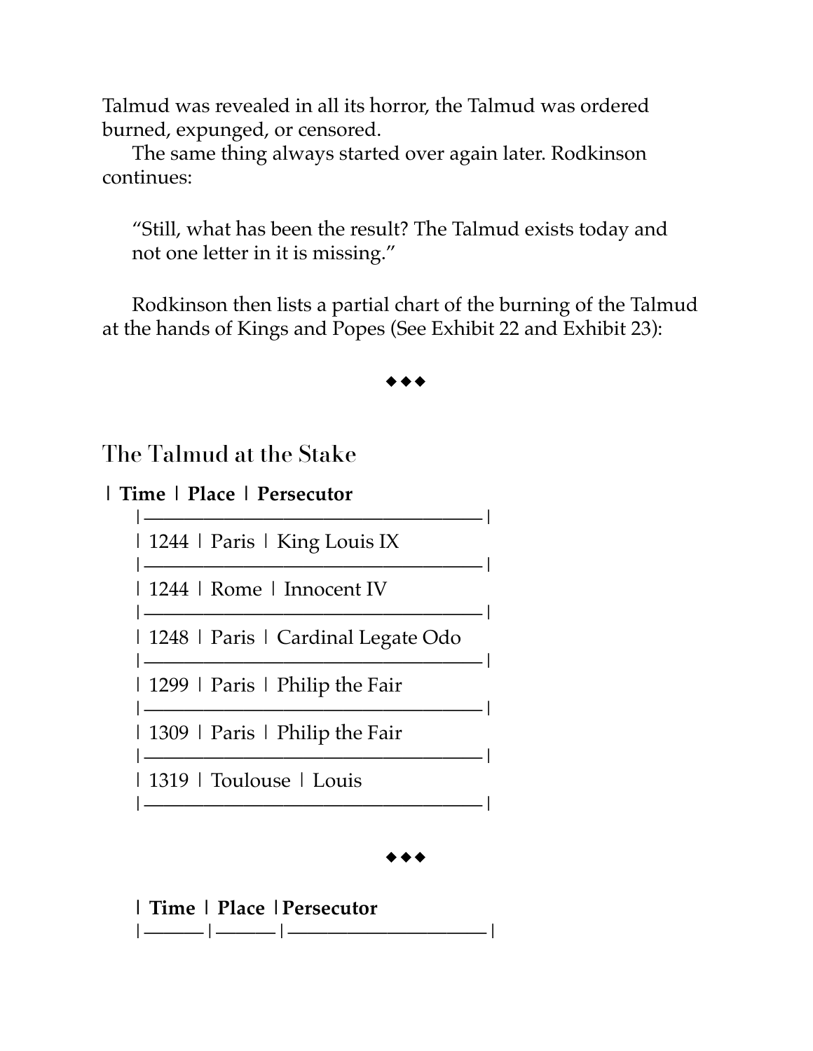Talmud was revealed in all its horror, the Talmud was ordered burned, expunged, or censored.

The same thing always started over again later. Rodkinson continues:

> "Still, what has been the result? The Talmud exists today and not one letter in it is missing."

Rodkinson then lists a partial chart of the burning of the Talmud at the hands of Kings and Popes (See Exhibit 22 and Exhibit 23):

◆◆◆

## The Talmud at the Stake

| Time | Place | Persecutor |
|---|---|---|
| 1244 | Paris | King Louis IX |
| 1244 | Rome | Innocent IV |
| 1248 | Paris | Cardinal Legate Odo |
| 1299 | Paris | Philip the Fair |
| 1309 | Paris | Philip the Fair |
| 1319 | Toulouse | Louis |

◆◆◆

| Time | Place | Persecutor |
|---|---|---|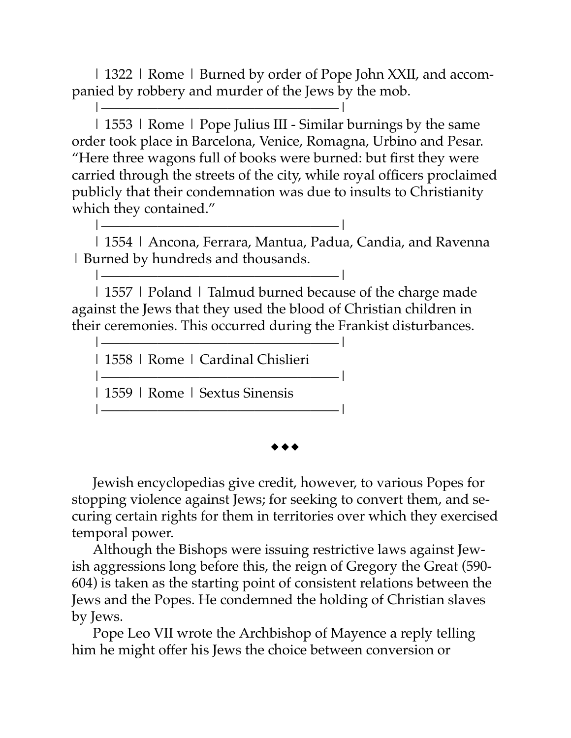| 1322 | Rome | Burned by order of Pope John XXII, and accompanied by robbery and murder of the Jews by the mob.

|———————————————————|

| 1553 | Rome | Pope Julius III - Similar burnings by the same order took place in Barcelona, Venice, Romagna, Urbino and Pesar. "Here three wagons full of books were burned: but first they were carried through the streets of the city, while royal officers proclaimed publicly that their condemnation was due to insults to Christianity which they contained."

|———————————————————|

| 1554 | Ancona, Ferrara, Mantua, Padua, Candia, and Ravenna | Burned by hundreds and thousands.

|———————————————————|

| 1557 | Poland | Talmud burned because of the charge made against the Jews that they used the blood of Christian children in their ceremonies. This occurred during the Frankist disturbances.

|———————————————————|

| 1558 | Rome | Cardinal Chislieri

|———————————————————|

| 1559 | Rome | Sextus Sinensis

|———————————————————|

◆◆◆

Jewish encyclopedias give credit, however, to various Popes for stopping violence against Jews; for seeking to convert them, and securing certain rights for them in territories over which they exercised temporal power.

Although the Bishops were issuing restrictive laws against Jewish aggressions long before this, the reign of Gregory the Great (590-604) is taken as the starting point of consistent relations between the Jews and the Popes. He condemned the holding of Christian slaves by Jews.

Pope Leo VII wrote the Archbishop of Mayence a reply telling him he might offer his Jews the choice between conversion or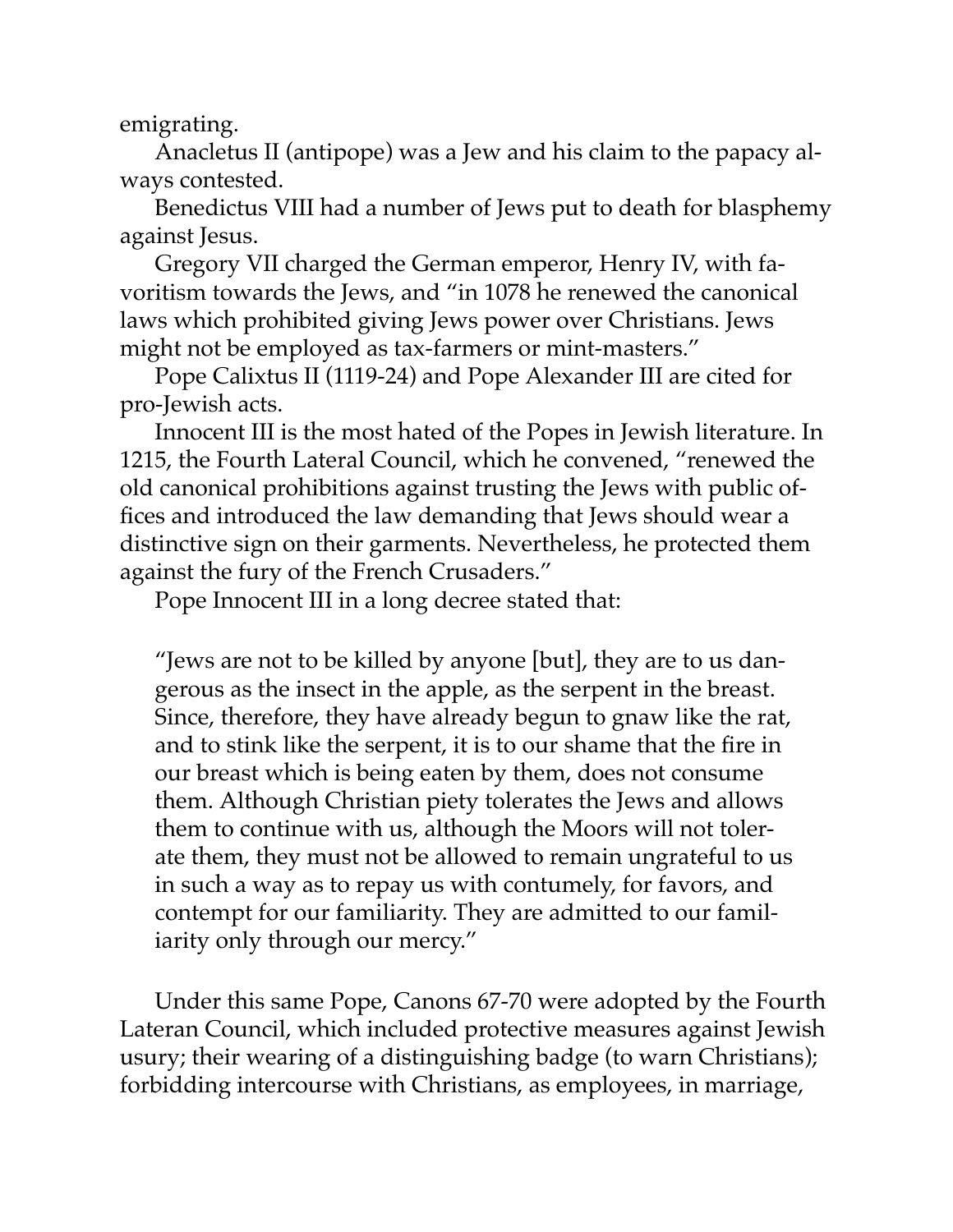emigrating.

Anacletus II (antipope) was a Jew and his claim to the papacy always contested.

Benedictus VIII had a number of Jews put to death for blasphemy against Jesus.

Gregory VII charged the German emperor, Henry IV, with favoritism towards the Jews, and "in 1078 he renewed the canonical laws which prohibited giving Jews power over Christians. Jews might not be employed as tax-farmers or mint-masters."

Pope Calixtus II (1119-24) and Pope Alexander III are cited for pro-Jewish acts.

Innocent III is the most hated of the Popes in Jewish literature. In 1215, the Fourth Lateral Council, which he convened, "renewed the old canonical prohibitions against trusting the Jews with public offices and introduced the law demanding that Jews should wear a distinctive sign on their garments. Nevertheless, he protected them against the fury of the French Crusaders."

Pope Innocent III in a long decree stated that:

> "Jews are not to be killed by anyone [but], they are to us dangerous as the insect in the apple, as the serpent in the breast. Since, therefore, they have already begun to gnaw like the rat, and to stink like the serpent, it is to our shame that the fire in our breast which is being eaten by them, does not consume them. Although Christian piety tolerates the Jews and allows them to continue with us, although the Moors will not tolerate them, they must not be allowed to remain ungrateful to us in such a way as to repay us with contumely, for favors, and contempt for our familiarity. They are admitted to our familiarity only through our mercy."

Under this same Pope, Canons 67-70 were adopted by the Fourth Lateran Council, which included protective measures against Jewish usury; their wearing of a distinguishing badge (to warn Christians); forbidding intercourse with Christians, as employees, in marriage,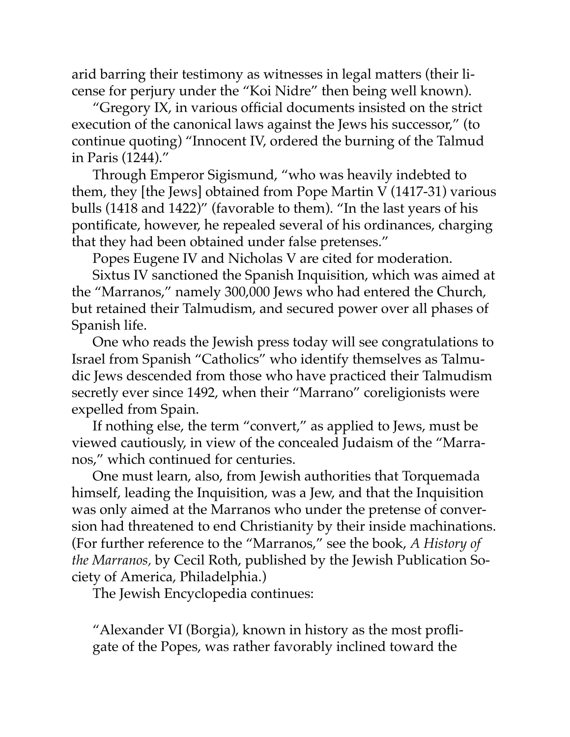arid barring their testimony as witnesses in legal matters (their license for perjury under the "Koi Nidre" then being well known).

"Gregory IX, in various official documents insisted on the strict execution of the canonical laws against the Jews his successor," (to continue quoting) "Innocent IV, ordered the burning of the Talmud in Paris (1244)."

Through Emperor Sigismund, "who was heavily indebted to them, they [the Jews] obtained from Pope Martin V (1417-31) various bulls (1418 and 1422)" (favorable to them). "In the last years of his pontificate, however, he repealed several of his ordinances, charging that they had been obtained under false pretenses."

Popes Eugene IV and Nicholas V are cited for moderation.

Sixtus IV sanctioned the Spanish Inquisition, which was aimed at the "Marranos," namely 300,000 Jews who had entered the Church, but retained their Talmudism, and secured power over all phases of Spanish life.

One who reads the Jewish press today will see congratulations to Israel from Spanish "Catholics" who identify themselves as Talmudic Jews descended from those who have practiced their Talmudism secretly ever since 1492, when their "Marrano" coreligionists were expelled from Spain.

If nothing else, the term "convert," as applied to Jews, must be viewed cautiously, in view of the concealed Judaism of the "Marranos," which continued for centuries.

One must learn, also, from Jewish authorities that Torquemada himself, leading the Inquisition, was a Jew, and that the Inquisition was only aimed at the Marranos who under the pretense of conversion had threatened to end Christianity by their inside machinations. (For further reference to the "Marranos," see the book, *A History of the Marranos*, by Cecil Roth, published by the Jewish Publication Society of America, Philadelphia.)

The Jewish Encyclopedia continues:

> "Alexander VI (Borgia), known in history as the most profligate of the Popes, was rather favorably inclined toward the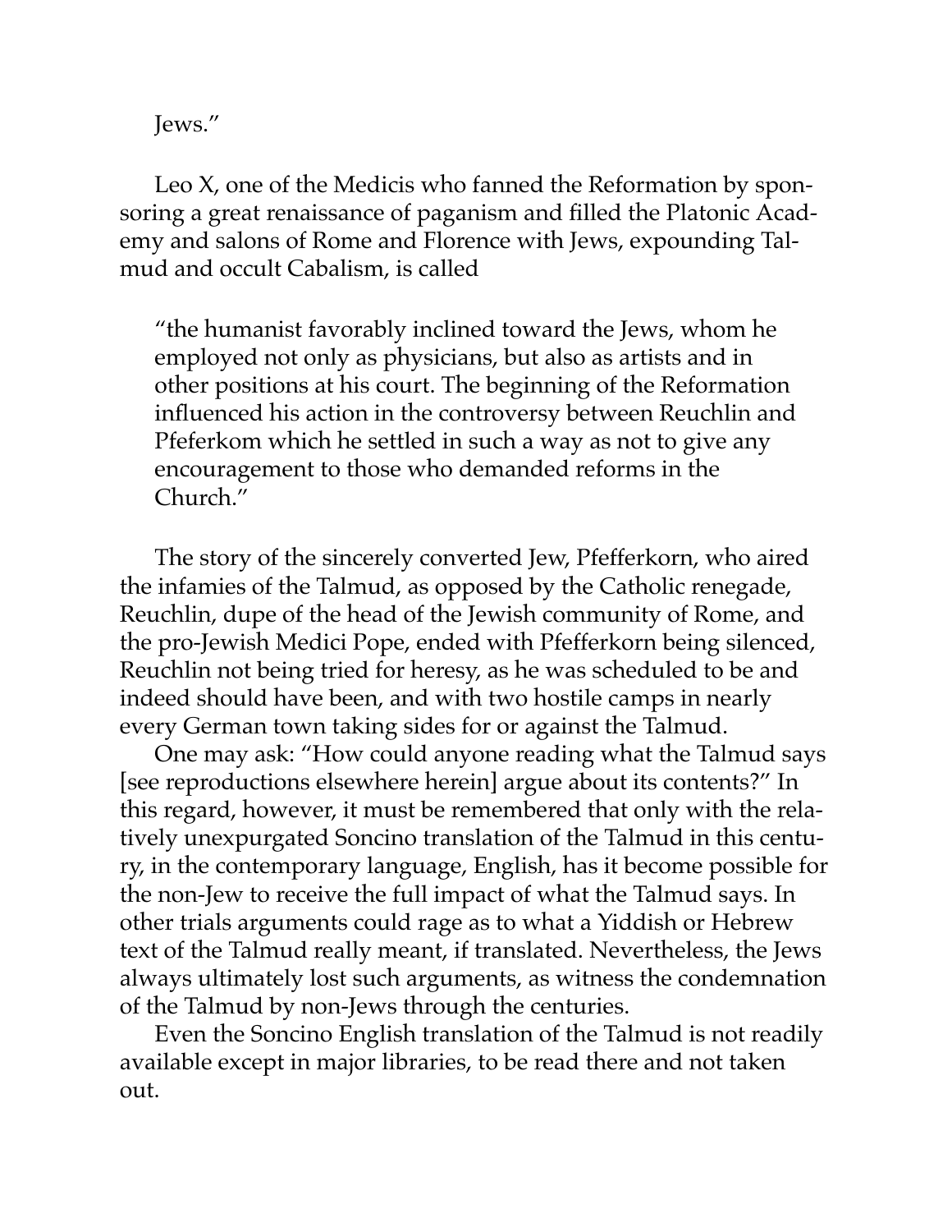Jews."

Leo X, one of the Medicis who fanned the Reformation by sponsoring a great renaissance of paganism and filled the Platonic Academy and salons of Rome and Florence with Jews, expounding Talmud and occult Cabalism, is called

> "the humanist favorably inclined toward the Jews, whom he employed not only as physicians, but also as artists and in other positions at his court. The beginning of the Reformation influenced his action in the controversy between Reuchlin and Pfeferkom which he settled in such a way as not to give any encouragement to those who demanded reforms in the Church."

The story of the sincerely converted Jew, Pfefferkorn, who aired the infamies of the Talmud, as opposed by the Catholic renegade, Reuchlin, dupe of the head of the Jewish community of Rome, and the pro-Jewish Medici Pope, ended with Pfefferkorn being silenced, Reuchlin not being tried for heresy, as he was scheduled to be and indeed should have been, and with two hostile camps in nearly every German town taking sides for or against the Talmud.

One may ask: "How could anyone reading what the Talmud says [see reproductions elsewhere herein] argue about its contents?" In this regard, however, it must be remembered that only with the relatively unexpurgated Soncino translation of the Talmud in this century, in the contemporary language, English, has it become possible for the non-Jew to receive the full impact of what the Talmud says. In other trials arguments could rage as to what a Yiddish or Hebrew text of the Talmud really meant, if translated. Nevertheless, the Jews always ultimately lost such arguments, as witness the condemnation of the Talmud by non-Jews through the centuries.

Even the Soncino English translation of the Talmud is not readily available except in major libraries, to be read there and not taken out.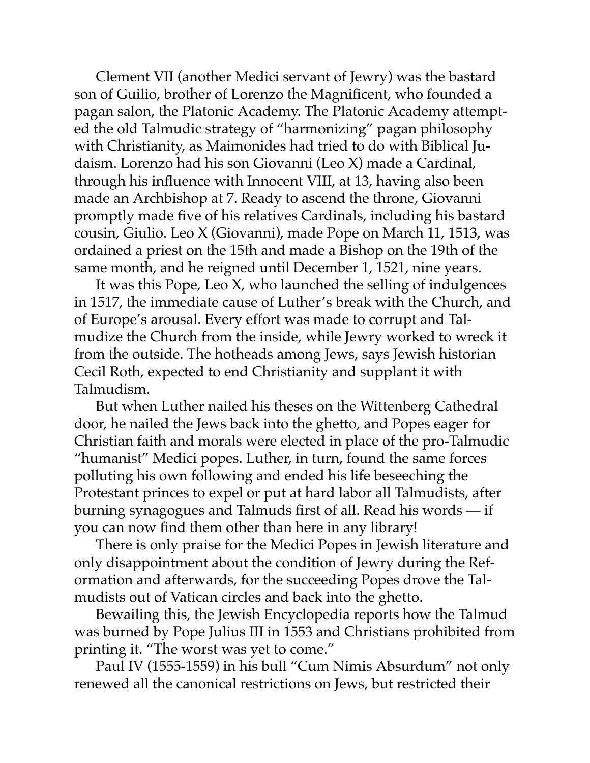Clement VII (another Medici servant of Jewry) was the bastard son of Guilio, brother of Lorenzo the Magnificent, who founded a pagan salon, the Platonic Academy. The Platonic Academy attempted the old Talmudic strategy of "harmonizing" pagan philosophy with Christianity, as Maimonides had tried to do with Biblical Judaism. Lorenzo had his son Giovanni (Leo X) made a Cardinal, through his influence with Innocent VIII, at 13, having also been made an Archbishop at 7. Ready to ascend the throne, Giovanni promptly made five of his relatives Cardinals, including his bastard cousin, Giulio. Leo X (Giovanni), made Pope on March 11, 1513, was ordained a priest on the 15th and made a Bishop on the 19th of the same month, and he reigned until December 1, 1521, nine years.

It was this Pope, Leo X, who launched the selling of indulgences in 1517, the immediate cause of Luther's break with the Church, and of Europe's arousal. Every effort was made to corrupt and Talmudize the Church from the inside, while Jewry worked to wreck it from the outside. The hotheads among Jews, says Jewish historian Cecil Roth, expected to end Christianity and supplant it with Talmudism.

But when Luther nailed his theses on the Wittenberg Cathedral door, he nailed the Jews back into the ghetto, and Popes eager for Christian faith and morals were elected in place of the pro-Talmudic "humanist" Medici popes. Luther, in turn, found the same forces polluting his own following and ended his life beseeching the Protestant princes to expel or put at hard labor all Talmudists, after burning synagogues and Talmuds first of all. Read his words — if you can now find them other than here in any library!

There is only praise for the Medici Popes in Jewish literature and only disappointment about the condition of Jewry during the Reformation and afterwards, for the succeeding Popes drove the Talmudists out of Vatican circles and back into the ghetto.

Bewailing this, the Jewish Encyclopedia reports how the Talmud was burned by Pope Julius III in 1553 and Christians prohibited from printing it. "The worst was yet to come."

Paul IV (1555-1559) in his bull "Cum Nimis Absurdum" not only renewed all the canonical restrictions on Jews, but restricted their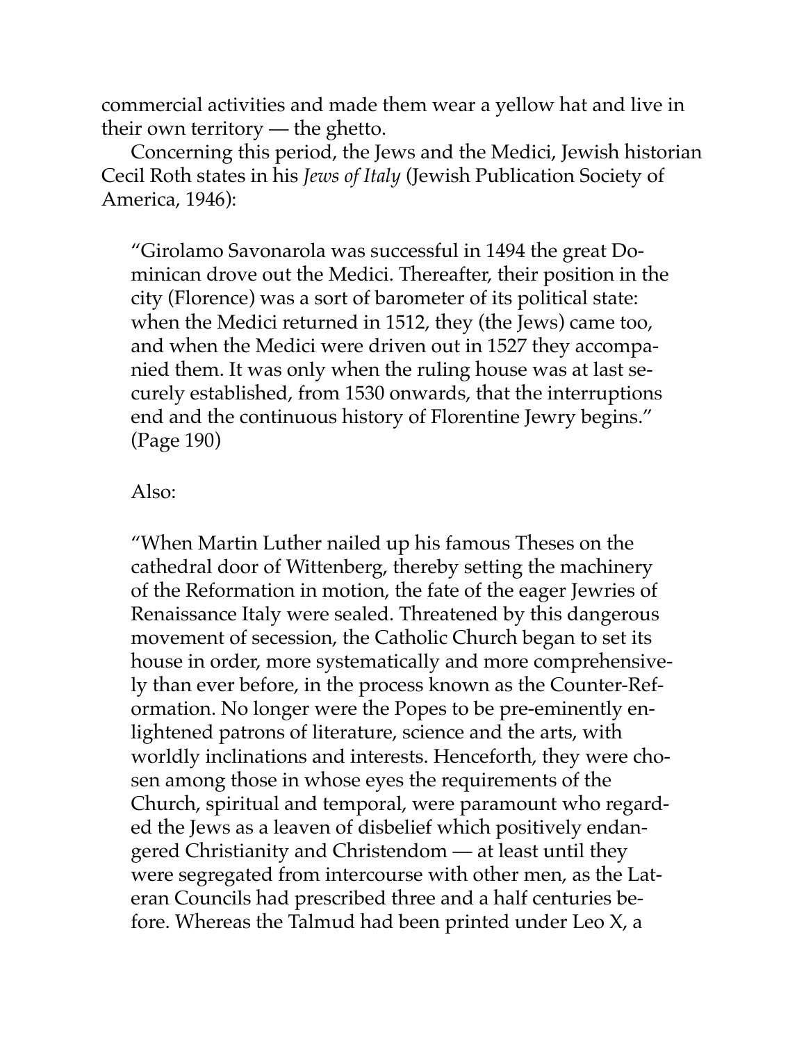commercial activities and made them wear a yellow hat and live in their own territory — the ghetto.

Concerning this period, the Jews and the Medici, Jewish historian Cecil Roth states in his *Jews of Italy* (Jewish Publication Society of America, 1946):

> "Girolamo Savonarola was successful in 1494 the great Dominican drove out the Medici. Thereafter, their position in the city (Florence) was a sort of barometer of its political state: when the Medici returned in 1512, they (the Jews) came too, and when the Medici were driven out in 1527 they accompanied them. It was only when the ruling house was at last securely established, from 1530 onwards, that the interruptions end and the continuous history of Florentine Jewry begins." (Page 190)

Also:

> "When Martin Luther nailed up his famous Theses on the cathedral door of Wittenberg, thereby setting the machinery of the Reformation in motion, the fate of the eager Jewries of Renaissance Italy were sealed. Threatened by this dangerous movement of secession, the Catholic Church began to set its house in order, more systematically and more comprehensively than ever before, in the process known as the Counter-Reformation. No longer were the Popes to be pre-eminently enlightened patrons of literature, science and the arts, with worldly inclinations and interests. Henceforth, they were chosen among those in whose eyes the requirements of the Church, spiritual and temporal, were paramount who regarded the Jews as a leaven of disbelief which positively endangered Christianity and Christendom — at least until they were segregated from intercourse with other men, as the Lateran Councils had prescribed three and a half centuries before. Whereas the Talmud had been printed under Leo X, a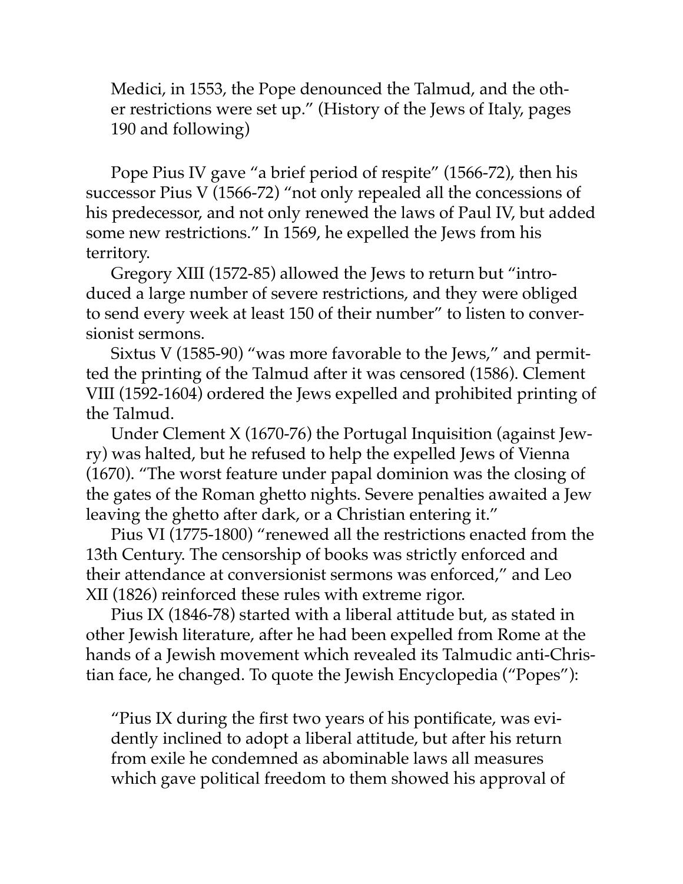Medici, in 1553, the Pope denounced the Talmud, and the other restrictions were set up." (History of the Jews of Italy, pages 190 and following)

Pope Pius IV gave "a brief period of respite" (1566-72), then his successor Pius V (1566-72) "not only repealed all the concessions of his predecessor, and not only renewed the laws of Paul IV, but added some new restrictions." In 1569, he expelled the Jews from his territory.

Gregory XIII (1572-85) allowed the Jews to return but "introduced a large number of severe restrictions, and they were obliged to send every week at least 150 of their number" to listen to conversionist sermons.

Sixtus V (1585-90) "was more favorable to the Jews," and permitted the printing of the Talmud after it was censored (1586). Clement VIII (1592-1604) ordered the Jews expelled and prohibited printing of the Talmud.

Under Clement X (1670-76) the Portugal Inquisition (against Jewry) was halted, but he refused to help the expelled Jews of Vienna (1670). "The worst feature under papal dominion was the closing of the gates of the Roman ghetto nights. Severe penalties awaited a Jew leaving the ghetto after dark, or a Christian entering it."

Pius VI (1775-1800) "renewed all the restrictions enacted from the 13th Century. The censorship of books was strictly enforced and their attendance at conversionist sermons was enforced," and Leo XII (1826) reinforced these rules with extreme rigor.

Pius IX (1846-78) started with a liberal attitude but, as stated in other Jewish literature, after he had been expelled from Rome at the hands of a Jewish movement which revealed its Talmudic anti-Christian face, he changed. To quote the Jewish Encyclopedia ("Popes"):

> "Pius IX during the first two years of his pontificate, was evidently inclined to adopt a liberal attitude, but after his return from exile he condemned as abominable laws all measures which gave political freedom to them showed his approval of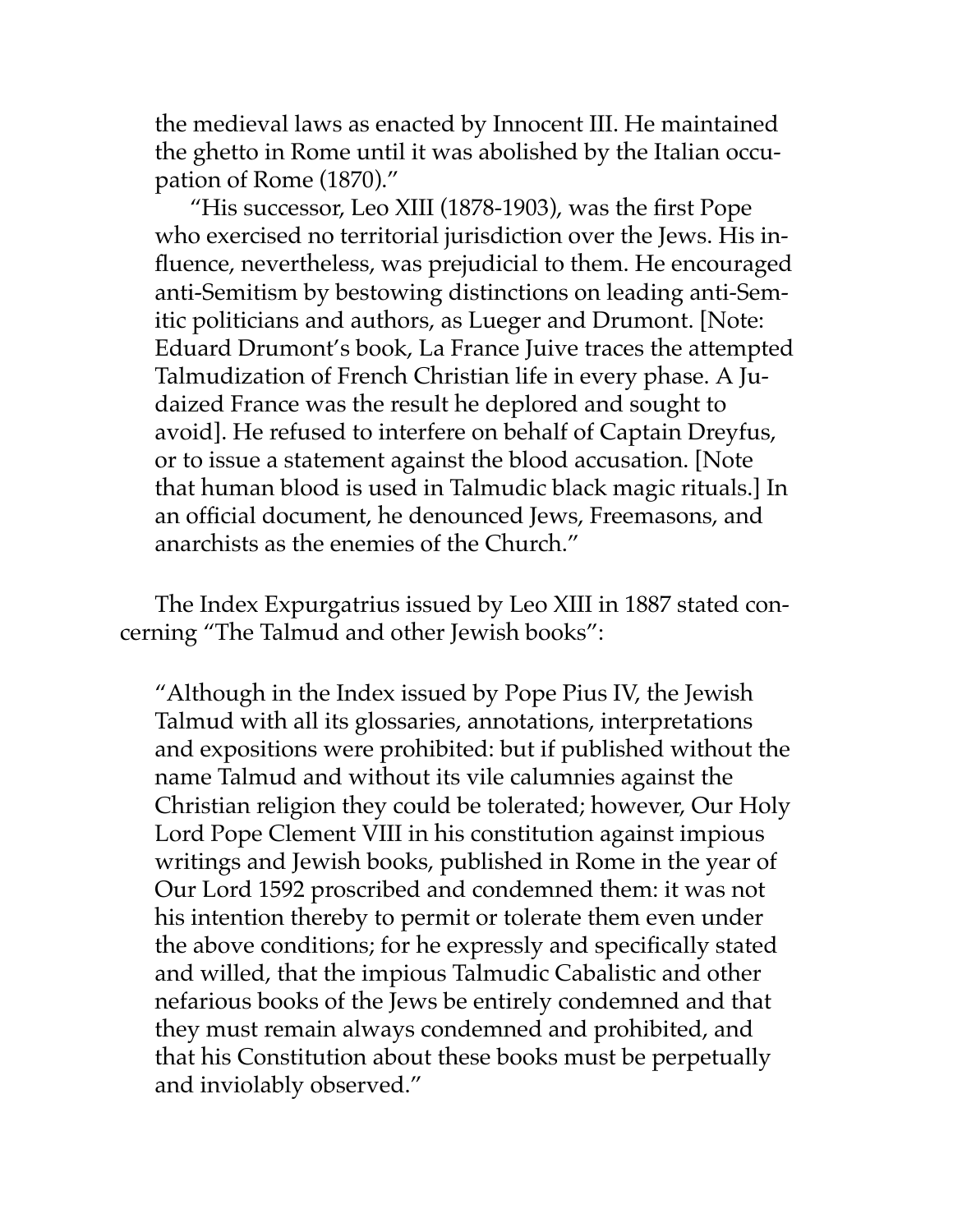the medieval laws as enacted by Innocent III. He maintained the ghetto in Rome until it was abolished by the Italian occupation of Rome (1870)."

"His successor, Leo XIII (1878-1903), was the first Pope who exercised no territorial jurisdiction over the Jews. His influence, nevertheless, was prejudicial to them. He encouraged anti-Semitism by bestowing distinctions on leading anti-Semitic politicians and authors, as Lueger and Drumont. [Note: Eduard Drumont's book, La France Juive traces the attempted Talmudization of French Christian life in every phase. A Judaized France was the result he deplored and sought to avoid]. He refused to interfere on behalf of Captain Dreyfus, or to issue a statement against the blood accusation. [Note that human blood is used in Talmudic black magic rituals.] In an official document, he denounced Jews, Freemasons, and anarchists as the enemies of the Church."

The Index Expurgatrius issued by Leo XIII in 1887 stated concerning "The Talmud and other Jewish books":

> "Although in the Index issued by Pope Pius IV, the Jewish Talmud with all its glossaries, annotations, interpretations and expositions were prohibited: but if published without the name Talmud and without its vile calumnies against the Christian religion they could be tolerated; however, Our Holy Lord Pope Clement VIII in his constitution against impious writings and Jewish books, published in Rome in the year of Our Lord 1592 proscribed and condemned them: it was not his intention thereby to permit or tolerate them even under the above conditions; for he expressly and specifically stated and willed, that the impious Talmudic Cabalistic and other nefarious books of the Jews be entirely condemned and that they must remain always condemned and prohibited, and that his Constitution about these books must be perpetually and inviolably observed."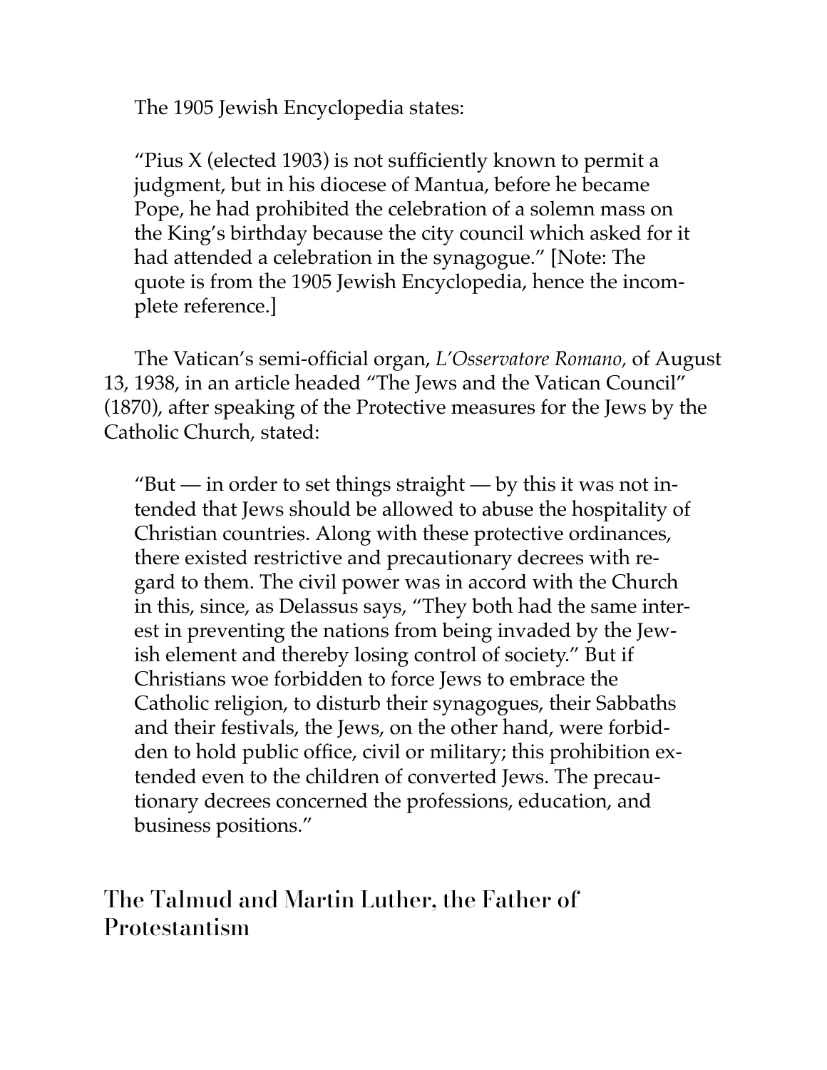The 1905 Jewish Encyclopedia states:

> "Pius X (elected 1903) is not sufficiently known to permit a judgment, but in his diocese of Mantua, before he became Pope, he had prohibited the celebration of a solemn mass on the King's birthday because the city council which asked for it had attended a celebration in the synagogue." [Note: The quote is from the 1905 Jewish Encyclopedia, hence the incomplete reference.]

The Vatican's semi-official organ, *L'Osservatore Romano,* of August 13, 1938, in an article headed "The Jews and the Vatican Council" (1870), after speaking of the Protective measures for the Jews by the Catholic Church, stated:

> "But — in order to set things straight — by this it was not intended that Jews should be allowed to abuse the hospitality of Christian countries. Along with these protective ordinances, there existed restrictive and precautionary decrees with regard to them. The civil power was in accord with the Church in this, since, as Delassus says, "They both had the same interest in preventing the nations from being invaded by the Jewish element and thereby losing control of society." But if Christians woe forbidden to force Jews to embrace the Catholic religion, to disturb their synagogues, their Sabbaths and their festivals, the Jews, on the other hand, were forbidden to hold public office, civil or military; this prohibition extended even to the children of converted Jews. The precautionary decrees concerned the professions, education, and business positions."

## The Talmud and Martin Luther, the Father of Protestantism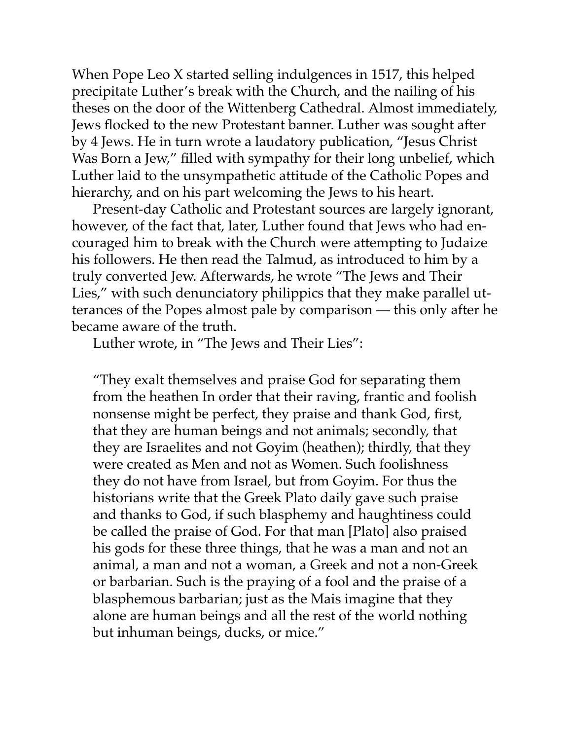When Pope Leo X started selling indulgences in 1517, this helped precipitate Luther's break with the Church, and the nailing of his theses on the door of the Wittenberg Cathedral. Almost immediately, Jews flocked to the new Protestant banner. Luther was sought after by 4 Jews. He in turn wrote a laudatory publication, "Jesus Christ Was Born a Jew," filled with sympathy for their long unbelief, which Luther laid to the unsympathetic attitude of the Catholic Popes and hierarchy, and on his part welcoming the Jews to his heart.

Present-day Catholic and Protestant sources are largely ignorant, however, of the fact that, later, Luther found that Jews who had encouraged him to break with the Church were attempting to Judaize his followers. He then read the Talmud, as introduced to him by a truly converted Jew. Afterwards, he wrote "The Jews and Their Lies," with such denunciatory philippics that they make parallel utterances of the Popes almost pale by comparison — this only after he became aware of the truth.

Luther wrote, in "The Jews and Their Lies":

> "They exalt themselves and praise God for separating them from the heathen In order that their raving, frantic and foolish nonsense might be perfect, they praise and thank God, first, that they are human beings and not animals; secondly, that they are Israelites and not Goyim (heathen); thirdly, that they were created as Men and not as Women. Such foolishness they do not have from Israel, but from Goyim. For thus the historians write that the Greek Plato daily gave such praise and thanks to God, if such blasphemy and haughtiness could be called the praise of God. For that man [Plato] also praised his gods for these three things, that he was a man and not an animal, a man and not a woman, a Greek and not a non-Greek or barbarian. Such is the praying of a fool and the praise of a blasphemous barbarian; just as the Mais imagine that they alone are human beings and all the rest of the world nothing but inhuman beings, ducks, or mice."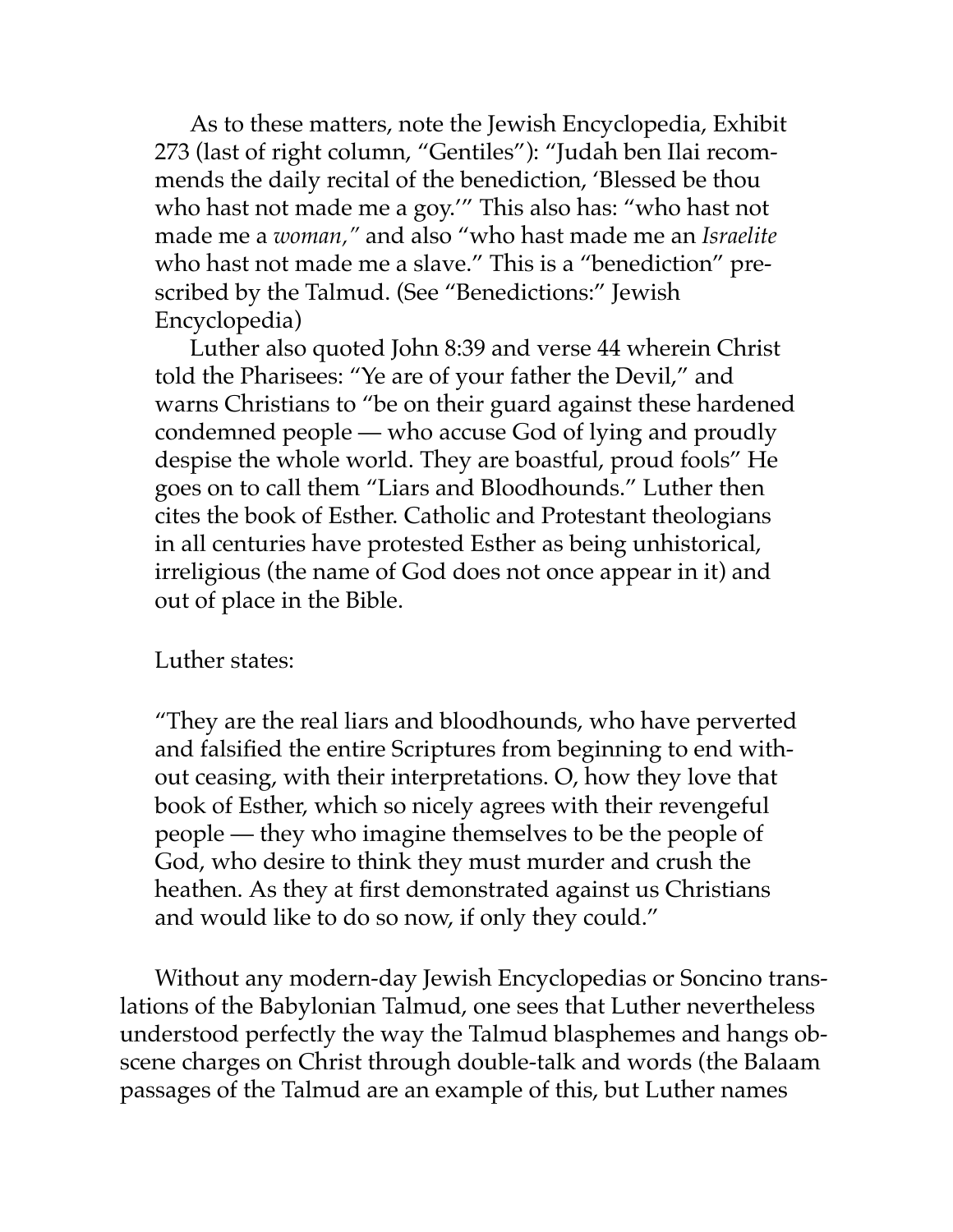As to these matters, note the Jewish Encyclopedia, Exhibit 273 (last of right column, "Gentiles"): "Judah ben Ilai recommends the daily recital of the benediction, 'Blessed be thou who hast not made me a goy.'" This also has: "who hast not made me a *woman,*" and also "who hast made me an *Israelite* who hast not made me a slave." This is a "benediction" prescribed by the Talmud. (See "Benedictions:" Jewish Encyclopedia)

Luther also quoted John 8:39 and verse 44 wherein Christ told the Pharisees: "Ye are of your father the Devil," and warns Christians to "be on their guard against these hardened condemned people — who accuse God of lying and proudly despise the whole world. They are boastful, proud fools" He goes on to call them "Liars and Bloodhounds." Luther then cites the book of Esther. Catholic and Protestant theologians in all centuries have protested Esther as being unhistorical, irreligious (the name of God does not once appear in it) and out of place in the Bible.

Luther states:

> "They are the real liars and bloodhounds, who have perverted and falsified the entire Scriptures from beginning to end without ceasing, with their interpretations. O, how they love that book of Esther, which so nicely agrees with their revengeful people — they who imagine themselves to be the people of God, who desire to think they must murder and crush the heathen. As they at first demonstrated against us Christians and would like to do so now, if only they could."

Without any modern-day Jewish Encyclopedias or Soncino translations of the Babylonian Talmud, one sees that Luther nevertheless understood perfectly the way the Talmud blasphemes and hangs obscene charges on Christ through double-talk and words (the Balaam passages of the Talmud are an example of this, but Luther names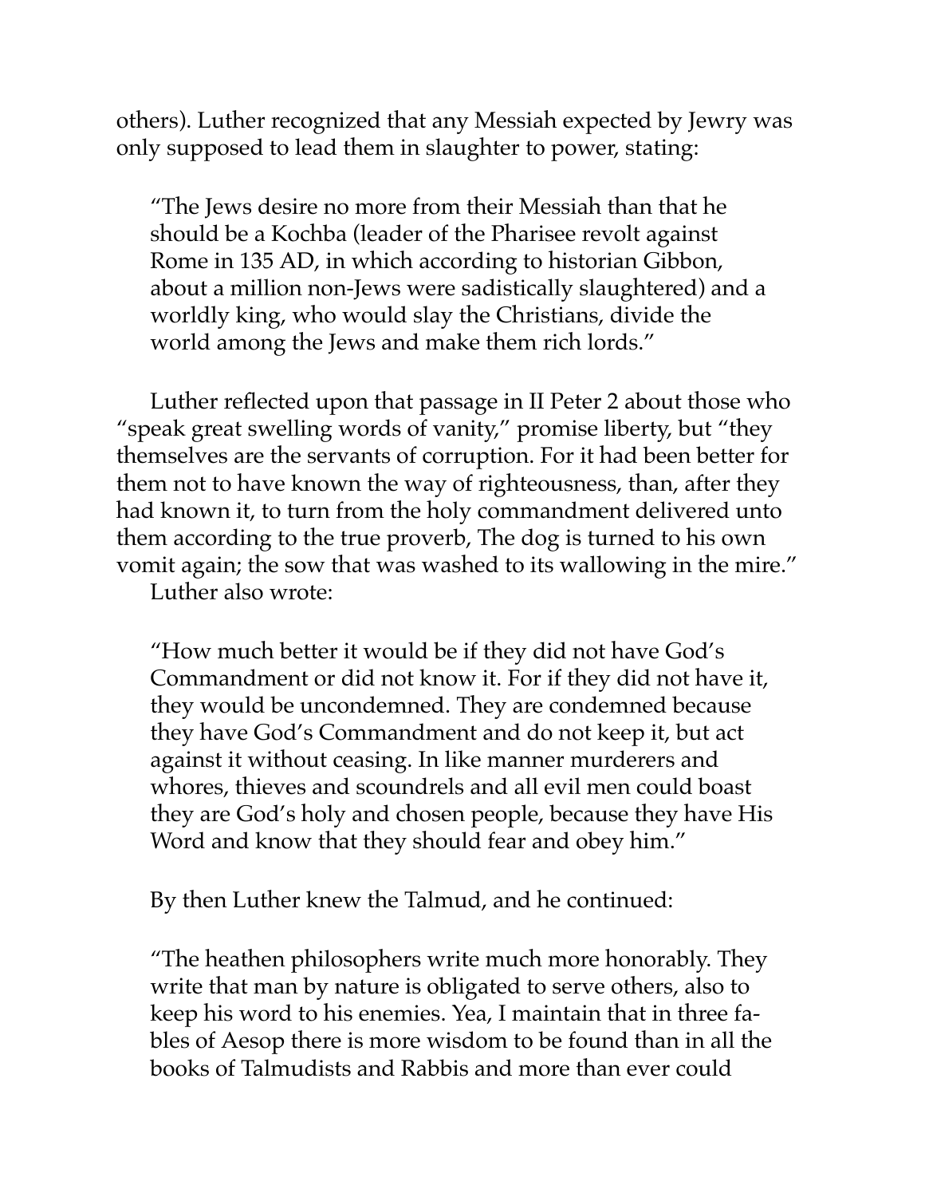others). Luther recognized that any Messiah expected by Jewry was only supposed to lead them in slaughter to power, stating:

> "The Jews desire no more from their Messiah than that he should be a Kochba (leader of the Pharisee revolt against Rome in 135 AD, in which according to historian Gibbon, about a million non-Jews were sadistically slaughtered) and a worldly king, who would slay the Christians, divide the world among the Jews and make them rich lords."

Luther reflected upon that passage in II Peter 2 about those who "speak great swelling words of vanity," promise liberty, but "they themselves are the servants of corruption. For it had been better for them not to have known the way of righteousness, than, after they had known it, to turn from the holy commandment delivered unto them according to the true proverb, The dog is turned to his own vomit again; the sow that was washed to its wallowing in the mire."

Luther also wrote:

> "How much better it would be if they did not have God's Commandment or did not know it. For if they did not have it, they would be uncondemned. They are condemned because they have God's Commandment and do not keep it, but act against it without ceasing. In like manner murderers and whores, thieves and scoundrels and all evil men could boast they are God's holy and chosen people, because they have His Word and know that they should fear and obey him."

By then Luther knew the Talmud, and he continued:

> "The heathen philosophers write much more honorably. They write that man by nature is obligated to serve others, also to keep his word to his enemies. Yea, I maintain that in three fables of Aesop there is more wisdom to be found than in all the books of Talmudists and Rabbis and more than ever could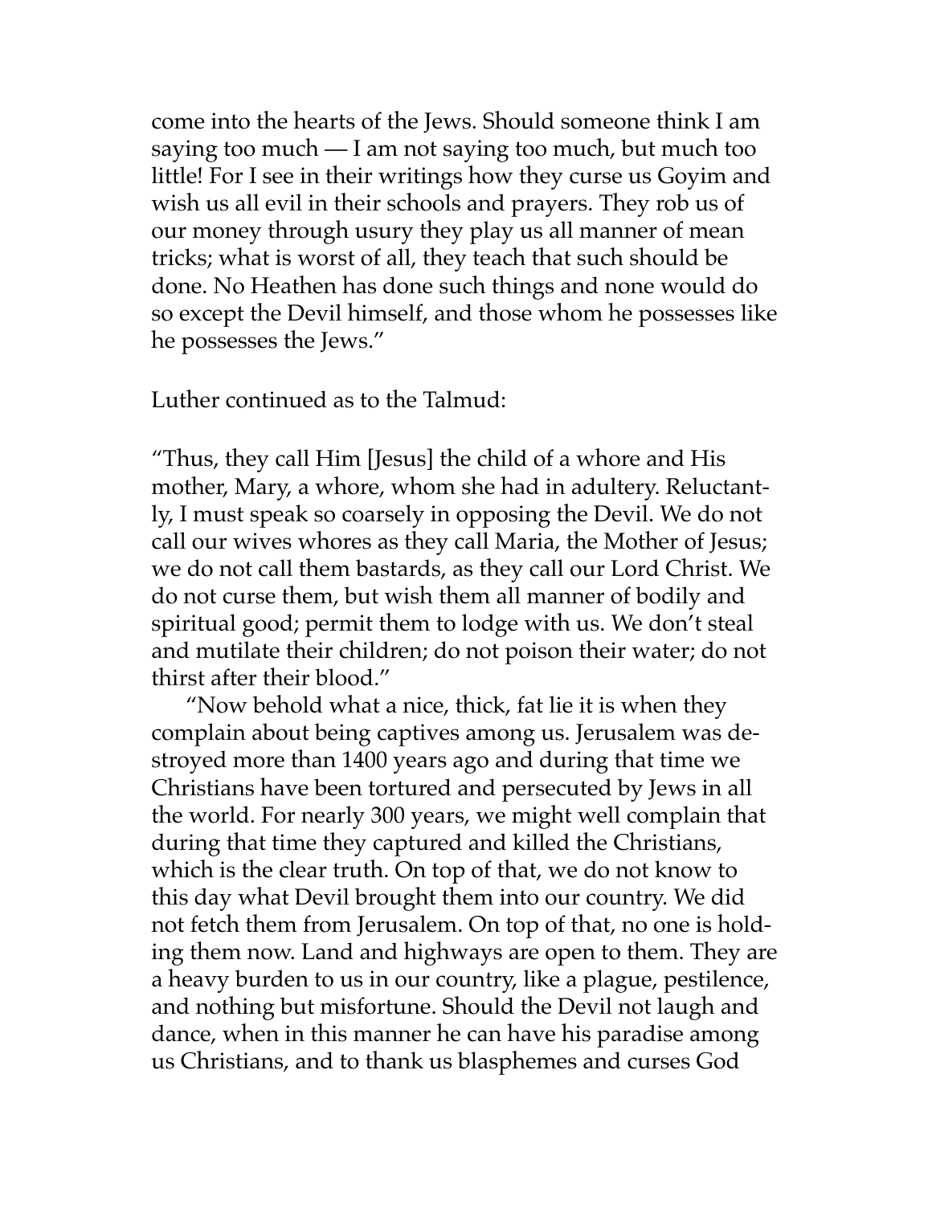come into the hearts of the Jews. Should someone think I am saying too much — I am not saying too much, but much too little! For I see in their writings how they curse us Goyim and wish us all evil in their schools and prayers. They rob us of our money through usury they play us all manner of mean tricks; what is worst of all, they teach that such should be done. No Heathen has done such things and none would do so except the Devil himself, and those whom he possesses like he possesses the Jews."

Luther continued as to the Talmud:

"Thus, they call Him [Jesus] the child of a whore and His mother, Mary, a whore, whom she had in adultery. Reluctantly, I must speak so coarsely in opposing the Devil. We do not call our wives whores as they call Maria, the Mother of Jesus; we do not call them bastards, as they call our Lord Christ. We do not curse them, but wish them all manner of bodily and spiritual good; permit them to lodge with us. We don't steal and mutilate their children; do not poison their water; do not thirst after their blood."

"Now behold what a nice, thick, fat lie it is when they complain about being captives among us. Jerusalem was destroyed more than 1400 years ago and during that time we Christians have been tortured and persecuted by Jews in all the world. For nearly 300 years, we might well complain that during that time they captured and killed the Christians, which is the clear truth. On top of that, we do not know to this day what Devil brought them into our country. We did not fetch them from Jerusalem. On top of that, no one is holding them now. Land and highways are open to them. They are a heavy burden to us in our country, like a plague, pestilence, and nothing but misfortune. Should the Devil not laugh and dance, when in this manner he can have his paradise among us Christians, and to thank us blasphemes and curses God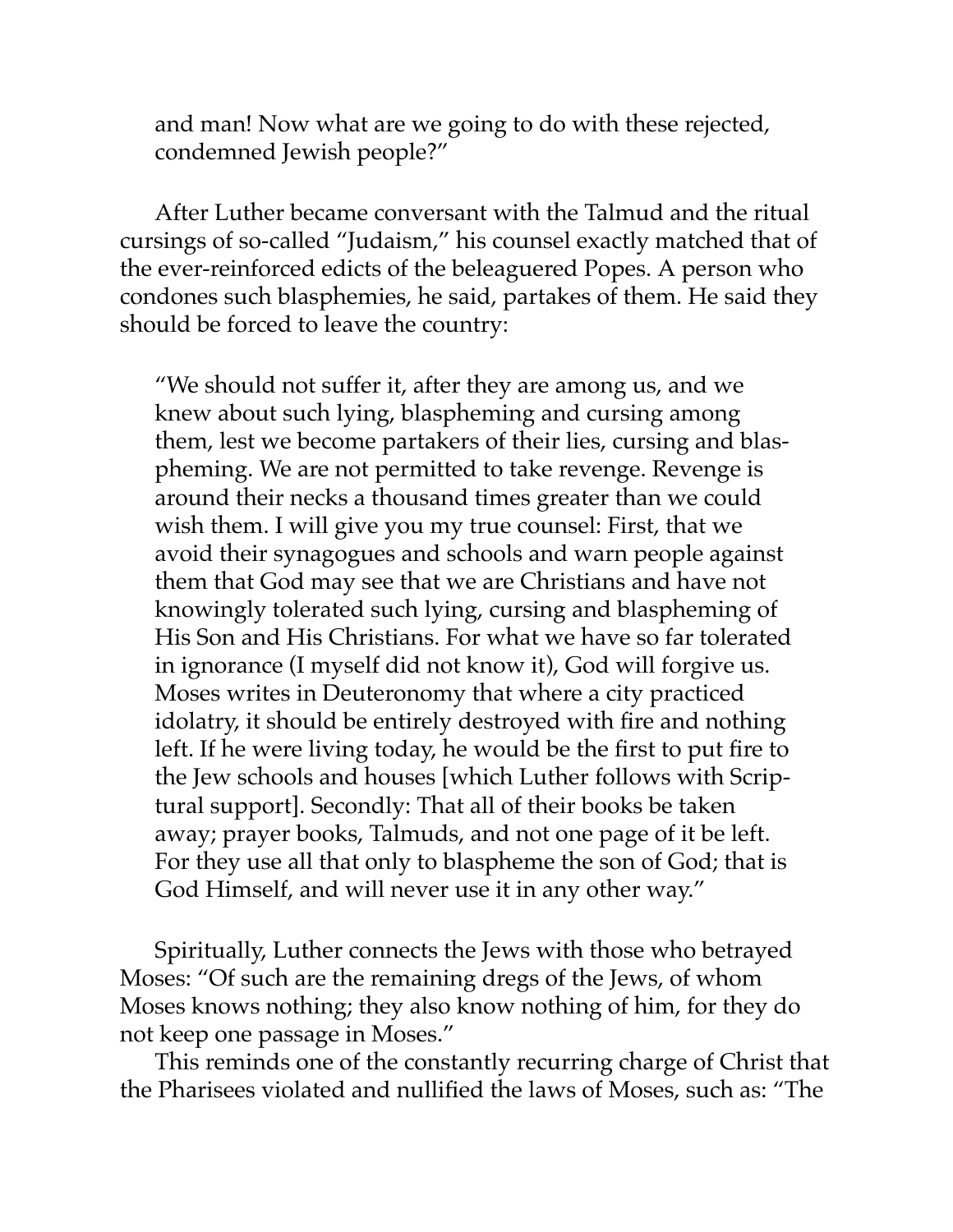> and man! Now what are we going to do with these rejected, condemned Jewish people?"

After Luther became conversant with the Talmud and the ritual cursings of so-called "Judaism," his counsel exactly matched that of the ever-reinforced edicts of the beleaguered Popes. A person who condones such blasphemies, he said, partakes of them. He said they should be forced to leave the country:

> "We should not suffer it, after they are among us, and we knew about such lying, blaspheming and cursing among them, lest we become partakers of their lies, cursing and blaspheming. We are not permitted to take revenge. Revenge is around their necks a thousand times greater than we could wish them. I will give you my true counsel: First, that we avoid their synagogues and schools and warn people against them that God may see that we are Christians and have not knowingly tolerated such lying, cursing and blaspheming of His Son and His Christians. For what we have so far tolerated in ignorance (I myself did not know it), God will forgive us. Moses writes in Deuteronomy that where a city practiced idolatry, it should be entirely destroyed with fire and nothing left. If he were living today, he would be the first to put fire to the Jew schools and houses [which Luther follows with Scriptural support]. Secondly: That all of their books be taken away; prayer books, Talmuds, and not one page of it be left. For they use all that only to blaspheme the son of God; that is God Himself, and will never use it in any other way."

Spiritually, Luther connects the Jews with those who betrayed Moses: "Of such are the remaining dregs of the Jews, of whom Moses knows nothing; they also know nothing of him, for they do not keep one passage in Moses."

This reminds one of the constantly recurring charge of Christ that the Pharisees violated and nullified the laws of Moses, such as: "The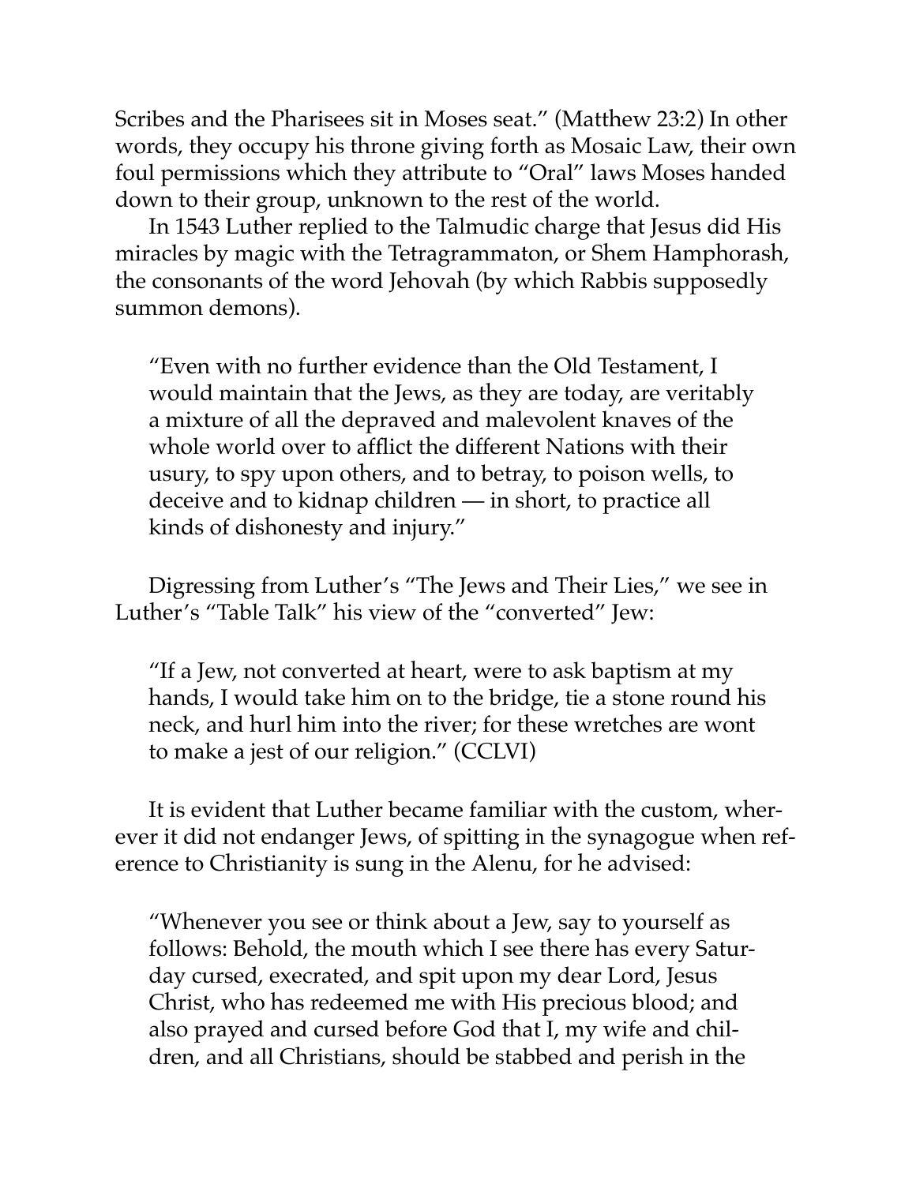Scribes and the Pharisees sit in Moses seat." (Matthew 23:2) In other words, they occupy his throne giving forth as Mosaic Law, their own foul permissions which they attribute to "Oral" laws Moses handed down to their group, unknown to the rest of the world.

In 1543 Luther replied to the Talmudic charge that Jesus did His miracles by magic with the Tetragrammaton, or Shem Hamphorash, the consonants of the word Jehovah (by which Rabbis supposedly summon demons).

> "Even with no further evidence than the Old Testament, I would maintain that the Jews, as they are today, are veritably a mixture of all the depraved and malevolent knaves of the whole world over to afflict the different Nations with their usury, to spy upon others, and to betray, to poison wells, to deceive and to kidnap children — in short, to practice all kinds of dishonesty and injury."

Digressing from Luther's "The Jews and Their Lies," we see in Luther's "Table Talk" his view of the "converted" Jew:

> "If a Jew, not converted at heart, were to ask baptism at my hands, I would take him on to the bridge, tie a stone round his neck, and hurl him into the river; for these wretches are wont to make a jest of our religion." (CCLVI)

It is evident that Luther became familiar with the custom, wherever it did not endanger Jews, of spitting in the synagogue when reference to Christianity is sung in the Alenu, for he advised:

> "Whenever you see or think about a Jew, say to yourself as follows: Behold, the mouth which I see there has every Saturday cursed, execrated, and spit upon my dear Lord, Jesus Christ, who has redeemed me with His precious blood; and also prayed and cursed before God that I, my wife and children, and all Christians, should be stabbed and perish in the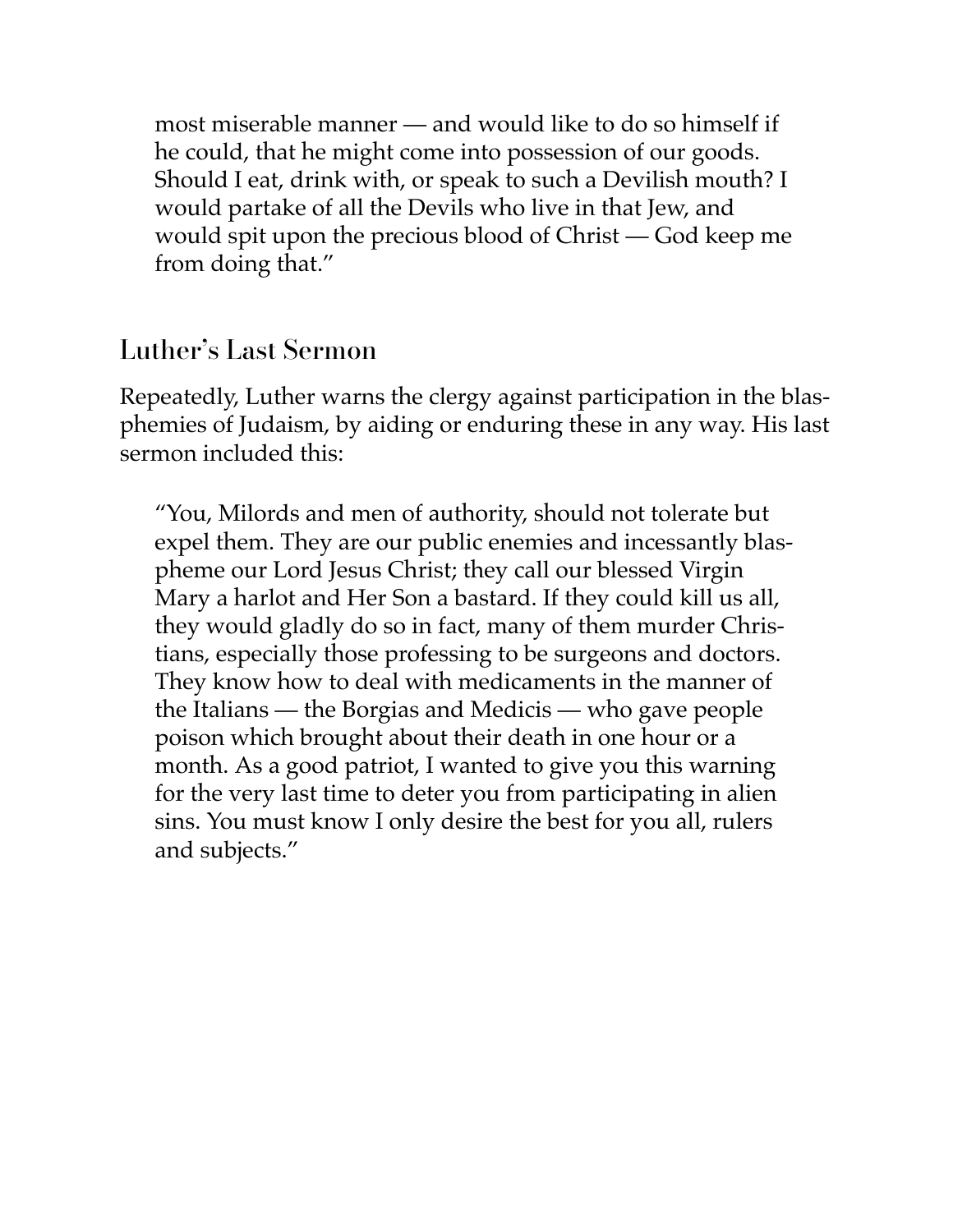most miserable manner — and would like to do so himself if he could, that he might come into possession of our goods. Should I eat, drink with, or speak to such a Devilish mouth? I would partake of all the Devils who live in that Jew, and would spit upon the precious blood of Christ — God keep me from doing that."

## Luther's Last Sermon

Repeatedly, Luther warns the clergy against participation in the blasphemies of Judaism, by aiding or enduring these in any way. His last sermon included this:

> "You, Milords and men of authority, should not tolerate but expel them. They are our public enemies and incessantly blaspheme our Lord Jesus Christ; they call our blessed Virgin Mary a harlot and Her Son a bastard. If they could kill us all, they would gladly do so in fact, many of them murder Christians, especially those professing to be surgeons and doctors. They know how to deal with medicaments in the manner of the Italians — the Borgias and Medicis — who gave people poison which brought about their death in one hour or a month. As a good patriot, I wanted to give you this warning for the very last time to deter you from participating in alien sins. You must know I only desire the best for you all, rulers and subjects."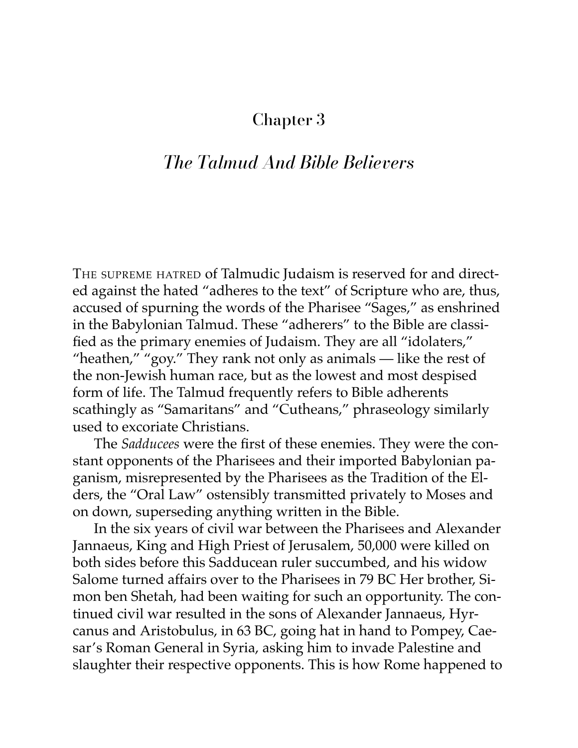# Chapter 3

## *The Talmud And Bible Believers*

THE SUPREME HATRED of Talmudic Judaism is reserved for and directed against the hated "adheres to the text" of Scripture who are, thus, accused of spurning the words of the Pharisee "Sages," as enshrined in the Babylonian Talmud. These "adherers" to the Bible are classified as the primary enemies of Judaism. They are all "idolaters," "heathen," "goy." They rank not only as animals — like the rest of the non-Jewish human race, but as the lowest and most despised form of life. The Talmud frequently refers to Bible adherents scathingly as "Samaritans" and "Cutheans," phraseology similarly used to excoriate Christians.

The *Sadducees* were the first of these enemies. They were the constant opponents of the Pharisees and their imported Babylonian paganism, misrepresented by the Pharisees as the Tradition of the Elders, the "Oral Law" ostensibly transmitted privately to Moses and on down, superseding anything written in the Bible.

In the six years of civil war between the Pharisees and Alexander Jannaeus, King and High Priest of Jerusalem, 50,000 were killed on both sides before this Sadducean ruler succumbed, and his widow Salome turned affairs over to the Pharisees in 79 BC Her brother, Simon ben Shetah, had been waiting for such an opportunity. The continued civil war resulted in the sons of Alexander Jannaeus, Hyrcanus and Aristobulus, in 63 BC, going hat in hand to Pompey, Caesar's Roman General in Syria, asking him to invade Palestine and slaughter their respective opponents. This is how Rome happened to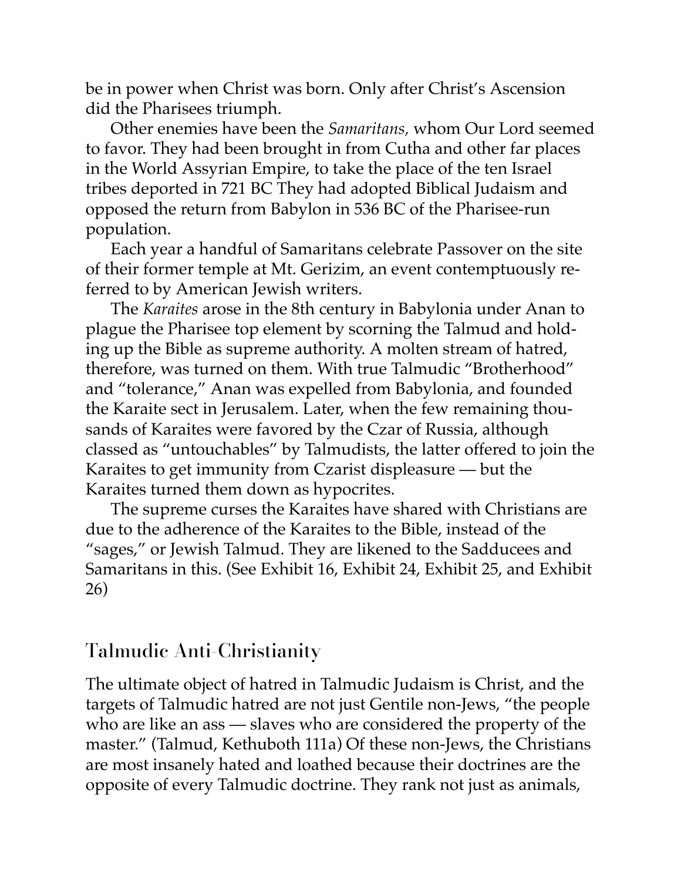be in power when Christ was born. Only after Christ's Ascension did the Pharisees triumph.

Other enemies have been the *Samaritans,* whom Our Lord seemed to favor. They had been brought in from Cutha and other far places in the World Assyrian Empire, to take the place of the ten Israel tribes deported in 721 BC They had adopted Biblical Judaism and opposed the return from Babylon in 536 BC of the Pharisee-run population.

Each year a handful of Samaritans celebrate Passover on the site of their former temple at Mt. Gerizim, an event contemptuously referred to by American Jewish writers.

The *Karaites* arose in the 8th century in Babylonia under Anan to plague the Pharisee top element by scorning the Talmud and holding up the Bible as supreme authority. A molten stream of hatred, therefore, was turned on them. With true Talmudic "Brotherhood" and "tolerance," Anan was expelled from Babylonia, and founded the Karaite sect in Jerusalem. Later, when the few remaining thousands of Karaites were favored by the Czar of Russia, although classed as "untouchables" by Talmudists, the latter offered to join the Karaites to get immunity from Czarist displeasure — but the Karaites turned them down as hypocrites.

The supreme curses the Karaites have shared with Christians are due to the adherence of the Karaites to the Bible, instead of the "sages," or Jewish Talmud. They are likened to the Sadducees and Samaritans in this. (See Exhibit 16, Exhibit 24, Exhibit 25, and Exhibit 26)

## Talmudic Anti-Christianity

The ultimate object of hatred in Talmudic Judaism is Christ, and the targets of Talmudic hatred are not just Gentile non-Jews, "the people who are like an ass — slaves who are considered the property of the master." (Talmud, Kethuboth 111a) Of these non-Jews, the Christians are most insanely hated and loathed because their doctrines are the opposite of every Talmudic doctrine. They rank not just as animals,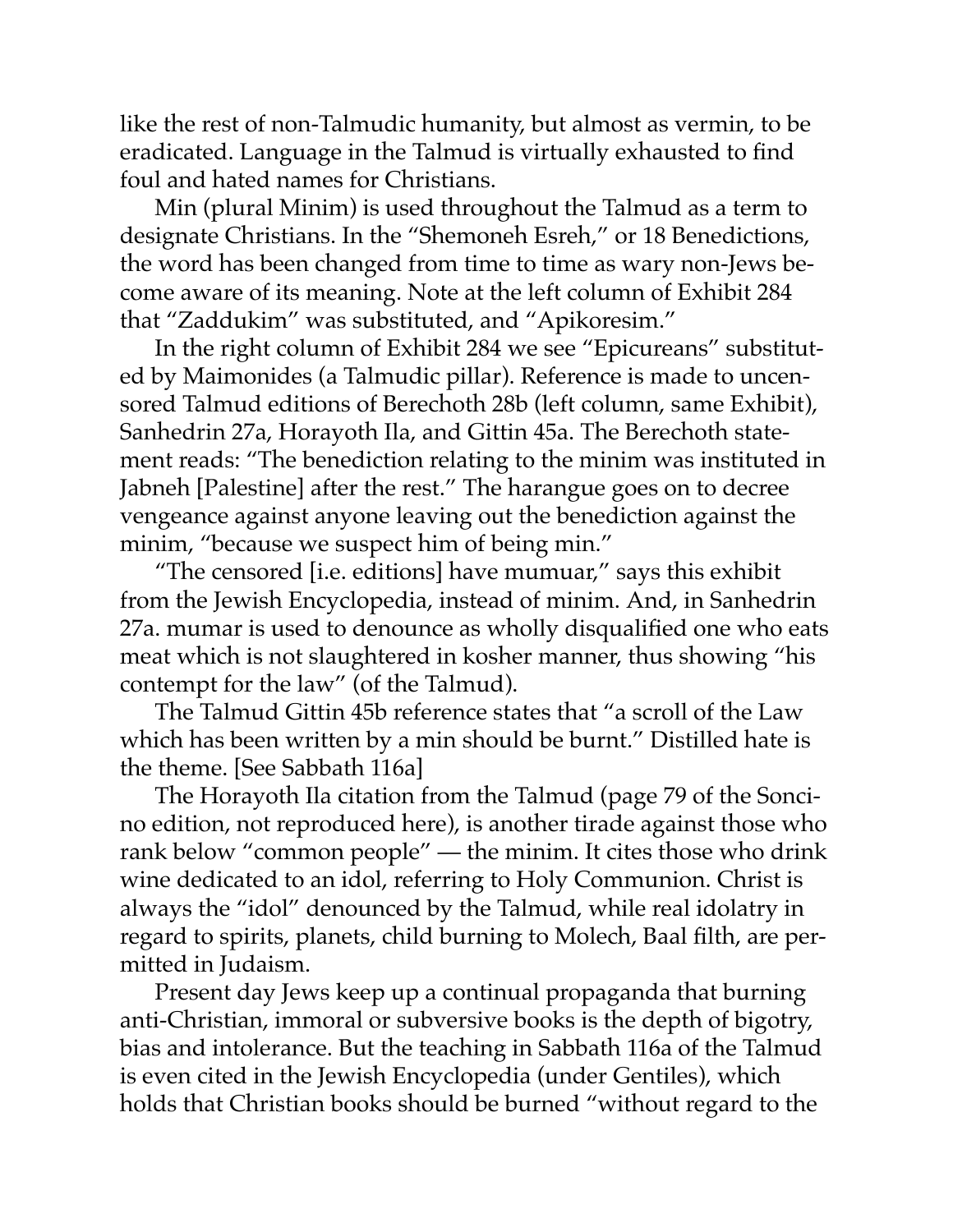like the rest of non-Talmudic humanity, but almost as vermin, to be eradicated. Language in the Talmud is virtually exhausted to find foul and hated names for Christians.

Min (plural Minim) is used throughout the Talmud as a term to designate Christians. In the "Shemoneh Esreh," or 18 Benedictions, the word has been changed from time to time as wary non-Jews become aware of its meaning. Note at the left column of Exhibit 284 that "Zaddukim" was substituted, and "Apikoresim."

In the right column of Exhibit 284 we see "Epicureans" substituted by Maimonides (a Talmudic pillar). Reference is made to uncensored Talmud editions of Berechoth 28b (left column, same Exhibit), Sanhedrin 27a, Horayoth Ila, and Gittin 45a. The Berechoth statement reads: "The benediction relating to the minim was instituted in Jabneh [Palestine] after the rest." The harangue goes on to decree vengeance against anyone leaving out the benediction against the minim, "because we suspect him of being min."

"The censored [i.e. editions] have mumuar," says this exhibit from the Jewish Encyclopedia, instead of minim. And, in Sanhedrin 27a. mumar is used to denounce as wholly disqualified one who eats meat which is not slaughtered in kosher manner, thus showing "his contempt for the law" (of the Talmud).

The Talmud Gittin 45b reference states that "a scroll of the Law which has been written by a min should be burnt." Distilled hate is the theme. [See Sabbath 116a]

The Horayoth Ila citation from the Talmud (page 79 of the Soncino edition, not reproduced here), is another tirade against those who rank below "common people" — the minim. It cites those who drink wine dedicated to an idol, referring to Holy Communion. Christ is always the "idol" denounced by the Talmud, while real idolatry in regard to spirits, planets, child burning to Molech, Baal filth, are permitted in Judaism.

Present day Jews keep up a continual propaganda that burning anti-Christian, immoral or subversive books is the depth of bigotry, bias and intolerance. But the teaching in Sabbath 116a of the Talmud is even cited in the Jewish Encyclopedia (under Gentiles), which holds that Christian books should be burned "without regard to the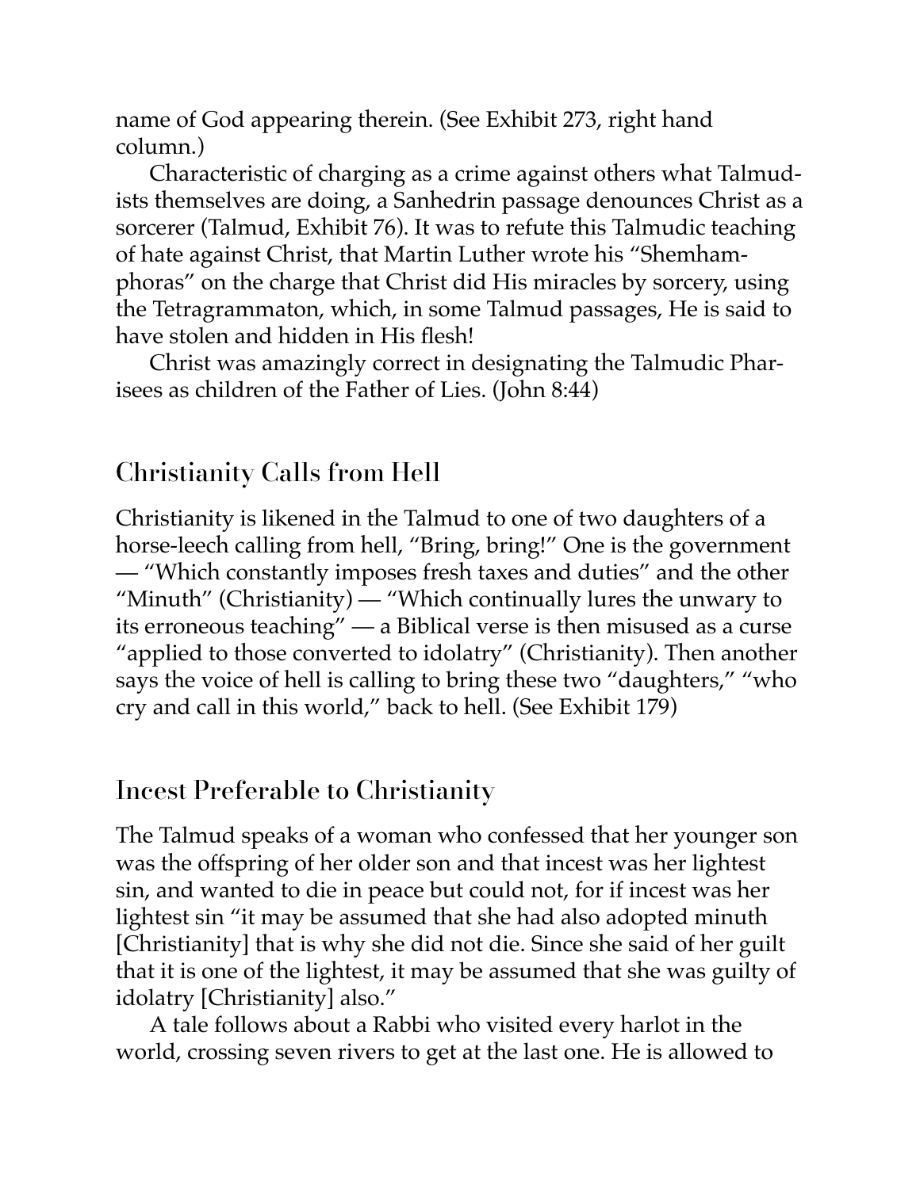name of God appearing therein. (See Exhibit 273, right hand column.)

Characteristic of charging as a crime against others what Talmudists themselves are doing, a Sanhedrin passage denounces Christ as a sorcerer (Talmud, Exhibit 76). It was to refute this Talmudic teaching of hate against Christ, that Martin Luther wrote his "Shemhamphoras" on the charge that Christ did His miracles by sorcery, using the Tetragrammaton, which, in some Talmud passages, He is said to have stolen and hidden in His flesh!

Christ was amazingly correct in designating the Talmudic Pharisees as children of the Father of Lies. (John 8:44)

## Christianity Calls from Hell

Christianity is likened in the Talmud to one of two daughters of a horse-leech calling from hell, "Bring, bring!" One is the government — "Which constantly imposes fresh taxes and duties" and the other "Minuth" (Christianity) — "Which continually lures the unwary to its erroneous teaching" — a Biblical verse is then misused as a curse "applied to those converted to idolatry" (Christianity). Then another says the voice of hell is calling to bring these two "daughters," "who cry and call in this world," back to hell. (See Exhibit 179)

## Incest Preferable to Christianity

The Talmud speaks of a woman who confessed that her younger son was the offspring of her older son and that incest was her lightest sin, and wanted to die in peace but could not, for if incest was her lightest sin "it may be assumed that she had also adopted minuth [Christianity] that is why she did not die. Since she said of her guilt that it is one of the lightest, it may be assumed that she was guilty of idolatry [Christianity] also."

A tale follows about a Rabbi who visited every harlot in the world, crossing seven rivers to get at the last one. He is allowed to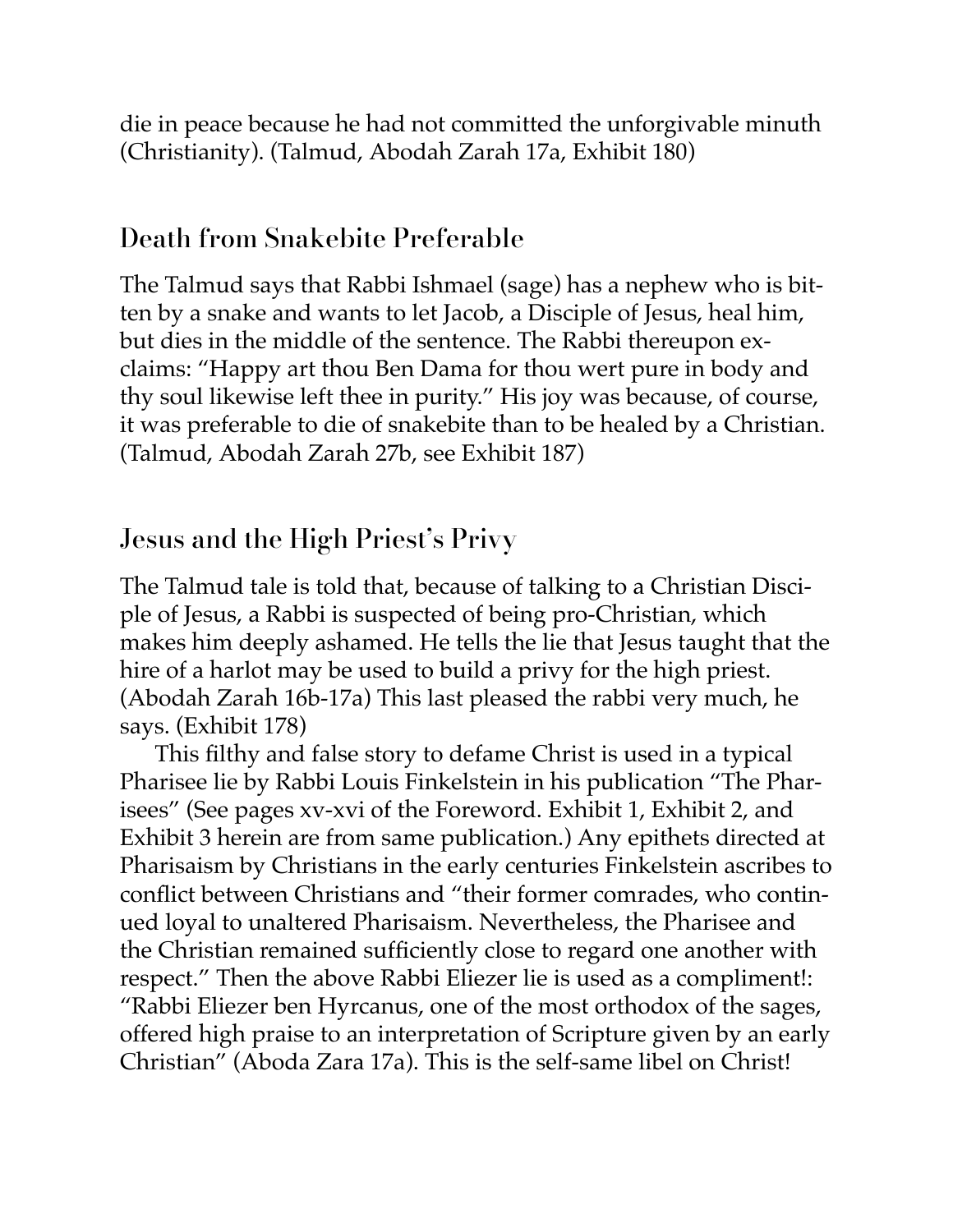die in peace because he had not committed the unforgivable minuth (Christianity). (Talmud, Abodah Zarah 17a, Exhibit 180)

## Death from Snakebite Preferable

The Talmud says that Rabbi Ishmael (sage) has a nephew who is bitten by a snake and wants to let Jacob, a Disciple of Jesus, heal him, but dies in the middle of the sentence. The Rabbi thereupon exclaims: "Happy art thou Ben Dama for thou wert pure in body and thy soul likewise left thee in purity." His joy was because, of course, it was preferable to die of snakebite than to be healed by a Christian. (Talmud, Abodah Zarah 27b, see Exhibit 187)

## Jesus and the High Priest's Privy

The Talmud tale is told that, because of talking to a Christian Disciple of Jesus, a Rabbi is suspected of being pro-Christian, which makes him deeply ashamed. He tells the lie that Jesus taught that the hire of a harlot may be used to build a privy for the high priest. (Abodah Zarah 16b-17a) This last pleased the rabbi very much, he says. (Exhibit 178)

This filthy and false story to defame Christ is used in a typical Pharisee lie by Rabbi Louis Finkelstein in his publication "The Pharisees" (See pages xv-xvi of the Foreword. Exhibit 1, Exhibit 2, and Exhibit 3 herein are from same publication.) Any epithets directed at Pharisaism by Christians in the early centuries Finkelstein ascribes to conflict between Christians and "their former comrades, who continued loyal to unaltered Pharisaism. Nevertheless, the Pharisee and the Christian remained sufficiently close to regard one another with respect." Then the above Rabbi Eliezer lie is used as a compliment!: "Rabbi Eliezer ben Hyrcanus, one of the most orthodox of the sages, offered high praise to an interpretation of Scripture given by an early Christian" (Aboda Zara 17a). This is the self-same libel on Christ!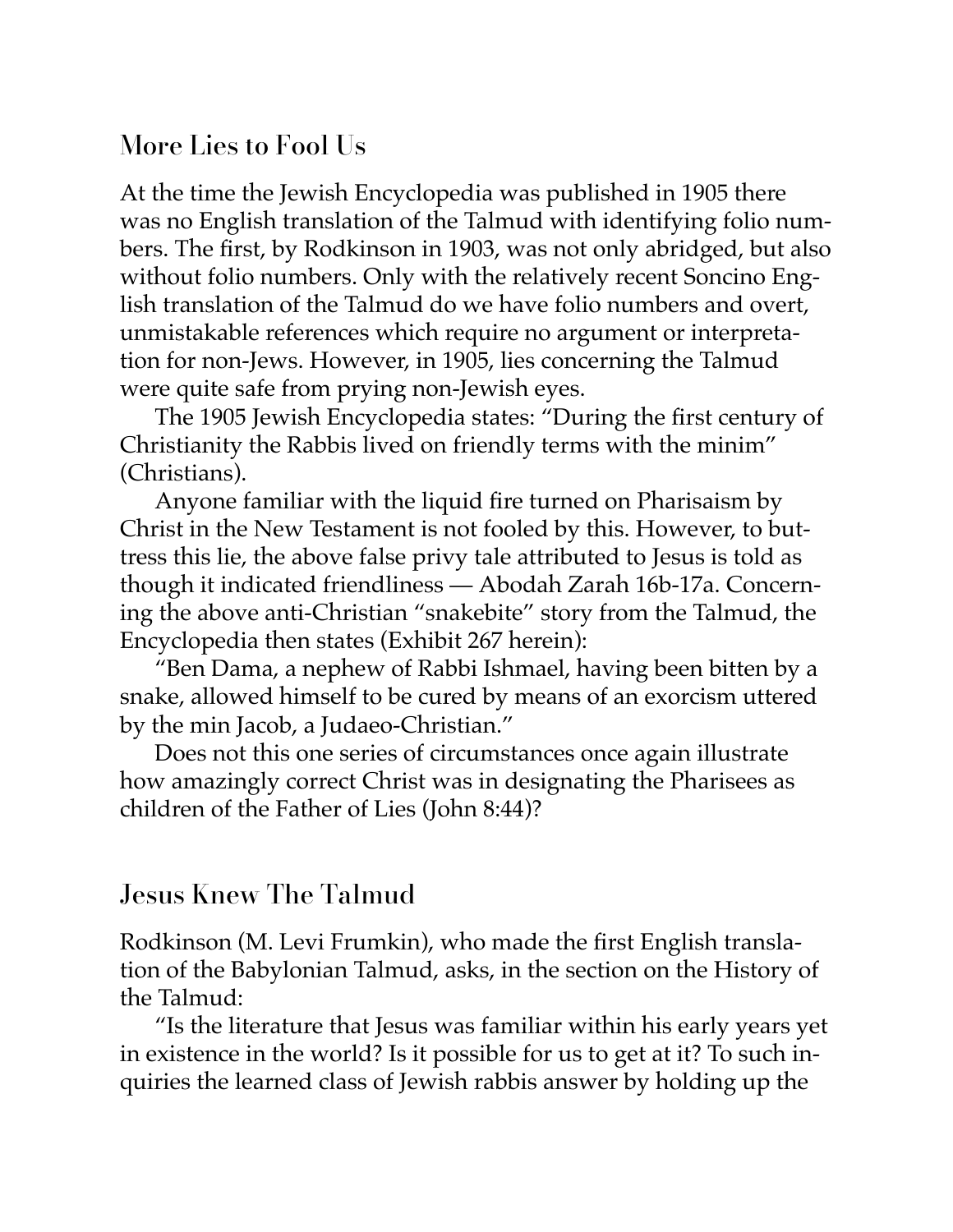## More Lies to Fool Us

At the time the Jewish Encyclopedia was published in 1905 there was no English translation of the Talmud with identifying folio numbers. The first, by Rodkinson in 1903, was not only abridged, but also without folio numbers. Only with the relatively recent Soncino English translation of the Talmud do we have folio numbers and overt, unmistakable references which require no argument or interpretation for non-Jews. However, in 1905, lies concerning the Talmud were quite safe from prying non-Jewish eyes.

The 1905 Jewish Encyclopedia states: "During the first century of Christianity the Rabbis lived on friendly terms with the minim" (Christians).

Anyone familiar with the liquid fire turned on Pharisaism by Christ in the New Testament is not fooled by this. However, to buttress this lie, the above false privy tale attributed to Jesus is told as though it indicated friendliness — Abodah Zarah 16b-17a. Concerning the above anti-Christian "snakebite" story from the Talmud, the Encyclopedia then states (Exhibit 267 herein):

"Ben Dama, a nephew of Rabbi Ishmael, having been bitten by a snake, allowed himself to be cured by means of an exorcism uttered by the min Jacob, a Judaeo-Christian."

Does not this one series of circumstances once again illustrate how amazingly correct Christ was in designating the Pharisees as children of the Father of Lies (John 8:44)?

## Jesus Knew The Talmud

Rodkinson (M. Levi Frumkin), who made the first English translation of the Babylonian Talmud, asks, in the section on the History of the Talmud:

"Is the literature that Jesus was familiar within his early years yet in existence in the world? Is it possible for us to get at it? To such inquiries the learned class of Jewish rabbis answer by holding up the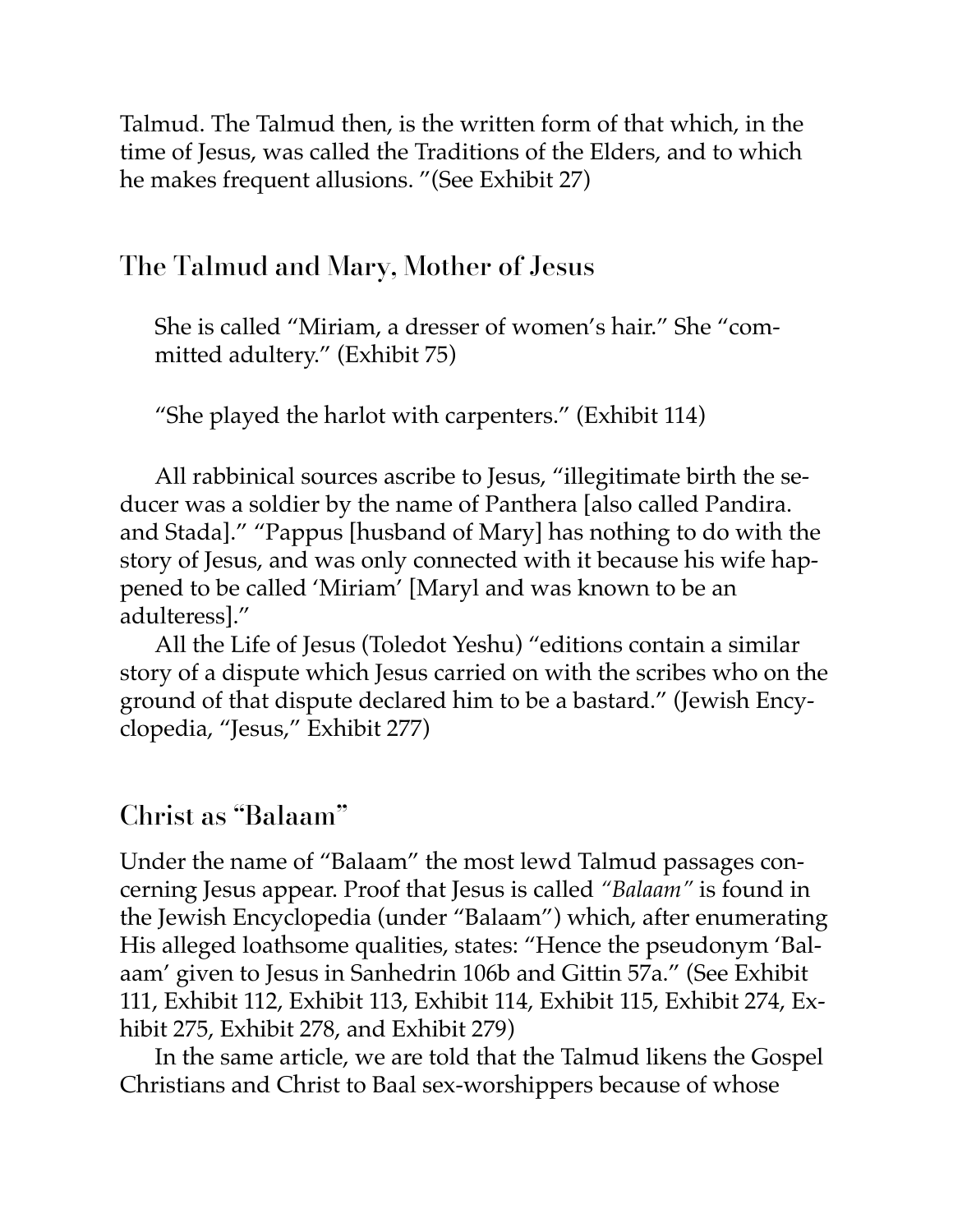Talmud. The Talmud then, is the written form of that which, in the time of Jesus, was called the Traditions of the Elders, and to which he makes frequent allusions. "(See Exhibit 27)

## The Talmud and Mary, Mother of Jesus

> She is called "Miriam, a dresser of women's hair." She "committed adultery." (Exhibit 75)
>
> "She played the harlot with carpenters." (Exhibit 114)

All rabbinical sources ascribe to Jesus, "illegitimate birth the seducer was a soldier by the name of Panthera [also called Pandira. and Stada]." "Pappus [husband of Mary] has nothing to do with the story of Jesus, and was only connected with it because his wife happened to be called 'Miriam' [Maryl and was known to be an adulteress]."

All the Life of Jesus (Toledot Yeshu) "editions contain a similar story of a dispute which Jesus carried on with the scribes who on the ground of that dispute declared him to be a bastard." (Jewish Encyclopedia, "Jesus," Exhibit 277)

## Christ as "Balaam"

Under the name of "Balaam" the most lewd Talmud passages concerning Jesus appear. Proof that Jesus is called *"Balaam"* is found in the Jewish Encyclopedia (under "Balaam") which, after enumerating His alleged loathsome qualities, states: "Hence the pseudonym 'Balaam' given to Jesus in Sanhedrin 106b and Gittin 57a." (See Exhibit 111, Exhibit 112, Exhibit 113, Exhibit 114, Exhibit 115, Exhibit 274, Exhibit 275, Exhibit 278, and Exhibit 279)

In the same article, we are told that the Talmud likens the Gospel Christians and Christ to Baal sex-worshippers because of whose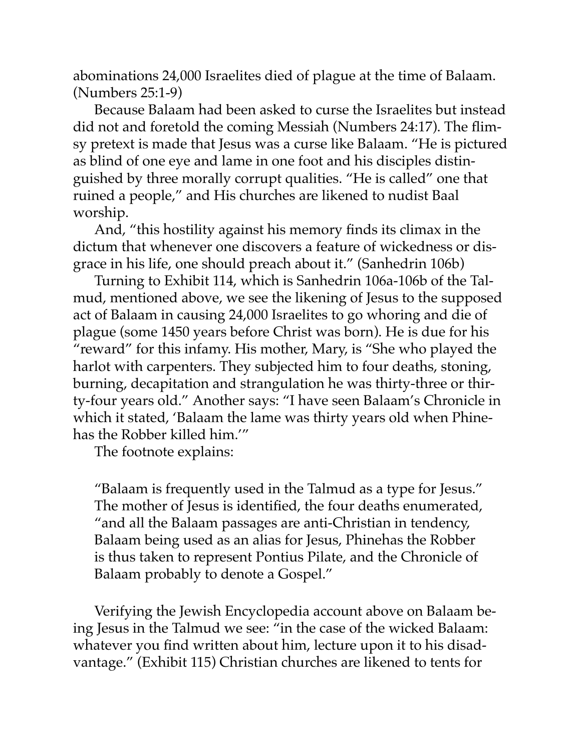abominations 24,000 Israelites died of plague at the time of Balaam. (Numbers 25:1-9)

Because Balaam had been asked to curse the Israelites but instead did not and foretold the coming Messiah (Numbers 24:17). The flimsy pretext is made that Jesus was a curse like Balaam. "He is pictured as blind of one eye and lame in one foot and his disciples distinguished by three morally corrupt qualities. "He is called" one that ruined a people," and His churches are likened to nudist Baal worship.

And, "this hostility against his memory finds its climax in the dictum that whenever one discovers a feature of wickedness or disgrace in his life, one should preach about it." (Sanhedrin 106b)

Turning to Exhibit 114, which is Sanhedrin 106a-106b of the Talmud, mentioned above, we see the likening of Jesus to the supposed act of Balaam in causing 24,000 Israelites to go whoring and die of plague (some 1450 years before Christ was born). He is due for his "reward" for this infamy. His mother, Mary, is "She who played the harlot with carpenters. They subjected him to four deaths, stoning, burning, decapitation and strangulation he was thirty-three or thirty-four years old." Another says: "I have seen Balaam's Chronicle in which it stated, 'Balaam the lame was thirty years old when Phinehas the Robber killed him.'"

The footnote explains:

> "Balaam is frequently used in the Talmud as a type for Jesus." The mother of Jesus is identified, the four deaths enumerated, "and all the Balaam passages are anti-Christian in tendency, Balaam being used as an alias for Jesus, Phinehas the Robber is thus taken to represent Pontius Pilate, and the Chronicle of Balaam probably to denote a Gospel."

Verifying the Jewish Encyclopedia account above on Balaam being Jesus in the Talmud we see: "in the case of the wicked Balaam: whatever you find written about him, lecture upon it to his disadvantage." (Exhibit 115) Christian churches are likened to tents for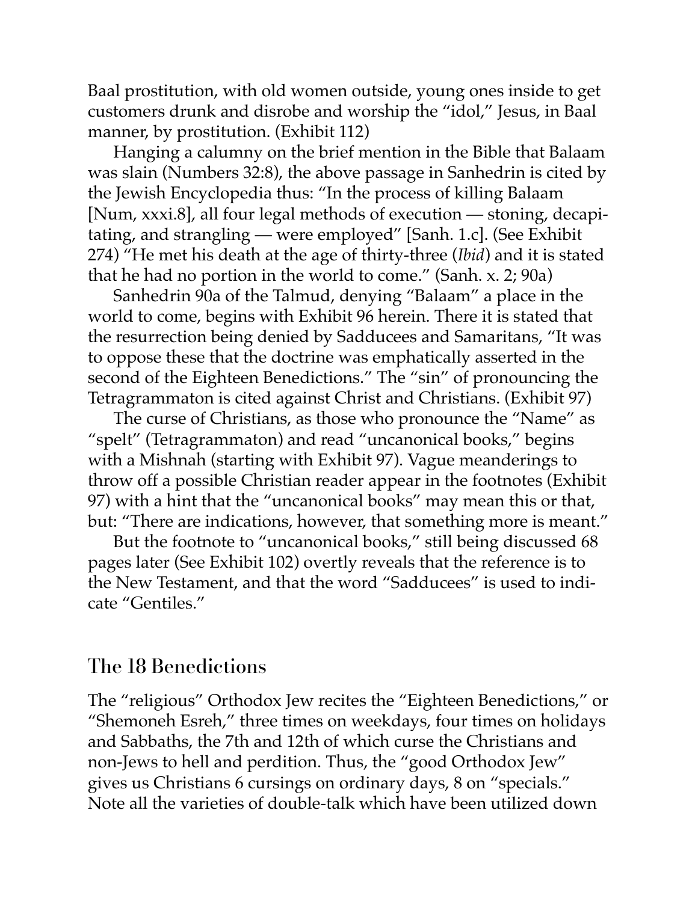Baal prostitution, with old women outside, young ones inside to get customers drunk and disrobe and worship the "idol," Jesus, in Baal manner, by prostitution. (Exhibit 112)

Hanging a calumny on the brief mention in the Bible that Balaam was slain (Numbers 32:8), the above passage in Sanhedrin is cited by the Jewish Encyclopedia thus: "In the process of killing Balaam [Num, xxxi.8], all four legal methods of execution — stoning, decapitating, and strangling — were employed" [Sanh. 1.c]. (See Exhibit 274) "He met his death at the age of thirty-three (*Ibid*) and it is stated that he had no portion in the world to come." (Sanh. x. 2; 90a)

Sanhedrin 90a of the Talmud, denying "Balaam" a place in the world to come, begins with Exhibit 96 herein. There it is stated that the resurrection being denied by Sadducees and Samaritans, "It was to oppose these that the doctrine was emphatically asserted in the second of the Eighteen Benedictions." The "sin" of pronouncing the Tetragrammaton is cited against Christ and Christians. (Exhibit 97)

The curse of Christians, as those who pronounce the "Name" as "spelt" (Tetragrammaton) and read "uncanonical books," begins with a Mishnah (starting with Exhibit 97). Vague meanderings to throw off a possible Christian reader appear in the footnotes (Exhibit 97) with a hint that the "uncanonical books" may mean this or that, but: "There are indications, however, that something more is meant."

But the footnote to "uncanonical books," still being discussed 68 pages later (See Exhibit 102) overtly reveals that the reference is to the New Testament, and that the word "Sadducees" is used to indicate "Gentiles."

## The 18 Benedictions

The "religious" Orthodox Jew recites the "Eighteen Benedictions," or "Shemoneh Esreh," three times on weekdays, four times on holidays and Sabbaths, the 7th and 12th of which curse the Christians and non-Jews to hell and perdition. Thus, the "good Orthodox Jew" gives us Christians 6 cursings on ordinary days, 8 on "specials." Note all the varieties of double-talk which have been utilized down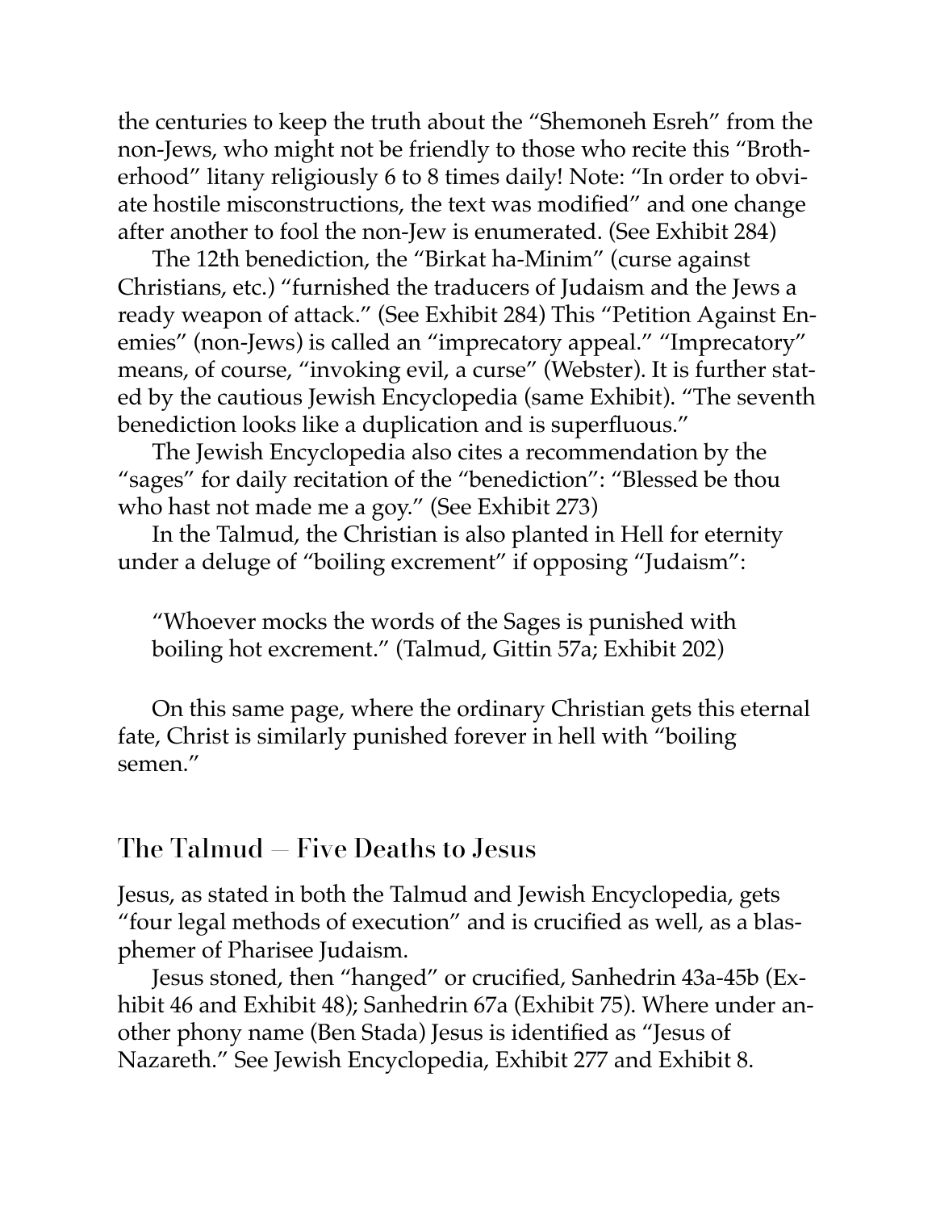the centuries to keep the truth about the "Shemoneh Esreh" from the non-Jews, who might not be friendly to those who recite this "Brotherhood" litany religiously 6 to 8 times daily! Note: "In order to obviate hostile misconstructions, the text was modified" and one change after another to fool the non-Jew is enumerated. (See Exhibit 284)

The 12th benediction, the "Birkat ha-Minim" (curse against Christians, etc.) "furnished the traducers of Judaism and the Jews a ready weapon of attack." (See Exhibit 284) This "Petition Against Enemies" (non-Jews) is called an "imprecatory appeal." "Imprecatory" means, of course, "invoking evil, a curse" (Webster). It is further stated by the cautious Jewish Encyclopedia (same Exhibit). "The seventh benediction looks like a duplication and is superfluous."

The Jewish Encyclopedia also cites a recommendation by the "sages" for daily recitation of the "benediction": "Blessed be thou who hast not made me a goy." (See Exhibit 273)

In the Talmud, the Christian is also planted in Hell for eternity under a deluge of "boiling excrement" if opposing "Judaism":

> "Whoever mocks the words of the Sages is punished with boiling hot excrement." (Talmud, Gittin 57a; Exhibit 202)

On this same page, where the ordinary Christian gets this eternal fate, Christ is similarly punished forever in hell with "boiling semen."

## The Talmud — Five Deaths to Jesus

Jesus, as stated in both the Talmud and Jewish Encyclopedia, gets "four legal methods of execution" and is crucified as well, as a blasphemer of Pharisee Judaism.

Jesus stoned, then "hanged" or crucified, Sanhedrin 43a-45b (Exhibit 46 and Exhibit 48); Sanhedrin 67a (Exhibit 75). Where under another phony name (Ben Stada) Jesus is identified as "Jesus of Nazareth." See Jewish Encyclopedia, Exhibit 277 and Exhibit 8.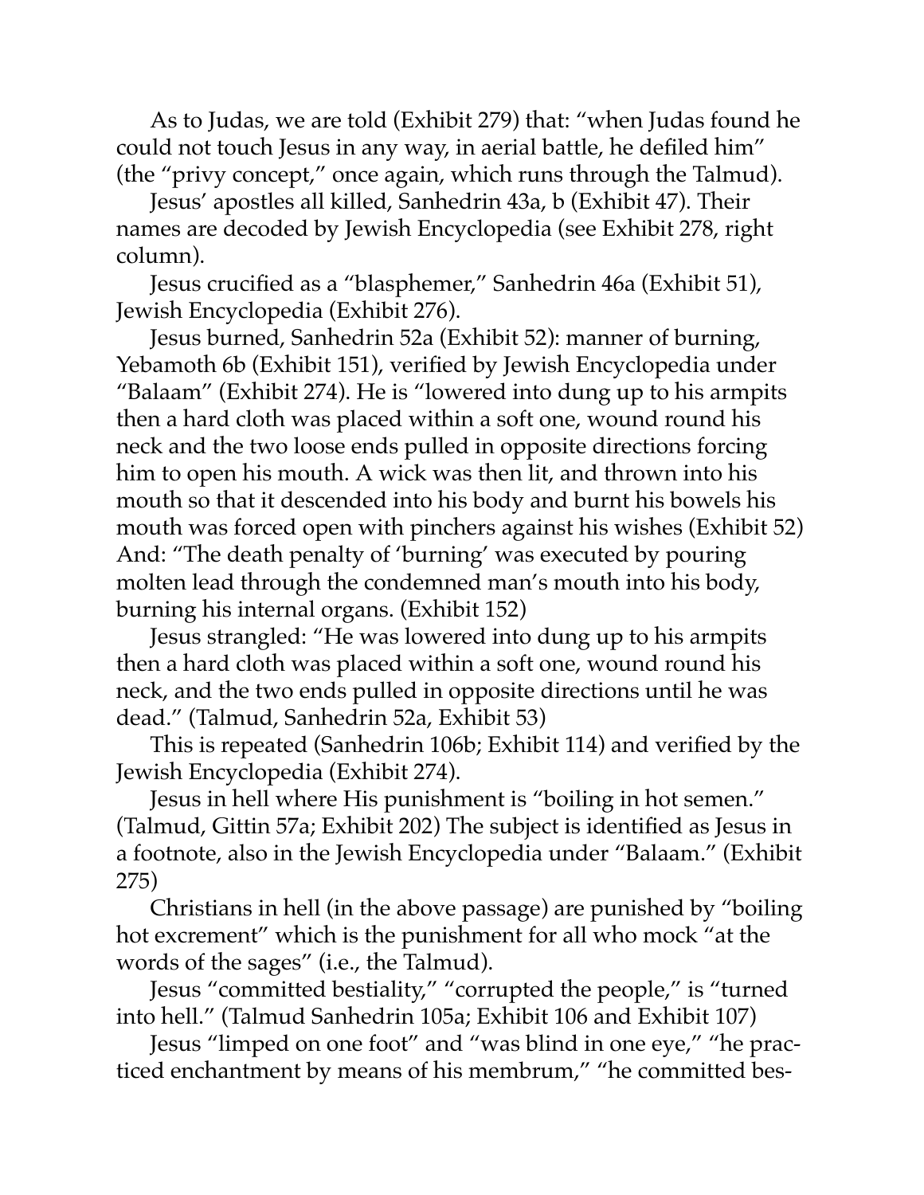As to Judas, we are told (Exhibit 279) that: "when Judas found he could not touch Jesus in any way, in aerial battle, he defiled him" (the "privy concept," once again, which runs through the Talmud).

Jesus' apostles all killed, Sanhedrin 43a, b (Exhibit 47). Their names are decoded by Jewish Encyclopedia (see Exhibit 278, right column).

Jesus crucified as a "blasphemer," Sanhedrin 46a (Exhibit 51), Jewish Encyclopedia (Exhibit 276).

Jesus burned, Sanhedrin 52a (Exhibit 52): manner of burning, Yebamoth 6b (Exhibit 151), verified by Jewish Encyclopedia under "Balaam" (Exhibit 274). He is "lowered into dung up to his armpits then a hard cloth was placed within a soft one, wound round his neck and the two loose ends pulled in opposite directions forcing him to open his mouth. A wick was then lit, and thrown into his mouth so that it descended into his body and burnt his bowels his mouth was forced open with pinchers against his wishes (Exhibit 52) And: "The death penalty of 'burning' was executed by pouring molten lead through the condemned man's mouth into his body, burning his internal organs. (Exhibit 152)

Jesus strangled: "He was lowered into dung up to his armpits then a hard cloth was placed within a soft one, wound round his neck, and the two ends pulled in opposite directions until he was dead." (Talmud, Sanhedrin 52a, Exhibit 53)

This is repeated (Sanhedrin 106b; Exhibit 114) and verified by the Jewish Encyclopedia (Exhibit 274).

Jesus in hell where His punishment is "boiling in hot semen." (Talmud, Gittin 57a; Exhibit 202) The subject is identified as Jesus in a footnote, also in the Jewish Encyclopedia under "Balaam." (Exhibit 275)

Christians in hell (in the above passage) are punished by "boiling hot excrement" which is the punishment for all who mock "at the words of the sages" (i.e., the Talmud).

Jesus "committed bestiality," "corrupted the people," is "turned into hell." (Talmud Sanhedrin 105a; Exhibit 106 and Exhibit 107)

Jesus "limped on one foot" and "was blind in one eye," "he practiced enchantment by means of his membrum," "he committed bes-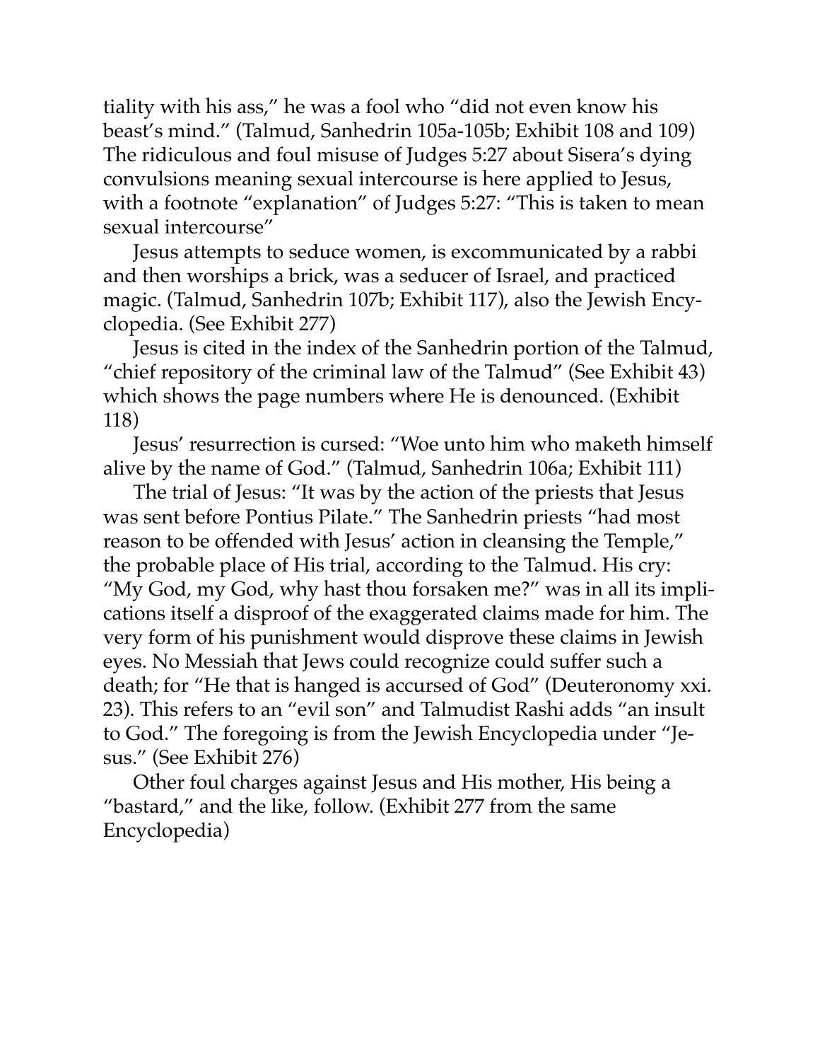tiality with his ass," he was a fool who "did not even know his beast's mind." (Talmud, Sanhedrin 105a-105b; Exhibit 108 and 109) The ridiculous and foul misuse of Judges 5:27 about Sisera's dying convulsions meaning sexual intercourse is here applied to Jesus, with a footnote "explanation" of Judges 5:27: "This is taken to mean sexual intercourse"

Jesus attempts to seduce women, is excommunicated by a rabbi and then worships a brick, was a seducer of Israel, and practiced magic. (Talmud, Sanhedrin 107b; Exhibit 117), also the Jewish Encyclopedia. (See Exhibit 277)

Jesus is cited in the index of the Sanhedrin portion of the Talmud, "chief repository of the criminal law of the Talmud" (See Exhibit 43) which shows the page numbers where He is denounced. (Exhibit 118)

Jesus' resurrection is cursed: "Woe unto him who maketh himself alive by the name of God." (Talmud, Sanhedrin 106a; Exhibit 111)

The trial of Jesus: "It was by the action of the priests that Jesus was sent before Pontius Pilate." The Sanhedrin priests "had most reason to be offended with Jesus' action in cleansing the Temple," the probable place of His trial, according to the Talmud. His cry: "My God, my God, why hast thou forsaken me?" was in all its implications itself a disproof of the exaggerated claims made for him. The very form of his punishment would disprove these claims in Jewish eyes. No Messiah that Jews could recognize could suffer such a death; for "He that is hanged is accursed of God" (Deuteronomy xxi. 23). This refers to an "evil son" and Talmudist Rashi adds "an insult to God." The foregoing is from the Jewish Encyclopedia under "Jesus." (See Exhibit 276)

Other foul charges against Jesus and His mother, His being a "bastard," and the like, follow. (Exhibit 277 from the same Encyclopedia)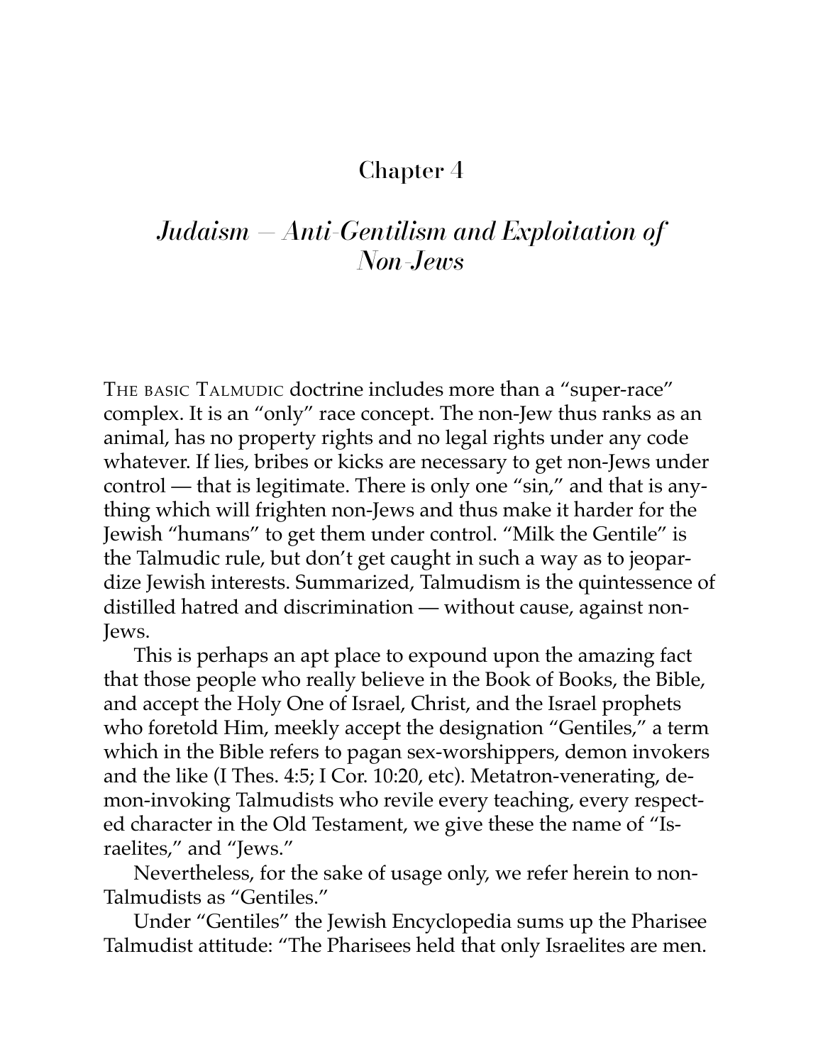## Chapter 4

## *Judaism — Anti-Gentilism and Exploitation of Non-Jews*

THE BASIC TALMUDIC doctrine includes more than a "super-race" complex. It is an "only" race concept. The non-Jew thus ranks as an animal, has no property rights and no legal rights under any code whatever. If lies, bribes or kicks are necessary to get non-Jews under control — that is legitimate. There is only one "sin," and that is anything which will frighten non-Jews and thus make it harder for the Jewish "humans" to get them under control. "Milk the Gentile" is the Talmudic rule, but don't get caught in such a way as to jeopardize Jewish interests. Summarized, Talmudism is the quintessence of distilled hatred and discrimination — without cause, against non-Jews.

This is perhaps an apt place to expound upon the amazing fact that those people who really believe in the Book of Books, the Bible, and accept the Holy One of Israel, Christ, and the Israel prophets who foretold Him, meekly accept the designation "Gentiles," a term which in the Bible refers to pagan sex-worshippers, demon invokers and the like (I Thes. 4:5; I Cor. 10:20, etc). Metatron-venerating, demon-invoking Talmudists who revile every teaching, every respected character in the Old Testament, we give these the name of "Israelites," and "Jews."

Nevertheless, for the sake of usage only, we refer herein to non-Talmudists as "Gentiles."

Under "Gentiles" the Jewish Encyclopedia sums up the Pharisee Talmudist attitude: "The Pharisees held that only Israelites are men.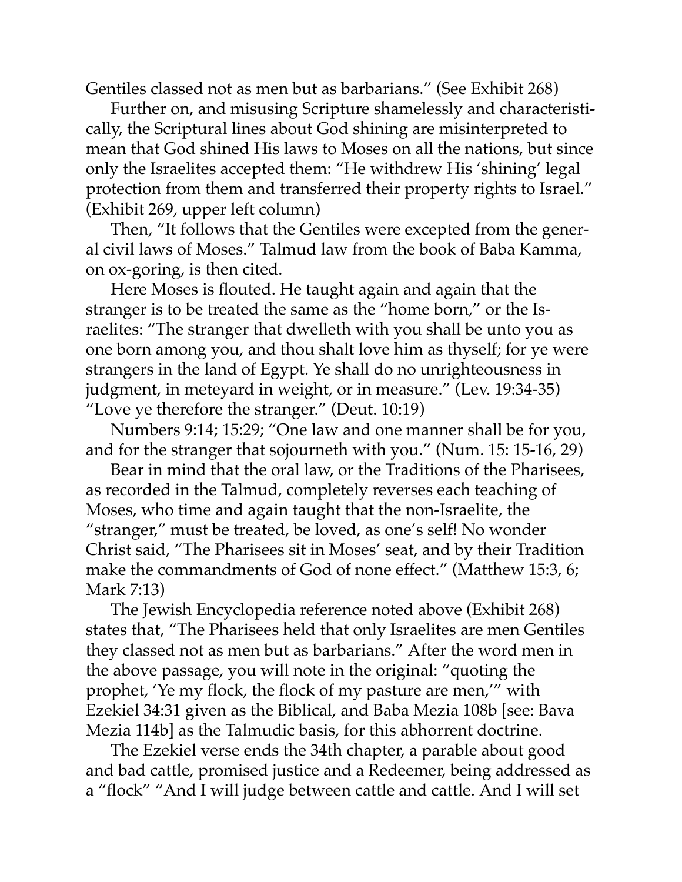Gentiles classed not as men but as barbarians." (See Exhibit 268)

Further on, and misusing Scripture shamelessly and characteristically, the Scriptural lines about God shining are misinterpreted to mean that God shined His laws to Moses on all the nations, but since only the Israelites accepted them: "He withdrew His 'shining' legal protection from them and transferred their property rights to Israel." (Exhibit 269, upper left column)

Then, "It follows that the Gentiles were excepted from the general civil laws of Moses." Talmud law from the book of Baba Kamma, on ox-goring, is then cited.

Here Moses is flouted. He taught again and again that the stranger is to be treated the same as the "home born," or the Israelites: "The stranger that dwelleth with you shall be unto you as one born among you, and thou shalt love him as thyself; for ye were strangers in the land of Egypt. Ye shall do no unrighteousness in judgment, in meteyard in weight, or in measure." (Lev. 19:34-35) "Love ye therefore the stranger." (Deut. 10:19)

Numbers 9:14; 15:29; "One law and one manner shall be for you, and for the stranger that sojourneth with you." (Num. 15: 15-16, 29)

Bear in mind that the oral law, or the Traditions of the Pharisees, as recorded in the Talmud, completely reverses each teaching of Moses, who time and again taught that the non-Israelite, the "stranger," must be treated, be loved, as one's self! No wonder Christ said, "The Pharisees sit in Moses' seat, and by their Tradition make the commandments of God of none effect." (Matthew 15:3, 6; Mark 7:13)

The Jewish Encyclopedia reference noted above (Exhibit 268) states that, "The Pharisees held that only Israelites are men Gentiles they classed not as men but as barbarians." After the word men in the above passage, you will note in the original: "quoting the prophet, 'Ye my flock, the flock of my pasture are men,'" with Ezekiel 34:31 given as the Biblical, and Baba Mezia 108b [see: Bava Mezia 114b] as the Talmudic basis, for this abhorrent doctrine.

The Ezekiel verse ends the 34th chapter, a parable about good and bad cattle, promised justice and a Redeemer, being addressed as a "flock" "And I will judge between cattle and cattle. And I will set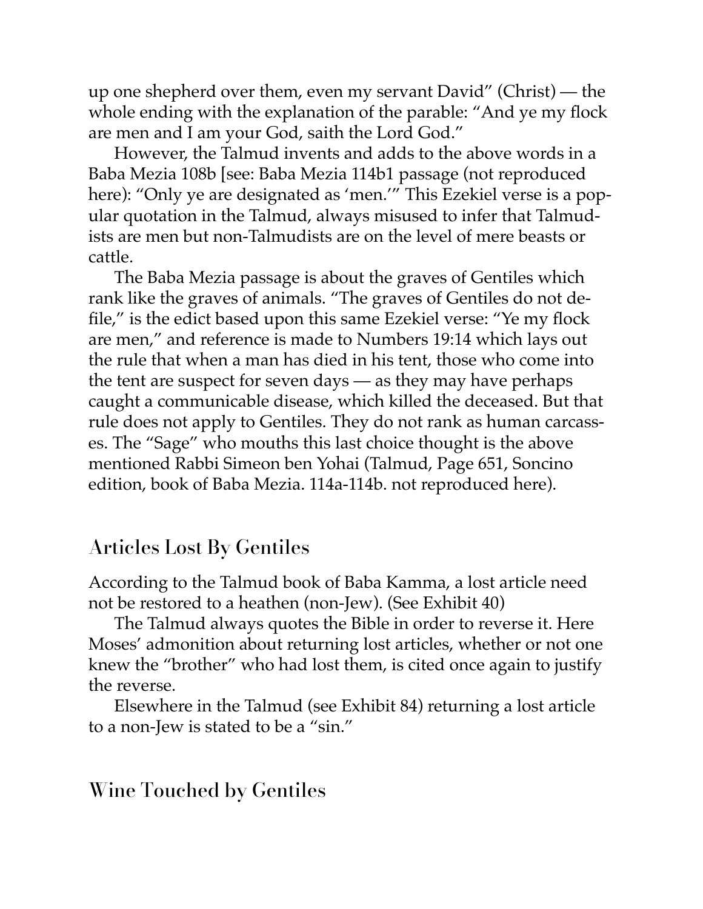up one shepherd over them, even my servant David" (Christ) — the whole ending with the explanation of the parable: "And ye my flock are men and I am your God, saith the Lord God."

However, the Talmud invents and adds to the above words in a Baba Mezia 108b [see: Baba Mezia 114b1 passage (not reproduced here): "Only ye are designated as 'men.'" This Ezekiel verse is a popular quotation in the Talmud, always misused to infer that Talmudists are men but non-Talmudists are on the level of mere beasts or cattle.

The Baba Mezia passage is about the graves of Gentiles which rank like the graves of animals. "The graves of Gentiles do not defile," is the edict based upon this same Ezekiel verse: "Ye my flock are men," and reference is made to Numbers 19:14 which lays out the rule that when a man has died in his tent, those who come into the tent are suspect for seven days — as they may have perhaps caught a communicable disease, which killed the deceased. But that rule does not apply to Gentiles. They do not rank as human carcasses. The "Sage" who mouths this last choice thought is the above mentioned Rabbi Simeon ben Yohai (Talmud, Page 651, Soncino edition, book of Baba Mezia. 114a-114b. not reproduced here).

## Articles Lost By Gentiles

According to the Talmud book of Baba Kamma, a lost article need not be restored to a heathen (non-Jew). (See Exhibit 40)

The Talmud always quotes the Bible in order to reverse it. Here Moses' admonition about returning lost articles, whether or not one knew the "brother" who had lost them, is cited once again to justify the reverse.

Elsewhere in the Talmud (see Exhibit 84) returning a lost article to a non-Jew is stated to be a "sin."

## Wine Touched by Gentiles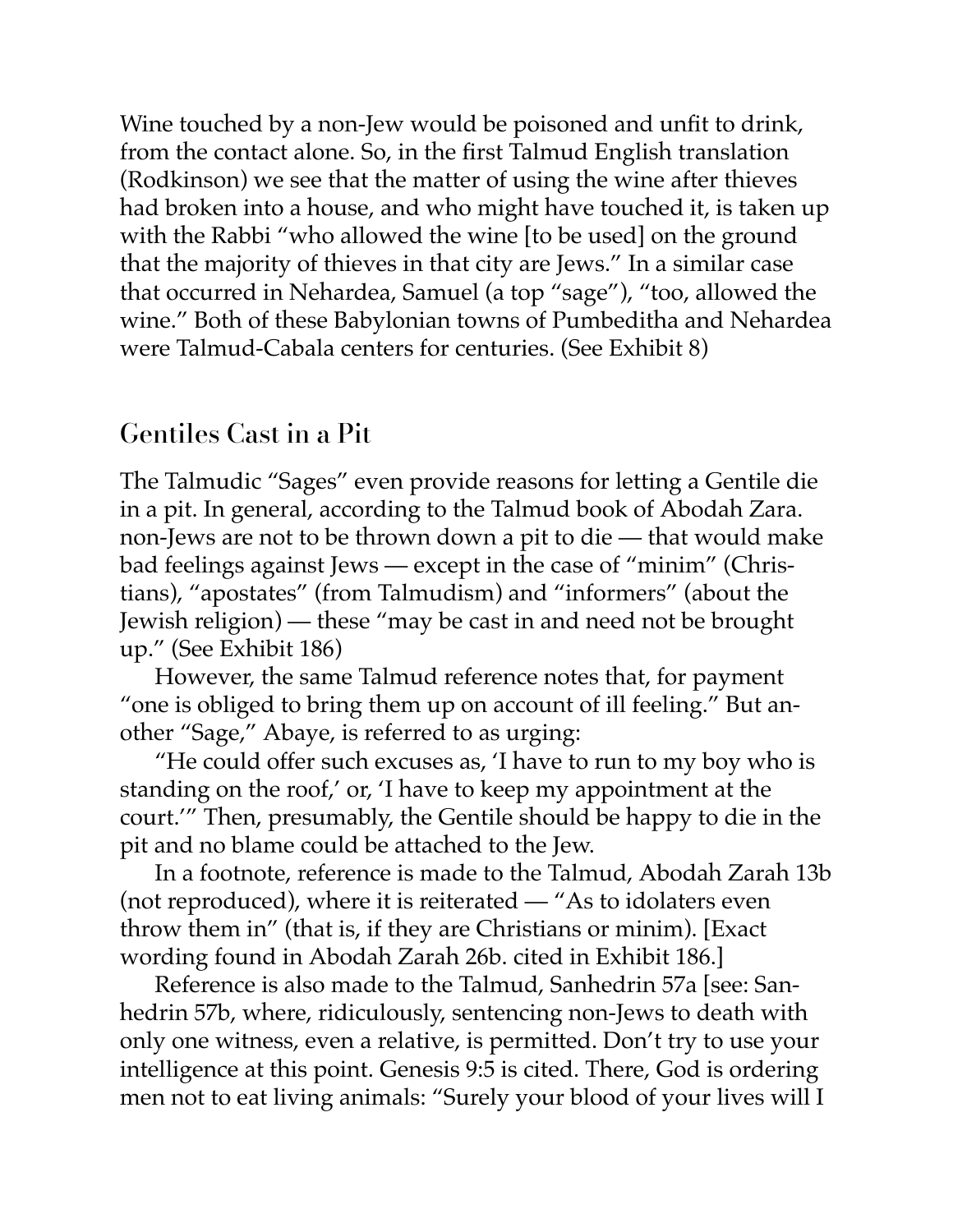Wine touched by a non-Jew would be poisoned and unfit to drink, from the contact alone. So, in the first Talmud English translation (Rodkinson) we see that the matter of using the wine after thieves had broken into a house, and who might have touched it, is taken up with the Rabbi "who allowed the wine [to be used] on the ground that the majority of thieves in that city are Jews." In a similar case that occurred in Nehardea, Samuel (a top "sage"), "too, allowed the wine." Both of these Babylonian towns of Pumbeditha and Nehardea were Talmud-Cabala centers for centuries. (See Exhibit 8)

## Gentiles Cast in a Pit

The Talmudic "Sages" even provide reasons for letting a Gentile die in a pit. In general, according to the Talmud book of Abodah Zara. non-Jews are not to be thrown down a pit to die — that would make bad feelings against Jews — except in the case of "minim" (Christians), "apostates" (from Talmudism) and "informers" (about the Jewish religion) — these "may be cast in and need not be brought up." (See Exhibit 186)

However, the same Talmud reference notes that, for payment "one is obliged to bring them up on account of ill feeling." But another "Sage," Abaye, is referred to as urging:

"He could offer such excuses as, 'I have to run to my boy who is standing on the roof,' or, 'I have to keep my appointment at the court.'" Then, presumably, the Gentile should be happy to die in the pit and no blame could be attached to the Jew.

In a footnote, reference is made to the Talmud, Abodah Zarah 13b (not reproduced), where it is reiterated — "As to idolaters even throw them in" (that is, if they are Christians or minim). [Exact wording found in Abodah Zarah 26b. cited in Exhibit 186.]

Reference is also made to the Talmud, Sanhedrin 57a [see: Sanhedrin 57b, where, ridiculously, sentencing non-Jews to death with only one witness, even a relative, is permitted. Don't try to use your intelligence at this point. Genesis 9:5 is cited. There, God is ordering men not to eat living animals: "Surely your blood of your lives will I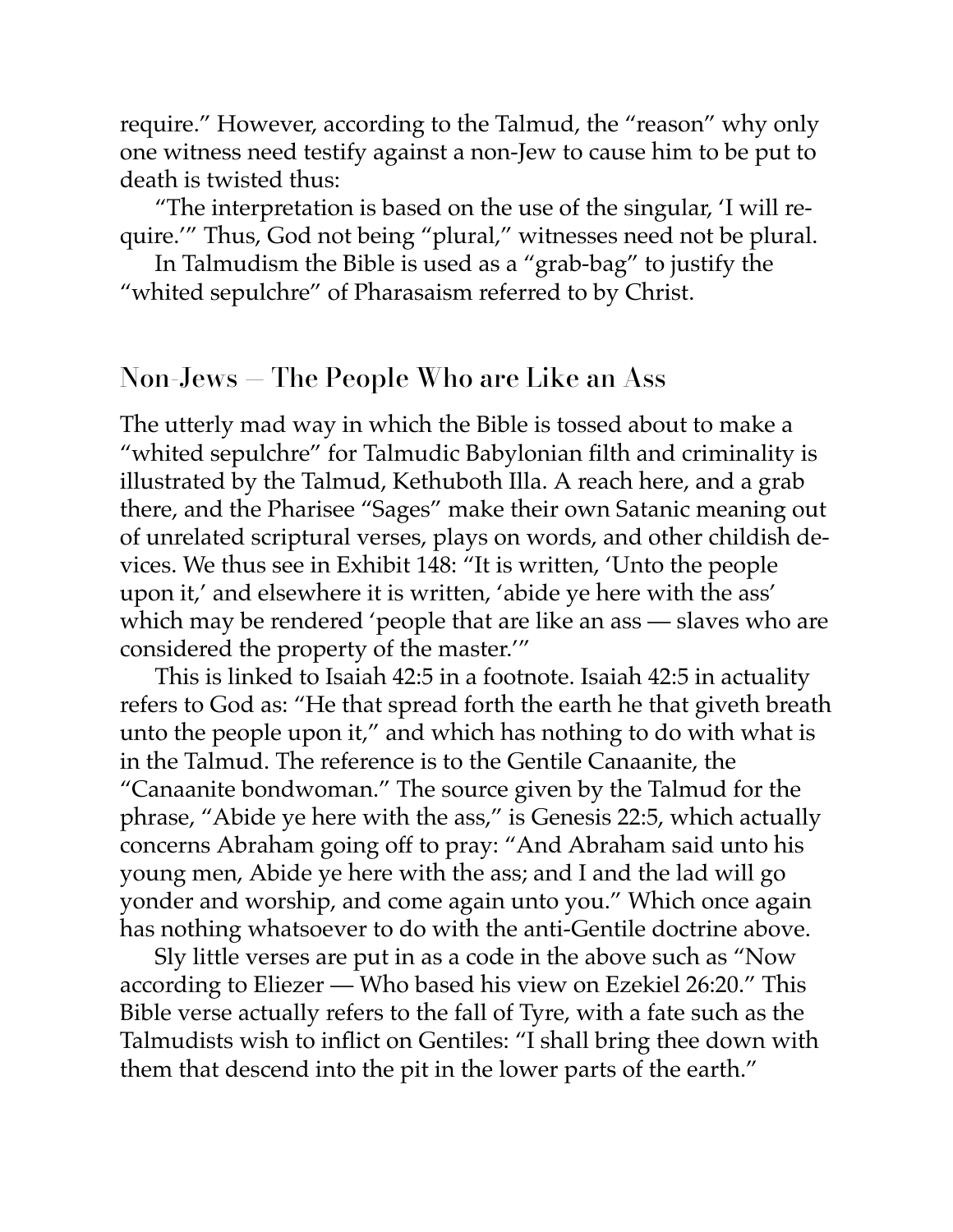require." However, according to the Talmud, the "reason" why only one witness need testify against a non-Jew to cause him to be put to death is twisted thus:

"The interpretation is based on the use of the singular, 'I will require.'" Thus, God not being "plural," witnesses need not be plural.

In Talmudism the Bible is used as a "grab-bag" to justify the "whited sepulchre" of Pharasaism referred to by Christ.

## Non-Jews — The People Who are Like an Ass

The utterly mad way in which the Bible is tossed about to make a "whited sepulchre" for Talmudic Babylonian filth and criminality is illustrated by the Talmud, Kethuboth Illa. A reach here, and a grab there, and the Pharisee "Sages" make their own Satanic meaning out of unrelated scriptural verses, plays on words, and other childish devices. We thus see in Exhibit 148: "It is written, 'Unto the people upon it,' and elsewhere it is written, 'abide ye here with the ass' which may be rendered 'people that are like an ass — slaves who are considered the property of the master.'"

This is linked to Isaiah 42:5 in a footnote. Isaiah 42:5 in actuality refers to God as: "He that spread forth the earth he that giveth breath unto the people upon it," and which has nothing to do with what is in the Talmud. The reference is to the Gentile Canaanite, the "Canaanite bondwoman." The source given by the Talmud for the phrase, "Abide ye here with the ass," is Genesis 22:5, which actually concerns Abraham going off to pray: "And Abraham said unto his young men, Abide ye here with the ass; and I and the lad will go yonder and worship, and come again unto you." Which once again has nothing whatsoever to do with the anti-Gentile doctrine above.

Sly little verses are put in as a code in the above such as "Now according to Eliezer — Who based his view on Ezekiel 26:20." This Bible verse actually refers to the fall of Tyre, with a fate such as the Talmudists wish to inflict on Gentiles: "I shall bring thee down with them that descend into the pit in the lower parts of the earth."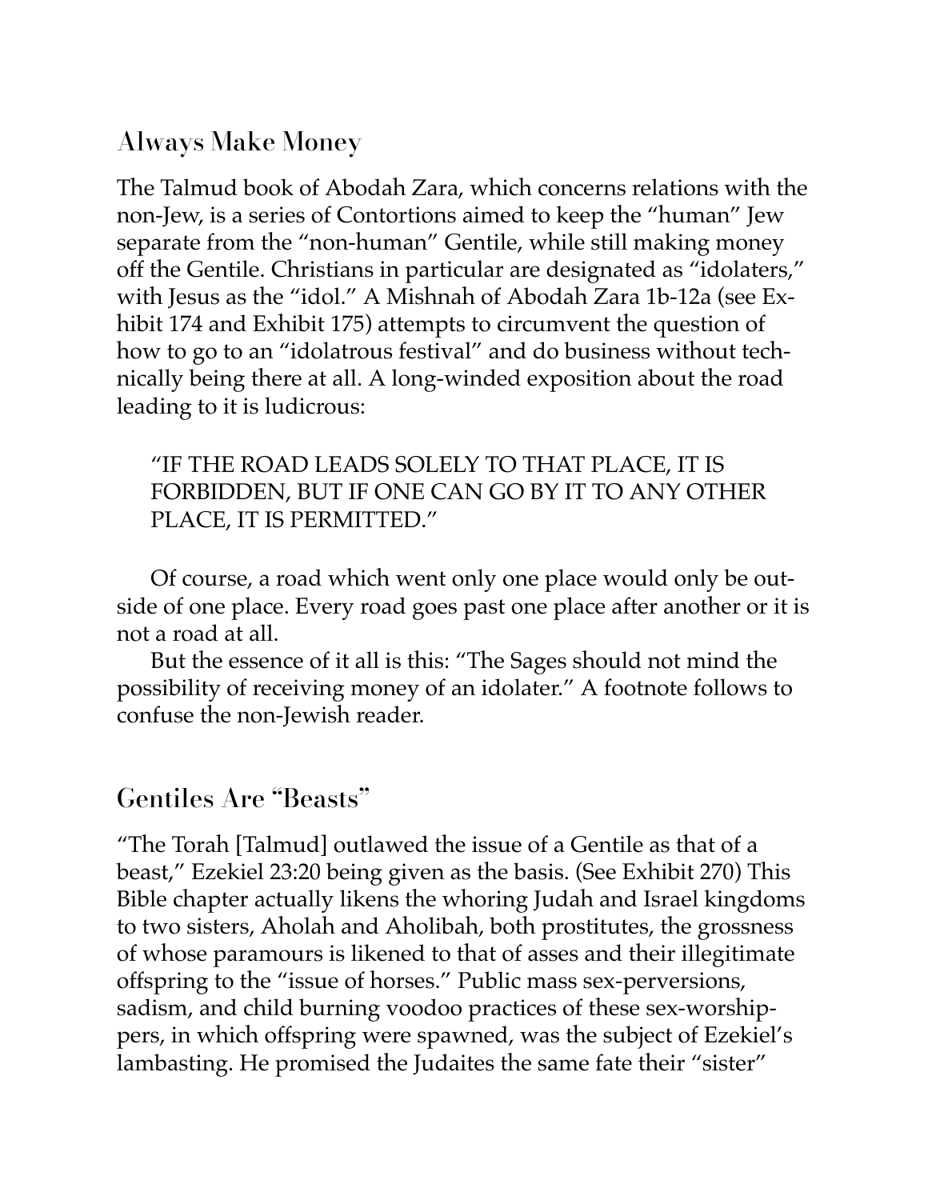## Always Make Money

The Talmud book of Abodah Zara, which concerns relations with the non-Jew, is a series of Contortions aimed to keep the "human" Jew separate from the "non-human" Gentile, while still making money off the Gentile. Christians in particular are designated as "idolaters," with Jesus as the "idol." A Mishnah of Abodah Zara 1b-12a (see Exhibit 174 and Exhibit 175) attempts to circumvent the question of how to go to an "idolatrous festival" and do business without technically being there at all. A long-winded exposition about the road leading to it is ludicrous:

> "IF THE ROAD LEADS SOLELY TO THAT PLACE, IT IS FORBIDDEN, BUT IF ONE CAN GO BY IT TO ANY OTHER PLACE, IT IS PERMITTED."

Of course, a road which went only one place would only be outside of one place. Every road goes past one place after another or it is not a road at all.

But the essence of it all is this: "The Sages should not mind the possibility of receiving money of an idolater." A footnote follows to confuse the non-Jewish reader.

## Gentiles Are "Beasts"

"The Torah [Talmud] outlawed the issue of a Gentile as that of a beast," Ezekiel 23:20 being given as the basis. (See Exhibit 270) This Bible chapter actually likens the whoring Judah and Israel kingdoms to two sisters, Aholah and Aholibah, both prostitutes, the grossness of whose paramours is likened to that of asses and their illegitimate offspring to the "issue of horses." Public mass sex-perversions, sadism, and child burning voodoo practices of these sex-worshippers, in which offspring were spawned, was the subject of Ezekiel's lambasting. He promised the Judaites the same fate their "sister"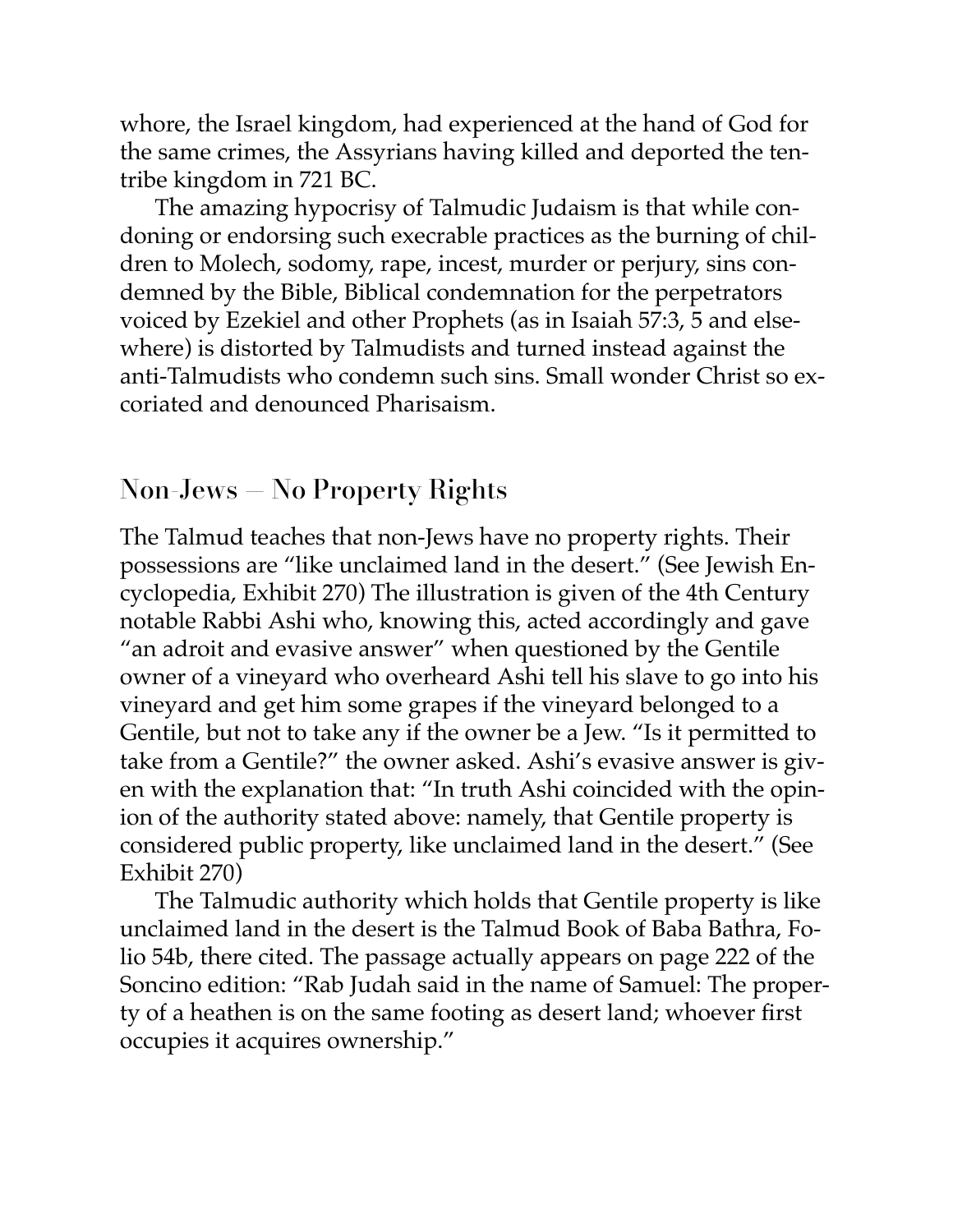whore, the Israel kingdom, had experienced at the hand of God for the same crimes, the Assyrians having killed and deported the ten-tribe kingdom in 721 BC.

The amazing hypocrisy of Talmudic Judaism is that while condoning or endorsing such execrable practices as the burning of children to Molech, sodomy, rape, incest, murder or perjury, sins condemned by the Bible, Biblical condemnation for the perpetrators voiced by Ezekiel and other Prophets (as in Isaiah 57:3, 5 and elsewhere) is distorted by Talmudists and turned instead against the anti-Talmudists who condemn such sins. Small wonder Christ so excoriated and denounced Pharisaism.

## Non-Jews — No Property Rights

The Talmud teaches that non-Jews have no property rights. Their possessions are "like unclaimed land in the desert." (See Jewish Encyclopedia, Exhibit 270) The illustration is given of the 4th Century notable Rabbi Ashi who, knowing this, acted accordingly and gave "an adroit and evasive answer" when questioned by the Gentile owner of a vineyard who overheard Ashi tell his slave to go into his vineyard and get him some grapes if the vineyard belonged to a Gentile, but not to take any if the owner be a Jew. "Is it permitted to take from a Gentile?" the owner asked. Ashi's evasive answer is given with the explanation that: "In truth Ashi coincided with the opinion of the authority stated above: namely, that Gentile property is considered public property, like unclaimed land in the desert." (See Exhibit 270)

The Talmudic authority which holds that Gentile property is like unclaimed land in the desert is the Talmud Book of Baba Bathra, Folio 54b, there cited. The passage actually appears on page 222 of the Soncino edition: "Rab Judah said in the name of Samuel: The property of a heathen is on the same footing as desert land; whoever first occupies it acquires ownership."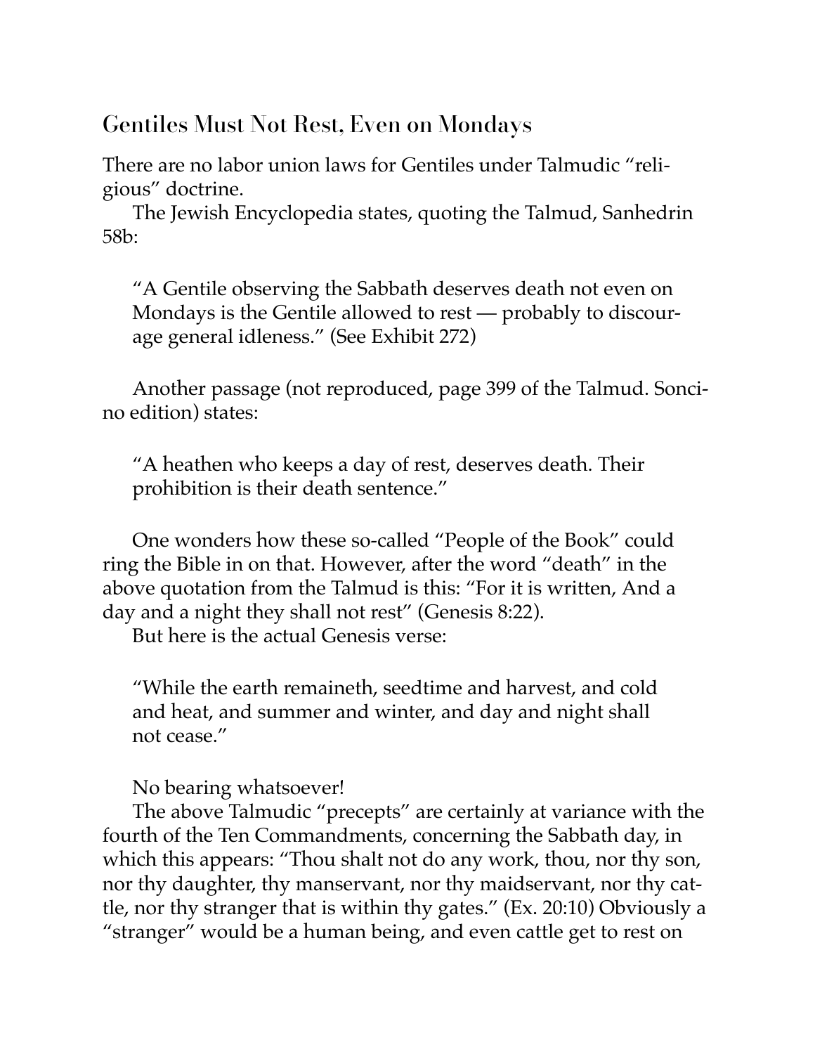## Gentiles Must Not Rest, Even on Mondays

There are no labor union laws for Gentiles under Talmudic "religious" doctrine.

The Jewish Encyclopedia states, quoting the Talmud, Sanhedrin 58b:

> "A Gentile observing the Sabbath deserves death not even on Mondays is the Gentile allowed to rest — probably to discourage general idleness." (See Exhibit 272)

Another passage (not reproduced, page 399 of the Talmud. Soncino edition) states:

> "A heathen who keeps a day of rest, deserves death. Their prohibition is their death sentence."

One wonders how these so-called "People of the Book" could ring the Bible in on that. However, after the word "death" in the above quotation from the Talmud is this: "For it is written, And a day and a night they shall not rest" (Genesis 8:22).

But here is the actual Genesis verse:

> "While the earth remaineth, seedtime and harvest, and cold and heat, and summer and winter, and day and night shall not cease."

No bearing whatsoever!

The above Talmudic "precepts" are certainly at variance with the fourth of the Ten Commandments, concerning the Sabbath day, in which this appears: "Thou shalt not do any work, thou, nor thy son, nor thy daughter, thy manservant, nor thy maidservant, nor thy cattle, nor thy stranger that is within thy gates." (Ex. 20:10) Obviously a "stranger" would be a human being, and even cattle get to rest on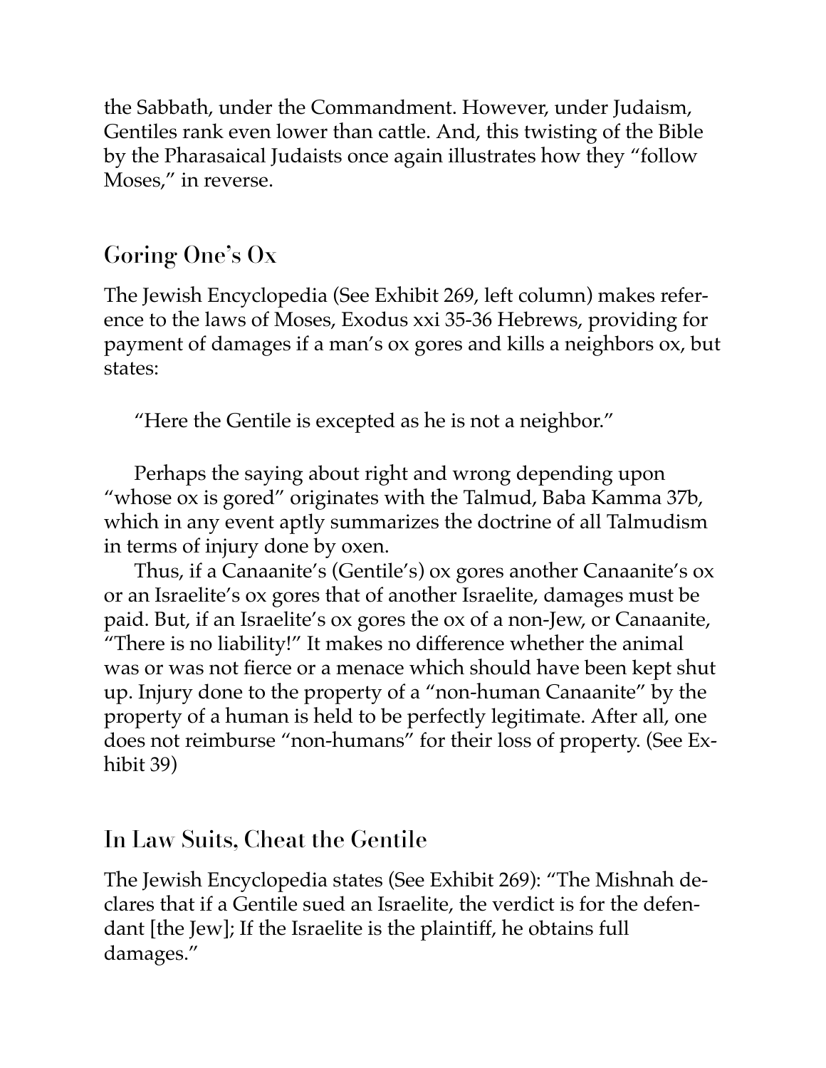the Sabbath, under the Commandment. However, under Judaism, Gentiles rank even lower than cattle. And, this twisting of the Bible by the Pharasaical Judaists once again illustrates how they "follow Moses," in reverse.

## Goring One's Ox

The Jewish Encyclopedia (See Exhibit 269, left column) makes reference to the laws of Moses, Exodus xxi 35-36 Hebrews, providing for payment of damages if a man's ox gores and kills a neighbors ox, but states:

> "Here the Gentile is excepted as he is not a neighbor."

Perhaps the saying about right and wrong depending upon "whose ox is gored" originates with the Talmud, Baba Kamma 37b, which in any event aptly summarizes the doctrine of all Talmudism in terms of injury done by oxen.

Thus, if a Canaanite's (Gentile's) ox gores another Canaanite's ox or an Israelite's ox gores that of another Israelite, damages must be paid. But, if an Israelite's ox gores the ox of a non-Jew, or Canaanite, "There is no liability!" It makes no difference whether the animal was or was not fierce or a menace which should have been kept shut up. Injury done to the property of a "non-human Canaanite" by the property of a human is held to be perfectly legitimate. After all, one does not reimburse "non-humans" for their loss of property. (See Exhibit 39)

## In Law Suits, Cheat the Gentile

The Jewish Encyclopedia states (See Exhibit 269): "The Mishnah declares that if a Gentile sued an Israelite, the verdict is for the defendant [the Jew]; If the Israelite is the plaintiff, he obtains full damages."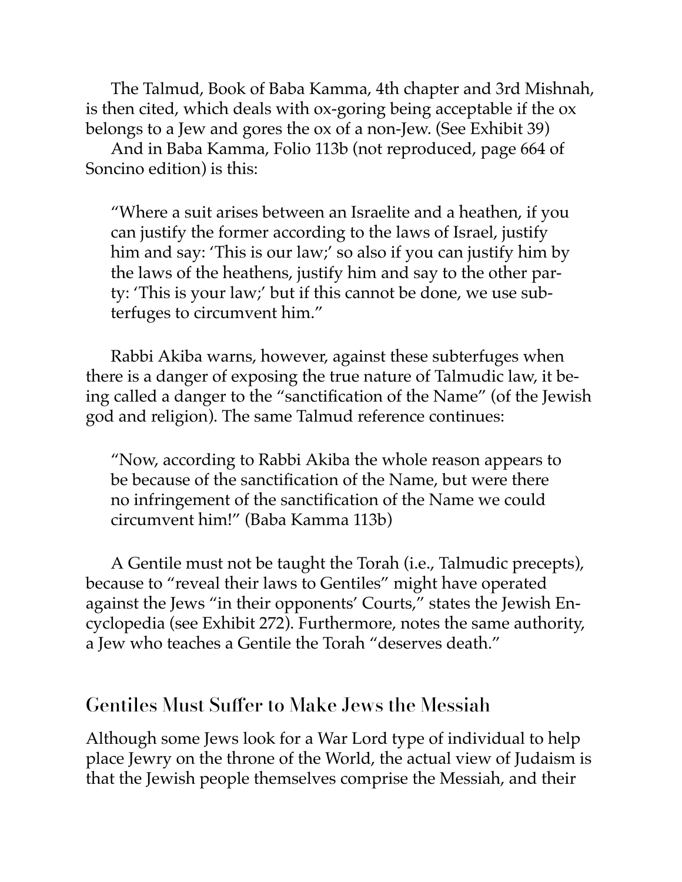The Talmud, Book of Baba Kamma, 4th chapter and 3rd Mishnah, is then cited, which deals with ox-goring being acceptable if the ox belongs to a Jew and gores the ox of a non-Jew. (See Exhibit 39)

And in Baba Kamma, Folio 113b (not reproduced, page 664 of Soncino edition) is this:

> "Where a suit arises between an Israelite and a heathen, if you can justify the former according to the laws of Israel, justify him and say: 'This is our law;' so also if you can justify him by the laws of the heathens, justify him and say to the other party: 'This is your law;' but if this cannot be done, we use subterfuges to circumvent him."

Rabbi Akiba warns, however, against these subterfuges when there is a danger of exposing the true nature of Talmudic law, it being called a danger to the "sanctification of the Name" (of the Jewish god and religion). The same Talmud reference continues:

> "Now, according to Rabbi Akiba the whole reason appears to be because of the sanctification of the Name, but were there no infringement of the sanctification of the Name we could circumvent him!" (Baba Kamma 113b)

A Gentile must not be taught the Torah (i.e., Talmudic precepts), because to "reveal their laws to Gentiles" might have operated against the Jews "in their opponents' Courts," states the Jewish Encyclopedia (see Exhibit 272). Furthermore, notes the same authority, a Jew who teaches a Gentile the Torah "deserves death."

## Gentiles Must Suffer to Make Jews the Messiah

Although some Jews look for a War Lord type of individual to help place Jewry on the throne of the World, the actual view of Judaism is that the Jewish people themselves comprise the Messiah, and their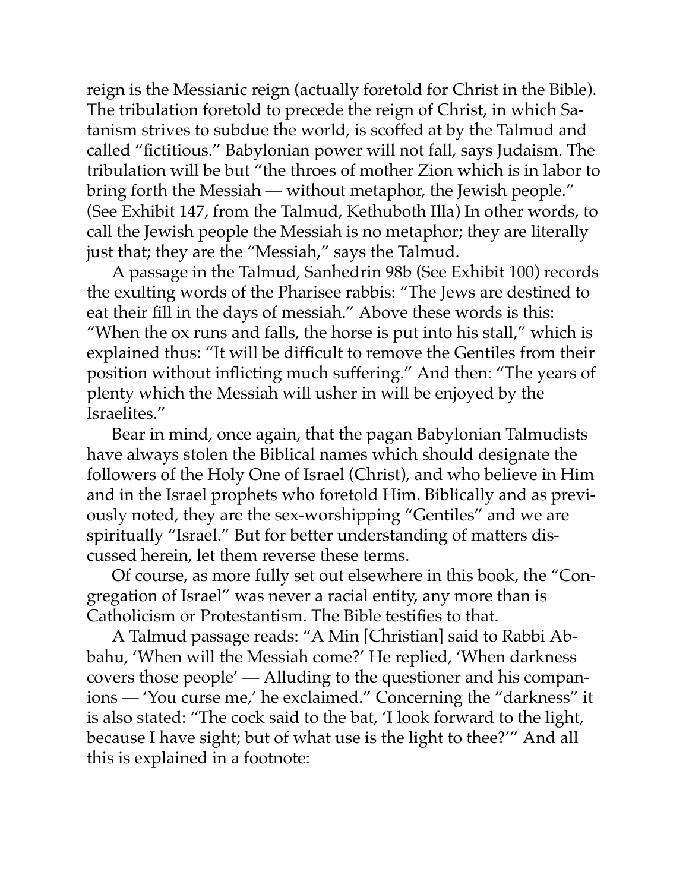reign is the Messianic reign (actually foretold for Christ in the Bible). The tribulation foretold to precede the reign of Christ, in which Satanism strives to subdue the world, is scoffed at by the Talmud and called "fictitious." Babylonian power will not fall, says Judaism. The tribulation will be but "the throes of mother Zion which is in labor to bring forth the Messiah — without metaphor, the Jewish people." (See Exhibit 147, from the Talmud, Kethuboth Illa) In other words, to call the Jewish people the Messiah is no metaphor; they are literally just that; they are the "Messiah," says the Talmud.

A passage in the Talmud, Sanhedrin 98b (See Exhibit 100) records the exulting words of the Pharisee rabbis: "The Jews are destined to eat their fill in the days of messiah." Above these words is this: "When the ox runs and falls, the horse is put into his stall," which is explained thus: "It will be difficult to remove the Gentiles from their position without inflicting much suffering." And then: "The years of plenty which the Messiah will usher in will be enjoyed by the Israelites."

Bear in mind, once again, that the pagan Babylonian Talmudists have always stolen the Biblical names which should designate the followers of the Holy One of Israel (Christ), and who believe in Him and in the Israel prophets who foretold Him. Biblically and as previously noted, they are the sex-worshipping "Gentiles" and we are spiritually "Israel." But for better understanding of matters discussed herein, let them reverse these terms.

Of course, as more fully set out elsewhere in this book, the "Congregation of Israel" was never a racial entity, any more than is Catholicism or Protestantism. The Bible testifies to that.

A Talmud passage reads: "A Min [Christian] said to Rabbi Abbahu, 'When will the Messiah come?' He replied, 'When darkness covers those people' — Alluding to the questioner and his companions — 'You curse me,' he exclaimed." Concerning the "darkness" it is also stated: "The cock said to the bat, 'I look forward to the light, because I have sight; but of what use is the light to thee?'" And all this is explained in a footnote: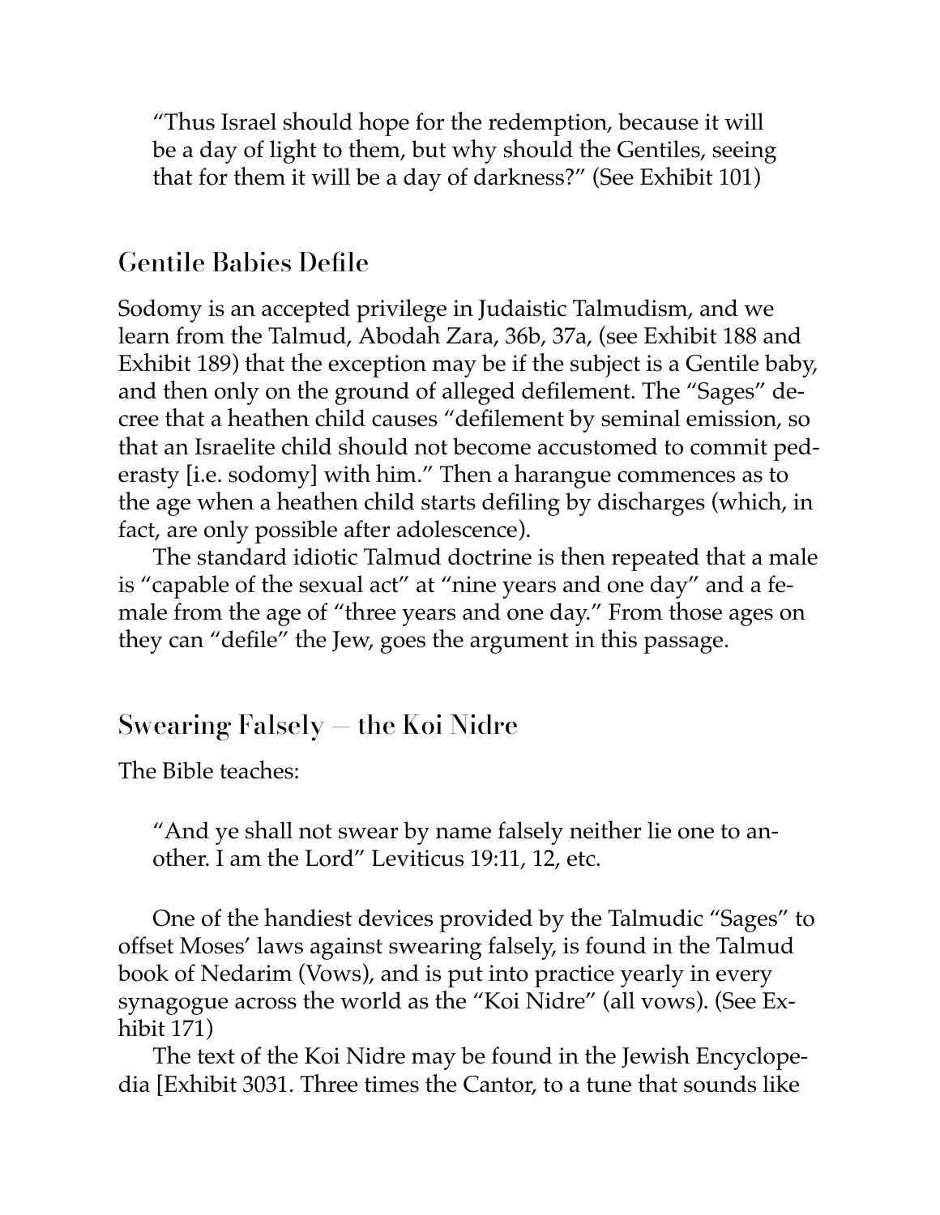> "Thus Israel should hope for the redemption, because it will be a day of light to them, but why should the Gentiles, seeing that for them it will be a day of darkness?" (See Exhibit 101)

## Gentile Babies Defile

Sodomy is an accepted privilege in Judaistic Talmudism, and we learn from the Talmud, Abodah Zara, 36b, 37a, (see Exhibit 188 and Exhibit 189) that the exception may be if the subject is a Gentile baby, and then only on the ground of alleged defilement. The "Sages" decree that a heathen child causes "defilement by seminal emission, so that an Israelite child should not become accustomed to commit pederasty [i.e. sodomy] with him." Then a harangue commences as to the age when a heathen child starts defiling by discharges (which, in fact, are only possible after adolescence).

The standard idiotic Talmud doctrine is then repeated that a male is "capable of the sexual act" at "nine years and one day" and a female from the age of "three years and one day." From those ages on they can "defile" the Jew, goes the argument in this passage.

## Swearing Falsely — the Koi Nidre

The Bible teaches:

> "And ye shall not swear by name falsely neither lie one to another. I am the Lord" Leviticus 19:11, 12, etc.

One of the handiest devices provided by the Talmudic "Sages" to offset Moses' laws against swearing falsely, is found in the Talmud book of Nedarim (Vows), and is put into practice yearly in every synagogue across the world as the "Koi Nidre" (all vows). (See Exhibit 171)

The text of the Koi Nidre may be found in the Jewish Encyclopedia [Exhibit 3031. Three times the Cantor, to a tune that sounds like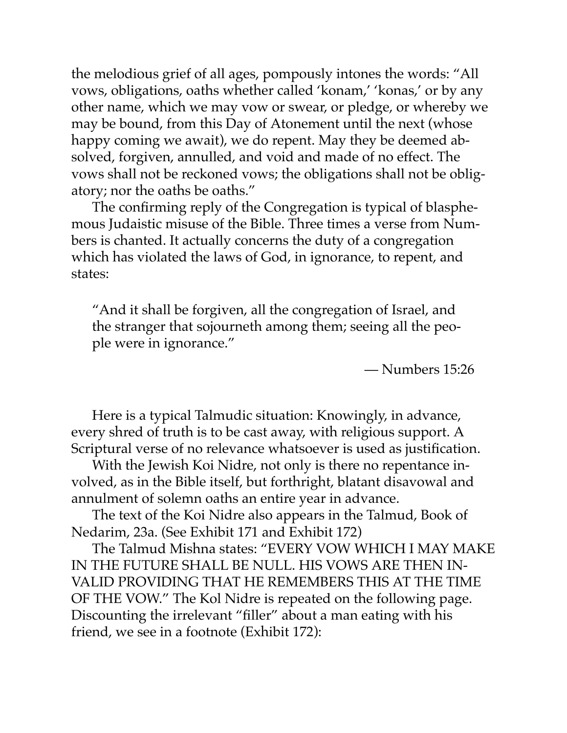the melodious grief of all ages, pompously intones the words: "All vows, obligations, oaths whether called 'konam,' 'konas,' or by any other name, which we may vow or swear, or pledge, or whereby we may be bound, from this Day of Atonement until the next (whose happy coming we await), we do repent. May they be deemed absolved, forgiven, annulled, and void and made of no effect. The vows shall not be reckoned vows; the obligations shall not be obligatory; nor the oaths be oaths."

The confirming reply of the Congregation is typical of blasphemous Judaistic misuse of the Bible. Three times a verse from Numbers is chanted. It actually concerns the duty of a congregation which has violated the laws of God, in ignorance, to repent, and states:

> "And it shall be forgiven, all the congregation of Israel, and the stranger that sojourneth among them; seeing all the people were in ignorance."
>
> — Numbers 15:26

Here is a typical Talmudic situation: Knowingly, in advance, every shred of truth is to be cast away, with religious support. A Scriptural verse of no relevance whatsoever is used as justification.

With the Jewish Koi Nidre, not only is there no repentance involved, as in the Bible itself, but forthright, blatant disavowal and annulment of solemn oaths an entire year in advance.

The text of the Koi Nidre also appears in the Talmud, Book of Nedarim, 23a. (See Exhibit 171 and Exhibit 172)

The Talmud Mishna states: "EVERY VOW WHICH I MAY MAKE IN THE FUTURE SHALL BE NULL. HIS VOWS ARE THEN INVALID PROVIDING THAT HE REMEMBERS THIS AT THE TIME OF THE VOW." The Kol Nidre is repeated on the following page. Discounting the irrelevant "filler" about a man eating with his friend, we see in a footnote (Exhibit 172):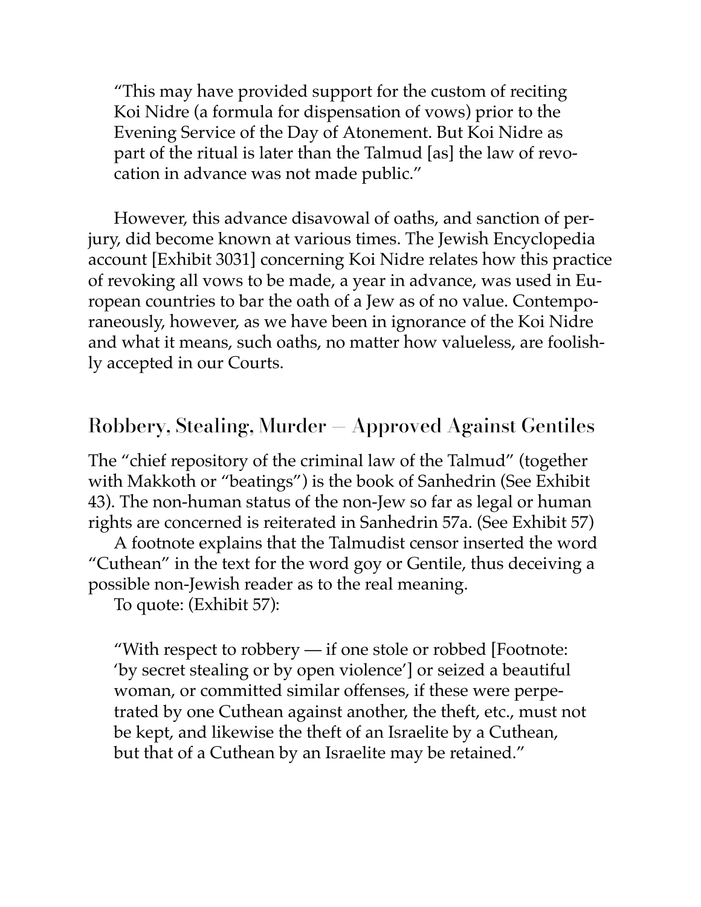> "This may have provided support for the custom of reciting Koi Nidre (a formula for dispensation of vows) prior to the Evening Service of the Day of Atonement. But Koi Nidre as part of the ritual is later than the Talmud [as] the law of revocation in advance was not made public."

However, this advance disavowal of oaths, and sanction of perjury, did become known at various times. The Jewish Encyclopedia account [Exhibit 3031] concerning Koi Nidre relates how this practice of revoking all vows to be made, a year in advance, was used in European countries to bar the oath of a Jew as of no value. Contemporaneously, however, as we have been in ignorance of the Koi Nidre and what it means, such oaths, no matter how valueless, are foolishly accepted in our Courts.

## Robbery, Stealing, Murder — Approved Against Gentiles

The "chief repository of the criminal law of the Talmud" (together with Makkoth or "beatings") is the book of Sanhedrin (See Exhibit 43). The non-human status of the non-Jew so far as legal or human rights are concerned is reiterated in Sanhedrin 57a. (See Exhibit 57)

A footnote explains that the Talmudist censor inserted the word "Cuthean" in the text for the word goy or Gentile, thus deceiving a possible non-Jewish reader as to the real meaning.

To quote: (Exhibit 57):

> "With respect to robbery — if one stole or robbed [Footnote: 'by secret stealing or by open violence'] or seized a beautiful woman, or committed similar offenses, if these were perpetrated by one Cuthean against another, the theft, etc., must not be kept, and likewise the theft of an Israelite by a Cuthean, but that of a Cuthean by an Israelite may be retained."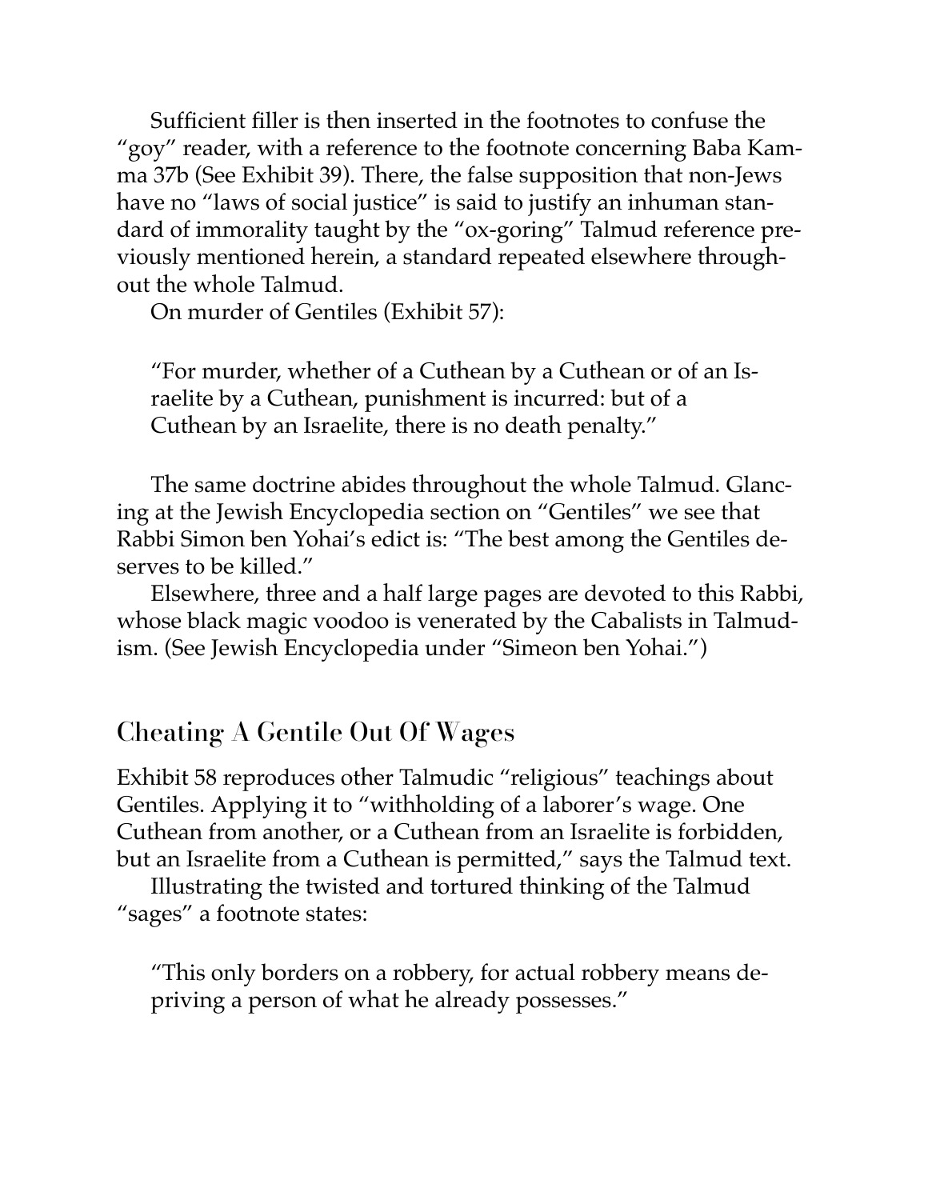Sufficient filler is then inserted in the footnotes to confuse the "goy" reader, with a reference to the footnote concerning Baba Kamma 37b (See Exhibit 39). There, the false supposition that non-Jews have no "laws of social justice" is said to justify an inhuman standard of immorality taught by the "ox-goring" Talmud reference previously mentioned herein, a standard repeated elsewhere throughout the whole Talmud.

On murder of Gentiles (Exhibit 57):

> "For murder, whether of a Cuthean by a Cuthean or of an Israelite by a Cuthean, punishment is incurred: but of a Cuthean by an Israelite, there is no death penalty."

The same doctrine abides throughout the whole Talmud. Glancing at the Jewish Encyclopedia section on "Gentiles" we see that Rabbi Simon ben Yohai's edict is: "The best among the Gentiles deserves to be killed."

Elsewhere, three and a half large pages are devoted to this Rabbi, whose black magic voodoo is venerated by the Cabalists in Talmudism. (See Jewish Encyclopedia under "Simeon ben Yohai.")

## Cheating A Gentile Out Of Wages

Exhibit 58 reproduces other Talmudic "religious" teachings about Gentiles. Applying it to "withholding of a laborer's wage. One Cuthean from another, or a Cuthean from an Israelite is forbidden, but an Israelite from a Cuthean is permitted," says the Talmud text.

Illustrating the twisted and tortured thinking of the Talmud "sages" a footnote states:

> "This only borders on a robbery, for actual robbery means depriving a person of what he already possesses."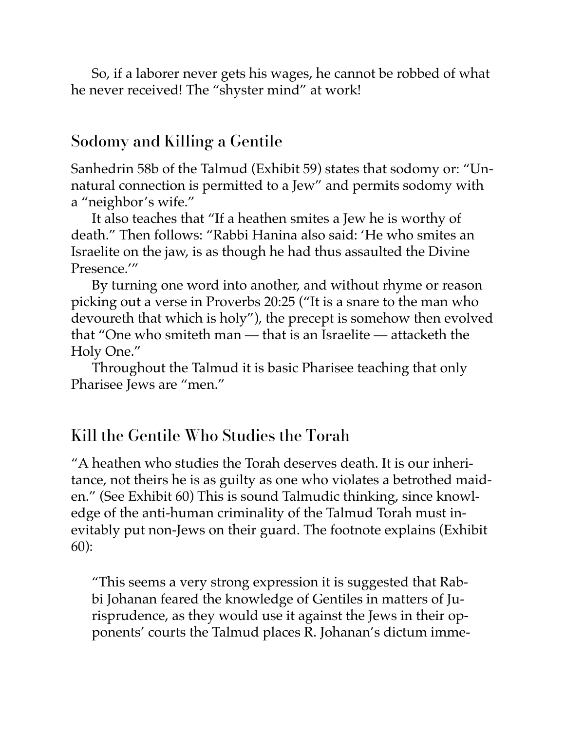So, if a laborer never gets his wages, he cannot be robbed of what he never received! The "shyster mind" at work!

## Sodomy and Killing a Gentile

Sanhedrin 58b of the Talmud (Exhibit 59) states that sodomy or: "Unnatural connection is permitted to a Jew" and permits sodomy with a "neighbor's wife."

It also teaches that "If a heathen smites a Jew he is worthy of death." Then follows: "Rabbi Hanina also said: 'He who smites an Israelite on the jaw, is as though he had thus assaulted the Divine Presence.'"

By turning one word into another, and without rhyme or reason picking out a verse in Proverbs 20:25 ("It is a snare to the man who devoureth that which is holy"), the precept is somehow then evolved that "One who smiteth man — that is an Israelite — attacketh the Holy One."

Throughout the Talmud it is basic Pharisee teaching that only Pharisee Jews are "men."

## Kill the Gentile Who Studies the Torah

"A heathen who studies the Torah deserves death. It is our inheritance, not theirs he is as guilty as one who violates a betrothed maiden." (See Exhibit 60) This is sound Talmudic thinking, since knowledge of the anti-human criminality of the Talmud Torah must inevitably put non-Jews on their guard. The footnote explains (Exhibit 60):

> "This seems a very strong expression it is suggested that Rabbi Johanan feared the knowledge of Gentiles in matters of Jurisprudence, as they would use it against the Jews in their opponents' courts the Talmud places R. Johanan's dictum imme-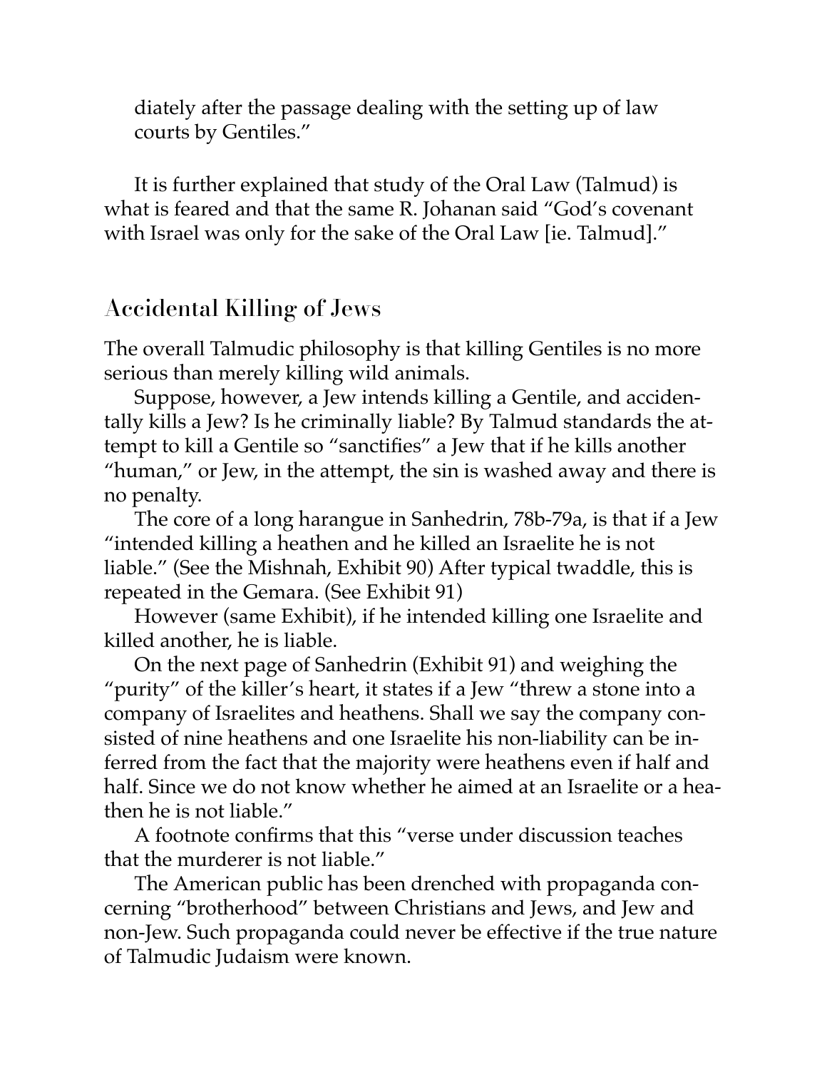diately after the passage dealing with the setting up of law courts by Gentiles."

It is further explained that study of the Oral Law (Talmud) is what is feared and that the same R. Johanan said "God's covenant with Israel was only for the sake of the Oral Law [ie. Talmud]."

## Accidental Killing of Jews

The overall Talmudic philosophy is that killing Gentiles is no more serious than merely killing wild animals.

Suppose, however, a Jew intends killing a Gentile, and accidentally kills a Jew? Is he criminally liable? By Talmud standards the attempt to kill a Gentile so "sanctifies" a Jew that if he kills another "human," or Jew, in the attempt, the sin is washed away and there is no penalty.

The core of a long harangue in Sanhedrin, 78b-79a, is that if a Jew "intended killing a heathen and he killed an Israelite he is not liable." (See the Mishnah, Exhibit 90) After typical twaddle, this is repeated in the Gemara. (See Exhibit 91)

However (same Exhibit), if he intended killing one Israelite and killed another, he is liable.

On the next page of Sanhedrin (Exhibit 91) and weighing the "purity" of the killer's heart, it states if a Jew "threw a stone into a company of Israelites and heathens. Shall we say the company consisted of nine heathens and one Israelite his non-liability can be inferred from the fact that the majority were heathens even if half and half. Since we do not know whether he aimed at an Israelite or a heathen he is not liable."

A footnote confirms that this "verse under discussion teaches that the murderer is not liable."

The American public has been drenched with propaganda concerning "brotherhood" between Christians and Jews, and Jew and non-Jew. Such propaganda could never be effective if the true nature of Talmudic Judaism were known.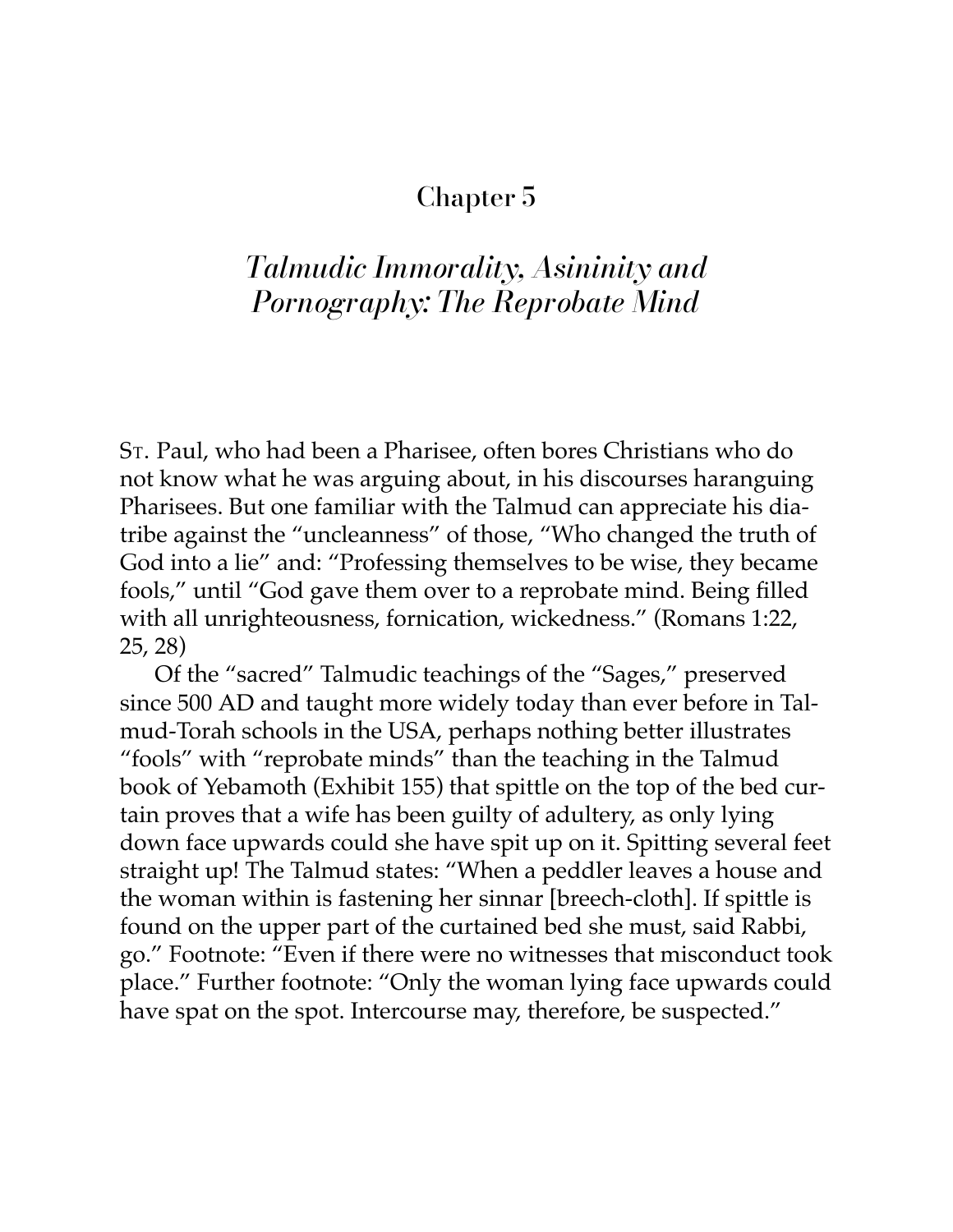# Chapter 5

## *Talmudic Immorality, Asininity and Pornography: The Reprobate Mind*

St. Paul, who had been a Pharisee, often bores Christians who do not know what he was arguing about, in his discourses haranguing Pharisees. But one familiar with the Talmud can appreciate his diatribe against the "uncleanness" of those, "Who changed the truth of God into a lie" and: "Professing themselves to be wise, they became fools," until "God gave them over to a reprobate mind. Being filled with all unrighteousness, fornication, wickedness." (Romans 1:22, 25, 28)

Of the "sacred" Talmudic teachings of the "Sages," preserved since 500 AD and taught more widely today than ever before in Talmud-Torah schools in the USA, perhaps nothing better illustrates "fools" with "reprobate minds" than the teaching in the Talmud book of Yebamoth (Exhibit 155) that spittle on the top of the bed curtain proves that a wife has been guilty of adultery, as only lying down face upwards could she have spit up on it. Spitting several feet straight up! The Talmud states: "When a peddler leaves a house and the woman within is fastening her sinnar [breech-cloth]. If spittle is found on the upper part of the curtained bed she must, said Rabbi, go." Footnote: "Even if there were no witnesses that misconduct took place." Further footnote: "Only the woman lying face upwards could have spat on the spot. Intercourse may, therefore, be suspected."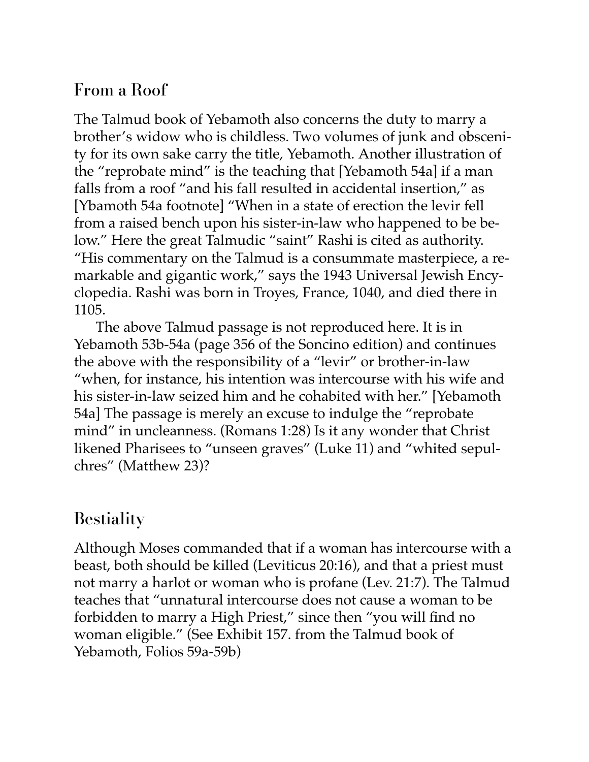## From a Roof

The Talmud book of Yebamoth also concerns the duty to marry a brother's widow who is childless. Two volumes of junk and obscenity for its own sake carry the title, Yebamoth. Another illustration of the "reprobate mind" is the teaching that [Yebamoth 54a] if a man falls from a roof "and his fall resulted in accidental insertion," as [Ybamoth 54a footnote] "When in a state of erection the levir fell from a raised bench upon his sister-in-law who happened to be below." Here the great Talmudic "saint" Rashi is cited as authority. "His commentary on the Talmud is a consummate masterpiece, a remarkable and gigantic work," says the 1943 Universal Jewish Encyclopedia. Rashi was born in Troyes, France, 1040, and died there in 1105.

The above Talmud passage is not reproduced here. It is in Yebamoth 53b-54a (page 356 of the Soncino edition) and continues the above with the responsibility of a "levir" or brother-in-law "when, for instance, his intention was intercourse with his wife and his sister-in-law seized him and he cohabited with her." [Yebamoth 54a] The passage is merely an excuse to indulge the "reprobate mind" in uncleanness. (Romans 1:28) Is it any wonder that Christ likened Pharisees to "unseen graves" (Luke 11) and "whited sepulchres" (Matthew 23)?

## Bestiality

Although Moses commanded that if a woman has intercourse with a beast, both should be killed (Leviticus 20:16), and that a priest must not marry a harlot or woman who is profane (Lev. 21:7). The Talmud teaches that "unnatural intercourse does not cause a woman to be forbidden to marry a High Priest," since then "you will find no woman eligible." (See Exhibit 157. from the Talmud book of Yebamoth, Folios 59a-59b)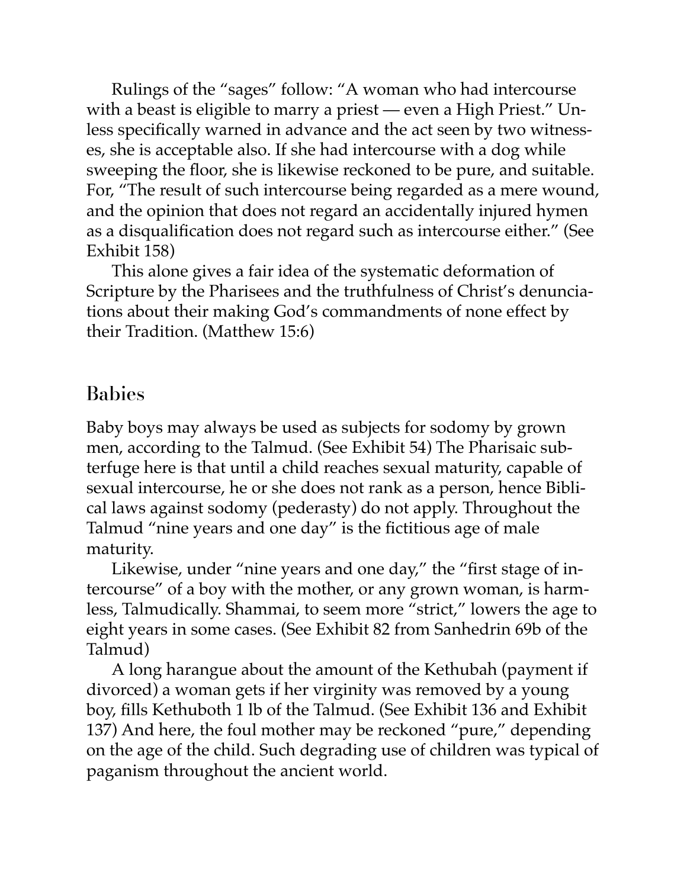Rulings of the "sages" follow: "A woman who had intercourse with a beast is eligible to marry a priest — even a High Priest." Unless specifically warned in advance and the act seen by two witnesses, she is acceptable also. If she had intercourse with a dog while sweeping the floor, she is likewise reckoned to be pure, and suitable. For, "The result of such intercourse being regarded as a mere wound, and the opinion that does not regard an accidentally injured hymen as a disqualification does not regard such as intercourse either." (See Exhibit 158)

This alone gives a fair idea of the systematic deformation of Scripture by the Pharisees and the truthfulness of Christ's denunciations about their making God's commandments of none effect by their Tradition. (Matthew 15:6)

## Babies

Baby boys may always be used as subjects for sodomy by grown men, according to the Talmud. (See Exhibit 54) The Pharisaic subterfuge here is that until a child reaches sexual maturity, capable of sexual intercourse, he or she does not rank as a person, hence Biblical laws against sodomy (pederasty) do not apply. Throughout the Talmud "nine years and one day" is the fictitious age of male maturity.

Likewise, under "nine years and one day," the "first stage of intercourse" of a boy with the mother, or any grown woman, is harmless, Talmudically. Shammai, to seem more "strict," lowers the age to eight years in some cases. (See Exhibit 82 from Sanhedrin 69b of the Talmud)

A long harangue about the amount of the Kethubah (payment if divorced) a woman gets if her virginity was removed by a young boy, fills Kethuboth 1 lb of the Talmud. (See Exhibit 136 and Exhibit 137) And here, the foul mother may be reckoned "pure," depending on the age of the child. Such degrading use of children was typical of paganism throughout the ancient world.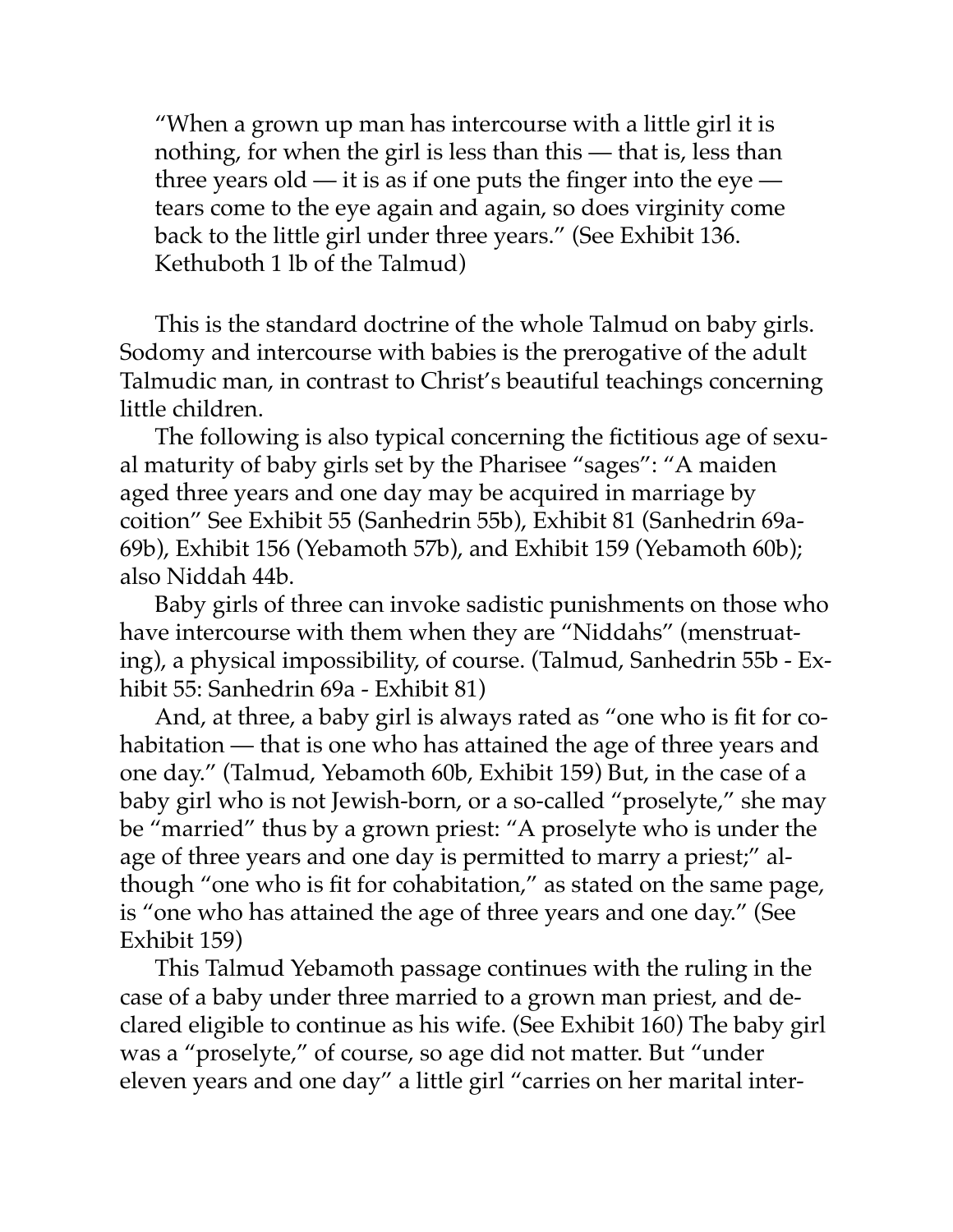"When a grown up man has intercourse with a little girl it is nothing, for when the girl is less than this — that is, less than three years old — it is as if one puts the finger into the eye — tears come to the eye again and again, so does virginity come back to the little girl under three years." (See Exhibit 136. Kethuboth 1 lb of the Talmud)

This is the standard doctrine of the whole Talmud on baby girls. Sodomy and intercourse with babies is the prerogative of the adult Talmudic man, in contrast to Christ's beautiful teachings concerning little children.

The following is also typical concerning the fictitious age of sexual maturity of baby girls set by the Pharisee "sages": "A maiden aged three years and one day may be acquired in marriage by coition" See Exhibit 55 (Sanhedrin 55b), Exhibit 81 (Sanhedrin 69a-69b), Exhibit 156 (Yebamoth 57b), and Exhibit 159 (Yebamoth 60b); also Niddah 44b.

Baby girls of three can invoke sadistic punishments on those who have intercourse with them when they are "Niddahs" (menstruating), a physical impossibility, of course. (Talmud, Sanhedrin 55b - Exhibit 55: Sanhedrin 69a - Exhibit 81)

And, at three, a baby girl is always rated as "one who is fit for cohabitation — that is one who has attained the age of three years and one day." (Talmud, Yebamoth 60b, Exhibit 159) But, in the case of a baby girl who is not Jewish-born, or a so-called "proselyte," she may be "married" thus by a grown priest: "A proselyte who is under the age of three years and one day is permitted to marry a priest;" although "one who is fit for cohabitation," as stated on the same page, is "one who has attained the age of three years and one day." (See Exhibit 159)

This Talmud Yebamoth passage continues with the ruling in the case of a baby under three married to a grown man priest, and declared eligible to continue as his wife. (See Exhibit 160) The baby girl was a "proselyte," of course, so age did not matter. But "under eleven years and one day" a little girl "carries on her marital inter-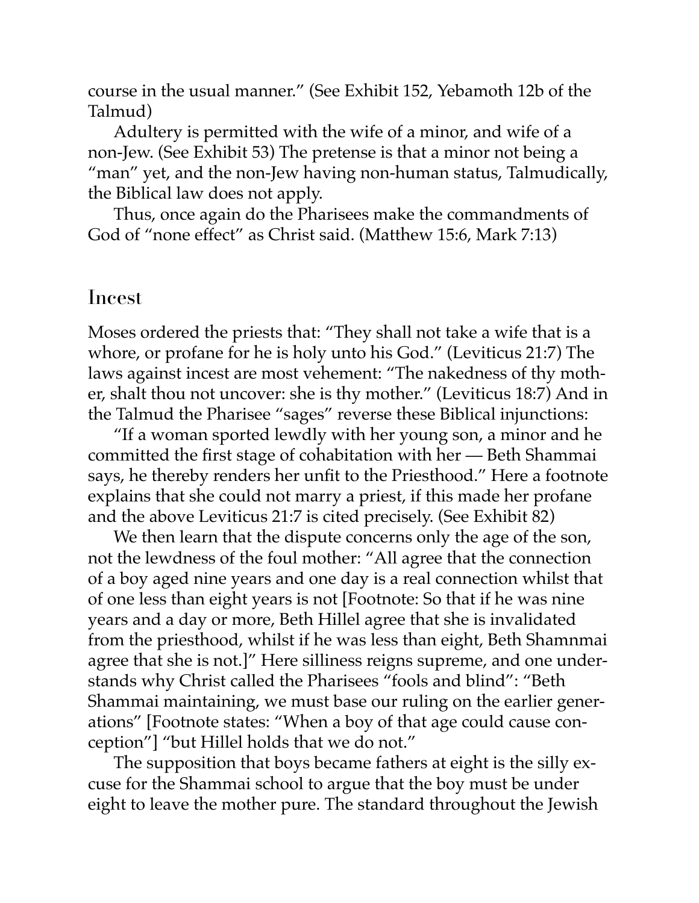course in the usual manner." (See Exhibit 152, Yebamoth 12b of the Talmud)

Adultery is permitted with the wife of a minor, and wife of a non-Jew. (See Exhibit 53) The pretense is that a minor not being a "man" yet, and the non-Jew having non-human status, Talmudically, the Biblical law does not apply.

Thus, once again do the Pharisees make the commandments of God of "none effect" as Christ said. (Matthew 15:6, Mark 7:13)

## Incest

Moses ordered the priests that: "They shall not take a wife that is a whore, or profane for he is holy unto his God." (Leviticus 21:7) The laws against incest are most vehement: "The nakedness of thy mother, shalt thou not uncover: she is thy mother." (Leviticus 18:7) And in the Talmud the Pharisee "sages" reverse these Biblical injunctions:

"If a woman sported lewdly with her young son, a minor and he committed the first stage of cohabitation with her — Beth Shammai says, he thereby renders her unfit to the Priesthood." Here a footnote explains that she could not marry a priest, if this made her profane and the above Leviticus 21:7 is cited precisely. (See Exhibit 82)

We then learn that the dispute concerns only the age of the son, not the lewdness of the foul mother: "All agree that the connection of a boy aged nine years and one day is a real connection whilst that of one less than eight years is not [Footnote: So that if he was nine years and a day or more, Beth Hillel agree that she is invalidated from the priesthood, whilst if he was less than eight, Beth Shamnmai agree that she is not.]" Here silliness reigns supreme, and one understands why Christ called the Pharisees "fools and blind": "Beth Shammai maintaining, we must base our ruling on the earlier generations" [Footnote states: "When a boy of that age could cause conception"] "but Hillel holds that we do not."

The supposition that boys became fathers at eight is the silly excuse for the Shammai school to argue that the boy must be under eight to leave the mother pure. The standard throughout the Jewish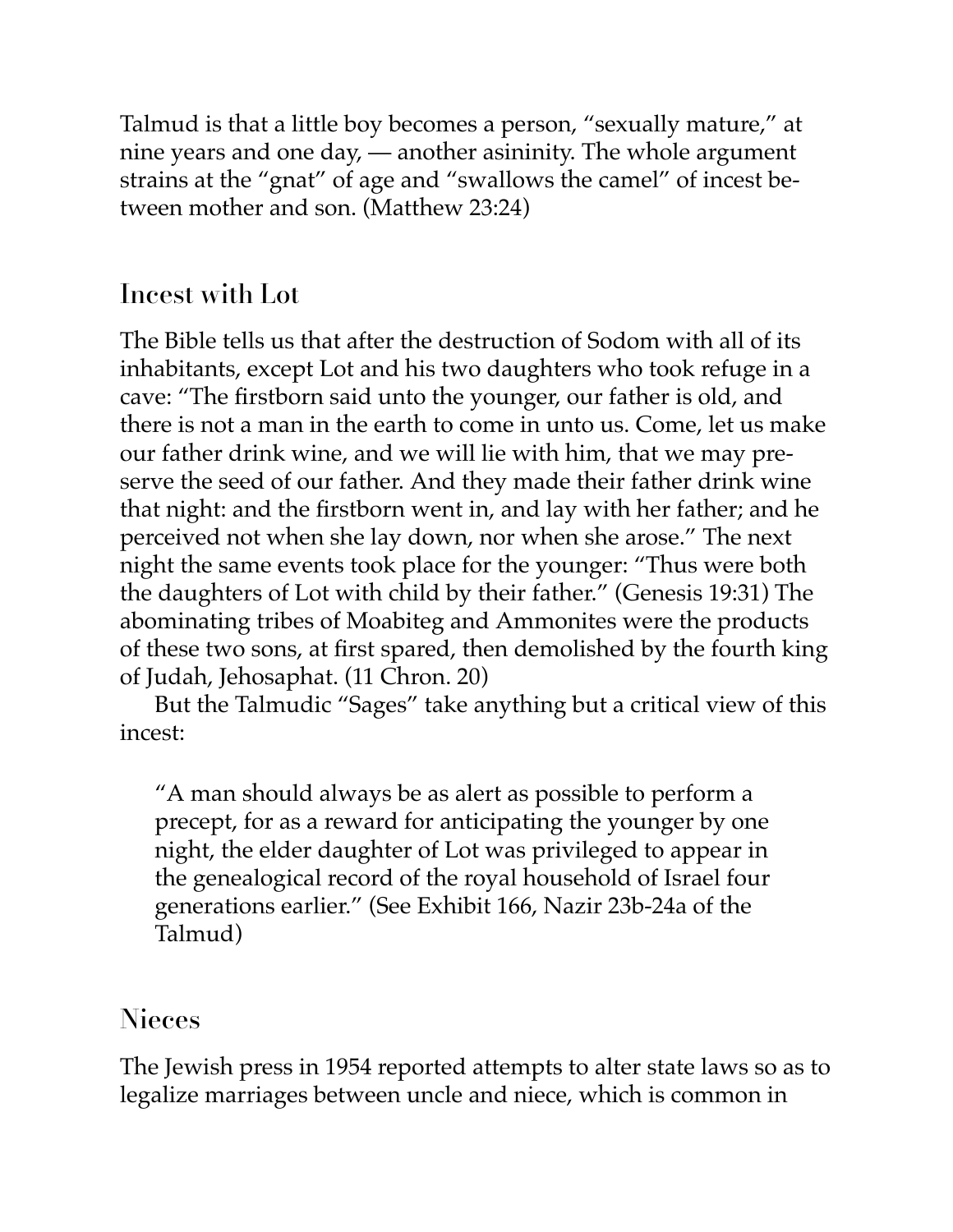Talmud is that a little boy becomes a person, "sexually mature," at nine years and one day, — another asininity. The whole argument strains at the "gnat" of age and "swallows the camel" of incest between mother and son. (Matthew 23:24)

## Incest with Lot

The Bible tells us that after the destruction of Sodom with all of its inhabitants, except Lot and his two daughters who took refuge in a cave: "The firstborn said unto the younger, our father is old, and there is not a man in the earth to come in unto us. Come, let us make our father drink wine, and we will lie with him, that we may preserve the seed of our father. And they made their father drink wine that night: and the firstborn went in, and lay with her father; and he perceived not when she lay down, nor when she arose." The next night the same events took place for the younger: "Thus were both the daughters of Lot with child by their father." (Genesis 19:31) The abominating tribes of Moabiteg and Ammonites were the products of these two sons, at first spared, then demolished by the fourth king of Judah, Jehosaphat. (11 Chron. 20)

But the Talmudic "Sages" take anything but a critical view of this incest:

> "A man should always be as alert as possible to perform a precept, for as a reward for anticipating the younger by one night, the elder daughter of Lot was privileged to appear in the genealogical record of the royal household of Israel four generations earlier." (See Exhibit 166, Nazir 23b-24a of the Talmud)

## Nieces

The Jewish press in 1954 reported attempts to alter state laws so as to legalize marriages between uncle and niece, which is common in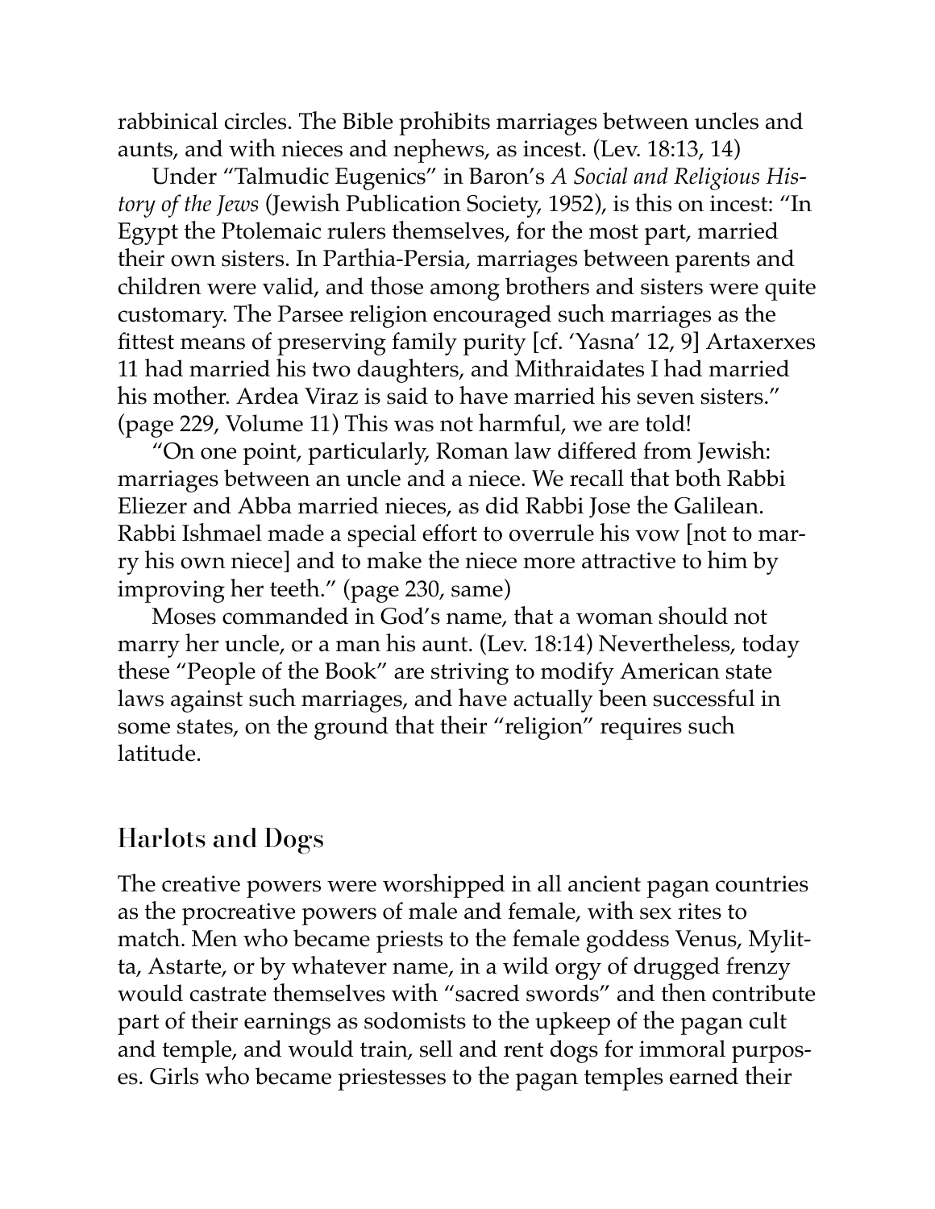rabbinical circles. The Bible prohibits marriages between uncles and aunts, and with nieces and nephews, as incest. (Lev. 18:13, 14)

Under "Talmudic Eugenics" in Baron's *A Social and Religious History of the Jews* (Jewish Publication Society, 1952), is this on incest: "In Egypt the Ptolemaic rulers themselves, for the most part, married their own sisters. In Parthia-Persia, marriages between parents and children were valid, and those among brothers and sisters were quite customary. The Parsee religion encouraged such marriages as the fittest means of preserving family purity [cf. 'Yasna' 12, 9] Artaxerxes 11 had married his two daughters, and Mithraidates I had married his mother. Ardea Viraz is said to have married his seven sisters." (page 229, Volume 11) This was not harmful, we are told!

"On one point, particularly, Roman law differed from Jewish: marriages between an uncle and a niece. We recall that both Rabbi Eliezer and Abba married nieces, as did Rabbi Jose the Galilean. Rabbi Ishmael made a special effort to overrule his vow [not to marry his own niece] and to make the niece more attractive to him by improving her teeth." (page 230, same)

Moses commanded in God's name, that a woman should not marry her uncle, or a man his aunt. (Lev. 18:14) Nevertheless, today these "People of the Book" are striving to modify American state laws against such marriages, and have actually been successful in some states, on the ground that their "religion" requires such latitude.

## Harlots and Dogs

The creative powers were worshipped in all ancient pagan countries as the procreative powers of male and female, with sex rites to match. Men who became priests to the female goddess Venus, Mylitta, Astarte, or by whatever name, in a wild orgy of drugged frenzy would castrate themselves with "sacred swords" and then contribute part of their earnings as sodomists to the upkeep of the pagan cult and temple, and would train, sell and rent dogs for immoral purposes. Girls who became priestesses to the pagan temples earned their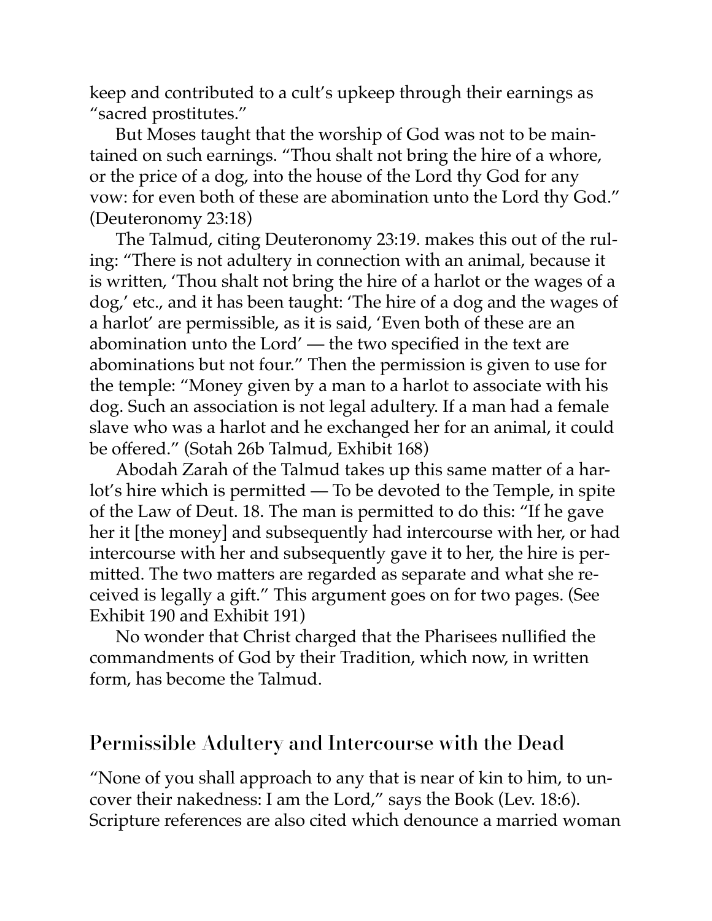keep and contributed to a cult's upkeep through their earnings as "sacred prostitutes."

But Moses taught that the worship of God was not to be maintained on such earnings. "Thou shalt not bring the hire of a whore, or the price of a dog, into the house of the Lord thy God for any vow: for even both of these are abomination unto the Lord thy God." (Deuteronomy 23:18)

The Talmud, citing Deuteronomy 23:19. makes this out of the ruling: "There is not adultery in connection with an animal, because it is written, 'Thou shalt not bring the hire of a harlot or the wages of a dog,' etc., and it has been taught: 'The hire of a dog and the wages of a harlot' are permissible, as it is said, 'Even both of these are an abomination unto the Lord' — the two specified in the text are abominations but not four." Then the permission is given to use for the temple: "Money given by a man to a harlot to associate with his dog. Such an association is not legal adultery. If a man had a female slave who was a harlot and he exchanged her for an animal, it could be offered." (Sotah 26b Talmud, Exhibit 168)

Abodah Zarah of the Talmud takes up this same matter of a harlot's hire which is permitted — To be devoted to the Temple, in spite of the Law of Deut. 18. The man is permitted to do this: "If he gave her it [the money] and subsequently had intercourse with her, or had intercourse with her and subsequently gave it to her, the hire is permitted. The two matters are regarded as separate and what she received is legally a gift." This argument goes on for two pages. (See Exhibit 190 and Exhibit 191)

No wonder that Christ charged that the Pharisees nullified the commandments of God by their Tradition, which now, in written form, has become the Talmud.

## Permissible Adultery and Intercourse with the Dead

"None of you shall approach to any that is near of kin to him, to uncover their nakedness: I am the Lord," says the Book (Lev. 18:6). Scripture references are also cited which denounce a married woman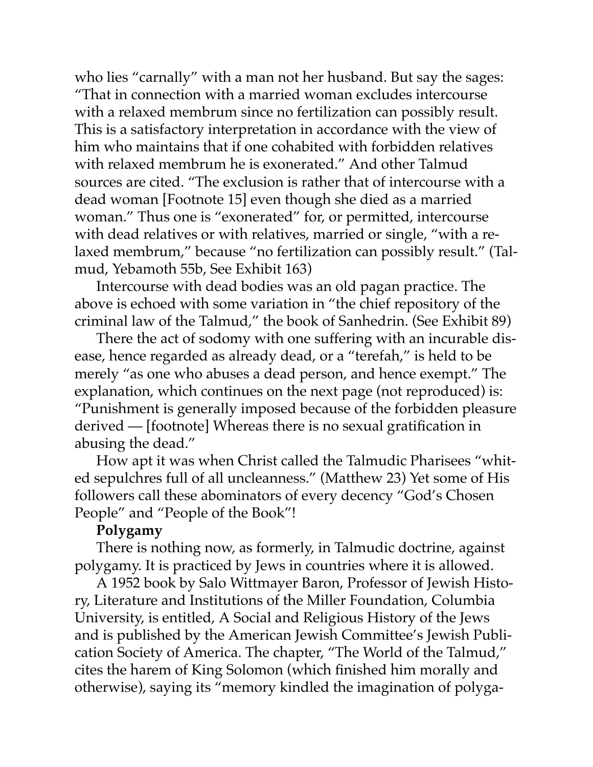who lies "carnally" with a man not her husband. But say the sages: "That in connection with a married woman excludes intercourse with a relaxed membrum since no fertilization can possibly result. This is a satisfactory interpretation in accordance with the view of him who maintains that if one cohabited with forbidden relatives with relaxed membrum he is exonerated." And other Talmud sources are cited. "The exclusion is rather that of intercourse with a dead woman [Footnote 15] even though she died as a married woman." Thus one is "exonerated" for, or permitted, intercourse with dead relatives or with relatives, married or single, "with a relaxed membrum," because "no fertilization can possibly result." (Talmud, Yebamoth 55b, See Exhibit 163)

Intercourse with dead bodies was an old pagan practice. The above is echoed with some variation in "the chief repository of the criminal law of the Talmud," the book of Sanhedrin. (See Exhibit 89)

There the act of sodomy with one suffering with an incurable disease, hence regarded as already dead, or a "terefah," is held to be merely "as one who abuses a dead person, and hence exempt." The explanation, which continues on the next page (not reproduced) is: "Punishment is generally imposed because of the forbidden pleasure derived — [footnote] Whereas there is no sexual gratification in abusing the dead."

How apt it was when Christ called the Talmudic Pharisees "whited sepulchres full of all uncleanness." (Matthew 23) Yet some of His followers call these abominators of every decency "God's Chosen People" and "People of the Book"!

**Polygamy**

There is nothing now, as formerly, in Talmudic doctrine, against polygamy. It is practiced by Jews in countries where it is allowed.

A 1952 book by Salo Wittmayer Baron, Professor of Jewish History, Literature and Institutions of the Miller Foundation, Columbia University, is entitled, A Social and Religious History of the Jews and is published by the American Jewish Committee's Jewish Publication Society of America. The chapter, "The World of the Talmud," cites the harem of King Solomon (which finished him morally and otherwise), saying its "memory kindled the imagination of polyga-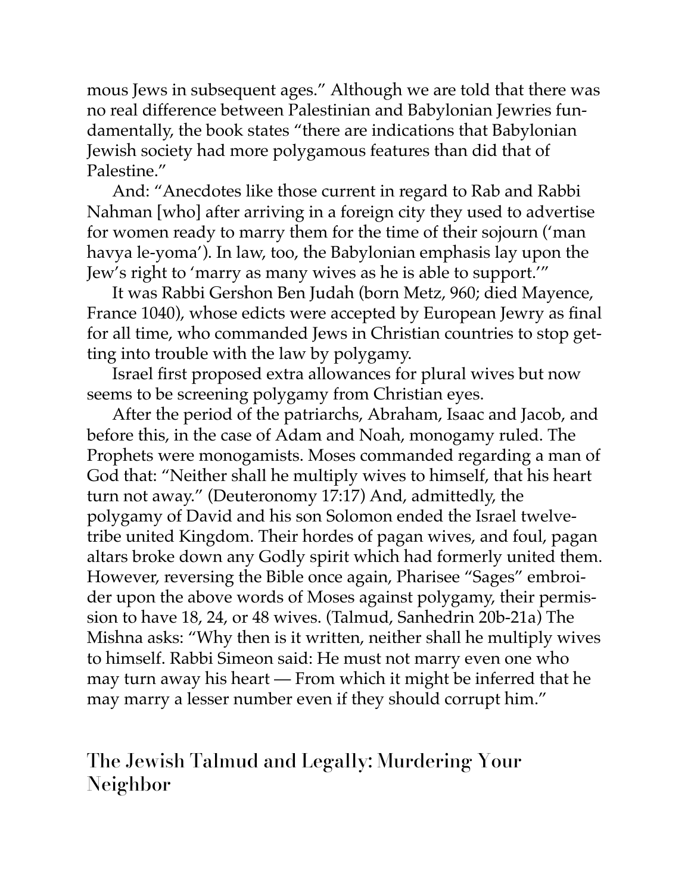mous Jews in subsequent ages." Although we are told that there was no real difference between Palestinian and Babylonian Jewries fundamentally, the book states "there are indications that Babylonian Jewish society had more polygamous features than did that of Palestine."

And: "Anecdotes like those current in regard to Rab and Rabbi Nahman [who] after arriving in a foreign city they used to advertise for women ready to marry them for the time of their sojourn ('man havya le-yoma'). In law, too, the Babylonian emphasis lay upon the Jew's right to 'marry as many wives as he is able to support.'"

It was Rabbi Gershon Ben Judah (born Metz, 960; died Mayence, France 1040), whose edicts were accepted by European Jewry as final for all time, who commanded Jews in Christian countries to stop getting into trouble with the law by polygamy.

Israel first proposed extra allowances for plural wives but now seems to be screening polygamy from Christian eyes.

After the period of the patriarchs, Abraham, Isaac and Jacob, and before this, in the case of Adam and Noah, monogamy ruled. The Prophets were monogamists. Moses commanded regarding a man of God that: "Neither shall he multiply wives to himself, that his heart turn not away." (Deuteronomy 17:17) And, admittedly, the polygamy of David and his son Solomon ended the Israel twelve-tribe united Kingdom. Their hordes of pagan wives, and foul, pagan altars broke down any Godly spirit which had formerly united them. However, reversing the Bible once again, Pharisee "Sages" embroider upon the above words of Moses against polygamy, their permission to have 18, 24, or 48 wives. (Talmud, Sanhedrin 20b-21a) The Mishna asks: "Why then is it written, neither shall he multiply wives to himself. Rabbi Simeon said: He must not marry even one who may turn away his heart — From which it might be inferred that he may marry a lesser number even if they should corrupt him."

## The Jewish Talmud and Legally: Murdering Your Neighbor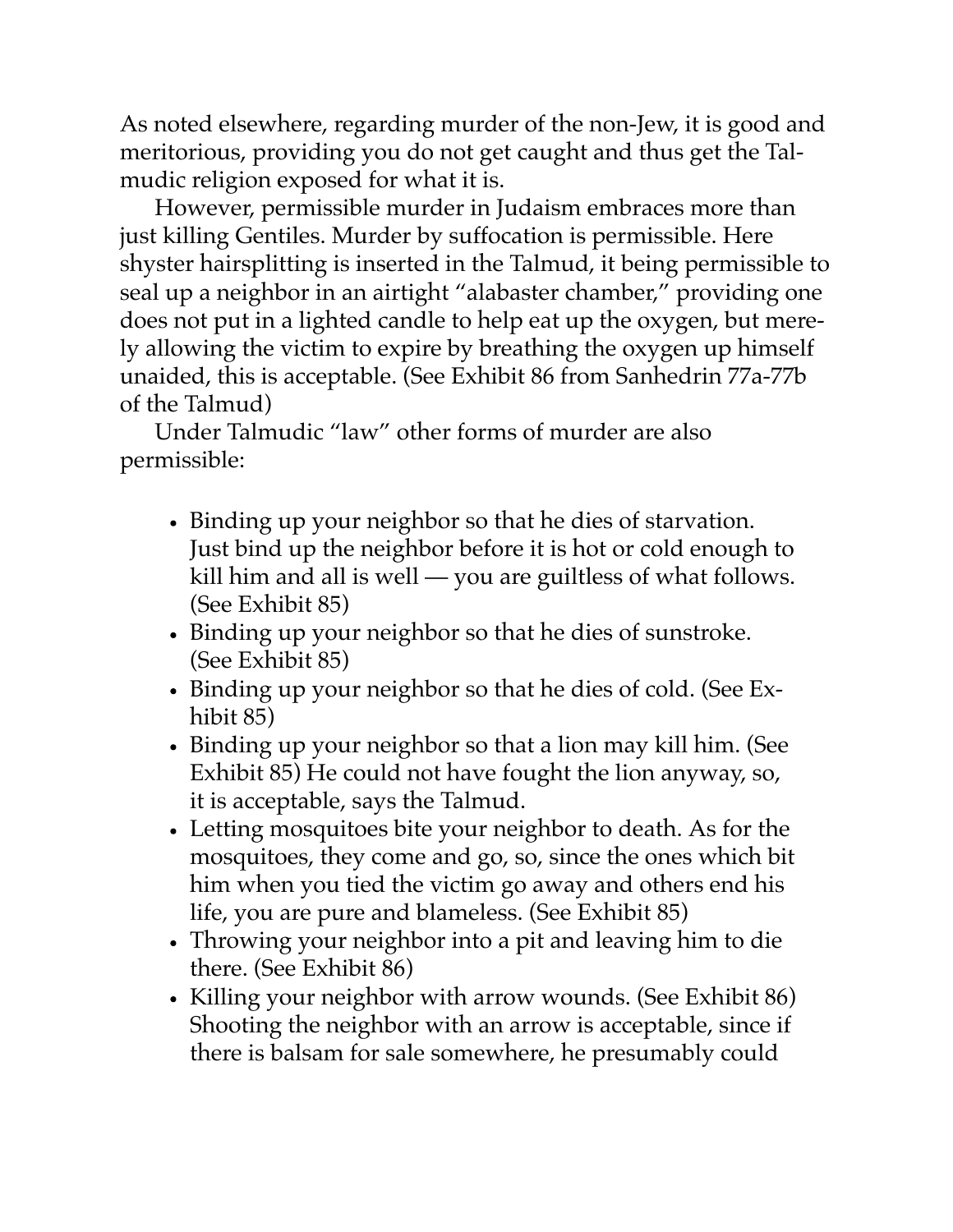As noted elsewhere, regarding murder of the non-Jew, it is good and meritorious, providing you do not get caught and thus get the Talmudic religion exposed for what it is.

However, permissible murder in Judaism embraces more than just killing Gentiles. Murder by suffocation is permissible. Here shyster hairsplitting is inserted in the Talmud, it being permissible to seal up a neighbor in an airtight "alabaster chamber," providing one does not put in a lighted candle to help eat up the oxygen, but merely allowing the victim to expire by breathing the oxygen up himself unaided, this is acceptable. (See Exhibit 86 from Sanhedrin 77a-77b of the Talmud)

Under Talmudic "law" other forms of murder are also permissible:

- Binding up your neighbor so that he dies of starvation. Just bind up the neighbor before it is hot or cold enough to kill him and all is well — you are guiltless of what follows. (See Exhibit 85)
- Binding up your neighbor so that he dies of sunstroke. (See Exhibit 85)
- Binding up your neighbor so that he dies of cold. (See Exhibit 85)
- Binding up your neighbor so that a lion may kill him. (See Exhibit 85) He could not have fought the lion anyway, so, it is acceptable, says the Talmud.
- Letting mosquitoes bite your neighbor to death. As for the mosquitoes, they come and go, so, since the ones which bit him when you tied the victim go away and others end his life, you are pure and blameless. (See Exhibit 85)
- Throwing your neighbor into a pit and leaving him to die there. (See Exhibit 86)
- Killing your neighbor with arrow wounds. (See Exhibit 86) Shooting the neighbor with an arrow is acceptable, since if there is balsam for sale somewhere, he presumably could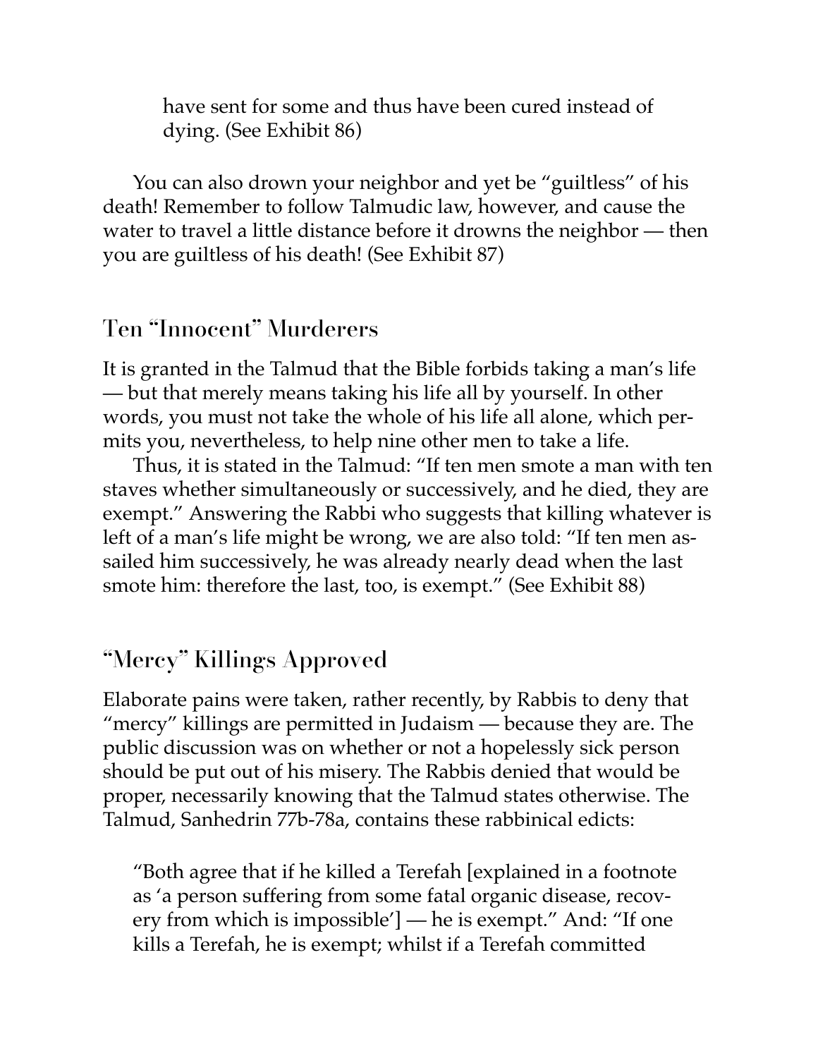have sent for some and thus have been cured instead of dying. (See Exhibit 86)

You can also drown your neighbor and yet be "guiltless" of his death! Remember to follow Talmudic law, however, and cause the water to travel a little distance before it drowns the neighbor — then you are guiltless of his death! (See Exhibit 87)

## Ten "Innocent" Murderers

It is granted in the Talmud that the Bible forbids taking a man's life — but that merely means taking his life all by yourself. In other words, you must not take the whole of his life all alone, which permits you, nevertheless, to help nine other men to take a life.

Thus, it is stated in the Talmud: "If ten men smote a man with ten staves whether simultaneously or successively, and he died, they are exempt." Answering the Rabbi who suggests that killing whatever is left of a man's life might be wrong, we are also told: "If ten men assailed him successively, he was already nearly dead when the last smote him: therefore the last, too, is exempt." (See Exhibit 88)

## "Mercy" Killings Approved

Elaborate pains were taken, rather recently, by Rabbis to deny that "mercy" killings are permitted in Judaism — because they are. The public discussion was on whether or not a hopelessly sick person should be put out of his misery. The Rabbis denied that would be proper, necessarily knowing that the Talmud states otherwise. The Talmud, Sanhedrin 77b-78a, contains these rabbinical edicts:

> "Both agree that if he killed a Terefah [explained in a footnote as 'a person suffering from some fatal organic disease, recovery from which is impossible'] — he is exempt." And: "If one kills a Terefah, he is exempt; whilst if a Terefah committed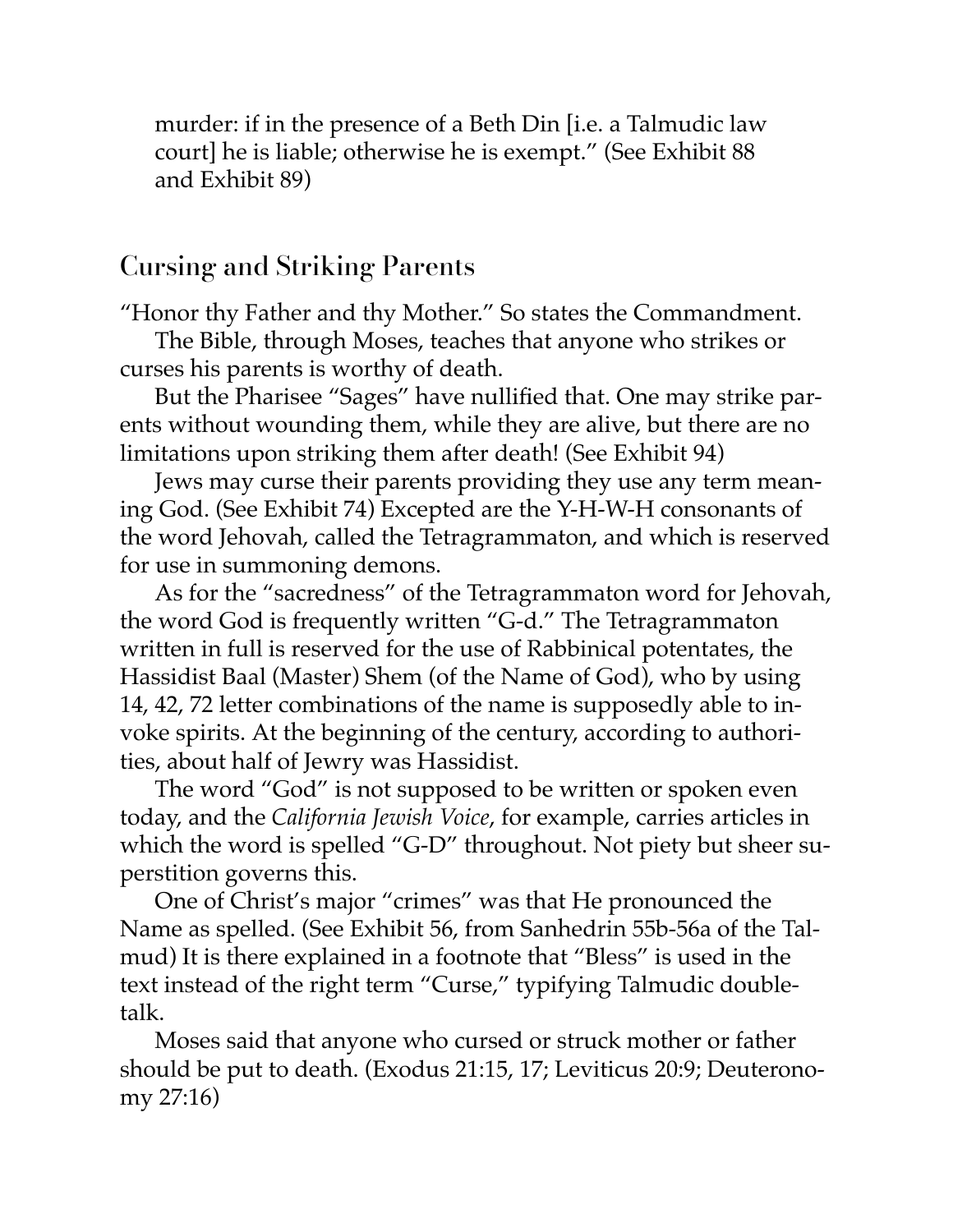murder: if in the presence of a Beth Din [i.e. a Talmudic law court] he is liable; otherwise he is exempt." (See Exhibit 88 and Exhibit 89)

## Cursing and Striking Parents

"Honor thy Father and thy Mother." So states the Commandment.

The Bible, through Moses, teaches that anyone who strikes or curses his parents is worthy of death.

But the Pharisee "Sages" have nullified that. One may strike parents without wounding them, while they are alive, but there are no limitations upon striking them after death! (See Exhibit 94)

Jews may curse their parents providing they use any term meaning God. (See Exhibit 74) Excepted are the Y-H-W-H consonants of the word Jehovah, called the Tetragrammaton, and which is reserved for use in summoning demons.

As for the "sacredness" of the Tetragrammaton word for Jehovah, the word God is frequently written "G-d." The Tetragrammaton written in full is reserved for the use of Rabbinical potentates, the Hassidist Baal (Master) Shem (of the Name of God), who by using 14, 42, 72 letter combinations of the name is supposedly able to invoke spirits. At the beginning of the century, according to authorities, about half of Jewry was Hassidist.

The word "God" is not supposed to be written or spoken even today, and the *California Jewish Voice*, for example, carries articles in which the word is spelled "G-D" throughout. Not piety but sheer superstition governs this.

One of Christ's major "crimes" was that He pronounced the Name as spelled. (See Exhibit 56, from Sanhedrin 55b-56a of the Talmud) It is there explained in a footnote that "Bless" is used in the text instead of the right term "Curse," typifying Talmudic double-talk.

Moses said that anyone who cursed or struck mother or father should be put to death. (Exodus 21:15, 17; Leviticus 20:9; Deuteronomy 27:16)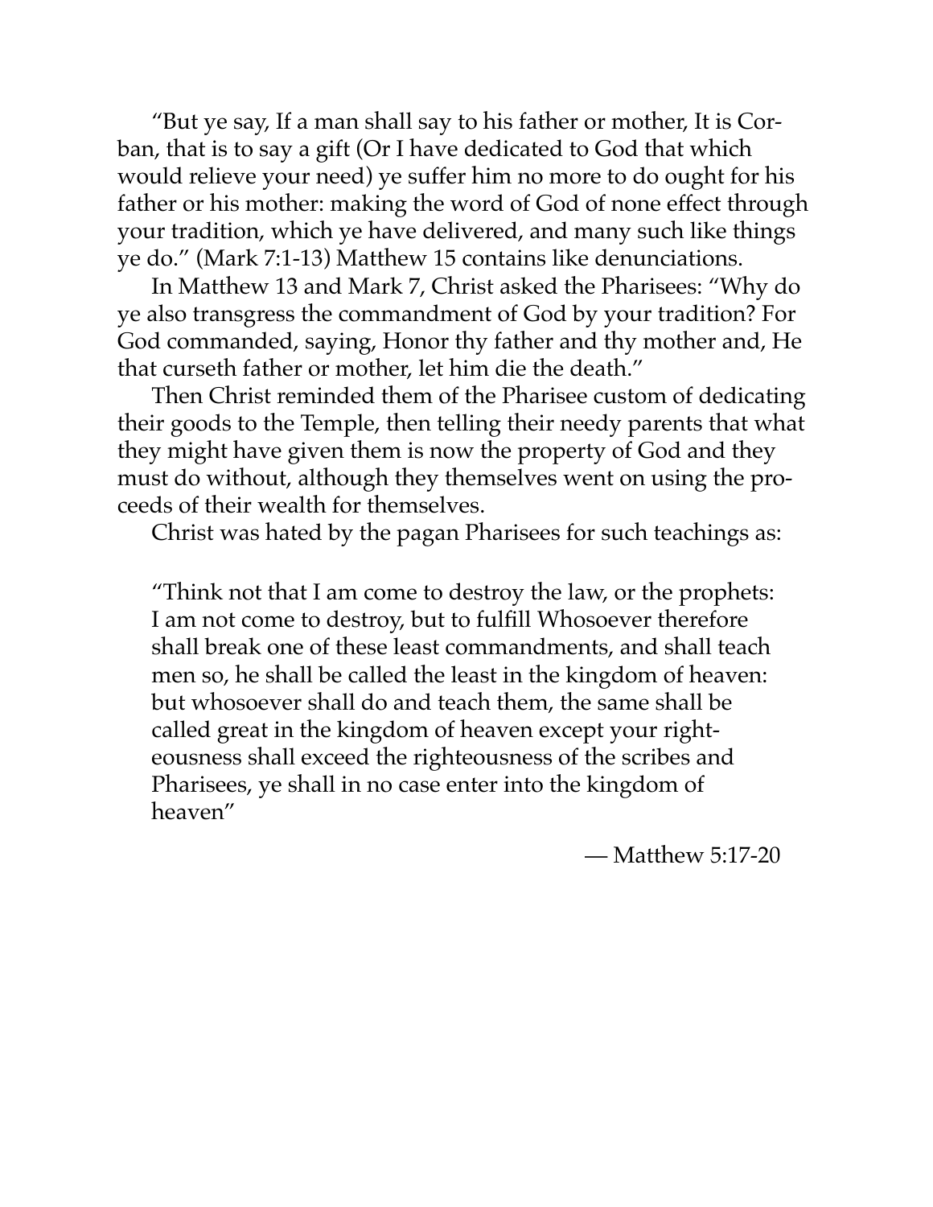"But ye say, If a man shall say to his father or mother, It is Corban, that is to say a gift (Or I have dedicated to God that which would relieve your need) ye suffer him no more to do ought for his father or his mother: making the word of God of none effect through your tradition, which ye have delivered, and many such like things ye do." (Mark 7:1-13) Matthew 15 contains like denunciations.

In Matthew 13 and Mark 7, Christ asked the Pharisees: "Why do ye also transgress the commandment of God by your tradition? For God commanded, saying, Honor thy father and thy mother and, He that curseth father or mother, let him die the death."

Then Christ reminded them of the Pharisee custom of dedicating their goods to the Temple, then telling their needy parents that what they might have given them is now the property of God and they must do without, although they themselves went on using the proceeds of their wealth for themselves.

Christ was hated by the pagan Pharisees for such teachings as:

> "Think not that I am come to destroy the law, or the prophets: I am not come to destroy, but to fulfill Whosoever therefore shall break one of these least commandments, and shall teach men so, he shall be called the least in the kingdom of heaven: but whosoever shall do and teach them, the same shall be called great in the kingdom of heaven except your righteousness shall exceed the righteousness of the scribes and Pharisees, ye shall in no case enter into the kingdom of heaven"
>
> — Matthew 5:17-20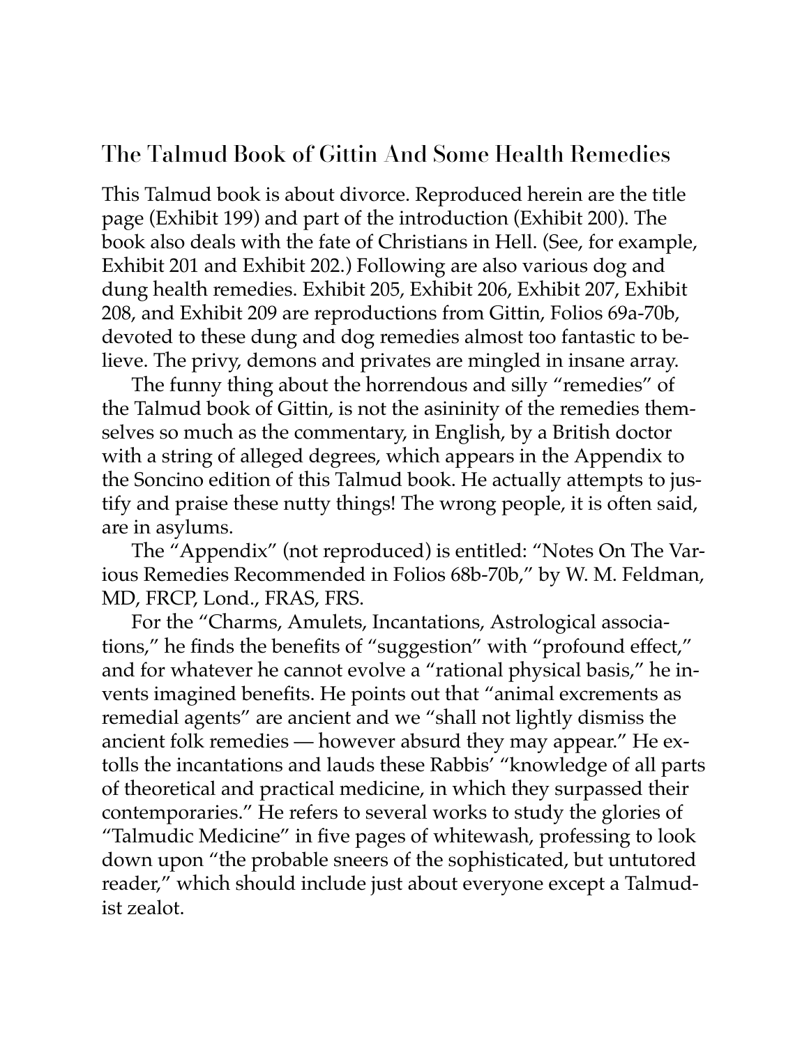## The Talmud Book of Gittin And Some Health Remedies

This Talmud book is about divorce. Reproduced herein are the title page (Exhibit 199) and part of the introduction (Exhibit 200). The book also deals with the fate of Christians in Hell. (See, for example, Exhibit 201 and Exhibit 202.) Following are also various dog and dung health remedies. Exhibit 205, Exhibit 206, Exhibit 207, Exhibit 208, and Exhibit 209 are reproductions from Gittin, Folios 69a-70b, devoted to these dung and dog remedies almost too fantastic to believe. The privy, demons and privates are mingled in insane array.

The funny thing about the horrendous and silly "remedies" of the Talmud book of Gittin, is not the asininity of the remedies themselves so much as the commentary, in English, by a British doctor with a string of alleged degrees, which appears in the Appendix to the Soncino edition of this Talmud book. He actually attempts to justify and praise these nutty things! The wrong people, it is often said, are in asylums.

The "Appendix" (not reproduced) is entitled: "Notes On The Various Remedies Recommended in Folios 68b-70b," by W. M. Feldman, MD, FRCP, Lond., FRAS, FRS.

For the "Charms, Amulets, Incantations, Astrological associations," he finds the benefits of "suggestion" with "profound effect," and for whatever he cannot evolve a "rational physical basis," he invents imagined benefits. He points out that "animal excrements as remedial agents" are ancient and we "shall not lightly dismiss the ancient folk remedies — however absurd they may appear." He extolls the incantations and lauds these Rabbis' "knowledge of all parts of theoretical and practical medicine, in which they surpassed their contemporaries." He refers to several works to study the glories of "Talmudic Medicine" in five pages of whitewash, professing to look down upon "the probable sneers of the sophisticated, but untutored reader," which should include just about everyone except a Talmudist zealot.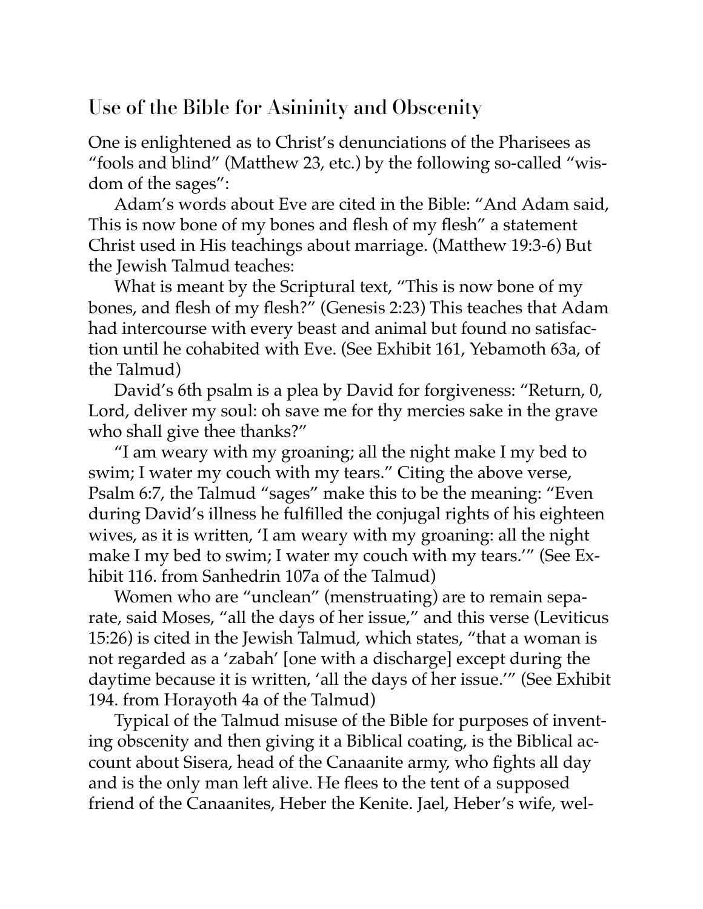## Use of the Bible for Asininity and Obscenity

One is enlightened as to Christ's denunciations of the Pharisees as "fools and blind" (Matthew 23, etc.) by the following so-called "wisdom of the sages":

Adam's words about Eve are cited in the Bible: "And Adam said, This is now bone of my bones and flesh of my flesh" a statement Christ used in His teachings about marriage. (Matthew 19:3-6) But the Jewish Talmud teaches:

What is meant by the Scriptural text, "This is now bone of my bones, and flesh of my flesh?" (Genesis 2:23) This teaches that Adam had intercourse with every beast and animal but found no satisfaction until he cohabited with Eve. (See Exhibit 161, Yebamoth 63a, of the Talmud)

David's 6th psalm is a plea by David for forgiveness: "Return, 0, Lord, deliver my soul: oh save me for thy mercies sake in the grave who shall give thee thanks?"

"I am weary with my groaning; all the night make I my bed to swim; I water my couch with my tears." Citing the above verse, Psalm 6:7, the Talmud "sages" make this to be the meaning: "Even during David's illness he fulfilled the conjugal rights of his eighteen wives, as it is written, 'I am weary with my groaning: all the night make I my bed to swim; I water my couch with my tears.'" (See Exhibit 116. from Sanhedrin 107a of the Talmud)

Women who are "unclean" (menstruating) are to remain separate, said Moses, "all the days of her issue," and this verse (Leviticus 15:26) is cited in the Jewish Talmud, which states, "that a woman is not regarded as a 'zabah' [one with a discharge] except during the daytime because it is written, 'all the days of her issue.'" (See Exhibit 194. from Horayoth 4a of the Talmud)

Typical of the Talmud misuse of the Bible for purposes of inventing obscenity and then giving it a Biblical coating, is the Biblical account about Sisera, head of the Canaanite army, who fights all day and is the only man left alive. He flees to the tent of a supposed friend of the Canaanites, Heber the Kenite. Jael, Heber's wife, wel-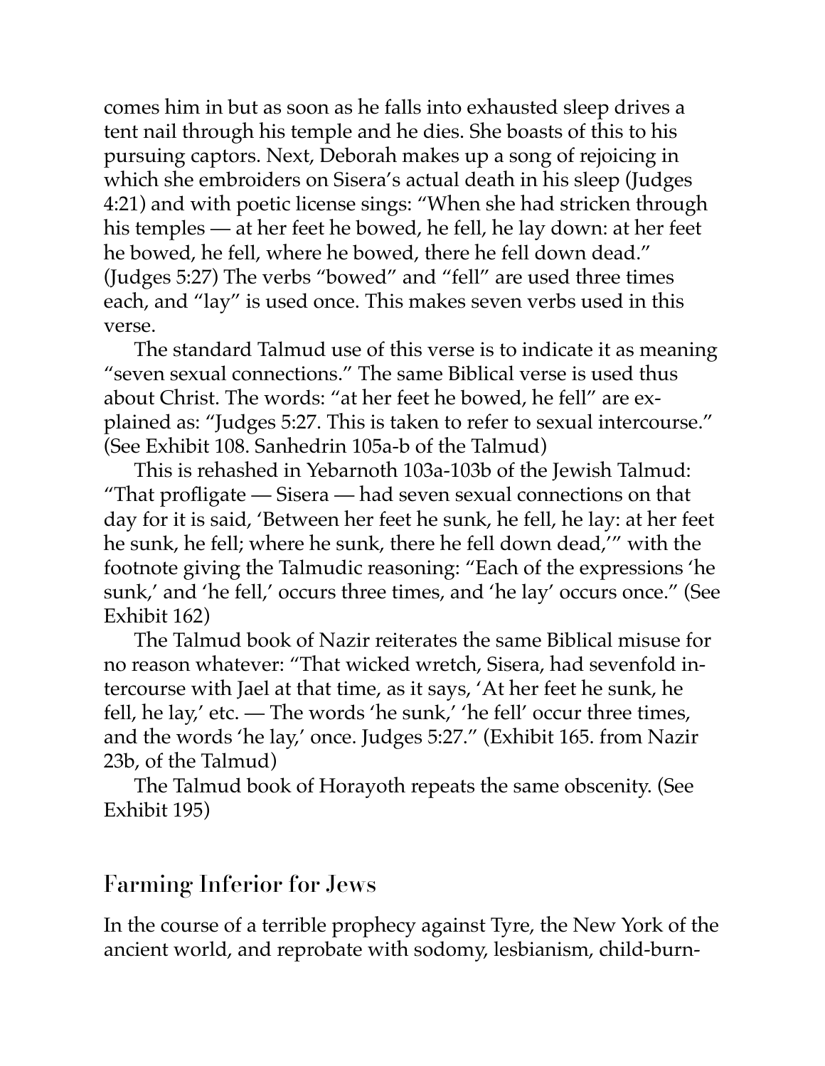comes him in but as soon as he falls into exhausted sleep drives a tent nail through his temple and he dies. She boasts of this to his pursuing captors. Next, Deborah makes up a song of rejoicing in which she embroiders on Sisera's actual death in his sleep (Judges 4:21) and with poetic license sings: "When she had stricken through his temples — at her feet he bowed, he fell, he lay down: at her feet he bowed, he fell, where he bowed, there he fell down dead." (Judges 5:27) The verbs "bowed" and "fell" are used three times each, and "lay" is used once. This makes seven verbs used in this verse.

The standard Talmud use of this verse is to indicate it as meaning "seven sexual connections." The same Biblical verse is used thus about Christ. The words: "at her feet he bowed, he fell" are explained as: "Judges 5:27. This is taken to refer to sexual intercourse." (See Exhibit 108. Sanhedrin 105a-b of the Talmud)

This is rehashed in Yebarnoth 103a-103b of the Jewish Talmud: "That profligate — Sisera — had seven sexual connections on that day for it is said, 'Between her feet he sunk, he fell, he lay: at her feet he sunk, he fell; where he sunk, there he fell down dead,'" with the footnote giving the Talmudic reasoning: "Each of the expressions 'he sunk,' and 'he fell,' occurs three times, and 'he lay' occurs once." (See Exhibit 162)

The Talmud book of Nazir reiterates the same Biblical misuse for no reason whatever: "That wicked wretch, Sisera, had sevenfold intercourse with Jael at that time, as it says, 'At her feet he sunk, he fell, he lay,' etc. — The words 'he sunk,' 'he fell' occur three times, and the words 'he lay,' once. Judges 5:27." (Exhibit 165. from Nazir 23b, of the Talmud)

The Talmud book of Horayoth repeats the same obscenity. (See Exhibit 195)

## Farming Inferior for Jews

In the course of a terrible prophecy against Tyre, the New York of the ancient world, and reprobate with sodomy, lesbianism, child-burn-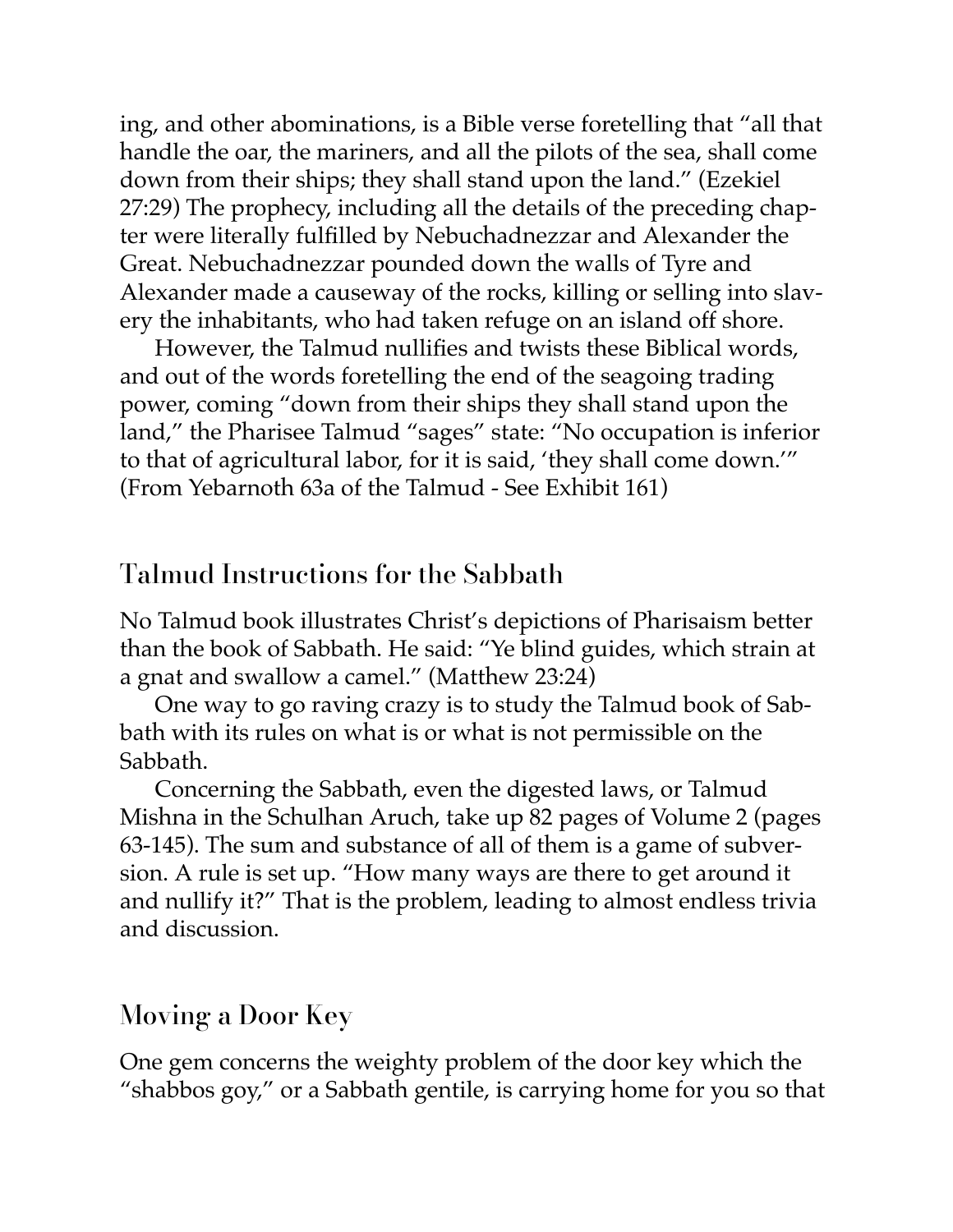ing, and other abominations, is a Bible verse foretelling that "all that handle the oar, the mariners, and all the pilots of the sea, shall come down from their ships; they shall stand upon the land." (Ezekiel 27:29) The prophecy, including all the details of the preceding chapter were literally fulfilled by Nebuchadnezzar and Alexander the Great. Nebuchadnezzar pounded down the walls of Tyre and Alexander made a causeway of the rocks, killing or selling into slavery the inhabitants, who had taken refuge on an island off shore.

However, the Talmud nullifies and twists these Biblical words, and out of the words foretelling the end of the seagoing trading power, coming "down from their ships they shall stand upon the land," the Pharisee Talmud "sages" state: "No occupation is inferior to that of agricultural labor, for it is said, 'they shall come down.'" (From Yebarnoth 63a of the Talmud - See Exhibit 161)

## Talmud Instructions for the Sabbath

No Talmud book illustrates Christ's depictions of Pharisaism better than the book of Sabbath. He said: "Ye blind guides, which strain at a gnat and swallow a camel." (Matthew 23:24)

One way to go raving crazy is to study the Talmud book of Sabbath with its rules on what is or what is not permissible on the Sabbath.

Concerning the Sabbath, even the digested laws, or Talmud Mishna in the Schulhan Aruch, take up 82 pages of Volume 2 (pages 63-145). The sum and substance of all of them is a game of subversion. A rule is set up. "How many ways are there to get around it and nullify it?" That is the problem, leading to almost endless trivia and discussion.

## Moving a Door Key

One gem concerns the weighty problem of the door key which the "shabbos goy," or a Sabbath gentile, is carrying home for you so that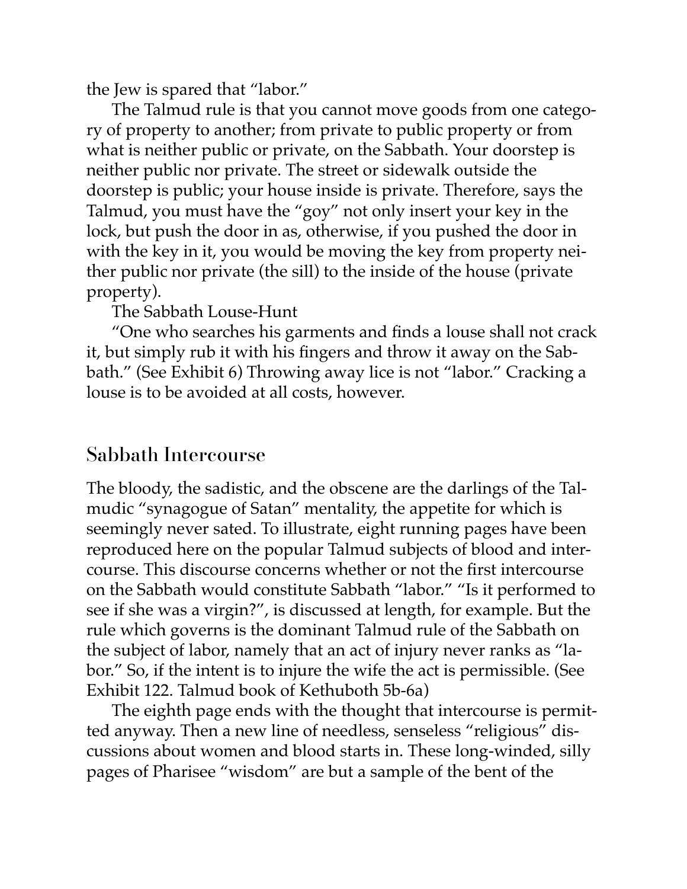the Jew is spared that "labor."

The Talmud rule is that you cannot move goods from one category of property to another; from private to public property or from what is neither public or private, on the Sabbath. Your doorstep is neither public nor private. The street or sidewalk outside the doorstep is public; your house inside is private. Therefore, says the Talmud, you must have the "goy" not only insert your key in the lock, but push the door in as, otherwise, if you pushed the door in with the key in it, you would be moving the key from property neither public nor private (the sill) to the inside of the house (private property).

The Sabbath Louse-Hunt

"One who searches his garments and finds a louse shall not crack it, but simply rub it with his fingers and throw it away on the Sabbath." (See Exhibit 6) Throwing away lice is not "labor." Cracking a louse is to be avoided at all costs, however.

## Sabbath Intercourse

The bloody, the sadistic, and the obscene are the darlings of the Talmudic "synagogue of Satan" mentality, the appetite for which is seemingly never sated. To illustrate, eight running pages have been reproduced here on the popular Talmud subjects of blood and intercourse. This discourse concerns whether or not the first intercourse on the Sabbath would constitute Sabbath "labor." "Is it performed to see if she was a virgin?", is discussed at length, for example. But the rule which governs is the dominant Talmud rule of the Sabbath on the subject of labor, namely that an act of injury never ranks as "labor." So, if the intent is to injure the wife the act is permissible. (See Exhibit 122. Talmud book of Kethuboth 5b-6a)

The eighth page ends with the thought that intercourse is permitted anyway. Then a new line of needless, senseless "religious" discussions about women and blood starts in. These long-winded, silly pages of Pharisee "wisdom" are but a sample of the bent of the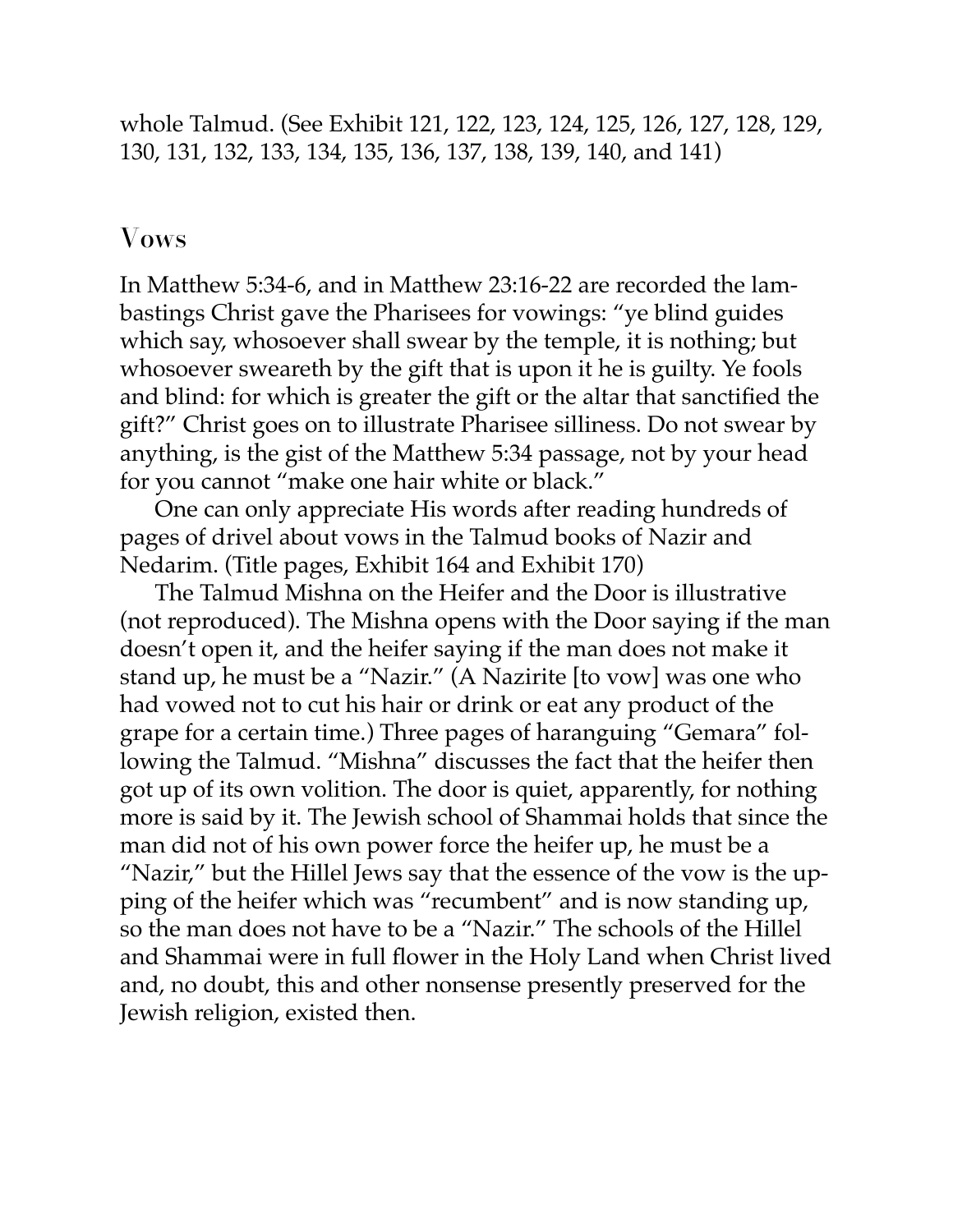whole Talmud. (See Exhibit 121, 122, 123, 124, 125, 126, 127, 128, 129, 130, 131, 132, 133, 134, 135, 136, 137, 138, 139, 140, and 141)

## Vows

In Matthew 5:34-6, and in Matthew 23:16-22 are recorded the lambastings Christ gave the Pharisees for vowings: "ye blind guides which say, whosoever shall swear by the temple, it is nothing; but whosoever sweareth by the gift that is upon it he is guilty. Ye fools and blind: for which is greater the gift or the altar that sanctified the gift?" Christ goes on to illustrate Pharisee silliness. Do not swear by anything, is the gist of the Matthew 5:34 passage, not by your head for you cannot "make one hair white or black."

One can only appreciate His words after reading hundreds of pages of drivel about vows in the Talmud books of Nazir and Nedarim. (Title pages, Exhibit 164 and Exhibit 170)

The Talmud Mishna on the Heifer and the Door is illustrative (not reproduced). The Mishna opens with the Door saying if the man doesn't open it, and the heifer saying if the man does not make it stand up, he must be a "Nazir." (A Nazirite [to vow] was one who had vowed not to cut his hair or drink or eat any product of the grape for a certain time.) Three pages of haranguing "Gemara" following the Talmud. "Mishna" discusses the fact that the heifer then got up of its own volition. The door is quiet, apparently, for nothing more is said by it. The Jewish school of Shammai holds that since the man did not of his own power force the heifer up, he must be a "Nazir," but the Hillel Jews say that the essence of the vow is the upping of the heifer which was "recumbent" and is now standing up, so the man does not have to be a "Nazir." The schools of the Hillel and Shammai were in full flower in the Holy Land when Christ lived and, no doubt, this and other nonsense presently preserved for the Jewish religion, existed then.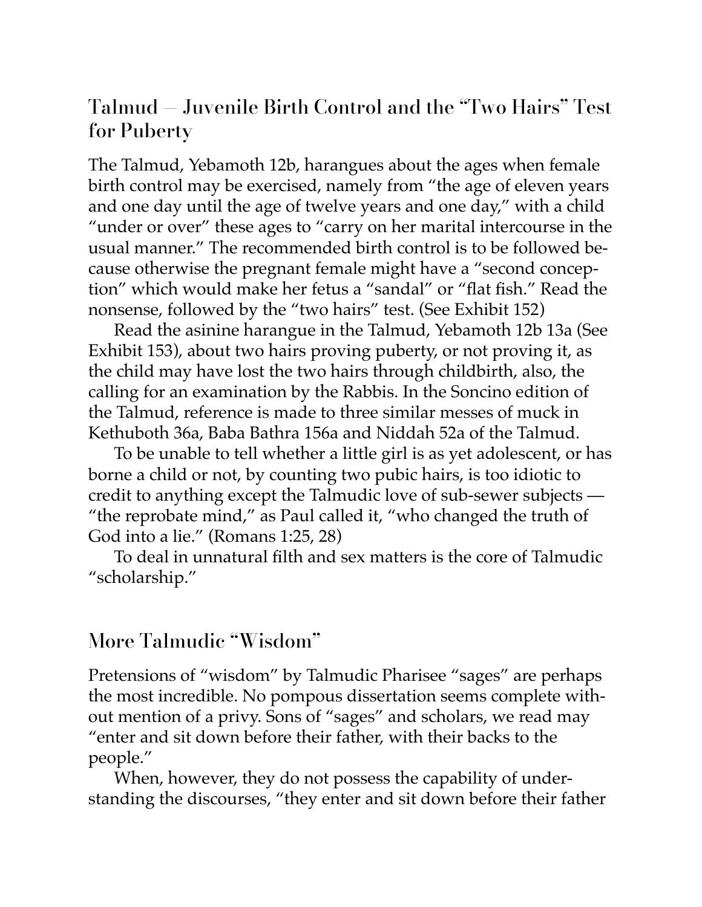## Talmud — Juvenile Birth Control and the "Two Hairs" Test for Puberty

The Talmud, Yebamoth 12b, harangues about the ages when female birth control may be exercised, namely from "the age of eleven years and one day until the age of twelve years and one day," with a child "under or over" these ages to "carry on her marital intercourse in the usual manner." The recommended birth control is to be followed because otherwise the pregnant female might have a "second conception" which would make her fetus a "sandal" or "flat fish." Read the nonsense, followed by the "two hairs" test. (See Exhibit 152)

Read the asinine harangue in the Talmud, Yebamoth 12b 13a (See Exhibit 153), about two hairs proving puberty, or not proving it, as the child may have lost the two hairs through childbirth, also, the calling for an examination by the Rabbis. In the Soncino edition of the Talmud, reference is made to three similar messes of muck in Kethuboth 36a, Baba Bathra 156a and Niddah 52a of the Talmud.

To be unable to tell whether a little girl is as yet adolescent, or has borne a child or not, by counting two pubic hairs, is too idiotic to credit to anything except the Talmudic love of sub-sewer subjects — "the reprobate mind," as Paul called it, "who changed the truth of God into a lie." (Romans 1:25, 28)

To deal in unnatural filth and sex matters is the core of Talmudic "scholarship."

## More Talmudic "Wisdom"

Pretensions of "wisdom" by Talmudic Pharisee "sages" are perhaps the most incredible. No pompous dissertation seems complete without mention of a privy. Sons of "sages" and scholars, we read may "enter and sit down before their father, with their backs to the people."

When, however, they do not possess the capability of understanding the discourses, "they enter and sit down before their father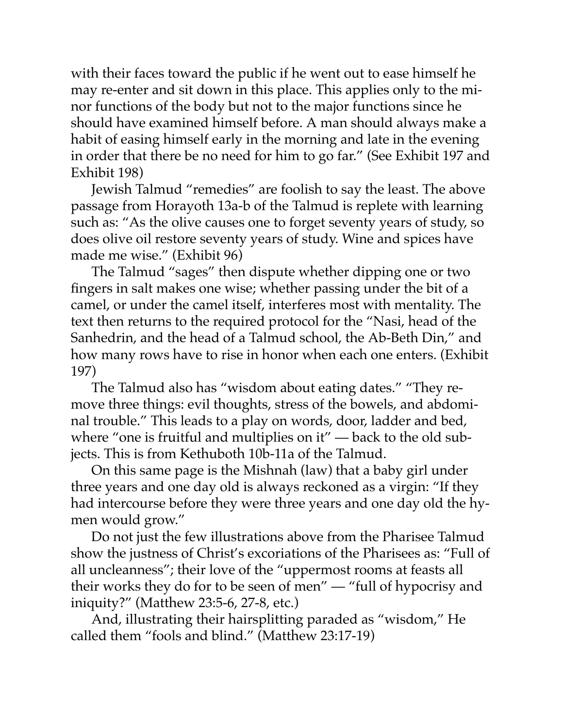with their faces toward the public if he went out to ease himself he may re-enter and sit down in this place. This applies only to the minor functions of the body but not to the major functions since he should have examined himself before. A man should always make a habit of easing himself early in the morning and late in the evening in order that there be no need for him to go far." (See Exhibit 197 and Exhibit 198)

Jewish Talmud "remedies" are foolish to say the least. The above passage from Horayoth 13a-b of the Talmud is replete with learning such as: "As the olive causes one to forget seventy years of study, so does olive oil restore seventy years of study. Wine and spices have made me wise." (Exhibit 96)

The Talmud "sages" then dispute whether dipping one or two fingers in salt makes one wise; whether passing under the bit of a camel, or under the camel itself, interferes most with mentality. The text then returns to the required protocol for the "Nasi, head of the Sanhedrin, and the head of a Talmud school, the Ab-Beth Din," and how many rows have to rise in honor when each one enters. (Exhibit 197)

The Talmud also has "wisdom about eating dates." "They remove three things: evil thoughts, stress of the bowels, and abdominal trouble." This leads to a play on words, door, ladder and bed, where "one is fruitful and multiplies on it" — back to the old subjects. This is from Kethuboth 10b-11a of the Talmud.

On this same page is the Mishnah (law) that a baby girl under three years and one day old is always reckoned as a virgin: "If they had intercourse before they were three years and one day old the hymen would grow."

Do not just the few illustrations above from the Pharisee Talmud show the justness of Christ's excoriations of the Pharisees as: "Full of all uncleanness"; their love of the "uppermost rooms at feasts all their works they do for to be seen of men" — "full of hypocrisy and iniquity?" (Matthew 23:5-6, 27-8, etc.)

And, illustrating their hairsplitting paraded as "wisdom," He called them "fools and blind." (Matthew 23:17-19)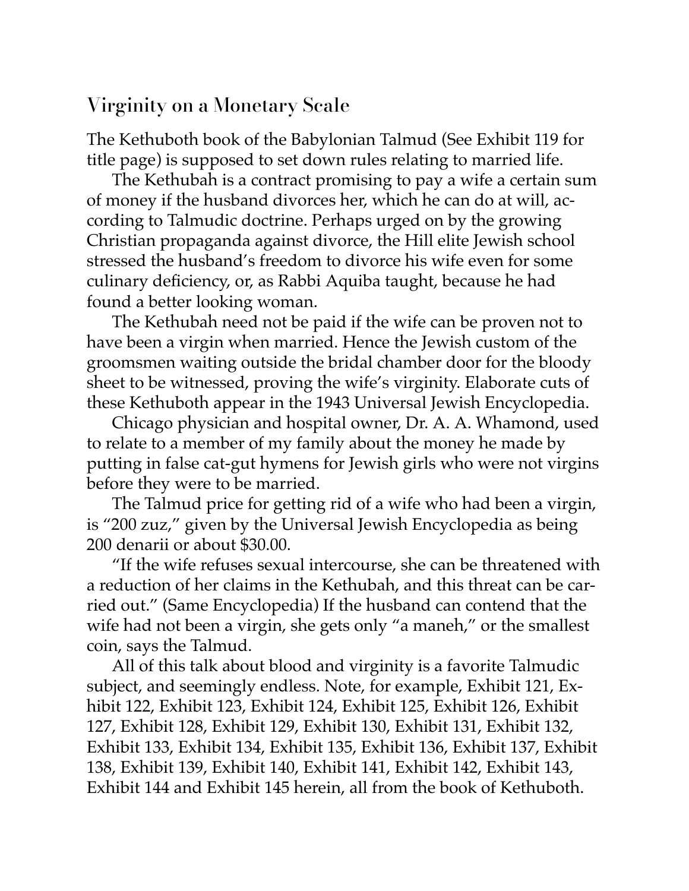## Virginity on a Monetary Scale

The Kethuboth book of the Babylonian Talmud (See Exhibit 119 for title page) is supposed to set down rules relating to married life.

The Kethubah is a contract promising to pay a wife a certain sum of money if the husband divorces her, which he can do at will, according to Talmudic doctrine. Perhaps urged on by the growing Christian propaganda against divorce, the Hill elite Jewish school stressed the husband's freedom to divorce his wife even for some culinary deficiency, or, as Rabbi Aquiba taught, because he had found a better looking woman.

The Kethubah need not be paid if the wife can be proven not to have been a virgin when married. Hence the Jewish custom of the groomsmen waiting outside the bridal chamber door for the bloody sheet to be witnessed, proving the wife's virginity. Elaborate cuts of these Kethuboth appear in the 1943 Universal Jewish Encyclopedia.

Chicago physician and hospital owner, Dr. A. A. Whamond, used to relate to a member of my family about the money he made by putting in false cat-gut hymens for Jewish girls who were not virgins before they were to be married.

The Talmud price for getting rid of a wife who had been a virgin, is "200 zuz," given by the Universal Jewish Encyclopedia as being 200 denarii or about $30.00.

"If the wife refuses sexual intercourse, she can be threatened with a reduction of her claims in the Kethubah, and this threat can be carried out." (Same Encyclopedia) If the husband can contend that the wife had not been a virgin, she gets only "a maneh," or the smallest coin, says the Talmud.

All of this talk about blood and virginity is a favorite Talmudic subject, and seemingly endless. Note, for example, Exhibit 121, Exhibit 122, Exhibit 123, Exhibit 124, Exhibit 125, Exhibit 126, Exhibit 127, Exhibit 128, Exhibit 129, Exhibit 130, Exhibit 131, Exhibit 132, Exhibit 133, Exhibit 134, Exhibit 135, Exhibit 136, Exhibit 137, Exhibit 138, Exhibit 139, Exhibit 140, Exhibit 141, Exhibit 142, Exhibit 143, Exhibit 144 and Exhibit 145 herein, all from the book of Kethuboth.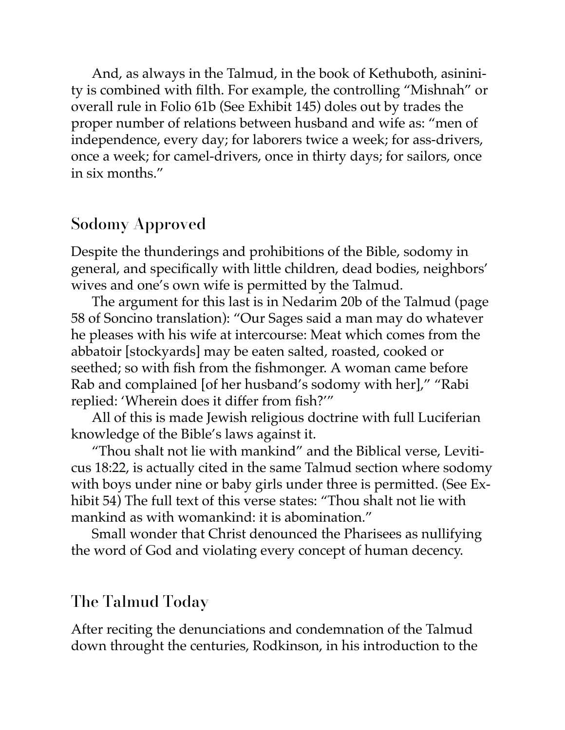And, as always in the Talmud, in the book of Kethuboth, asininity is combined with filth. For example, the controlling "Mishnah" or overall rule in Folio 61b (See Exhibit 145) doles out by trades the proper number of relations between husband and wife as: "men of independence, every day; for laborers twice a week; for ass-drivers, once a week; for camel-drivers, once in thirty days; for sailors, once in six months."

## Sodomy Approved

Despite the thunderings and prohibitions of the Bible, sodomy in general, and specifically with little children, dead bodies, neighbors' wives and one's own wife is permitted by the Talmud.

The argument for this last is in Nedarim 20b of the Talmud (page 58 of Soncino translation): "Our Sages said a man may do whatever he pleases with his wife at intercourse: Meat which comes from the abbatoir [stockyards] may be eaten salted, roasted, cooked or seethed; so with fish from the fishmonger. A woman came before Rab and complained [of her husband's sodomy with her]," "Rabi replied: 'Wherein does it differ from fish?'"

All of this is made Jewish religious doctrine with full Luciferian knowledge of the Bible's laws against it.

"Thou shalt not lie with mankind" and the Biblical verse, Leviticus 18:22, is actually cited in the same Talmud section where sodomy with boys under nine or baby girls under three is permitted. (See Exhibit 54) The full text of this verse states: "Thou shalt not lie with mankind as with womankind: it is abomination."

Small wonder that Christ denounced the Pharisees as nullifying the word of God and violating every concept of human decency.

## The Talmud Today

After reciting the denunciations and condemnation of the Talmud down throught the centuries, Rodkinson, in his introduction to the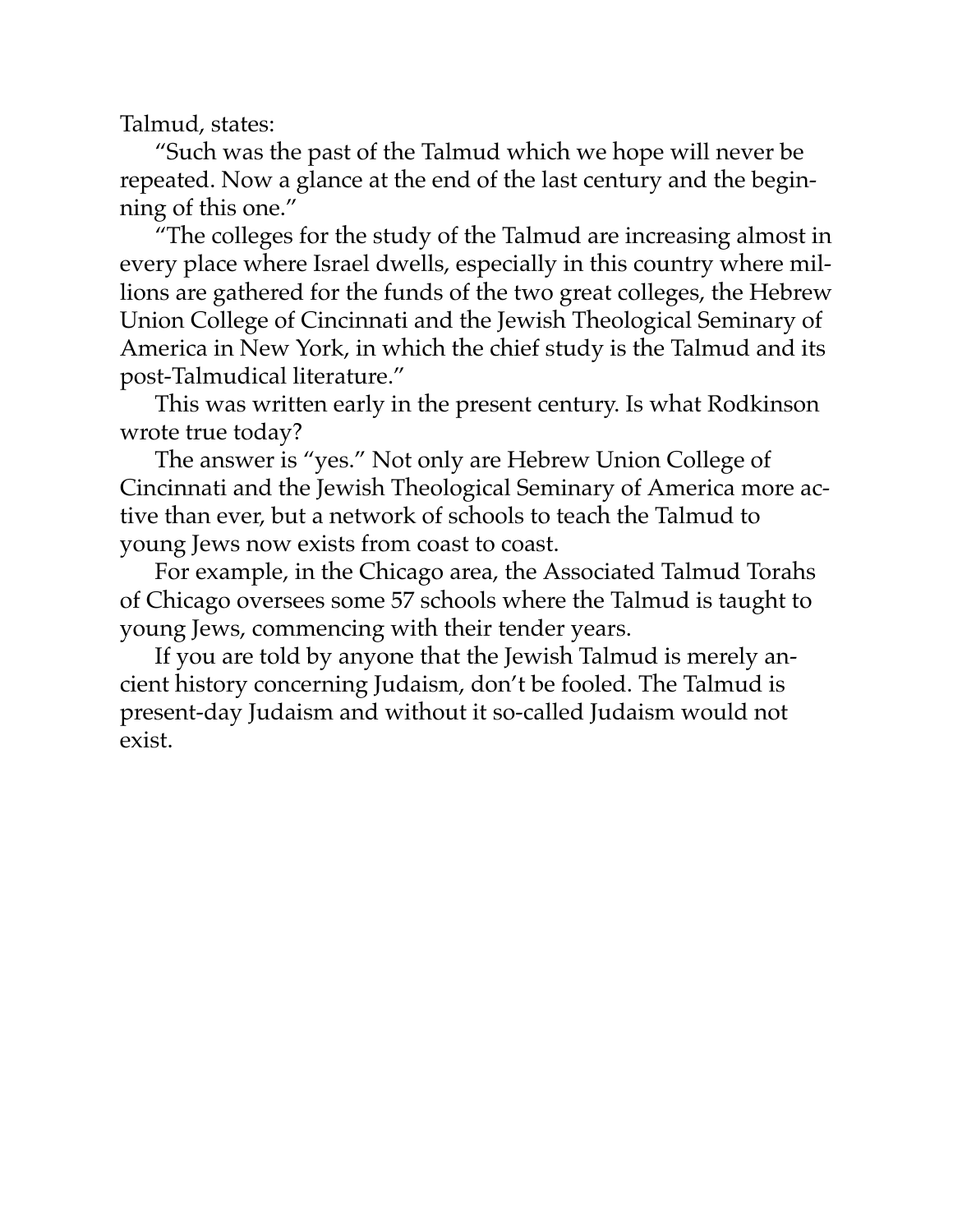Talmud, states:

"Such was the past of the Talmud which we hope will never be repeated. Now a glance at the end of the last century and the beginning of this one."

"The colleges for the study of the Talmud are increasing almost in every place where Israel dwells, especially in this country where millions are gathered for the funds of the two great colleges, the Hebrew Union College of Cincinnati and the Jewish Theological Seminary of America in New York, in which the chief study is the Talmud and its post-Talmudical literature."

This was written early in the present century. Is what Rodkinson wrote true today?

The answer is "yes." Not only are Hebrew Union College of Cincinnati and the Jewish Theological Seminary of America more active than ever, but a network of schools to teach the Talmud to young Jews now exists from coast to coast.

For example, in the Chicago area, the Associated Talmud Torahs of Chicago oversees some 57 schools where the Talmud is taught to young Jews, commencing with their tender years.

If you are told by anyone that the Jewish Talmud is merely ancient history concerning Judaism, don't be fooled. The Talmud is present-day Judaism and without it so-called Judaism would not exist.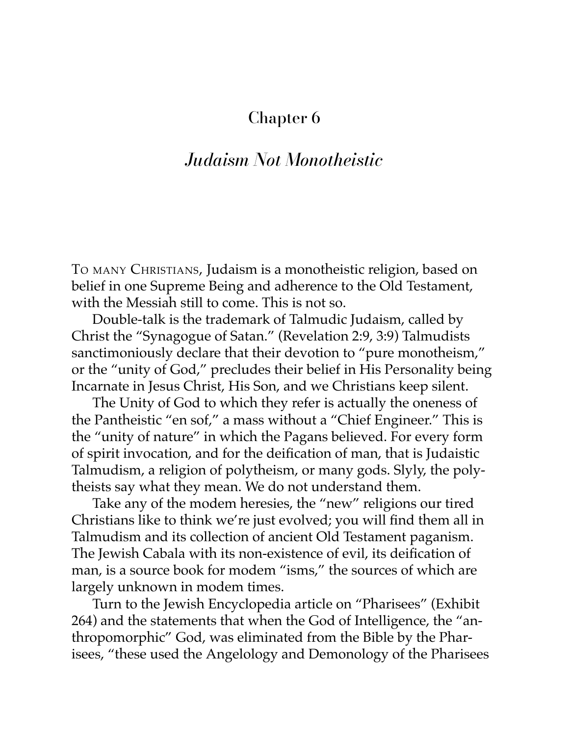## Chapter 6

## *Judaism Not Monotheistic*

To many Christians, Judaism is a monotheistic religion, based on belief in one Supreme Being and adherence to the Old Testament, with the Messiah still to come. This is not so.

Double-talk is the trademark of Talmudic Judaism, called by Christ the "Synagogue of Satan." (Revelation 2:9, 3:9) Talmudists sanctimoniously declare that their devotion to "pure monotheism," or the "unity of God," precludes their belief in His Personality being Incarnate in Jesus Christ, His Son, and we Christians keep silent.

The Unity of God to which they refer is actually the oneness of the Pantheistic "en sof," a mass without a "Chief Engineer." This is the "unity of nature" in which the Pagans believed. For every form of spirit invocation, and for the deification of man, that is Judaistic Talmudism, a religion of polytheism, or many gods. Slyly, the polytheists say what they mean. We do not understand them.

Take any of the modem heresies, the "new" religions our tired Christians like to think we're just evolved; you will find them all in Talmudism and its collection of ancient Old Testament paganism. The Jewish Cabala with its non-existence of evil, its deification of man, is a source book for modem "isms," the sources of which are largely unknown in modem times.

Turn to the Jewish Encyclopedia article on "Pharisees" (Exhibit 264) and the statements that when the God of Intelligence, the "anthropomorphic" God, was eliminated from the Bible by the Pharisees, "these used the Angelology and Demonology of the Pharisees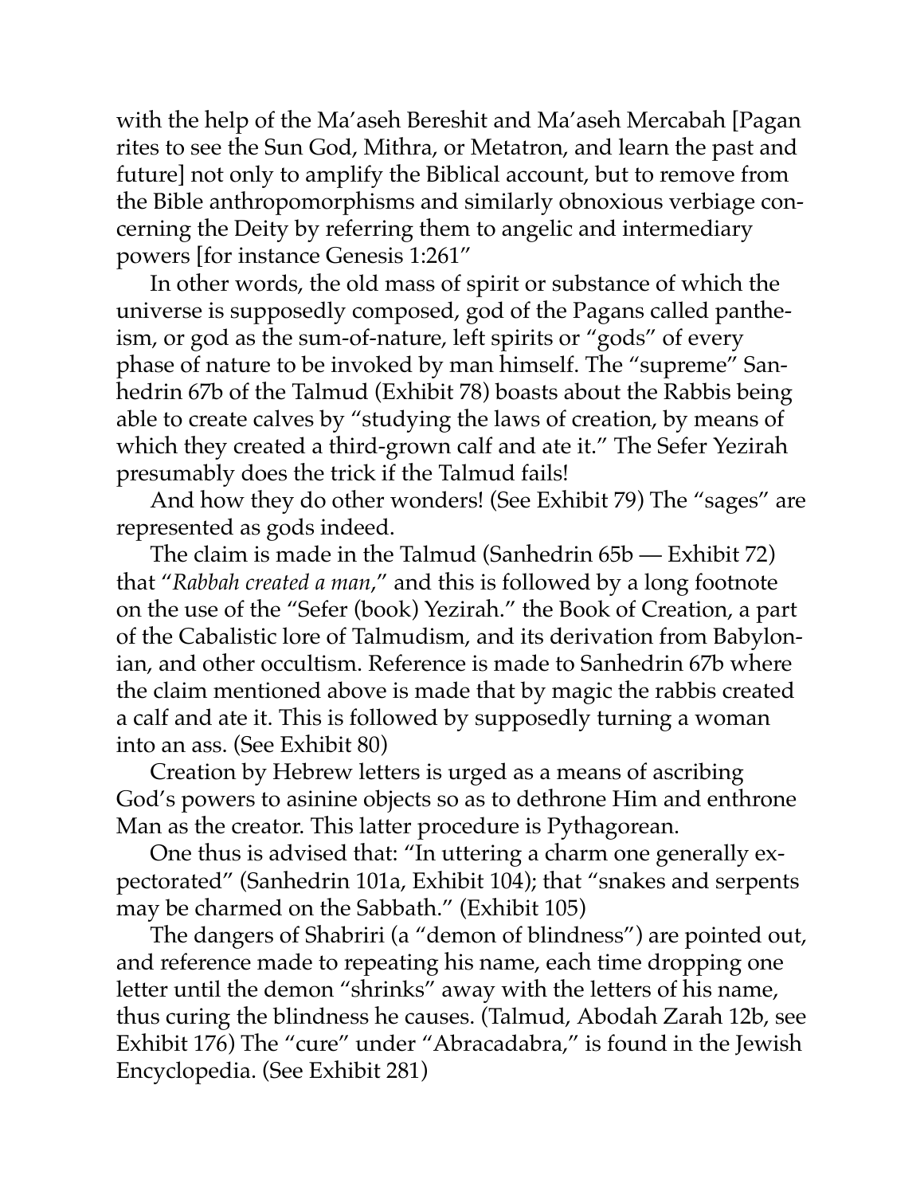with the help of the Ma'aseh Bereshit and Ma'aseh Mercabah [Pagan rites to see the Sun God, Mithra, or Metatron, and learn the past and future] not only to amplify the Biblical account, but to remove from the Bible anthropomorphisms and similarly obnoxious verbiage concerning the Deity by referring them to angelic and intermediary powers [for instance Genesis 1:261"

In other words, the old mass of spirit or substance of which the universe is supposedly composed, god of the Pagans called pantheism, or god as the sum-of-nature, left spirits or "gods" of every phase of nature to be invoked by man himself. The "supreme" Sanhedrin 67b of the Talmud (Exhibit 78) boasts about the Rabbis being able to create calves by "studying the laws of creation, by means of which they created a third-grown calf and ate it." The Sefer Yezirah presumably does the trick if the Talmud fails!

And how they do other wonders! (See Exhibit 79) The "sages" are represented as gods indeed.

The claim is made in the Talmud (Sanhedrin 65b — Exhibit 72) that "*Rabbah created a man*," and this is followed by a long footnote on the use of the "Sefer (book) Yezirah." the Book of Creation, a part of the Cabalistic lore of Talmudism, and its derivation from Babylonian, and other occultism. Reference is made to Sanhedrin 67b where the claim mentioned above is made that by magic the rabbis created a calf and ate it. This is followed by supposedly turning a woman into an ass. (See Exhibit 80)

Creation by Hebrew letters is urged as a means of ascribing God's powers to asinine objects so as to dethrone Him and enthrone Man as the creator. This latter procedure is Pythagorean.

One thus is advised that: "In uttering a charm one generally expectorated" (Sanhedrin 101a, Exhibit 104); that "snakes and serpents may be charmed on the Sabbath." (Exhibit 105)

The dangers of Shabriri (a "demon of blindness") are pointed out, and reference made to repeating his name, each time dropping one letter until the demon "shrinks" away with the letters of his name, thus curing the blindness he causes. (Talmud, Abodah Zarah 12b, see Exhibit 176) The "cure" under "Abracadabra," is found in the Jewish Encyclopedia. (See Exhibit 281)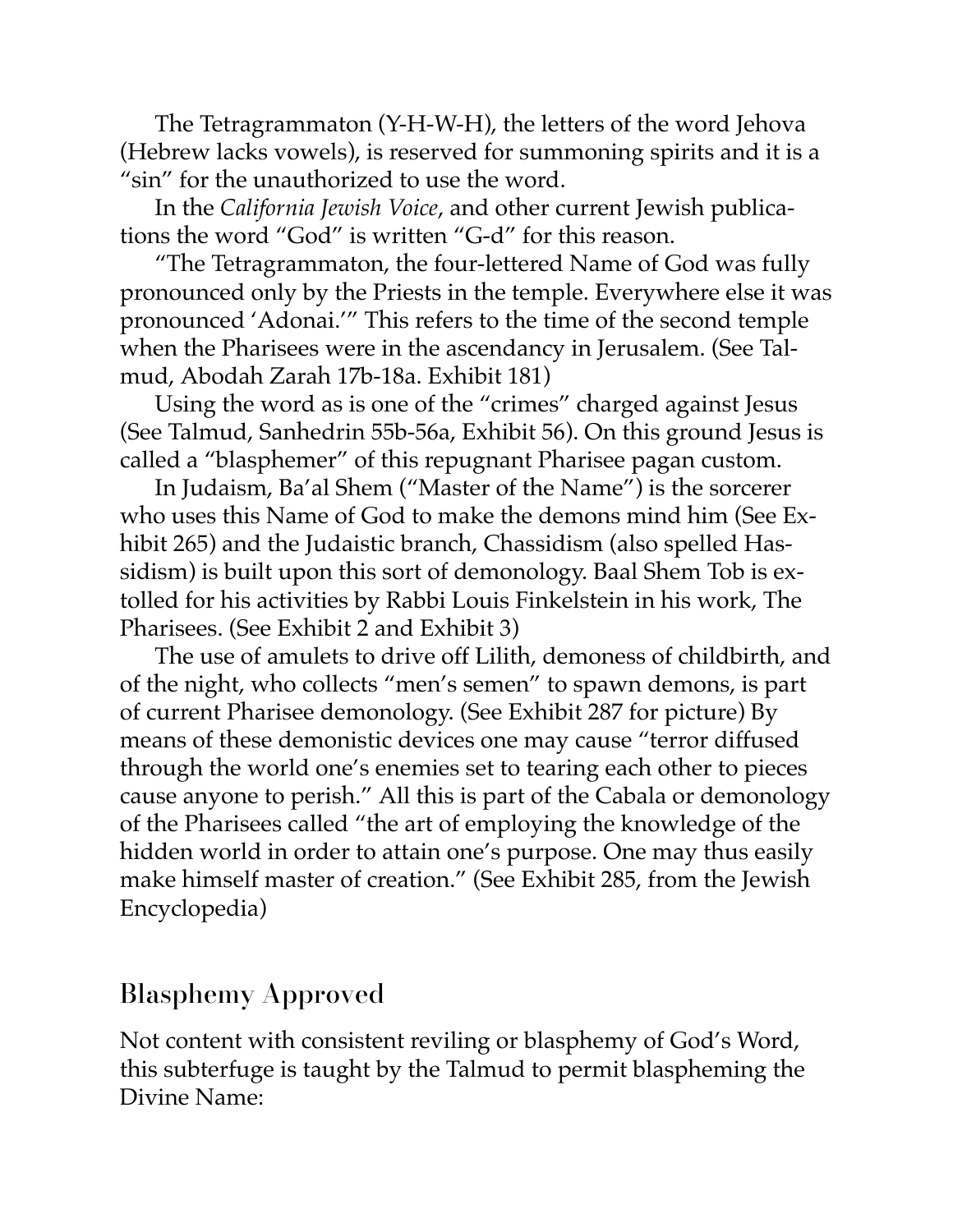The Tetragrammaton (Y-H-W-H), the letters of the word Jehova (Hebrew lacks vowels), is reserved for summoning spirits and it is a "sin" for the unauthorized to use the word.

In the *California Jewish Voice*, and other current Jewish publications the word "God" is written "G-d" for this reason.

"The Tetragrammaton, the four-lettered Name of God was fully pronounced only by the Priests in the temple. Everywhere else it was pronounced 'Adonai.'" This refers to the time of the second temple when the Pharisees were in the ascendancy in Jerusalem. (See Talmud, Abodah Zarah 17b-18a. Exhibit 181)

Using the word as is one of the "crimes" charged against Jesus (See Talmud, Sanhedrin 55b-56a, Exhibit 56). On this ground Jesus is called a "blasphemer" of this repugnant Pharisee pagan custom.

In Judaism, Ba'al Shem ("Master of the Name") is the sorcerer who uses this Name of God to make the demons mind him (See Exhibit 265) and the Judaistic branch, Chassidism (also spelled Hassidism) is built upon this sort of demonology. Baal Shem Tob is extolled for his activities by Rabbi Louis Finkelstein in his work, The Pharisees. (See Exhibit 2 and Exhibit 3)

The use of amulets to drive off Lilith, demoness of childbirth, and of the night, who collects "men's semen" to spawn demons, is part of current Pharisee demonology. (See Exhibit 287 for picture) By means of these demonistic devices one may cause "terror diffused through the world one's enemies set to tearing each other to pieces cause anyone to perish." All this is part of the Cabala or demonology of the Pharisees called "the art of employing the knowledge of the hidden world in order to attain one's purpose. One may thus easily make himself master of creation." (See Exhibit 285, from the Jewish Encyclopedia)

## Blasphemy Approved

Not content with consistent reviling or blasphemy of God's Word, this subterfuge is taught by the Talmud to permit blaspheming the Divine Name: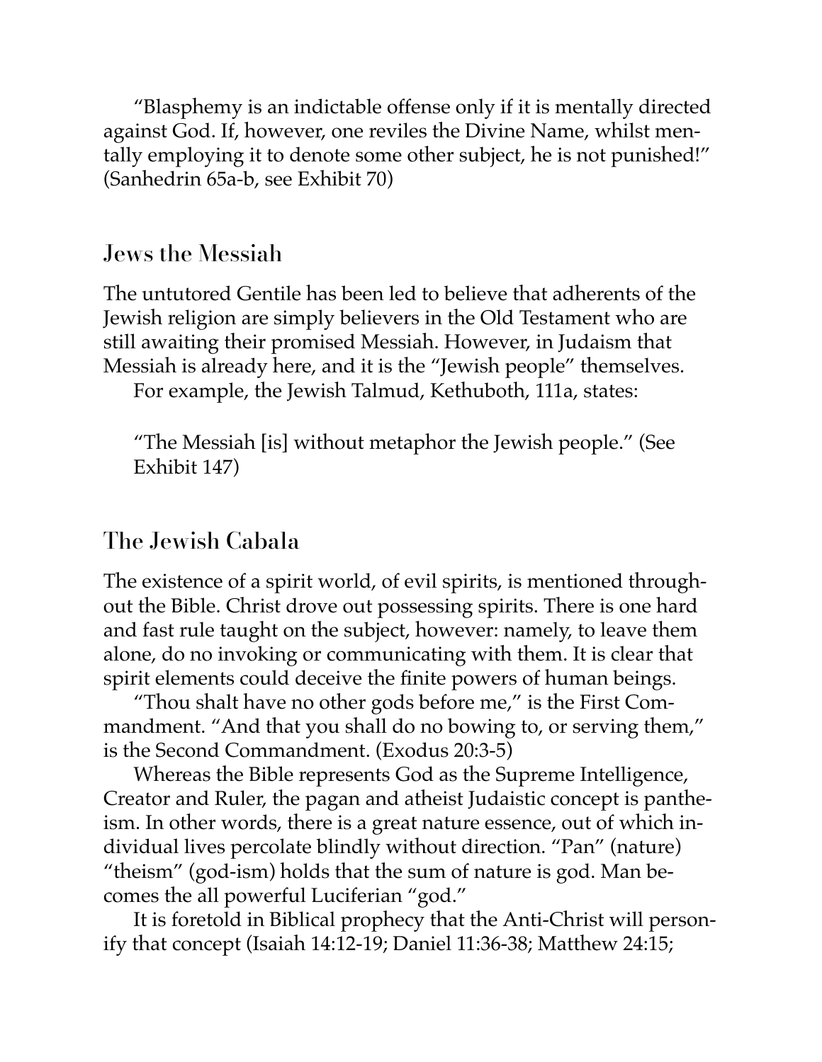"Blasphemy is an indictable offense only if it is mentally directed against God. If, however, one reviles the Divine Name, whilst mentally employing it to denote some other subject, he is not punished!" (Sanhedrin 65a-b, see Exhibit 70)

## Jews the Messiah

The untutored Gentile has been led to believe that adherents of the Jewish religion are simply believers in the Old Testament who are still awaiting their promised Messiah. However, in Judaism that Messiah is already here, and it is the "Jewish people" themselves.

For example, the Jewish Talmud, Kethuboth, 111a, states:

> "The Messiah [is] without metaphor the Jewish people." (See Exhibit 147)

## The Jewish Cabala

The existence of a spirit world, of evil spirits, is mentioned throughout the Bible. Christ drove out possessing spirits. There is one hard and fast rule taught on the subject, however: namely, to leave them alone, do no invoking or communicating with them. It is clear that spirit elements could deceive the finite powers of human beings.

"Thou shalt have no other gods before me," is the First Commandment. "And that you shall do no bowing to, or serving them," is the Second Commandment. (Exodus 20:3-5)

Whereas the Bible represents God as the Supreme Intelligence, Creator and Ruler, the pagan and atheist Judaistic concept is pantheism. In other words, there is a great nature essence, out of which individual lives percolate blindly without direction. "Pan" (nature) "theism" (god-ism) holds that the sum of nature is god. Man becomes the all powerful Luciferian "god."

It is foretold in Biblical prophecy that the Anti-Christ will personify that concept (Isaiah 14:12-19; Daniel 11:36-38; Matthew 24:15;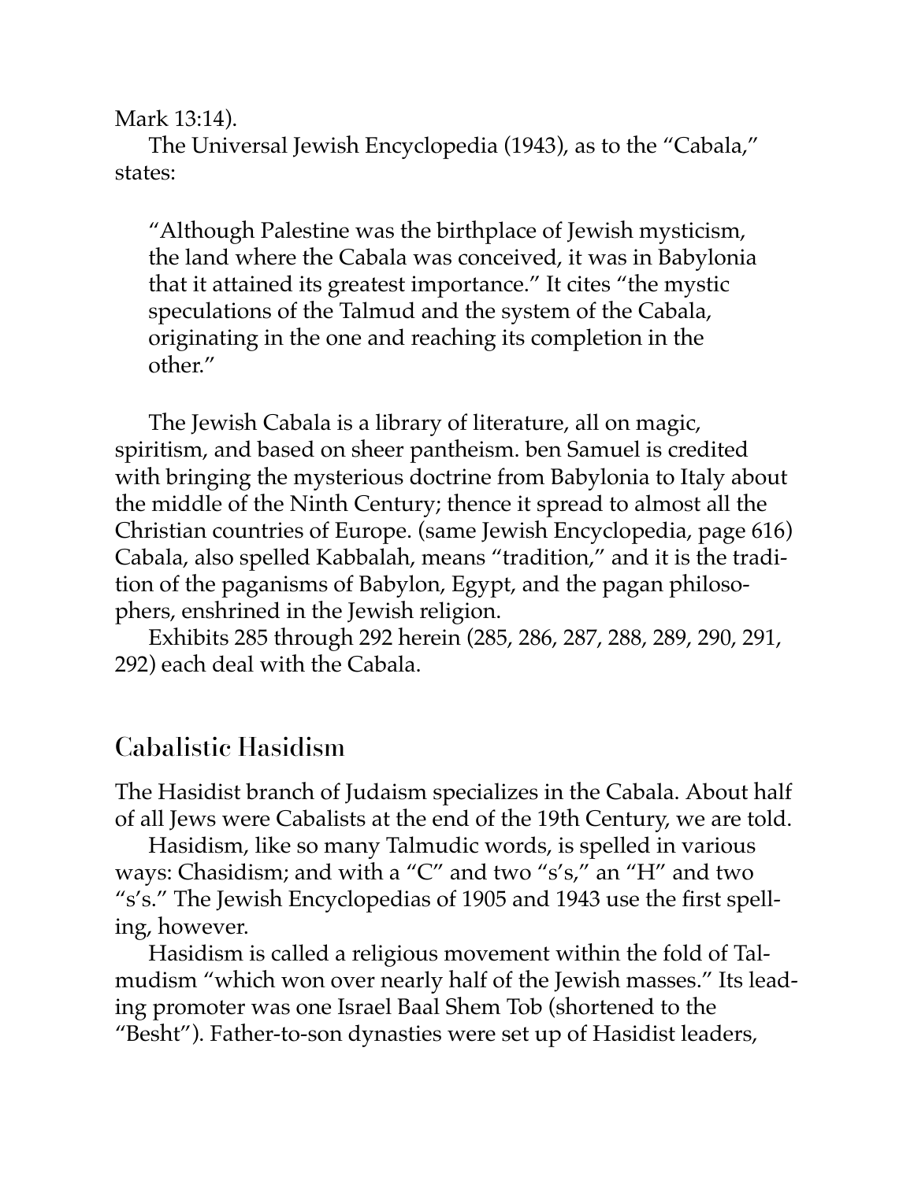Mark 13:14).

The Universal Jewish Encyclopedia (1943), as to the "Cabala," states:

> "Although Palestine was the birthplace of Jewish mysticism, the land where the Cabala was conceived, it was in Babylonia that it attained its greatest importance." It cites "the mystic speculations of the Talmud and the system of the Cabala, originating in the one and reaching its completion in the other."

The Jewish Cabala is a library of literature, all on magic, spiritism, and based on sheer pantheism. ben Samuel is credited with bringing the mysterious doctrine from Babylonia to Italy about the middle of the Ninth Century; thence it spread to almost all the Christian countries of Europe. (same Jewish Encyclopedia, page 616) Cabala, also spelled Kabbalah, means "tradition," and it is the tradition of the paganisms of Babylon, Egypt, and the pagan philosophers, enshrined in the Jewish religion.

Exhibits 285 through 292 herein (285, 286, 287, 288, 289, 290, 291, 292) each deal with the Cabala.

## Cabalistic Hasidism

The Hasidist branch of Judaism specializes in the Cabala. About half of all Jews were Cabalists at the end of the 19th Century, we are told.

Hasidism, like so many Talmudic words, is spelled in various ways: Chasidism; and with a "C" and two "s's," an "H" and two "s's." The Jewish Encyclopedias of 1905 and 1943 use the first spelling, however.

Hasidism is called a religious movement within the fold of Talmudism "which won over nearly half of the Jewish masses." Its leading promoter was one Israel Baal Shem Tob (shortened to the "Besht"). Father-to-son dynasties were set up of Hasidist leaders,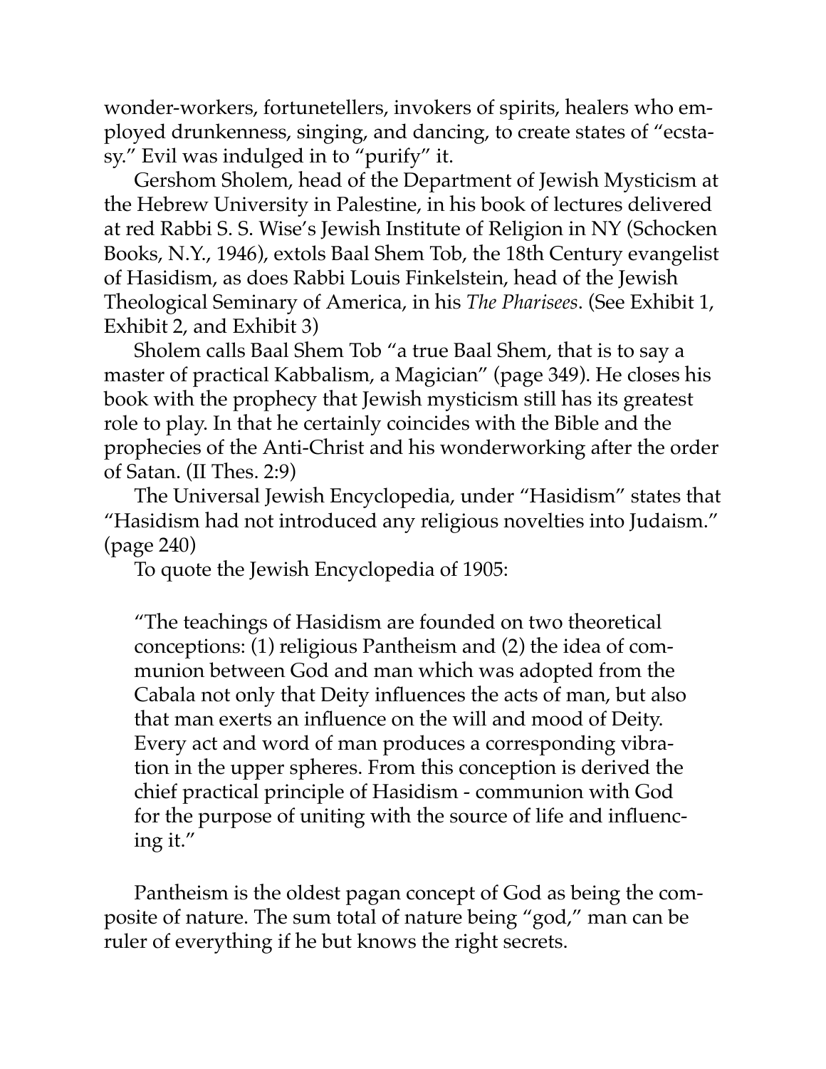wonder-workers, fortunetellers, invokers of spirits, healers who employed drunkenness, singing, and dancing, to create states of "ecstasy." Evil was indulged in to "purify" it.

Gershom Sholem, head of the Department of Jewish Mysticism at the Hebrew University in Palestine, in his book of lectures delivered at red Rabbi S. S. Wise's Jewish Institute of Religion in NY (Schocken Books, N.Y., 1946), extols Baal Shem Tob, the 18th Century evangelist of Hasidism, as does Rabbi Louis Finkelstein, head of the Jewish Theological Seminary of America, in his *The Pharisees*. (See Exhibit 1, Exhibit 2, and Exhibit 3)

Sholem calls Baal Shem Tob "a true Baal Shem, that is to say a master of practical Kabbalism, a Magician" (page 349). He closes his book with the prophecy that Jewish mysticism still has its greatest role to play. In that he certainly coincides with the Bible and the prophecies of the Anti-Christ and his wonderworking after the order of Satan. (II Thes. 2:9)

The Universal Jewish Encyclopedia, under "Hasidism" states that "Hasidism had not introduced any religious novelties into Judaism." (page 240)

To quote the Jewish Encyclopedia of 1905:

> "The teachings of Hasidism are founded on two theoretical conceptions: (1) religious Pantheism and (2) the idea of communion between God and man which was adopted from the Cabala not only that Deity influences the acts of man, but also that man exerts an influence on the will and mood of Deity. Every act and word of man produces a corresponding vibration in the upper spheres. From this conception is derived the chief practical principle of Hasidism - communion with God for the purpose of uniting with the source of life and influencing it."

Pantheism is the oldest pagan concept of God as being the composite of nature. The sum total of nature being "god," man can be ruler of everything if he but knows the right secrets.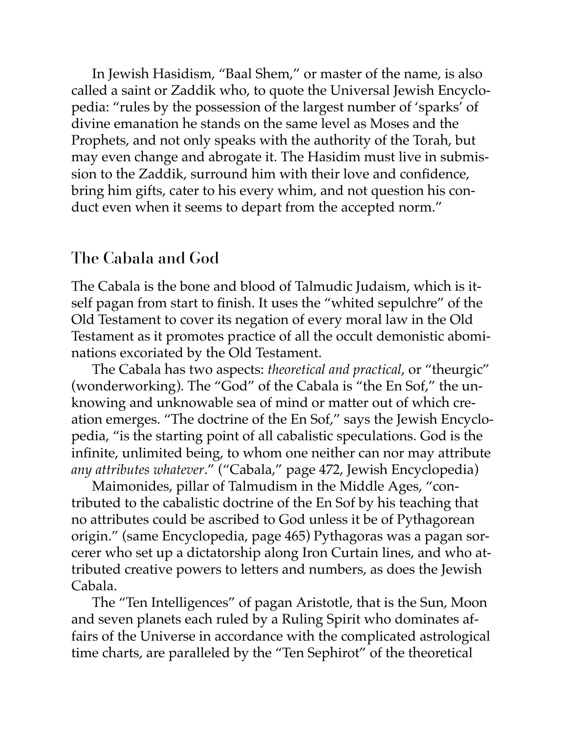In Jewish Hasidism, "Baal Shem," or master of the name, is also called a saint or Zaddik who, to quote the Universal Jewish Encyclopedia: "rules by the possession of the largest number of 'sparks' of divine emanation he stands on the same level as Moses and the Prophets, and not only speaks with the authority of the Torah, but may even change and abrogate it. The Hasidim must live in submission to the Zaddik, surround him with their love and confidence, bring him gifts, cater to his every whim, and not question his conduct even when it seems to depart from the accepted norm."

## The Cabala and God

The Cabala is the bone and blood of Talmudic Judaism, which is itself pagan from start to finish. It uses the "whited sepulchre" of the Old Testament to cover its negation of every moral law in the Old Testament as it promotes practice of all the occult demonistic abominations excoriated by the Old Testament.

The Cabala has two aspects: *theoretical and practical*, or "theurgic" (wonderworking). The "God" of the Cabala is "the En Sof," the unknowing and unknowable sea of mind or matter out of which creation emerges. "The doctrine of the En Sof," says the Jewish Encyclopedia, "is the starting point of all cabalistic speculations. God is the infinite, unlimited being, to whom one neither can nor may attribute *any attributes whatever*." ("Cabala," page 472, Jewish Encyclopedia)

Maimonides, pillar of Talmudism in the Middle Ages, "contributed to the cabalistic doctrine of the En Sof by his teaching that no attributes could be ascribed to God unless it be of Pythagorean origin." (same Encyclopedia, page 465) Pythagoras was a pagan sorcerer who set up a dictatorship along Iron Curtain lines, and who attributed creative powers to letters and numbers, as does the Jewish Cabala.

The "Ten Intelligences" of pagan Aristotle, that is the Sun, Moon and seven planets each ruled by a Ruling Spirit who dominates affairs of the Universe in accordance with the complicated astrological time charts, are paralleled by the "Ten Sephirot" of the theoretical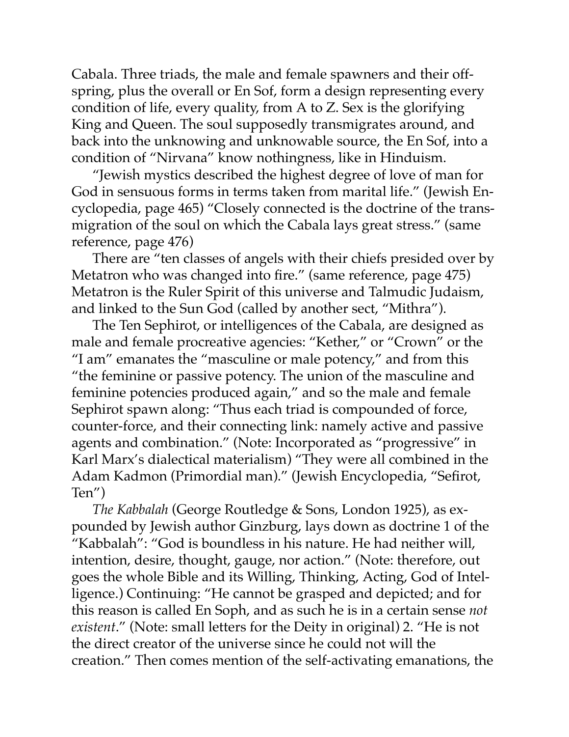Cabala. Three triads, the male and female spawners and their offspring, plus the overall or En Sof, form a design representing every condition of life, every quality, from A to Z. Sex is the glorifying King and Queen. The soul supposedly transmigrates around, and back into the unknowing and unknowable source, the En Sof, into a condition of "Nirvana" know nothingness, like in Hinduism.

"Jewish mystics described the highest degree of love of man for God in sensuous forms in terms taken from marital life." (Jewish Encyclopedia, page 465) "Closely connected is the doctrine of the transmigration of the soul on which the Cabala lays great stress." (same reference, page 476)

There are "ten classes of angels with their chiefs presided over by Metatron who was changed into fire." (same reference, page 475) Metatron is the Ruler Spirit of this universe and Talmudic Judaism, and linked to the Sun God (called by another sect, "Mithra").

The Ten Sephirot, or intelligences of the Cabala, are designed as male and female procreative agencies: "Kether," or "Crown" or the "I am" emanates the "masculine or male potency," and from this "the feminine or passive potency. The union of the masculine and feminine potencies produced again," and so the male and female Sephirot spawn along: "Thus each triad is compounded of force, counter-force, and their connecting link: namely active and passive agents and combination." (Note: Incorporated as "progressive" in Karl Marx's dialectical materialism) "They were all combined in the Adam Kadmon (Primordial man)." (Jewish Encyclopedia, "Sefirot, Ten")

*The Kabbalah* (George Routledge & Sons, London 1925), as expounded by Jewish author Ginzburg, lays down as doctrine 1 of the "Kabbalah": "God is boundless in his nature. He had neither will, intention, desire, thought, gauge, nor action." (Note: therefore, out goes the whole Bible and its Willing, Thinking, Acting, God of Intelligence.) Continuing: "He cannot be grasped and depicted; and for this reason is called En Soph, and as such he is in a certain sense *not existent*." (Note: small letters for the Deity in original) 2. "He is not the direct creator of the universe since he could not will the creation." Then comes mention of the self-activating emanations, the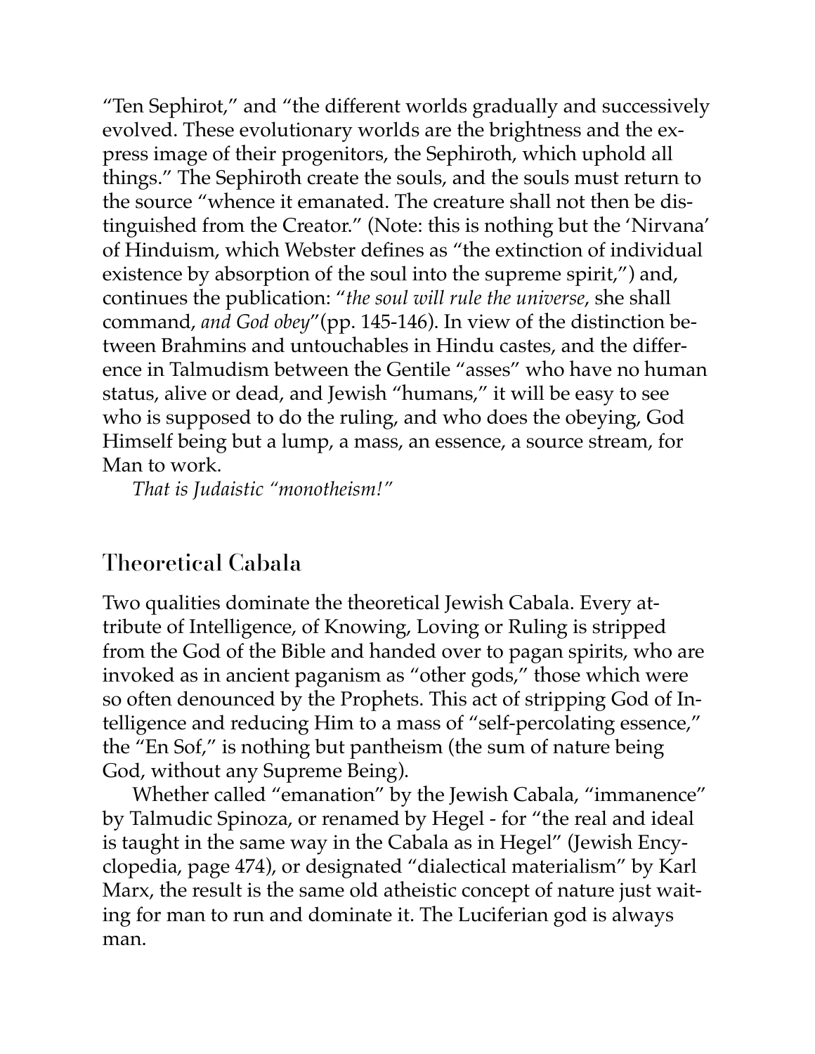"Ten Sephirot," and "the different worlds gradually and successively evolved. These evolutionary worlds are the brightness and the express image of their progenitors, the Sephiroth, which uphold all things." The Sephiroth create the souls, and the souls must return to the source "whence it emanated. The creature shall not then be distinguished from the Creator." (Note: this is nothing but the 'Nirvana' of Hinduism, which Webster defines as "the extinction of individual existence by absorption of the soul into the supreme spirit,") and, continues the publication: "*the soul will rule the universe*, she shall command, *and God obey*"(pp. 145-146). In view of the distinction between Brahmins and untouchables in Hindu castes, and the difference in Talmudism between the Gentile "asses" who have no human status, alive or dead, and Jewish "humans," it will be easy to see who is supposed to do the ruling, and who does the obeying, God Himself being but a lump, a mass, an essence, a source stream, for Man to work.

*That is Judaistic "monotheism!"*

## Theoretical Cabala

Two qualities dominate the theoretical Jewish Cabala. Every attribute of Intelligence, of Knowing, Loving or Ruling is stripped from the God of the Bible and handed over to pagan spirits, who are invoked as in ancient paganism as "other gods," those which were so often denounced by the Prophets. This act of stripping God of Intelligence and reducing Him to a mass of "self-percolating essence," the "En Sof," is nothing but pantheism (the sum of nature being God, without any Supreme Being).

Whether called "emanation" by the Jewish Cabala, "immanence" by Talmudic Spinoza, or renamed by Hegel - for "the real and ideal is taught in the same way in the Cabala as in Hegel" (Jewish Encyclopedia, page 474), or designated "dialectical materialism" by Karl Marx, the result is the same old atheistic concept of nature just waiting for man to run and dominate it. The Luciferian god is always man.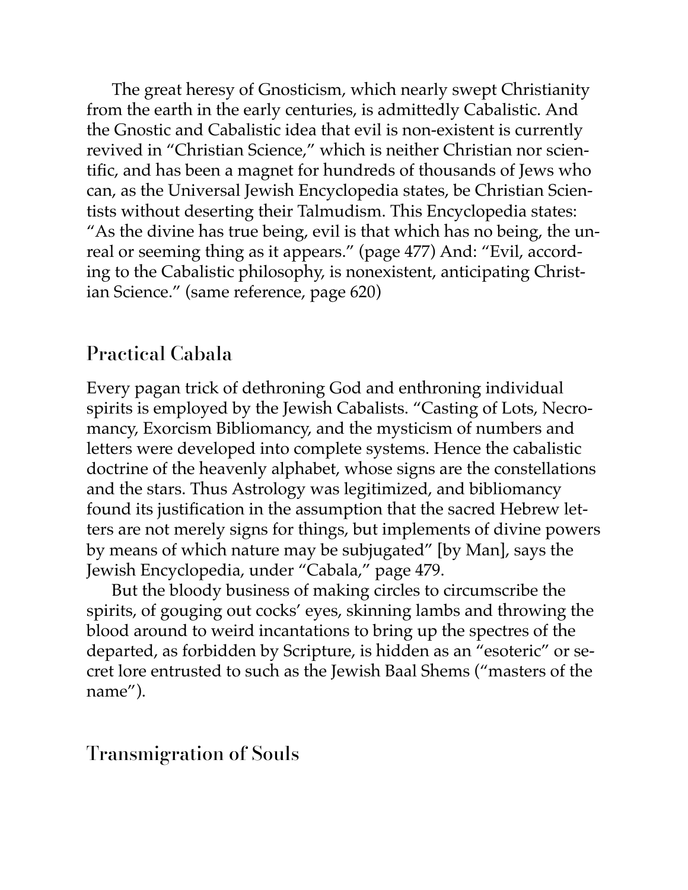The great heresy of Gnosticism, which nearly swept Christianity from the earth in the early centuries, is admittedly Cabalistic. And the Gnostic and Cabalistic idea that evil is non-existent is currently revived in "Christian Science," which is neither Christian nor scientific, and has been a magnet for hundreds of thousands of Jews who can, as the Universal Jewish Encyclopedia states, be Christian Scientists without deserting their Talmudism. This Encyclopedia states: "As the divine has true being, evil is that which has no being, the unreal or seeming thing as it appears." (page 477) And: "Evil, according to the Cabalistic philosophy, is nonexistent, anticipating Christian Science." (same reference, page 620)

## Practical Cabala

Every pagan trick of dethroning God and enthroning individual spirits is employed by the Jewish Cabalists. "Casting of Lots, Necromancy, Exorcism Bibliomancy, and the mysticism of numbers and letters were developed into complete systems. Hence the cabalistic doctrine of the heavenly alphabet, whose signs are the constellations and the stars. Thus Astrology was legitimized, and bibliomancy found its justification in the assumption that the sacred Hebrew letters are not merely signs for things, but implements of divine powers by means of which nature may be subjugated" [by Man], says the Jewish Encyclopedia, under "Cabala," page 479.

But the bloody business of making circles to circumscribe the spirits, of gouging out cocks' eyes, skinning lambs and throwing the blood around to weird incantations to bring up the spectres of the departed, as forbidden by Scripture, is hidden as an "esoteric" or secret lore entrusted to such as the Jewish Baal Shems ("masters of the name").

## Transmigration of Souls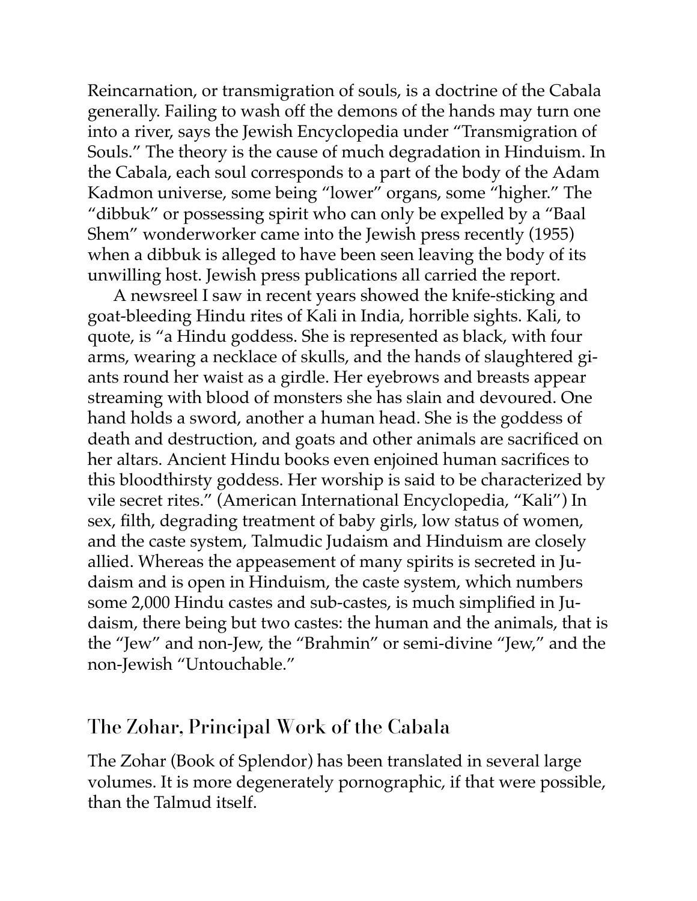Reincarnation, or transmigration of souls, is a doctrine of the Cabala generally. Failing to wash off the demons of the hands may turn one into a river, says the Jewish Encyclopedia under "Transmigration of Souls." The theory is the cause of much degradation in Hinduism. In the Cabala, each soul corresponds to a part of the body of the Adam Kadmon universe, some being "lower" organs, some "higher." The "dibbuk" or possessing spirit who can only be expelled by a "Baal Shem" wonderworker came into the Jewish press recently (1955) when a dibbuk is alleged to have been seen leaving the body of its unwilling host. Jewish press publications all carried the report.

A newsreel I saw in recent years showed the knife-sticking and goat-bleeding Hindu rites of Kali in India, horrible sights. Kali, to quote, is "a Hindu goddess. She is represented as black, with four arms, wearing a necklace of skulls, and the hands of slaughtered giants round her waist as a girdle. Her eyebrows and breasts appear streaming with blood of monsters she has slain and devoured. One hand holds a sword, another a human head. She is the goddess of death and destruction, and goats and other animals are sacrificed on her altars. Ancient Hindu books even enjoined human sacrifices to this bloodthirsty goddess. Her worship is said to be characterized by vile secret rites." (American International Encyclopedia, "Kali") In sex, filth, degrading treatment of baby girls, low status of women, and the caste system, Talmudic Judaism and Hinduism are closely allied. Whereas the appeasement of many spirits is secreted in Judaism and is open in Hinduism, the caste system, which numbers some 2,000 Hindu castes and sub-castes, is much simplified in Judaism, there being but two castes: the human and the animals, that is the "Jew" and non-Jew, the "Brahmin" or semi-divine "Jew," and the non-Jewish "Untouchable."

## The Zohar, Principal Work of the Cabala

The Zohar (Book of Splendor) has been translated in several large volumes. It is more degenerately pornographic, if that were possible, than the Talmud itself.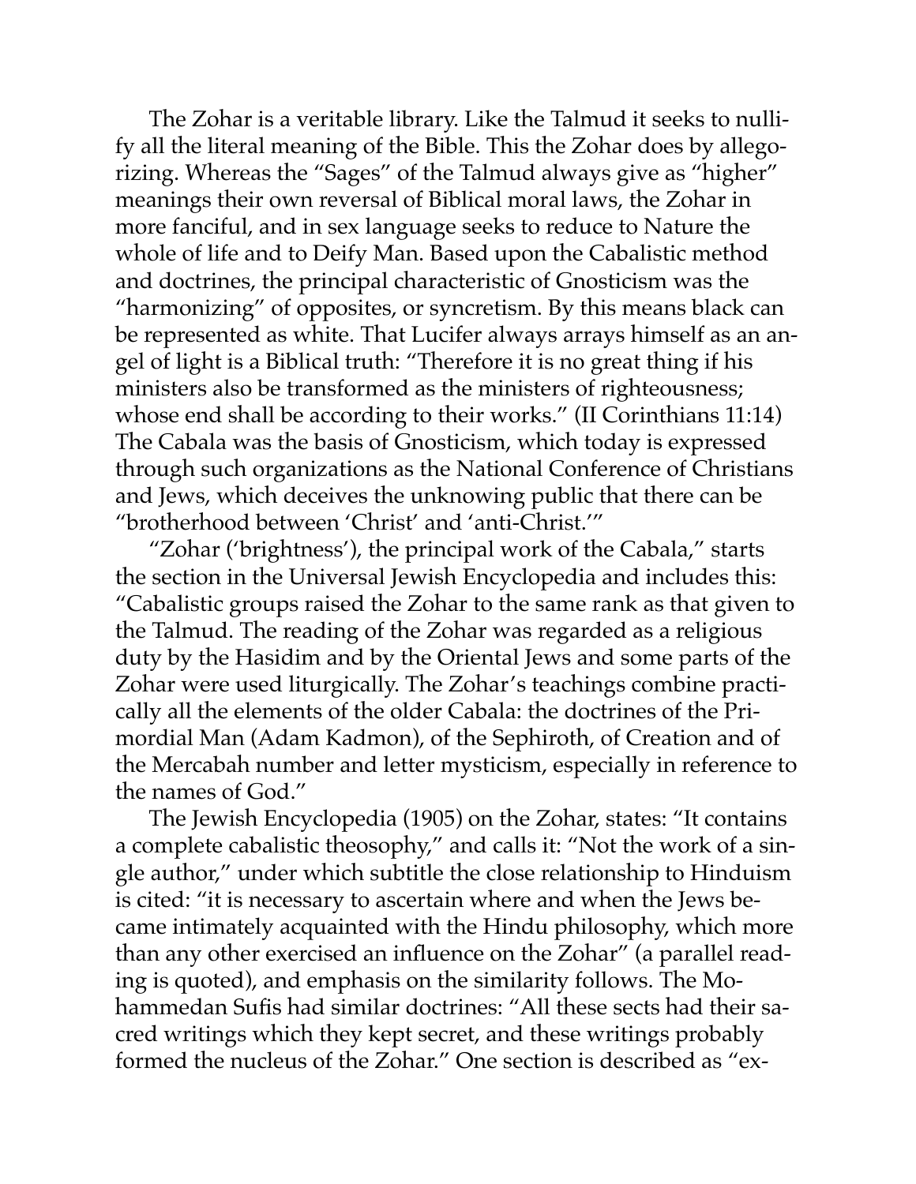The Zohar is a veritable library. Like the Talmud it seeks to nullify all the literal meaning of the Bible. This the Zohar does by allegorizing. Whereas the "Sages" of the Talmud always give as "higher" meanings their own reversal of Biblical moral laws, the Zohar in more fanciful, and in sex language seeks to reduce to Nature the whole of life and to Deify Man. Based upon the Cabalistic method and doctrines, the principal characteristic of Gnosticism was the "harmonizing" of opposites, or syncretism. By this means black can be represented as white. That Lucifer always arrays himself as an angel of light is a Biblical truth: "Therefore it is no great thing if his ministers also be transformed as the ministers of righteousness; whose end shall be according to their works." (II Corinthians 11:14) The Cabala was the basis of Gnosticism, which today is expressed through such organizations as the National Conference of Christians and Jews, which deceives the unknowing public that there can be "brotherhood between 'Christ' and 'anti-Christ.'"

"Zohar ('brightness'), the principal work of the Cabala," starts the section in the Universal Jewish Encyclopedia and includes this: "Cabalistic groups raised the Zohar to the same rank as that given to the Talmud. The reading of the Zohar was regarded as a religious duty by the Hasidim and by the Oriental Jews and some parts of the Zohar were used liturgically. The Zohar's teachings combine practically all the elements of the older Cabala: the doctrines of the Primordial Man (Adam Kadmon), of the Sephiroth, of Creation and of the Mercabah number and letter mysticism, especially in reference to the names of God."

The Jewish Encyclopedia (1905) on the Zohar, states: "It contains a complete cabalistic theosophy," and calls it: "Not the work of a single author," under which subtitle the close relationship to Hinduism is cited: "it is necessary to ascertain where and when the Jews became intimately acquainted with the Hindu philosophy, which more than any other exercised an influence on the Zohar" (a parallel reading is quoted), and emphasis on the similarity follows. The Mohammedan Sufis had similar doctrines: "All these sects had their sacred writings which they kept secret, and these writings probably formed the nucleus of the Zohar." One section is described as "ex-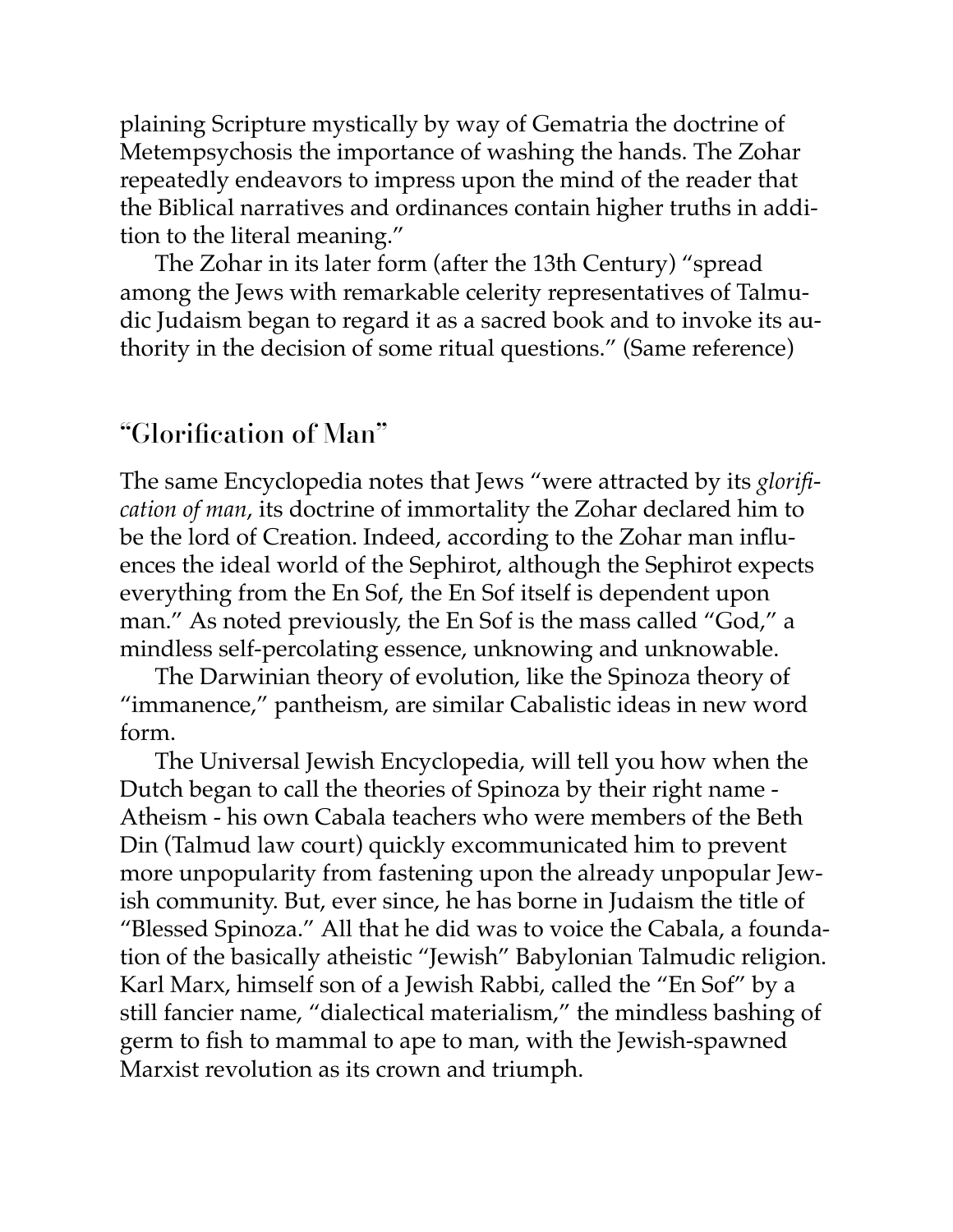plaining Scripture mystically by way of Gematria the doctrine of Metempsychosis the importance of washing the hands. The Zohar repeatedly endeavors to impress upon the mind of the reader that the Biblical narratives and ordinances contain higher truths in addition to the literal meaning."

The Zohar in its later form (after the 13th Century) "spread among the Jews with remarkable celerity representatives of Talmudic Judaism began to regard it as a sacred book and to invoke its authority in the decision of some ritual questions." (Same reference)

## "Glorification of Man"

The same Encyclopedia notes that Jews "were attracted by its *glorification of man*, its doctrine of immortality the Zohar declared him to be the lord of Creation. Indeed, according to the Zohar man influences the ideal world of the Sephirot, although the Sephirot expects everything from the En Sof, the En Sof itself is dependent upon man." As noted previously, the En Sof is the mass called "God," a mindless self-percolating essence, unknowing and unknowable.

The Darwinian theory of evolution, like the Spinoza theory of "immanence," pantheism, are similar Cabalistic ideas in new word form.

The Universal Jewish Encyclopedia, will tell you how when the Dutch began to call the theories of Spinoza by their right name - Atheism - his own Cabala teachers who were members of the Beth Din (Talmud law court) quickly excommunicated him to prevent more unpopularity from fastening upon the already unpopular Jewish community. But, ever since, he has borne in Judaism the title of "Blessed Spinoza." All that he did was to voice the Cabala, a foundation of the basically atheistic "Jewish" Babylonian Talmudic religion. Karl Marx, himself son of a Jewish Rabbi, called the "En Sof" by a still fancier name, "dialectical materialism," the mindless bashing of germ to fish to mammal to ape to man, with the Jewish-spawned Marxist revolution as its crown and triumph.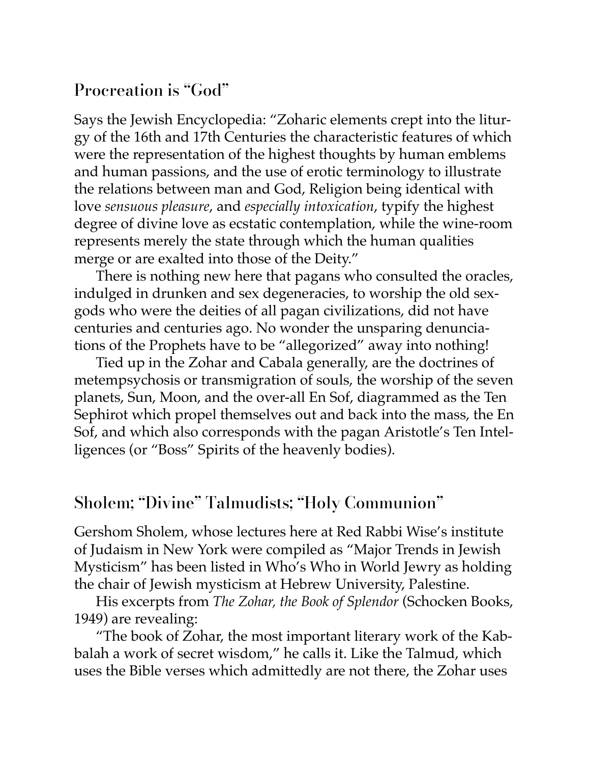## Procreation is "God"

Says the Jewish Encyclopedia: "Zoharic elements crept into the liturgy of the 16th and 17th Centuries the characteristic features of which were the representation of the highest thoughts by human emblems and human passions, and the use of erotic terminology to illustrate the relations between man and God, Religion being identical with love *sensuous pleasure*, and *especially intoxication*, typify the highest degree of divine love as ecstatic contemplation, while the wine-room represents merely the state through which the human qualities merge or are exalted into those of the Deity."

There is nothing new here that pagans who consulted the oracles, indulged in drunken and sex degeneracies, to worship the old sex-gods who were the deities of all pagan civilizations, did not have centuries and centuries ago. No wonder the unsparing denunciations of the Prophets have to be "allegorized" away into nothing!

Tied up in the Zohar and Cabala generally, are the doctrines of metempsychosis or transmigration of souls, the worship of the seven planets, Sun, Moon, and the over-all En Sof, diagrammed as the Ten Sephirot which propel themselves out and back into the mass, the En Sof, and which also corresponds with the pagan Aristotle's Ten Intelligences (or "Boss" Spirits of the heavenly bodies).

## Sholem; "Divine" Talmudists; "Holy Communion"

Gershom Sholem, whose lectures here at Red Rabbi Wise's institute of Judaism in New York were compiled as "Major Trends in Jewish Mysticism" has been listed in Who's Who in World Jewry as holding the chair of Jewish mysticism at Hebrew University, Palestine.

His excerpts from *The Zohar, the Book of Splendor* (Schocken Books, 1949) are revealing:

"The book of Zohar, the most important literary work of the Kabbalah a work of secret wisdom," he calls it. Like the Talmud, which uses the Bible verses which admittedly are not there, the Zohar uses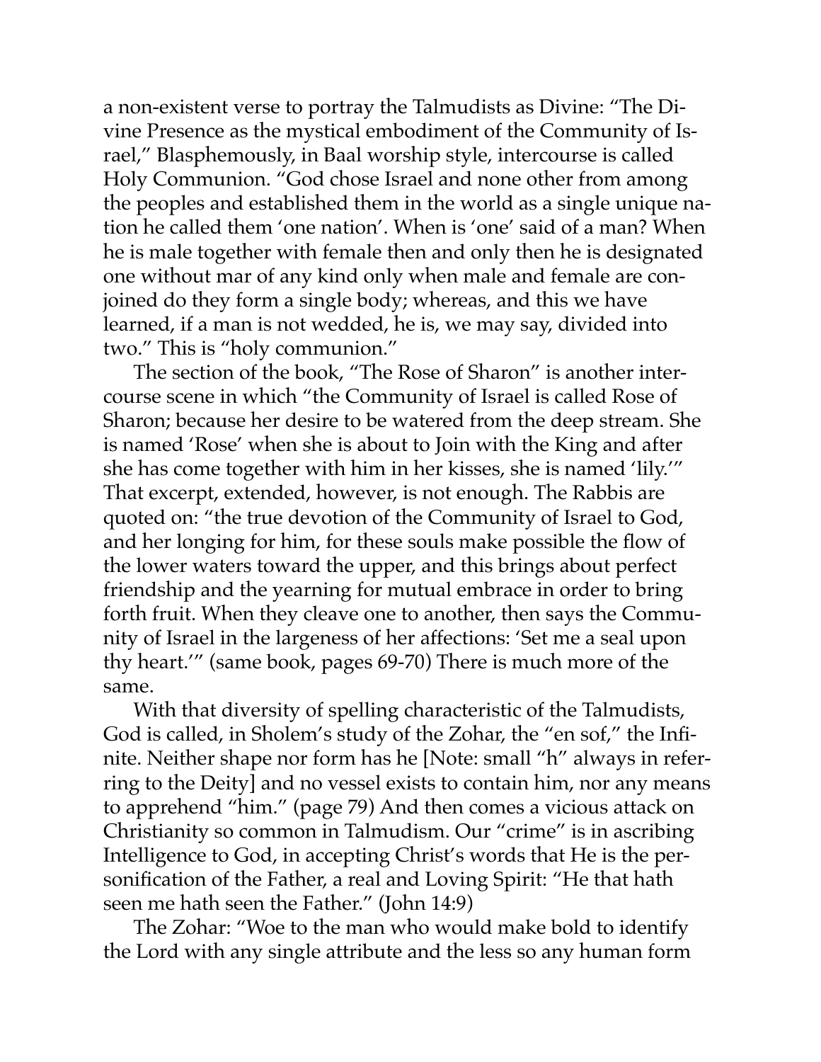a non-existent verse to portray the Talmudists as Divine: "The Divine Presence as the mystical embodiment of the Community of Israel," Blasphemously, in Baal worship style, intercourse is called Holy Communion. "God chose Israel and none other from among the peoples and established them in the world as a single unique nation he called them 'one nation'. When is 'one' said of a man? When he is male together with female then and only then he is designated one without mar of any kind only when male and female are conjoined do they form a single body; whereas, and this we have learned, if a man is not wedded, he is, we may say, divided into two." This is "holy communion."

The section of the book, "The Rose of Sharon" is another intercourse scene in which "the Community of Israel is called Rose of Sharon; because her desire to be watered from the deep stream. She is named 'Rose' when she is about to Join with the King and after she has come together with him in her kisses, she is named 'lily.'" That excerpt, extended, however, is not enough. The Rabbis are quoted on: "the true devotion of the Community of Israel to God, and her longing for him, for these souls make possible the flow of the lower waters toward the upper, and this brings about perfect friendship and the yearning for mutual embrace in order to bring forth fruit. When they cleave one to another, then says the Community of Israel in the largeness of her affections: 'Set me a seal upon thy heart.'" (same book, pages 69-70) There is much more of the same.

With that diversity of spelling characteristic of the Talmudists, God is called, in Sholem's study of the Zohar, the "en sof," the Infinite. Neither shape nor form has he [Note: small "h" always in referring to the Deity] and no vessel exists to contain him, nor any means to apprehend "him." (page 79) And then comes a vicious attack on Christianity so common in Talmudism. Our "crime" is in ascribing Intelligence to God, in accepting Christ's words that He is the personification of the Father, a real and Loving Spirit: "He that hath seen me hath seen the Father." (John 14:9)

The Zohar: "Woe to the man who would make bold to identify the Lord with any single attribute and the less so any human form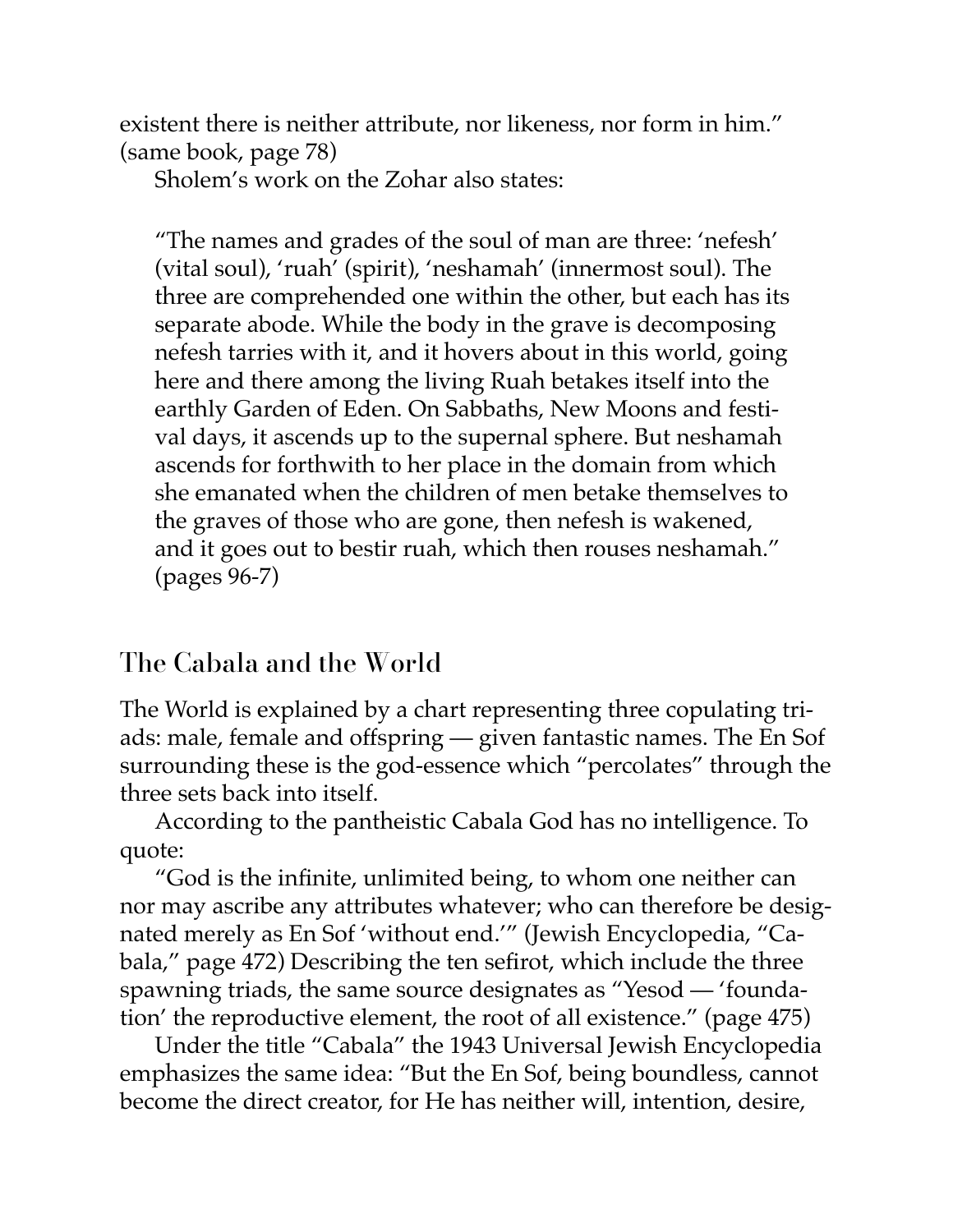existent there is neither attribute, nor likeness, nor form in him." (same book, page 78)

Sholem's work on the Zohar also states:

> "The names and grades of the soul of man are three: 'nefesh' (vital soul), 'ruah' (spirit), 'neshamah' (innermost soul). The three are comprehended one within the other, but each has its separate abode. While the body in the grave is decomposing nefesh tarries with it, and it hovers about in this world, going here and there among the living Ruah betakes itself into the earthly Garden of Eden. On Sabbaths, New Moons and festival days, it ascends up to the supernal sphere. But neshamah ascends for forthwith to her place in the domain from which she emanated when the children of men betake themselves to the graves of those who are gone, then nefesh is wakened, and it goes out to bestir ruah, which then rouses neshamah." (pages 96-7)

## The Cabala and the World

The World is explained by a chart representing three copulating triads: male, female and offspring — given fantastic names. The En Sof surrounding these is the god-essence which "percolates" through the three sets back into itself.

According to the pantheistic Cabala God has no intelligence. To quote:

"God is the infinite, unlimited being, to whom one neither can nor may ascribe any attributes whatever; who can therefore be designated merely as En Sof 'without end.'" (Jewish Encyclopedia, "Cabala," page 472) Describing the ten sefirot, which include the three spawning triads, the same source designates as "Yesod — 'foundation' the reproductive element, the root of all existence." (page 475)

Under the title "Cabala" the 1943 Universal Jewish Encyclopedia emphasizes the same idea: "But the En Sof, being boundless, cannot become the direct creator, for He has neither will, intention, desire,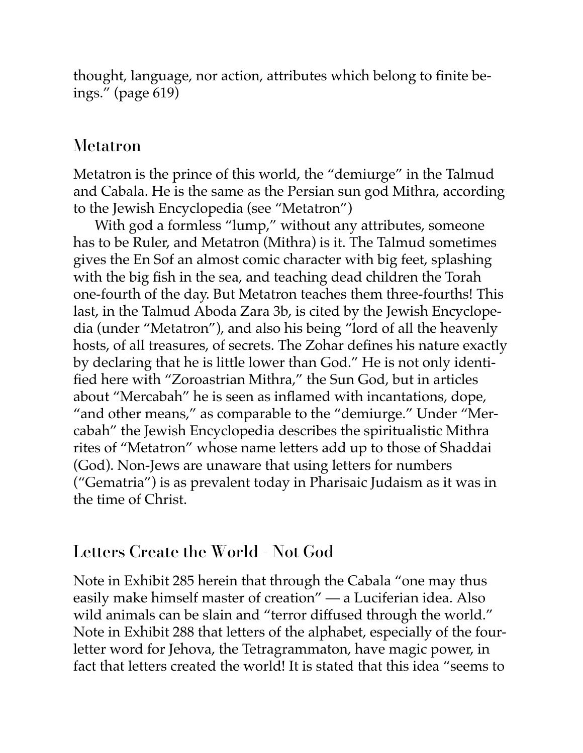thought, language, nor action, attributes which belong to finite beings." (page 619)

## Metatron

Metatron is the prince of this world, the "demiurge" in the Talmud and Cabala. He is the same as the Persian sun god Mithra, according to the Jewish Encyclopedia (see "Metatron")

With god a formless "lump," without any attributes, someone has to be Ruler, and Metatron (Mithra) is it. The Talmud sometimes gives the En Sof an almost comic character with big feet, splashing with the big fish in the sea, and teaching dead children the Torah one-fourth of the day. But Metatron teaches them three-fourths! This last, in the Talmud Aboda Zara 3b, is cited by the Jewish Encyclopedia (under "Metatron"), and also his being "lord of all the heavenly hosts, of all treasures, of secrets. The Zohar defines his nature exactly by declaring that he is little lower than God." He is not only identified here with "Zoroastrian Mithra," the Sun God, but in articles about "Mercabah" he is seen as inflamed with incantations, dope, "and other means," as comparable to the "demiurge." Under "Mercabah" the Jewish Encyclopedia describes the spiritualistic Mithra rites of "Metatron" whose name letters add up to those of Shaddai (God). Non-Jews are unaware that using letters for numbers ("Gematria") is as prevalent today in Pharisaic Judaism as it was in the time of Christ.

## Letters Create the World - Not God

Note in Exhibit 285 herein that through the Cabala "one may thus easily make himself master of creation" — a Luciferian idea. Also wild animals can be slain and "terror diffused through the world." Note in Exhibit 288 that letters of the alphabet, especially of the four-letter word for Jehova, the Tetragrammaton, have magic power, in fact that letters created the world! It is stated that this idea "seems to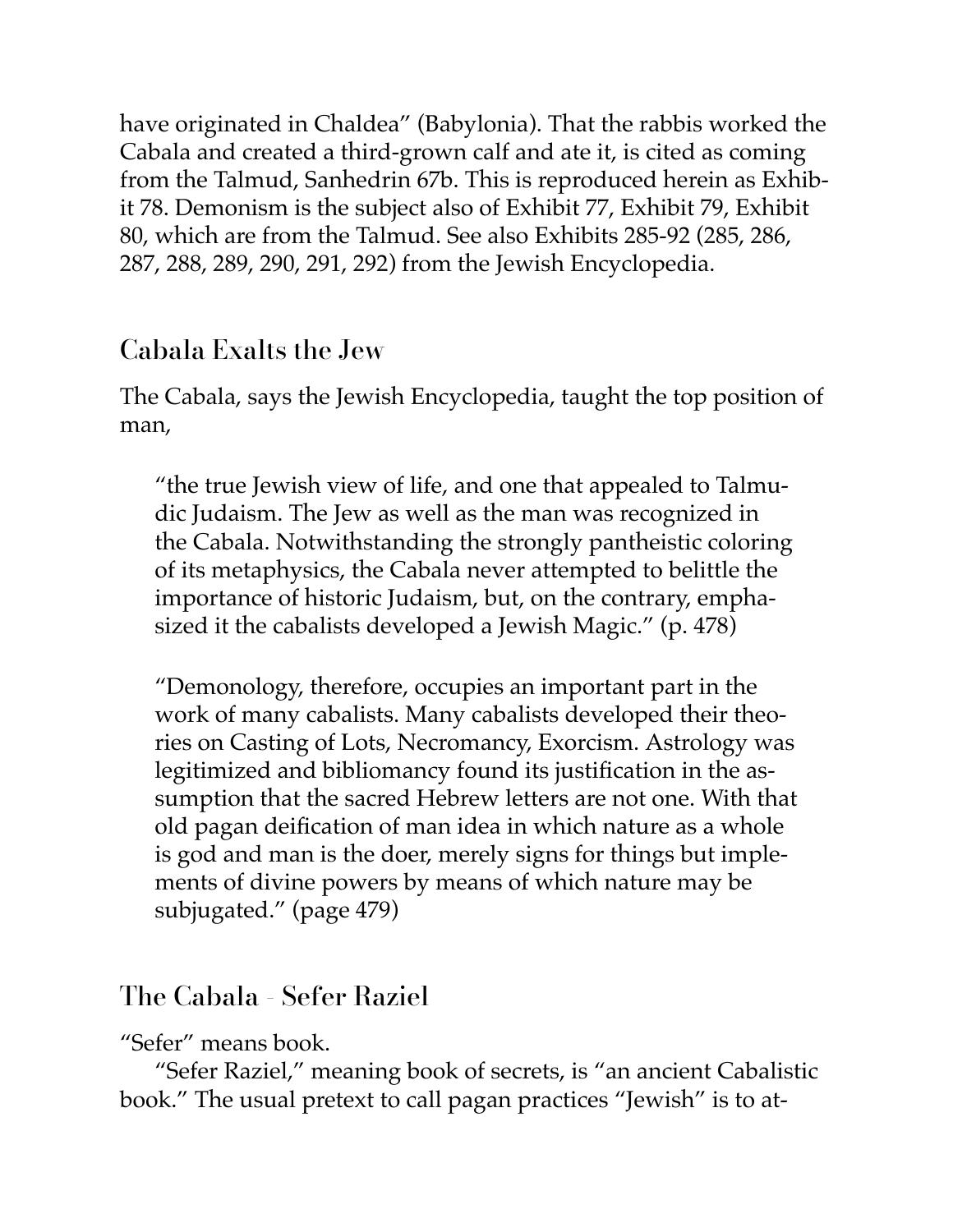have originated in Chaldea" (Babylonia). That the rabbis worked the Cabala and created a third-grown calf and ate it, is cited as coming from the Talmud, Sanhedrin 67b. This is reproduced herein as Exhibit 78. Demonism is the subject also of Exhibit 77, Exhibit 79, Exhibit 80, which are from the Talmud. See also Exhibits 285-92 (285, 286, 287, 288, 289, 290, 291, 292) from the Jewish Encyclopedia.

## Cabala Exalts the Jew

The Cabala, says the Jewish Encyclopedia, taught the top position of man,

> "the true Jewish view of life, and one that appealed to Talmudic Judaism. The Jew as well as the man was recognized in the Cabala. Notwithstanding the strongly pantheistic coloring of its metaphysics, the Cabala never attempted to belittle the importance of historic Judaism, but, on the contrary, emphasized it the cabalists developed a Jewish Magic." (p. 478)

> "Demonology, therefore, occupies an important part in the work of many cabalists. Many cabalists developed their theories on Casting of Lots, Necromancy, Exorcism. Astrology was legitimized and bibliomancy found its justification in the assumption that the sacred Hebrew letters are not one. With that old pagan deification of man idea in which nature as a whole is god and man is the doer, merely signs for things but implements of divine powers by means of which nature may be subjugated." (page 479)

## The Cabala - Sefer Raziel

"Sefer" means book.

"Sefer Raziel," meaning book of secrets, is "an ancient Cabalistic book." The usual pretext to call pagan practices "Jewish" is to at-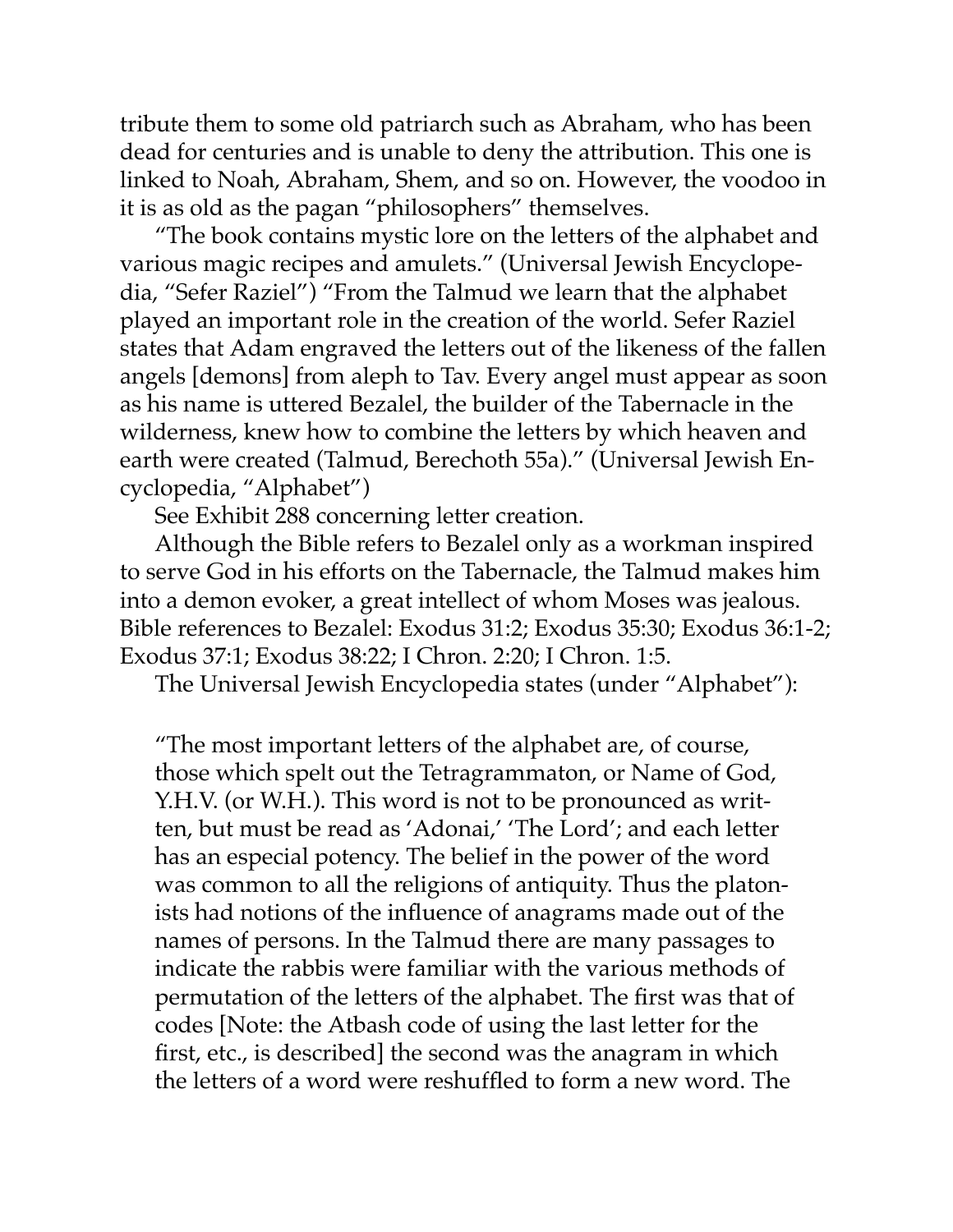tribute them to some old patriarch such as Abraham, who has been dead for centuries and is unable to deny the attribution. This one is linked to Noah, Abraham, Shem, and so on. However, the voodoo in it is as old as the pagan "philosophers" themselves.

"The book contains mystic lore on the letters of the alphabet and various magic recipes and amulets." (Universal Jewish Encyclopedia, "Sefer Raziel") "From the Talmud we learn that the alphabet played an important role in the creation of the world. Sefer Raziel states that Adam engraved the letters out of the likeness of the fallen angels [demons] from aleph to Tav. Every angel must appear as soon as his name is uttered Bezalel, the builder of the Tabernacle in the wilderness, knew how to combine the letters by which heaven and earth were created (Talmud, Berechoth 55a)." (Universal Jewish Encyclopedia, "Alphabet")

See Exhibit 288 concerning letter creation.

Although the Bible refers to Bezalel only as a workman inspired to serve God in his efforts on the Tabernacle, the Talmud makes him into a demon evoker, a great intellect of whom Moses was jealous. Bible references to Bezalel: Exodus 31:2; Exodus 35:30; Exodus 36:1-2; Exodus 37:1; Exodus 38:22; I Chron. 2:20; I Chron. 1:5.

The Universal Jewish Encyclopedia states (under "Alphabet"):

> "The most important letters of the alphabet are, of course, those which spelt out the Tetragrammaton, or Name of God, Y.H.V. (or W.H.). This word is not to be pronounced as written, but must be read as 'Adonai,' 'The Lord'; and each letter has an especial potency. The belief in the power of the word was common to all the religions of antiquity. Thus the platonists had notions of the influence of anagrams made out of the names of persons. In the Talmud there are many passages to indicate the rabbis were familiar with the various methods of permutation of the letters of the alphabet. The first was that of codes [Note: the Atbash code of using the last letter for the first, etc., is described] the second was the anagram in which the letters of a word were reshuffled to form a new word. The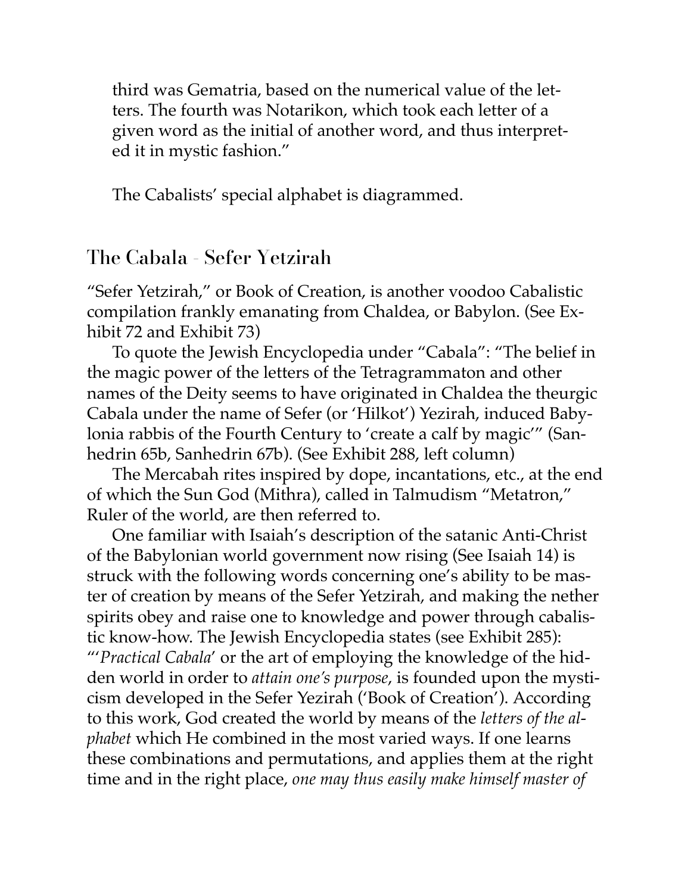third was Gematria, based on the numerical value of the letters. The fourth was Notarikon, which took each letter of a given word as the initial of another word, and thus interpreted it in mystic fashion."

The Cabalists' special alphabet is diagrammed.

## The Cabala - Sefer Yetzirah

"Sefer Yetzirah," or Book of Creation, is another voodoo Cabalistic compilation frankly emanating from Chaldea, or Babylon. (See Exhibit 72 and Exhibit 73)

To quote the Jewish Encyclopedia under "Cabala": "The belief in the magic power of the letters of the Tetragrammaton and other names of the Deity seems to have originated in Chaldea the theurgic Cabala under the name of Sefer (or 'Hilkot') Yezirah, induced Babylonia rabbis of the Fourth Century to 'create a calf by magic'" (Sanhedrin 65b, Sanhedrin 67b). (See Exhibit 288, left column)

The Mercabah rites inspired by dope, incantations, etc., at the end of which the Sun God (Mithra), called in Talmudism "Metatron," Ruler of the world, are then referred to.

One familiar with Isaiah's description of the satanic Anti-Christ of the Babylonian world government now rising (See Isaiah 14) is struck with the following words concerning one's ability to be master of creation by means of the Sefer Yetzirah, and making the nether spirits obey and raise one to knowledge and power through cabalistic know-how. The Jewish Encyclopedia states (see Exhibit 285): "'*Practical Cabala*' or the art of employing the knowledge of the hidden world in order to *attain one's purpose*, is founded upon the mysticism developed in the Sefer Yezirah ('Book of Creation'). According to this work, God created the world by means of the *letters of the alphabet* which He combined in the most varied ways. If one learns these combinations and permutations, and applies them at the right time and in the right place, *one may thus easily make himself master of*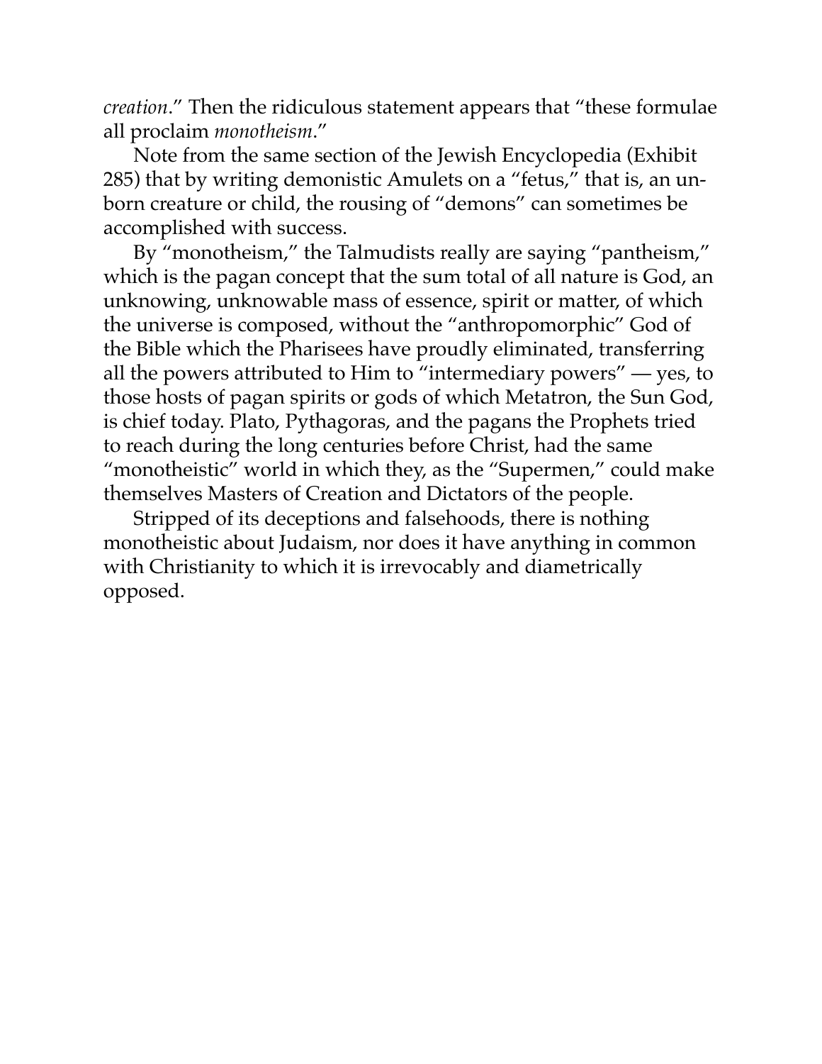*creation*." Then the ridiculous statement appears that "these formulae all proclaim *monotheism*."

Note from the same section of the Jewish Encyclopedia (Exhibit 285) that by writing demonistic Amulets on a "fetus," that is, an unborn creature or child, the rousing of "demons" can sometimes be accomplished with success.

By "monotheism," the Talmudists really are saying "pantheism," which is the pagan concept that the sum total of all nature is God, an unknowing, unknowable mass of essence, spirit or matter, of which the universe is composed, without the "anthropomorphic" God of the Bible which the Pharisees have proudly eliminated, transferring all the powers attributed to Him to "intermediary powers" — yes, to those hosts of pagan spirits or gods of which Metatron, the Sun God, is chief today. Plato, Pythagoras, and the pagans the Prophets tried to reach during the long centuries before Christ, had the same "monotheistic" world in which they, as the "Supermen," could make themselves Masters of Creation and Dictators of the people.

Stripped of its deceptions and falsehoods, there is nothing monotheistic about Judaism, nor does it have anything in common with Christianity to which it is irrevocably and diametrically opposed.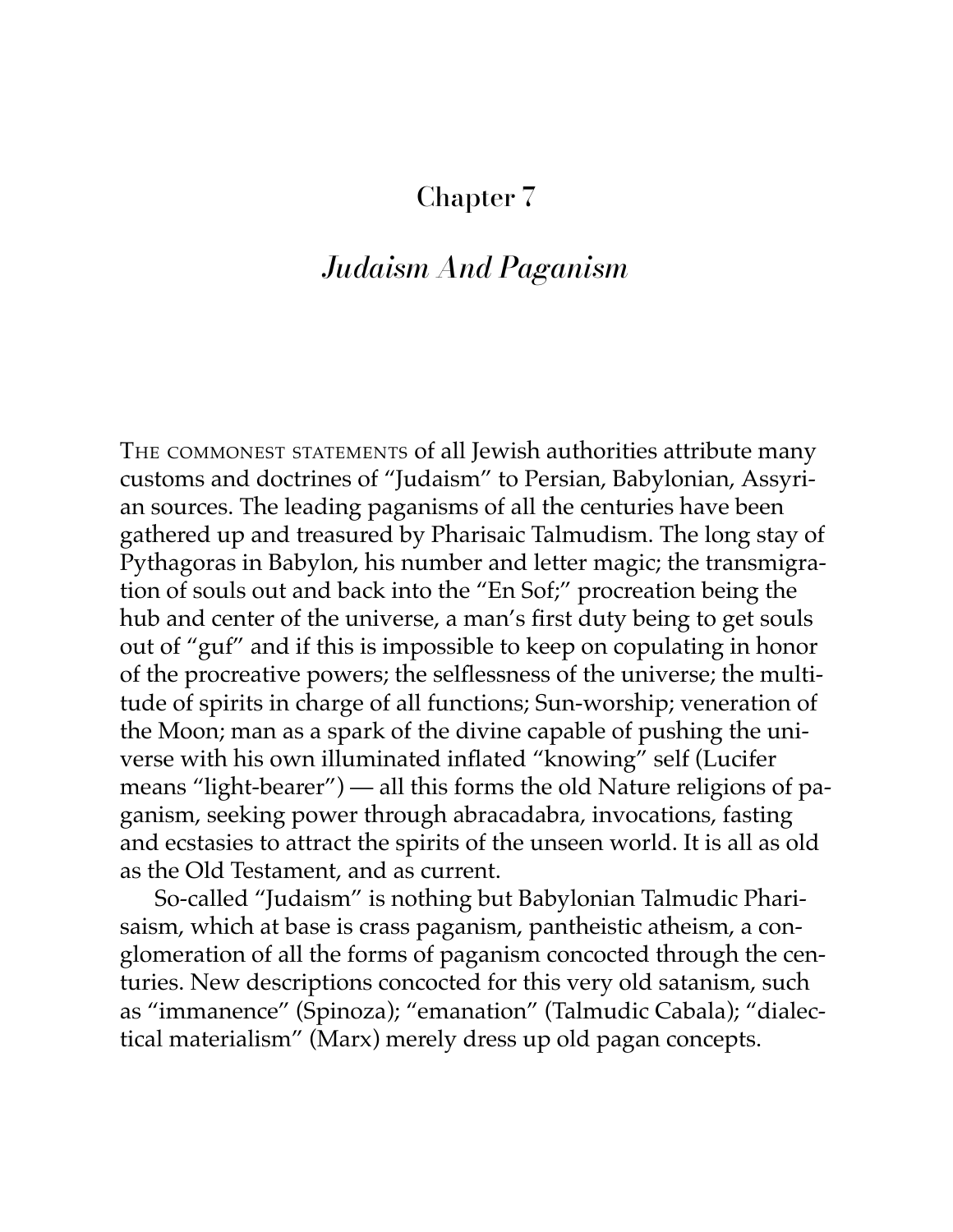# Chapter 7

## *Judaism And Paganism*

THE COMMONEST STATEMENTS of all Jewish authorities attribute many customs and doctrines of "Judaism" to Persian, Babylonian, Assyrian sources. The leading paganisms of all the centuries have been gathered up and treasured by Pharisaic Talmudism. The long stay of Pythagoras in Babylon, his number and letter magic; the transmigration of souls out and back into the "En Sof;" procreation being the hub and center of the universe, a man's first duty being to get souls out of "guf" and if this is impossible to keep on copulating in honor of the procreative powers; the selflessness of the universe; the multitude of spirits in charge of all functions; Sun-worship; veneration of the Moon; man as a spark of the divine capable of pushing the universe with his own illuminated inflated "knowing" self (Lucifer means "light-bearer") — all this forms the old Nature religions of paganism, seeking power through abracadabra, invocations, fasting and ecstasies to attract the spirits of the unseen world. It is all as old as the Old Testament, and as current.

So-called "Judaism" is nothing but Babylonian Talmudic Pharisaism, which at base is crass paganism, pantheistic atheism, a conglomeration of all the forms of paganism concocted through the centuries. New descriptions concocted for this very old satanism, such as "immanence" (Spinoza); "emanation" (Talmudic Cabala); "dialectical materialism" (Marx) merely dress up old pagan concepts.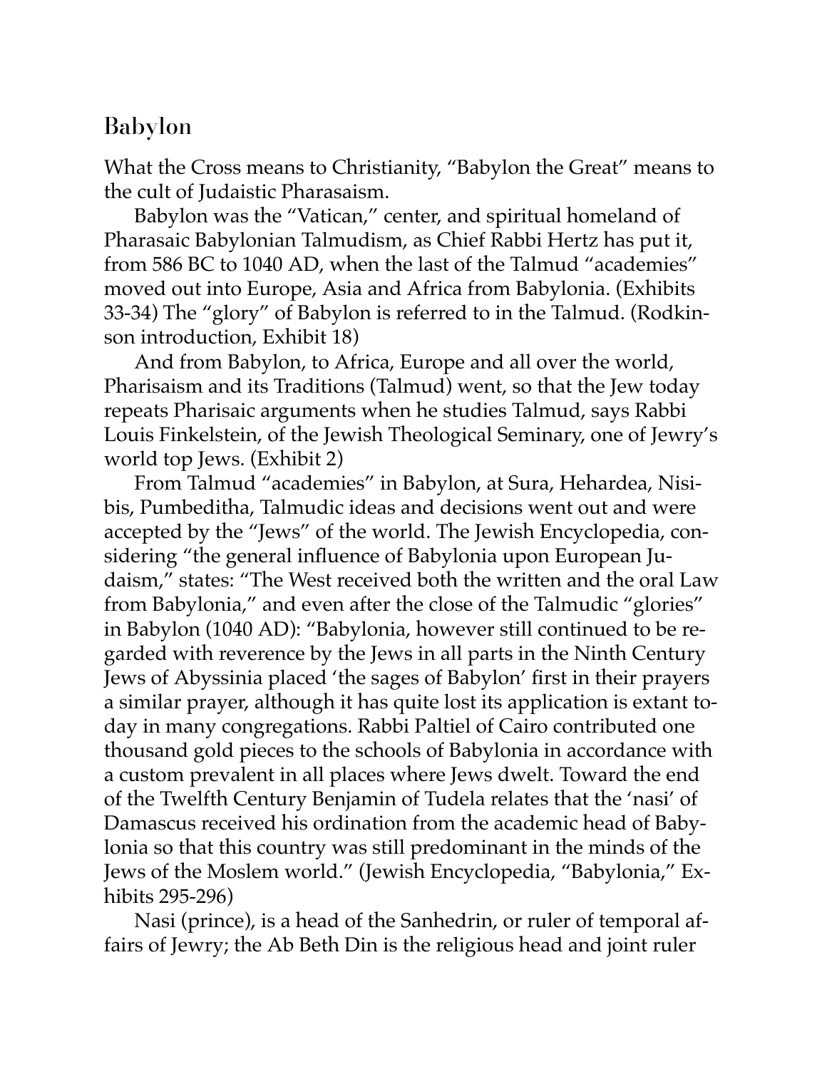## Babylon

What the Cross means to Christianity, "Babylon the Great" means to the cult of Judaistic Pharasaism.

Babylon was the "Vatican," center, and spiritual homeland of Pharasaic Babylonian Talmudism, as Chief Rabbi Hertz has put it, from 586 BC to 1040 AD, when the last of the Talmud "academies" moved out into Europe, Asia and Africa from Babylonia. (Exhibits 33-34) The "glory" of Babylon is referred to in the Talmud. (Rodkinson introduction, Exhibit 18)

And from Babylon, to Africa, Europe and all over the world, Pharisaism and its Traditions (Talmud) went, so that the Jew today repeats Pharisaic arguments when he studies Talmud, says Rabbi Louis Finkelstein, of the Jewish Theological Seminary, one of Jewry's world top Jews. (Exhibit 2)

From Talmud "academies" in Babylon, at Sura, Hehardea, Nisibis, Pumbeditha, Talmudic ideas and decisions went out and were accepted by the "Jews" of the world. The Jewish Encyclopedia, considering "the general influence of Babylonia upon European Judaism," states: "The West received both the written and the oral Law from Babylonia," and even after the close of the Talmudic "glories" in Babylon (1040 AD): "Babylonia, however still continued to be regarded with reverence by the Jews in all parts in the Ninth Century Jews of Abyssinia placed 'the sages of Babylon' first in their prayers a similar prayer, although it has quite lost its application is extant today in many congregations. Rabbi Paltiel of Cairo contributed one thousand gold pieces to the schools of Babylonia in accordance with a custom prevalent in all places where Jews dwelt. Toward the end of the Twelfth Century Benjamin of Tudela relates that the 'nasi' of Damascus received his ordination from the academic head of Babylonia so that this country was still predominant in the minds of the Jews of the Moslem world." (Jewish Encyclopedia, "Babylonia," Exhibits 295-296)

Nasi (prince), is a head of the Sanhedrin, or ruler of temporal affairs of Jewry; the Ab Beth Din is the religious head and joint ruler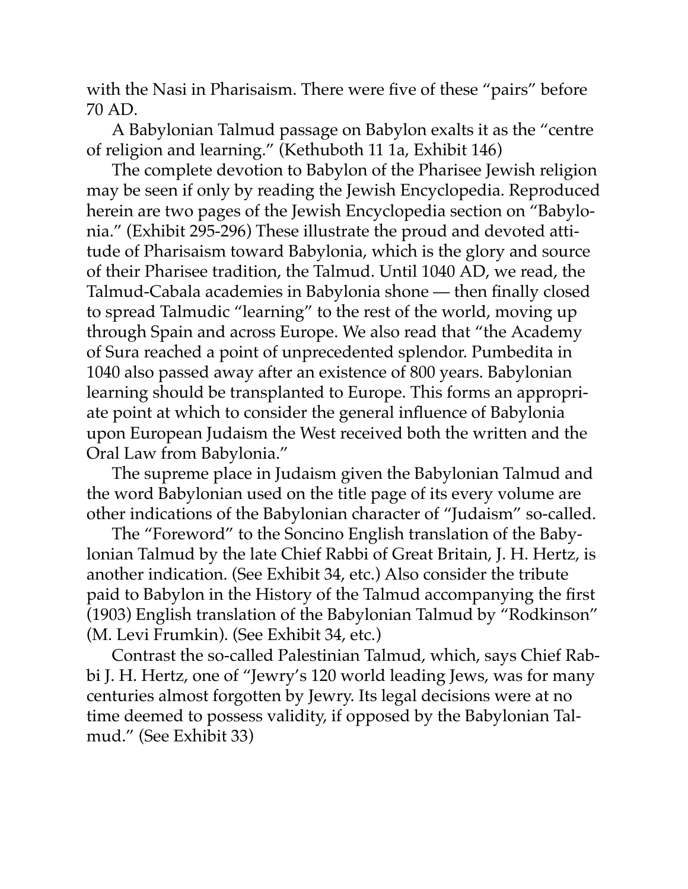with the Nasi in Pharisaism. There were five of these "pairs" before 70 AD.

A Babylonian Talmud passage on Babylon exalts it as the "centre of religion and learning." (Kethuboth 11 1a, Exhibit 146)

The complete devotion to Babylon of the Pharisee Jewish religion may be seen if only by reading the Jewish Encyclopedia. Reproduced herein are two pages of the Jewish Encyclopedia section on "Babylonia." (Exhibit 295-296) These illustrate the proud and devoted attitude of Pharisaism toward Babylonia, which is the glory and source of their Pharisee tradition, the Talmud. Until 1040 AD, we read, the Talmud-Cabala academies in Babylonia shone — then finally closed to spread Talmudic "learning" to the rest of the world, moving up through Spain and across Europe. We also read that "the Academy of Sura reached a point of unprecedented splendor. Pumbedita in 1040 also passed away after an existence of 800 years. Babylonian learning should be transplanted to Europe. This forms an appropriate point at which to consider the general influence of Babylonia upon European Judaism the West received both the written and the Oral Law from Babylonia."

The supreme place in Judaism given the Babylonian Talmud and the word Babylonian used on the title page of its every volume are other indications of the Babylonian character of "Judaism" so-called.

The "Foreword" to the Soncino English translation of the Babylonian Talmud by the late Chief Rabbi of Great Britain, J. H. Hertz, is another indication. (See Exhibit 34, etc.) Also consider the tribute paid to Babylon in the History of the Talmud accompanying the first (1903) English translation of the Babylonian Talmud by "Rodkinson" (M. Levi Frumkin). (See Exhibit 34, etc.)

Contrast the so-called Palestinian Talmud, which, says Chief Rabbi J. H. Hertz, one of "Jewry's 120 world leading Jews, was for many centuries almost forgotten by Jewry. Its legal decisions were at no time deemed to possess validity, if opposed by the Babylonian Talmud." (See Exhibit 33)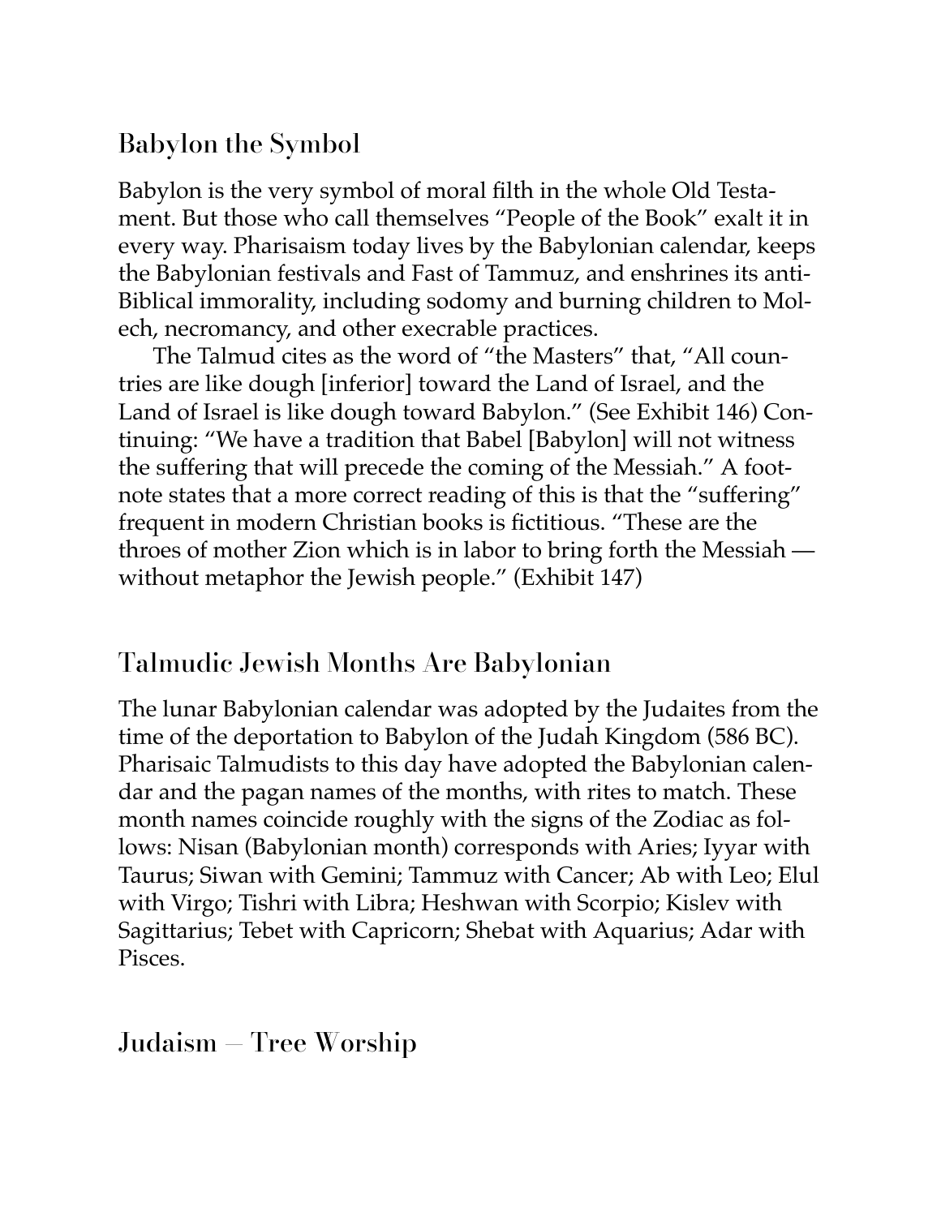## Babylon the Symbol

Babylon is the very symbol of moral filth in the whole Old Testament. But those who call themselves "People of the Book" exalt it in every way. Pharisaism today lives by the Babylonian calendar, keeps the Babylonian festivals and Fast of Tammuz, and enshrines its anti-Biblical immorality, including sodomy and burning children to Molech, necromancy, and other execrable practices.

The Talmud cites as the word of "the Masters" that, "All countries are like dough [inferior] toward the Land of Israel, and the Land of Israel is like dough toward Babylon." (See Exhibit 146) Continuing: "We have a tradition that Babel [Babylon] will not witness the suffering that will precede the coming of the Messiah." A footnote states that a more correct reading of this is that the "suffering" frequent in modern Christian books is fictitious. "These are the throes of mother Zion which is in labor to bring forth the Messiah — without metaphor the Jewish people." (Exhibit 147)

## Talmudic Jewish Months Are Babylonian

The lunar Babylonian calendar was adopted by the Judaites from the time of the deportation to Babylon of the Judah Kingdom (586 BC). Pharisaic Talmudists to this day have adopted the Babylonian calendar and the pagan names of the months, with rites to match. These month names coincide roughly with the signs of the Zodiac as follows: Nisan (Babylonian month) corresponds with Aries; Iyyar with Taurus; Siwan with Gemini; Tammuz with Cancer; Ab with Leo; Elul with Virgo; Tishri with Libra; Heshwan with Scorpio; Kislev with Sagittarius; Tebet with Capricorn; Shebat with Aquarius; Adar with Pisces.

## Judaism — Tree Worship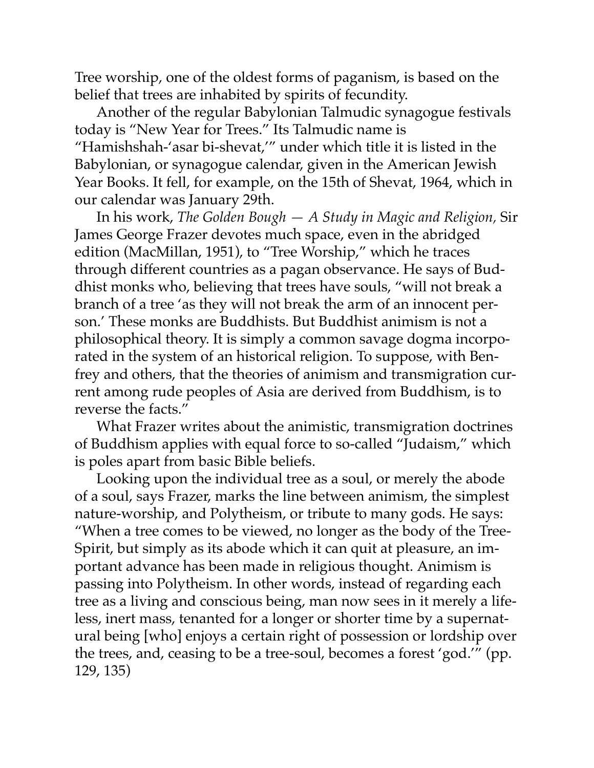Tree worship, one of the oldest forms of paganism, is based on the belief that trees are inhabited by spirits of fecundity.

Another of the regular Babylonian Talmudic synagogue festivals today is "New Year for Trees." Its Talmudic name is "Hamishshah-'asar bi-shevat,'" under which title it is listed in the Babylonian, or synagogue calendar, given in the American Jewish Year Books. It fell, for example, on the 15th of Shevat, 1964, which in our calendar was January 29th.

In his work, *The Golden Bough — A Study in Magic and Religion,* Sir James George Frazer devotes much space, even in the abridged edition (MacMillan, 1951), to "Tree Worship," which he traces through different countries as a pagan observance. He says of Buddhist monks who, believing that trees have souls, "will not break a branch of a tree 'as they will not break the arm of an innocent person.' These monks are Buddhists. But Buddhist animism is not a philosophical theory. It is simply a common savage dogma incorporated in the system of an historical religion. To suppose, with Benfrey and others, that the theories of animism and transmigration current among rude peoples of Asia are derived from Buddhism, is to reverse the facts."

What Frazer writes about the animistic, transmigration doctrines of Buddhism applies with equal force to so-called "Judaism," which is poles apart from basic Bible beliefs.

Looking upon the individual tree as a soul, or merely the abode of a soul, says Frazer, marks the line between animism, the simplest nature-worship, and Polytheism, or tribute to many gods. He says: "When a tree comes to be viewed, no longer as the body of the Tree-Spirit, but simply as its abode which it can quit at pleasure, an important advance has been made in religious thought. Animism is passing into Polytheism. In other words, instead of regarding each tree as a living and conscious being, man now sees in it merely a lifeless, inert mass, tenanted for a longer or shorter time by a supernatural being [who] enjoys a certain right of possession or lordship over the trees, and, ceasing to be a tree-soul, becomes a forest 'god.'" (pp. 129, 135)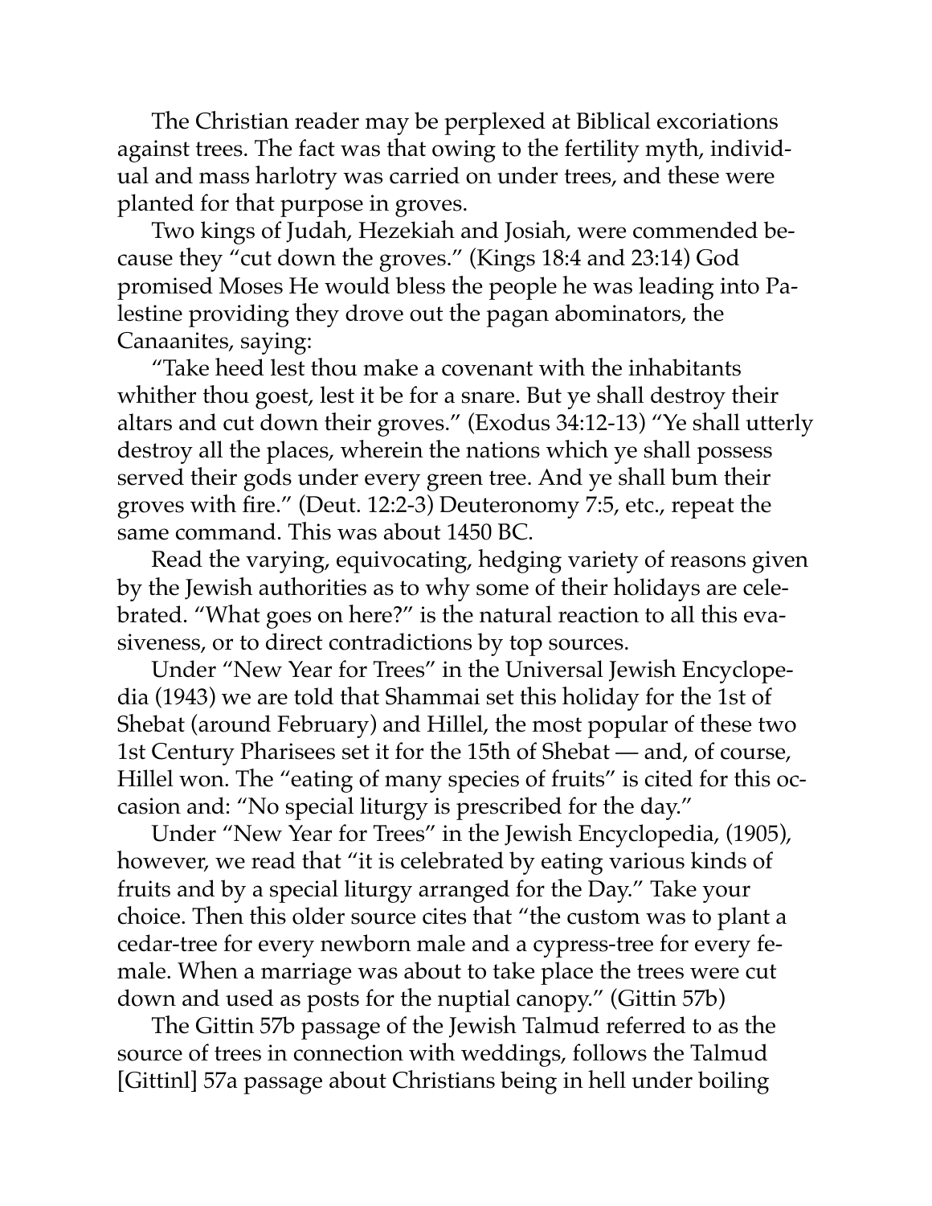The Christian reader may be perplexed at Biblical excoriations against trees. The fact was that owing to the fertility myth, individual and mass harlotry was carried on under trees, and these were planted for that purpose in groves.

Two kings of Judah, Hezekiah and Josiah, were commended because they "cut down the groves." (Kings 18:4 and 23:14) God promised Moses He would bless the people he was leading into Palestine providing they drove out the pagan abominators, the Canaanites, saying:

"Take heed lest thou make a covenant with the inhabitants whither thou goest, lest it be for a snare. But ye shall destroy their altars and cut down their groves." (Exodus 34:12-13) "Ye shall utterly destroy all the places, wherein the nations which ye shall possess served their gods under every green tree. And ye shall bum their groves with fire." (Deut. 12:2-3) Deuteronomy 7:5, etc., repeat the same command. This was about 1450 BC.

Read the varying, equivocating, hedging variety of reasons given by the Jewish authorities as to why some of their holidays are celebrated. "What goes on here?" is the natural reaction to all this evasiveness, or to direct contradictions by top sources.

Under "New Year for Trees" in the Universal Jewish Encyclopedia (1943) we are told that Shammai set this holiday for the 1st of Shebat (around February) and Hillel, the most popular of these two 1st Century Pharisees set it for the 15th of Shebat — and, of course, Hillel won. The "eating of many species of fruits" is cited for this occasion and: "No special liturgy is prescribed for the day."

Under "New Year for Trees" in the Jewish Encyclopedia, (1905), however, we read that "it is celebrated by eating various kinds of fruits and by a special liturgy arranged for the Day." Take your choice. Then this older source cites that "the custom was to plant a cedar-tree for every newborn male and a cypress-tree for every female. When a marriage was about to take place the trees were cut down and used as posts for the nuptial canopy." (Gittin 57b)

The Gittin 57b passage of the Jewish Talmud referred to as the source of trees in connection with weddings, follows the Talmud [Gittinl] 57a passage about Christians being in hell under boiling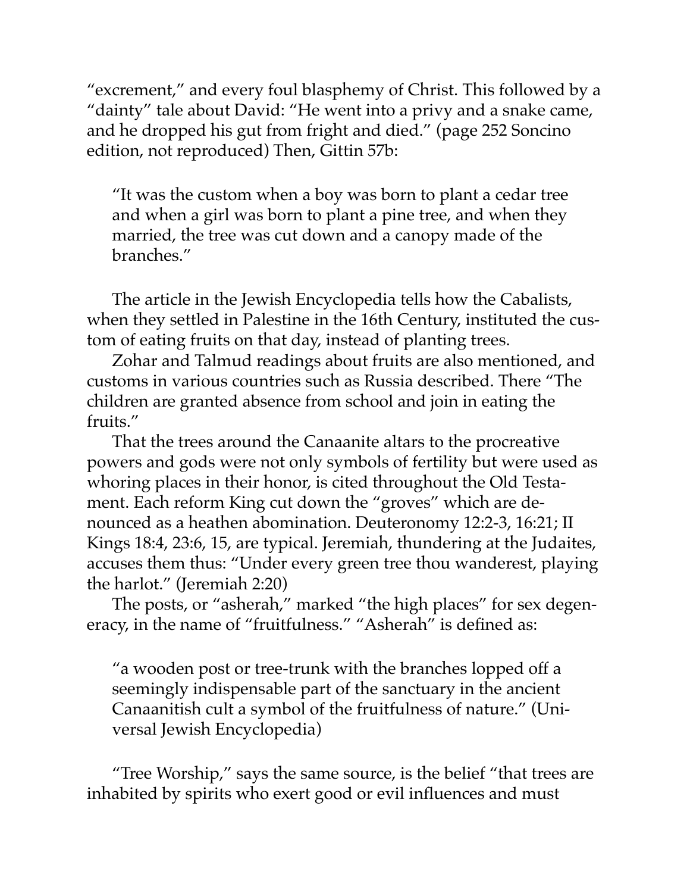"excrement," and every foul blasphemy of Christ. This followed by a "dainty" tale about David: "He went into a privy and a snake came, and he dropped his gut from fright and died." (page 252 Soncino edition, not reproduced) Then, Gittin 57b:

> "It was the custom when a boy was born to plant a cedar tree and when a girl was born to plant a pine tree, and when they married, the tree was cut down and a canopy made of the branches."

The article in the Jewish Encyclopedia tells how the Cabalists, when they settled in Palestine in the 16th Century, instituted the custom of eating fruits on that day, instead of planting trees.

Zohar and Talmud readings about fruits are also mentioned, and customs in various countries such as Russia described. There "The children are granted absence from school and join in eating the fruits."

That the trees around the Canaanite altars to the procreative powers and gods were not only symbols of fertility but were used as whoring places in their honor, is cited throughout the Old Testament. Each reform King cut down the "groves" which are denounced as a heathen abomination. Deuteronomy 12:2-3, 16:21; II Kings 18:4, 23:6, 15, are typical. Jeremiah, thundering at the Judaites, accuses them thus: "Under every green tree thou wanderest, playing the harlot." (Jeremiah 2:20)

The posts, or "asherah," marked "the high places" for sex degeneracy, in the name of "fruitfulness." "Asherah" is defined as:

> "a wooden post or tree-trunk with the branches lopped off a seemingly indispensable part of the sanctuary in the ancient Canaanitish cult a symbol of the fruitfulness of nature." (Universal Jewish Encyclopedia)

"Tree Worship," says the same source, is the belief "that trees are inhabited by spirits who exert good or evil influences and must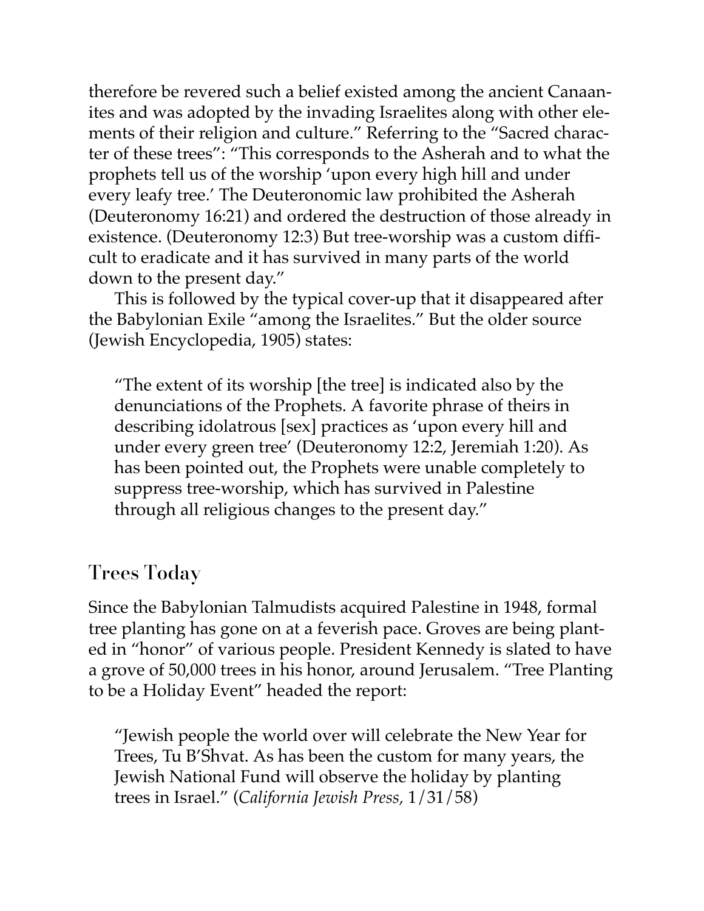therefore be revered such a belief existed among the ancient Canaanites and was adopted by the invading Israelites along with other elements of their religion and culture." Referring to the "Sacred character of these trees": "This corresponds to the Asherah and to what the prophets tell us of the worship 'upon every high hill and under every leafy tree.' The Deuteronomic law prohibited the Asherah (Deuteronomy 16:21) and ordered the destruction of those already in existence. (Deuteronomy 12:3) But tree-worship was a custom difficult to eradicate and it has survived in many parts of the world down to the present day."

This is followed by the typical cover-up that it disappeared after the Babylonian Exile "among the Israelites." But the older source (Jewish Encyclopedia, 1905) states:

> "The extent of its worship [the tree] is indicated also by the denunciations of the Prophets. A favorite phrase of theirs in describing idolatrous [sex] practices as 'upon every hill and under every green tree' (Deuteronomy 12:2, Jeremiah 1:20). As has been pointed out, the Prophets were unable completely to suppress tree-worship, which has survived in Palestine through all religious changes to the present day."

## Trees Today

Since the Babylonian Talmudists acquired Palestine in 1948, formal tree planting has gone on at a feverish pace. Groves are being planted in "honor" of various people. President Kennedy is slated to have a grove of 50,000 trees in his honor, around Jerusalem. "Tree Planting to be a Holiday Event" headed the report:

> "Jewish people the world over will celebrate the New Year for Trees, Tu B'Shvat. As has been the custom for many years, the Jewish National Fund will observe the holiday by planting trees in Israel." (*California Jewish Press*, 1/31/58)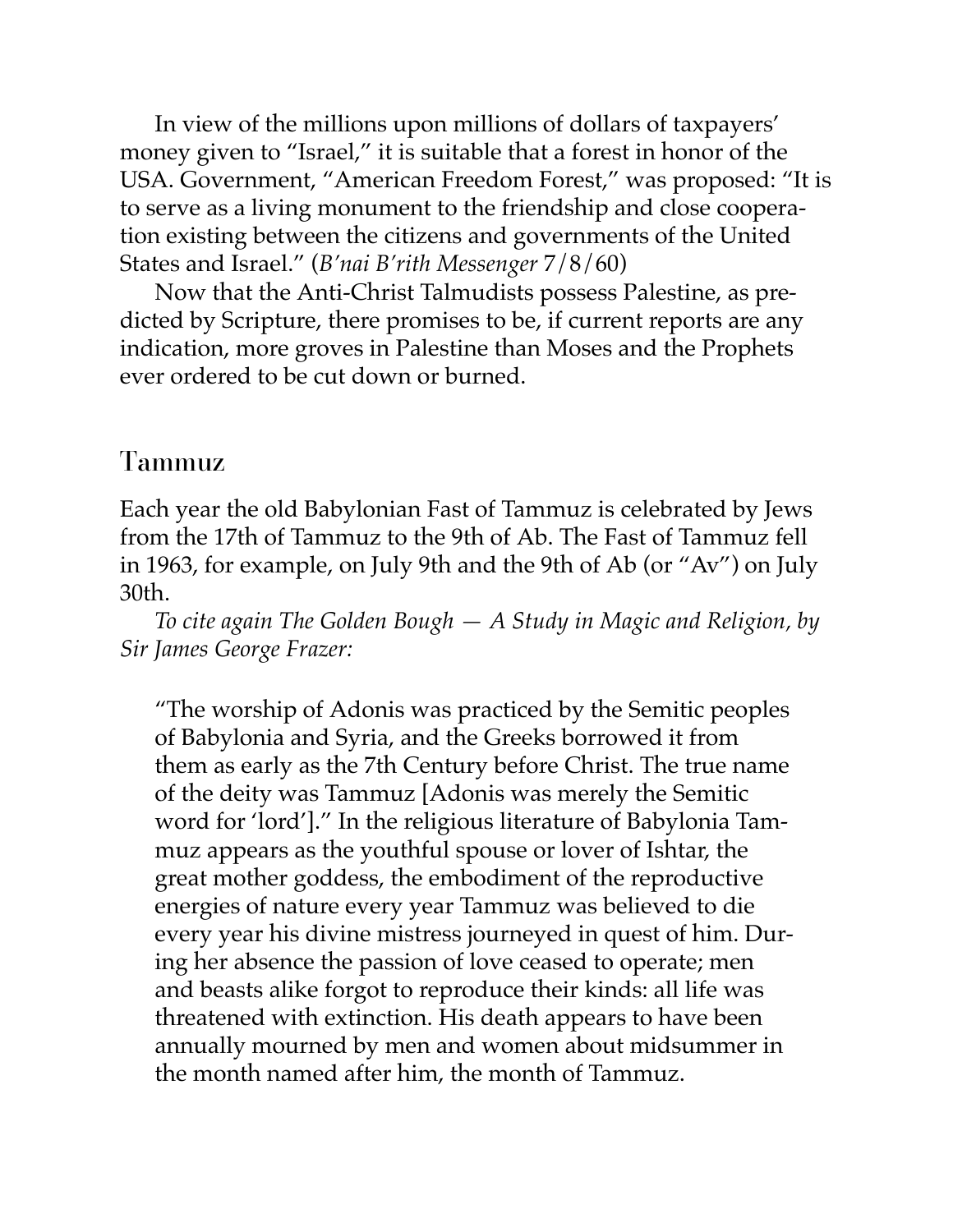In view of the millions upon millions of dollars of taxpayers' money given to "Israel," it is suitable that a forest in honor of the USA. Government, "American Freedom Forest," was proposed: "It is to serve as a living monument to the friendship and close cooperation existing between the citizens and governments of the United States and Israel." (*B'nai B'rith Messenger* 7/8/60)

Now that the Anti-Christ Talmudists possess Palestine, as predicted by Scripture, there promises to be, if current reports are any indication, more groves in Palestine than Moses and the Prophets ever ordered to be cut down or burned.

## Tammuz

Each year the old Babylonian Fast of Tammuz is celebrated by Jews from the 17th of Tammuz to the 9th of Ab. The Fast of Tammuz fell in 1963, for example, on July 9th and the 9th of Ab (or "Av") on July 30th.

*To cite again The Golden Bough — A Study in Magic and Religion, by Sir James George Frazer:*

> "The worship of Adonis was practiced by the Semitic peoples of Babylonia and Syria, and the Greeks borrowed it from them as early as the 7th Century before Christ. The true name of the deity was Tammuz [Adonis was merely the Semitic word for 'lord']." In the religious literature of Babylonia Tammuz appears as the youthful spouse or lover of Ishtar, the great mother goddess, the embodiment of the reproductive energies of nature every year Tammuz was believed to die every year his divine mistress journeyed in quest of him. During her absence the passion of love ceased to operate; men and beasts alike forgot to reproduce their kinds: all life was threatened with extinction. His death appears to have been annually mourned by men and women about midsummer in the month named after him, the month of Tammuz.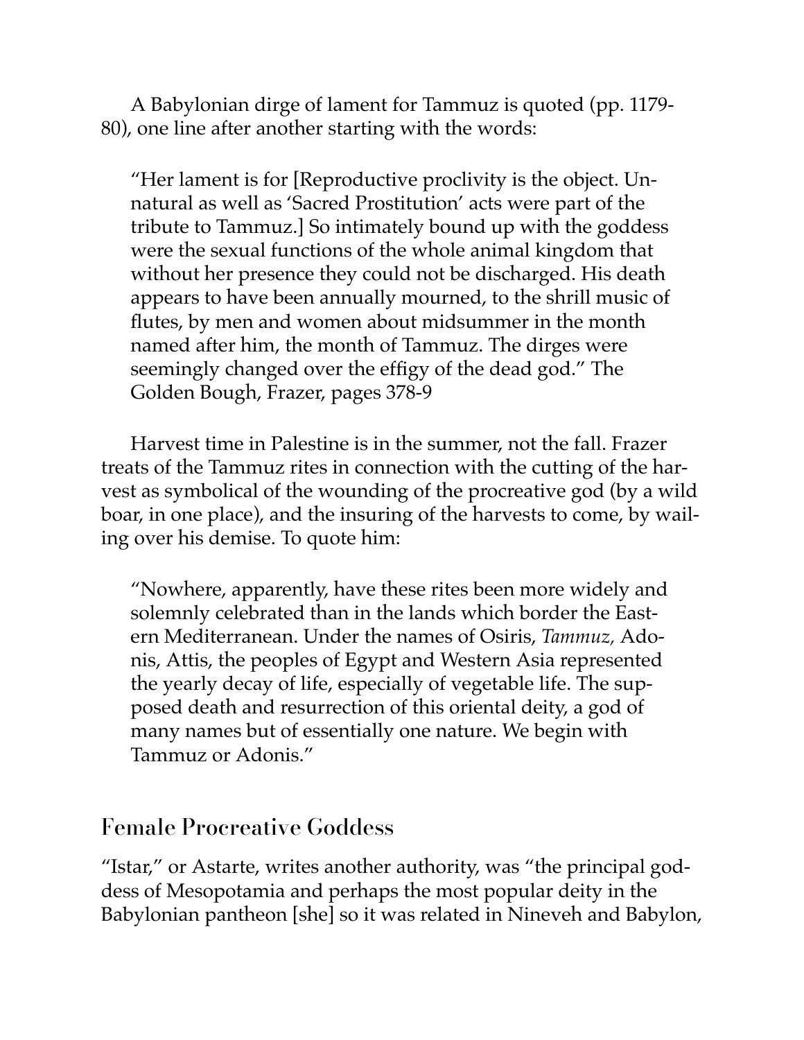A Babylonian dirge of lament for Tammuz is quoted (pp. 1179-80), one line after another starting with the words:

> "Her lament is for [Reproductive proclivity is the object. Unnatural as well as 'Sacred Prostitution' acts were part of the tribute to Tammuz.] So intimately bound up with the goddess were the sexual functions of the whole animal kingdom that without her presence they could not be discharged. His death appears to have been annually mourned, to the shrill music of flutes, by men and women about midsummer in the month named after him, the month of Tammuz. The dirges were seemingly changed over the effigy of the dead god." The Golden Bough, Frazer, pages 378-9

Harvest time in Palestine is in the summer, not the fall. Frazer treats of the Tammuz rites in connection with the cutting of the harvest as symbolical of the wounding of the procreative god (by a wild boar, in one place), and the insuring of the harvests to come, by wailing over his demise. To quote him:

> "Nowhere, apparently, have these rites been more widely and solemnly celebrated than in the lands which border the Eastern Mediterranean. Under the names of Osiris, *Tammuz,* Adonis, Attis, the peoples of Egypt and Western Asia represented the yearly decay of life, especially of vegetable life. The supposed death and resurrection of this oriental deity, a god of many names but of essentially one nature. We begin with Tammuz or Adonis."

## Female Procreative Goddess

"Istar," or Astarte, writes another authority, was "the principal goddess of Mesopotamia and perhaps the most popular deity in the Babylonian pantheon [she] so it was related in Nineveh and Babylon,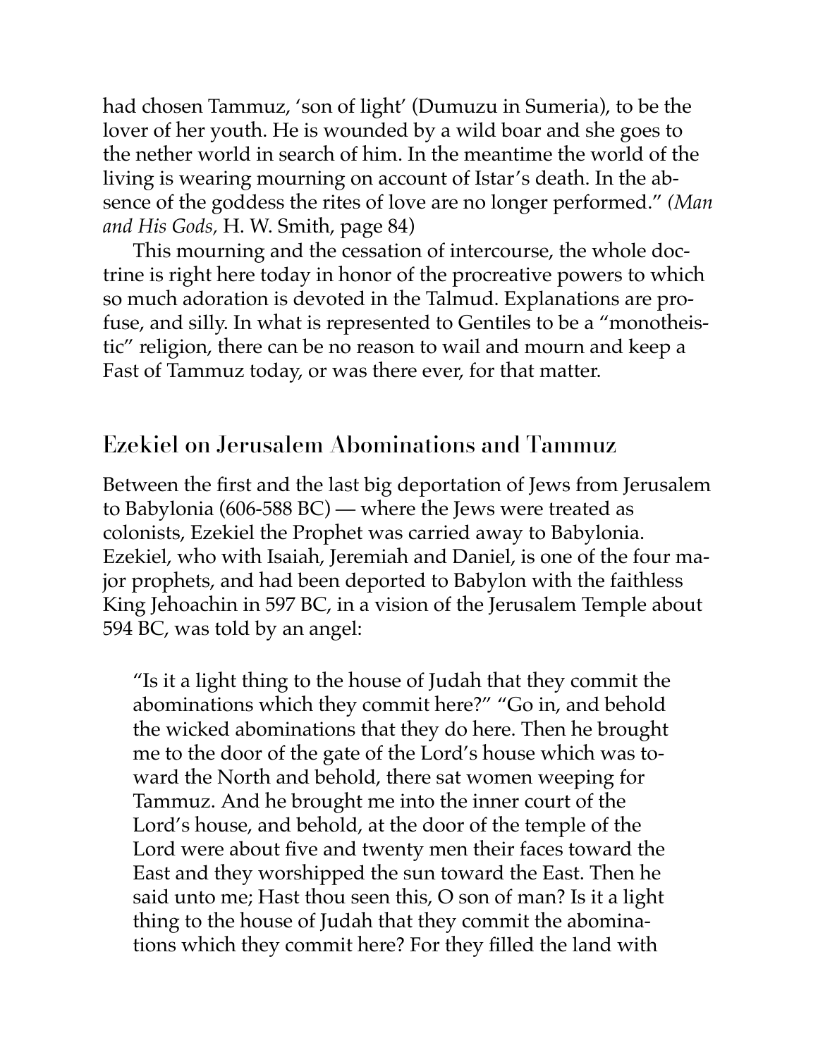had chosen Tammuz, 'son of light' (Dumuzu in Sumeria), to be the lover of her youth. He is wounded by a wild boar and she goes to the nether world in search of him. In the meantime the world of the living is wearing mourning on account of Istar's death. In the absence of the goddess the rites of love are no longer performed." *(Man and His Gods,* H. W. Smith, page 84)

This mourning and the cessation of intercourse, the whole doctrine is right here today in honor of the procreative powers to which so much adoration is devoted in the Talmud. Explanations are profuse, and silly. In what is represented to Gentiles to be a "monotheistic" religion, there can be no reason to wail and mourn and keep a Fast of Tammuz today, or was there ever, for that matter.

## Ezekiel on Jerusalem Abominations and Tammuz

Between the first and the last big deportation of Jews from Jerusalem to Babylonia (606-588 BC) — where the Jews were treated as colonists, Ezekiel the Prophet was carried away to Babylonia. Ezekiel, who with Isaiah, Jeremiah and Daniel, is one of the four major prophets, and had been deported to Babylon with the faithless King Jehoachin in 597 BC, in a vision of the Jerusalem Temple about 594 BC, was told by an angel:

> "Is it a light thing to the house of Judah that they commit the abominations which they commit here?" "Go in, and behold the wicked abominations that they do here. Then he brought me to the door of the gate of the Lord's house which was toward the North and behold, there sat women weeping for Tammuz. And he brought me into the inner court of the Lord's house, and behold, at the door of the temple of the Lord were about five and twenty men their faces toward the East and they worshipped the sun toward the East. Then he said unto me; Hast thou seen this, O son of man? Is it a light thing to the house of Judah that they commit the abominations which they commit here? For they filled the land with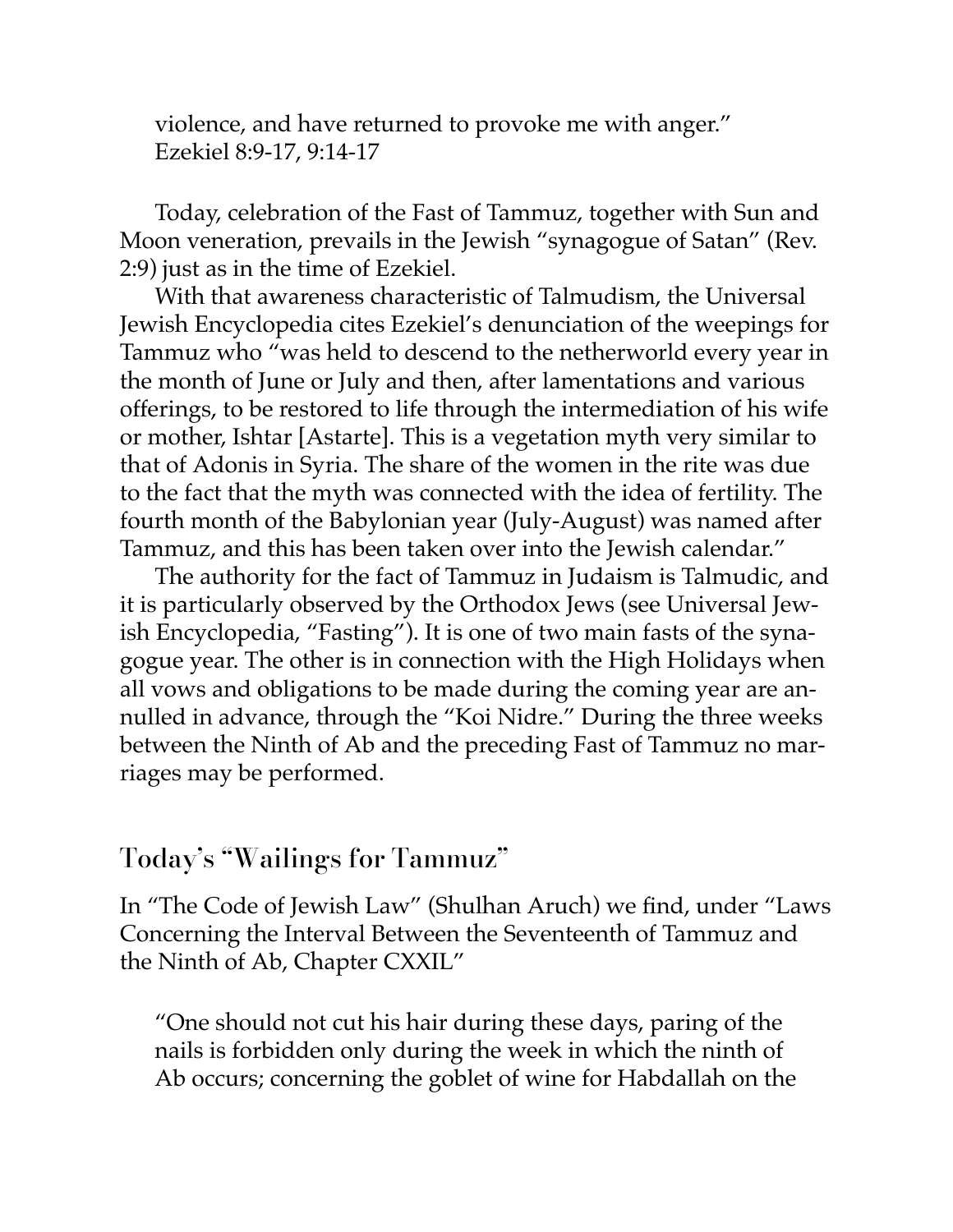violence, and have returned to provoke me with anger."
Ezekiel 8:9-17, 9:14-17

Today, celebration of the Fast of Tammuz, together with Sun and Moon veneration, prevails in the Jewish "synagogue of Satan" (Rev. 2:9) just as in the time of Ezekiel.

With that awareness characteristic of Talmudism, the Universal Jewish Encyclopedia cites Ezekiel's denunciation of the weepings for Tammuz who "was held to descend to the netherworld every year in the month of June or July and then, after lamentations and various offerings, to be restored to life through the intermediation of his wife or mother, Ishtar [Astarte]. This is a vegetation myth very similar to that of Adonis in Syria. The share of the women in the rite was due to the fact that the myth was connected with the idea of fertility. The fourth month of the Babylonian year (July-August) was named after Tammuz, and this has been taken over into the Jewish calendar."

The authority for the fact of Tammuz in Judaism is Talmudic, and it is particularly observed by the Orthodox Jews (see Universal Jewish Encyclopedia, "Fasting"). It is one of two main fasts of the synagogue year. The other is in connection with the High Holidays when all vows and obligations to be made during the coming year are annulled in advance, through the "Koi Nidre." During the three weeks between the Ninth of Ab and the preceding Fast of Tammuz no marriages may be performed.

## Today's "Wailings for Tammuz"

In "The Code of Jewish Law" (Shulhan Aruch) we find, under "Laws Concerning the Interval Between the Seventeenth of Tammuz and the Ninth of Ab, Chapter CXXIL"

> "One should not cut his hair during these days, paring of the nails is forbidden only during the week in which the ninth of Ab occurs; concerning the goblet of wine for Habdallah on the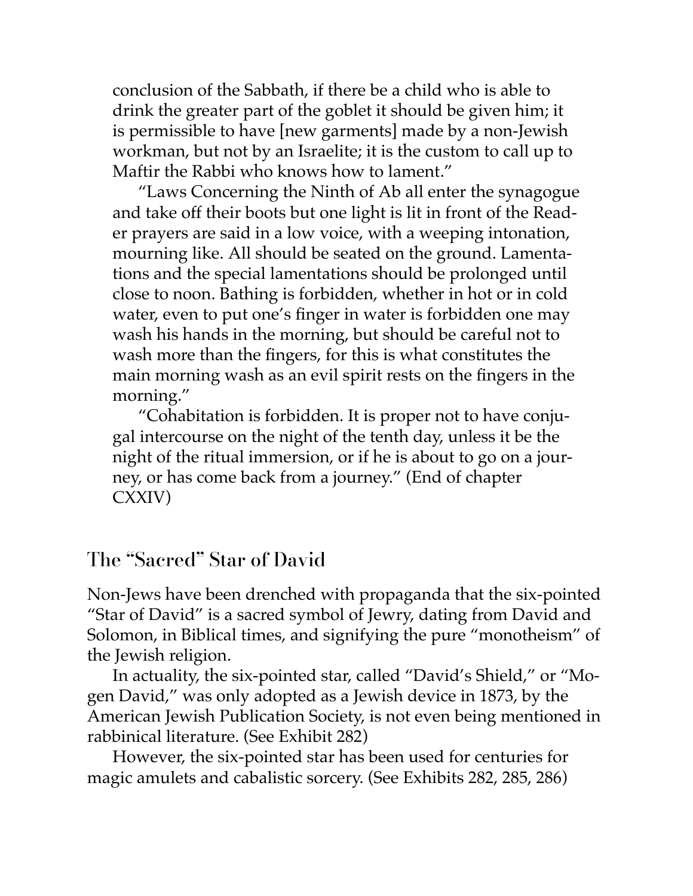conclusion of the Sabbath, if there be a child who is able to drink the greater part of the goblet it should be given him; it is permissible to have [new garments] made by a non-Jewish workman, but not by an Israelite; it is the custom to call up to Maftir the Rabbi who knows how to lament."

"Laws Concerning the Ninth of Ab all enter the synagogue and take off their boots but one light is lit in front of the Reader prayers are said in a low voice, with a weeping intonation, mourning like. All should be seated on the ground. Lamentations and the special lamentations should be prolonged until close to noon. Bathing is forbidden, whether in hot or in cold water, even to put one's finger in water is forbidden one may wash his hands in the morning, but should be careful not to wash more than the fingers, for this is what constitutes the main morning wash as an evil spirit rests on the fingers in the morning."

"Cohabitation is forbidden. It is proper not to have conjugal intercourse on the night of the tenth day, unless it be the night of the ritual immersion, or if he is about to go on a journey, or has come back from a journey." (End of chapter CXXIV)

## The "Sacred" Star of David

Non-Jews have been drenched with propaganda that the six-pointed "Star of David" is a sacred symbol of Jewry, dating from David and Solomon, in Biblical times, and signifying the pure "monotheism" of the Jewish religion.

In actuality, the six-pointed star, called "David's Shield," or "Mogen David," was only adopted as a Jewish device in 1873, by the American Jewish Publication Society, is not even being mentioned in rabbinical literature. (See Exhibit 282)

However, the six-pointed star has been used for centuries for magic amulets and cabalistic sorcery. (See Exhibits 282, 285, 286)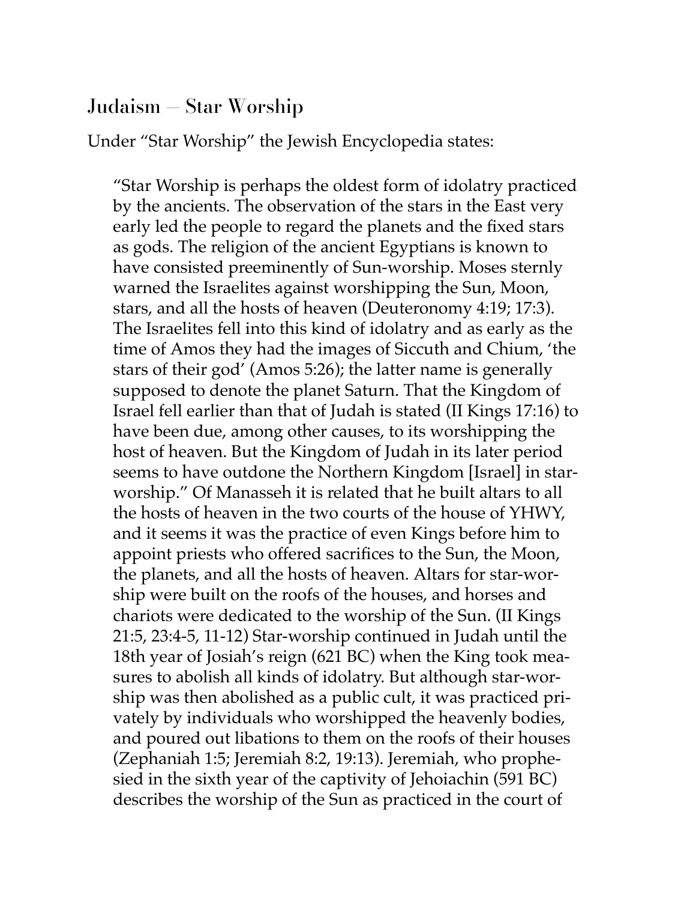## Judaism – Star Worship

Under "Star Worship" the Jewish Encyclopedia states:

> "Star Worship is perhaps the oldest form of idolatry practiced by the ancients. The observation of the stars in the East very early led the people to regard the planets and the fixed stars as gods. The religion of the ancient Egyptians is known to have consisted preeminently of Sun-worship. Moses sternly warned the Israelites against worshipping the Sun, Moon, stars, and all the hosts of heaven (Deuteronomy 4:19; 17:3). The Israelites fell into this kind of idolatry and as early as the time of Amos they had the images of Siccuth and Chium, 'the stars of their god' (Amos 5:26); the latter name is generally supposed to denote the planet Saturn. That the Kingdom of Israel fell earlier than that of Judah is stated (II Kings 17:16) to have been due, among other causes, to its worshipping the host of heaven. But the Kingdom of Judah in its later period seems to have outdone the Northern Kingdom [Israel] in star-worship." Of Manasseh it is related that he built altars to all the hosts of heaven in the two courts of the house of YHWY, and it seems it was the practice of even Kings before him to appoint priests who offered sacrifices to the Sun, the Moon, the planets, and all the hosts of heaven. Altars for star-worship were built on the roofs of the houses, and horses and chariots were dedicated to the worship of the Sun. (II Kings 21:5, 23:4-5, 11-12) Star-worship continued in Judah until the 18th year of Josiah's reign (621 BC) when the King took measures to abolish all kinds of idolatry. But although star-worship was then abolished as a public cult, it was practiced privately by individuals who worshipped the heavenly bodies, and poured out libations to them on the roofs of their houses (Zephaniah 1:5; Jeremiah 8:2, 19:13). Jeremiah, who prophesied in the sixth year of the captivity of Jehoiachin (591 BC) describes the worship of the Sun as practiced in the court of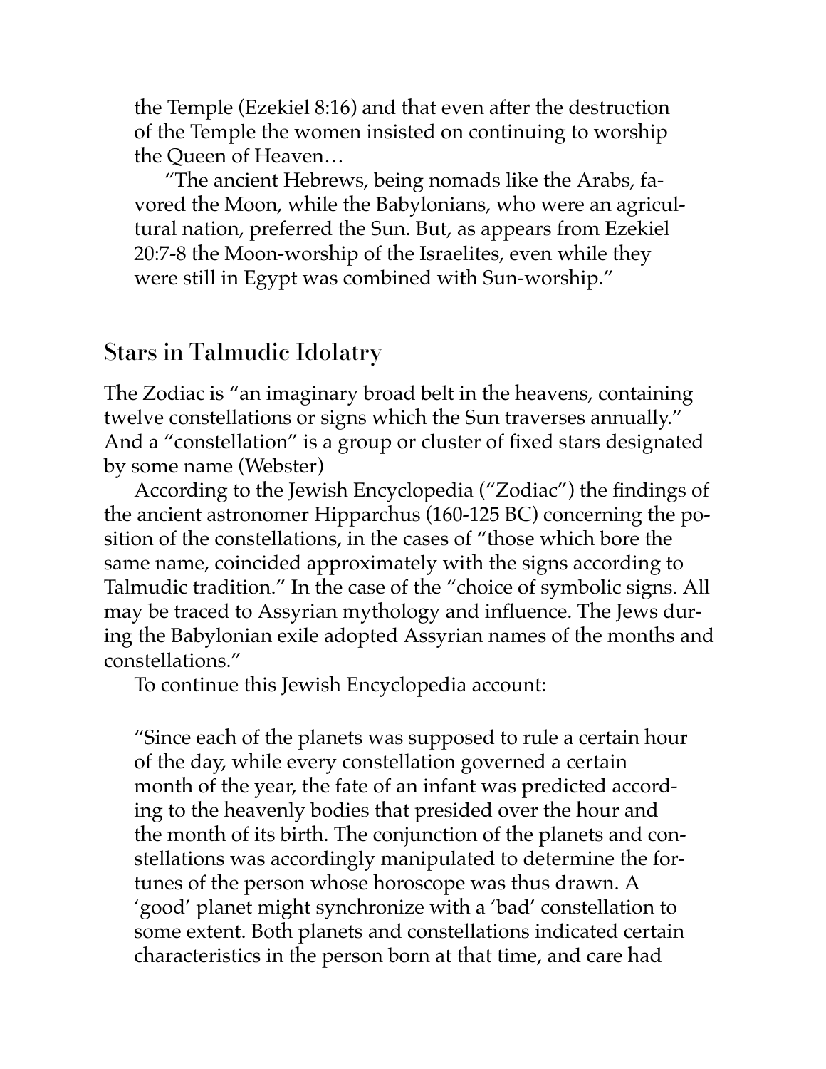the Temple (Ezekiel 8:16) and that even after the destruction of the Temple the women insisted on continuing to worship the Queen of Heaven…

"The ancient Hebrews, being nomads like the Arabs, favored the Moon, while the Babylonians, who were an agricultural nation, preferred the Sun. But, as appears from Ezekiel 20:7-8 the Moon-worship of the Israelites, even while they were still in Egypt was combined with Sun-worship."

## Stars in Talmudic Idolatry

The Zodiac is "an imaginary broad belt in the heavens, containing twelve constellations or signs which the Sun traverses annually." And a "constellation" is a group or cluster of fixed stars designated by some name (Webster)

According to the Jewish Encyclopedia ("Zodiac") the findings of the ancient astronomer Hipparchus (160-125 BC) concerning the position of the constellations, in the cases of "those which bore the same name, coincided approximately with the signs according to Talmudic tradition." In the case of the "choice of symbolic signs. All may be traced to Assyrian mythology and influence. The Jews during the Babylonian exile adopted Assyrian names of the months and constellations."

To continue this Jewish Encyclopedia account:

> "Since each of the planets was supposed to rule a certain hour of the day, while every constellation governed a certain month of the year, the fate of an infant was predicted according to the heavenly bodies that presided over the hour and the month of its birth. The conjunction of the planets and constellations was accordingly manipulated to determine the fortunes of the person whose horoscope was thus drawn. A 'good' planet might synchronize with a 'bad' constellation to some extent. Both planets and constellations indicated certain characteristics in the person born at that time, and care had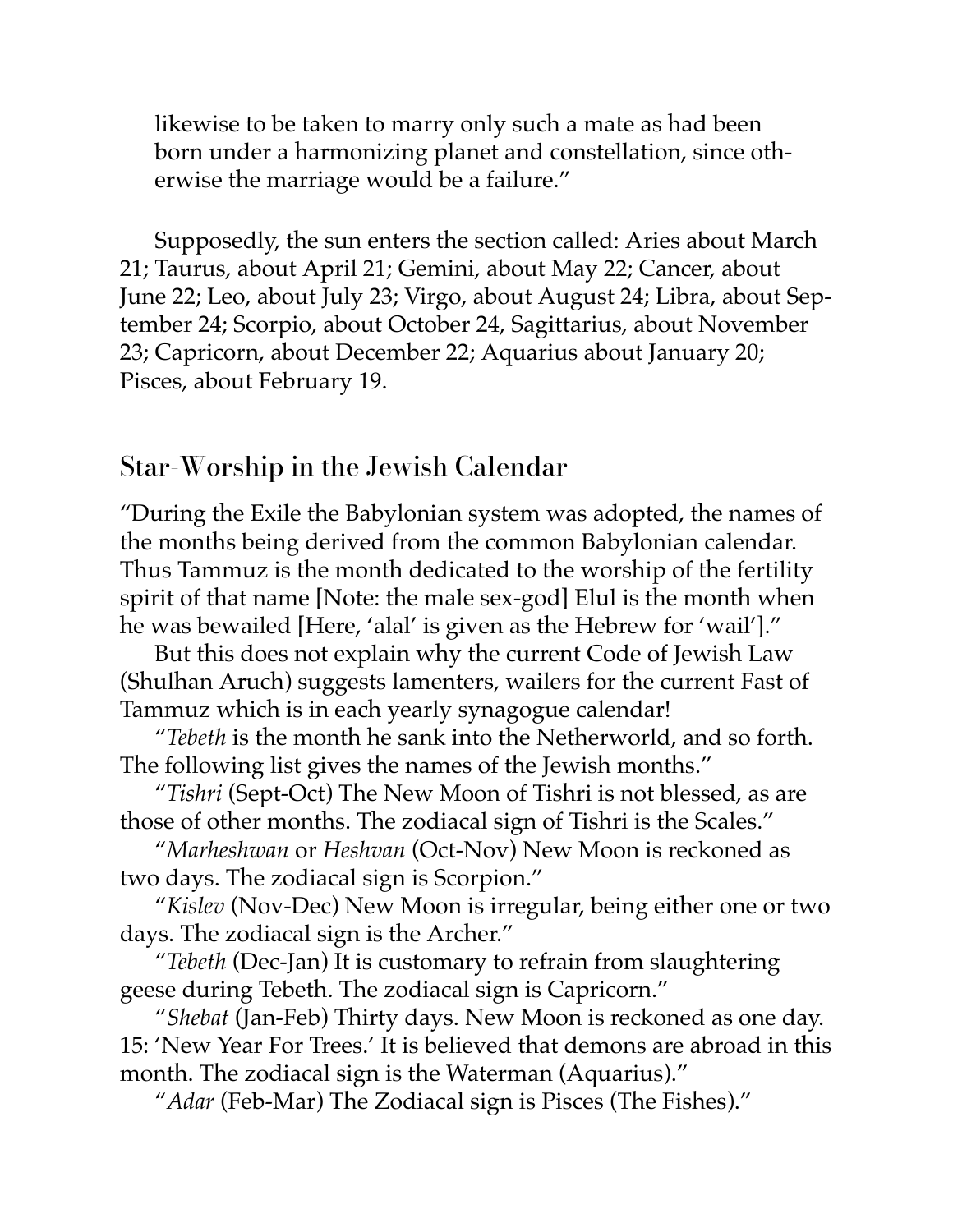likewise to be taken to marry only such a mate as had been born under a harmonizing planet and constellation, since otherwise the marriage would be a failure."

Supposedly, the sun enters the section called: Aries about March 21; Taurus, about April 21; Gemini, about May 22; Cancer, about June 22; Leo, about July 23; Virgo, about August 24; Libra, about September 24; Scorpio, about October 24, Sagittarius, about November 23; Capricorn, about December 22; Aquarius about January 20; Pisces, about February 19.

## Star-Worship in the Jewish Calendar

"During the Exile the Babylonian system was adopted, the names of the months being derived from the common Babylonian calendar. Thus Tammuz is the month dedicated to the worship of the fertility spirit of that name [Note: the male sex-god] Elul is the month when he was bewailed [Here, 'alal' is given as the Hebrew for 'wail']."

But this does not explain why the current Code of Jewish Law (Shulhan Aruch) suggests lamenters, wailers for the current Fast of Tammuz which is in each yearly synagogue calendar!

"*Tebeth* is the month he sank into the Netherworld, and so forth. The following list gives the names of the Jewish months."

"*Tishri* (Sept-Oct) The New Moon of Tishri is not blessed, as are those of other months. The zodiacal sign of Tishri is the Scales."

"*Marheshwan* or *Heshvan* (Oct-Nov) New Moon is reckoned as two days. The zodiacal sign is Scorpion."

"*Kislev* (Nov-Dec) New Moon is irregular, being either one or two days. The zodiacal sign is the Archer."

"*Tebeth* (Dec-Jan) It is customary to refrain from slaughtering geese during Tebeth. The zodiacal sign is Capricorn."

"*Shebat* (Jan-Feb) Thirty days. New Moon is reckoned as one day. 15: 'New Year For Trees.' It is believed that demons are abroad in this month. The zodiacal sign is the Waterman (Aquarius)."

"*Adar* (Feb-Mar) The Zodiacal sign is Pisces (The Fishes)."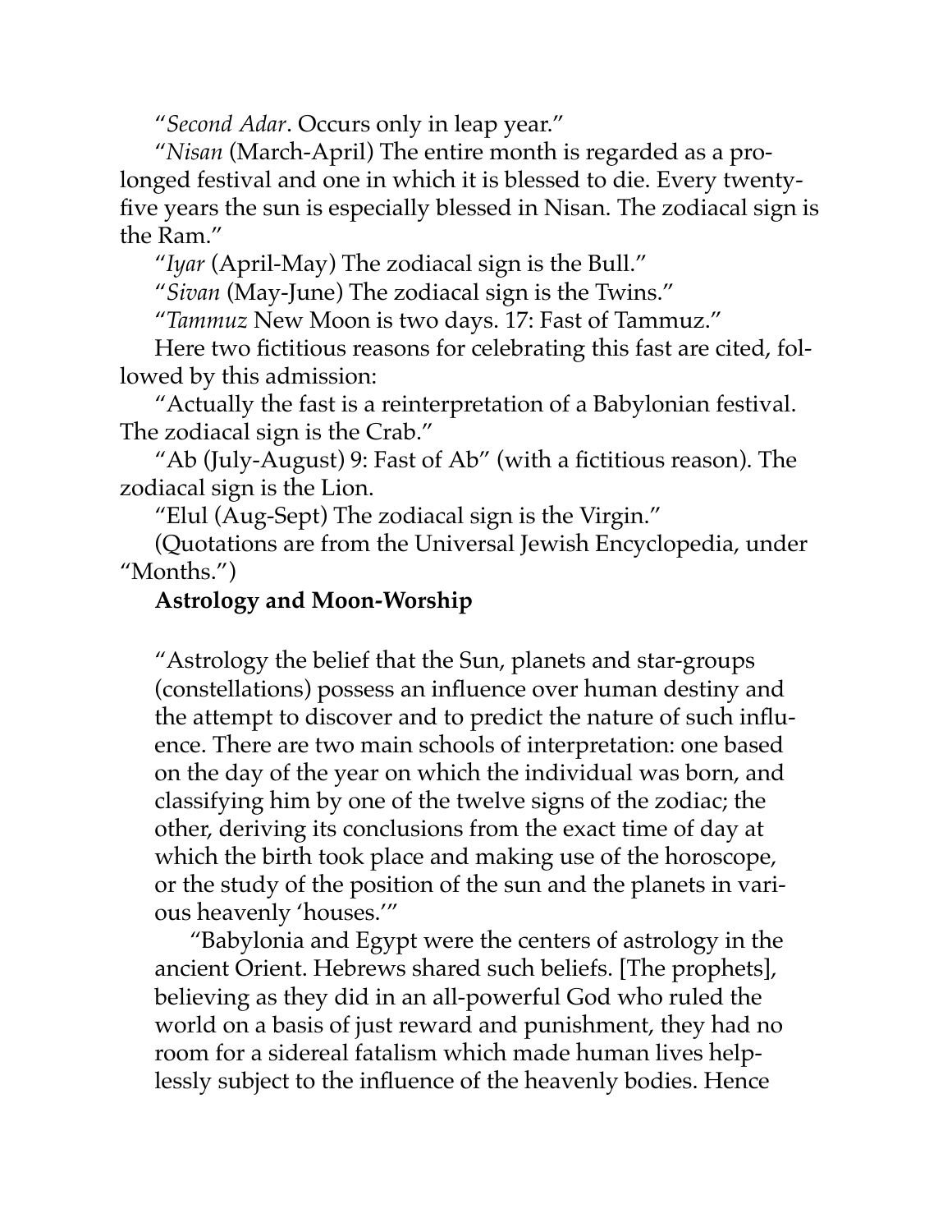"*Second Adar*. Occurs only in leap year."

"*Nisan* (March-April) The entire month is regarded as a prolonged festival and one in which it is blessed to die. Every twenty-five years the sun is especially blessed in Nisan. The zodiacal sign is the Ram."

"*Iyar* (April-May) The zodiacal sign is the Bull."

"*Sivan* (May-June) The zodiacal sign is the Twins."

"*Tammuz* New Moon is two days. 17: Fast of Tammuz."

Here two fictitious reasons for celebrating this fast are cited, followed by this admission:

"Actually the fast is a reinterpretation of a Babylonian festival. The zodiacal sign is the Crab."

"Ab (July-August) 9: Fast of Ab" (with a fictitious reason). The zodiacal sign is the Lion.

"Elul (Aug-Sept) The zodiacal sign is the Virgin."

(Quotations are from the Universal Jewish Encyclopedia, under "Months.")

**Astrology and Moon-Worship**

> "Astrology the belief that the Sun, planets and star-groups (constellations) possess an influence over human destiny and the attempt to discover and to predict the nature of such influence. There are two main schools of interpretation: one based on the day of the year on which the individual was born, and classifying him by one of the twelve signs of the zodiac; the other, deriving its conclusions from the exact time of day at which the birth took place and making use of the horoscope, or the study of the position of the sun and the planets in various heavenly 'houses.'"
>
> "Babylonia and Egypt were the centers of astrology in the ancient Orient. Hebrews shared such beliefs. [The prophets], believing as they did in an all-powerful God who ruled the world on a basis of just reward and punishment, they had no room for a sidereal fatalism which made human lives helplessly subject to the influence of the heavenly bodies. Hence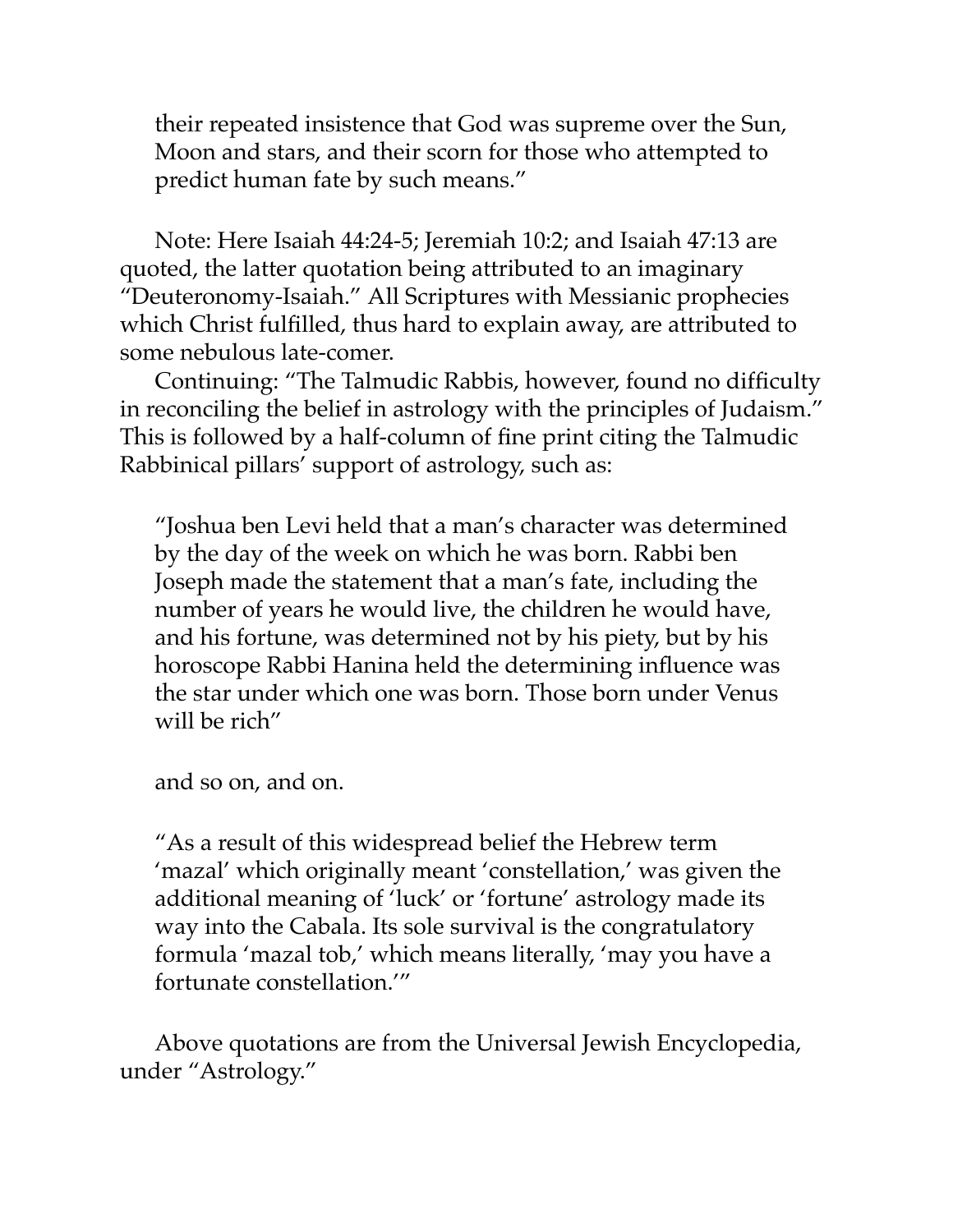> their repeated insistence that God was supreme over the Sun, Moon and stars, and their scorn for those who attempted to predict human fate by such means."

Note: Here Isaiah 44:24-5; Jeremiah 10:2; and Isaiah 47:13 are quoted, the latter quotation being attributed to an imaginary "Deuteronomy-Isaiah." All Scriptures with Messianic prophecies which Christ fulfilled, thus hard to explain away, are attributed to some nebulous late-comer.

Continuing: "The Talmudic Rabbis, however, found no difficulty in reconciling the belief in astrology with the principles of Judaism." This is followed by a half-column of fine print citing the Talmudic Rabbinical pillars' support of astrology, such as:

> "Joshua ben Levi held that a man's character was determined by the day of the week on which he was born. Rabbi ben Joseph made the statement that a man's fate, including the number of years he would live, the children he would have, and his fortune, was determined not by his piety, but by his horoscope Rabbi Hanina held the determining influence was the star under which one was born. Those born under Venus will be rich"

> and so on, and on.

> "As a result of this widespread belief the Hebrew term 'mazal' which originally meant 'constellation,' was given the additional meaning of 'luck' or 'fortune' astrology made its way into the Cabala. Its sole survival is the congratulatory formula 'mazal tob,' which means literally, 'may you have a fortunate constellation.'"

Above quotations are from the Universal Jewish Encyclopedia, under "Astrology."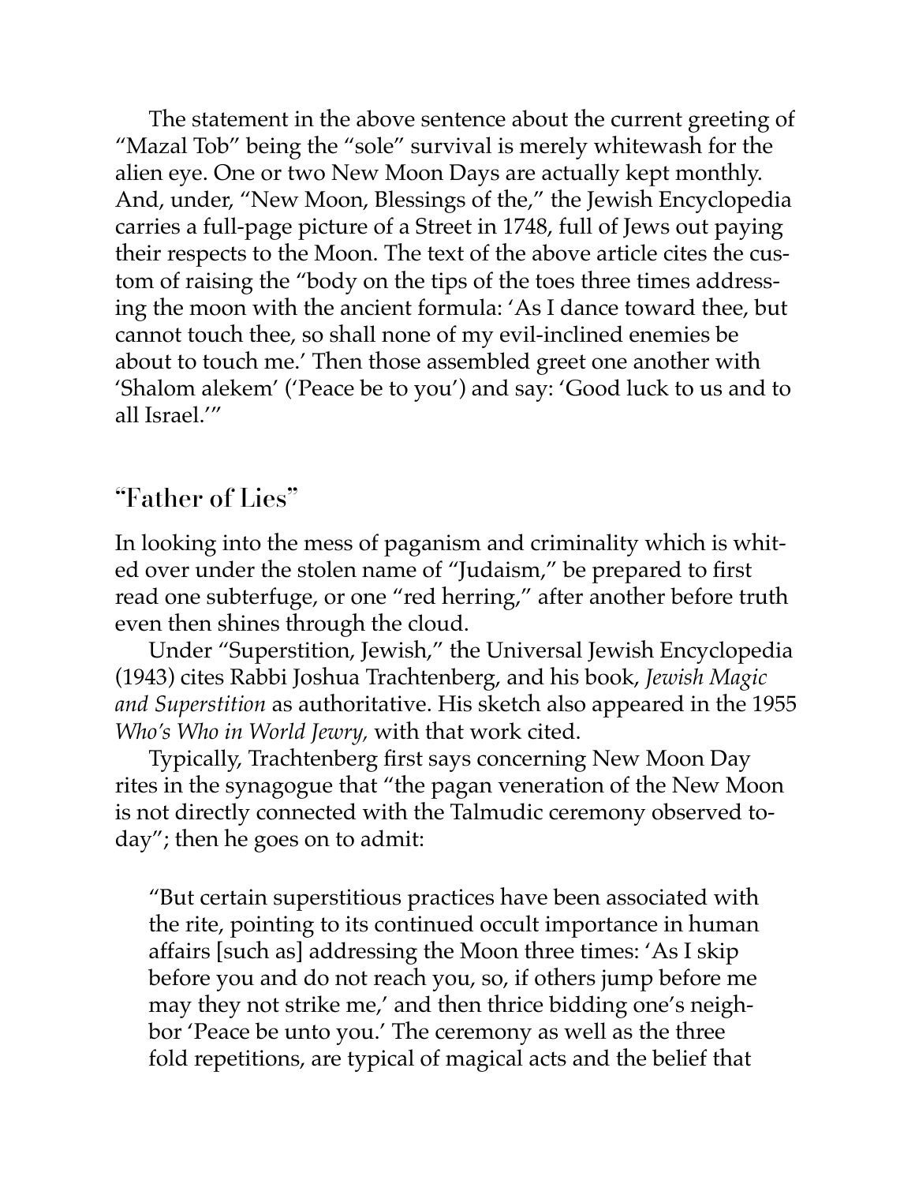The statement in the above sentence about the current greeting of "Mazal Tob" being the "sole" survival is merely whitewash for the alien eye. One or two New Moon Days are actually kept monthly. And, under, "New Moon, Blessings of the," the Jewish Encyclopedia carries a full-page picture of a Street in 1748, full of Jews out paying their respects to the Moon. The text of the above article cites the custom of raising the "body on the tips of the toes three times addressing the moon with the ancient formula: 'As I dance toward thee, but cannot touch thee, so shall none of my evil-inclined enemies be about to touch me.' Then those assembled greet one another with 'Shalom alekem' ('Peace be to you') and say: 'Good luck to us and to all Israel.'"

## "Father of Lies"

In looking into the mess of paganism and criminality which is whited over under the stolen name of "Judaism," be prepared to first read one subterfuge, or one "red herring," after another before truth even then shines through the cloud.

Under "Superstition, Jewish," the Universal Jewish Encyclopedia (1943) cites Rabbi Joshua Trachtenberg, and his book, *Jewish Magic and Superstition* as authoritative. His sketch also appeared in the 1955 *Who's Who in World Jewry,* with that work cited.

Typically, Trachtenberg first says concerning New Moon Day rites in the synagogue that "the pagan veneration of the New Moon is not directly connected with the Talmudic ceremony observed today"; then he goes on to admit:

> "But certain superstitious practices have been associated with the rite, pointing to its continued occult importance in human affairs [such as] addressing the Moon three times: 'As I skip before you and do not reach you, so, if others jump before me may they not strike me,' and then thrice bidding one's neighbor 'Peace be unto you.' The ceremony as well as the three fold repetitions, are typical of magical acts and the belief that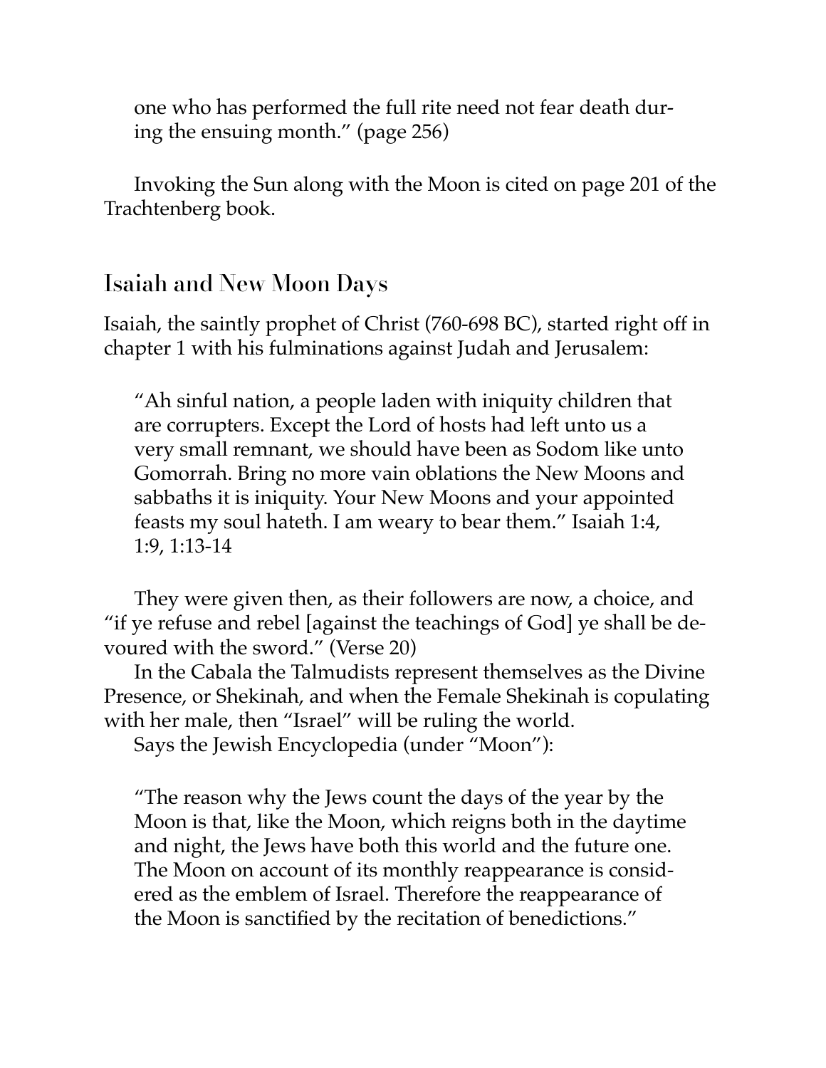> one who has performed the full rite need not fear death during the ensuing month." (page 256)

Invoking the Sun along with the Moon is cited on page 201 of the Trachtenberg book.

## Isaiah and New Moon Days

Isaiah, the saintly prophet of Christ (760-698 BC), started right off in chapter 1 with his fulminations against Judah and Jerusalem:

> "Ah sinful nation, a people laden with iniquity children that are corrupters. Except the Lord of hosts had left unto us a very small remnant, we should have been as Sodom like unto Gomorrah. Bring no more vain oblations the New Moons and sabbaths it is iniquity. Your New Moons and your appointed feasts my soul hateth. I am weary to bear them." Isaiah 1:4, 1:9, 1:13-14

They were given then, as their followers are now, a choice, and "if ye refuse and rebel [against the teachings of God] ye shall be devoured with the sword." (Verse 20)

In the Cabala the Talmudists represent themselves as the Divine Presence, or Shekinah, and when the Female Shekinah is copulating with her male, then "Israel" will be ruling the world.

Says the Jewish Encyclopedia (under "Moon"):

> "The reason why the Jews count the days of the year by the Moon is that, like the Moon, which reigns both in the daytime and night, the Jews have both this world and the future one. The Moon on account of its monthly reappearance is considered as the emblem of Israel. Therefore the reappearance of the Moon is sanctified by the recitation of benedictions."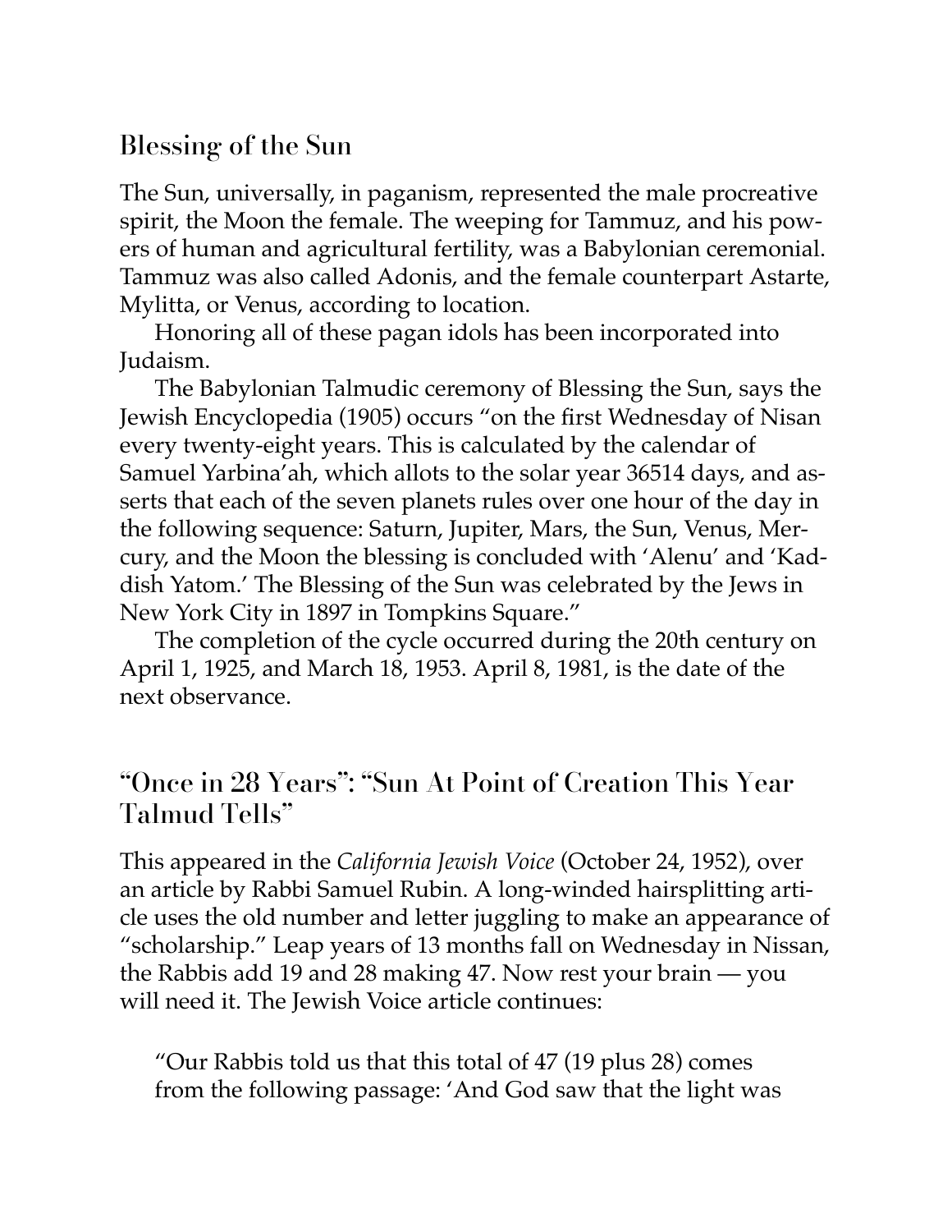## Blessing of the Sun

The Sun, universally, in paganism, represented the male procreative spirit, the Moon the female. The weeping for Tammuz, and his powers of human and agricultural fertility, was a Babylonian ceremonial. Tammuz was also called Adonis, and the female counterpart Astarte, Mylitta, or Venus, according to location.

Honoring all of these pagan idols has been incorporated into Judaism.

The Babylonian Talmudic ceremony of Blessing the Sun, says the Jewish Encyclopedia (1905) occurs "on the first Wednesday of Nisan every twenty-eight years. This is calculated by the calendar of Samuel Yarbina'ah, which allots to the solar year 36514 days, and asserts that each of the seven planets rules over one hour of the day in the following sequence: Saturn, Jupiter, Mars, the Sun, Venus, Mercury, and the Moon the blessing is concluded with 'Alenu' and 'Kaddish Yatom.' The Blessing of the Sun was celebrated by the Jews in New York City in 1897 in Tompkins Square."

The completion of the cycle occurred during the 20th century on April 1, 1925, and March 18, 1953. April 8, 1981, is the date of the next observance.

## "Once in 28 Years": "Sun At Point of Creation This Year Talmud Tells"

This appeared in the *California Jewish Voice* (October 24, 1952), over an article by Rabbi Samuel Rubin. A long-winded hairsplitting article uses the old number and letter juggling to make an appearance of "scholarship." Leap years of 13 months fall on Wednesday in Nissan, the Rabbis add 19 and 28 making 47. Now rest your brain — you will need it. The Jewish Voice article continues:

> "Our Rabbis told us that this total of 47 (19 plus 28) comes from the following passage: 'And God saw that the light was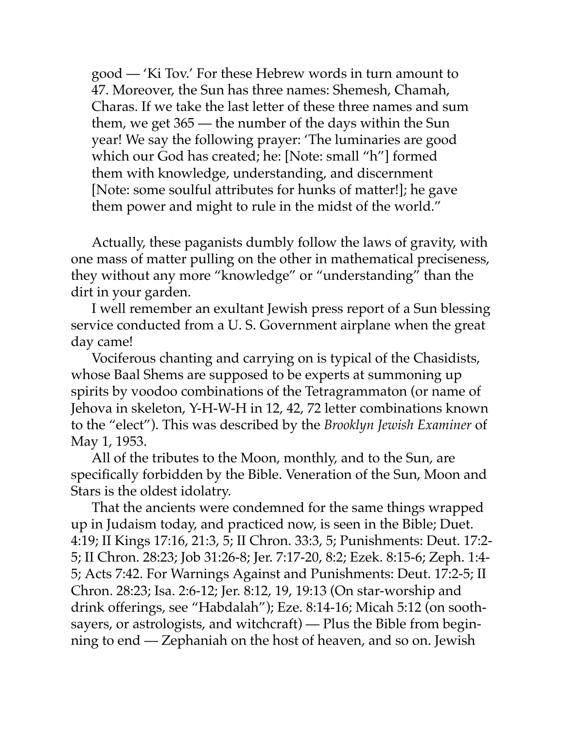good — 'Ki Tov.' For these Hebrew words in turn amount to 47. Moreover, the Sun has three names: Shemesh, Chamah, Charas. If we take the last letter of these three names and sum them, we get 365 — the number of the days within the Sun year! We say the following prayer: 'The luminaries are good which our God has created; he: [Note: small "h"] formed them with knowledge, understanding, and discernment [Note: some soulful attributes for hunks of matter!]; he gave them power and might to rule in the midst of the world."

Actually, these paganists dumbly follow the laws of gravity, with one mass of matter pulling on the other in mathematical preciseness, they without any more "knowledge" or "understanding" than the dirt in your garden.

I well remember an exultant Jewish press report of a Sun blessing service conducted from a U. S. Government airplane when the great day came!

Vociferous chanting and carrying on is typical of the Chasidists, whose Baal Shems are supposed to be experts at summoning up spirits by voodoo combinations of the Tetragrammaton (or name of Jehova in skeleton, Y-H-W-H in 12, 42, 72 letter combinations known to the "elect"). This was described by the *Brooklyn Jewish Examiner* of May 1, 1953.

All of the tributes to the Moon, monthly, and to the Sun, are specifically forbidden by the Bible. Veneration of the Sun, Moon and Stars is the oldest idolatry.

That the ancients were condemned for the same things wrapped up in Judaism today, and practiced now, is seen in the Bible; Duet. 4:19; II Kings 17:16, 21:3, 5; II Chron. 33:3, 5; Punishments: Deut. 17:2-5; II Chron. 28:23; Job 31:26-8; Jer. 7:17-20, 8:2; Ezek. 8:15-6; Zeph. 1:4-5; Acts 7:42. For Warnings Against and Punishments: Deut. 17:2-5; II Chron. 28:23; Isa. 2:6-12; Jer. 8:12, 19, 19:13 (On star-worship and drink offerings, see "Habdalah"); Eze. 8:14-16; Micah 5:12 (on soothsayers, or astrologists, and witchcraft) — Plus the Bible from beginning to end — Zephaniah on the host of heaven, and so on. Jewish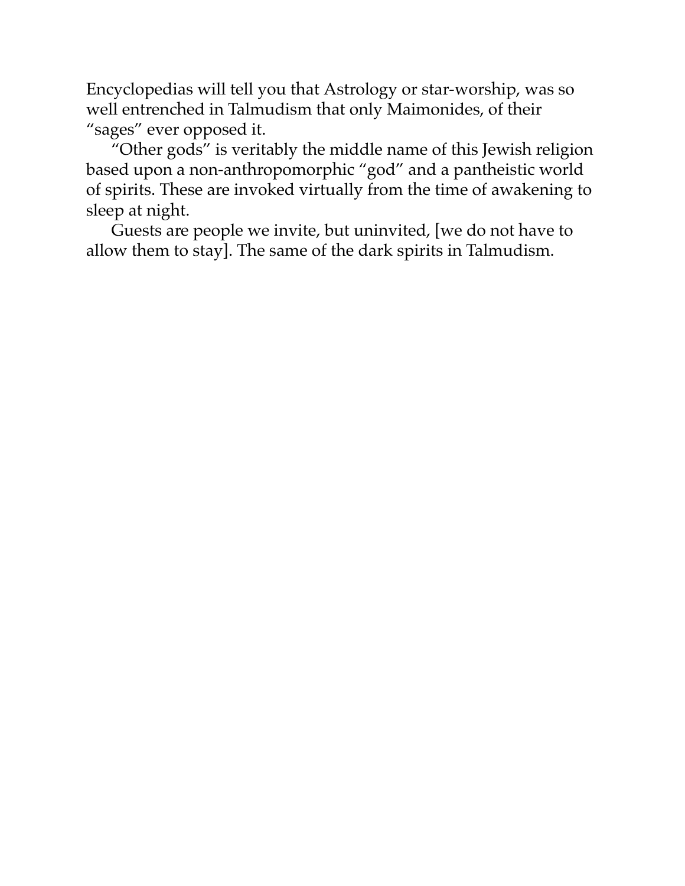Encyclopedias will tell you that Astrology or star-worship, was so well entrenched in Talmudism that only Maimonides, of their "sages" ever opposed it.

"Other gods" is veritably the middle name of this Jewish religion based upon a non-anthropomorphic "god" and a pantheistic world of spirits. These are invoked virtually from the time of awakening to sleep at night.

Guests are people we invite, but uninvited, [we do not have to allow them to stay]. The same of the dark spirits in Talmudism.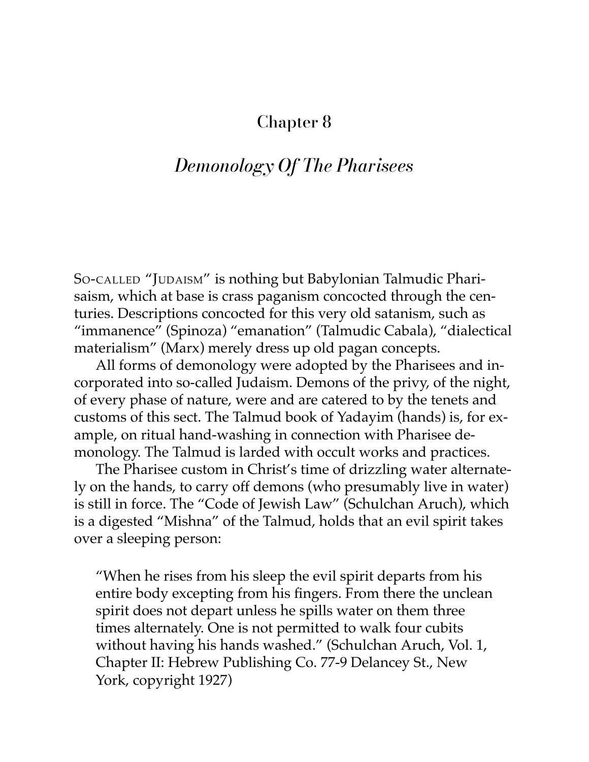# Chapter 8

## *Demonology Of The Pharisees*

SO-CALLED "JUDAISM" is nothing but Babylonian Talmudic Pharisaism, which at base is crass paganism concocted through the centuries. Descriptions concocted for this very old satanism, such as "immanence" (Spinoza) "emanation" (Talmudic Cabala), "dialectical materialism" (Marx) merely dress up old pagan concepts.

All forms of demonology were adopted by the Pharisees and incorporated into so-called Judaism. Demons of the privy, of the night, of every phase of nature, were and are catered to by the tenets and customs of this sect. The Talmud book of Yadayim (hands) is, for example, on ritual hand-washing in connection with Pharisee demonology. The Talmud is larded with occult works and practices.

The Pharisee custom in Christ's time of drizzling water alternately on the hands, to carry off demons (who presumably live in water) is still in force. The "Code of Jewish Law" (Schulchan Aruch), which is a digested "Mishna" of the Talmud, holds that an evil spirit takes over a sleeping person:

> "When he rises from his sleep the evil spirit departs from his entire body excepting from his fingers. From there the unclean spirit does not depart unless he spills water on them three times alternately. One is not permitted to walk four cubits without having his hands washed." (Schulchan Aruch, Vol. 1, Chapter II: Hebrew Publishing Co. 77-9 Delancey St., New York, copyright 1927)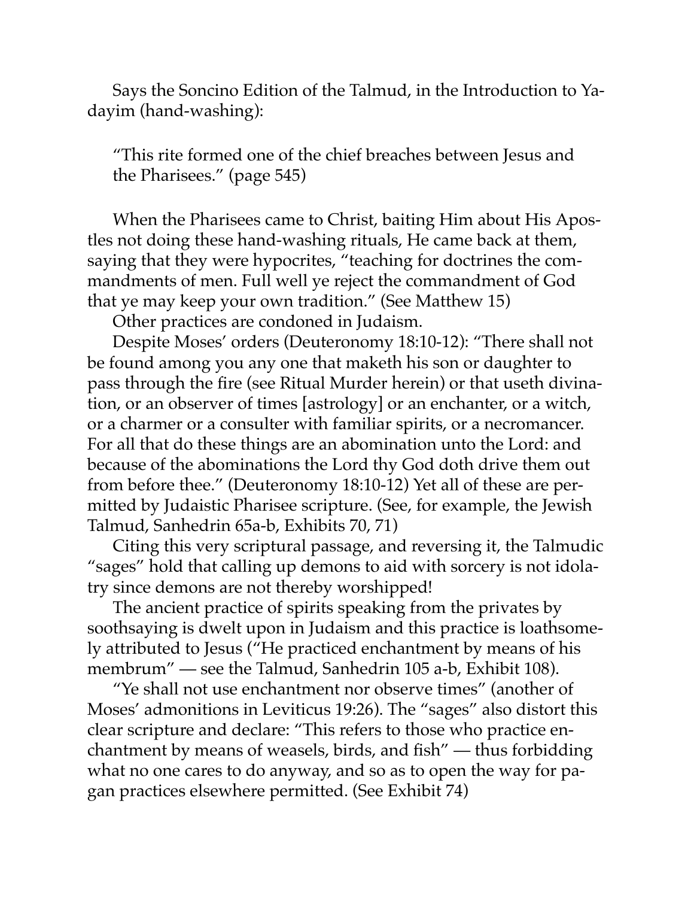Says the Soncino Edition of the Talmud, in the Introduction to Yadayim (hand-washing):

> "This rite formed one of the chief breaches between Jesus and the Pharisees." (page 545)

When the Pharisees came to Christ, baiting Him about His Apostles not doing these hand-washing rituals, He came back at them, saying that they were hypocrites, "teaching for doctrines the commandments of men. Full well ye reject the commandment of God that ye may keep your own tradition." (See Matthew 15)

Other practices are condoned in Judaism.

Despite Moses' orders (Deuteronomy 18:10-12): "There shall not be found among you any one that maketh his son or daughter to pass through the fire (see Ritual Murder herein) or that useth divination, or an observer of times [astrology] or an enchanter, or a witch, or a charmer or a consulter with familiar spirits, or a necromancer. For all that do these things are an abomination unto the Lord: and because of the abominations the Lord thy God doth drive them out from before thee." (Deuteronomy 18:10-12) Yet all of these are permitted by Judaistic Pharisee scripture. (See, for example, the Jewish Talmud, Sanhedrin 65a-b, Exhibits 70, 71)

Citing this very scriptural passage, and reversing it, the Talmudic "sages" hold that calling up demons to aid with sorcery is not idolatry since demons are not thereby worshipped!

The ancient practice of spirits speaking from the privates by soothsaying is dwelt upon in Judaism and this practice is loathsomely attributed to Jesus ("He practiced enchantment by means of his membrum" — see the Talmud, Sanhedrin 105 a-b, Exhibit 108).

"Ye shall not use enchantment nor observe times" (another of Moses' admonitions in Leviticus 19:26). The "sages" also distort this clear scripture and declare: "This refers to those who practice enchantment by means of weasels, birds, and fish" — thus forbidding what no one cares to do anyway, and so as to open the way for pagan practices elsewhere permitted. (See Exhibit 74)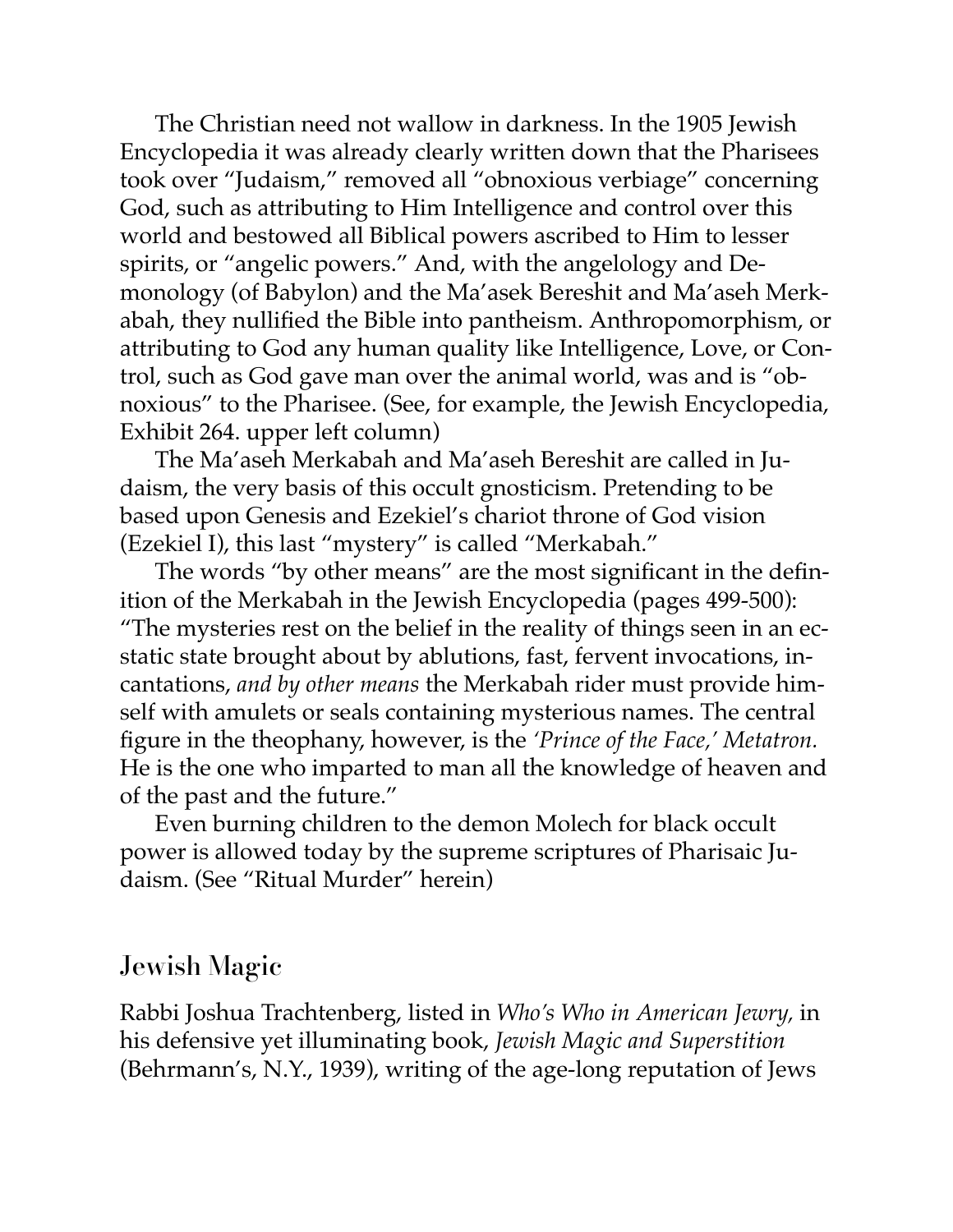The Christian need not wallow in darkness. In the 1905 Jewish Encyclopedia it was already clearly written down that the Pharisees took over "Judaism," removed all "obnoxious verbiage" concerning God, such as attributing to Him Intelligence and control over this world and bestowed all Biblical powers ascribed to Him to lesser spirits, or "angelic powers." And, with the angelology and Demonology (of Babylon) and the Ma'asek Bereshit and Ma'aseh Merkabah, they nullified the Bible into pantheism. Anthropomorphism, or attributing to God any human quality like Intelligence, Love, or Control, such as God gave man over the animal world, was and is "obnoxious" to the Pharisee. (See, for example, the Jewish Encyclopedia, Exhibit 264. upper left column)

The Ma'aseh Merkabah and Ma'aseh Bereshit are called in Judaism, the very basis of this occult gnosticism. Pretending to be based upon Genesis and Ezekiel's chariot throne of God vision (Ezekiel I), this last "mystery" is called "Merkabah."

The words "by other means" are the most significant in the definition of the Merkabah in the Jewish Encyclopedia (pages 499-500): "The mysteries rest on the belief in the reality of things seen in an ecstatic state brought about by ablutions, fast, fervent invocations, incantations, *and by other means* the Merkabah rider must provide himself with amulets or seals containing mysterious names. The central figure in the theophany, however, is the *'Prince of the Face,' Metatron.* He is the one who imparted to man all the knowledge of heaven and of the past and the future."

Even burning children to the demon Molech for black occult power is allowed today by the supreme scriptures of Pharisaic Judaism. (See "Ritual Murder" herein)

## Jewish Magic

Rabbi Joshua Trachtenberg, listed in *Who's Who in American Jewry,* in his defensive yet illuminating book, *Jewish Magic and Superstition* (Behrmann's, N.Y., 1939), writing of the age-long reputation of Jews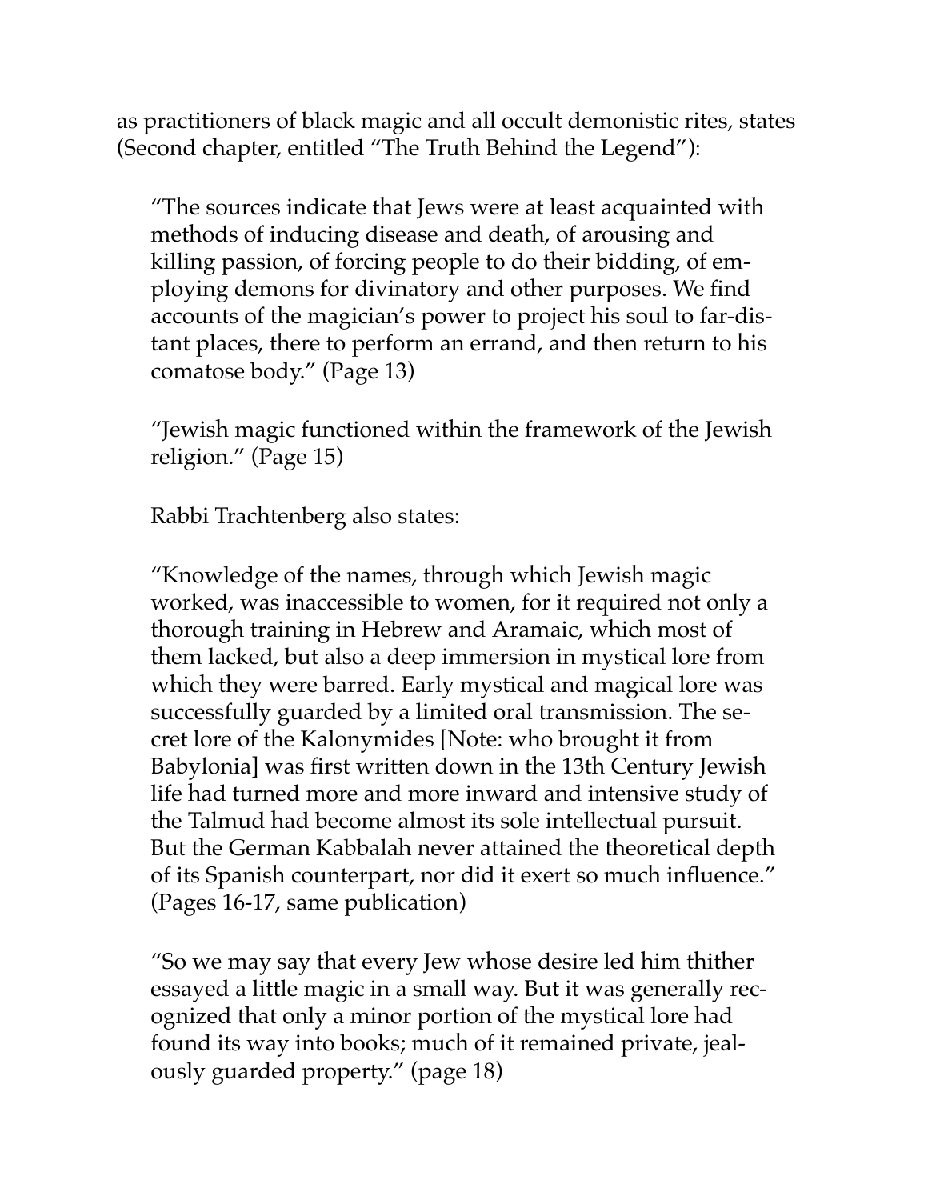as practitioners of black magic and all occult demonistic rites, states (Second chapter, entitled "The Truth Behind the Legend"):

> "The sources indicate that Jews were at least acquainted with methods of inducing disease and death, of arousing and killing passion, of forcing people to do their bidding, of employing demons for divinatory and other purposes. We find accounts of the magician's power to project his soul to far-distant places, there to perform an errand, and then return to his comatose body." (Page 13)
>
> "Jewish magic functioned within the framework of the Jewish religion." (Page 15)
>
> Rabbi Trachtenberg also states:
>
> "Knowledge of the names, through which Jewish magic worked, was inaccessible to women, for it required not only a thorough training in Hebrew and Aramaic, which most of them lacked, but also a deep immersion in mystical lore from which they were barred. Early mystical and magical lore was successfully guarded by a limited oral transmission. The secret lore of the Kalonymides [Note: who brought it from Babylonia] was first written down in the 13th Century Jewish life had turned more and more inward and intensive study of the Talmud had become almost its sole intellectual pursuit. But the German Kabbalah never attained the theoretical depth of its Spanish counterpart, nor did it exert so much influence." (Pages 16-17, same publication)
>
> "So we may say that every Jew whose desire led him thither essayed a little magic in a small way. But it was generally recognized that only a minor portion of the mystical lore had found its way into books; much of it remained private, jealously guarded property." (page 18)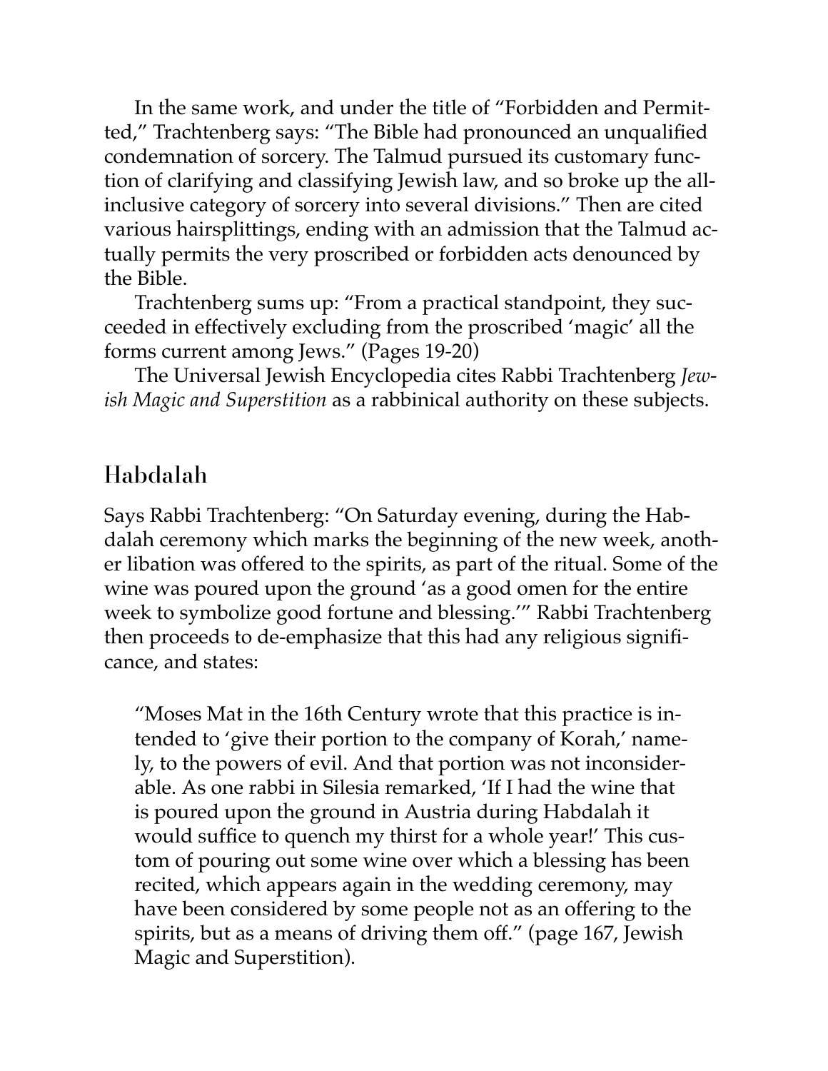In the same work, and under the title of "Forbidden and Permitted," Trachtenberg says: "The Bible had pronounced an unqualified condemnation of sorcery. The Talmud pursued its customary function of clarifying and classifying Jewish law, and so broke up the all-inclusive category of sorcery into several divisions." Then are cited various hairsplittings, ending with an admission that the Talmud actually permits the very proscribed or forbidden acts denounced by the Bible.

Trachtenberg sums up: "From a practical standpoint, they succeeded in effectively excluding from the proscribed 'magic' all the forms current among Jews." (Pages 19-20)

The Universal Jewish Encyclopedia cites Rabbi Trachtenberg *Jewish Magic and Superstition* as a rabbinical authority on these subjects.

## Habdalah

Says Rabbi Trachtenberg: "On Saturday evening, during the Habdalah ceremony which marks the beginning of the new week, another libation was offered to the spirits, as part of the ritual. Some of the wine was poured upon the ground 'as a good omen for the entire week to symbolize good fortune and blessing.'" Rabbi Trachtenberg then proceeds to de-emphasize that this had any religious significance, and states:

> "Moses Mat in the 16th Century wrote that this practice is intended to 'give their portion to the company of Korah,' namely, to the powers of evil. And that portion was not inconsiderable. As one rabbi in Silesia remarked, 'If I had the wine that is poured upon the ground in Austria during Habdalah it would suffice to quench my thirst for a whole year!' This custom of pouring out some wine over which a blessing has been recited, which appears again in the wedding ceremony, may have been considered by some people not as an offering to the spirits, but as a means of driving them off." (page 167, Jewish Magic and Superstition).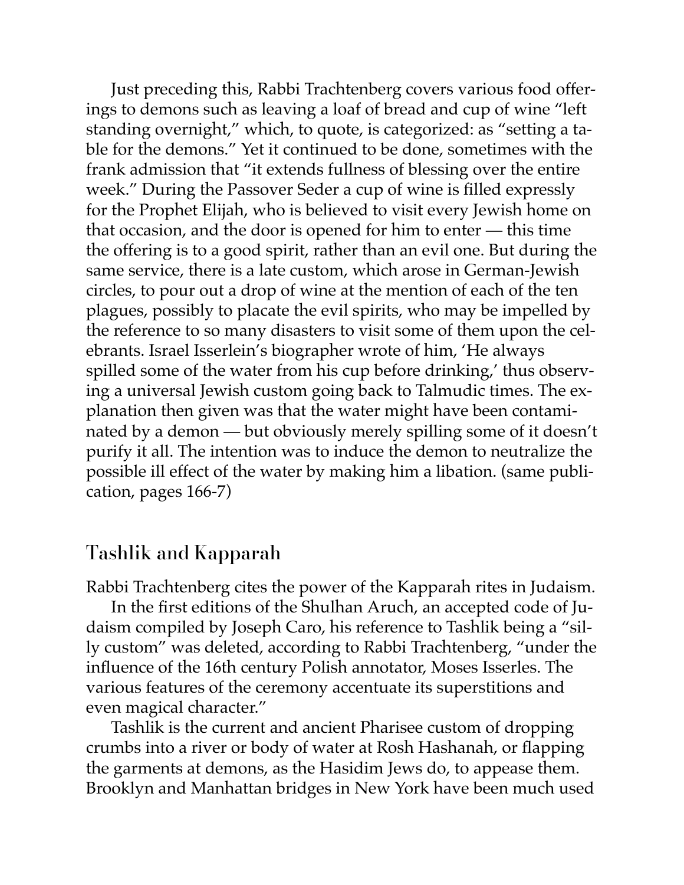Just preceding this, Rabbi Trachtenberg covers various food offerings to demons such as leaving a loaf of bread and cup of wine "left standing overnight," which, to quote, is categorized: as "setting a table for the demons." Yet it continued to be done, sometimes with the frank admission that "it extends fullness of blessing over the entire week." During the Passover Seder a cup of wine is filled expressly for the Prophet Elijah, who is believed to visit every Jewish home on that occasion, and the door is opened for him to enter — this time the offering is to a good spirit, rather than an evil one. But during the same service, there is a late custom, which arose in German-Jewish circles, to pour out a drop of wine at the mention of each of the ten plagues, possibly to placate the evil spirits, who may be impelled by the reference to so many disasters to visit some of them upon the celebrants. Israel Isserlein's biographer wrote of him, 'He always spilled some of the water from his cup before drinking,' thus observing a universal Jewish custom going back to Talmudic times. The explanation then given was that the water might have been contaminated by a demon — but obviously merely spilling some of it doesn't purify it all. The intention was to induce the demon to neutralize the possible ill effect of the water by making him a libation. (same publication, pages 166-7)

## Tashlik and Kapparah

Rabbi Trachtenberg cites the power of the Kapparah rites in Judaism.

In the first editions of the Shulhan Aruch, an accepted code of Judaism compiled by Joseph Caro, his reference to Tashlik being a "silly custom" was deleted, according to Rabbi Trachtenberg, "under the influence of the 16th century Polish annotator, Moses Isserles. The various features of the ceremony accentuate its superstitions and even magical character."

Tashlik is the current and ancient Pharisee custom of dropping crumbs into a river or body of water at Rosh Hashanah, or flapping the garments at demons, as the Hasidim Jews do, to appease them. Brooklyn and Manhattan bridges in New York have been much used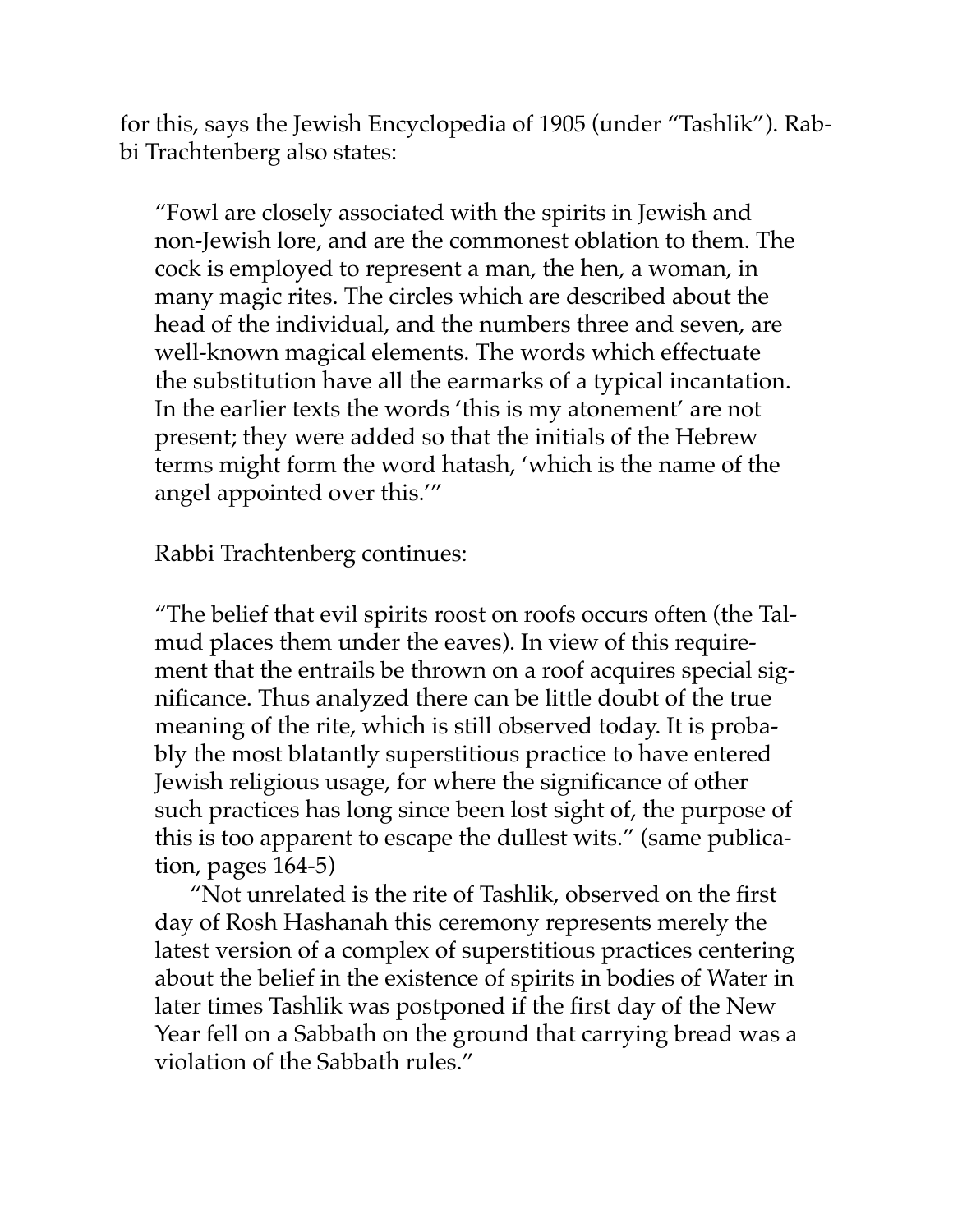for this, says the Jewish Encyclopedia of 1905 (under "Tashlik"). Rabbi Trachtenberg also states:

> "Fowl are closely associated with the spirits in Jewish and non-Jewish lore, and are the commonest oblation to them. The cock is employed to represent a man, the hen, a woman, in many magic rites. The circles which are described about the head of the individual, and the numbers three and seven, are well-known magical elements. The words which effectuate the substitution have all the earmarks of a typical incantation. In the earlier texts the words 'this is my atonement' are not present; they were added so that the initials of the Hebrew terms might form the word hatash, 'which is the name of the angel appointed over this.'"
>
> Rabbi Trachtenberg continues:
>
> "The belief that evil spirits roost on roofs occurs often (the Talmud places them under the eaves). In view of this requirement that the entrails be thrown on a roof acquires special significance. Thus analyzed there can be little doubt of the true meaning of the rite, which is still observed today. It is probably the most blatantly superstitious practice to have entered Jewish religious usage, for where the significance of other such practices has long since been lost sight of, the purpose of this is too apparent to escape the dullest wits." (same publication, pages 164-5)
>
> "Not unrelated is the rite of Tashlik, observed on the first day of Rosh Hashanah this ceremony represents merely the latest version of a complex of superstitious practices centering about the belief in the existence of spirits in bodies of Water in later times Tashlik was postponed if the first day of the New Year fell on a Sabbath on the ground that carrying bread was a violation of the Sabbath rules."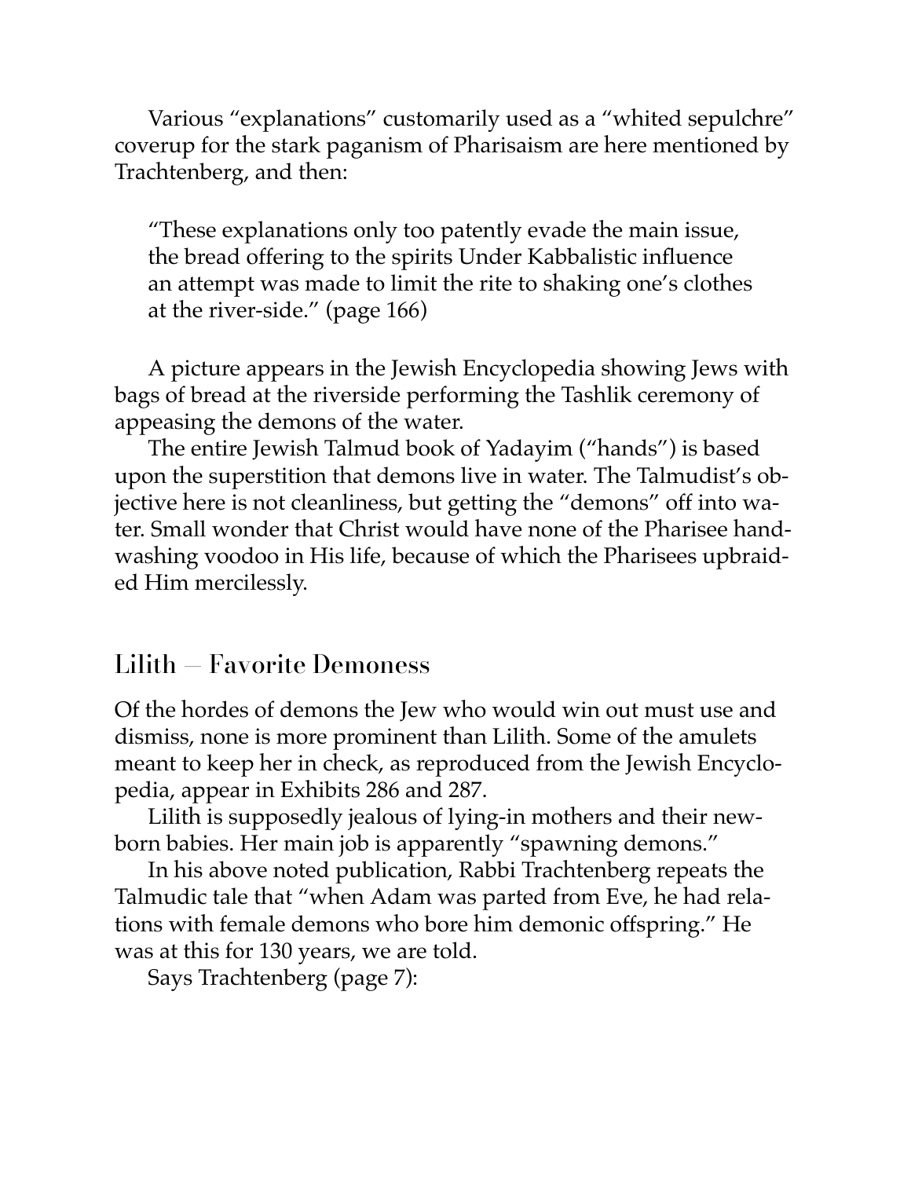Various "explanations" customarily used as a "whited sepulchre" coverup for the stark paganism of Pharisaism are here mentioned by Trachtenberg, and then:

> "These explanations only too patently evade the main issue, the bread offering to the spirits Under Kabbalistic influence an attempt was made to limit the rite to shaking one's clothes at the river-side." (page 166)

A picture appears in the Jewish Encyclopedia showing Jews with bags of bread at the riverside performing the Tashlik ceremony of appeasing the demons of the water.

The entire Jewish Talmud book of Yadayim ("hands") is based upon the superstition that demons live in water. The Talmudist's objective here is not cleanliness, but getting the "demons" off into water. Small wonder that Christ would have none of the Pharisee hand-washing voodoo in His life, because of which the Pharisees upbraided Him mercilessly.

## Lilith – Favorite Demoness

Of the hordes of demons the Jew who would win out must use and dismiss, none is more prominent than Lilith. Some of the amulets meant to keep her in check, as reproduced from the Jewish Encyclopedia, appear in Exhibits 286 and 287.

Lilith is supposedly jealous of lying-in mothers and their newborn babies. Her main job is apparently "spawning demons."

In his above noted publication, Rabbi Trachtenberg repeats the Talmudic tale that "when Adam was parted from Eve, he had relations with female demons who bore him demonic offspring." He was at this for 130 years, we are told.

Says Trachtenberg (page 7):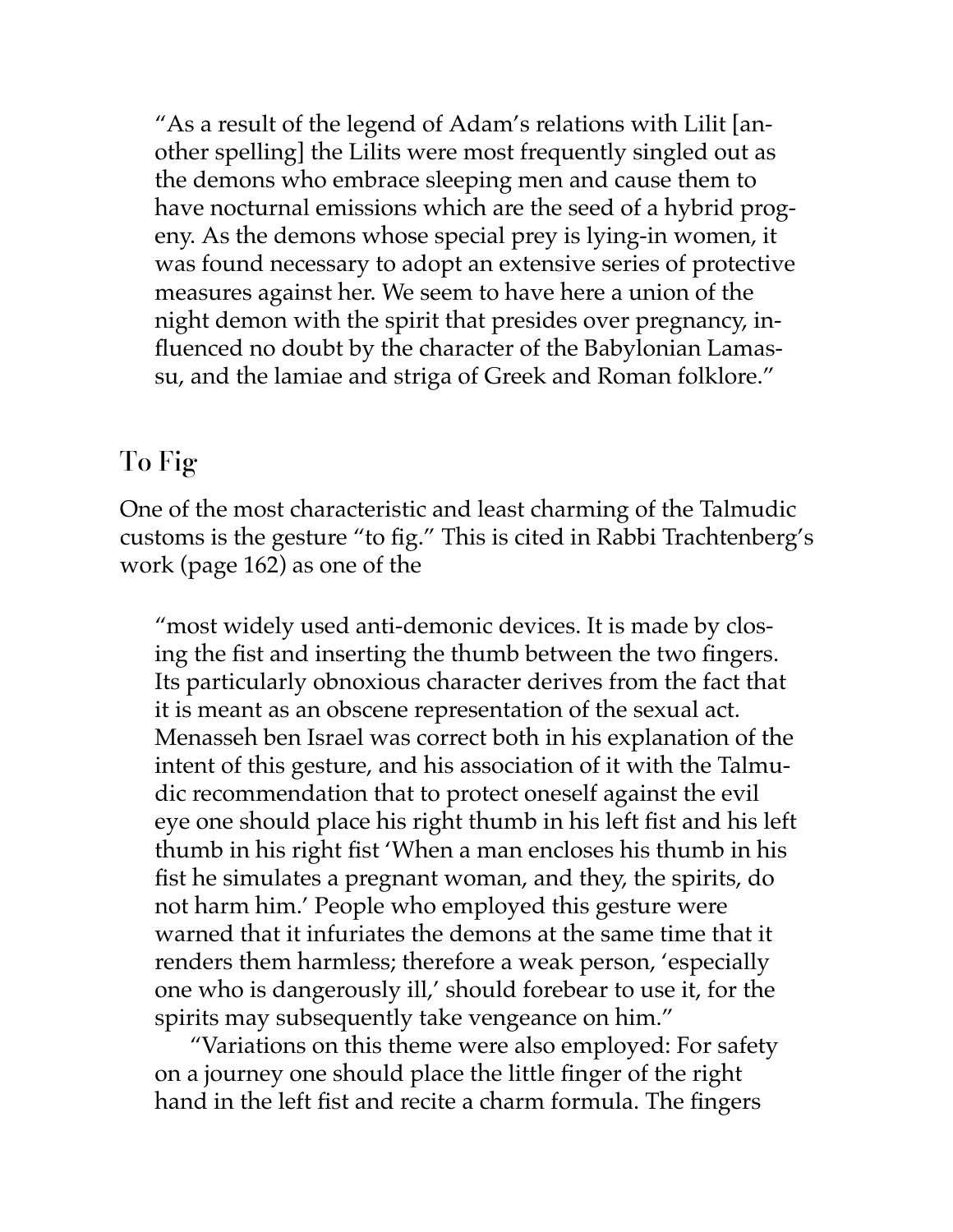> "As a result of the legend of Adam's relations with Lilit [another spelling] the Lilits were most frequently singled out as the demons who embrace sleeping men and cause them to have nocturnal emissions which are the seed of a hybrid progeny. As the demons whose special prey is lying-in women, it was found necessary to adopt an extensive series of protective measures against her. We seem to have here a union of the night demon with the spirit that presides over pregnancy, influenced no doubt by the character of the Babylonian Lamassu, and the lamiae and striga of Greek and Roman folklore."

## To Fig

One of the most characteristic and least charming of the Talmudic customs is the gesture "to fig." This is cited in Rabbi Trachtenberg's work (page 162) as one of the

> "most widely used anti-demonic devices. It is made by closing the fist and inserting the thumb between the two fingers. Its particularly obnoxious character derives from the fact that it is meant as an obscene representation of the sexual act. Menasseh ben Israel was correct both in his explanation of the intent of this gesture, and his association of it with the Talmudic recommendation that to protect oneself against the evil eye one should place his right thumb in his left fist and his left thumb in his right fist 'When a man encloses his thumb in his fist he simulates a pregnant woman, and they, the spirits, do not harm him.' People who employed this gesture were warned that it infuriates the demons at the same time that it renders them harmless; therefore a weak person, 'especially one who is dangerously ill,' should forebear to use it, for the spirits may subsequently take vengeance on him."
>
> "Variations on this theme were also employed: For safety on a journey one should place the little finger of the right hand in the left fist and recite a charm formula. The fingers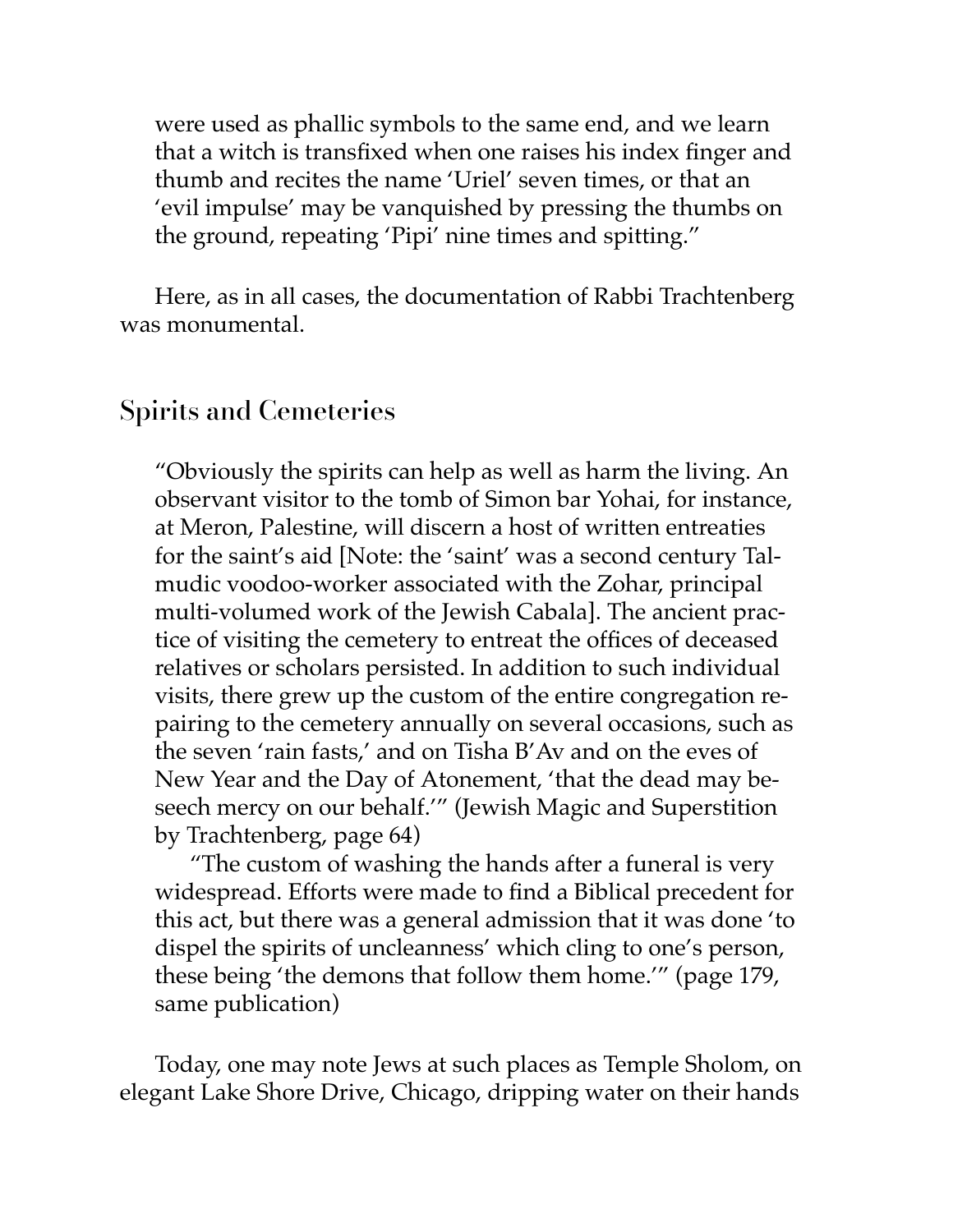were used as phallic symbols to the same end, and we learn that a witch is transfixed when one raises his index finger and thumb and recites the name 'Uriel' seven times, or that an 'evil impulse' may be vanquished by pressing the thumbs on the ground, repeating 'Pipi' nine times and spitting."

Here, as in all cases, the documentation of Rabbi Trachtenberg was monumental.

## Spirits and Cemeteries

> "Obviously the spirits can help as well as harm the living. An observant visitor to the tomb of Simon bar Yohai, for instance, at Meron, Palestine, will discern a host of written entreaties for the saint's aid [Note: the 'saint' was a second century Talmudic voodoo-worker associated with the Zohar, principal multi-volumed work of the Jewish Cabala]. The ancient practice of visiting the cemetery to entreat the offices of deceased relatives or scholars persisted. In addition to such individual visits, there grew up the custom of the entire congregation repairing to the cemetery annually on several occasions, such as the seven 'rain fasts,' and on Tisha B'Av and on the eves of New Year and the Day of Atonement, 'that the dead may beseech mercy on our behalf.'" (Jewish Magic and Superstition by Trachtenberg, page 64)
>
> "The custom of washing the hands after a funeral is very widespread. Efforts were made to find a Biblical precedent for this act, but there was a general admission that it was done 'to dispel the spirits of uncleanness' which cling to one's person, these being 'the demons that follow them home.'" (page 179, same publication)

Today, one may note Jews at such places as Temple Sholom, on elegant Lake Shore Drive, Chicago, dripping water on their hands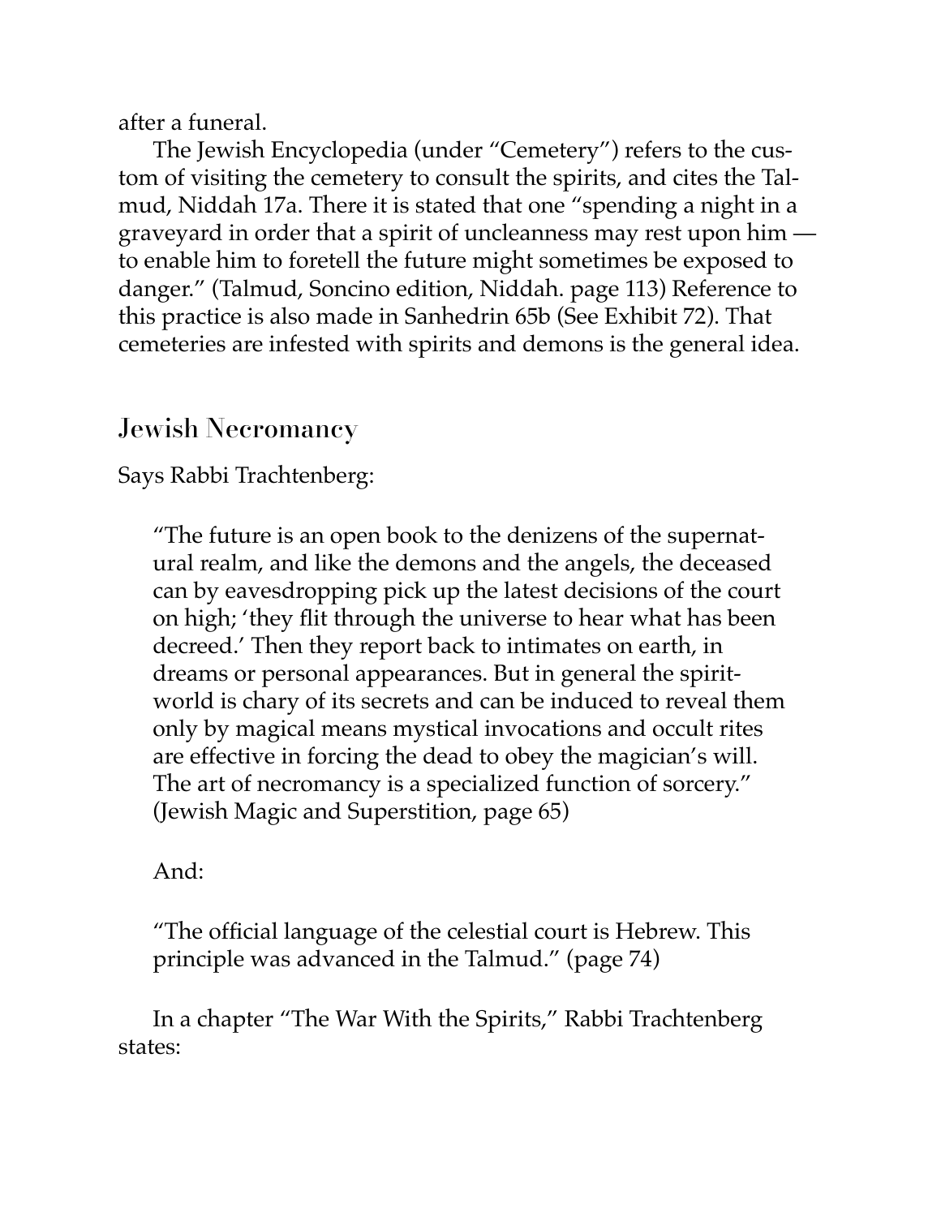after a funeral.

The Jewish Encyclopedia (under "Cemetery") refers to the custom of visiting the cemetery to consult the spirits, and cites the Talmud, Niddah 17a. There it is stated that one "spending a night in a graveyard in order that a spirit of uncleanness may rest upon him — to enable him to foretell the future might sometimes be exposed to danger." (Talmud, Soncino edition, Niddah. page 113) Reference to this practice is also made in Sanhedrin 65b (See Exhibit 72). That cemeteries are infested with spirits and demons is the general idea.

## Jewish Necromancy

Says Rabbi Trachtenberg:

> "The future is an open book to the denizens of the supernatural realm, and like the demons and the angels, the deceased can by eavesdropping pick up the latest decisions of the court on high; 'they flit through the universe to hear what has been decreed.' Then they report back to intimates on earth, in dreams or personal appearances. But in general the spirit-world is chary of its secrets and can be induced to reveal them only by magical means mystical invocations and occult rites are effective in forcing the dead to obey the magician's will. The art of necromancy is a specialized function of sorcery." (Jewish Magic and Superstition, page 65)

And:

> "The official language of the celestial court is Hebrew. This principle was advanced in the Talmud." (page 74)

In a chapter "The War With the Spirits," Rabbi Trachtenberg states: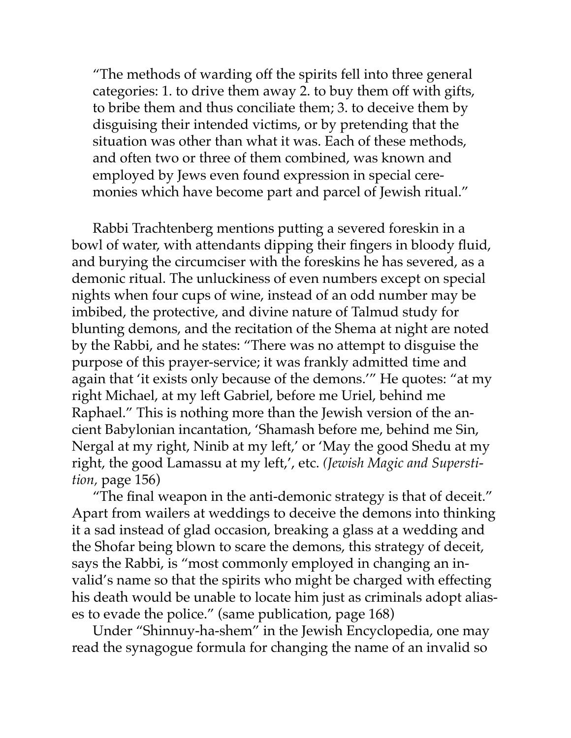> "The methods of warding off the spirits fell into three general categories: 1. to drive them away 2. to buy them off with gifts, to bribe them and thus conciliate them; 3. to deceive them by disguising their intended victims, or by pretending that the situation was other than what it was. Each of these methods, and often two or three of them combined, was known and employed by Jews even found expression in special ceremonies which have become part and parcel of Jewish ritual."

Rabbi Trachtenberg mentions putting a severed foreskin in a bowl of water, with attendants dipping their fingers in bloody fluid, and burying the circumciser with the foreskins he has severed, as a demonic ritual. The unluckiness of even numbers except on special nights when four cups of wine, instead of an odd number may be imbibed, the protective, and divine nature of Talmud study for blunting demons, and the recitation of the Shema at night are noted by the Rabbi, and he states: "There was no attempt to disguise the purpose of this prayer-service; it was frankly admitted time and again that 'it exists only because of the demons.'" He quotes: "at my right Michael, at my left Gabriel, before me Uriel, behind me Raphael." This is nothing more than the Jewish version of the ancient Babylonian incantation, 'Shamash before me, behind me Sin, Nergal at my right, Ninib at my left,' or 'May the good Shedu at my right, the good Lamassu at my left,', etc. *(Jewish Magic and Superstition*, page 156)

"The final weapon in the anti-demonic strategy is that of deceit." Apart from wailers at weddings to deceive the demons into thinking it a sad instead of glad occasion, breaking a glass at a wedding and the Shofar being blown to scare the demons, this strategy of deceit, says the Rabbi, is "most commonly employed in changing an invalid's name so that the spirits who might be charged with effecting his death would be unable to locate him just as criminals adopt aliases to evade the police." (same publication, page 168)

Under "Shinnuy-ha-shem" in the Jewish Encyclopedia, one may read the synagogue formula for changing the name of an invalid so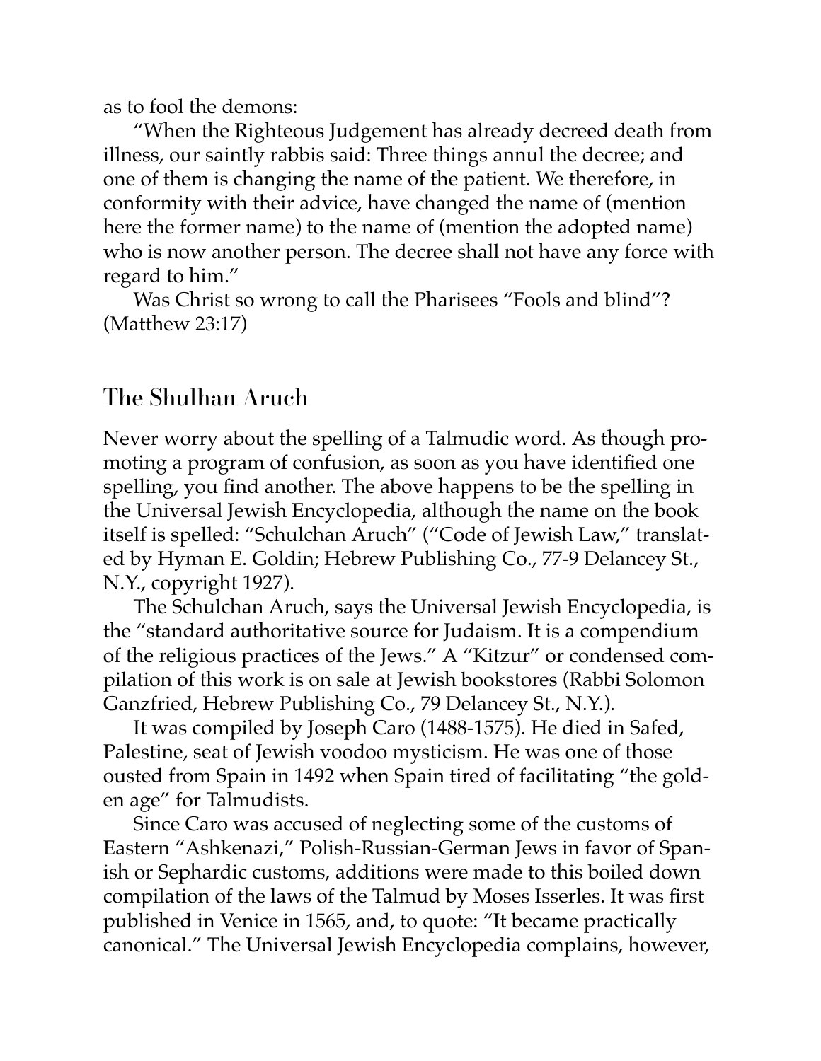as to fool the demons:

"When the Righteous Judgement has already decreed death from illness, our saintly rabbis said: Three things annul the decree; and one of them is changing the name of the patient. We therefore, in conformity with their advice, have changed the name of (mention here the former name) to the name of (mention the adopted name) who is now another person. The decree shall not have any force with regard to him."

Was Christ so wrong to call the Pharisees "Fools and blind"? (Matthew 23:17)

## The Shulhan Aruch

Never worry about the spelling of a Talmudic word. As though promoting a program of confusion, as soon as you have identified one spelling, you find another. The above happens to be the spelling in the Universal Jewish Encyclopedia, although the name on the book itself is spelled: "Schulchan Aruch" ("Code of Jewish Law," translated by Hyman E. Goldin; Hebrew Publishing Co., 77-9 Delancey St., N.Y., copyright 1927).

The Schulchan Aruch, says the Universal Jewish Encyclopedia, is the "standard authoritative source for Judaism. It is a compendium of the religious practices of the Jews." A "Kitzur" or condensed compilation of this work is on sale at Jewish bookstores (Rabbi Solomon Ganzfried, Hebrew Publishing Co., 79 Delancey St., N.Y.).

It was compiled by Joseph Caro (1488-1575). He died in Safed, Palestine, seat of Jewish voodoo mysticism. He was one of those ousted from Spain in 1492 when Spain tired of facilitating "the golden age" for Talmudists.

Since Caro was accused of neglecting some of the customs of Eastern "Ashkenazi," Polish-Russian-German Jews in favor of Spanish or Sephardic customs, additions were made to this boiled down compilation of the laws of the Talmud by Moses Isserles. It was first published in Venice in 1565, and, to quote: "It became practically canonical." The Universal Jewish Encyclopedia complains, however,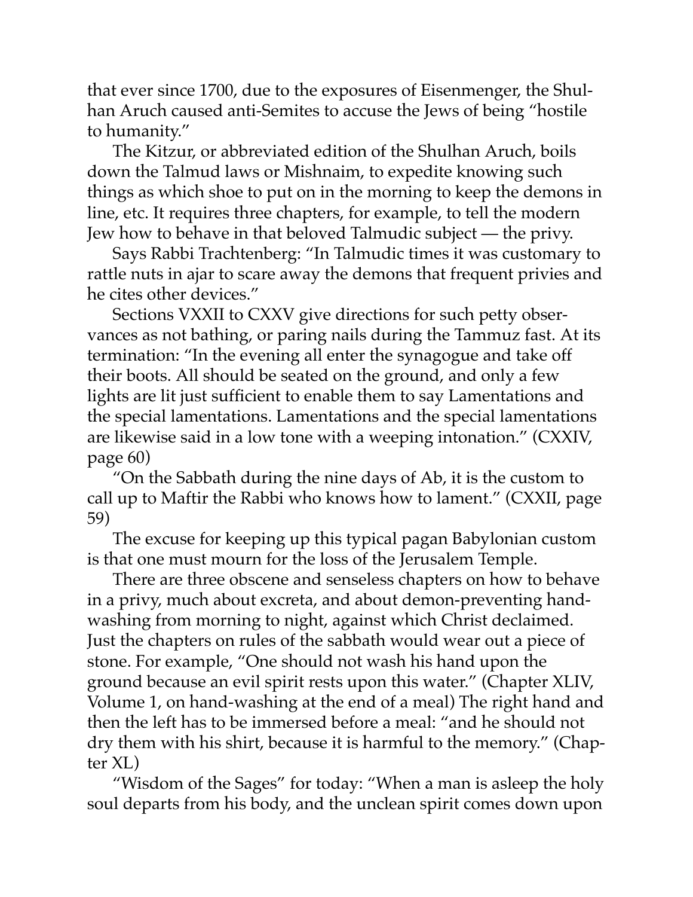that ever since 1700, due to the exposures of Eisenmenger, the Shulhan Aruch caused anti-Semites to accuse the Jews of being "hostile to humanity."

The Kitzur, or abbreviated edition of the Shulhan Aruch, boils down the Talmud laws or Mishnaim, to expedite knowing such things as which shoe to put on in the morning to keep the demons in line, etc. It requires three chapters, for example, to tell the modern Jew how to behave in that beloved Talmudic subject — the privy.

Says Rabbi Trachtenberg: "In Talmudic times it was customary to rattle nuts in ajar to scare away the demons that frequent privies and he cites other devices."

Sections VXXII to CXXV give directions for such petty observances as not bathing, or paring nails during the Tammuz fast. At its termination: "In the evening all enter the synagogue and take off their boots. All should be seated on the ground, and only a few lights are lit just sufficient to enable them to say Lamentations and the special lamentations. Lamentations and the special lamentations are likewise said in a low tone with a weeping intonation." (CXXIV, page 60)

"On the Sabbath during the nine days of Ab, it is the custom to call up to Maftir the Rabbi who knows how to lament." (CXXII, page 59)

The excuse for keeping up this typical pagan Babylonian custom is that one must mourn for the loss of the Jerusalem Temple.

There are three obscene and senseless chapters on how to behave in a privy, much about excreta, and about demon-preventing hand-washing from morning to night, against which Christ declaimed. Just the chapters on rules of the sabbath would wear out a piece of stone. For example, "One should not wash his hand upon the ground because an evil spirit rests upon this water." (Chapter XLIV, Volume 1, on hand-washing at the end of a meal) The right hand and then the left has to be immersed before a meal: "and he should not dry them with his shirt, because it is harmful to the memory." (Chapter XL)

"Wisdom of the Sages" for today: "When a man is asleep the holy soul departs from his body, and the unclean spirit comes down upon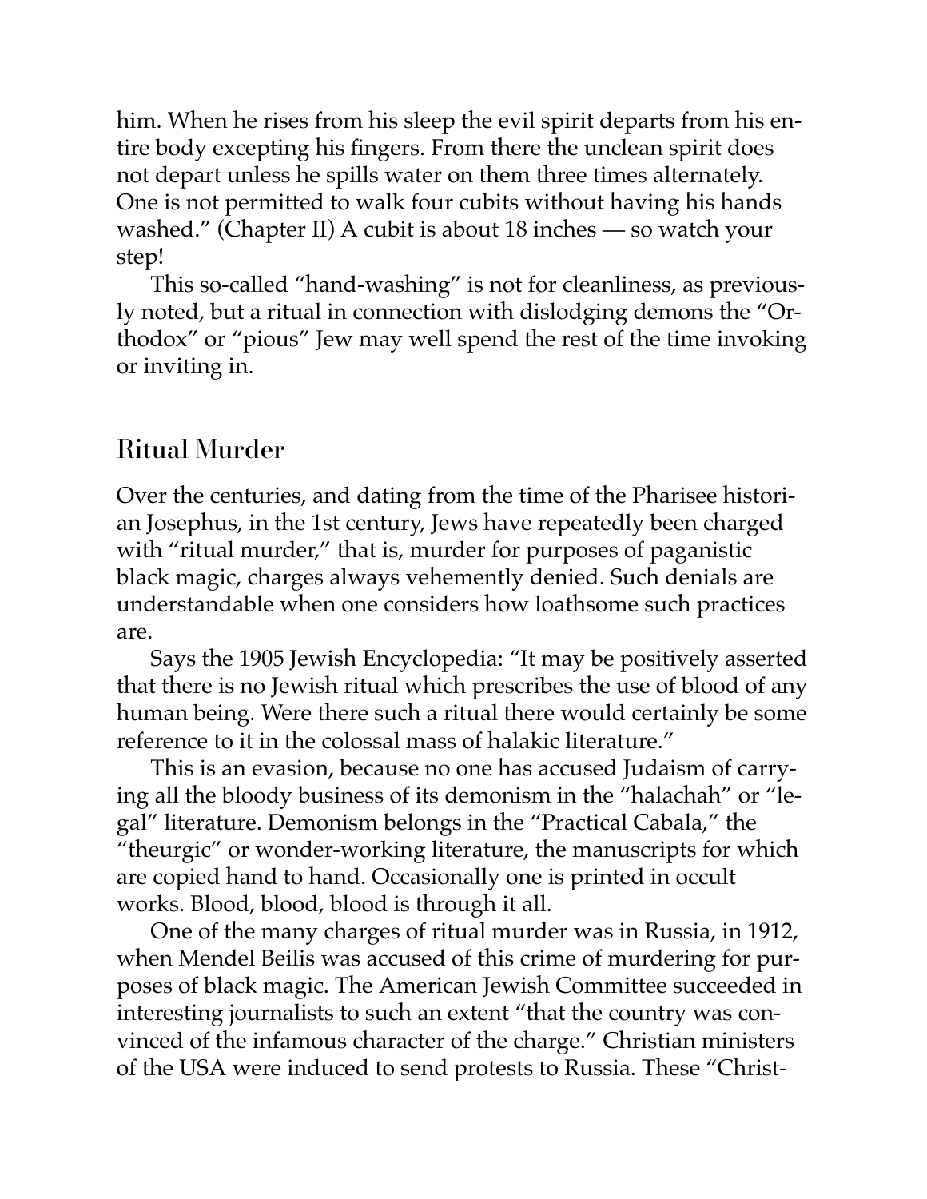him. When he rises from his sleep the evil spirit departs from his entire body excepting his fingers. From there the unclean spirit does not depart unless he spills water on them three times alternately. One is not permitted to walk four cubits without having his hands washed." (Chapter II) A cubit is about 18 inches — so watch your step!

This so-called "hand-washing" is not for cleanliness, as previously noted, but a ritual in connection with dislodging demons the "Orthodox" or "pious" Jew may well spend the rest of the time invoking or inviting in.

## Ritual Murder

Over the centuries, and dating from the time of the Pharisee historian Josephus, in the 1st century, Jews have repeatedly been charged with "ritual murder," that is, murder for purposes of paganistic black magic, charges always vehemently denied. Such denials are understandable when one considers how loathsome such practices are.

Says the 1905 Jewish Encyclopedia: "It may be positively asserted that there is no Jewish ritual which prescribes the use of blood of any human being. Were there such a ritual there would certainly be some reference to it in the colossal mass of halakic literature."

This is an evasion, because no one has accused Judaism of carrying all the bloody business of its demonism in the "halachah" or "legal" literature. Demonism belongs in the "Practical Cabala," the "theurgic" or wonder-working literature, the manuscripts for which are copied hand to hand. Occasionally one is printed in occult works. Blood, blood, blood is through it all.

One of the many charges of ritual murder was in Russia, in 1912, when Mendel Beilis was accused of this crime of murdering for purposes of black magic. The American Jewish Committee succeeded in interesting journalists to such an extent "that the country was convinced of the infamous character of the charge." Christian ministers of the USA were induced to send protests to Russia. These "Christ-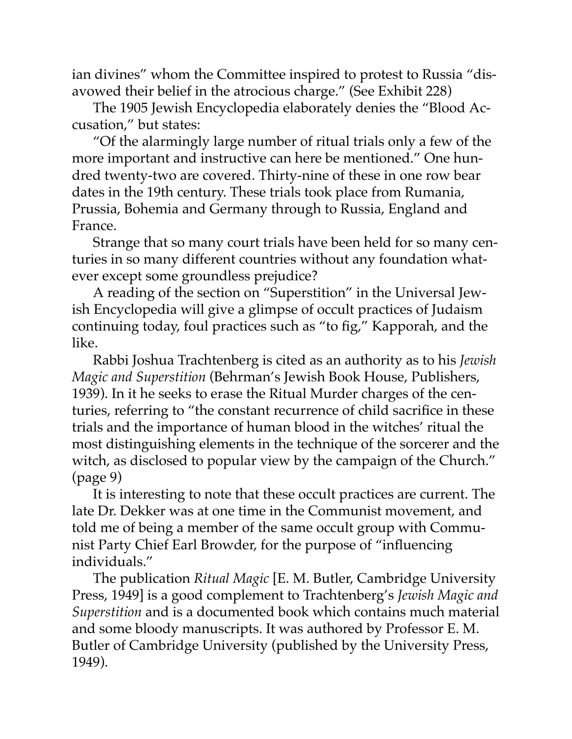ian divines" whom the Committee inspired to protest to Russia "disavowed their belief in the atrocious charge." (See Exhibit 228)

The 1905 Jewish Encyclopedia elaborately denies the "Blood Accusation," but states:

"Of the alarmingly large number of ritual trials only a few of the more important and instructive can here be mentioned." One hundred twenty-two are covered. Thirty-nine of these in one row bear dates in the 19th century. These trials took place from Rumania, Prussia, Bohemia and Germany through to Russia, England and France.

Strange that so many court trials have been held for so many centuries in so many different countries without any foundation whatever except some groundless prejudice?

A reading of the section on "Superstition" in the Universal Jewish Encyclopedia will give a glimpse of occult practices of Judaism continuing today, foul practices such as "to fig," Kapporah, and the like.

Rabbi Joshua Trachtenberg is cited as an authority as to his *Jewish Magic and Superstition* (Behrman's Jewish Book House, Publishers, 1939). In it he seeks to erase the Ritual Murder charges of the centuries, referring to "the constant recurrence of child sacrifice in these trials and the importance of human blood in the witches' ritual the most distinguishing elements in the technique of the sorcerer and the witch, as disclosed to popular view by the campaign of the Church." (page 9)

It is interesting to note that these occult practices are current. The late Dr. Dekker was at one time in the Communist movement, and told me of being a member of the same occult group with Communist Party Chief Earl Browder, for the purpose of "influencing individuals."

The publication *Ritual Magic* [E. M. Butler, Cambridge University Press, 1949] is a good complement to Trachtenberg's *Jewish Magic and Superstition* and is a documented book which contains much material and some bloody manuscripts. It was authored by Professor E. M. Butler of Cambridge University (published by the University Press, 1949).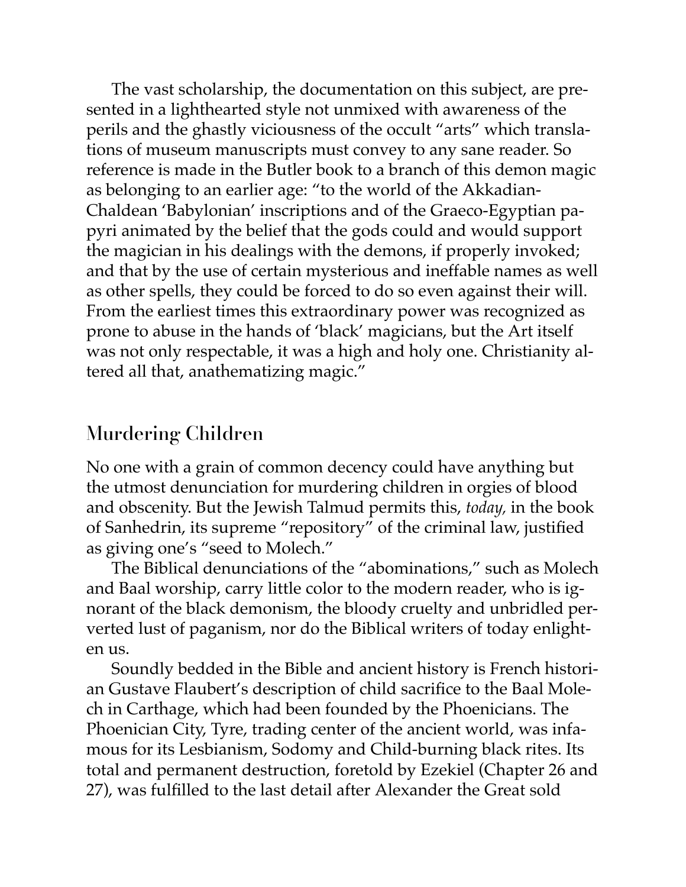The vast scholarship, the documentation on this subject, are presented in a lighthearted style not unmixed with awareness of the perils and the ghastly viciousness of the occult "arts" which translations of museum manuscripts must convey to any sane reader. So reference is made in the Butler book to a branch of this demon magic as belonging to an earlier age: "to the world of the Akkadian-Chaldean 'Babylonian' inscriptions and of the Graeco-Egyptian papyri animated by the belief that the gods could and would support the magician in his dealings with the demons, if properly invoked; and that by the use of certain mysterious and ineffable names as well as other spells, they could be forced to do so even against their will. From the earliest times this extraordinary power was recognized as prone to abuse in the hands of 'black' magicians, but the Art itself was not only respectable, it was a high and holy one. Christianity altered all that, anathematizing magic."

## Murdering Children

No one with a grain of common decency could have anything but the utmost denunciation for murdering children in orgies of blood and obscenity. But the Jewish Talmud permits this, *today,* in the book of Sanhedrin, its supreme "repository" of the criminal law, justified as giving one's "seed to Molech."

The Biblical denunciations of the "abominations," such as Molech and Baal worship, carry little color to the modern reader, who is ignorant of the black demonism, the bloody cruelty and unbridled perverted lust of paganism, nor do the Biblical writers of today enlighten us.

Soundly bedded in the Bible and ancient history is French historian Gustave Flaubert's description of child sacrifice to the Baal Molech in Carthage, which had been founded by the Phoenicians. The Phoenician City, Tyre, trading center of the ancient world, was infamous for its Lesbianism, Sodomy and Child-burning black rites. Its total and permanent destruction, foretold by Ezekiel (Chapter 26 and 27), was fulfilled to the last detail after Alexander the Great sold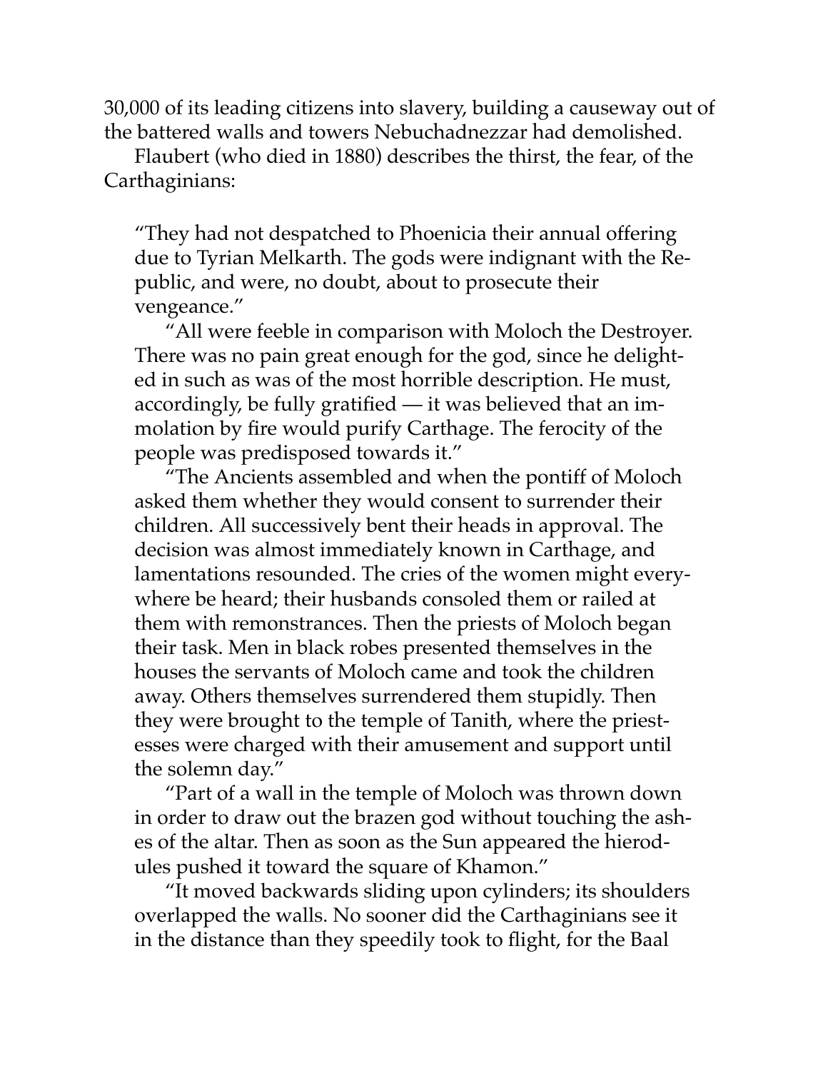30,000 of its leading citizens into slavery, building a causeway out of the battered walls and towers Nebuchadnezzar had demolished.

Flaubert (who died in 1880) describes the thirst, the fear, of the Carthaginians:

> "They had not despatched to Phoenicia their annual offering due to Tyrian Melkarth. The gods were indignant with the Republic, and were, no doubt, about to prosecute their vengeance."
>
> "All were feeble in comparison with Moloch the Destroyer. There was no pain great enough for the god, since he delighted in such as was of the most horrible description. He must, accordingly, be fully gratified — it was believed that an immolation by fire would purify Carthage. The ferocity of the people was predisposed towards it."
>
> "The Ancients assembled and when the pontiff of Moloch asked them whether they would consent to surrender their children. All successively bent their heads in approval. The decision was almost immediately known in Carthage, and lamentations resounded. The cries of the women might everywhere be heard; their husbands consoled them or railed at them with remonstrances. Then the priests of Moloch began their task. Men in black robes presented themselves in the houses the servants of Moloch came and took the children away. Others themselves surrendered them stupidly. Then they were brought to the temple of Tanith, where the priestesses were charged with their amusement and support until the solemn day."
>
> "Part of a wall in the temple of Moloch was thrown down in order to draw out the brazen god without touching the ashes of the altar. Then as soon as the Sun appeared the hierodules pushed it toward the square of Khamon."
>
> "It moved backwards sliding upon cylinders; its shoulders overlapped the walls. No sooner did the Carthaginians see it in the distance than they speedily took to flight, for the Baal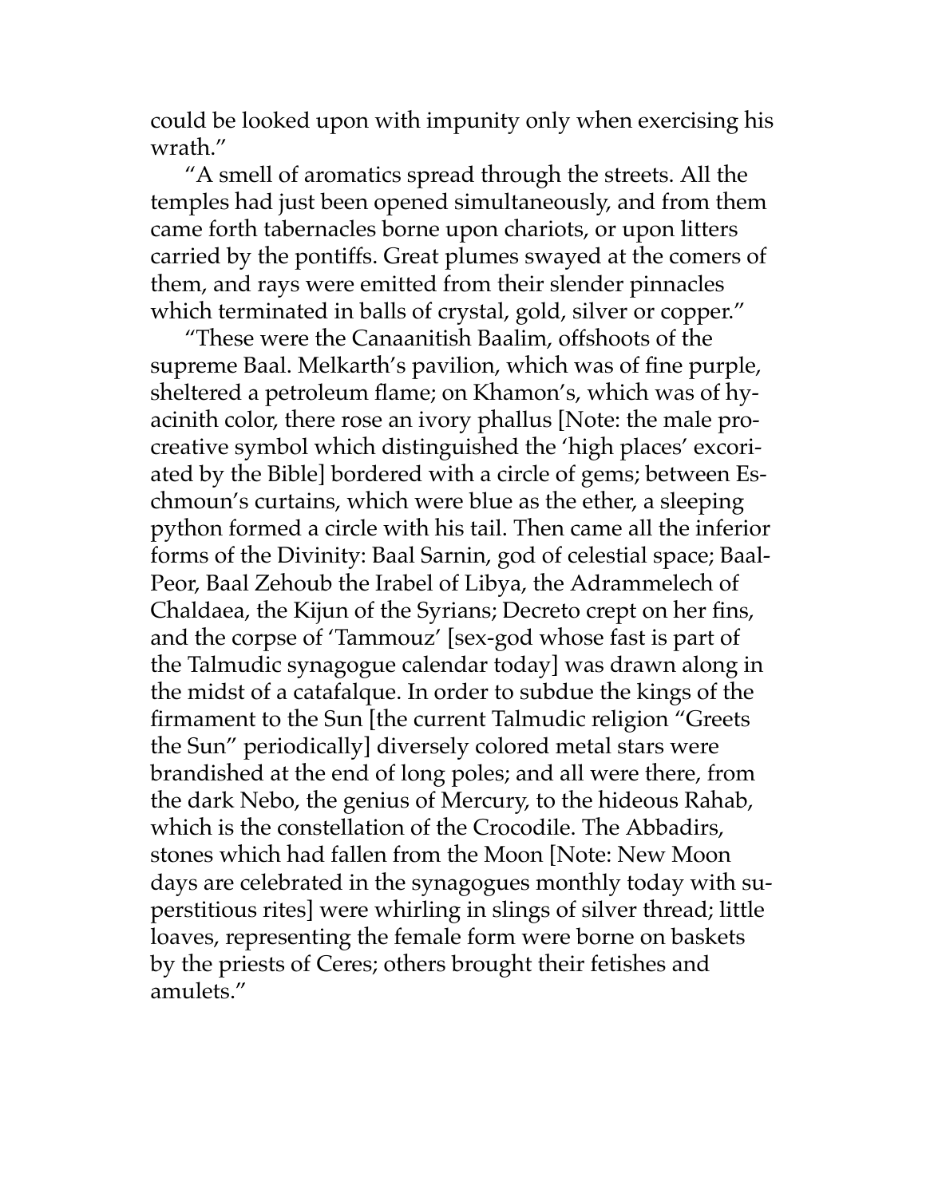could be looked upon with impunity only when exercising his wrath."

"A smell of aromatics spread through the streets. All the temples had just been opened simultaneously, and from them came forth tabernacles borne upon chariots, or upon litters carried by the pontiffs. Great plumes swayed at the comers of them, and rays were emitted from their slender pinnacles which terminated in balls of crystal, gold, silver or copper."

"These were the Canaanitish Baalim, offshoots of the supreme Baal. Melkarth's pavilion, which was of fine purple, sheltered a petroleum flame; on Khamon's, which was of hyacinith color, there rose an ivory phallus [Note: the male procreative symbol which distinguished the 'high places' excoriated by the Bible] bordered with a circle of gems; between Eschmoun's curtains, which were blue as the ether, a sleeping python formed a circle with his tail. Then came all the inferior forms of the Divinity: Baal Sarnin, god of celestial space; Baal-Peor, Baal Zehoub the Irabel of Libya, the Adrammelech of Chaldaea, the Kijun of the Syrians; Decreto crept on her fins, and the corpse of 'Tammouz' [sex-god whose fast is part of the Talmudic synagogue calendar today] was drawn along in the midst of a catafalque. In order to subdue the kings of the firmament to the Sun [the current Talmudic religion "Greets the Sun" periodically] diversely colored metal stars were brandished at the end of long poles; and all were there, from the dark Nebo, the genius of Mercury, to the hideous Rahab, which is the constellation of the Crocodile. The Abbadirs, stones which had fallen from the Moon [Note: New Moon days are celebrated in the synagogues monthly today with superstitious rites] were whirling in slings of silver thread; little loaves, representing the female form were borne on baskets by the priests of Ceres; others brought their fetishes and amulets."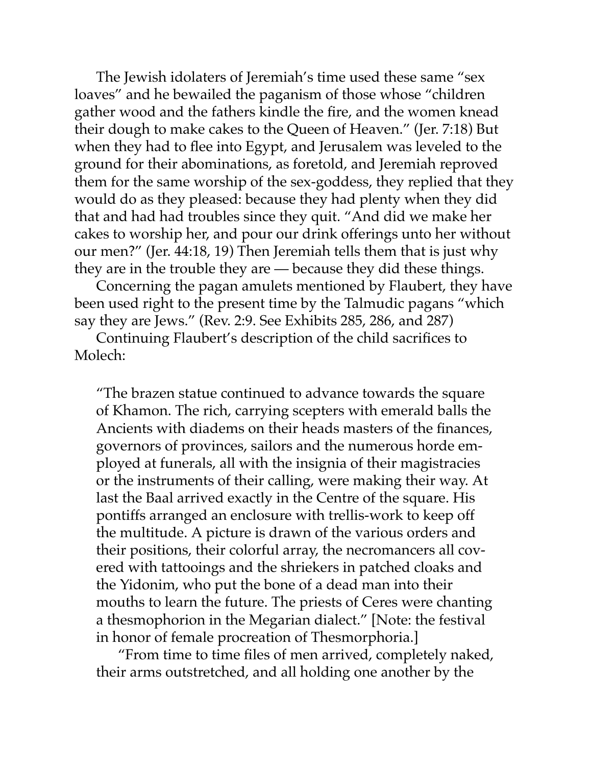The Jewish idolaters of Jeremiah's time used these same "sex loaves" and he bewailed the paganism of those whose "children gather wood and the fathers kindle the fire, and the women knead their dough to make cakes to the Queen of Heaven." (Jer. 7:18) But when they had to flee into Egypt, and Jerusalem was leveled to the ground for their abominations, as foretold, and Jeremiah reproved them for the same worship of the sex-goddess, they replied that they would do as they pleased: because they had plenty when they did that and had had troubles since they quit. "And did we make her cakes to worship her, and pour our drink offerings unto her without our men?" (Jer. 44:18, 19) Then Jeremiah tells them that is just why they are in the trouble they are — because they did these things.

Concerning the pagan amulets mentioned by Flaubert, they have been used right to the present time by the Talmudic pagans "which say they are Jews." (Rev. 2:9. See Exhibits 285, 286, and 287)

Continuing Flaubert's description of the child sacrifices to Molech:

> "The brazen statue continued to advance towards the square of Khamon. The rich, carrying scepters with emerald balls the Ancients with diadems on their heads masters of the finances, governors of provinces, sailors and the numerous horde employed at funerals, all with the insignia of their magistracies or the instruments of their calling, were making their way. At last the Baal arrived exactly in the Centre of the square. His pontiffs arranged an enclosure with trellis-work to keep off the multitude. A picture is drawn of the various orders and their positions, their colorful array, the necromancers all covered with tattooings and the shriekers in patched cloaks and the Yidonim, who put the bone of a dead man into their mouths to learn the future. The priests of Ceres were chanting a thesmophorion in the Megarian dialect." [Note: the festival in honor of female procreation of Thesmorphoria.]
>
> "From time to time files of men arrived, completely naked, their arms outstretched, and all holding one another by the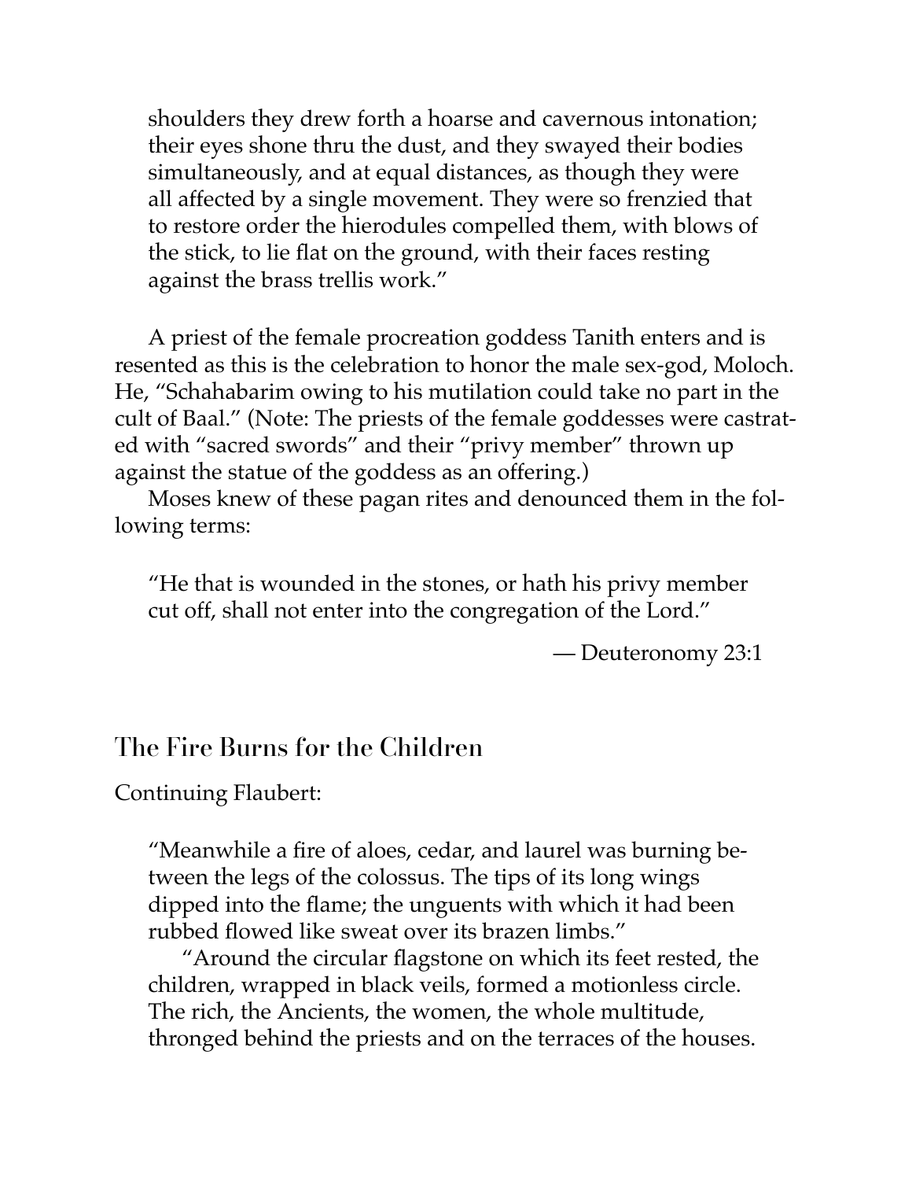> shoulders they drew forth a hoarse and cavernous intonation; their eyes shone thru the dust, and they swayed their bodies simultaneously, and at equal distances, as though they were all affected by a single movement. They were so frenzied that to restore order the hierodules compelled them, with blows of the stick, to lie flat on the ground, with their faces resting against the brass trellis work."

A priest of the female procreation goddess Tanith enters and is resented as this is the celebration to honor the male sex-god, Moloch. He, "Schahabarim owing to his mutilation could take no part in the cult of Baal." (Note: The priests of the female goddesses were castrated with "sacred swords" and their "privy member" thrown up against the statue of the goddess as an offering.)

Moses knew of these pagan rites and denounced them in the following terms:

> "He that is wounded in the stones, or hath his privy member cut off, shall not enter into the congregation of the Lord."
>
> — Deuteronomy 23:1

## The Fire Burns for the Children

Continuing Flaubert:

> "Meanwhile a fire of aloes, cedar, and laurel was burning between the legs of the colossus. The tips of its long wings dipped into the flame; the unguents with which it had been rubbed flowed like sweat over its brazen limbs."
>
> "Around the circular flagstone on which its feet rested, the children, wrapped in black veils, formed a motionless circle. The rich, the Ancients, the women, the whole multitude, thronged behind the priests and on the terraces of the houses.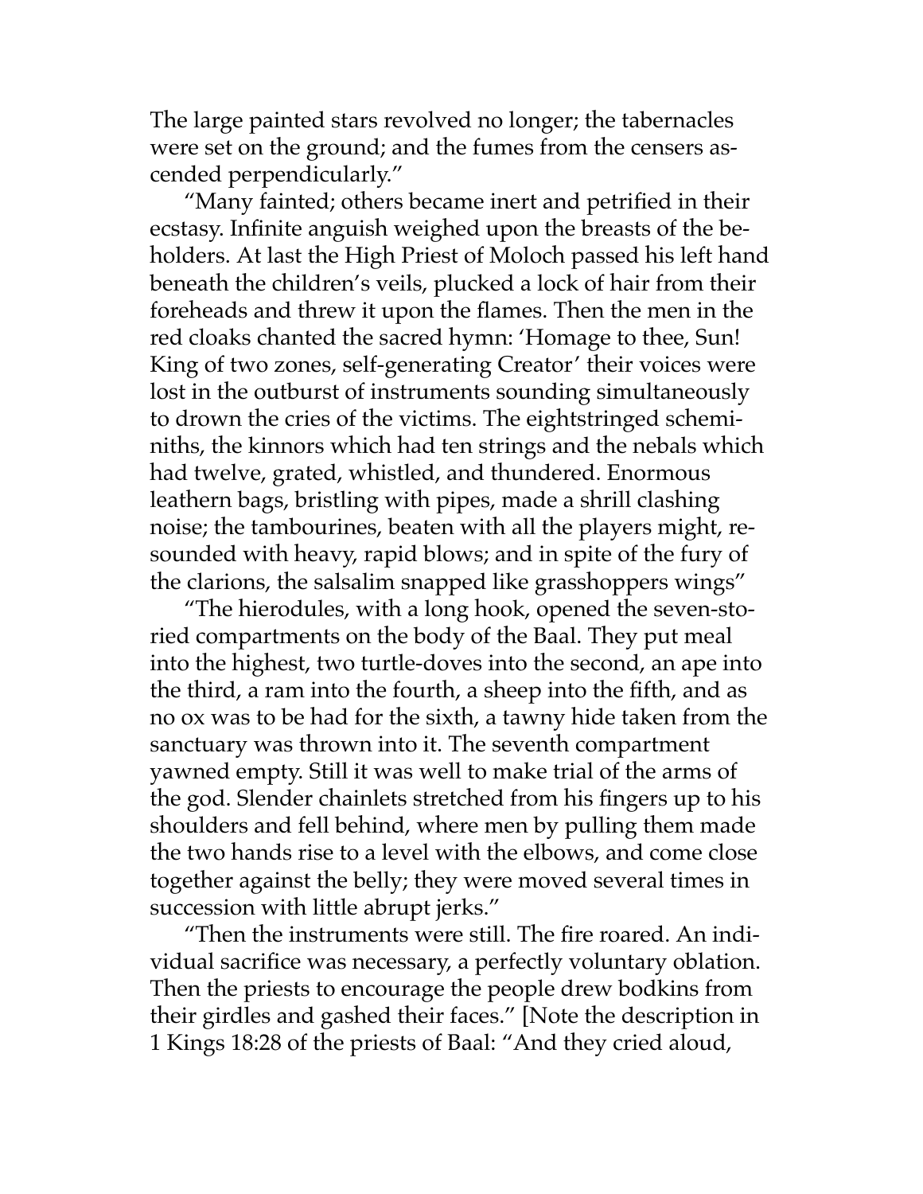The large painted stars revolved no longer; the tabernacles were set on the ground; and the fumes from the censers ascended perpendicularly."

"Many fainted; others became inert and petrified in their ecstasy. Infinite anguish weighed upon the breasts of the beholders. At last the High Priest of Moloch passed his left hand beneath the children's veils, plucked a lock of hair from their foreheads and threw it upon the flames. Then the men in the red cloaks chanted the sacred hymn: 'Homage to thee, Sun! King of two zones, self-generating Creator' their voices were lost in the outburst of instruments sounding simultaneously to drown the cries of the victims. The eightstringed scheminiths, the kinnors which had ten strings and the nebals which had twelve, grated, whistled, and thundered. Enormous leathern bags, bristling with pipes, made a shrill clashing noise; the tambourines, beaten with all the players might, resounded with heavy, rapid blows; and in spite of the fury of the clarions, the salsalim snapped like grasshoppers wings"

"The hierodules, with a long hook, opened the seven-storied compartments on the body of the Baal. They put meal into the highest, two turtle-doves into the second, an ape into the third, a ram into the fourth, a sheep into the fifth, and as no ox was to be had for the sixth, a tawny hide taken from the sanctuary was thrown into it. The seventh compartment yawned empty. Still it was well to make trial of the arms of the god. Slender chainlets stretched from his fingers up to his shoulders and fell behind, where men by pulling them made the two hands rise to a level with the elbows, and come close together against the belly; they were moved several times in succession with little abrupt jerks."

"Then the instruments were still. The fire roared. An individual sacrifice was necessary, a perfectly voluntary oblation. Then the priests to encourage the people drew bodkins from their girdles and gashed their faces." [Note the description in 1 Kings 18:28 of the priests of Baal: "And they cried aloud,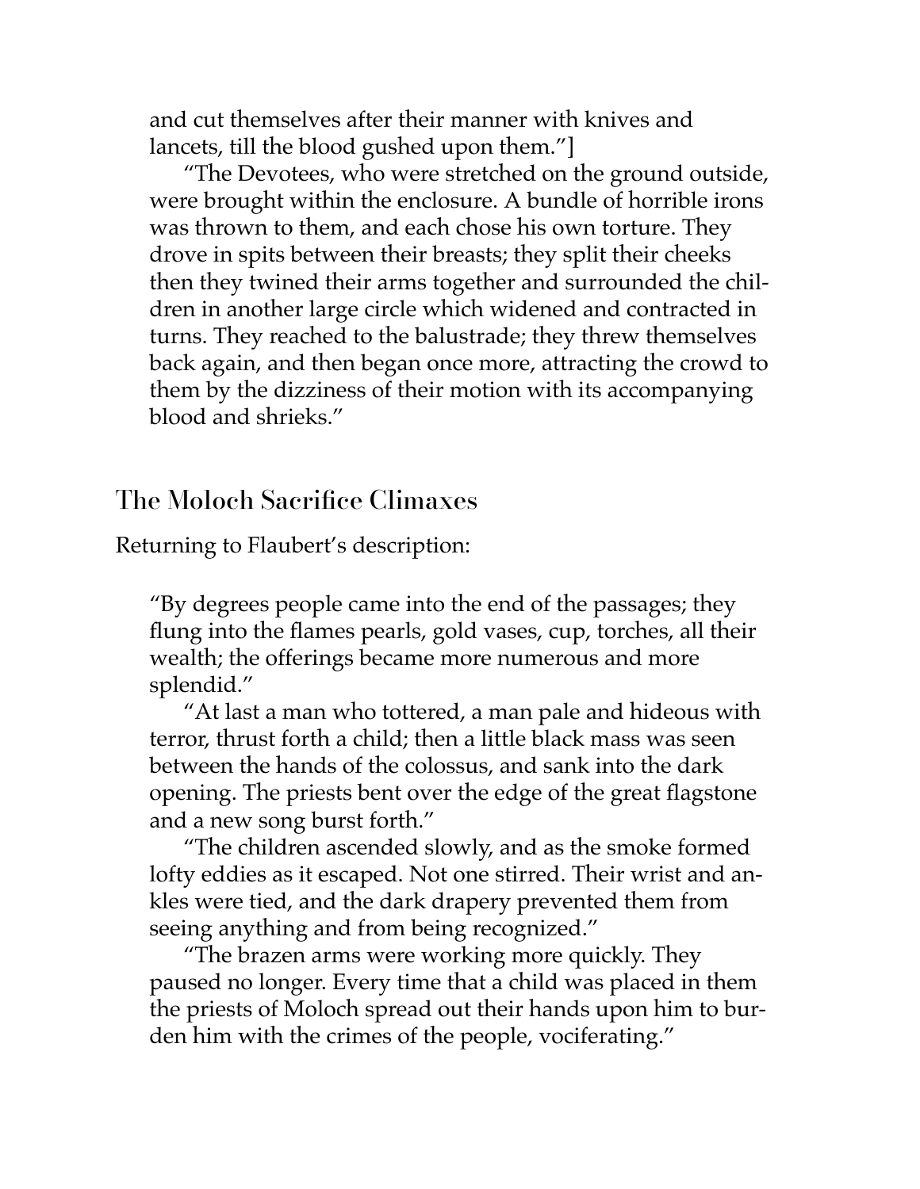and cut themselves after their manner with knives and lancets, till the blood gushed upon them."]

"The Devotees, who were stretched on the ground outside, were brought within the enclosure. A bundle of horrible irons was thrown to them, and each chose his own torture. They drove in spits between their breasts; they split their cheeks then they twined their arms together and surrounded the children in another large circle which widened and contracted in turns. They reached to the balustrade; they threw themselves back again, and then began once more, attracting the crowd to them by the dizziness of their motion with its accompanying blood and shrieks."

## The Moloch Sacrifice Climaxes

Returning to Flaubert's description:

> "By degrees people came into the end of the passages; they flung into the flames pearls, gold vases, cup, torches, all their wealth; the offerings became more numerous and more splendid."
>
> "At last a man who tottered, a man pale and hideous with terror, thrust forth a child; then a little black mass was seen between the hands of the colossus, and sank into the dark opening. The priests bent over the edge of the great flagstone and a new song burst forth."
>
> "The children ascended slowly, and as the smoke formed lofty eddies as it escaped. Not one stirred. Their wrist and ankles were tied, and the dark drapery prevented them from seeing anything and from being recognized."
>
> "The brazen arms were working more quickly. They paused no longer. Every time that a child was placed in them the priests of Moloch spread out their hands upon him to burden him with the crimes of the people, vociferating."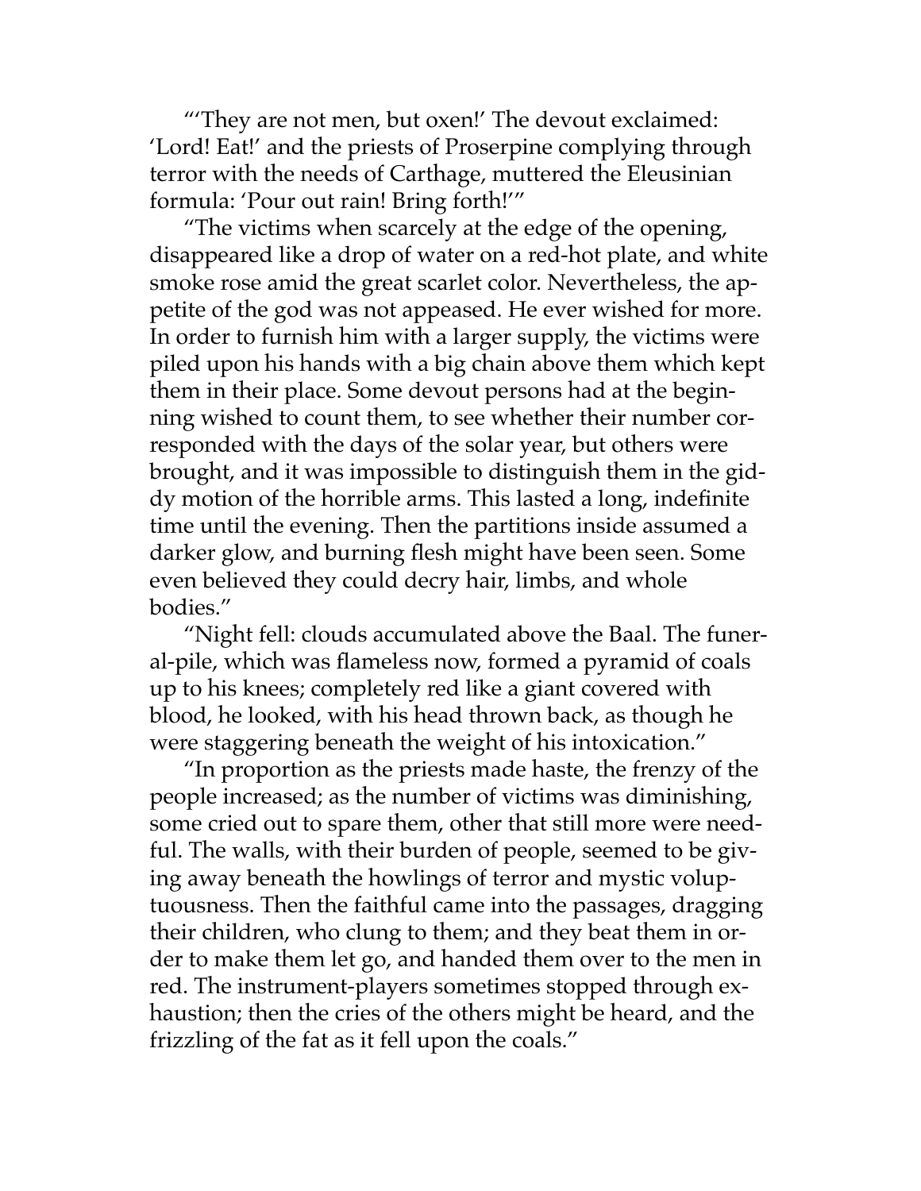"'They are not men, but oxen!' The devout exclaimed: 'Lord! Eat!' and the priests of Proserpine complying through terror with the needs of Carthage, muttered the Eleusinian formula: 'Pour out rain! Bring forth!'"

"The victims when scarcely at the edge of the opening, disappeared like a drop of water on a red-hot plate, and white smoke rose amid the great scarlet color. Nevertheless, the appetite of the god was not appeased. He ever wished for more. In order to furnish him with a larger supply, the victims were piled upon his hands with a big chain above them which kept them in their place. Some devout persons had at the beginning wished to count them, to see whether their number corresponded with the days of the solar year, but others were brought, and it was impossible to distinguish them in the giddy motion of the horrible arms. This lasted a long, indefinite time until the evening. Then the partitions inside assumed a darker glow, and burning flesh might have been seen. Some even believed they could decry hair, limbs, and whole bodies."

"Night fell: clouds accumulated above the Baal. The funeral-pile, which was flameless now, formed a pyramid of coals up to his knees; completely red like a giant covered with blood, he looked, with his head thrown back, as though he were staggering beneath the weight of his intoxication."

"In proportion as the priests made haste, the frenzy of the people increased; as the number of victims was diminishing, some cried out to spare them, other that still more were needful. The walls, with their burden of people, seemed to be giving away beneath the howlings of terror and mystic voluptuousness. Then the faithful came into the passages, dragging their children, who clung to them; and they beat them in order to make them let go, and handed them over to the men in red. The instrument-players sometimes stopped through exhaustion; then the cries of the others might be heard, and the frizzling of the fat as it fell upon the coals."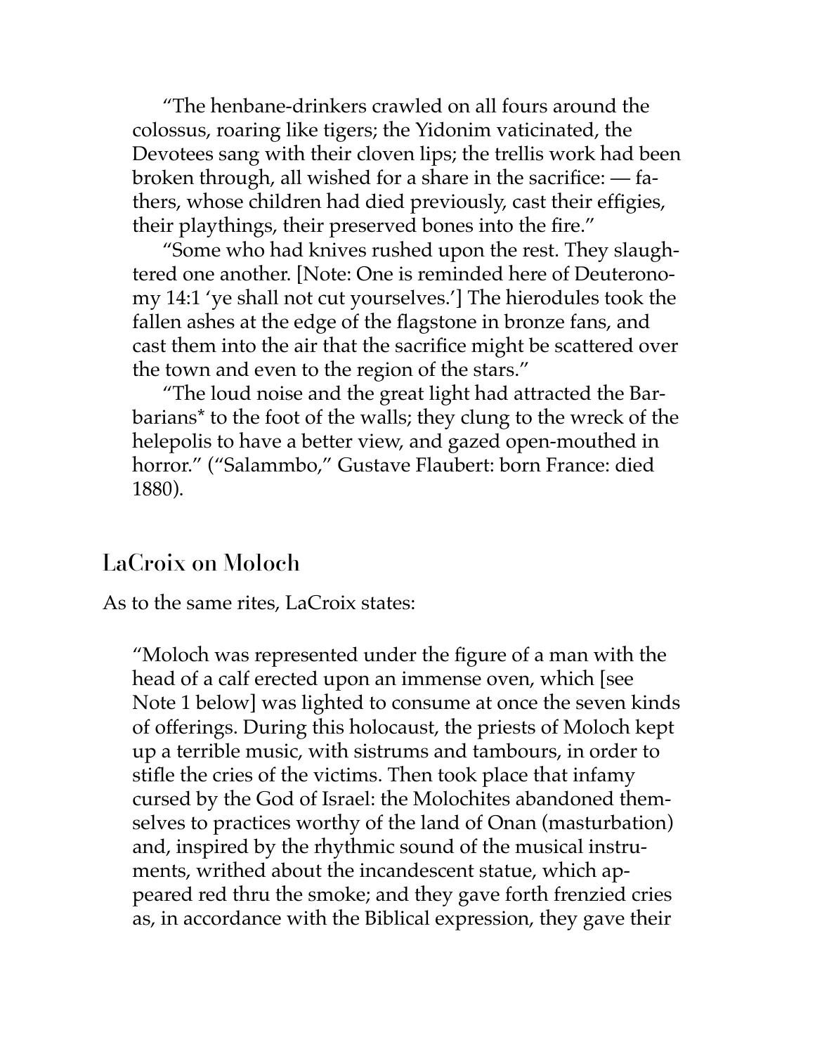"The henbane-drinkers crawled on all fours around the colossus, roaring like tigers; the Yidonim vaticinated, the Devotees sang with their cloven lips; the trellis work had been broken through, all wished for a share in the sacrifice: — fathers, whose children had died previously, cast their effigies, their playthings, their preserved bones into the fire."

"Some who had knives rushed upon the rest. They slaughtered one another. [Note: One is reminded here of Deuteronomy 14:1 'ye shall not cut yourselves.'] The hierodules took the fallen ashes at the edge of the flagstone in bronze fans, and cast them into the air that the sacrifice might be scattered over the town and even to the region of the stars."

"The loud noise and the great light had attracted the Barbarians* to the foot of the walls; they clung to the wreck of the helepolis to have a better view, and gazed open-mouthed in horror." ("Salammbo," Gustave Flaubert: born France: died 1880).

## LaCroix on Moloch

As to the same rites, LaCroix states:

> "Moloch was represented under the figure of a man with the head of a calf erected upon an immense oven, which [see Note 1 below] was lighted to consume at once the seven kinds of offerings. During this holocaust, the priests of Moloch kept up a terrible music, with sistrums and tambours, in order to stifle the cries of the victims. Then took place that infamy cursed by the God of Israel: the Molochites abandoned themselves to practices worthy of the land of Onan (masturbation) and, inspired by the rhythmic sound of the musical instruments, writhed about the incandescent statue, which appeared red thru the smoke; and they gave forth frenzied cries as, in accordance with the Biblical expression, they gave their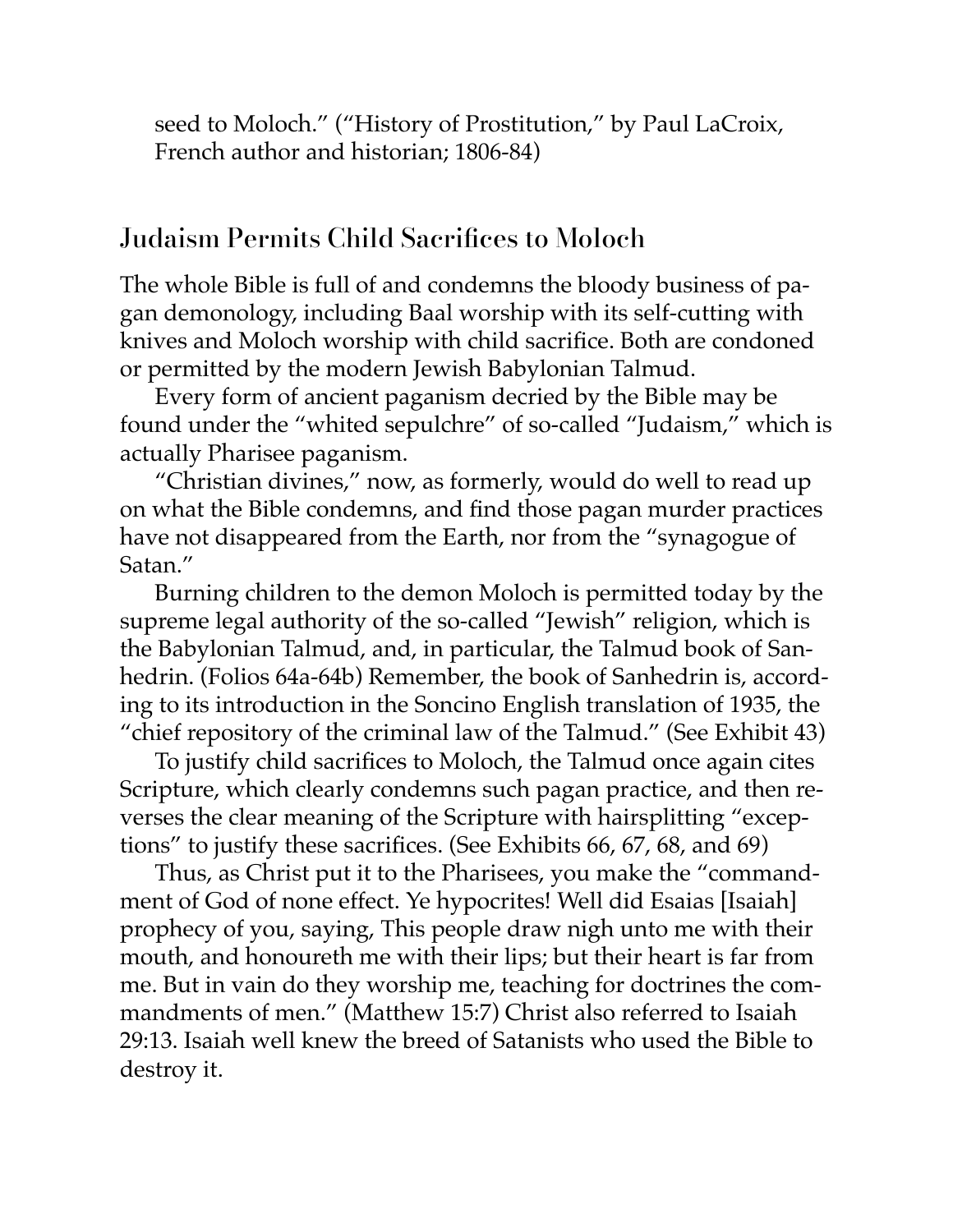seed to Moloch." ("History of Prostitution," by Paul LaCroix, French author and historian; 1806-84)

## Judaism Permits Child Sacrifices to Moloch

The whole Bible is full of and condemns the bloody business of pagan demonology, including Baal worship with its self-cutting with knives and Moloch worship with child sacrifice. Both are condoned or permitted by the modern Jewish Babylonian Talmud.

Every form of ancient paganism decried by the Bible may be found under the "whited sepulchre" of so-called "Judaism," which is actually Pharisee paganism.

"Christian divines," now, as formerly, would do well to read up on what the Bible condemns, and find those pagan murder practices have not disappeared from the Earth, nor from the "synagogue of Satan."

Burning children to the demon Moloch is permitted today by the supreme legal authority of the so-called "Jewish" religion, which is the Babylonian Talmud, and, in particular, the Talmud book of Sanhedrin. (Folios 64a-64b) Remember, the book of Sanhedrin is, according to its introduction in the Soncino English translation of 1935, the "chief repository of the criminal law of the Talmud." (See Exhibit 43)

To justify child sacrifices to Moloch, the Talmud once again cites Scripture, which clearly condemns such pagan practice, and then reverses the clear meaning of the Scripture with hairsplitting "exceptions" to justify these sacrifices. (See Exhibits 66, 67, 68, and 69)

Thus, as Christ put it to the Pharisees, you make the "commandment of God of none effect. Ye hypocrites! Well did Esaias [Isaiah] prophecy of you, saying, This people draw nigh unto me with their mouth, and honoureth me with their lips; but their heart is far from me. But in vain do they worship me, teaching for doctrines the commandments of men." (Matthew 15:7) Christ also referred to Isaiah 29:13. Isaiah well knew the breed of Satanists who used the Bible to destroy it.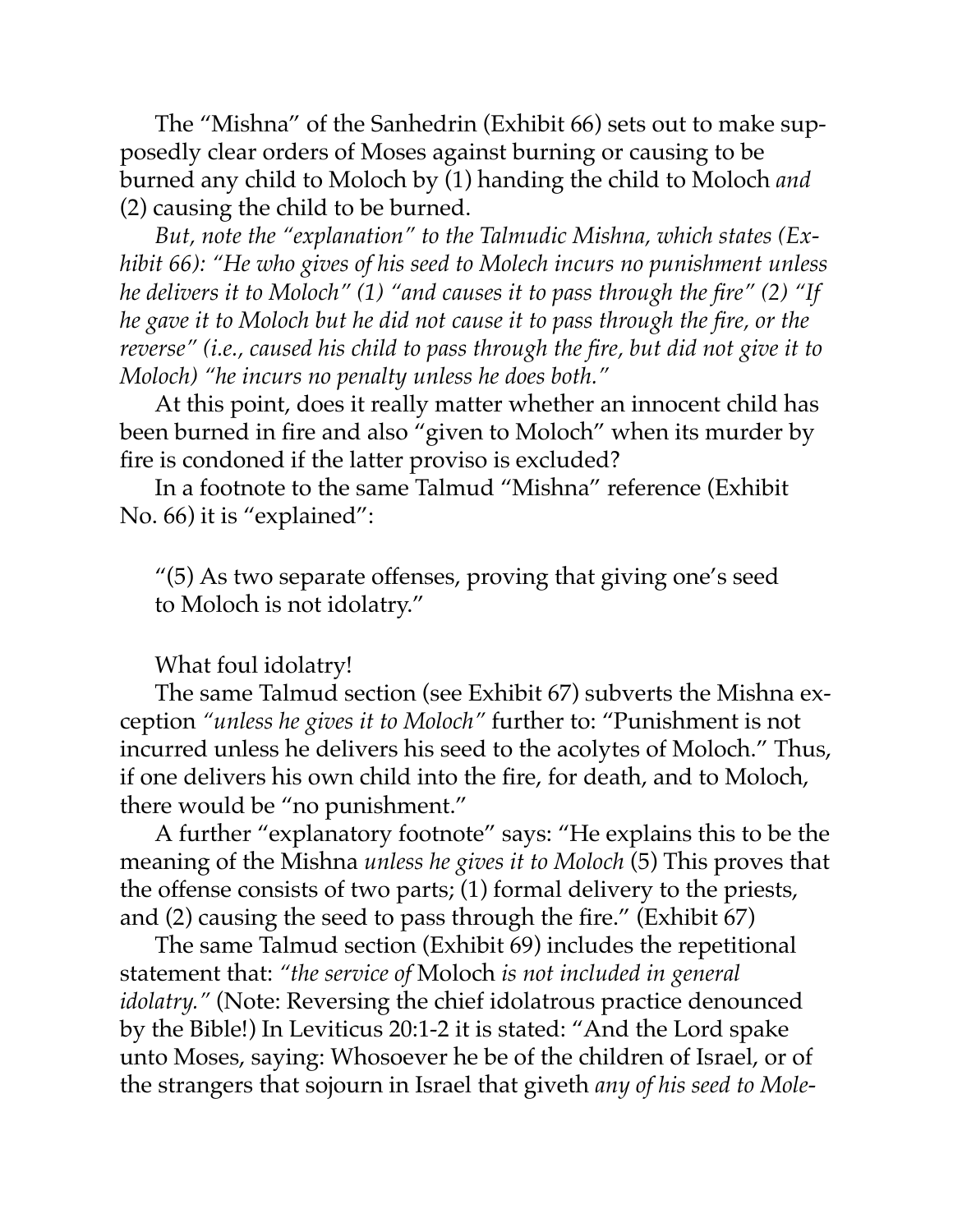The "Mishna" of the Sanhedrin (Exhibit 66) sets out to make supposedly clear orders of Moses against burning or causing to be burned any child to Moloch by (1) handing the child to Moloch *and* (2) causing the child to be burned.

*But, note the "explanation" to the Talmudic Mishna, which states (Exhibit 66): "He who gives of his seed to Molech incurs no punishment unless he delivers it to Moloch" (1) "and causes it to pass through the fire" (2) "If he gave it to Moloch but he did not cause it to pass through the fire, or the reverse" (i.e., caused his child to pass through the fire, but did not give it to Moloch) "he incurs no penalty unless he does both."*

At this point, does it really matter whether an innocent child has been burned in fire and also "given to Moloch" when its murder by fire is condoned if the latter proviso is excluded?

In a footnote to the same Talmud "Mishna" reference (Exhibit No. 66) it is "explained":

> "(5) As two separate offenses, proving that giving one's seed to Moloch is not idolatry."

What foul idolatry!

The same Talmud section (see Exhibit 67) subverts the Mishna exception *"unless he gives it to Moloch"* further to: "Punishment is not incurred unless he delivers his seed to the acolytes of Moloch." Thus, if one delivers his own child into the fire, for death, and to Moloch, there would be "no punishment."

A further "explanatory footnote" says: "He explains this to be the meaning of the Mishna *unless he gives it to Moloch* (5) This proves that the offense consists of two parts; (1) formal delivery to the priests, and (2) causing the seed to pass through the fire." (Exhibit 67)

The same Talmud section (Exhibit 69) includes the repetitional statement that: *"the service of* Moloch *is not included in general idolatry."* (Note: Reversing the chief idolatrous practice denounced by the Bible!) In Leviticus 20:1-2 it is stated: "And the Lord spake unto Moses, saying: Whosoever he be of the children of Israel, or of the strangers that sojourn in Israel that giveth *any of his seed to Mole-*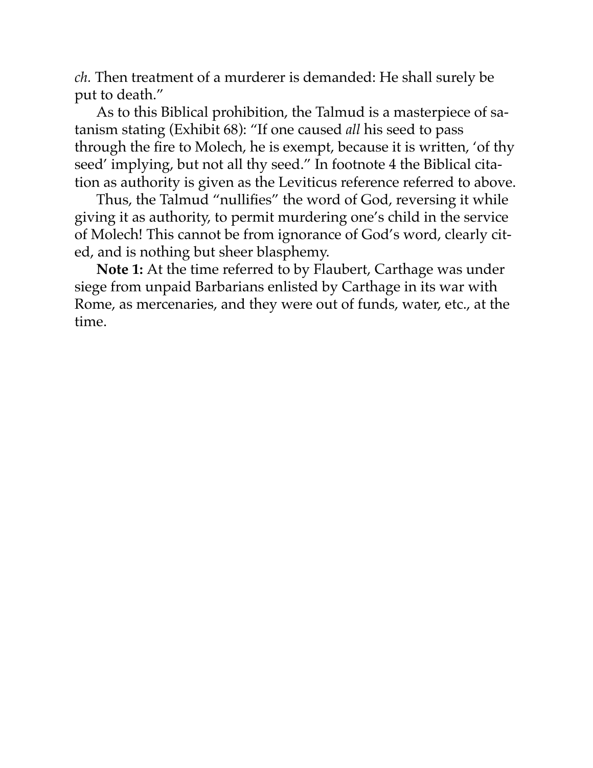*ch.* Then treatment of a murderer is demanded: He shall surely be put to death."

As to this Biblical prohibition, the Talmud is a masterpiece of satanism stating (Exhibit 68): "If one caused *all* his seed to pass through the fire to Molech, he is exempt, because it is written, 'of thy seed' implying, but not all thy seed." In footnote 4 the Biblical citation as authority is given as the Leviticus reference referred to above.

Thus, the Talmud "nullifies" the word of God, reversing it while giving it as authority, to permit murdering one's child in the service of Molech! This cannot be from ignorance of God's word, clearly cited, and is nothing but sheer blasphemy.

**Note 1:** At the time referred to by Flaubert, Carthage was under siege from unpaid Barbarians enlisted by Carthage in its war with Rome, as mercenaries, and they were out of funds, water, etc., at the time.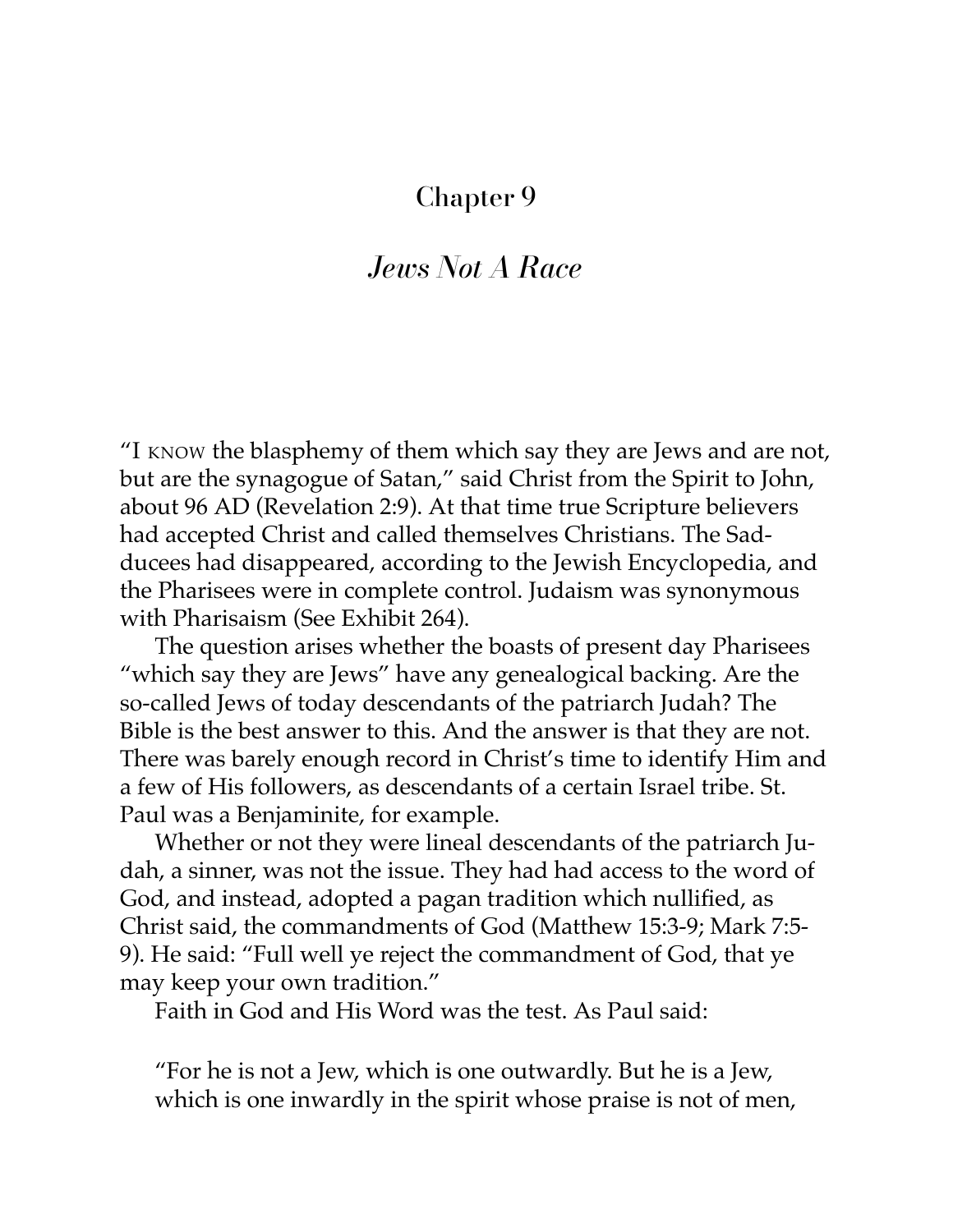# Chapter 9

## *Jews Not A Race*

"I KNOW the blasphemy of them which say they are Jews and are not, but are the synagogue of Satan," said Christ from the Spirit to John, about 96 AD (Revelation 2:9). At that time true Scripture believers had accepted Christ and called themselves Christians. The Sadducees had disappeared, according to the Jewish Encyclopedia, and the Pharisees were in complete control. Judaism was synonymous with Pharisaism (See Exhibit 264).

The question arises whether the boasts of present day Pharisees "which say they are Jews" have any genealogical backing. Are the so-called Jews of today descendants of the patriarch Judah? The Bible is the best answer to this. And the answer is that they are not. There was barely enough record in Christ's time to identify Him and a few of His followers, as descendants of a certain Israel tribe. St. Paul was a Benjaminite, for example.

Whether or not they were lineal descendants of the patriarch Judah, a sinner, was not the issue. They had had access to the word of God, and instead, adopted a pagan tradition which nullified, as Christ said, the commandments of God (Matthew 15:3-9; Mark 7:5-9). He said: "Full well ye reject the commandment of God, that ye may keep your own tradition."

Faith in God and His Word was the test. As Paul said:

> "For he is not a Jew, which is one outwardly. But he is a Jew, which is one inwardly in the spirit whose praise is not of men,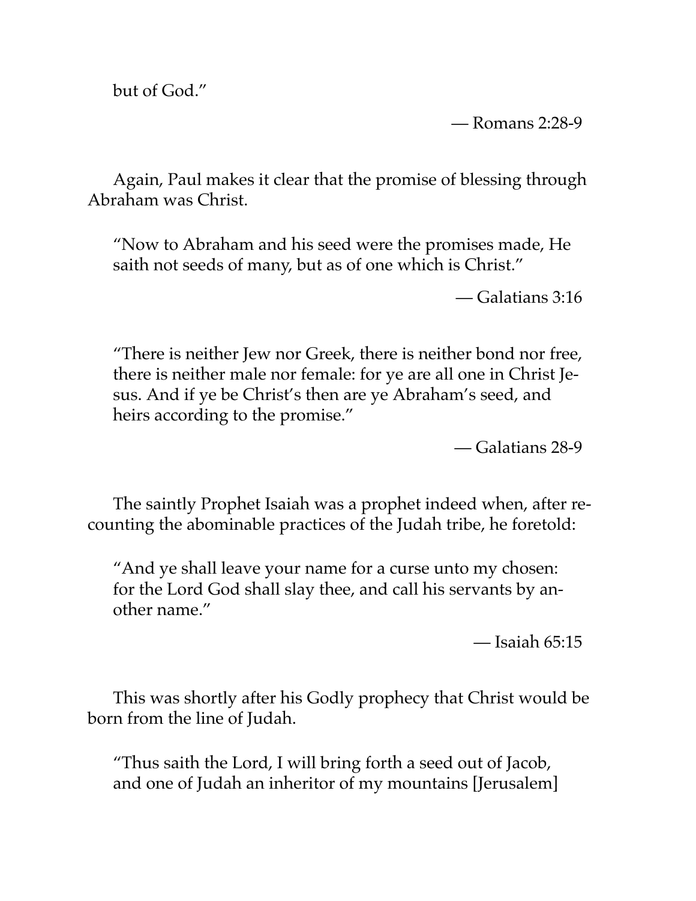but of God."

— Romans 2:28-9

Again, Paul makes it clear that the promise of blessing through Abraham was Christ.

> "Now to Abraham and his seed were the promises made, He saith not seeds of many, but as of one which is Christ."
>
> — Galatians 3:16

> "There is neither Jew nor Greek, there is neither bond nor free, there is neither male nor female: for ye are all one in Christ Jesus. And if ye be Christ's then are ye Abraham's seed, and heirs according to the promise."
>
> — Galatians 28-9

The saintly Prophet Isaiah was a prophet indeed when, after recounting the abominable practices of the Judah tribe, he foretold:

> "And ye shall leave your name for a curse unto my chosen: for the Lord God shall slay thee, and call his servants by another name."
>
> — Isaiah 65:15

This was shortly after his Godly prophecy that Christ would be born from the line of Judah.

> "Thus saith the Lord, I will bring forth a seed out of Jacob, and one of Judah an inheritor of my mountains [Jerusalem]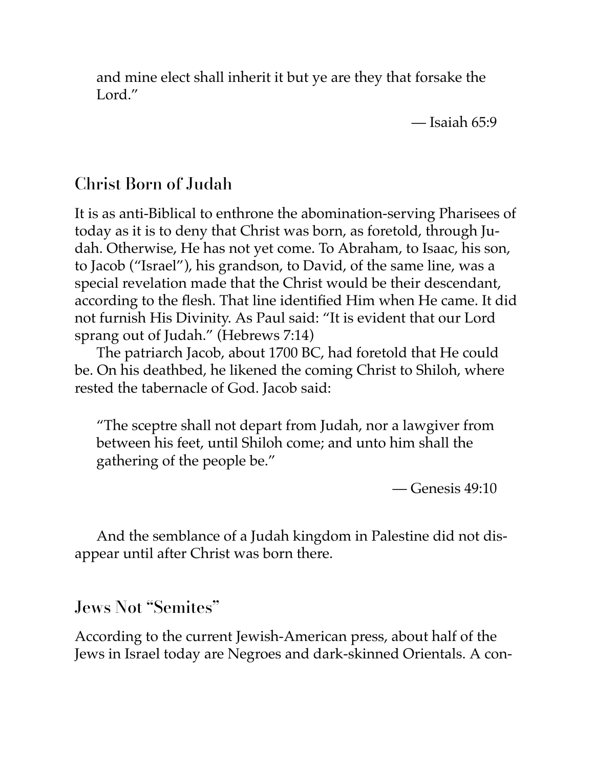and mine elect shall inherit it but ye are they that forsake the Lord."

— Isaiah 65:9

## Christ Born of Judah

It is as anti-Biblical to enthrone the abomination-serving Pharisees of today as it is to deny that Christ was born, as foretold, through Judah. Otherwise, He has not yet come. To Abraham, to Isaac, his son, to Jacob ("Israel"), his grandson, to David, of the same line, was a special revelation made that the Christ would be their descendant, according to the flesh. That line identified Him when He came. It did not furnish His Divinity. As Paul said: "It is evident that our Lord sprang out of Judah." (Hebrews 7:14)

The patriarch Jacob, about 1700 BC, had foretold that He could be. On his deathbed, he likened the coming Christ to Shiloh, where rested the tabernacle of God. Jacob said:

> "The sceptre shall not depart from Judah, nor a lawgiver from between his feet, until Shiloh come; and unto him shall the gathering of the people be."
>
> — Genesis 49:10

And the semblance of a Judah kingdom in Palestine did not disappear until after Christ was born there.

## Jews Not "Semites"

According to the current Jewish-American press, about half of the Jews in Israel today are Negroes and dark-skinned Orientals. A con-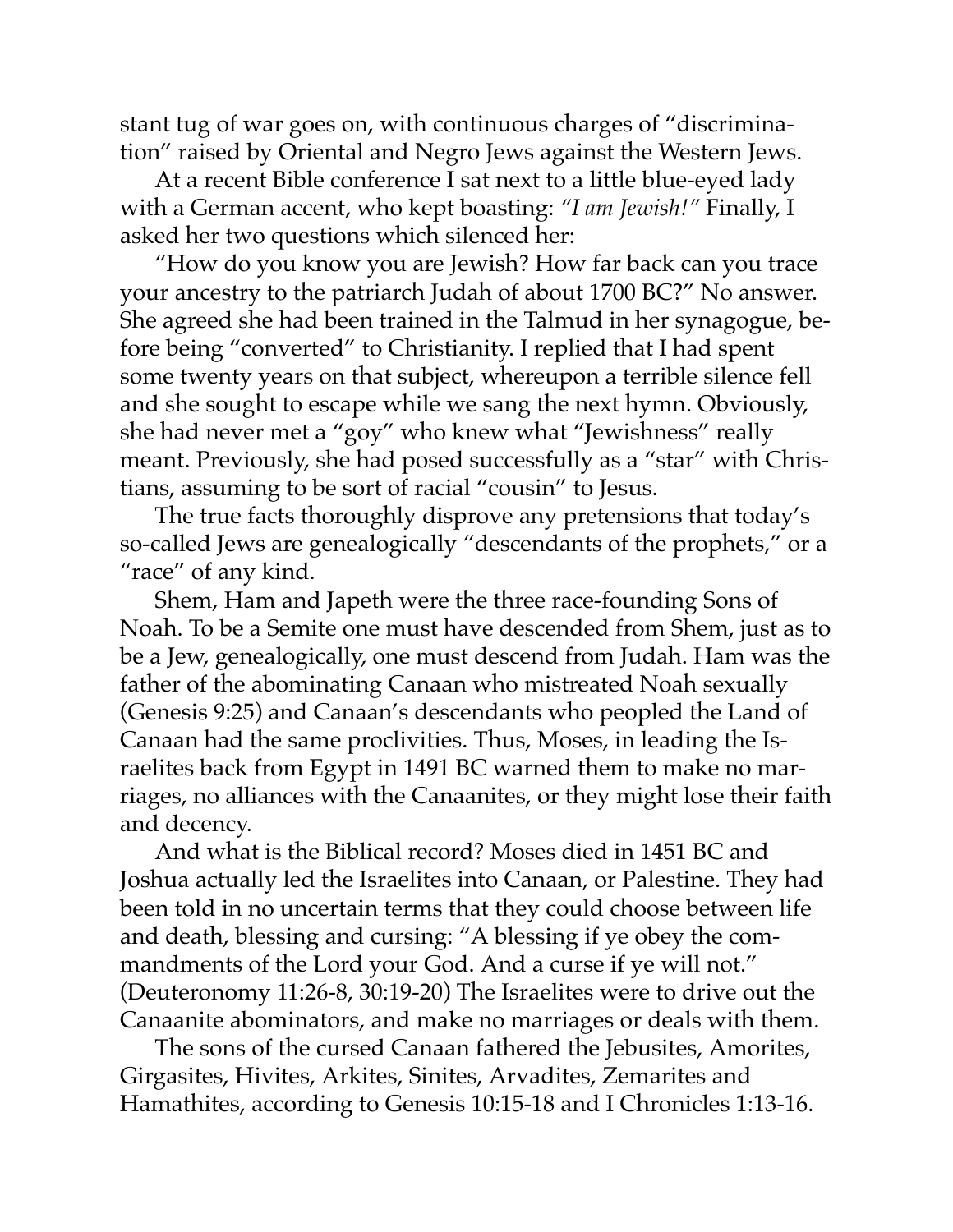stant tug of war goes on, with continuous charges of "discrimination" raised by Oriental and Negro Jews against the Western Jews.

At a recent Bible conference I sat next to a little blue-eyed lady with a German accent, who kept boasting: *"I am Jewish!"* Finally, I asked her two questions which silenced her:

"How do you know you are Jewish? How far back can you trace your ancestry to the patriarch Judah of about 1700 BC?" No answer. She agreed she had been trained in the Talmud in her synagogue, before being "converted" to Christianity. I replied that I had spent some twenty years on that subject, whereupon a terrible silence fell and she sought to escape while we sang the next hymn. Obviously, she had never met a "goy" who knew what "Jewishness" really meant. Previously, she had posed successfully as a "star" with Christians, assuming to be sort of racial "cousin" to Jesus.

The true facts thoroughly disprove any pretensions that today's so-called Jews are genealogically "descendants of the prophets," or a "race" of any kind.

Shem, Ham and Japeth were the three race-founding Sons of Noah. To be a Semite one must have descended from Shem, just as to be a Jew, genealogically, one must descend from Judah. Ham was the father of the abominating Canaan who mistreated Noah sexually (Genesis 9:25) and Canaan's descendants who peopled the Land of Canaan had the same proclivities. Thus, Moses, in leading the Israelites back from Egypt in 1491 BC warned them to make no marriages, no alliances with the Canaanites, or they might lose their faith and decency.

And what is the Biblical record? Moses died in 1451 BC and Joshua actually led the Israelites into Canaan, or Palestine. They had been told in no uncertain terms that they could choose between life and death, blessing and cursing: "A blessing if ye obey the commandments of the Lord your God. And a curse if ye will not." (Deuteronomy 11:26-8, 30:19-20) The Israelites were to drive out the Canaanite abominators, and make no marriages or deals with them.

The sons of the cursed Canaan fathered the Jebusites, Amorites, Girgasites, Hivites, Arkites, Sinites, Arvadites, Zemarites and Hamathites, according to Genesis 10:15-18 and I Chronicles 1:13-16.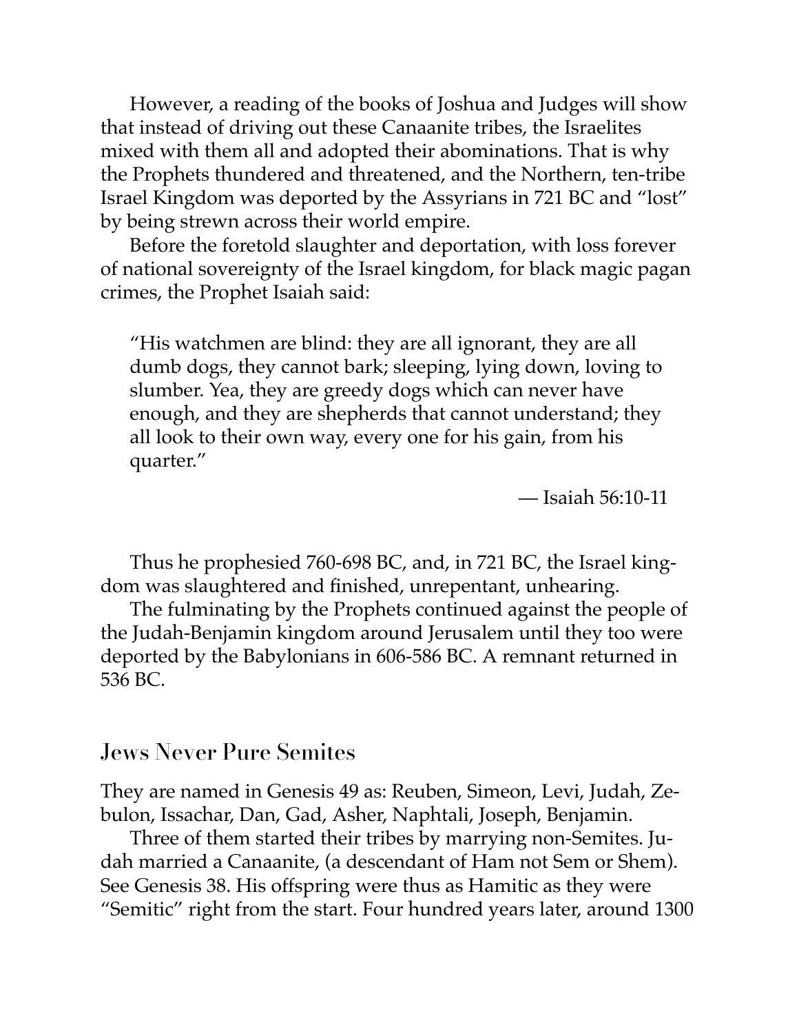However, a reading of the books of Joshua and Judges will show that instead of driving out these Canaanite tribes, the Israelites mixed with them all and adopted their abominations. That is why the Prophets thundered and threatened, and the Northern, ten-tribe Israel Kingdom was deported by the Assyrians in 721 BC and "lost" by being strewn across their world empire.

Before the foretold slaughter and deportation, with loss forever of national sovereignty of the Israel kingdom, for black magic pagan crimes, the Prophet Isaiah said:

> "His watchmen are blind: they are all ignorant, they are all dumb dogs, they cannot bark; sleeping, lying down, loving to slumber. Yea, they are greedy dogs which can never have enough, and they are shepherds that cannot understand; they all look to their own way, every one for his gain, from his quarter."
>
> — Isaiah 56:10-11

Thus he prophesied 760-698 BC, and, in 721 BC, the Israel kingdom was slaughtered and finished, unrepentant, unhearing.

The fulminating by the Prophets continued against the people of the Judah-Benjamin kingdom around Jerusalem until they too were deported by the Babylonians in 606-586 BC. A remnant returned in 536 BC.

## Jews Never Pure Semites

They are named in Genesis 49 as: Reuben, Simeon, Levi, Judah, Zebulon, Issachar, Dan, Gad, Asher, Naphtali, Joseph, Benjamin.

Three of them started their tribes by marrying non-Semites. Judah married a Canaanite, (a descendant of Ham not Sem or Shem). See Genesis 38. His offspring were thus as Hamitic as they were "Semitic" right from the start. Four hundred years later, around 1300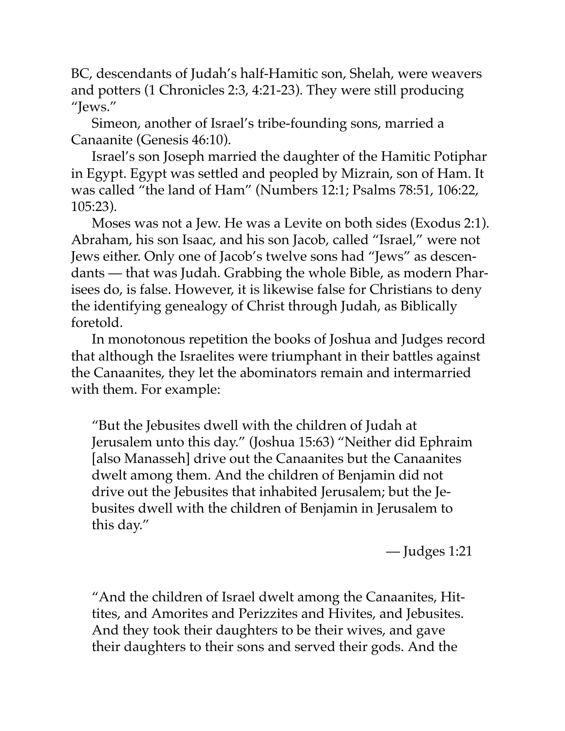BC, descendants of Judah's half-Hamitic son, Shelah, were weavers and potters (1 Chronicles 2:3, 4:21-23). They were still producing "Jews."

Simeon, another of Israel's tribe-founding sons, married a Canaanite (Genesis 46:10).

Israel's son Joseph married the daughter of the Hamitic Potiphar in Egypt. Egypt was settled and peopled by Mizrain, son of Ham. It was called "the land of Ham" (Numbers 12:1; Psalms 78:51, 106:22, 105:23).

Moses was not a Jew. He was a Levite on both sides (Exodus 2:1). Abraham, his son Isaac, and his son Jacob, called "Israel," were not Jews either. Only one of Jacob's twelve sons had "Jews" as descendants — that was Judah. Grabbing the whole Bible, as modern Pharisees do, is false. However, it is likewise false for Christians to deny the identifying genealogy of Christ through Judah, as Biblically foretold.

In monotonous repetition the books of Joshua and Judges record that although the Israelites were triumphant in their battles against the Canaanites, they let the abominators remain and intermarried with them. For example:

> "But the Jebusites dwell with the children of Judah at Jerusalem unto this day." (Joshua 15:63) "Neither did Ephraim [also Manasseh] drive out the Canaanites but the Canaanites dwelt among them. And the children of Benjamin did not drive out the Jebusites that inhabited Jerusalem; but the Jebusites dwell with the children of Benjamin in Jerusalem to this day."
>
> — Judges 1:21

> "And the children of Israel dwelt among the Canaanites, Hittites, and Amorites and Perizzites and Hivites, and Jebusites. And they took their daughters to be their wives, and gave their daughters to their sons and served their gods. And the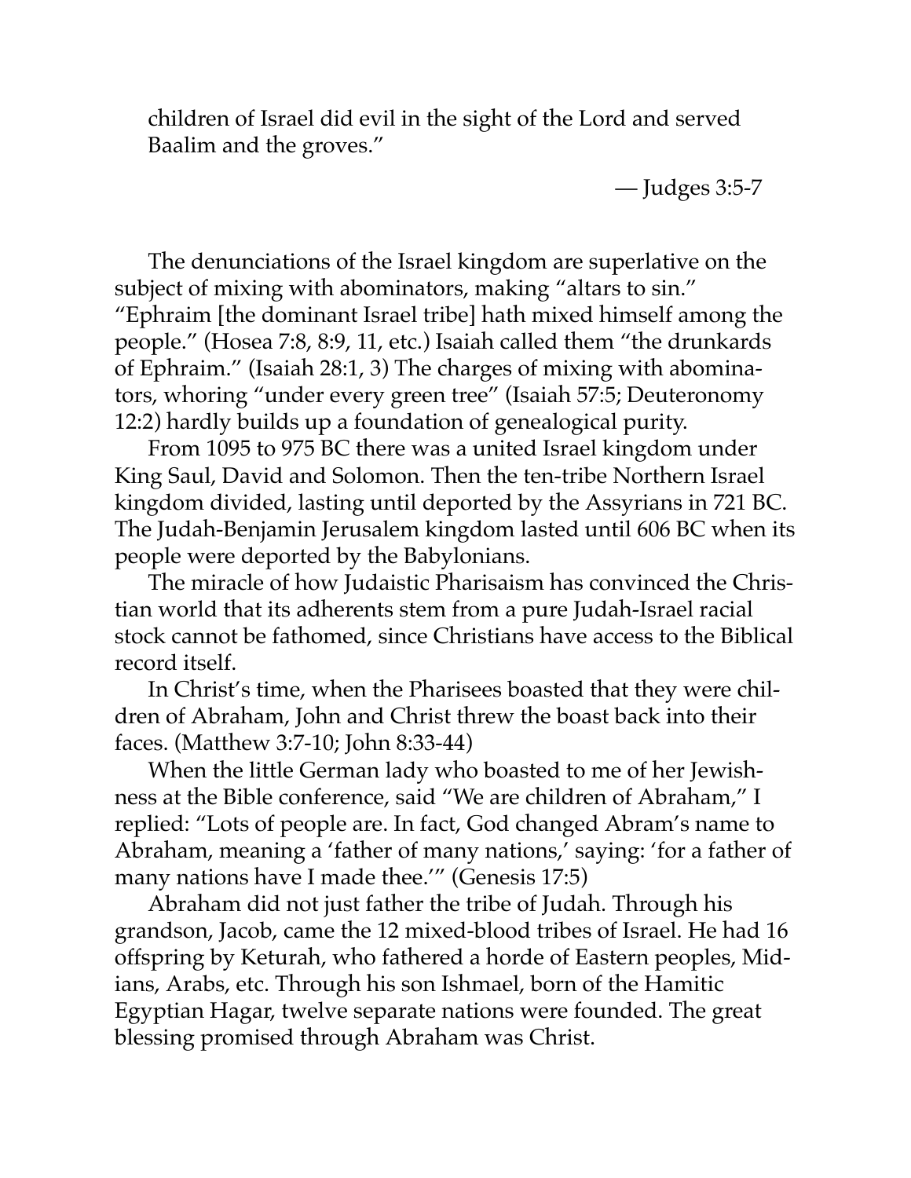children of Israel did evil in the sight of the Lord and served Baalim and the groves."

— Judges 3:5-7

The denunciations of the Israel kingdom are superlative on the subject of mixing with abominators, making "altars to sin." "Ephraim [the dominant Israel tribe] hath mixed himself among the people." (Hosea 7:8, 8:9, 11, etc.) Isaiah called them "the drunkards of Ephraim." (Isaiah 28:1, 3) The charges of mixing with abominators, whoring "under every green tree" (Isaiah 57:5; Deuteronomy 12:2) hardly builds up a foundation of genealogical purity.

From 1095 to 975 BC there was a united Israel kingdom under King Saul, David and Solomon. Then the ten-tribe Northern Israel kingdom divided, lasting until deported by the Assyrians in 721 BC. The Judah-Benjamin Jerusalem kingdom lasted until 606 BC when its people were deported by the Babylonians.

The miracle of how Judaistic Pharisaism has convinced the Christian world that its adherents stem from a pure Judah-Israel racial stock cannot be fathomed, since Christians have access to the Biblical record itself.

In Christ's time, when the Pharisees boasted that they were children of Abraham, John and Christ threw the boast back into their faces. (Matthew 3:7-10; John 8:33-44)

When the little German lady who boasted to me of her Jewishness at the Bible conference, said "We are children of Abraham," I replied: "Lots of people are. In fact, God changed Abram's name to Abraham, meaning a 'father of many nations,' saying: 'for a father of many nations have I made thee.'" (Genesis 17:5)

Abraham did not just father the tribe of Judah. Through his grandson, Jacob, came the 12 mixed-blood tribes of Israel. He had 16 offspring by Keturah, who fathered a horde of Eastern peoples, Midians, Arabs, etc. Through his son Ishmael, born of the Hamitic Egyptian Hagar, twelve separate nations were founded. The great blessing promised through Abraham was Christ.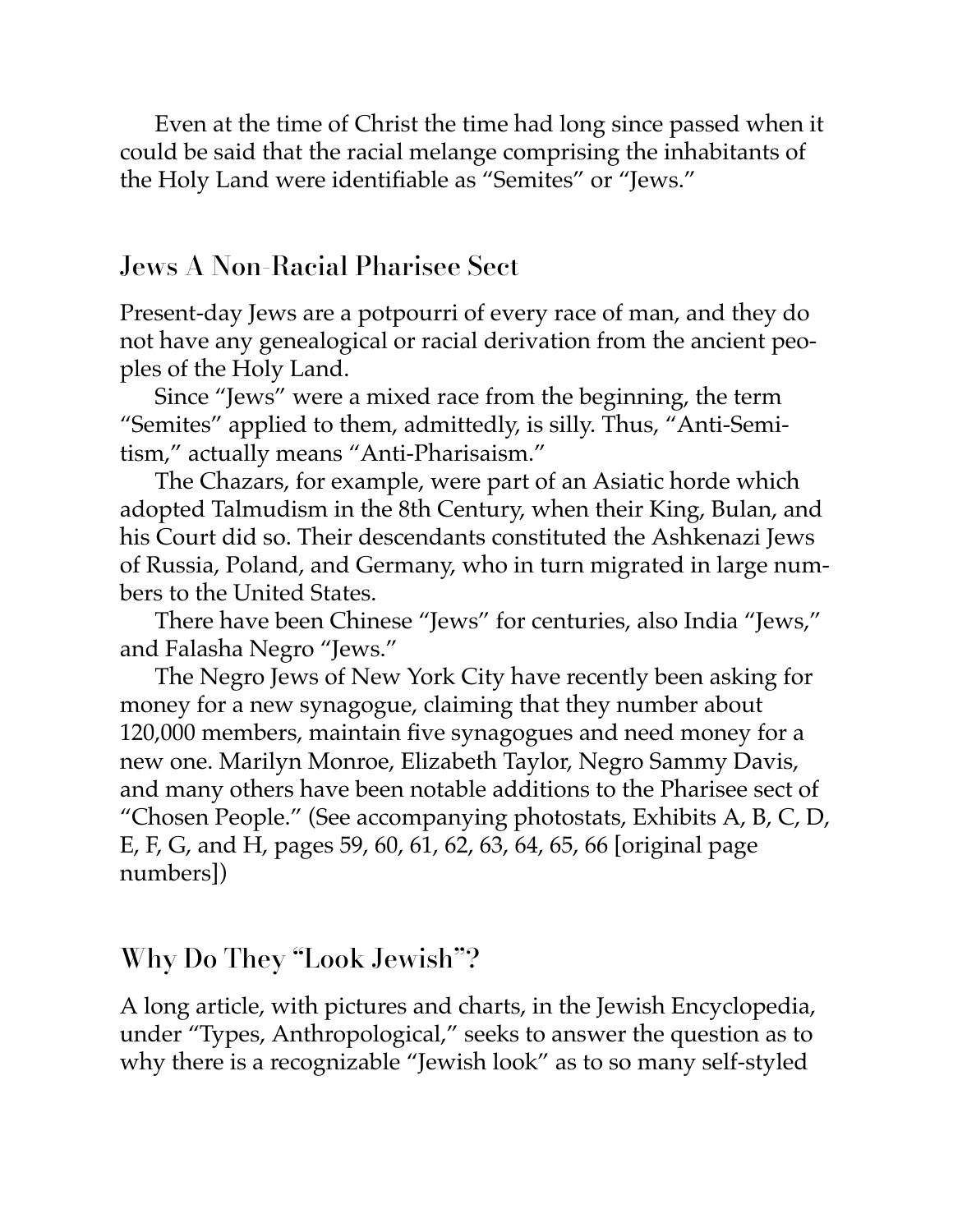Even at the time of Christ the time had long since passed when it could be said that the racial melange comprising the inhabitants of the Holy Land were identifiable as "Semites" or "Jews."

## Jews A Non-Racial Pharisee Sect

Present-day Jews are a potpourri of every race of man, and they do not have any genealogical or racial derivation from the ancient peoples of the Holy Land.

Since "Jews" were a mixed race from the beginning, the term "Semites" applied to them, admittedly, is silly. Thus, "Anti-Semitism," actually means "Anti-Pharisaism."

The Chazars, for example, were part of an Asiatic horde which adopted Talmudism in the 8th Century, when their King, Bulan, and his Court did so. Their descendants constituted the Ashkenazi Jews of Russia, Poland, and Germany, who in turn migrated in large numbers to the United States.

There have been Chinese "Jews" for centuries, also India "Jews," and Falasha Negro "Jews."

The Negro Jews of New York City have recently been asking for money for a new synagogue, claiming that they number about 120,000 members, maintain five synagogues and need money for a new one. Marilyn Monroe, Elizabeth Taylor, Negro Sammy Davis, and many others have been notable additions to the Pharisee sect of "Chosen People." (See accompanying photostats, Exhibits A, B, C, D, E, F, G, and H, pages 59, 60, 61, 62, 63, 64, 65, 66 [original page numbers])

## Why Do They "Look Jewish"?

A long article, with pictures and charts, in the Jewish Encyclopedia, under "Types, Anthropological," seeks to answer the question as to why there is a recognizable "Jewish look" as to so many self-styled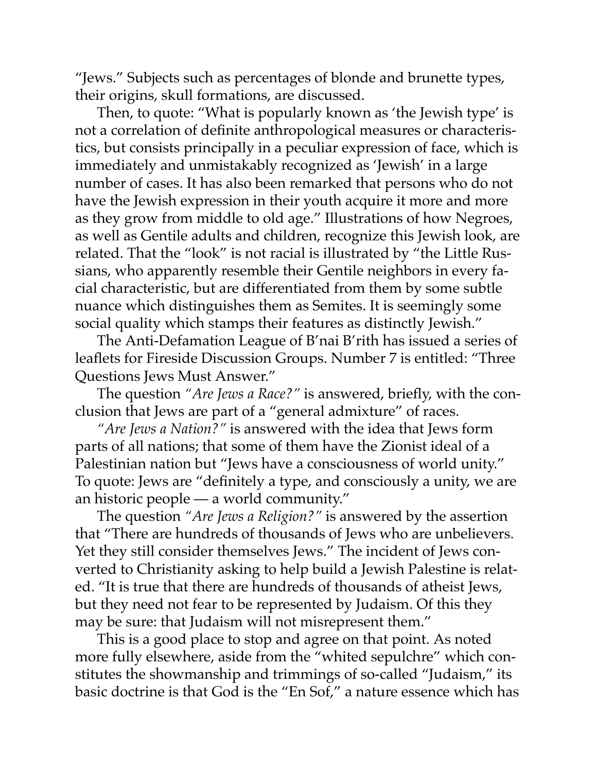"Jews." Subjects such as percentages of blonde and brunette types, their origins, skull formations, are discussed.

Then, to quote: "What is popularly known as 'the Jewish type' is not a correlation of definite anthropological measures or characteristics, but consists principally in a peculiar expression of face, which is immediately and unmistakably recognized as 'Jewish' in a large number of cases. It has also been remarked that persons who do not have the Jewish expression in their youth acquire it more and more as they grow from middle to old age." Illustrations of how Negroes, as well as Gentile adults and children, recognize this Jewish look, are related. That the "look" is not racial is illustrated by "the Little Russians, who apparently resemble their Gentile neighbors in every facial characteristic, but are differentiated from them by some subtle nuance which distinguishes them as Semites. It is seemingly some social quality which stamps their features as distinctly Jewish."

The Anti-Defamation League of B'nai B'rith has issued a series of leaflets for Fireside Discussion Groups. Number 7 is entitled: "Three Questions Jews Must Answer."

The question *"Are Jews a Race?"* is answered, briefly, with the conclusion that Jews are part of a "general admixture" of races.

*"Are Jews a Nation?"* is answered with the idea that Jews form parts of all nations; that some of them have the Zionist ideal of a Palestinian nation but "Jews have a consciousness of world unity." To quote: Jews are "definitely a type, and consciously a unity, we are an historic people — a world community."

The question *"Are Jews a Religion?"* is answered by the assertion that "There are hundreds of thousands of Jews who are unbelievers. Yet they still consider themselves Jews." The incident of Jews converted to Christianity asking to help build a Jewish Palestine is related. "It is true that there are hundreds of thousands of atheist Jews, but they need not fear to be represented by Judaism. Of this they may be sure: that Judaism will not misrepresent them."

This is a good place to stop and agree on that point. As noted more fully elsewhere, aside from the "whited sepulchre" which constitutes the showmanship and trimmings of so-called "Judaism," its basic doctrine is that God is the "En Sof," a nature essence which has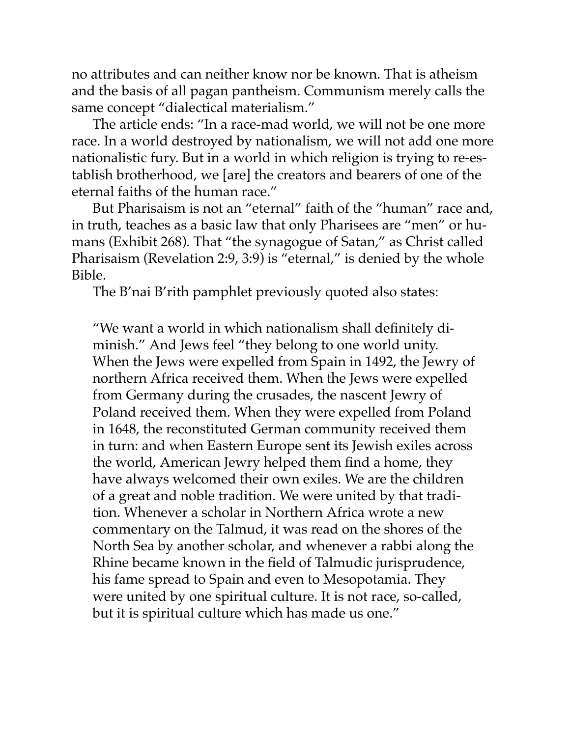no attributes and can neither know nor be known. That is atheism and the basis of all pagan pantheism. Communism merely calls the same concept "dialectical materialism."

The article ends: "In a race-mad world, we will not be one more race. In a world destroyed by nationalism, we will not add one more nationalistic fury. But in a world in which religion is trying to re-establish brotherhood, we [are] the creators and bearers of one of the eternal faiths of the human race."

But Pharisaism is not an "eternal" faith of the "human" race and, in truth, teaches as a basic law that only Pharisees are "men" or humans (Exhibit 268). That "the synagogue of Satan," as Christ called Pharisaism (Revelation 2:9, 3:9) is "eternal," is denied by the whole Bible.

The B'nai B'rith pamphlet previously quoted also states:

> "We want a world in which nationalism shall definitely diminish." And Jews feel "they belong to one world unity. When the Jews were expelled from Spain in 1492, the Jewry of northern Africa received them. When the Jews were expelled from Germany during the crusades, the nascent Jewry of Poland received them. When they were expelled from Poland in 1648, the reconstituted German community received them in turn: and when Eastern Europe sent its Jewish exiles across the world, American Jewry helped them find a home, they have always welcomed their own exiles. We are the children of a great and noble tradition. We were united by that tradition. Whenever a scholar in Northern Africa wrote a new commentary on the Talmud, it was read on the shores of the North Sea by another scholar, and whenever a rabbi along the Rhine became known in the field of Talmudic jurisprudence, his fame spread to Spain and even to Mesopotamia. They were united by one spiritual culture. It is not race, so-called, but it is spiritual culture which has made us one."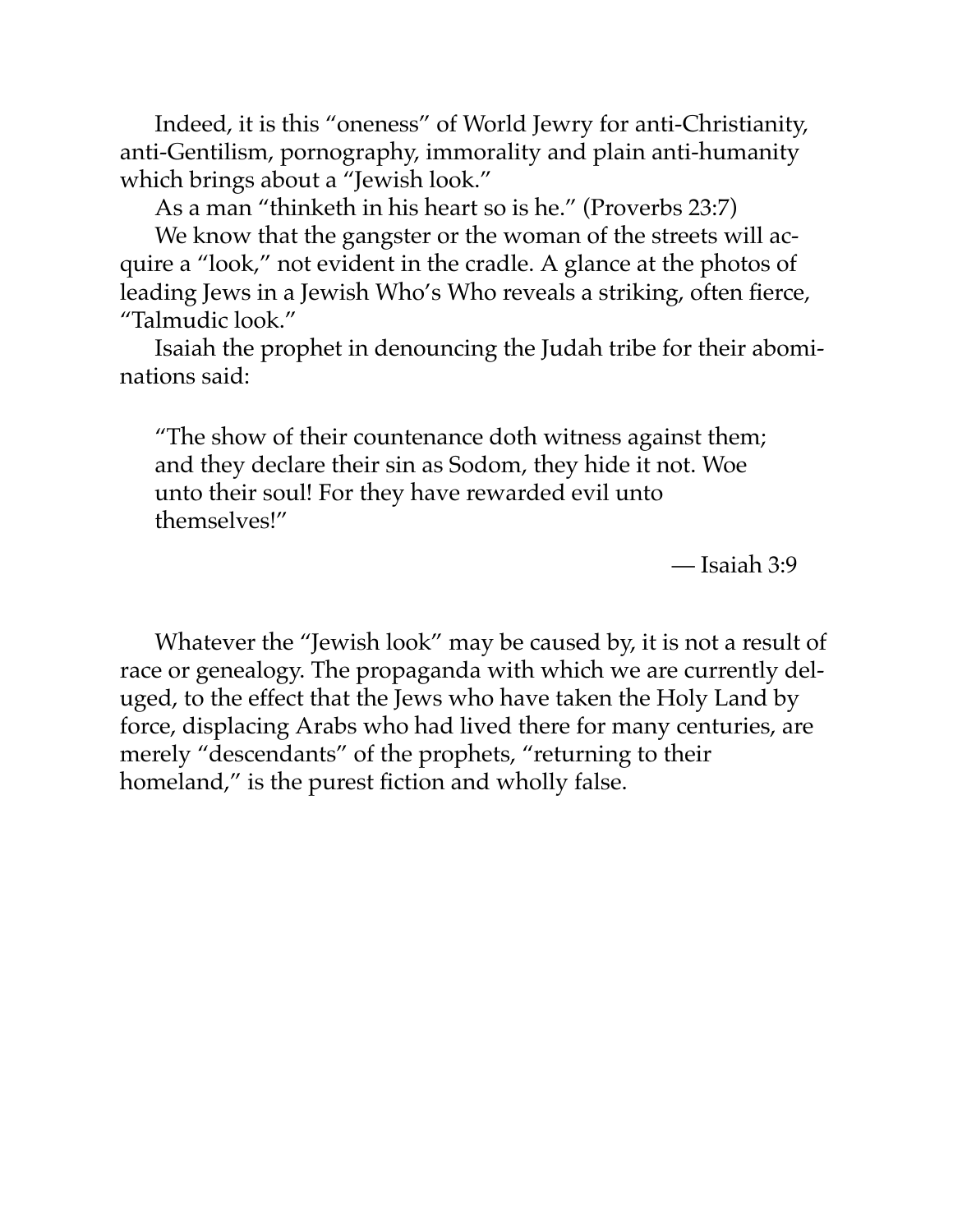Indeed, it is this "oneness" of World Jewry for anti-Christianity, anti-Gentilism, pornography, immorality and plain anti-humanity which brings about a "Jewish look."

As a man "thinketh in his heart so is he." (Proverbs 23:7)

We know that the gangster or the woman of the streets will acquire a "look," not evident in the cradle. A glance at the photos of leading Jews in a Jewish Who's Who reveals a striking, often fierce, "Talmudic look."

Isaiah the prophet in denouncing the Judah tribe for their abominations said:

> "The show of their countenance doth witness against them; and they declare their sin as Sodom, they hide it not. Woe unto their soul! For they have rewarded evil unto themselves!"
>
> — Isaiah 3:9

Whatever the "Jewish look" may be caused by, it is not a result of race or genealogy. The propaganda with which we are currently deluged, to the effect that the Jews who have taken the Holy Land by force, displacing Arabs who had lived there for many centuries, are merely "descendants" of the prophets, "returning to their homeland," is the purest fiction and wholly false.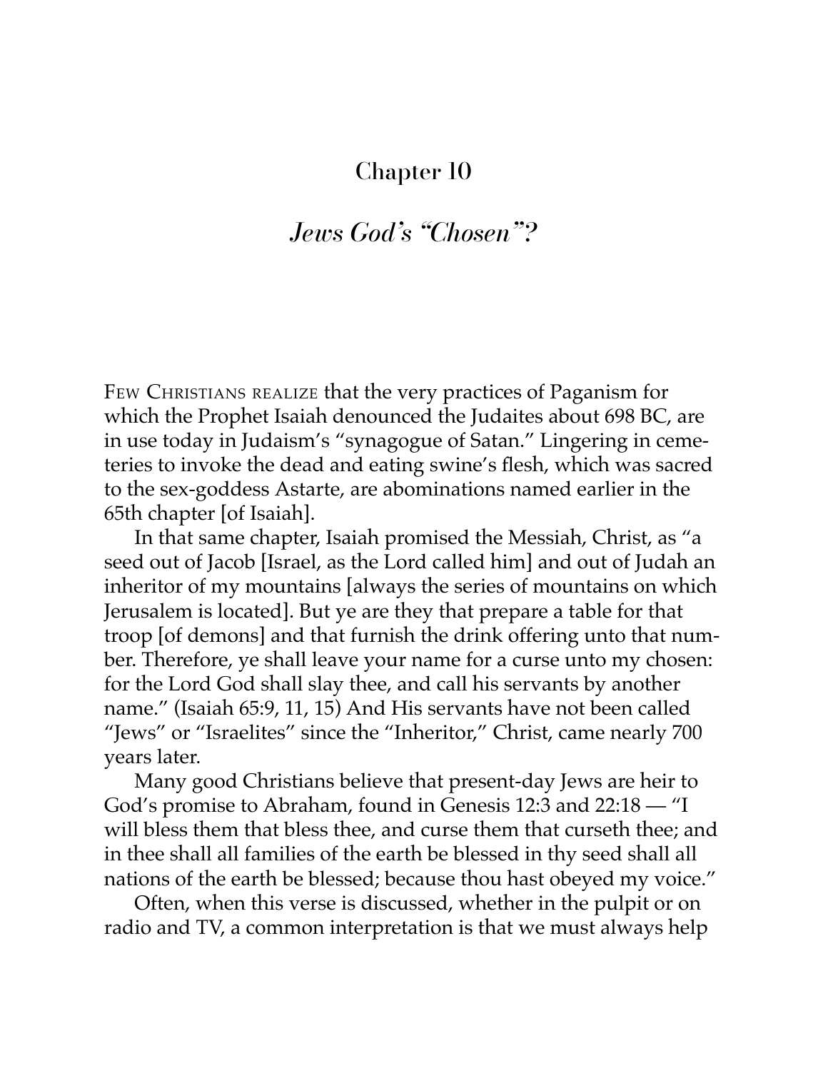## Chapter 10

### *Jews God's "Chosen"?*

FEW CHRISTIANS REALIZE that the very practices of Paganism for which the Prophet Isaiah denounced the Judaites about 698 BC, are in use today in Judaism's "synagogue of Satan." Lingering in cemeteries to invoke the dead and eating swine's flesh, which was sacred to the sex-goddess Astarte, are abominations named earlier in the 65th chapter [of Isaiah].

In that same chapter, Isaiah promised the Messiah, Christ, as "a seed out of Jacob [Israel, as the Lord called him] and out of Judah an inheritor of my mountains [always the series of mountains on which Jerusalem is located]. But ye are they that prepare a table for that troop [of demons] and that furnish the drink offering unto that number. Therefore, ye shall leave your name for a curse unto my chosen: for the Lord God shall slay thee, and call his servants by another name." (Isaiah 65:9, 11, 15) And His servants have not been called "Jews" or "Israelites" since the "Inheritor," Christ, came nearly 700 years later.

Many good Christians believe that present-day Jews are heir to God's promise to Abraham, found in Genesis 12:3 and 22:18 — "I will bless them that bless thee, and curse them that curseth thee; and in thee shall all families of the earth be blessed in thy seed shall all nations of the earth be blessed; because thou hast obeyed my voice."

Often, when this verse is discussed, whether in the pulpit or on radio and TV, a common interpretation is that we must always help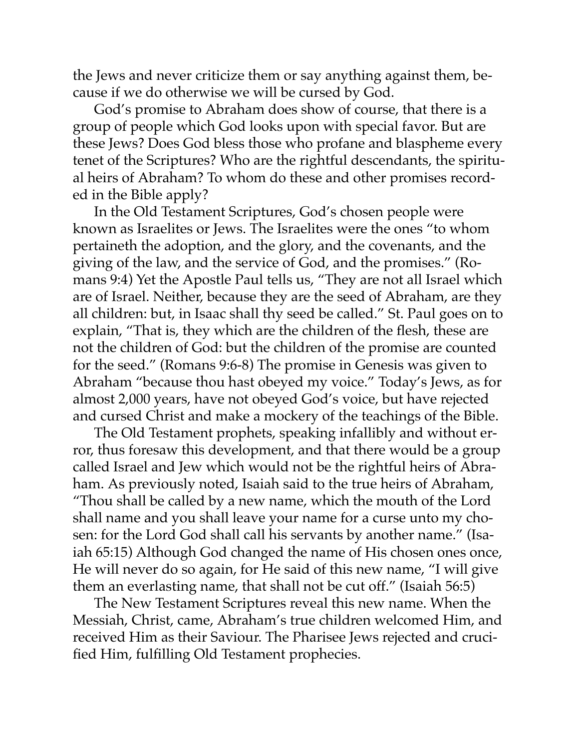the Jews and never criticize them or say anything against them, because if we do otherwise we will be cursed by God.

God's promise to Abraham does show of course, that there is a group of people which God looks upon with special favor. But are these Jews? Does God bless those who profane and blaspheme every tenet of the Scriptures? Who are the rightful descendants, the spiritual heirs of Abraham? To whom do these and other promises recorded in the Bible apply?

In the Old Testament Scriptures, God's chosen people were known as Israelites or Jews. The Israelites were the ones "to whom pertaineth the adoption, and the glory, and the covenants, and the giving of the law, and the service of God, and the promises." (Romans 9:4) Yet the Apostle Paul tells us, "They are not all Israel which are of Israel. Neither, because they are the seed of Abraham, are they all children: but, in Isaac shall thy seed be called." St. Paul goes on to explain, "That is, they which are the children of the flesh, these are not the children of God: but the children of the promise are counted for the seed." (Romans 9:6-8) The promise in Genesis was given to Abraham "because thou hast obeyed my voice." Today's Jews, as for almost 2,000 years, have not obeyed God's voice, but have rejected and cursed Christ and make a mockery of the teachings of the Bible.

The Old Testament prophets, speaking infallibly and without error, thus foresaw this development, and that there would be a group called Israel and Jew which would not be the rightful heirs of Abraham. As previously noted, Isaiah said to the true heirs of Abraham, "Thou shall be called by a new name, which the mouth of the Lord shall name and you shall leave your name for a curse unto my chosen: for the Lord God shall call his servants by another name." (Isaiah 65:15) Although God changed the name of His chosen ones once, He will never do so again, for He said of this new name, "I will give them an everlasting name, that shall not be cut off." (Isaiah 56:5)

The New Testament Scriptures reveal this new name. When the Messiah, Christ, came, Abraham's true children welcomed Him, and received Him as their Saviour. The Pharisee Jews rejected and crucified Him, fulfilling Old Testament prophecies.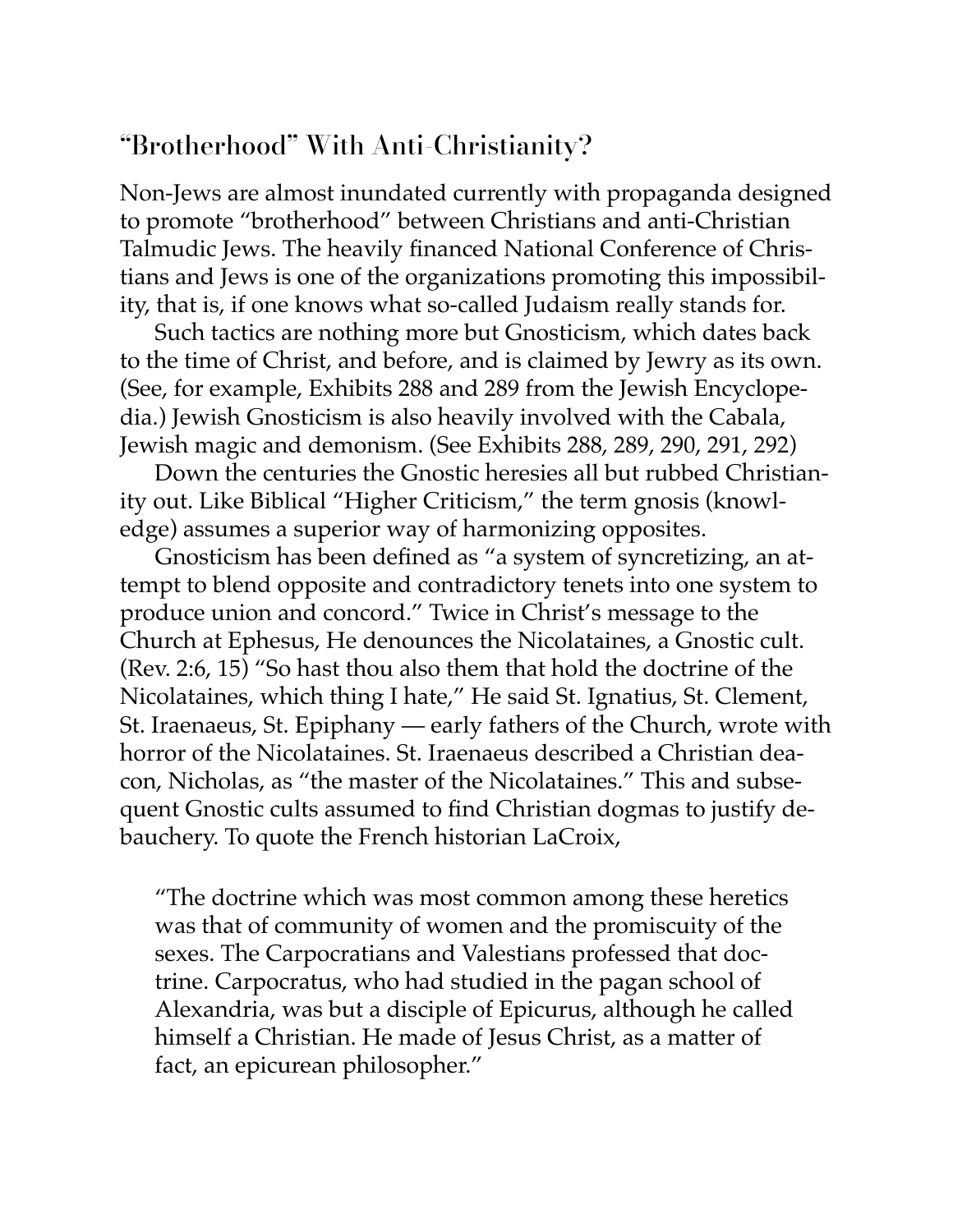## "Brotherhood" With Anti-Christianity?

Non-Jews are almost inundated currently with propaganda designed to promote "brotherhood" between Christians and anti-Christian Talmudic Jews. The heavily financed National Conference of Christians and Jews is one of the organizations promoting this impossibility, that is, if one knows what so-called Judaism really stands for.

Such tactics are nothing more but Gnosticism, which dates back to the time of Christ, and before, and is claimed by Jewry as its own. (See, for example, Exhibits 288 and 289 from the Jewish Encyclopedia.) Jewish Gnosticism is also heavily involved with the Cabala, Jewish magic and demonism. (See Exhibits 288, 289, 290, 291, 292)

Down the centuries the Gnostic heresies all but rubbed Christianity out. Like Biblical "Higher Criticism," the term gnosis (knowledge) assumes a superior way of harmonizing opposites.

Gnosticism has been defined as "a system of syncretizing, an attempt to blend opposite and contradictory tenets into one system to produce union and concord." Twice in Christ's message to the Church at Ephesus, He denounces the Nicolataines, a Gnostic cult. (Rev. 2:6, 15) "So hast thou also them that hold the doctrine of the Nicolataines, which thing I hate," He said St. Ignatius, St. Clement, St. Iraenaeus, St. Epiphany — early fathers of the Church, wrote with horror of the Nicolataines. St. Iraenaeus described a Christian deacon, Nicholas, as "the master of the Nicolataines." This and subsequent Gnostic cults assumed to find Christian dogmas to justify debauchery. To quote the French historian LaCroix,

> "The doctrine which was most common among these heretics was that of community of women and the promiscuity of the sexes. The Carpocratians and Valestians professed that doctrine. Carpocratus, who had studied in the pagan school of Alexandria, was but a disciple of Epicurus, although he called himself a Christian. He made of Jesus Christ, as a matter of fact, an epicurean philosopher."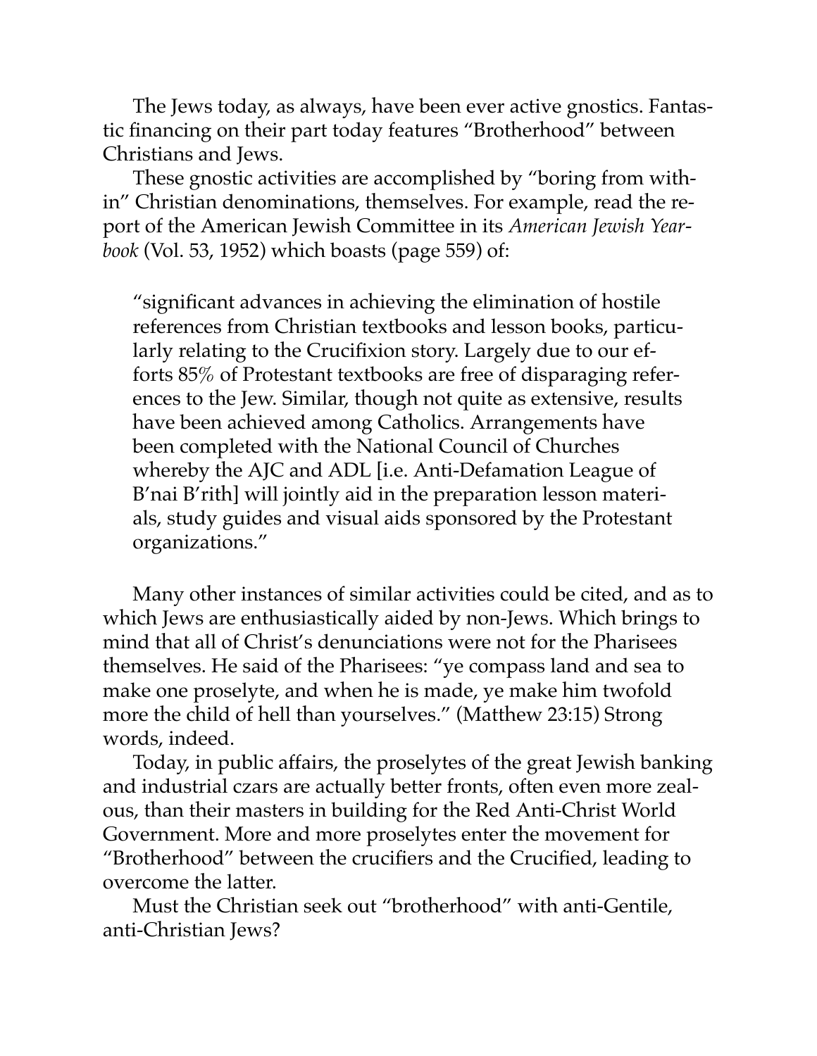The Jews today, as always, have been ever active gnostics. Fantastic financing on their part today features "Brotherhood" between Christians and Jews.

These gnostic activities are accomplished by "boring from within" Christian denominations, themselves. For example, read the report of the American Jewish Committee in its *American Jewish Yearbook* (Vol. 53, 1952) which boasts (page 559) of:

> "significant advances in achieving the elimination of hostile references from Christian textbooks and lesson books, particularly relating to the Crucifixion story. Largely due to our efforts 85% of Protestant textbooks are free of disparaging references to the Jew. Similar, though not quite as extensive, results have been achieved among Catholics. Arrangements have been completed with the National Council of Churches whereby the AJC and ADL [i.e. Anti-Defamation League of B'nai B'rith] will jointly aid in the preparation lesson materials, study guides and visual aids sponsored by the Protestant organizations."

Many other instances of similar activities could be cited, and as to which Jews are enthusiastically aided by non-Jews. Which brings to mind that all of Christ's denunciations were not for the Pharisees themselves. He said of the Pharisees: "ye compass land and sea to make one proselyte, and when he is made, ye make him twofold more the child of hell than yourselves." (Matthew 23:15) Strong words, indeed.

Today, in public affairs, the proselytes of the great Jewish banking and industrial czars are actually better fronts, often even more zealous, than their masters in building for the Red Anti-Christ World Government. More and more proselytes enter the movement for "Brotherhood" between the crucifiers and the Crucified, leading to overcome the latter.

Must the Christian seek out "brotherhood" with anti-Gentile, anti-Christian Jews?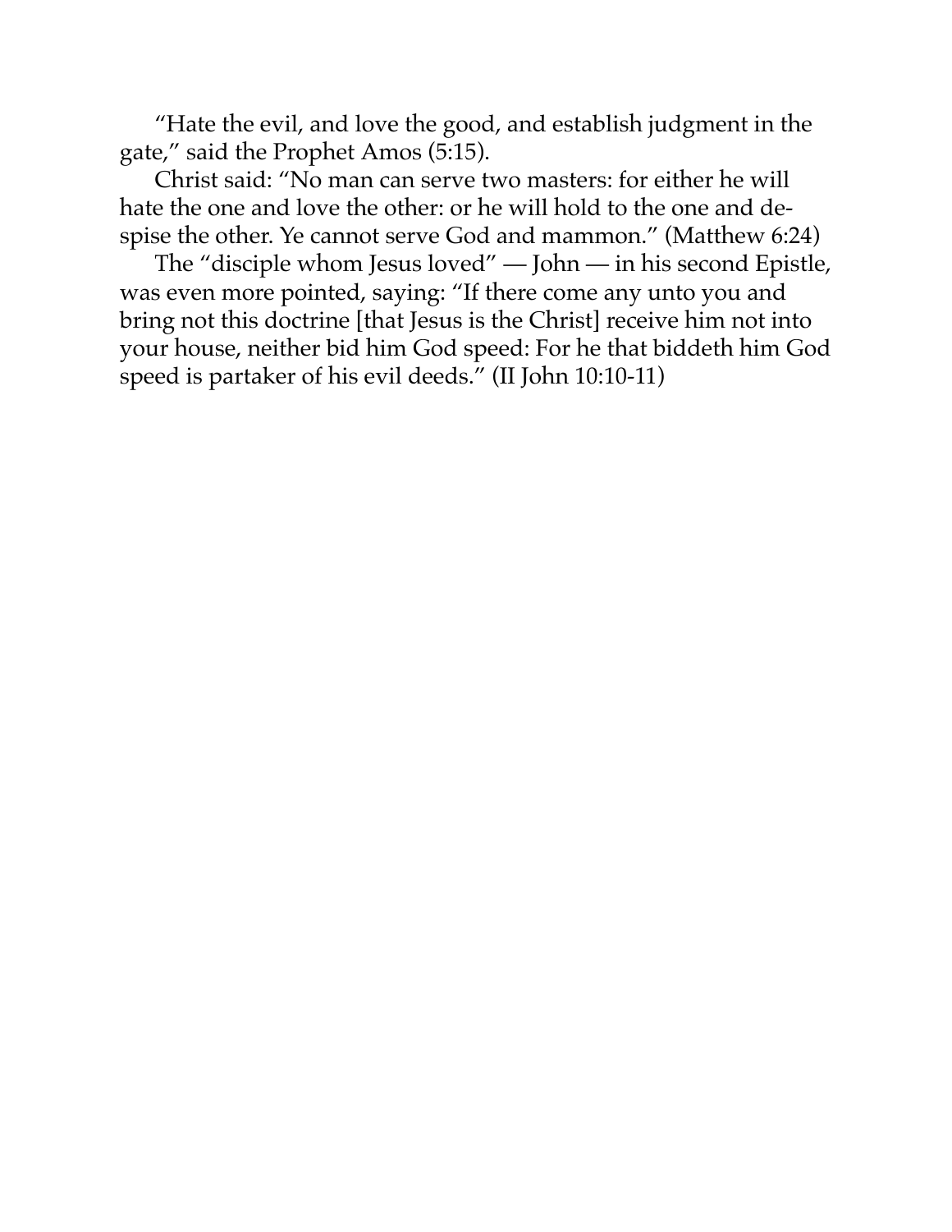"Hate the evil, and love the good, and establish judgment in the gate," said the Prophet Amos (5:15).

Christ said: "No man can serve two masters: for either he will hate the one and love the other: or he will hold to the one and despise the other. Ye cannot serve God and mammon." (Matthew 6:24)

The "disciple whom Jesus loved" — John — in his second Epistle, was even more pointed, saying: "If there come any unto you and bring not this doctrine [that Jesus is the Christ] receive him not into your house, neither bid him God speed: For he that biddeth him God speed is partaker of his evil deeds." (II John 10:10-11)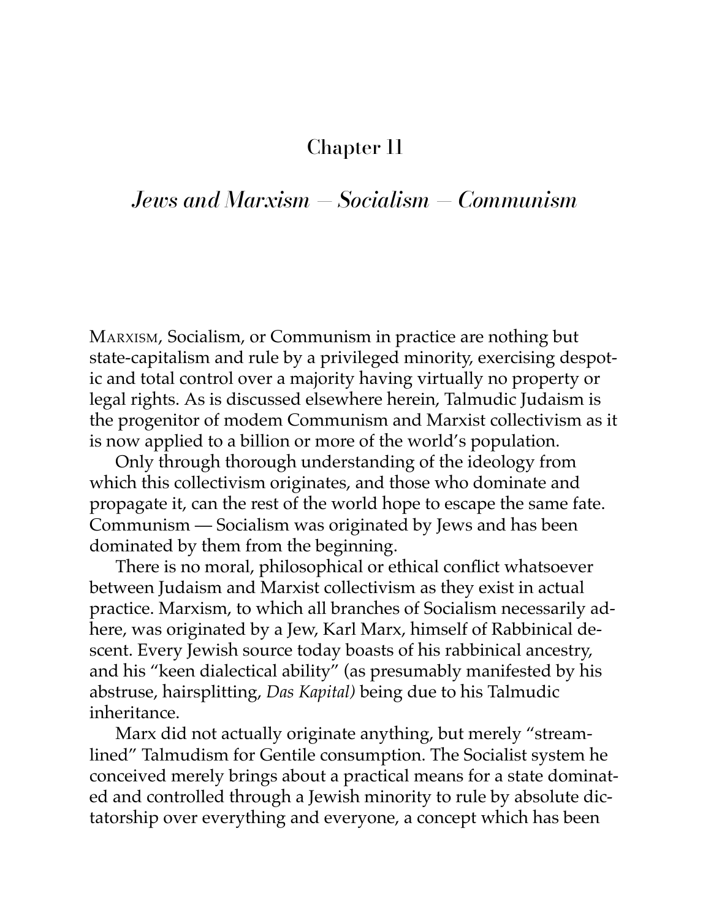# Chapter 11

## *Jews and Marxism — Socialism — Communism*

MARXISM, Socialism, or Communism in practice are nothing but state-capitalism and rule by a privileged minority, exercising despotic and total control over a majority having virtually no property or legal rights. As is discussed elsewhere herein, Talmudic Judaism is the progenitor of modem Communism and Marxist collectivism as it is now applied to a billion or more of the world's population.

Only through thorough understanding of the ideology from which this collectivism originates, and those who dominate and propagate it, can the rest of the world hope to escape the same fate. Communism — Socialism was originated by Jews and has been dominated by them from the beginning.

There is no moral, philosophical or ethical conflict whatsoever between Judaism and Marxist collectivism as they exist in actual practice. Marxism, to which all branches of Socialism necessarily adhere, was originated by a Jew, Karl Marx, himself of Rabbinical descent. Every Jewish source today boasts of his rabbinical ancestry, and his "keen dialectical ability" (as presumably manifested by his abstruse, hairsplitting, *Das Kapital)* being due to his Talmudic inheritance.

Marx did not actually originate anything, but merely "streamlined" Talmudism for Gentile consumption. The Socialist system he conceived merely brings about a practical means for a state dominated and controlled through a Jewish minority to rule by absolute dictatorship over everything and everyone, a concept which has been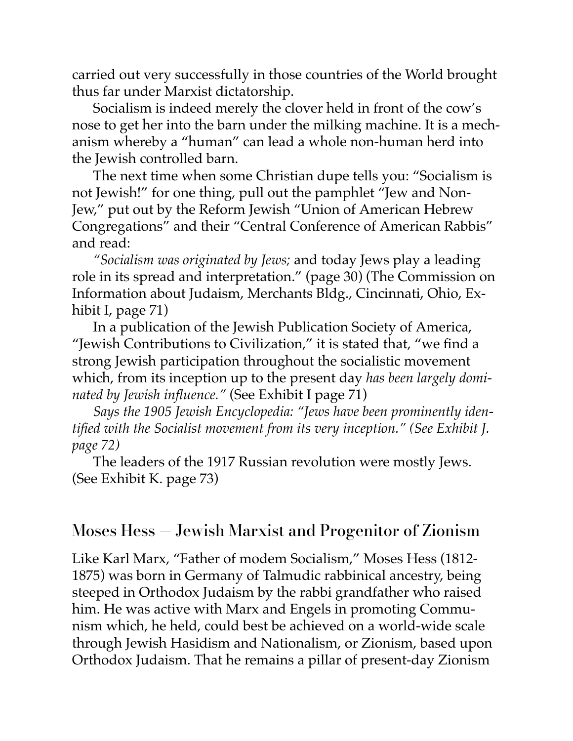carried out very successfully in those countries of the World brought thus far under Marxist dictatorship.

Socialism is indeed merely the clover held in front of the cow's nose to get her into the barn under the milking machine. It is a mechanism whereby a "human" can lead a whole non-human herd into the Jewish controlled barn.

The next time when some Christian dupe tells you: "Socialism is not Jewish!" for one thing, pull out the pamphlet "Jew and Non-Jew," put out by the Reform Jewish "Union of American Hebrew Congregations" and their "Central Conference of American Rabbis" and read:

*"Socialism was originated by Jews;* and today Jews play a leading role in its spread and interpretation." (page 30) (The Commission on Information about Judaism, Merchants Bldg., Cincinnati, Ohio, Exhibit I, page 71)

In a publication of the Jewish Publication Society of America, "Jewish Contributions to Civilization," it is stated that, "we find a strong Jewish participation throughout the socialistic movement which, from its inception up to the present day *has been largely dominated by Jewish influence."* (See Exhibit I page 71)

*Says the 1905 Jewish Encyclopedia: "Jews have been prominently identified with the Socialist movement from its very inception." (See Exhibit J. page 72)*

The leaders of the 1917 Russian revolution were mostly Jews. (See Exhibit K. page 73)

## Moses Hess — Jewish Marxist and Progenitor of Zionism

Like Karl Marx, "Father of modem Socialism," Moses Hess (1812-1875) was born in Germany of Talmudic rabbinical ancestry, being steeped in Orthodox Judaism by the rabbi grandfather who raised him. He was active with Marx and Engels in promoting Communism which, he held, could best be achieved on a world-wide scale through Jewish Hasidism and Nationalism, or Zionism, based upon Orthodox Judaism. That he remains a pillar of present-day Zionism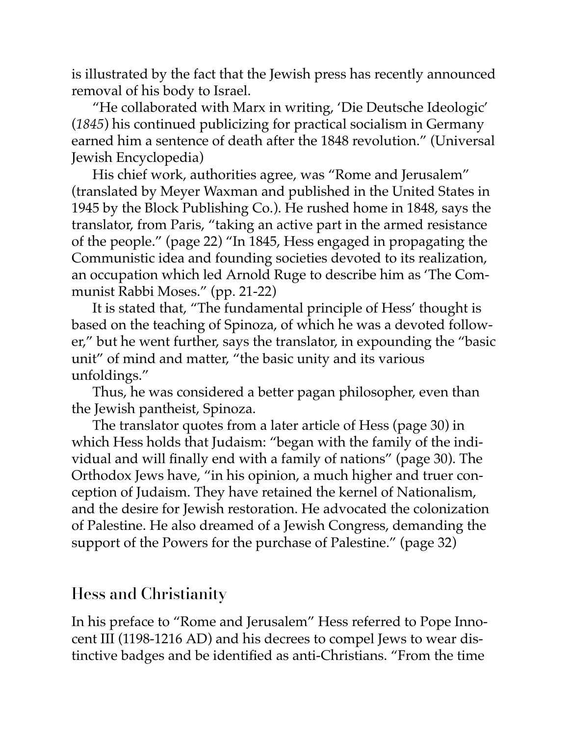is illustrated by the fact that the Jewish press has recently announced removal of his body to Israel.

"He collaborated with Marx in writing, 'Die Deutsche Ideologic' (*1845*) his continued publicizing for practical socialism in Germany earned him a sentence of death after the 1848 revolution." (Universal Jewish Encyclopedia)

His chief work, authorities agree, was "Rome and Jerusalem" (translated by Meyer Waxman and published in the United States in 1945 by the Block Publishing Co.). He rushed home in 1848, says the translator, from Paris, "taking an active part in the armed resistance of the people." (page 22) "In 1845, Hess engaged in propagating the Communistic idea and founding societies devoted to its realization, an occupation which led Arnold Ruge to describe him as 'The Communist Rabbi Moses." (pp. 21-22)

It is stated that, "The fundamental principle of Hess' thought is based on the teaching of Spinoza, of which he was a devoted follower," but he went further, says the translator, in expounding the "basic unit" of mind and matter, "the basic unity and its various unfoldings."

Thus, he was considered a better pagan philosopher, even than the Jewish pantheist, Spinoza.

The translator quotes from a later article of Hess (page 30) in which Hess holds that Judaism: "began with the family of the individual and will finally end with a family of nations" (page 30). The Orthodox Jews have, "in his opinion, a much higher and truer conception of Judaism. They have retained the kernel of Nationalism, and the desire for Jewish restoration. He advocated the colonization of Palestine. He also dreamed of a Jewish Congress, demanding the support of the Powers for the purchase of Palestine." (page 32)

## Hess and Christianity

In his preface to "Rome and Jerusalem" Hess referred to Pope Innocent III (1198-1216 AD) and his decrees to compel Jews to wear distinctive badges and be identified as anti-Christians. "From the time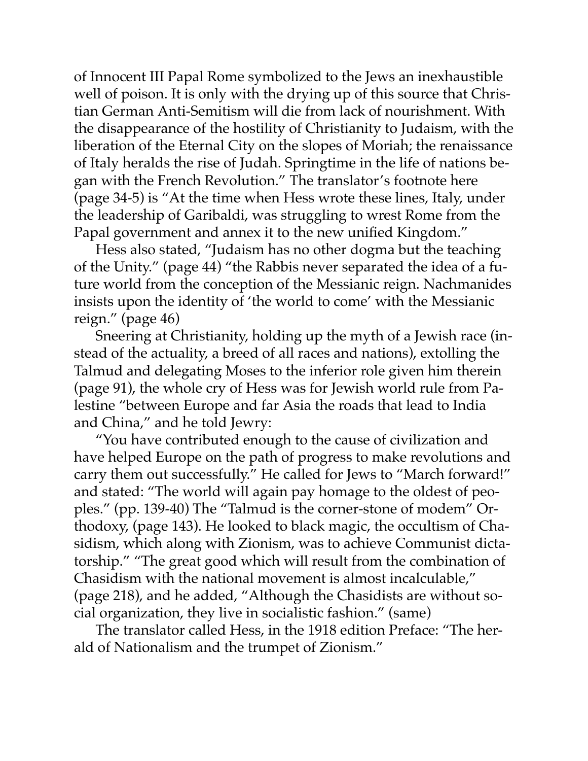of Innocent III Papal Rome symbolized to the Jews an inexhaustible well of poison. It is only with the drying up of this source that Christian German Anti-Semitism will die from lack of nourishment. With the disappearance of the hostility of Christianity to Judaism, with the liberation of the Eternal City on the slopes of Moriah; the renaissance of Italy heralds the rise of Judah. Springtime in the life of nations began with the French Revolution." The translator's footnote here (page 34-5) is "At the time when Hess wrote these lines, Italy, under the leadership of Garibaldi, was struggling to wrest Rome from the Papal government and annex it to the new unified Kingdom."

Hess also stated, "Judaism has no other dogma but the teaching of the Unity." (page 44) "the Rabbis never separated the idea of a future world from the conception of the Messianic reign. Nachmanides insists upon the identity of 'the world to come' with the Messianic reign." (page 46)

Sneering at Christianity, holding up the myth of a Jewish race (instead of the actuality, a breed of all races and nations), extolling the Talmud and delegating Moses to the inferior role given him therein (page 91), the whole cry of Hess was for Jewish world rule from Palestine "between Europe and far Asia the roads that lead to India and China," and he told Jewry:

"You have contributed enough to the cause of civilization and have helped Europe on the path of progress to make revolutions and carry them out successfully." He called for Jews to "March forward!" and stated: "The world will again pay homage to the oldest of peoples." (pp. 139-40) The "Talmud is the corner-stone of modem" Orthodoxy, (page 143). He looked to black magic, the occultism of Chasidism, which along with Zionism, was to achieve Communist dictatorship." "The great good which will result from the combination of Chasidism with the national movement is almost incalculable," (page 218), and he added, "Although the Chasidists are without social organization, they live in socialistic fashion." (same)

The translator called Hess, in the 1918 edition Preface: "The herald of Nationalism and the trumpet of Zionism."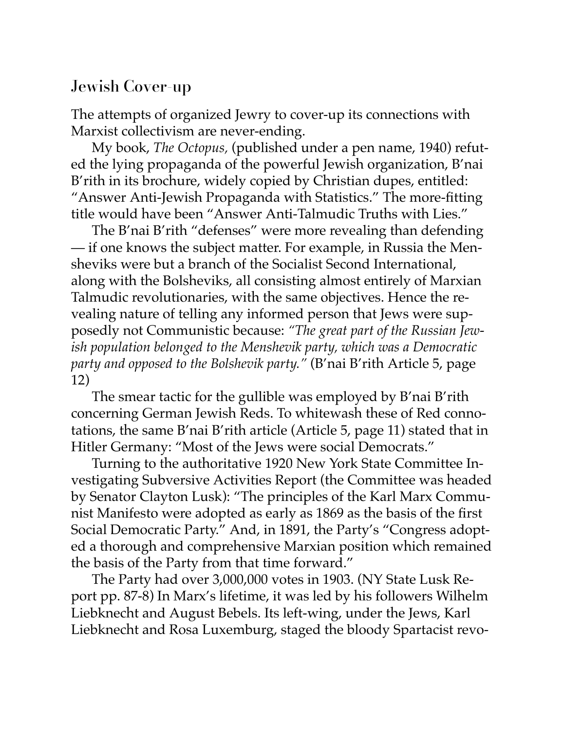## Jewish Cover-up

The attempts of organized Jewry to cover-up its connections with Marxist collectivism are never-ending.

My book, *The Octopus*, (published under a pen name, 1940) refuted the lying propaganda of the powerful Jewish organization, B'nai B'rith in its brochure, widely copied by Christian dupes, entitled: "Answer Anti-Jewish Propaganda with Statistics." The more-fitting title would have been "Answer Anti-Talmudic Truths with Lies."

The B'nai B'rith "defenses" were more revealing than defending — if one knows the subject matter. For example, in Russia the Mensheviks were but a branch of the Socialist Second International, along with the Bolsheviks, all consisting almost entirely of Marxian Talmudic revolutionaries, with the same objectives. Hence the revealing nature of telling any informed person that Jews were supposedly not Communistic because: *"The great part of the Russian Jewish population belonged to the Menshevik party, which was a Democratic party and opposed to the Bolshevik party."* (B'nai B'rith Article 5, page 12)

The smear tactic for the gullible was employed by B'nai B'rith concerning German Jewish Reds. To whitewash these of Red connotations, the same B'nai B'rith article (Article 5, page 11) stated that in Hitler Germany: "Most of the Jews were social Democrats."

Turning to the authoritative 1920 New York State Committee Investigating Subversive Activities Report (the Committee was headed by Senator Clayton Lusk): "The principles of the Karl Marx Communist Manifesto were adopted as early as 1869 as the basis of the first Social Democratic Party." And, in 1891, the Party's "Congress adopted a thorough and comprehensive Marxian position which remained the basis of the Party from that time forward."

The Party had over 3,000,000 votes in 1903. (NY State Lusk Report pp. 87-8) In Marx's lifetime, it was led by his followers Wilhelm Liebknecht and August Bebels. Its left-wing, under the Jews, Karl Liebknecht and Rosa Luxemburg, staged the bloody Spartacist revo-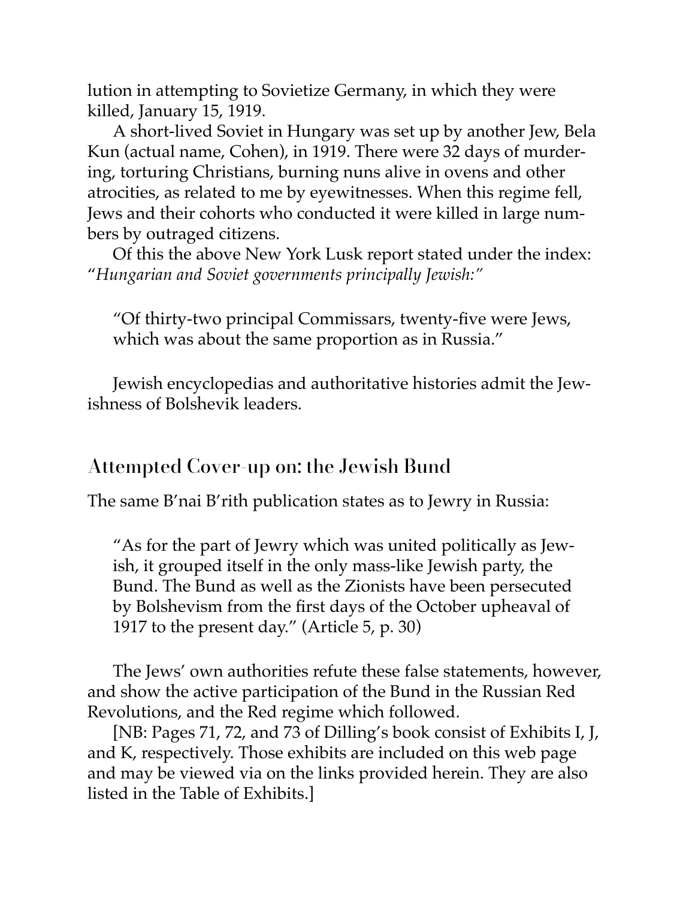lution in attempting to Sovietize Germany, in which they were killed, January 15, 1919.

A short-lived Soviet in Hungary was set up by another Jew, Bela Kun (actual name, Cohen), in 1919. There were 32 days of murdering, torturing Christians, burning nuns alive in ovens and other atrocities, as related to me by eyewitnesses. When this regime fell, Jews and their cohorts who conducted it were killed in large numbers by outraged citizens.

Of this the above New York Lusk report stated under the index: "*Hungarian and Soviet governments principally Jewish:*"

> "Of thirty-two principal Commissars, twenty-five were Jews, which was about the same proportion as in Russia."

Jewish encyclopedias and authoritative histories admit the Jewishness of Bolshevik leaders.

## Attempted Cover-up on: the Jewish Bund

The same B'nai B'rith publication states as to Jewry in Russia:

> "As for the part of Jewry which was united politically as Jewish, it grouped itself in the only mass-like Jewish party, the Bund. The Bund as well as the Zionists have been persecuted by Bolshevism from the first days of the October upheaval of 1917 to the present day." (Article 5, p. 30)

The Jews' own authorities refute these false statements, however, and show the active participation of the Bund in the Russian Red Revolutions, and the Red regime which followed.

[NB: Pages 71, 72, and 73 of Dilling's book consist of Exhibits I, J, and K, respectively. Those exhibits are included on this web page and may be viewed via on the links provided herein. They are also listed in the Table of Exhibits.]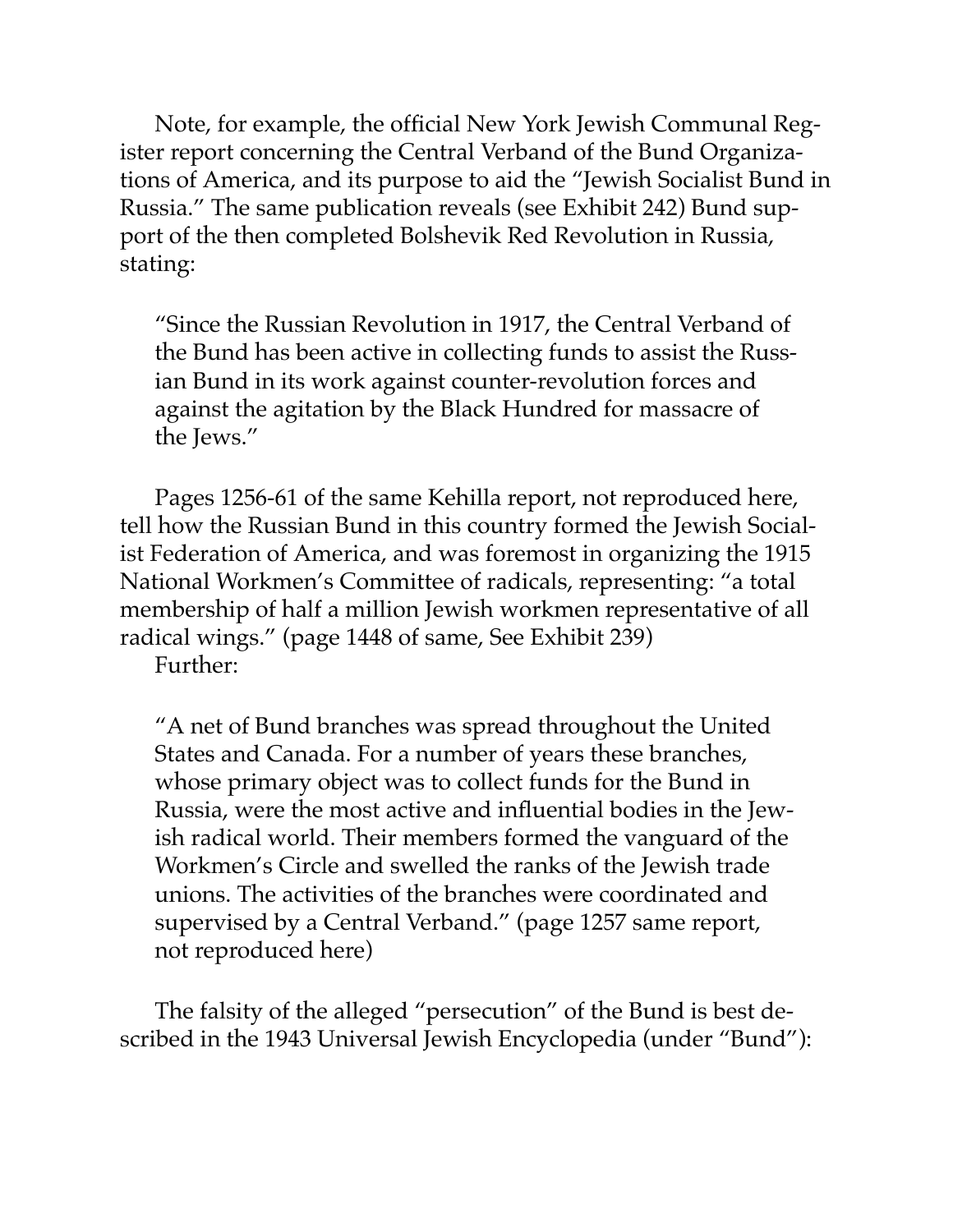Note, for example, the official New York Jewish Communal Register report concerning the Central Verband of the Bund Organizations of America, and its purpose to aid the "Jewish Socialist Bund in Russia." The same publication reveals (see Exhibit 242) Bund support of the then completed Bolshevik Red Revolution in Russia, stating:

> "Since the Russian Revolution in 1917, the Central Verband of the Bund has been active in collecting funds to assist the Russian Bund in its work against counter-revolution forces and against the agitation by the Black Hundred for massacre of the Jews."

Pages 1256-61 of the same Kehilla report, not reproduced here, tell how the Russian Bund in this country formed the Jewish Socialist Federation of America, and was foremost in organizing the 1915 National Workmen's Committee of radicals, representing: "a total membership of half a million Jewish workmen representative of all radical wings." (page 1448 of same, See Exhibit 239)

Further:

> "A net of Bund branches was spread throughout the United States and Canada. For a number of years these branches, whose primary object was to collect funds for the Bund in Russia, were the most active and influential bodies in the Jewish radical world. Their members formed the vanguard of the Workmen's Circle and swelled the ranks of the Jewish trade unions. The activities of the branches were coordinated and supervised by a Central Verband." (page 1257 same report, not reproduced here)

The falsity of the alleged "persecution" of the Bund is best described in the 1943 Universal Jewish Encyclopedia (under "Bund"):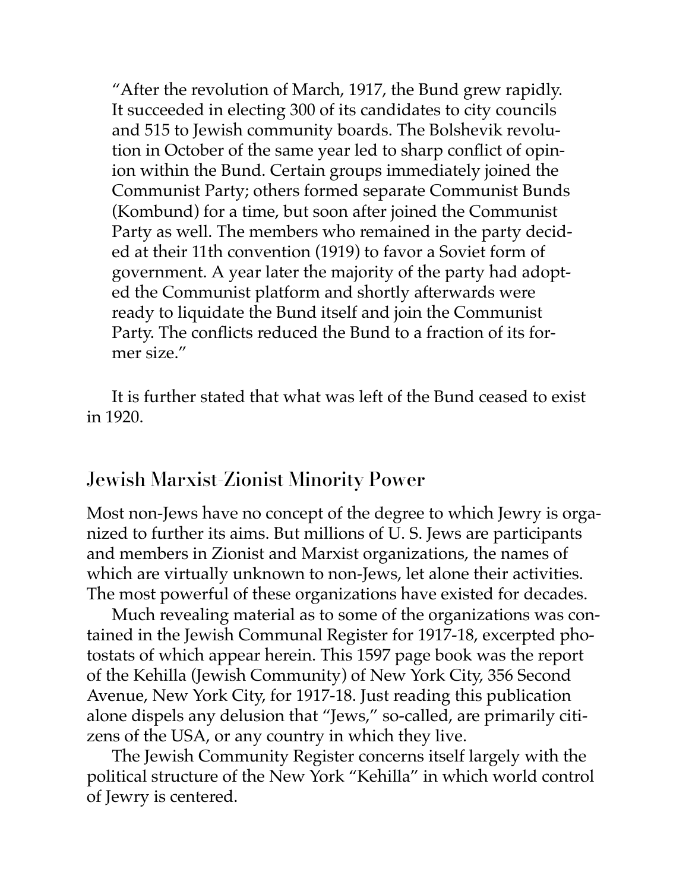> "After the revolution of March, 1917, the Bund grew rapidly. It succeeded in electing 300 of its candidates to city councils and 515 to Jewish community boards. The Bolshevik revolution in October of the same year led to sharp conflict of opinion within the Bund. Certain groups immediately joined the Communist Party; others formed separate Communist Bunds (Kombund) for a time, but soon after joined the Communist Party as well. The members who remained in the party decided at their 11th convention (1919) to favor a Soviet form of government. A year later the majority of the party had adopted the Communist platform and shortly afterwards were ready to liquidate the Bund itself and join the Communist Party. The conflicts reduced the Bund to a fraction of its former size."

It is further stated that what was left of the Bund ceased to exist in 1920.

## Jewish Marxist-Zionist Minority Power

Most non-Jews have no concept of the degree to which Jewry is organized to further its aims. But millions of U. S. Jews are participants and members in Zionist and Marxist organizations, the names of which are virtually unknown to non-Jews, let alone their activities. The most powerful of these organizations have existed for decades.

Much revealing material as to some of the organizations was contained in the Jewish Communal Register for 1917-18, excerpted photostats of which appear herein. This 1597 page book was the report of the Kehilla (Jewish Community) of New York City, 356 Second Avenue, New York City, for 1917-18. Just reading this publication alone dispels any delusion that "Jews," so-called, are primarily citizens of the USA, or any country in which they live.

The Jewish Community Register concerns itself largely with the political structure of the New York "Kehilla" in which world control of Jewry is centered.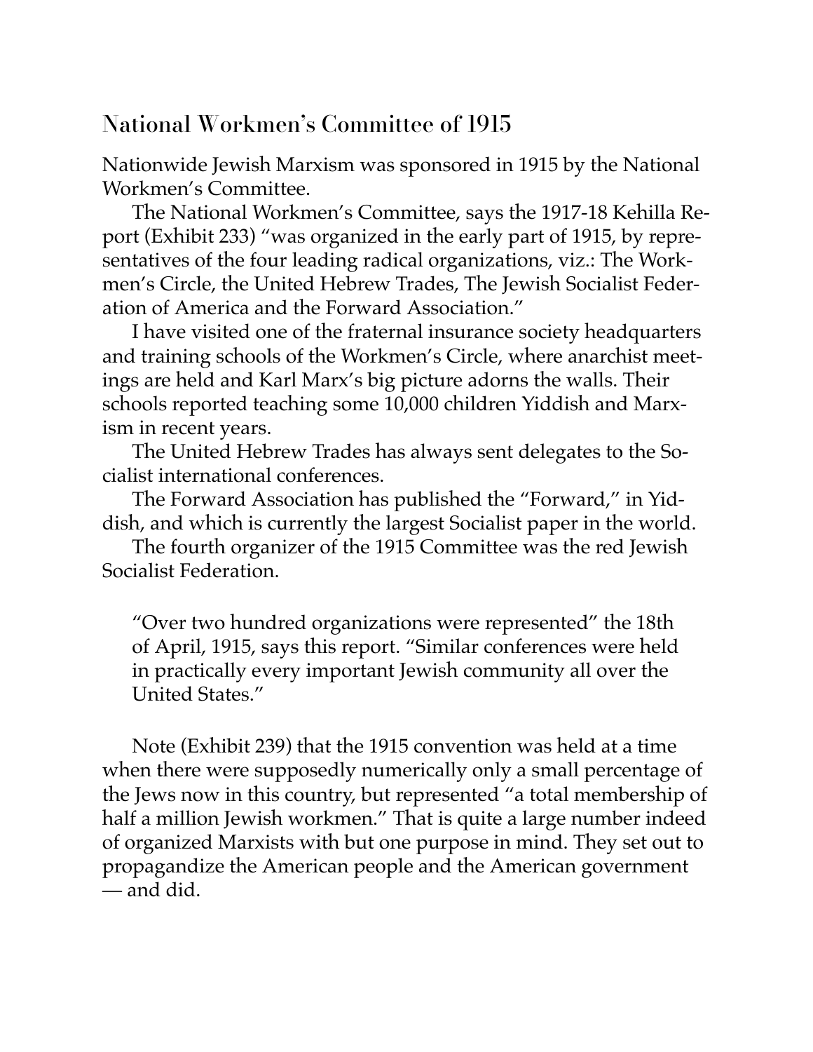## National Workmen's Committee of 1915

Nationwide Jewish Marxism was sponsored in 1915 by the National Workmen's Committee.

The National Workmen's Committee, says the 1917-18 Kehilla Report (Exhibit 233) "was organized in the early part of 1915, by representatives of the four leading radical organizations, viz.: The Workmen's Circle, the United Hebrew Trades, The Jewish Socialist Federation of America and the Forward Association."

I have visited one of the fraternal insurance society headquarters and training schools of the Workmen's Circle, where anarchist meetings are held and Karl Marx's big picture adorns the walls. Their schools reported teaching some 10,000 children Yiddish and Marxism in recent years.

The United Hebrew Trades has always sent delegates to the Socialist international conferences.

The Forward Association has published the "Forward," in Yiddish, and which is currently the largest Socialist paper in the world.

The fourth organizer of the 1915 Committee was the red Jewish Socialist Federation.

> "Over two hundred organizations were represented" the 18th of April, 1915, says this report. "Similar conferences were held in practically every important Jewish community all over the United States."

Note (Exhibit 239) that the 1915 convention was held at a time when there were supposedly numerically only a small percentage of the Jews now in this country, but represented "a total membership of half a million Jewish workmen." That is quite a large number indeed of organized Marxists with but one purpose in mind. They set out to propagandize the American people and the American government — and did.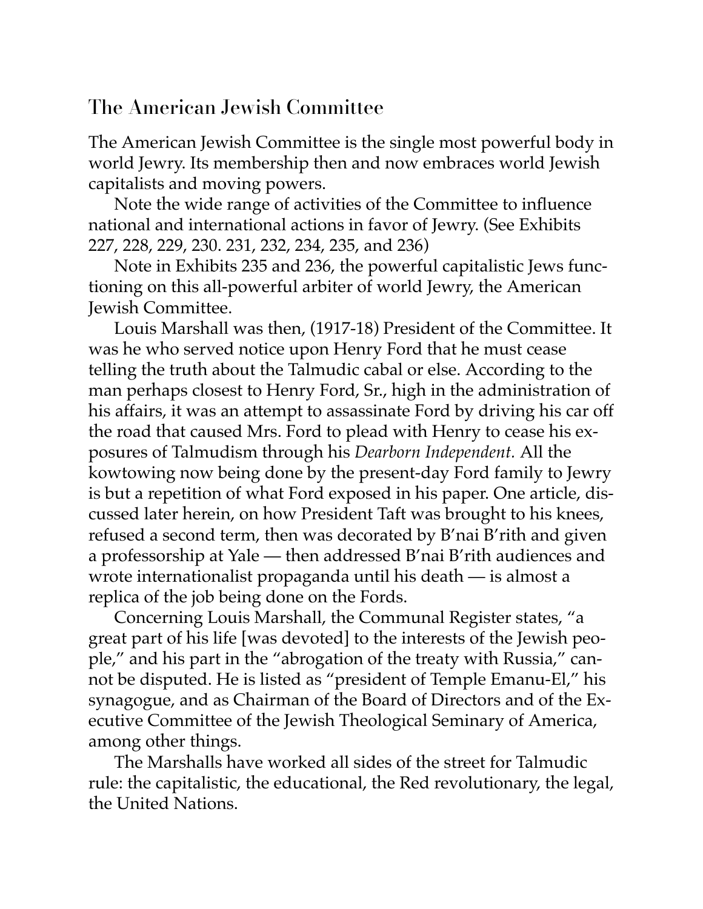## The American Jewish Committee

The American Jewish Committee is the single most powerful body in world Jewry. Its membership then and now embraces world Jewish capitalists and moving powers.

Note the wide range of activities of the Committee to influence national and international actions in favor of Jewry. (See Exhibits 227, 228, 229, 230. 231, 232, 234, 235, and 236)

Note in Exhibits 235 and 236, the powerful capitalistic Jews functioning on this all-powerful arbiter of world Jewry, the American Jewish Committee.

Louis Marshall was then, (1917-18) President of the Committee. It was he who served notice upon Henry Ford that he must cease telling the truth about the Talmudic cabal or else. According to the man perhaps closest to Henry Ford, Sr., high in the administration of his affairs, it was an attempt to assassinate Ford by driving his car off the road that caused Mrs. Ford to plead with Henry to cease his exposures of Talmudism through his *Dearborn Independent.* All the kowtowing now being done by the present-day Ford family to Jewry is but a repetition of what Ford exposed in his paper. One article, discussed later herein, on how President Taft was brought to his knees, refused a second term, then was decorated by B'nai B'rith and given a professorship at Yale — then addressed B'nai B'rith audiences and wrote internationalist propaganda until his death — is almost a replica of the job being done on the Fords.

Concerning Louis Marshall, the Communal Register states, "a great part of his life [was devoted] to the interests of the Jewish people," and his part in the "abrogation of the treaty with Russia," cannot be disputed. He is listed as "president of Temple Emanu-El," his synagogue, and as Chairman of the Board of Directors and of the Executive Committee of the Jewish Theological Seminary of America, among other things.

The Marshalls have worked all sides of the street for Talmudic rule: the capitalistic, the educational, the Red revolutionary, the legal, the United Nations.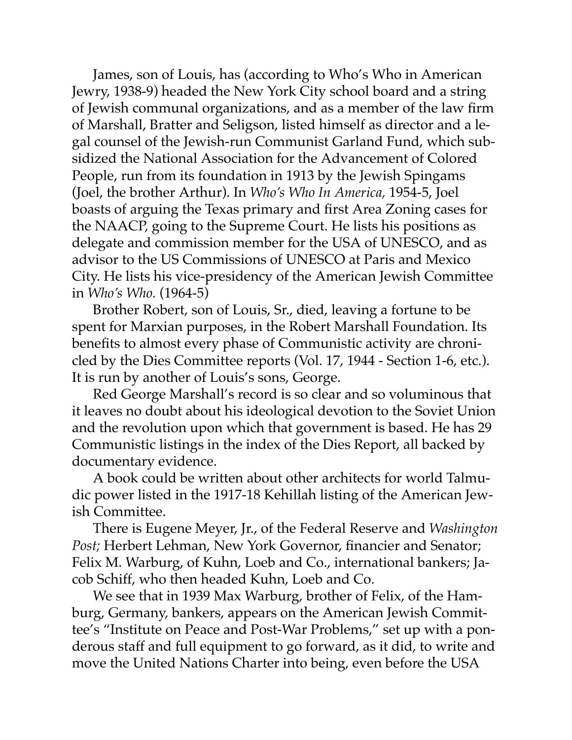James, son of Louis, has (according to Who's Who in American Jewry, 1938-9) headed the New York City school board and a string of Jewish communal organizations, and as a member of the law firm of Marshall, Bratter and Seligson, listed himself as director and a legal counsel of the Jewish-run Communist Garland Fund, which subsidized the National Association for the Advancement of Colored People, run from its foundation in 1913 by the Jewish Spingams (Joel, the brother Arthur). In *Who's Who In America,* 1954-5, Joel boasts of arguing the Texas primary and first Area Zoning cases for the NAACP, going to the Supreme Court. He lists his positions as delegate and commission member for the USA of UNESCO, and as advisor to the US Commissions of UNESCO at Paris and Mexico City. He lists his vice-presidency of the American Jewish Committee in *Who's Who.* (1964-5)

Brother Robert, son of Louis, Sr., died, leaving a fortune to be spent for Marxian purposes, in the Robert Marshall Foundation. Its benefits to almost every phase of Communistic activity are chronicled by the Dies Committee reports (Vol. 17, 1944 - Section 1-6, etc.). It is run by another of Louis's sons, George.

Red George Marshall's record is so clear and so voluminous that it leaves no doubt about his ideological devotion to the Soviet Union and the revolution upon which that government is based. He has 29 Communistic listings in the index of the Dies Report, all backed by documentary evidence.

A book could be written about other architects for world Talmudic power listed in the 1917-18 Kehillah listing of the American Jewish Committee.

There is Eugene Meyer, Jr., of the Federal Reserve and *Washington Post;* Herbert Lehman, New York Governor, financier and Senator; Felix M. Warburg, of Kuhn, Loeb and Co., international bankers; Jacob Schiff, who then headed Kuhn, Loeb and Co.

We see that in 1939 Max Warburg, brother of Felix, of the Hamburg, Germany, bankers, appears on the American Jewish Committee's "Institute on Peace and Post-War Problems," set up with a ponderous staff and full equipment to go forward, as it did, to write and move the United Nations Charter into being, even before the USA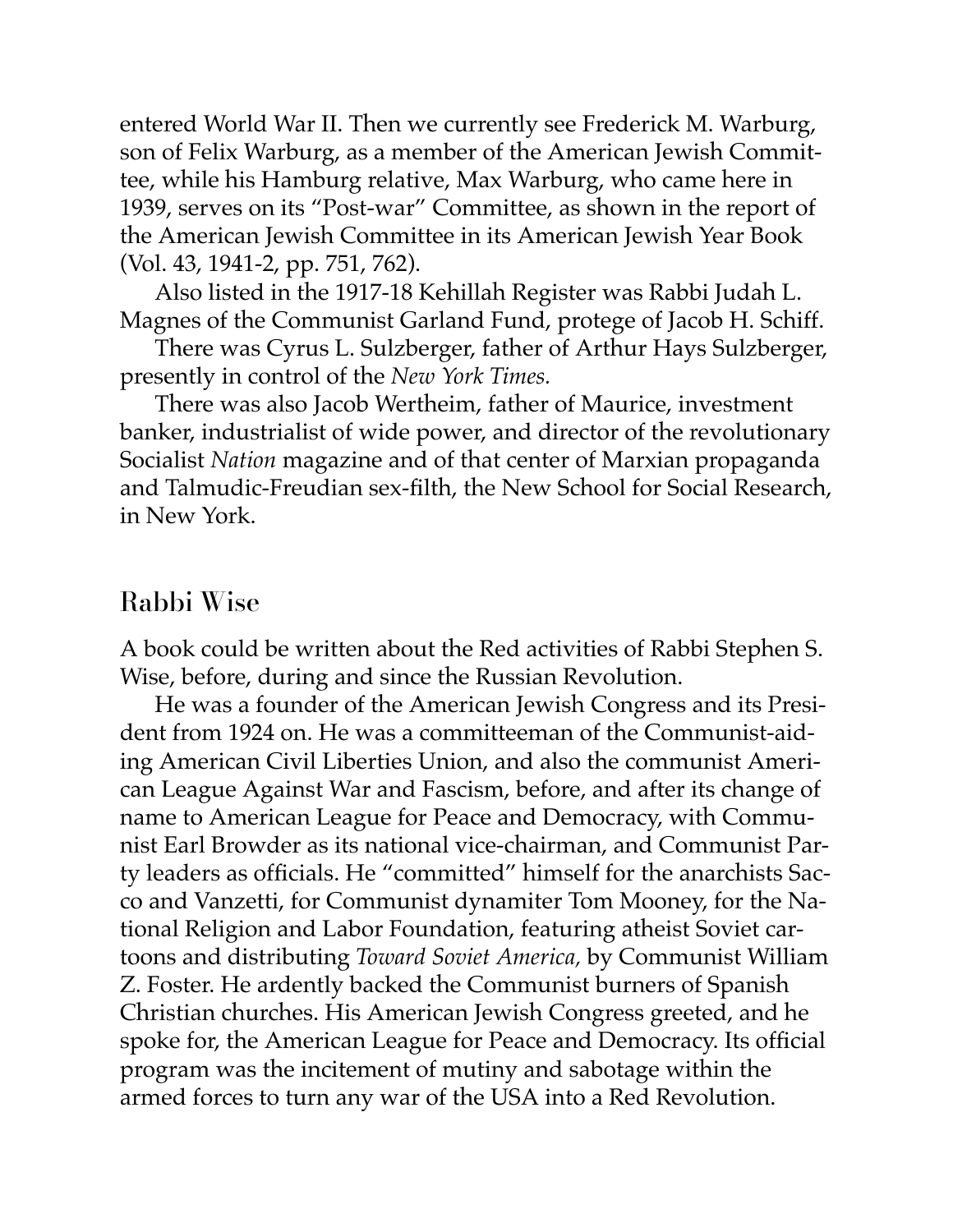entered World War II. Then we currently see Frederick M. Warburg, son of Felix Warburg, as a member of the American Jewish Committee, while his Hamburg relative, Max Warburg, who came here in 1939, serves on its "Post-war" Committee, as shown in the report of the American Jewish Committee in its American Jewish Year Book (Vol. 43, 1941-2, pp. 751, 762).

Also listed in the 1917-18 Kehillah Register was Rabbi Judah L. Magnes of the Communist Garland Fund, protege of Jacob H. Schiff.

There was Cyrus L. Sulzberger, father of Arthur Hays Sulzberger, presently in control of the *New York Times.*

There was also Jacob Wertheim, father of Maurice, investment banker, industrialist of wide power, and director of the revolutionary Socialist *Nation* magazine and of that center of Marxian propaganda and Talmudic-Freudian sex-filth, the New School for Social Research, in New York.

## Rabbi Wise

A book could be written about the Red activities of Rabbi Stephen S. Wise, before, during and since the Russian Revolution.

He was a founder of the American Jewish Congress and its President from 1924 on. He was a committeeman of the Communist-aiding American Civil Liberties Union, and also the communist American League Against War and Fascism, before, and after its change of name to American League for Peace and Democracy, with Communist Earl Browder as its national vice-chairman, and Communist Party leaders as officials. He "committed" himself for the anarchists Sacco and Vanzetti, for Communist dynamiter Tom Mooney, for the National Religion and Labor Foundation, featuring atheist Soviet cartoons and distributing *Toward Soviet America,* by Communist William Z. Foster. He ardently backed the Communist burners of Spanish Christian churches. His American Jewish Congress greeted, and he spoke for, the American League for Peace and Democracy. Its official program was the incitement of mutiny and sabotage within the armed forces to turn any war of the USA into a Red Revolution.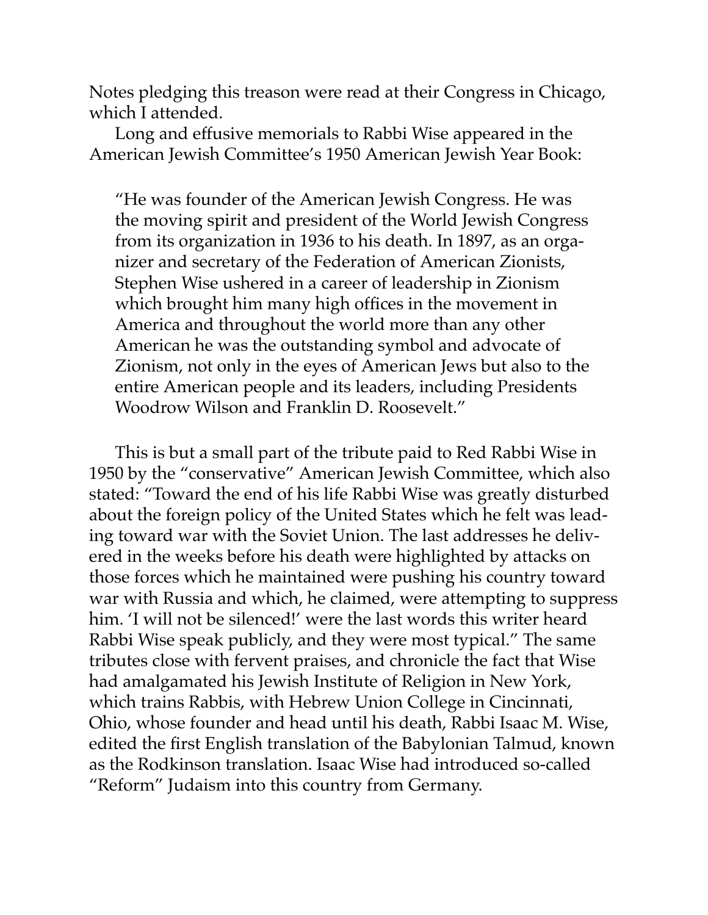Notes pledging this treason were read at their Congress in Chicago, which I attended.

Long and effusive memorials to Rabbi Wise appeared in the American Jewish Committee's 1950 American Jewish Year Book:

> "He was founder of the American Jewish Congress. He was the moving spirit and president of the World Jewish Congress from its organization in 1936 to his death. In 1897, as an organizer and secretary of the Federation of American Zionists, Stephen Wise ushered in a career of leadership in Zionism which brought him many high offices in the movement in America and throughout the world more than any other American he was the outstanding symbol and advocate of Zionism, not only in the eyes of American Jews but also to the entire American people and its leaders, including Presidents Woodrow Wilson and Franklin D. Roosevelt."

This is but a small part of the tribute paid to Red Rabbi Wise in 1950 by the "conservative" American Jewish Committee, which also stated: "Toward the end of his life Rabbi Wise was greatly disturbed about the foreign policy of the United States which he felt was leading toward war with the Soviet Union. The last addresses he delivered in the weeks before his death were highlighted by attacks on those forces which he maintained were pushing his country toward war with Russia and which, he claimed, were attempting to suppress him. 'I will not be silenced!' were the last words this writer heard Rabbi Wise speak publicly, and they were most typical." The same tributes close with fervent praises, and chronicle the fact that Wise had amalgamated his Jewish Institute of Religion in New York, which trains Rabbis, with Hebrew Union College in Cincinnati, Ohio, whose founder and head until his death, Rabbi Isaac M. Wise, edited the first English translation of the Babylonian Talmud, known as the Rodkinson translation. Isaac Wise had introduced so-called "Reform" Judaism into this country from Germany.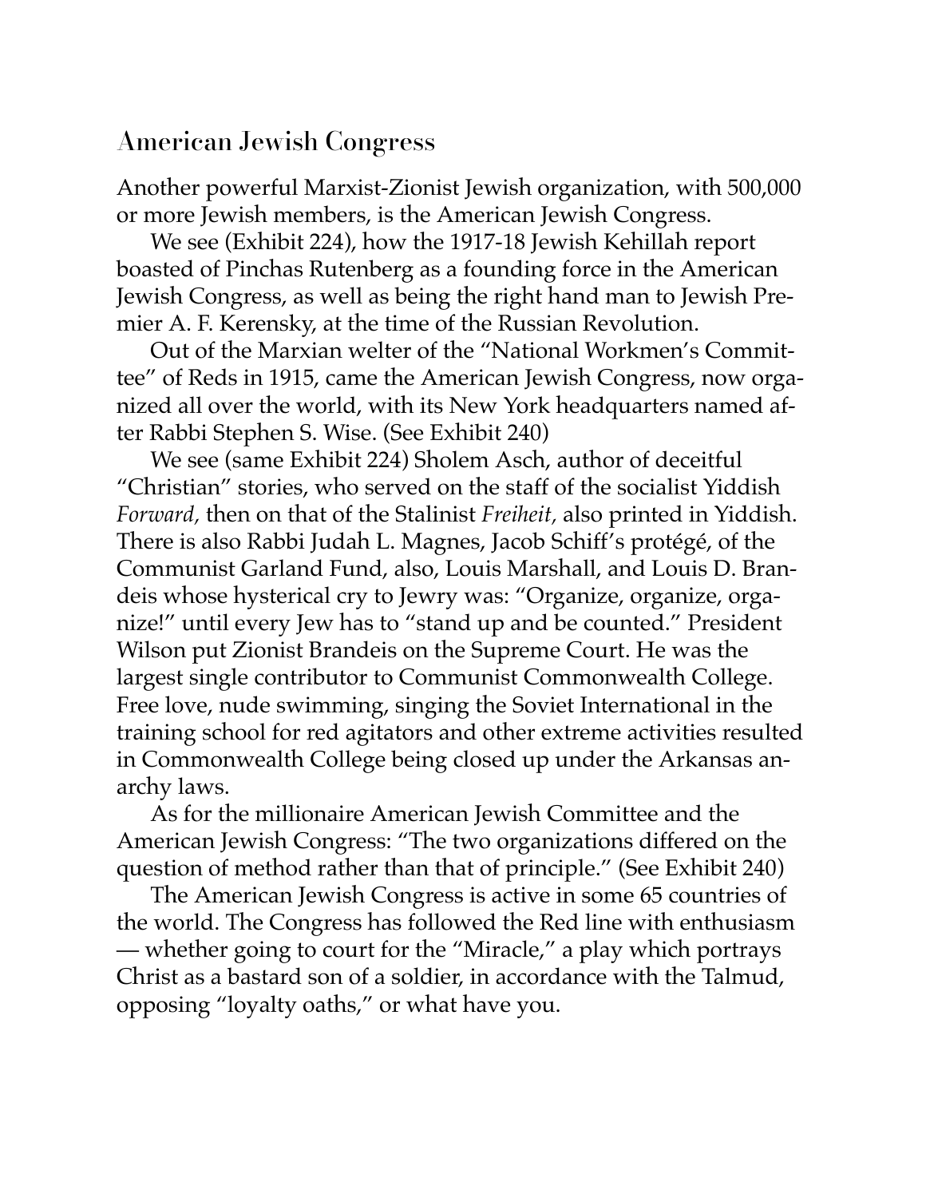## American Jewish Congress

Another powerful Marxist-Zionist Jewish organization, with 500,000 or more Jewish members, is the American Jewish Congress.

We see (Exhibit 224), how the 1917-18 Jewish Kehillah report boasted of Pinchas Rutenberg as a founding force in the American Jewish Congress, as well as being the right hand man to Jewish Premier A. F. Kerensky, at the time of the Russian Revolution.

Out of the Marxian welter of the "National Workmen's Committee" of Reds in 1915, came the American Jewish Congress, now organized all over the world, with its New York headquarters named after Rabbi Stephen S. Wise. (See Exhibit 240)

We see (same Exhibit 224) Sholem Asch, author of deceitful "Christian" stories, who served on the staff of the socialist Yiddish *Forward,* then on that of the Stalinist *Freiheit,* also printed in Yiddish. There is also Rabbi Judah L. Magnes, Jacob Schiff's protégé, of the Communist Garland Fund, also, Louis Marshall, and Louis D. Brandeis whose hysterical cry to Jewry was: "Organize, organize, organize!" until every Jew has to "stand up and be counted." President Wilson put Zionist Brandeis on the Supreme Court. He was the largest single contributor to Communist Commonwealth College. Free love, nude swimming, singing the Soviet International in the training school for red agitators and other extreme activities resulted in Commonwealth College being closed up under the Arkansas anarchy laws.

As for the millionaire American Jewish Committee and the American Jewish Congress: "The two organizations differed on the question of method rather than that of principle." (See Exhibit 240)

The American Jewish Congress is active in some 65 countries of the world. The Congress has followed the Red line with enthusiasm — whether going to court for the "Miracle," a play which portrays Christ as a bastard son of a soldier, in accordance with the Talmud, opposing "loyalty oaths," or what have you.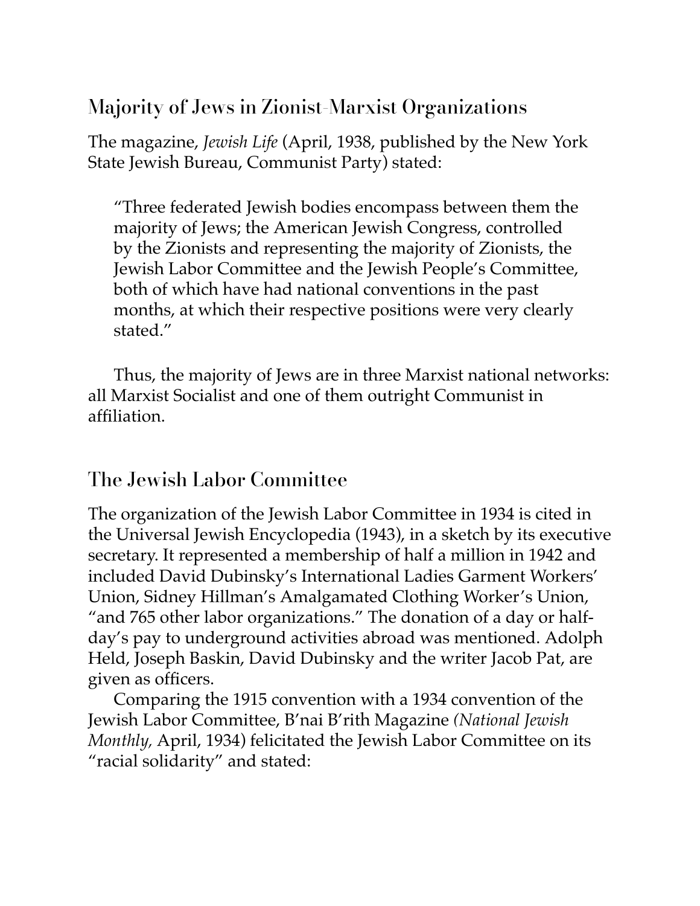## Majority of Jews in Zionist-Marxist Organizations

The magazine, *Jewish Life* (April, 1938, published by the New York State Jewish Bureau, Communist Party) stated:

> "Three federated Jewish bodies encompass between them the majority of Jews; the American Jewish Congress, controlled by the Zionists and representing the majority of Zionists, the Jewish Labor Committee and the Jewish People's Committee, both of which have had national conventions in the past months, at which their respective positions were very clearly stated."

Thus, the majority of Jews are in three Marxist national networks: all Marxist Socialist and one of them outright Communist in affiliation.

## The Jewish Labor Committee

The organization of the Jewish Labor Committee in 1934 is cited in the Universal Jewish Encyclopedia (1943), in a sketch by its executive secretary. It represented a membership of half a million in 1942 and included David Dubinsky's International Ladies Garment Workers' Union, Sidney Hillman's Amalgamated Clothing Worker's Union, "and 765 other labor organizations." The donation of a day or half-day's pay to underground activities abroad was mentioned. Adolph Held, Joseph Baskin, David Dubinsky and the writer Jacob Pat, are given as officers.

Comparing the 1915 convention with a 1934 convention of the Jewish Labor Committee, B'nai B'rith Magazine *(National Jewish Monthly,* April, 1934) felicitated the Jewish Labor Committee on its "racial solidarity" and stated: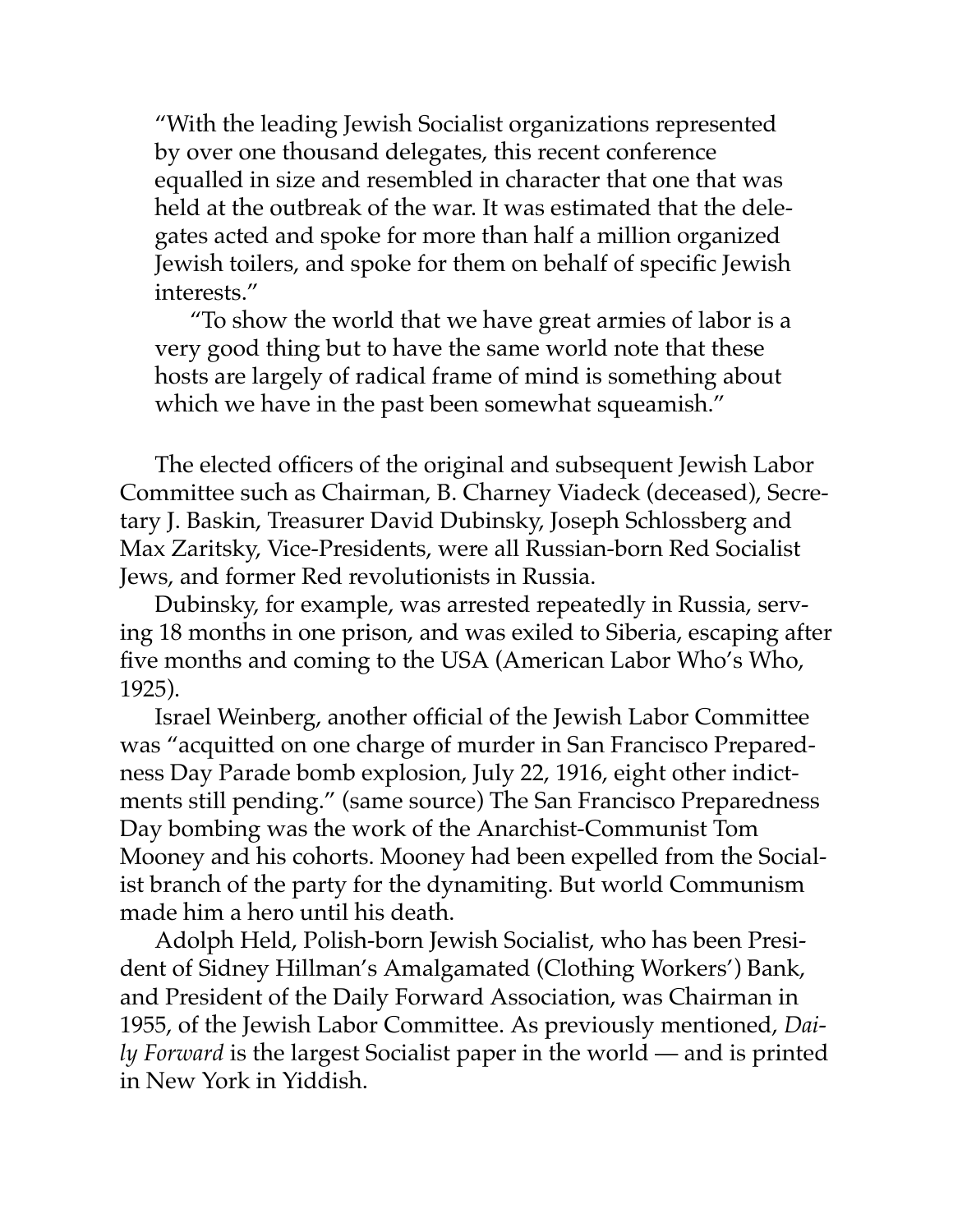"With the leading Jewish Socialist organizations represented by over one thousand delegates, this recent conference equalled in size and resembled in character that one that was held at the outbreak of the war. It was estimated that the delegates acted and spoke for more than half a million organized Jewish toilers, and spoke for them on behalf of specific Jewish interests."

"To show the world that we have great armies of labor is a very good thing but to have the same world note that these hosts are largely of radical frame of mind is something about which we have in the past been somewhat squeamish."

The elected officers of the original and subsequent Jewish Labor Committee such as Chairman, B. Charney Viadeck (deceased), Secretary J. Baskin, Treasurer David Dubinsky, Joseph Schlossberg and Max Zaritsky, Vice-Presidents, were all Russian-born Red Socialist Jews, and former Red revolutionists in Russia.

Dubinsky, for example, was arrested repeatedly in Russia, serving 18 months in one prison, and was exiled to Siberia, escaping after five months and coming to the USA (American Labor Who's Who, 1925).

Israel Weinberg, another official of the Jewish Labor Committee was "acquitted on one charge of murder in San Francisco Preparedness Day Parade bomb explosion, July 22, 1916, eight other indictments still pending." (same source) The San Francisco Preparedness Day bombing was the work of the Anarchist-Communist Tom Mooney and his cohorts. Mooney had been expelled from the Socialist branch of the party for the dynamiting. But world Communism made him a hero until his death.

Adolph Held, Polish-born Jewish Socialist, who has been President of Sidney Hillman's Amalgamated (Clothing Workers') Bank, and President of the Daily Forward Association, was Chairman in 1955, of the Jewish Labor Committee. As previously mentioned, *Daily Forward* is the largest Socialist paper in the world — and is printed in New York in Yiddish.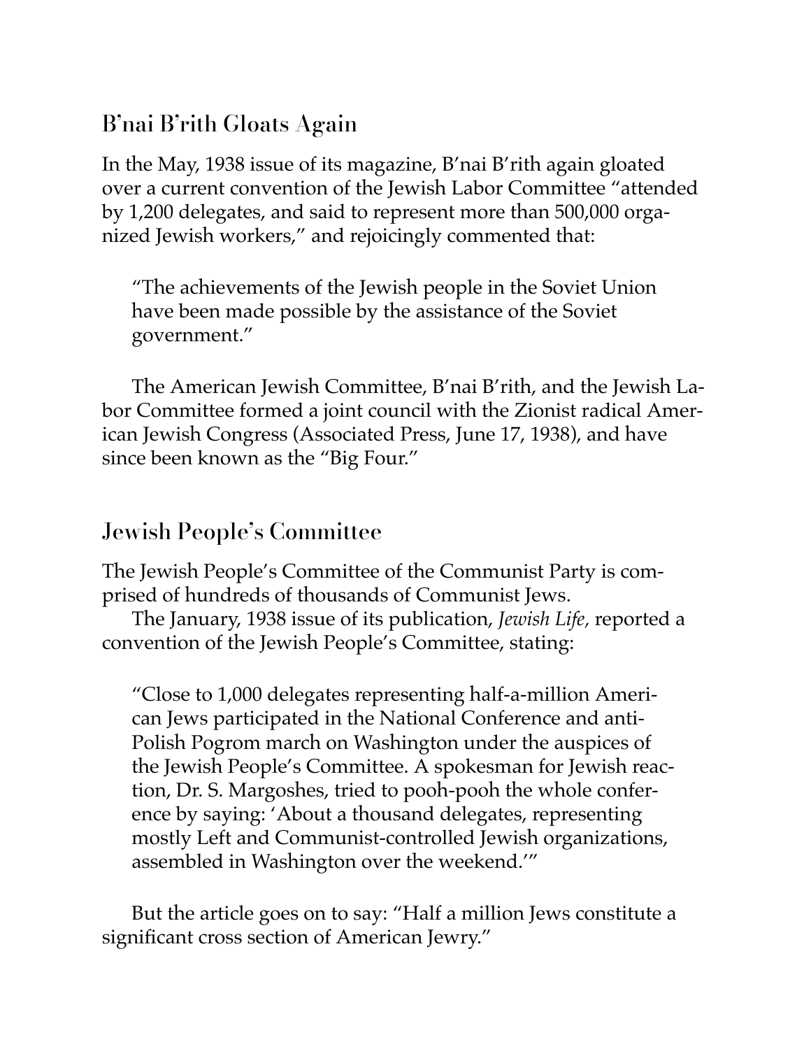## B'nai B'rith Gloats Again

In the May, 1938 issue of its magazine, B'nai B'rith again gloated over a current convention of the Jewish Labor Committee "attended by 1,200 delegates, and said to represent more than 500,000 organized Jewish workers," and rejoicingly commented that:

> "The achievements of the Jewish people in the Soviet Union have been made possible by the assistance of the Soviet government."

The American Jewish Committee, B'nai B'rith, and the Jewish Labor Committee formed a joint council with the Zionist radical American Jewish Congress (Associated Press, June 17, 1938), and have since been known as the "Big Four."

## Jewish People's Committee

The Jewish People's Committee of the Communist Party is comprised of hundreds of thousands of Communist Jews.

The January, 1938 issue of its publication, *Jewish Life,* reported a convention of the Jewish People's Committee, stating:

> "Close to 1,000 delegates representing half-a-million American Jews participated in the National Conference and anti-Polish Pogrom march on Washington under the auspices of the Jewish People's Committee. A spokesman for Jewish reaction, Dr. S. Margoshes, tried to pooh-pooh the whole conference by saying: 'About a thousand delegates, representing mostly Left and Communist-controlled Jewish organizations, assembled in Washington over the weekend.'"

But the article goes on to say: "Half a million Jews constitute a significant cross section of American Jewry."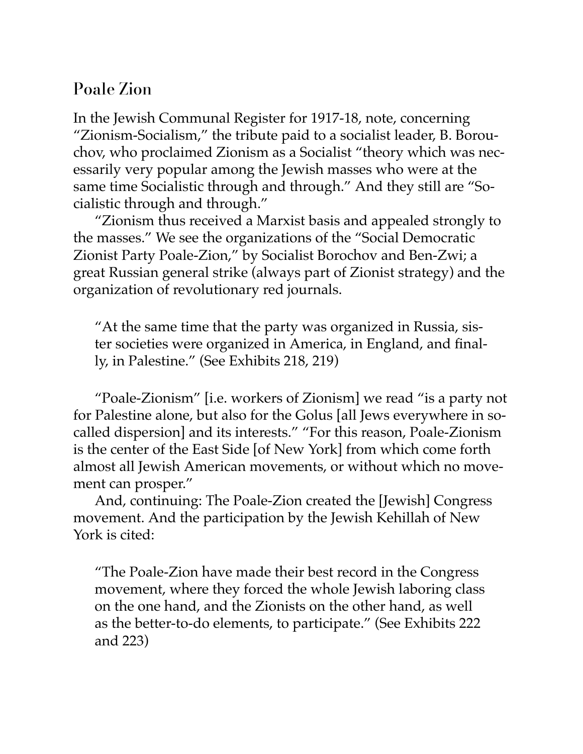## Poale Zion

In the Jewish Communal Register for 1917-18, note, concerning "Zionism-Socialism," the tribute paid to a socialist leader, B. Borouchov, who proclaimed Zionism as a Socialist "theory which was necessarily very popular among the Jewish masses who were at the same time Socialistic through and through." And they still are "Socialistic through and through."

"Zionism thus received a Marxist basis and appealed strongly to the masses." We see the organizations of the "Social Democratic Zionist Party Poale-Zion," by Socialist Borochov and Ben-Zwi; a great Russian general strike (always part of Zionist strategy) and the organization of revolutionary red journals.

> "At the same time that the party was organized in Russia, sister societies were organized in America, in England, and finally, in Palestine." (See Exhibits 218, 219)

"Poale-Zionism" [i.e. workers of Zionism] we read "is a party not for Palestine alone, but also for the Golus [all Jews everywhere in so-called dispersion] and its interests." "For this reason, Poale-Zionism is the center of the East Side [of New York] from which come forth almost all Jewish American movements, or without which no movement can prosper."

And, continuing: The Poale-Zion created the [Jewish] Congress movement. And the participation by the Jewish Kehillah of New York is cited:

> "The Poale-Zion have made their best record in the Congress movement, where they forced the whole Jewish laboring class on the one hand, and the Zionists on the other hand, as well as the better-to-do elements, to participate." (See Exhibits 222 and 223)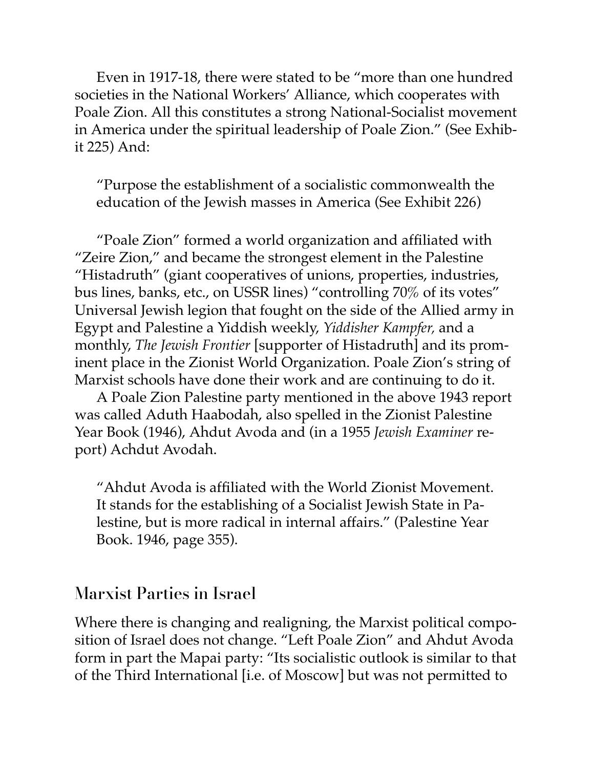Even in 1917-18, there were stated to be "more than one hundred societies in the National Workers' Alliance, which cooperates with Poale Zion. All this constitutes a strong National-Socialist movement in America under the spiritual leadership of Poale Zion." (See Exhibit 225) And:

> "Purpose the establishment of a socialistic commonwealth the education of the Jewish masses in America (See Exhibit 226)

"Poale Zion" formed a world organization and affiliated with "Zeire Zion," and became the strongest element in the Palestine "Histadruth" (giant cooperatives of unions, properties, industries, bus lines, banks, etc., on USSR lines) "controlling 70% of its votes" Universal Jewish legion that fought on the side of the Allied army in Egypt and Palestine a Yiddish weekly, *Yiddisher Kampfer,* and a monthly, *The Jewish Frontier* [supporter of Histadruth] and its prominent place in the Zionist World Organization. Poale Zion's string of Marxist schools have done their work and are continuing to do it.

A Poale Zion Palestine party mentioned in the above 1943 report was called Aduth Haabodah, also spelled in the Zionist Palestine Year Book (1946), Ahdut Avoda and (in a 1955 *Jewish Examiner* report) Achdut Avodah.

> "Ahdut Avoda is affiliated with the World Zionist Movement. It stands for the establishing of a Socialist Jewish State in Palestine, but is more radical in internal affairs." (Palestine Year Book. 1946, page 355).

## Marxist Parties in Israel

Where there is changing and realigning, the Marxist political composition of Israel does not change. "Left Poale Zion" and Ahdut Avoda form in part the Mapai party: "Its socialistic outlook is similar to that of the Third International [i.e. of Moscow] but was not permitted to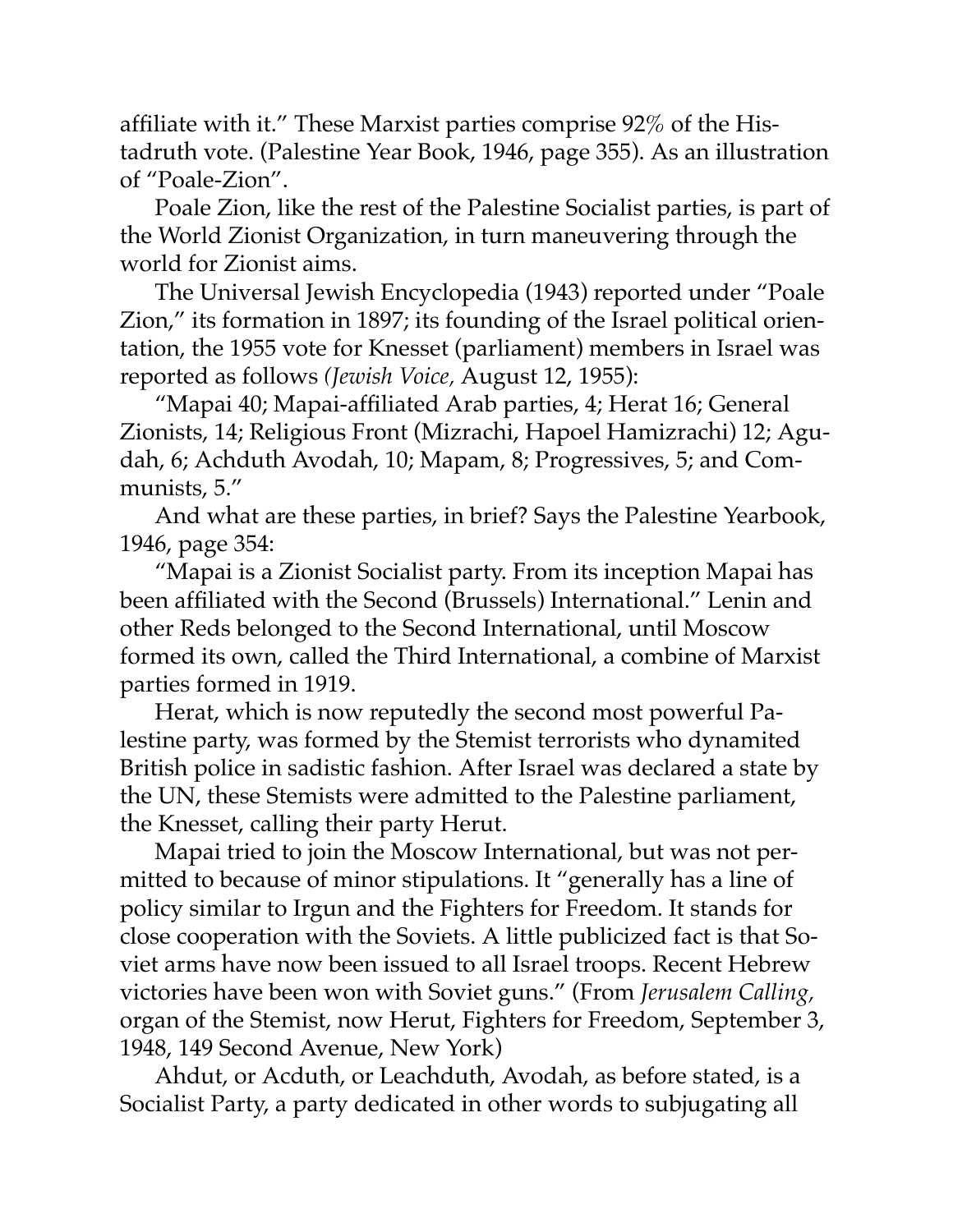affiliate with it." These Marxist parties comprise 92% of the Histadruth vote. (Palestine Year Book, 1946, page 355). As an illustration of "Poale-Zion".

Poale Zion, like the rest of the Palestine Socialist parties, is part of the World Zionist Organization, in turn maneuvering through the world for Zionist aims.

The Universal Jewish Encyclopedia (1943) reported under "Poale Zion," its formation in 1897; its founding of the Israel political orientation, the 1955 vote for Knesset (parliament) members in Israel was reported as follows *(Jewish Voice,* August 12, 1955):

"Mapai 40; Mapai-affiliated Arab parties, 4; Herat 16; General Zionists, 14; Religious Front (Mizrachi, Hapoel Hamizrachi) 12; Agudah, 6; Achduth Avodah, 10; Mapam, 8; Progressives, 5; and Communists, 5."

And what are these parties, in brief? Says the Palestine Yearbook, 1946, page 354:

"Mapai is a Zionist Socialist party. From its inception Mapai has been affiliated with the Second (Brussels) International." Lenin and other Reds belonged to the Second International, until Moscow formed its own, called the Third International, a combine of Marxist parties formed in 1919.

Herat, which is now reputedly the second most powerful Palestine party, was formed by the Stemist terrorists who dynamited British police in sadistic fashion. After Israel was declared a state by the UN, these Stemists were admitted to the Palestine parliament, the Knesset, calling their party Herut.

Mapai tried to join the Moscow International, but was not permitted to because of minor stipulations. It "generally has a line of policy similar to Irgun and the Fighters for Freedom. It stands for close cooperation with the Soviets. A little publicized fact is that Soviet arms have now been issued to all Israel troops. Recent Hebrew victories have been won with Soviet guns." (From *Jerusalem Calling,* organ of the Stemist, now Herut, Fighters for Freedom, September 3, 1948, 149 Second Avenue, New York)

Ahdut, or Acduth, or Leachduth, Avodah, as before stated, is a Socialist Party, a party dedicated in other words to subjugating all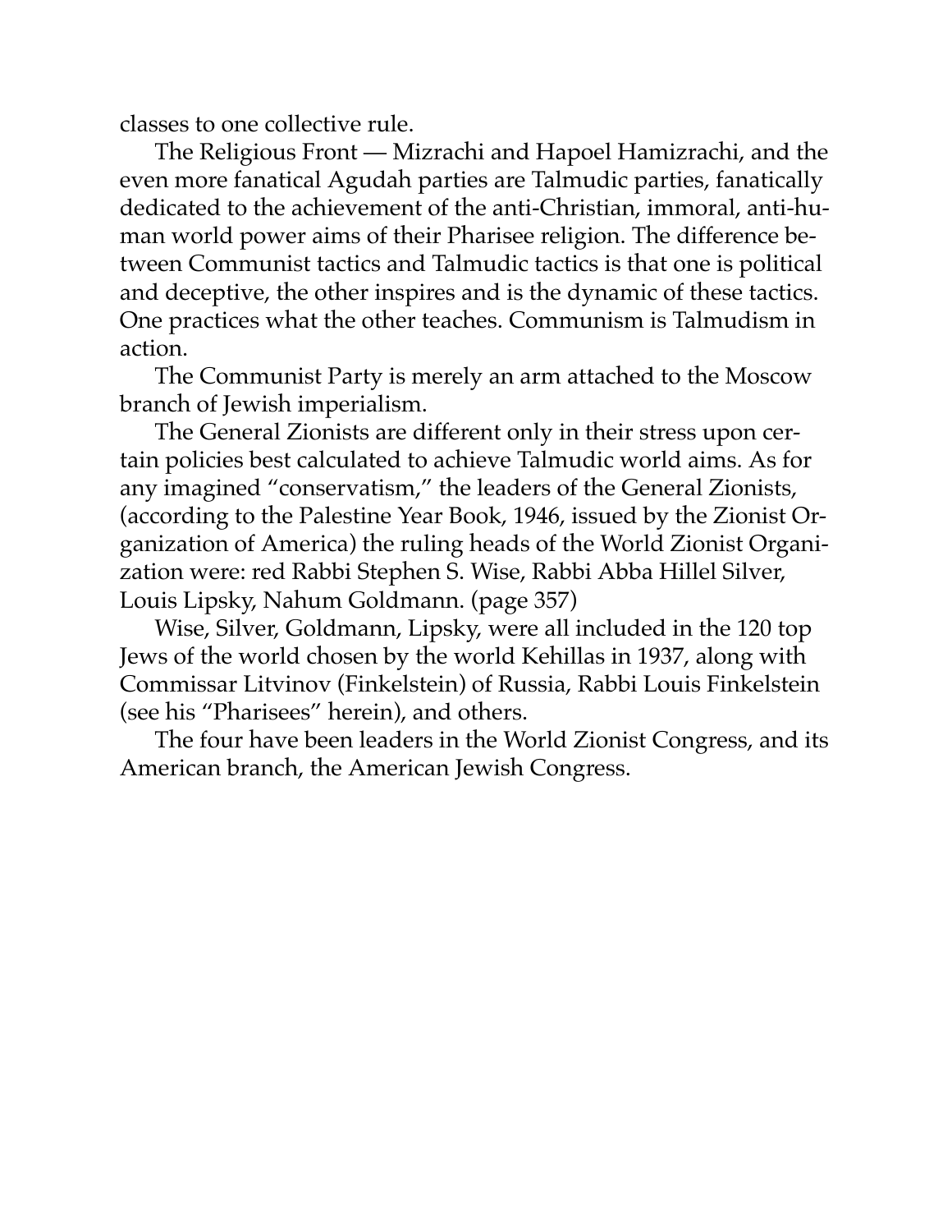classes to one collective rule.

The Religious Front — Mizrachi and Hapoel Hamizrachi, and the even more fanatical Agudah parties are Talmudic parties, fanatically dedicated to the achievement of the anti-Christian, immoral, anti-human world power aims of their Pharisee religion. The difference between Communist tactics and Talmudic tactics is that one is political and deceptive, the other inspires and is the dynamic of these tactics. One practices what the other teaches. Communism is Talmudism in action.

The Communist Party is merely an arm attached to the Moscow branch of Jewish imperialism.

The General Zionists are different only in their stress upon certain policies best calculated to achieve Talmudic world aims. As for any imagined "conservatism," the leaders of the General Zionists, (according to the Palestine Year Book, 1946, issued by the Zionist Organization of America) the ruling heads of the World Zionist Organization were: red Rabbi Stephen S. Wise, Rabbi Abba Hillel Silver, Louis Lipsky, Nahum Goldmann. (page 357)

Wise, Silver, Goldmann, Lipsky, were all included in the 120 top Jews of the world chosen by the world Kehillas in 1937, along with Commissar Litvinov (Finkelstein) of Russia, Rabbi Louis Finkelstein (see his "Pharisees" herein), and others.

The four have been leaders in the World Zionist Congress, and its American branch, the American Jewish Congress.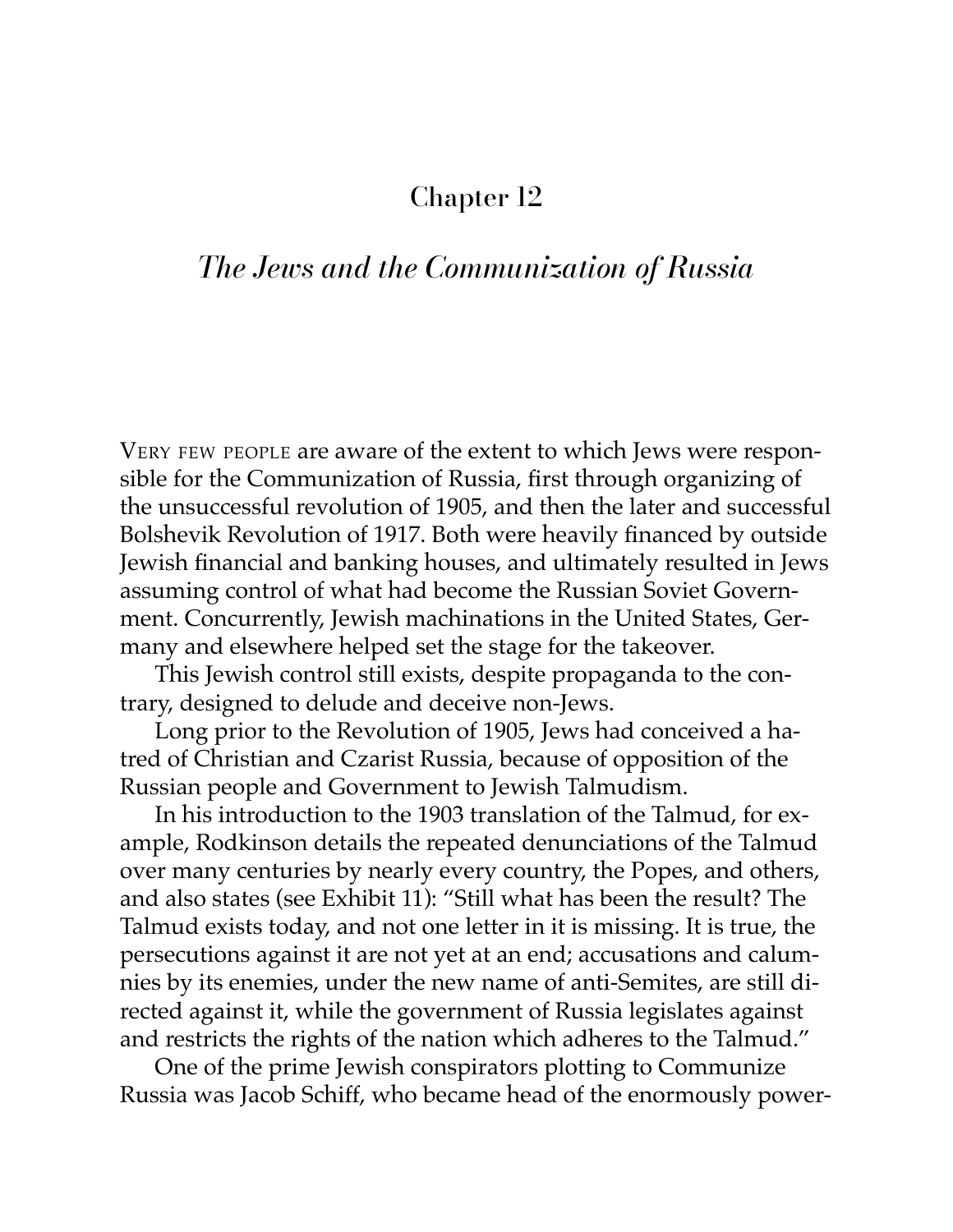# Chapter 12

## *The Jews and the Communization of Russia*

VERY FEW PEOPLE are aware of the extent to which Jews were responsible for the Communization of Russia, first through organizing of the unsuccessful revolution of 1905, and then the later and successful Bolshevik Revolution of 1917. Both were heavily financed by outside Jewish financial and banking houses, and ultimately resulted in Jews assuming control of what had become the Russian Soviet Government. Concurrently, Jewish machinations in the United States, Germany and elsewhere helped set the stage for the takeover.

This Jewish control still exists, despite propaganda to the contrary, designed to delude and deceive non-Jews.

Long prior to the Revolution of 1905, Jews had conceived a hatred of Christian and Czarist Russia, because of opposition of the Russian people and Government to Jewish Talmudism.

In his introduction to the 1903 translation of the Talmud, for example, Rodkinson details the repeated denunciations of the Talmud over many centuries by nearly every country, the Popes, and others, and also states (see Exhibit 11): "Still what has been the result? The Talmud exists today, and not one letter in it is missing. It is true, the persecutions against it are not yet at an end; accusations and calumnies by its enemies, under the new name of anti-Semites, are still directed against it, while the government of Russia legislates against and restricts the rights of the nation which adheres to the Talmud."

One of the prime Jewish conspirators plotting to Communize Russia was Jacob Schiff, who became head of the enormously power-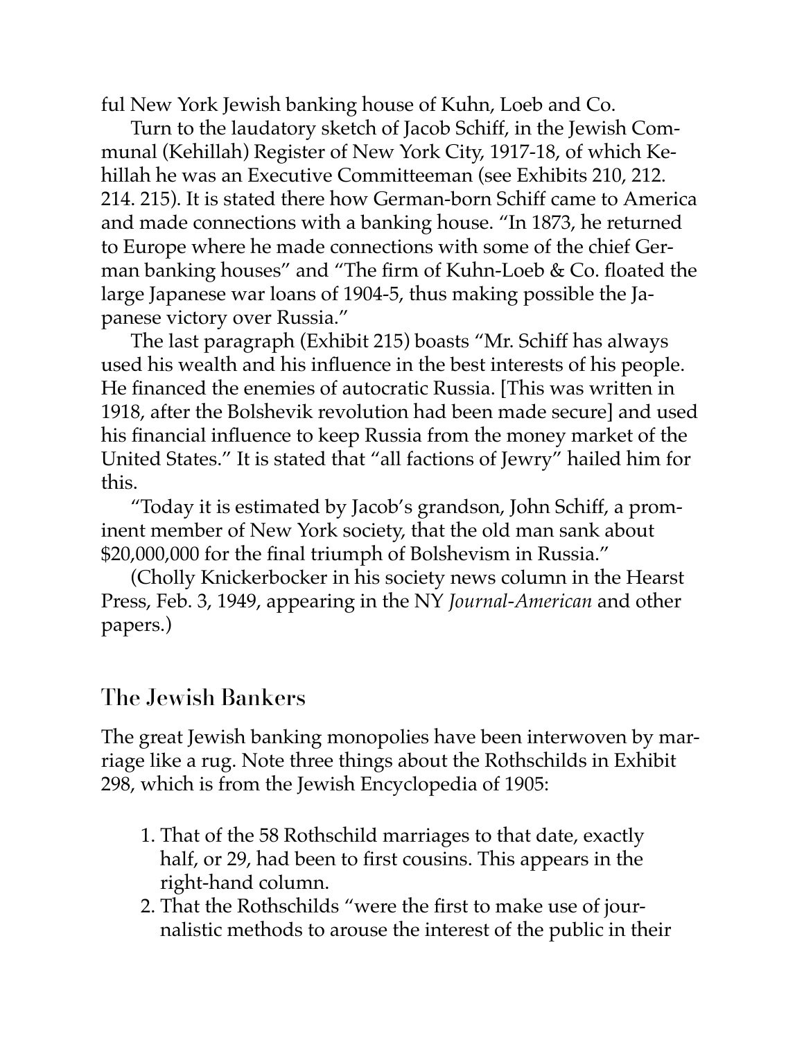ful New York Jewish banking house of Kuhn, Loeb and Co.

Turn to the laudatory sketch of Jacob Schiff, in the Jewish Communal (Kehillah) Register of New York City, 1917-18, of which Kehillah he was an Executive Committeeman (see Exhibits 210, 212. 214. 215). It is stated there how German-born Schiff came to America and made connections with a banking house. "In 1873, he returned to Europe where he made connections with some of the chief German banking houses" and "The firm of Kuhn-Loeb & Co. floated the large Japanese war loans of 1904-5, thus making possible the Japanese victory over Russia."

The last paragraph (Exhibit 215) boasts "Mr. Schiff has always used his wealth and his influence in the best interests of his people. He financed the enemies of autocratic Russia. [This was written in 1918, after the Bolshevik revolution had been made secure] and used his financial influence to keep Russia from the money market of the United States." It is stated that "all factions of Jewry" hailed him for this.

"Today it is estimated by Jacob's grandson, John Schiff, a prominent member of New York society, that the old man sank about $20,000,000 for the final triumph of Bolshevism in Russia."

(Cholly Knickerbocker in his society news column in the Hearst Press, Feb. 3, 1949, appearing in the NY *Journal-American* and other papers.)

## The Jewish Bankers

The great Jewish banking monopolies have been interwoven by marriage like a rug. Note three things about the Rothschilds in Exhibit 298, which is from the Jewish Encyclopedia of 1905:

1. That of the 58 Rothschild marriages to that date, exactly half, or 29, had been to first cousins. This appears in the right-hand column.
2. That the Rothschilds "were the first to make use of journalistic methods to arouse the interest of the public in their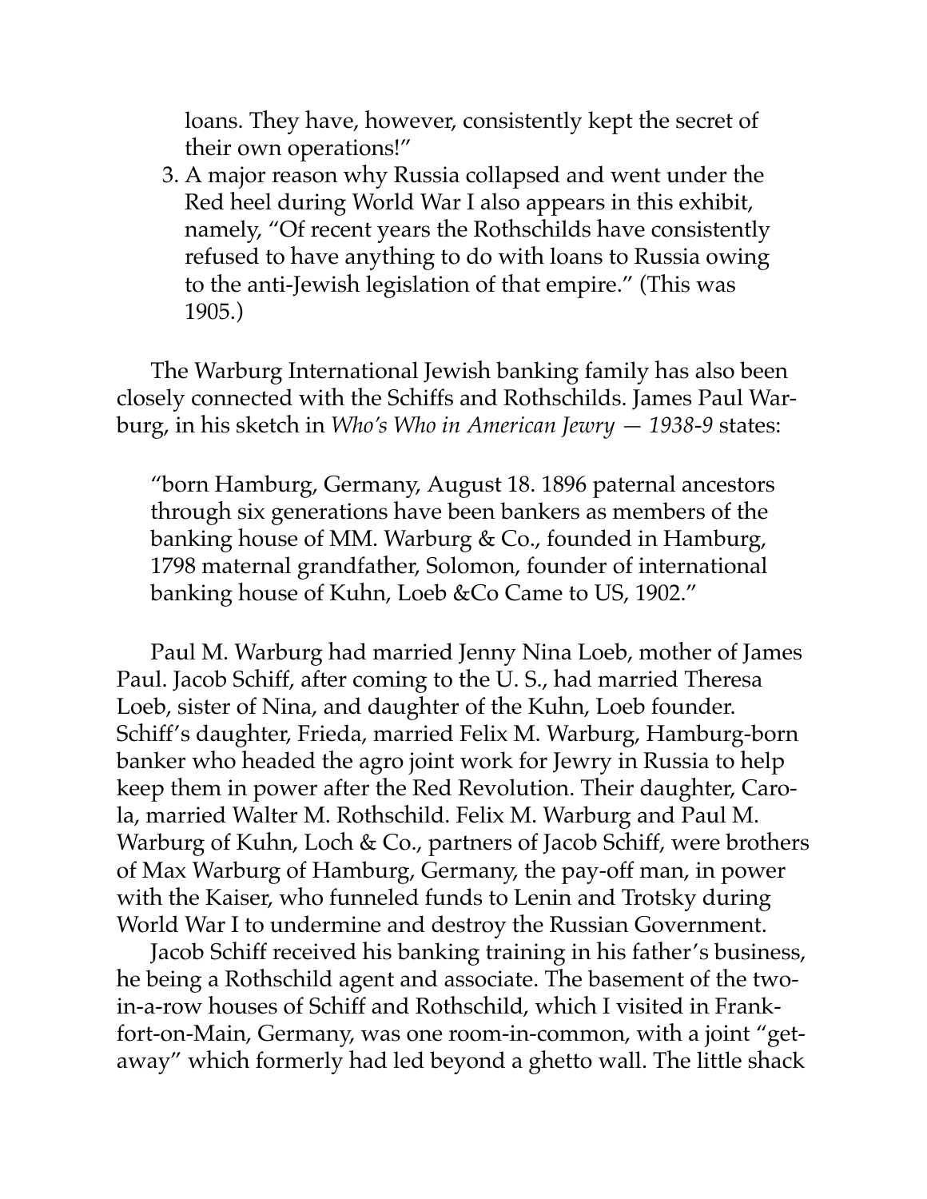loans. They have, however, consistently kept the secret of their own operations!"

3. A major reason why Russia collapsed and went under the Red heel during World War I also appears in this exhibit, namely, "Of recent years the Rothschilds have consistently refused to have anything to do with loans to Russia owing to the anti-Jewish legislation of that empire." (This was 1905.)

The Warburg International Jewish banking family has also been closely connected with the Schiffs and Rothschilds. James Paul Warburg, in his sketch in *Who's Who in American Jewry — 1938-9* states:

> "born Hamburg, Germany, August 18. 1896 paternal ancestors through six generations have been bankers as members of the banking house of MM. Warburg & Co., founded in Hamburg, 1798 maternal grandfather, Solomon, founder of international banking house of Kuhn, Loeb &Co Came to US, 1902."

Paul M. Warburg had married Jenny Nina Loeb, mother of James Paul. Jacob Schiff, after coming to the U. S., had married Theresa Loeb, sister of Nina, and daughter of the Kuhn, Loeb founder. Schiff's daughter, Frieda, married Felix M. Warburg, Hamburg-born banker who headed the agro joint work for Jewry in Russia to help keep them in power after the Red Revolution. Their daughter, Carola, married Walter M. Rothschild. Felix M. Warburg and Paul M. Warburg of Kuhn, Loch & Co., partners of Jacob Schiff, were brothers of Max Warburg of Hamburg, Germany, the pay-off man, in power with the Kaiser, who funneled funds to Lenin and Trotsky during World War I to undermine and destroy the Russian Government.

Jacob Schiff received his banking training in his father's business, he being a Rothschild agent and associate. The basement of the two-in-a-row houses of Schiff and Rothschild, which I visited in Frankfort-on-Main, Germany, was one room-in-common, with a joint "getaway" which formerly had led beyond a ghetto wall. The little shack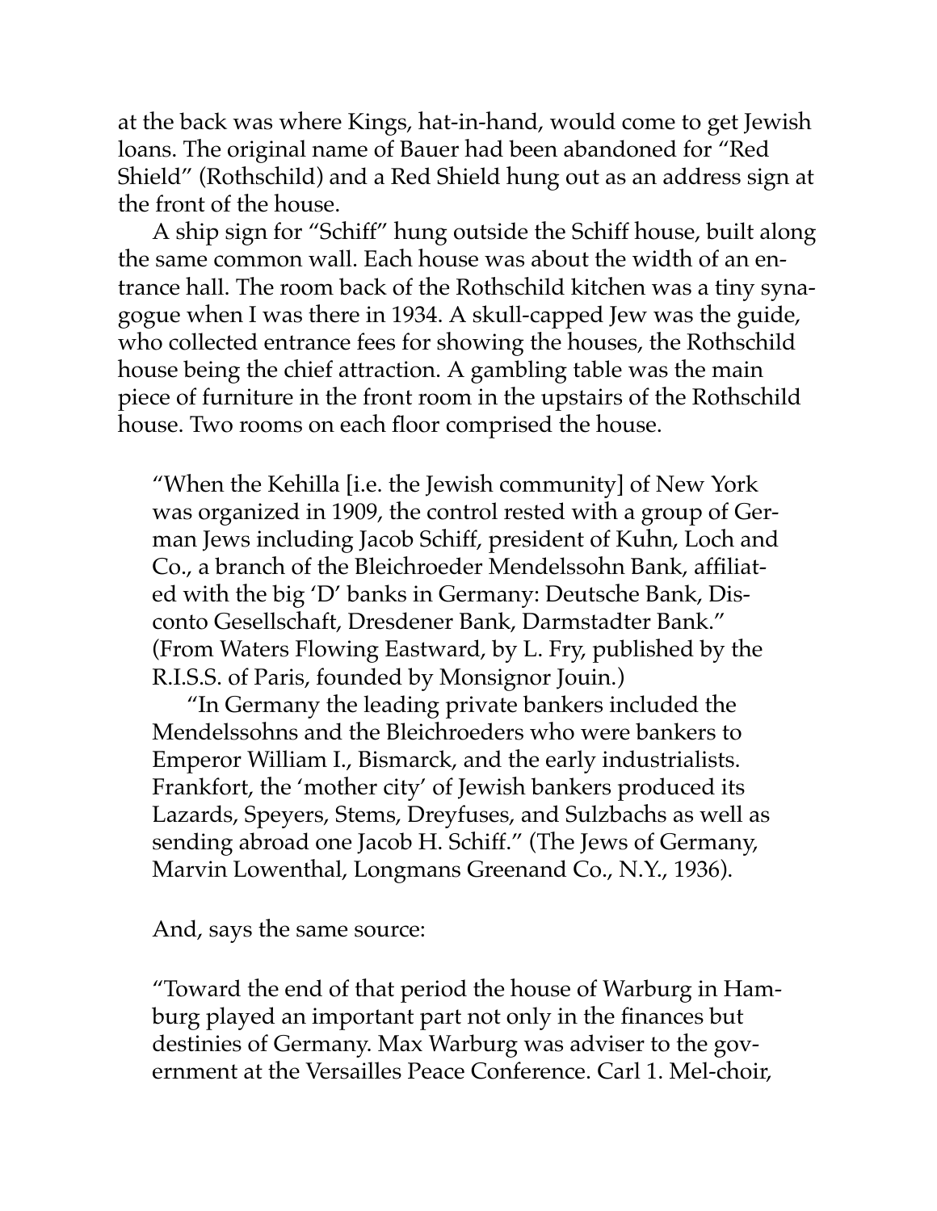at the back was where Kings, hat-in-hand, would come to get Jewish loans. The original name of Bauer had been abandoned for "Red Shield" (Rothschild) and a Red Shield hung out as an address sign at the front of the house.

A ship sign for "Schiff" hung outside the Schiff house, built along the same common wall. Each house was about the width of an entrance hall. The room back of the Rothschild kitchen was a tiny synagogue when I was there in 1934. A skull-capped Jew was the guide, who collected entrance fees for showing the houses, the Rothschild house being the chief attraction. A gambling table was the main piece of furniture in the front room in the upstairs of the Rothschild house. Two rooms on each floor comprised the house.

> "When the Kehilla [i.e. the Jewish community] of New York was organized in 1909, the control rested with a group of German Jews including Jacob Schiff, president of Kuhn, Loch and Co., a branch of the Bleichroeder Mendelssohn Bank, affiliated with the big 'D' banks in Germany: Deutsche Bank, Disconto Gesellschaft, Dresdener Bank, Darmstadter Bank." (From Waters Flowing Eastward, by L. Fry, published by the R.I.S.S. of Paris, founded by Monsignor Jouin.)
>
> "In Germany the leading private bankers included the Mendelssohns and the Bleichroeders who were bankers to Emperor William I., Bismarck, and the early industrialists. Frankfort, the 'mother city' of Jewish bankers produced its Lazards, Speyers, Stems, Dreyfuses, and Sulzbachs as well as sending abroad one Jacob H. Schiff." (The Jews of Germany, Marvin Lowenthal, Longmans Greenand Co., N.Y., 1936).

And, says the same source:

> "Toward the end of that period the house of Warburg in Hamburg played an important part not only in the finances but destinies of Germany. Max Warburg was adviser to the government at the Versailles Peace Conference. Carl 1. Mel-choir,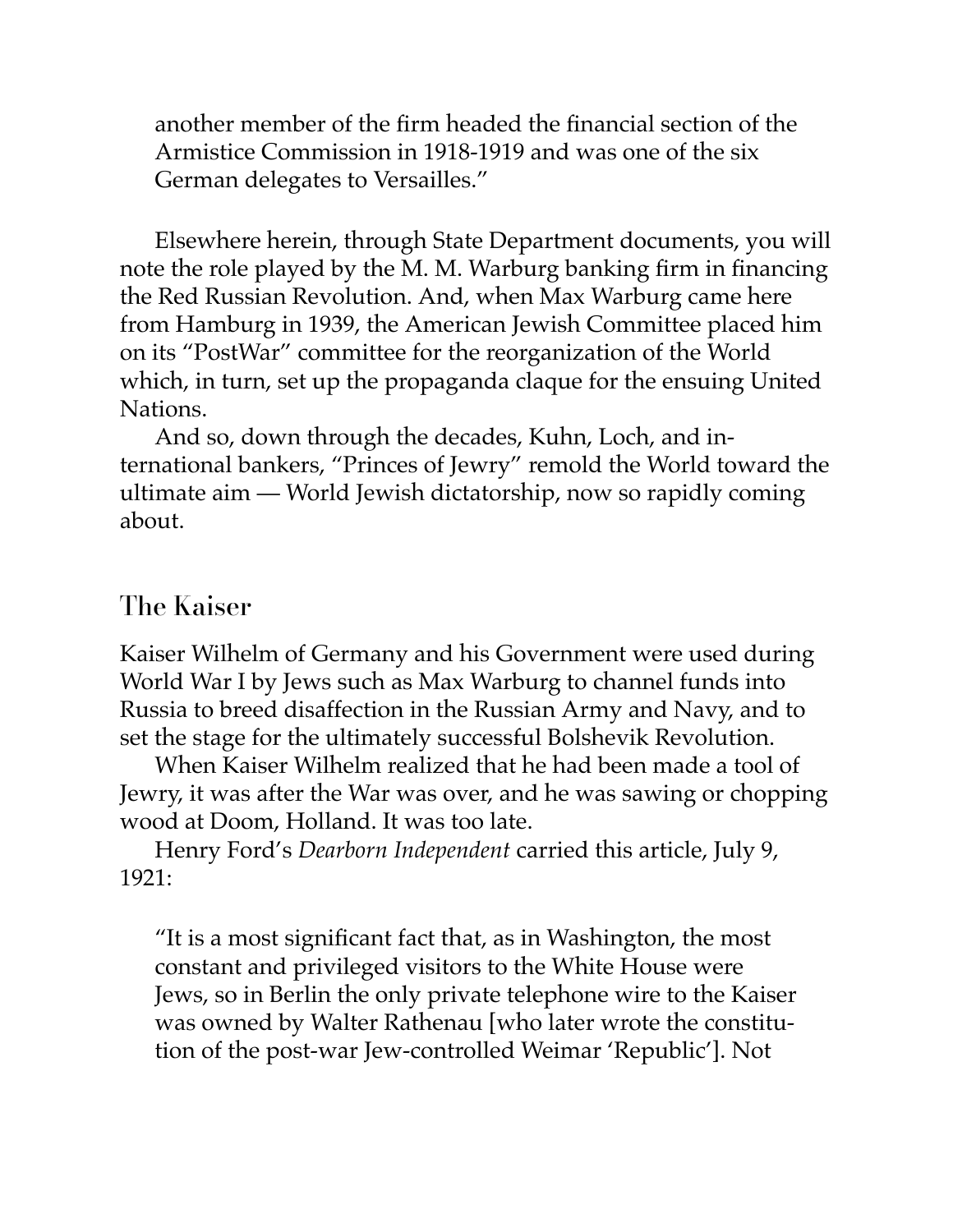another member of the firm headed the financial section of the Armistice Commission in 1918-1919 and was one of the six German delegates to Versailles."

Elsewhere herein, through State Department documents, you will note the role played by the M. M. Warburg banking firm in financing the Red Russian Revolution. And, when Max Warburg came here from Hamburg in 1939, the American Jewish Committee placed him on its "PostWar" committee for the reorganization of the World which, in turn, set up the propaganda claque for the ensuing United Nations.

And so, down through the decades, Kuhn, Loch, and international bankers, "Princes of Jewry" remold the World toward the ultimate aim — World Jewish dictatorship, now so rapidly coming about.

## The Kaiser

Kaiser Wilhelm of Germany and his Government were used during World War I by Jews such as Max Warburg to channel funds into Russia to breed disaffection in the Russian Army and Navy, and to set the stage for the ultimately successful Bolshevik Revolution.

When Kaiser Wilhelm realized that he had been made a tool of Jewry, it was after the War was over, and he was sawing or chopping wood at Doom, Holland. It was too late.

Henry Ford's *Dearborn Independent* carried this article, July 9, 1921:

> "It is a most significant fact that, as in Washington, the most constant and privileged visitors to the White House were Jews, so in Berlin the only private telephone wire to the Kaiser was owned by Walter Rathenau [who later wrote the constitution of the post-war Jew-controlled Weimar 'Republic']. Not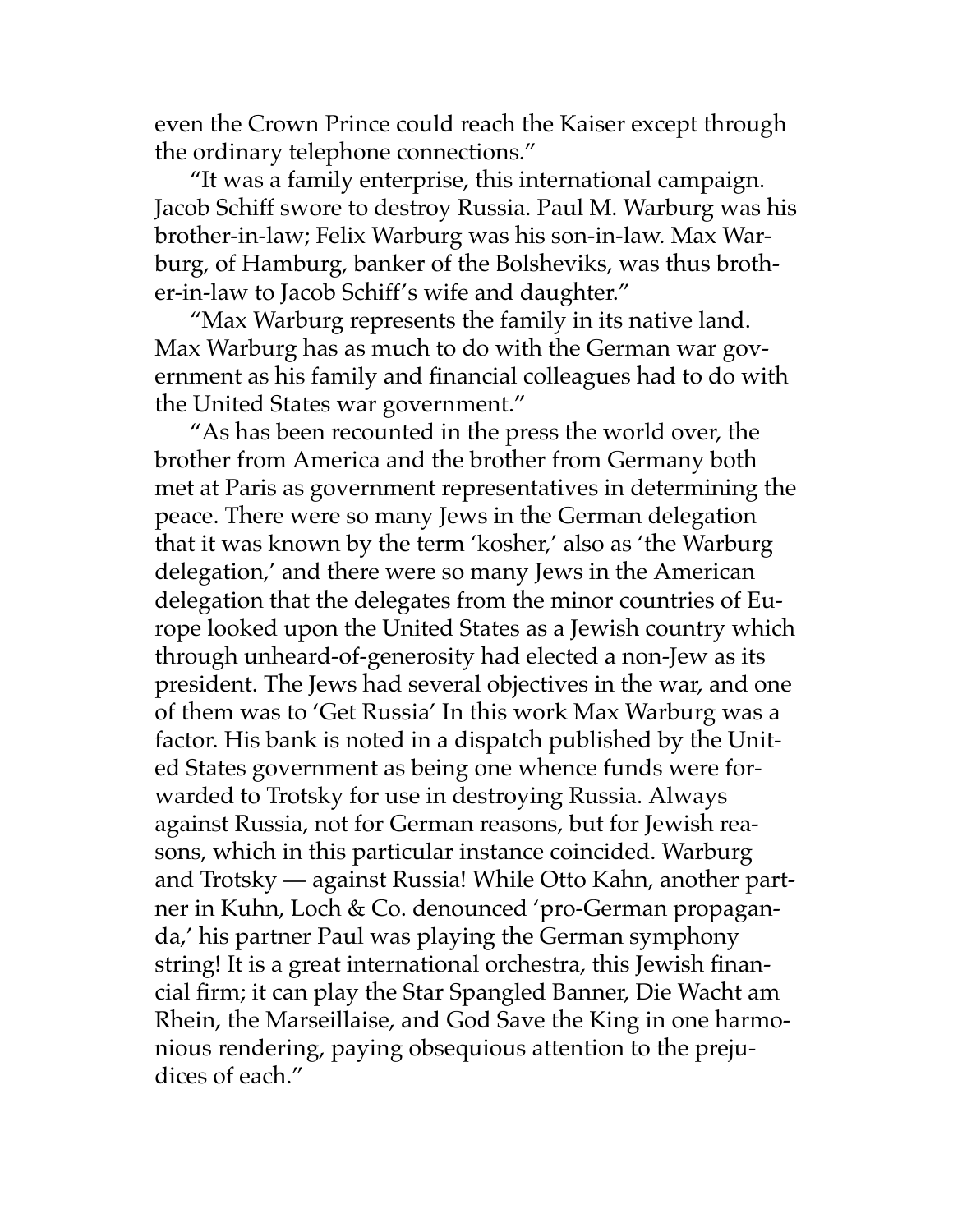even the Crown Prince could reach the Kaiser except through the ordinary telephone connections."

"It was a family enterprise, this international campaign. Jacob Schiff swore to destroy Russia. Paul M. Warburg was his brother-in-law; Felix Warburg was his son-in-law. Max Warburg, of Hamburg, banker of the Bolsheviks, was thus brother-in-law to Jacob Schiff's wife and daughter."

"Max Warburg represents the family in its native land. Max Warburg has as much to do with the German war government as his family and financial colleagues had to do with the United States war government."

"As has been recounted in the press the world over, the brother from America and the brother from Germany both met at Paris as government representatives in determining the peace. There were so many Jews in the German delegation that it was known by the term 'kosher,' also as 'the Warburg delegation,' and there were so many Jews in the American delegation that the delegates from the minor countries of Europe looked upon the United States as a Jewish country which through unheard-of-generosity had elected a non-Jew as its president. The Jews had several objectives in the war, and one of them was to 'Get Russia' In this work Max Warburg was a factor. His bank is noted in a dispatch published by the United States government as being one whence funds were forwarded to Trotsky for use in destroying Russia. Always against Russia, not for German reasons, but for Jewish reasons, which in this particular instance coincided. Warburg and Trotsky — against Russia! While Otto Kahn, another partner in Kuhn, Loch & Co. denounced 'pro-German propaganda,' his partner Paul was playing the German symphony string! It is a great international orchestra, this Jewish financial firm; it can play the Star Spangled Banner, Die Wacht am Rhein, the Marseillaise, and God Save the King in one harmonious rendering, paying obsequious attention to the prejudices of each."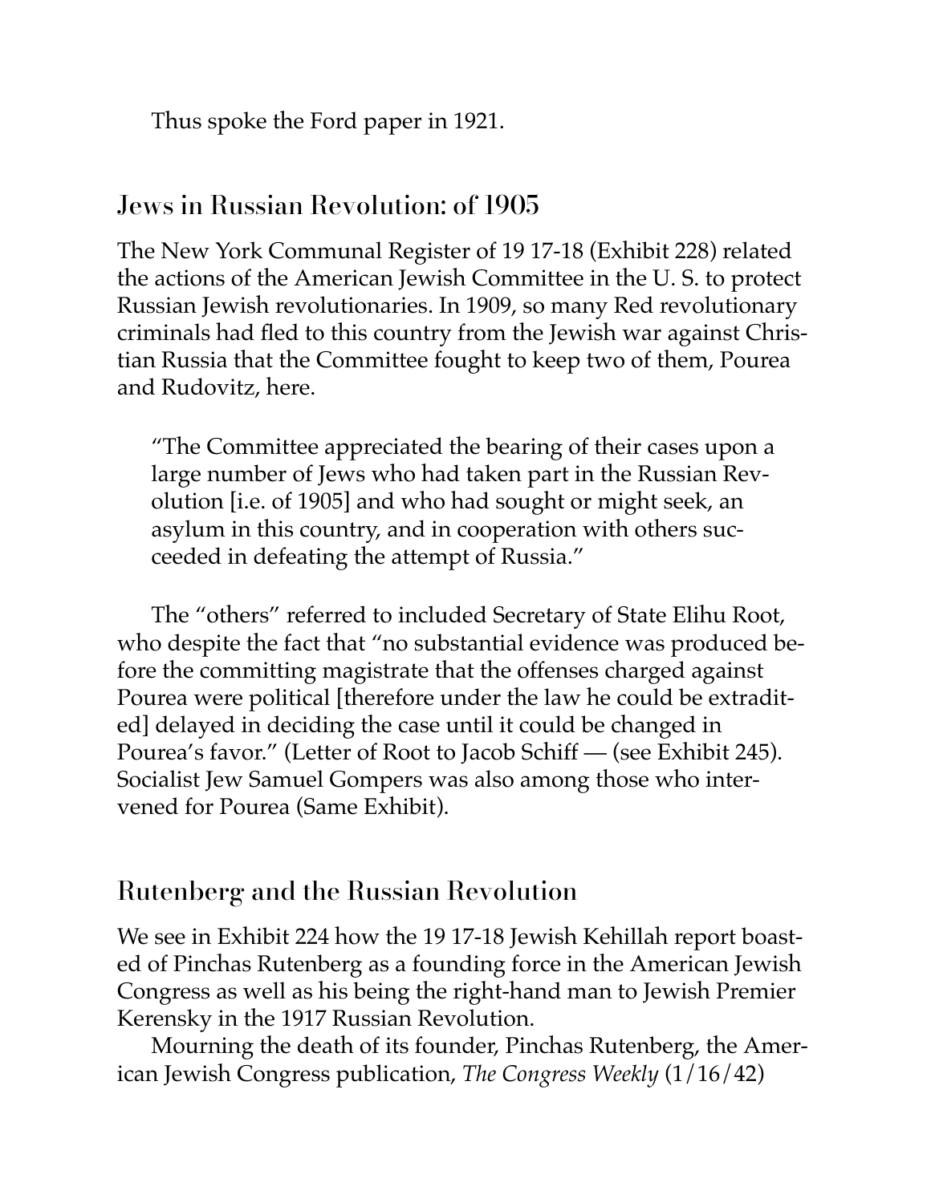Thus spoke the Ford paper in 1921.

## Jews in Russian Revolution: of 1905

The New York Communal Register of 19 17-18 (Exhibit 228) related the actions of the American Jewish Committee in the U. S. to protect Russian Jewish revolutionaries. In 1909, so many Red revolutionary criminals had fled to this country from the Jewish war against Christian Russia that the Committee fought to keep two of them, Pourea and Rudovitz, here.

> "The Committee appreciated the bearing of their cases upon a large number of Jews who had taken part in the Russian Revolution [i.e. of 1905] and who had sought or might seek, an asylum in this country, and in cooperation with others succeeded in defeating the attempt of Russia."

The "others" referred to included Secretary of State Elihu Root, who despite the fact that "no substantial evidence was produced before the committing magistrate that the offenses charged against Pourea were political [therefore under the law he could be extradited] delayed in deciding the case until it could be changed in Pourea's favor." (Letter of Root to Jacob Schiff — (see Exhibit 245). Socialist Jew Samuel Gompers was also among those who intervened for Pourea (Same Exhibit).

## Rutenberg and the Russian Revolution

We see in Exhibit 224 how the 19 17-18 Jewish Kehillah report boasted of Pinchas Rutenberg as a founding force in the American Jewish Congress as well as his being the right-hand man to Jewish Premier Kerensky in the 1917 Russian Revolution.

Mourning the death of its founder, Pinchas Rutenberg, the American Jewish Congress publication, *The Congress Weekly* (1/16/42)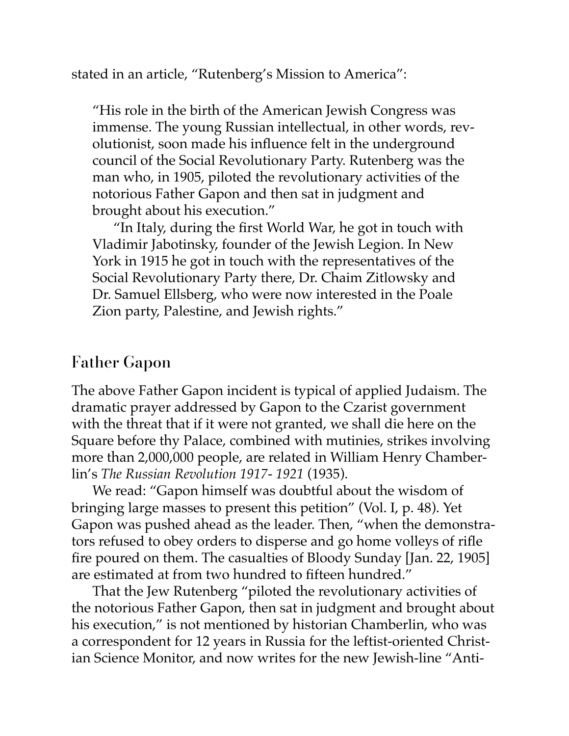stated in an article, "Rutenberg's Mission to America":

> "His role in the birth of the American Jewish Congress was immense. The young Russian intellectual, in other words, revolutionist, soon made his influence felt in the underground council of the Social Revolutionary Party. Rutenberg was the man who, in 1905, piloted the revolutionary activities of the notorious Father Gapon and then sat in judgment and brought about his execution."
>
> "In Italy, during the first World War, he got in touch with Vladimir Jabotinsky, founder of the Jewish Legion. In New York in 1915 he got in touch with the representatives of the Social Revolutionary Party there, Dr. Chaim Zitlowsky and Dr. Samuel Ellsberg, who were now interested in the Poale Zion party, Palestine, and Jewish rights."

## Father Gapon

The above Father Gapon incident is typical of applied Judaism. The dramatic prayer addressed by Gapon to the Czarist government with the threat that if it were not granted, we shall die here on the Square before thy Palace, combined with mutinies, strikes involving more than 2,000,000 people, are related in William Henry Chamberlin's *The Russian Revolution 1917- 1921* (1935).

We read: "Gapon himself was doubtful about the wisdom of bringing large masses to present this petition" (Vol. I, p. 48). Yet Gapon was pushed ahead as the leader. Then, "when the demonstrators refused to obey orders to disperse and go home volleys of rifle fire poured on them. The casualties of Bloody Sunday [Jan. 22, 1905] are estimated at from two hundred to fifteen hundred."

That the Jew Rutenberg "piloted the revolutionary activities of the notorious Father Gapon, then sat in judgment and brought about his execution," is not mentioned by historian Chamberlin, who was a correspondent for 12 years in Russia for the leftist-oriented Christian Science Monitor, and now writes for the new Jewish-line "Anti-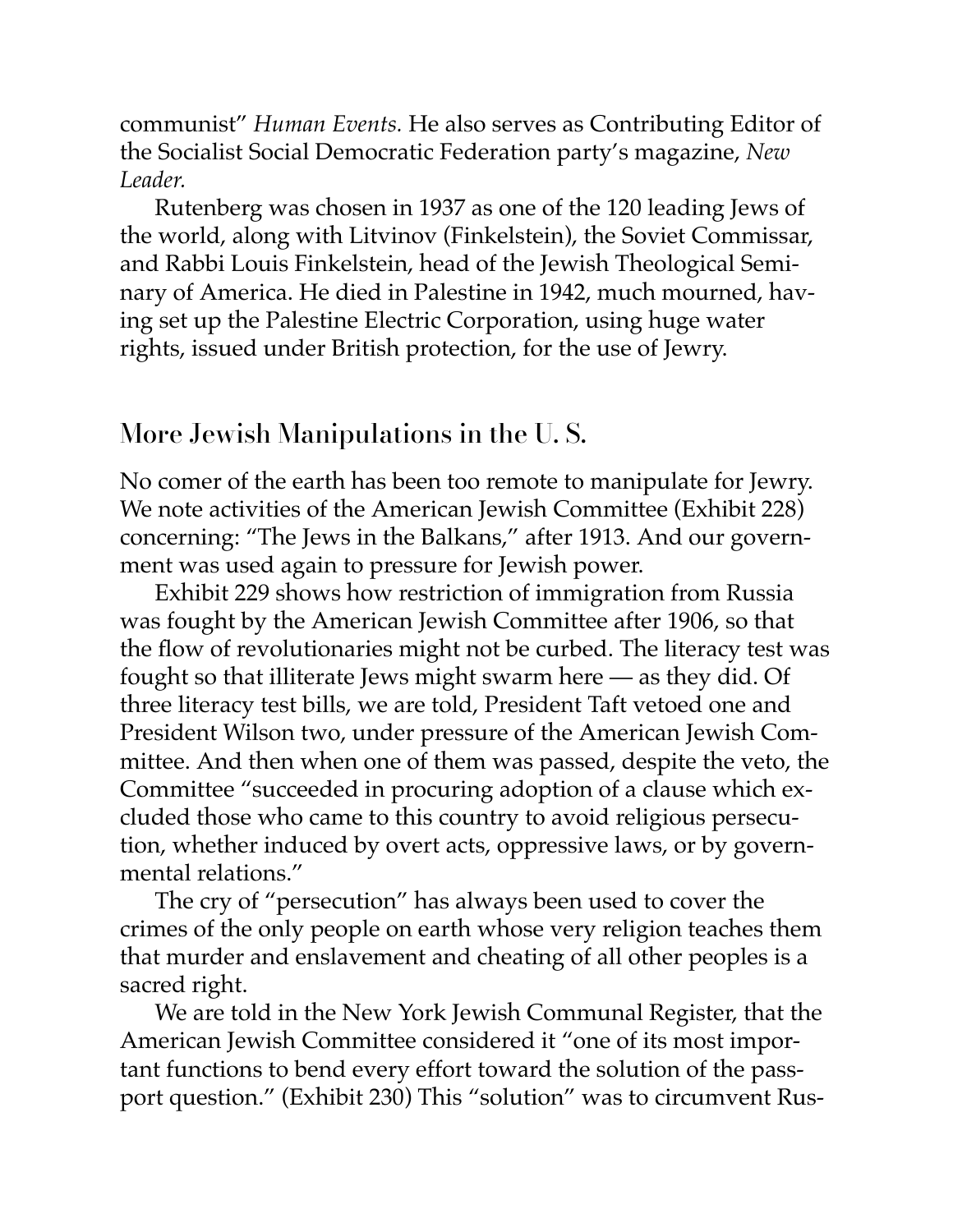communist" *Human Events.* He also serves as Contributing Editor of the Socialist Social Democratic Federation party's magazine, *New Leader.*

Rutenberg was chosen in 1937 as one of the 120 leading Jews of the world, along with Litvinov (Finkelstein), the Soviet Commissar, and Rabbi Louis Finkelstein, head of the Jewish Theological Seminary of America. He died in Palestine in 1942, much mourned, having set up the Palestine Electric Corporation, using huge water rights, issued under British protection, for the use of Jewry.

## More Jewish Manipulations in the U. S.

No comer of the earth has been too remote to manipulate for Jewry. We note activities of the American Jewish Committee (Exhibit 228) concerning: "The Jews in the Balkans," after 1913. And our government was used again to pressure for Jewish power.

Exhibit 229 shows how restriction of immigration from Russia was fought by the American Jewish Committee after 1906, so that the flow of revolutionaries might not be curbed. The literacy test was fought so that illiterate Jews might swarm here — as they did. Of three literacy test bills, we are told, President Taft vetoed one and President Wilson two, under pressure of the American Jewish Committee. And then when one of them was passed, despite the veto, the Committee "succeeded in procuring adoption of a clause which excluded those who came to this country to avoid religious persecution, whether induced by overt acts, oppressive laws, or by governmental relations."

The cry of "persecution" has always been used to cover the crimes of the only people on earth whose very religion teaches them that murder and enslavement and cheating of all other peoples is a sacred right.

We are told in the New York Jewish Communal Register, that the American Jewish Committee considered it "one of its most important functions to bend every effort toward the solution of the passport question." (Exhibit 230) This "solution" was to circumvent Rus-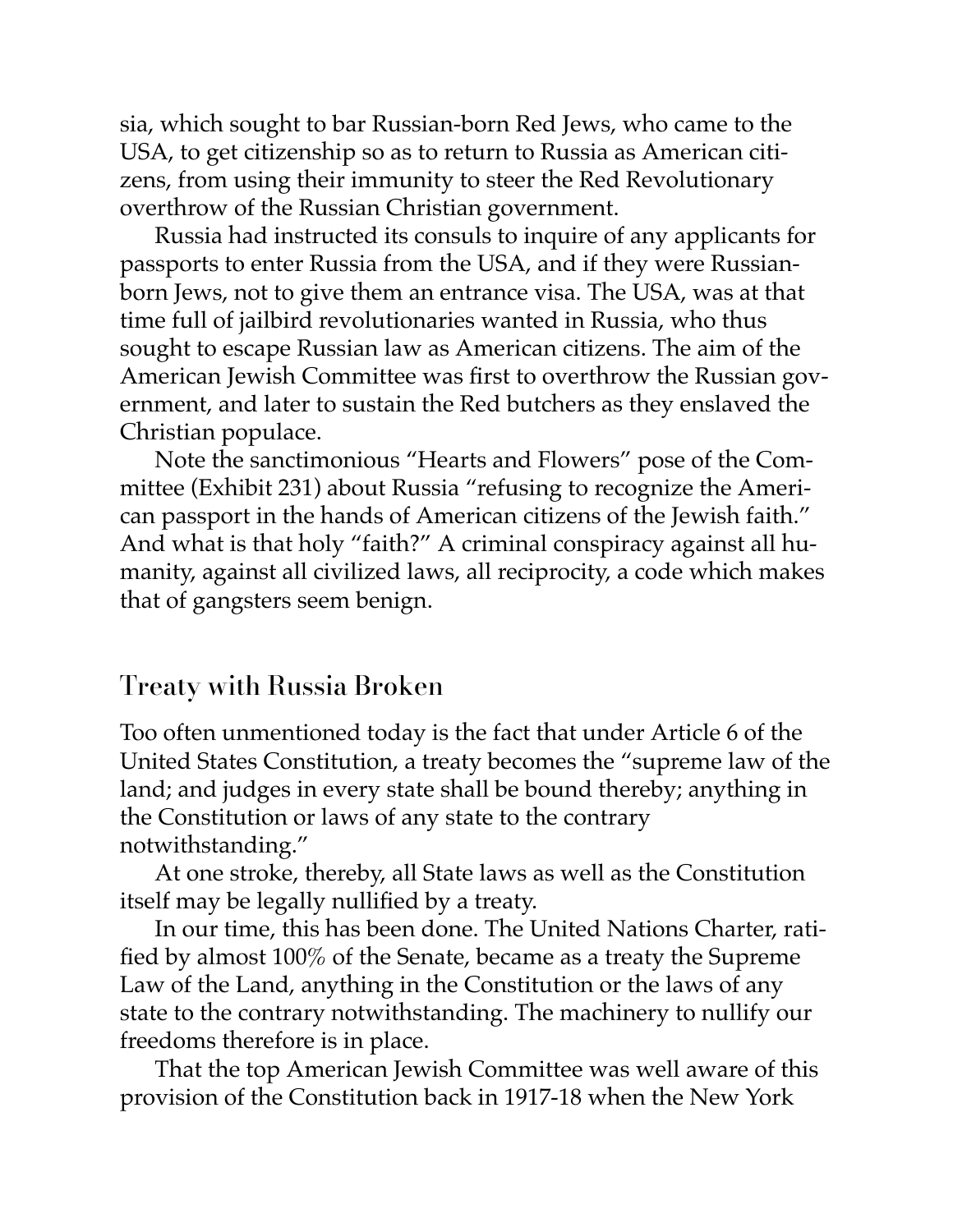sia, which sought to bar Russian-born Red Jews, who came to the USA, to get citizenship so as to return to Russia as American citizens, from using their immunity to steer the Red Revolutionary overthrow of the Russian Christian government.

Russia had instructed its consuls to inquire of any applicants for passports to enter Russia from the USA, and if they were Russian-born Jews, not to give them an entrance visa. The USA, was at that time full of jailbird revolutionaries wanted in Russia, who thus sought to escape Russian law as American citizens. The aim of the American Jewish Committee was first to overthrow the Russian government, and later to sustain the Red butchers as they enslaved the Christian populace.

Note the sanctimonious "Hearts and Flowers" pose of the Committee (Exhibit 231) about Russia "refusing to recognize the American passport in the hands of American citizens of the Jewish faith." And what is that holy "faith?" A criminal conspiracy against all humanity, against all civilized laws, all reciprocity, a code which makes that of gangsters seem benign.

## Treaty with Russia Broken

Too often unmentioned today is the fact that under Article 6 of the United States Constitution, a treaty becomes the "supreme law of the land; and judges in every state shall be bound thereby; anything in the Constitution or laws of any state to the contrary notwithstanding."

At one stroke, thereby, all State laws as well as the Constitution itself may be legally nullified by a treaty.

In our time, this has been done. The United Nations Charter, ratified by almost 100% of the Senate, became as a treaty the Supreme Law of the Land, anything in the Constitution or the laws of any state to the contrary notwithstanding. The machinery to nullify our freedoms therefore is in place.

That the top American Jewish Committee was well aware of this provision of the Constitution back in 1917-18 when the New York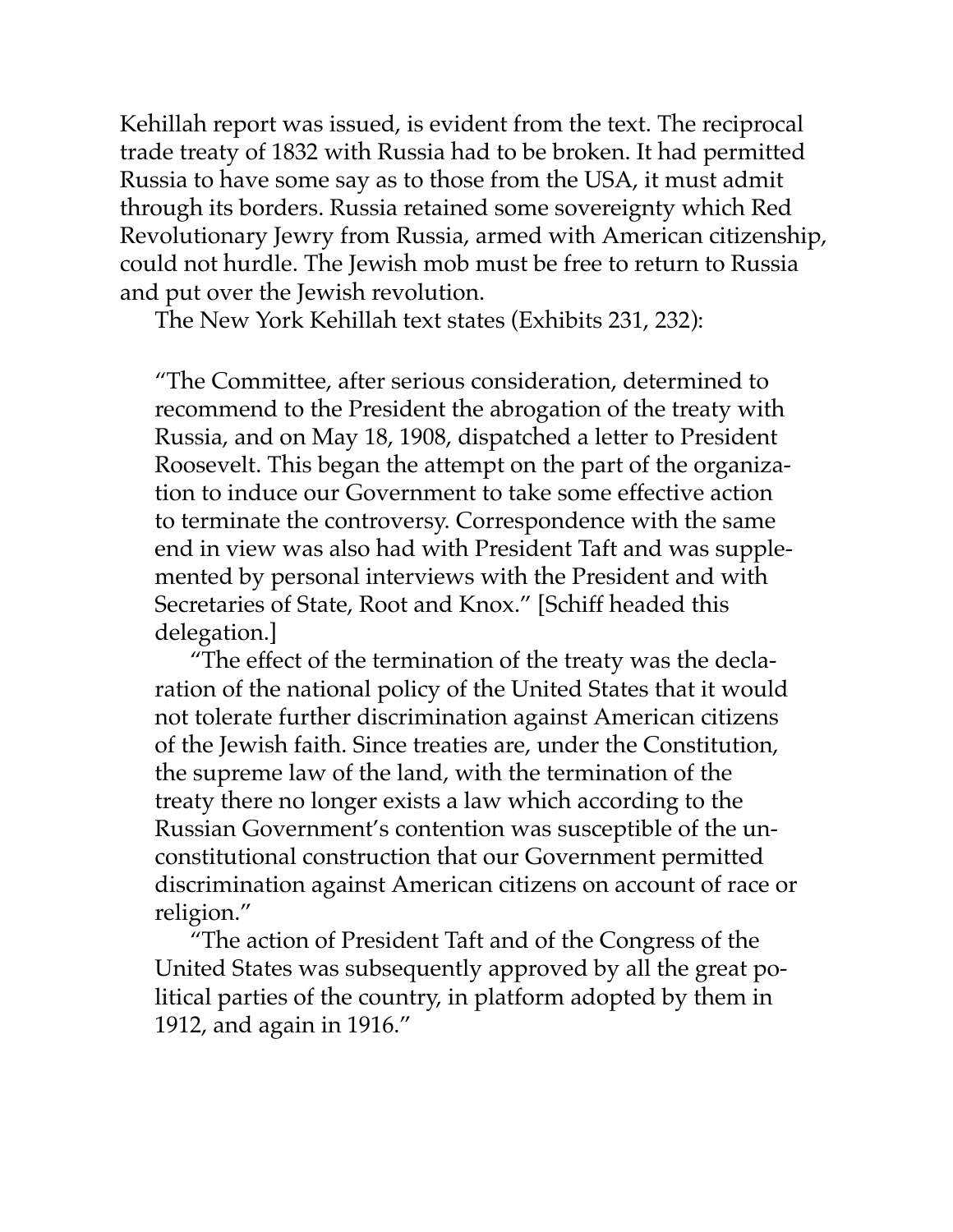Kehillah report was issued, is evident from the text. The reciprocal trade treaty of 1832 with Russia had to be broken. It had permitted Russia to have some say as to those from the USA, it must admit through its borders. Russia retained some sovereignty which Red Revolutionary Jewry from Russia, armed with American citizenship, could not hurdle. The Jewish mob must be free to return to Russia and put over the Jewish revolution.

The New York Kehillah text states (Exhibits 231, 232):

> "The Committee, after serious consideration, determined to recommend to the President the abrogation of the treaty with Russia, and on May 18, 1908, dispatched a letter to President Roosevelt. This began the attempt on the part of the organization to induce our Government to take some effective action to terminate the controversy. Correspondence with the same end in view was also had with President Taft and was supplemented by personal interviews with the President and with Secretaries of State, Root and Knox." [Schiff headed this delegation.]
>
> "The effect of the termination of the treaty was the declaration of the national policy of the United States that it would not tolerate further discrimination against American citizens of the Jewish faith. Since treaties are, under the Constitution, the supreme law of the land, with the termination of the treaty there no longer exists a law which according to the Russian Government's contention was susceptible of the unconstitutional construction that our Government permitted discrimination against American citizens on account of race or religion."
>
> "The action of President Taft and of the Congress of the United States was subsequently approved by all the great political parties of the country, in platform adopted by them in 1912, and again in 1916."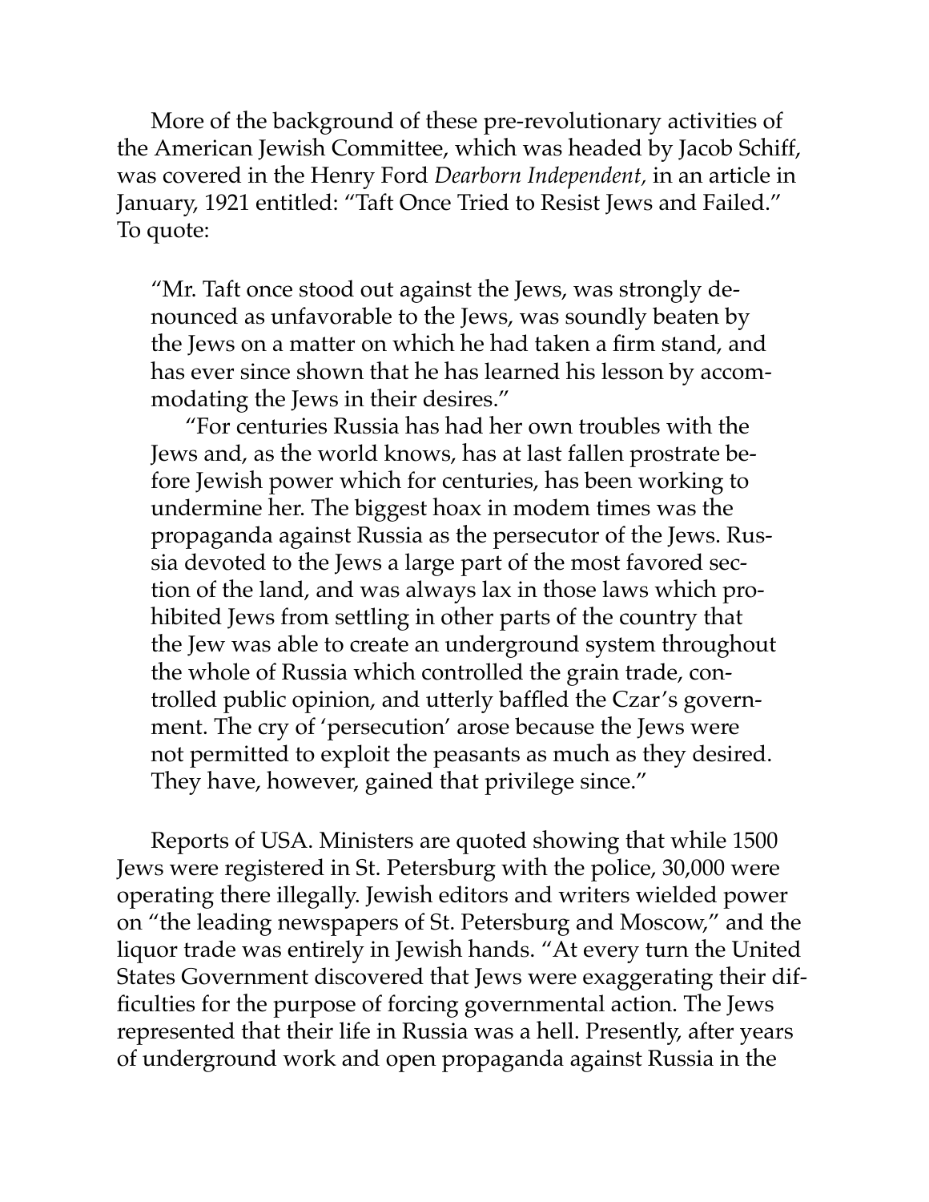More of the background of these pre-revolutionary activities of the American Jewish Committee, which was headed by Jacob Schiff, was covered in the Henry Ford *Dearborn Independent*, in an article in January, 1921 entitled: "Taft Once Tried to Resist Jews and Failed." To quote:

> "Mr. Taft once stood out against the Jews, was strongly denounced as unfavorable to the Jews, was soundly beaten by the Jews on a matter on which he had taken a firm stand, and has ever since shown that he has learned his lesson by accommodating the Jews in their desires."
>
> "For centuries Russia has had her own troubles with the Jews and, as the world knows, has at last fallen prostrate before Jewish power which for centuries, has been working to undermine her. The biggest hoax in modem times was the propaganda against Russia as the persecutor of the Jews. Russia devoted to the Jews a large part of the most favored section of the land, and was always lax in those laws which prohibited Jews from settling in other parts of the country that the Jew was able to create an underground system throughout the whole of Russia which controlled the grain trade, controlled public opinion, and utterly baffled the Czar's government. The cry of 'persecution' arose because the Jews were not permitted to exploit the peasants as much as they desired. They have, however, gained that privilege since."

Reports of USA. Ministers are quoted showing that while 1500 Jews were registered in St. Petersburg with the police, 30,000 were operating there illegally. Jewish editors and writers wielded power on "the leading newspapers of St. Petersburg and Moscow," and the liquor trade was entirely in Jewish hands. "At every turn the United States Government discovered that Jews were exaggerating their difficulties for the purpose of forcing governmental action. The Jews represented that their life in Russia was a hell. Presently, after years of underground work and open propaganda against Russia in the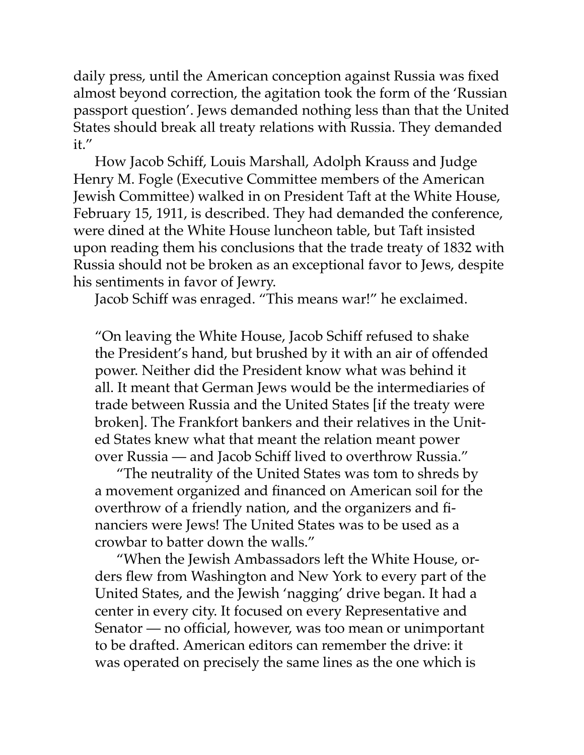daily press, until the American conception against Russia was fixed almost beyond correction, the agitation took the form of the 'Russian passport question'. Jews demanded nothing less than that the United States should break all treaty relations with Russia. They demanded it."

How Jacob Schiff, Louis Marshall, Adolph Krauss and Judge Henry M. Fogle (Executive Committee members of the American Jewish Committee) walked in on President Taft at the White House, February 15, 1911, is described. They had demanded the conference, were dined at the White House luncheon table, but Taft insisted upon reading them his conclusions that the trade treaty of 1832 with Russia should not be broken as an exceptional favor to Jews, despite his sentiments in favor of Jewry.

Jacob Schiff was enraged. "This means war!" he exclaimed.

> "On leaving the White House, Jacob Schiff refused to shake the President's hand, but brushed by it with an air of offended power. Neither did the President know what was behind it all. It meant that German Jews would be the intermediaries of trade between Russia and the United States [if the treaty were broken]. The Frankfort bankers and their relatives in the United States knew what that meant the relation meant power over Russia — and Jacob Schiff lived to overthrow Russia."
>
> "The neutrality of the United States was tom to shreds by a movement organized and financed on American soil for the overthrow of a friendly nation, and the organizers and financiers were Jews! The United States was to be used as a crowbar to batter down the walls."
>
> "When the Jewish Ambassadors left the White House, orders flew from Washington and New York to every part of the United States, and the Jewish 'nagging' drive began. It had a center in every city. It focused on every Representative and Senator — no official, however, was too mean or unimportant to be drafted. American editors can remember the drive: it was operated on precisely the same lines as the one which is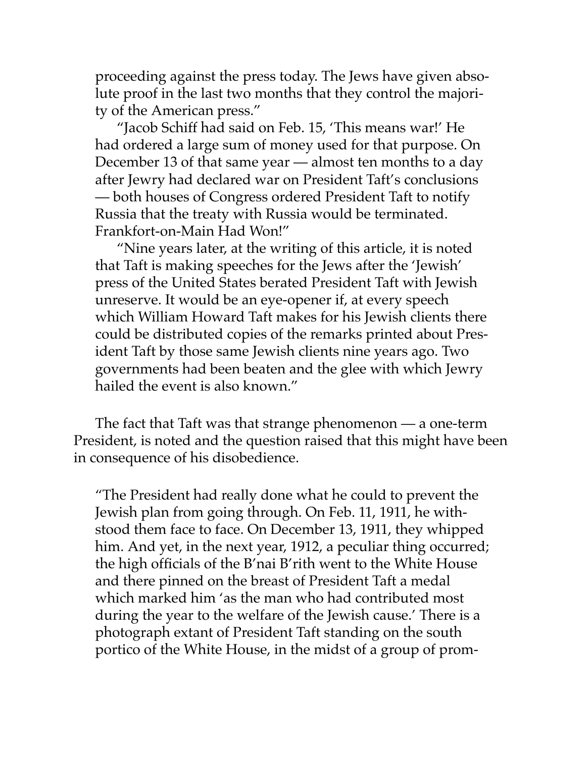proceeding against the press today. The Jews have given absolute proof in the last two months that they control the majority of the American press."

"Jacob Schiff had said on Feb. 15, 'This means war!' He had ordered a large sum of money used for that purpose. On December 13 of that same year — almost ten months to a day after Jewry had declared war on President Taft's conclusions — both houses of Congress ordered President Taft to notify Russia that the treaty with Russia would be terminated. Frankfort-on-Main Had Won!"

"Nine years later, at the writing of this article, it is noted that Taft is making speeches for the Jews after the 'Jewish' press of the United States berated President Taft with Jewish unreserve. It would be an eye-opener if, at every speech which William Howard Taft makes for his Jewish clients there could be distributed copies of the remarks printed about President Taft by those same Jewish clients nine years ago. Two governments had been beaten and the glee with which Jewry hailed the event is also known."

The fact that Taft was that strange phenomenon — a one-term President, is noted and the question raised that this might have been in consequence of his disobedience.

"The President had really done what he could to prevent the Jewish plan from going through. On Feb. 11, 1911, he withstood them face to face. On December 13, 1911, they whipped him. And yet, in the next year, 1912, a peculiar thing occurred; the high officials of the B'nai B'rith went to the White House and there pinned on the breast of President Taft a medal which marked him 'as the man who had contributed most during the year to the welfare of the Jewish cause.' There is a photograph extant of President Taft standing on the south portico of the White House, in the midst of a group of prom-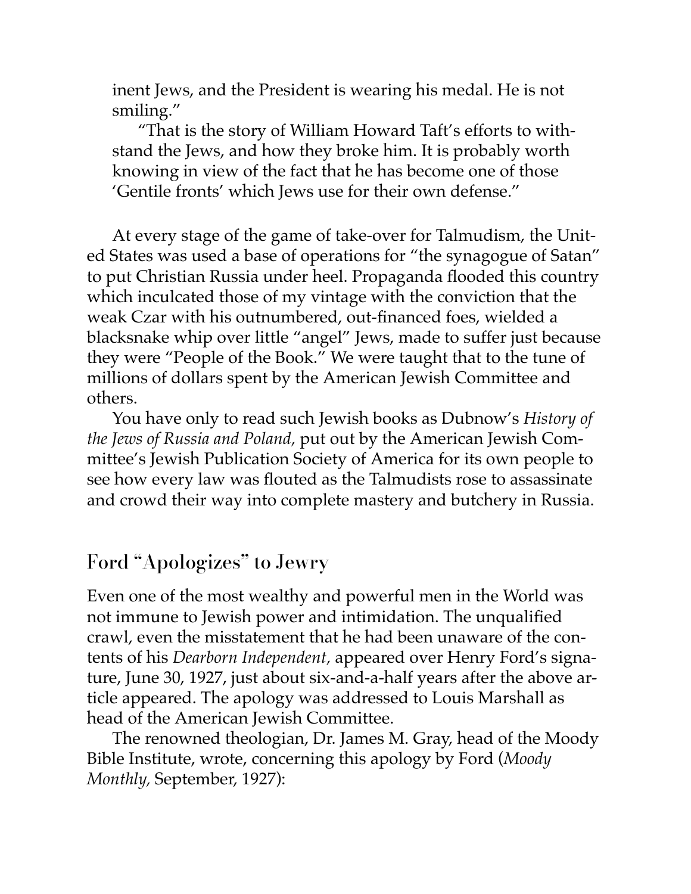inent Jews, and the President is wearing his medal. He is not smiling."

"That is the story of William Howard Taft's efforts to withstand the Jews, and how they broke him. It is probably worth knowing in view of the fact that he has become one of those 'Gentile fronts' which Jews use for their own defense."

At every stage of the game of take-over for Talmudism, the United States was used a base of operations for "the synagogue of Satan" to put Christian Russia under heel. Propaganda flooded this country which inculcated those of my vintage with the conviction that the weak Czar with his outnumbered, out-financed foes, wielded a blacksnake whip over little "angel" Jews, made to suffer just because they were "People of the Book." We were taught that to the tune of millions of dollars spent by the American Jewish Committee and others.

You have only to read such Jewish books as Dubnow's *History of the Jews of Russia and Poland*, put out by the American Jewish Committee's Jewish Publication Society of America for its own people to see how every law was flouted as the Talmudists rose to assassinate and crowd their way into complete mastery and butchery in Russia.

## Ford "Apologizes" to Jewry

Even one of the most wealthy and powerful men in the World was not immune to Jewish power and intimidation. The unqualified crawl, even the misstatement that he had been unaware of the contents of his *Dearborn Independent*, appeared over Henry Ford's signature, June 30, 1927, just about six-and-a-half years after the above article appeared. The apology was addressed to Louis Marshall as head of the American Jewish Committee.

The renowned theologian, Dr. James M. Gray, head of the Moody Bible Institute, wrote, concerning this apology by Ford (*Moody Monthly*, September, 1927):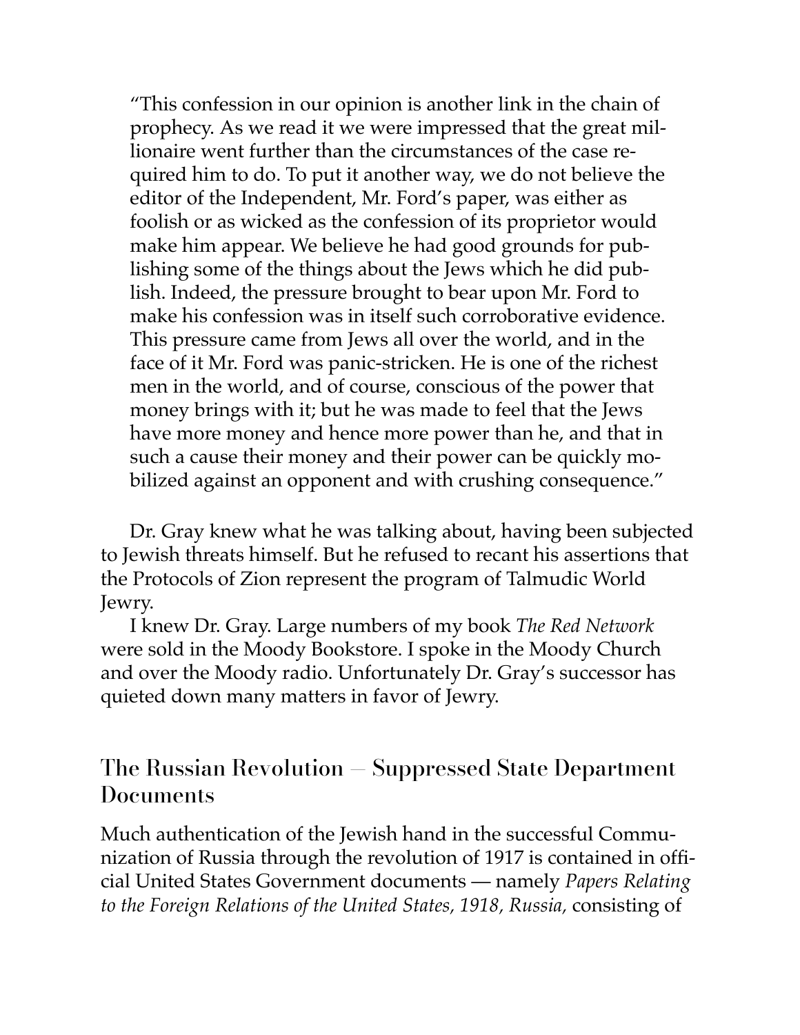"This confession in our opinion is another link in the chain of prophecy. As we read it we were impressed that the great millionaire went further than the circumstances of the case required him to do. To put it another way, we do not believe the editor of the Independent, Mr. Ford's paper, was either as foolish or as wicked as the confession of its proprietor would make him appear. We believe he had good grounds for publishing some of the things about the Jews which he did publish. Indeed, the pressure brought to bear upon Mr. Ford to make his confession was in itself such corroborative evidence. This pressure came from Jews all over the world, and in the face of it Mr. Ford was panic-stricken. He is one of the richest men in the world, and of course, conscious of the power that money brings with it; but he was made to feel that the Jews have more money and hence more power than he, and that in such a cause their money and their power can be quickly mobilized against an opponent and with crushing consequence."

Dr. Gray knew what he was talking about, having been subjected to Jewish threats himself. But he refused to recant his assertions that the Protocols of Zion represent the program of Talmudic World Jewry.

I knew Dr. Gray. Large numbers of my book *The Red Network* were sold in the Moody Bookstore. I spoke in the Moody Church and over the Moody radio. Unfortunately Dr. Gray's successor has quieted down many matters in favor of Jewry.

## The Russian Revolution — Suppressed State Department Documents

Much authentication of the Jewish hand in the successful Communization of Russia through the revolution of 1917 is contained in official United States Government documents — namely *Papers Relating to the Foreign Relations of the United States, 1918, Russia*, consisting of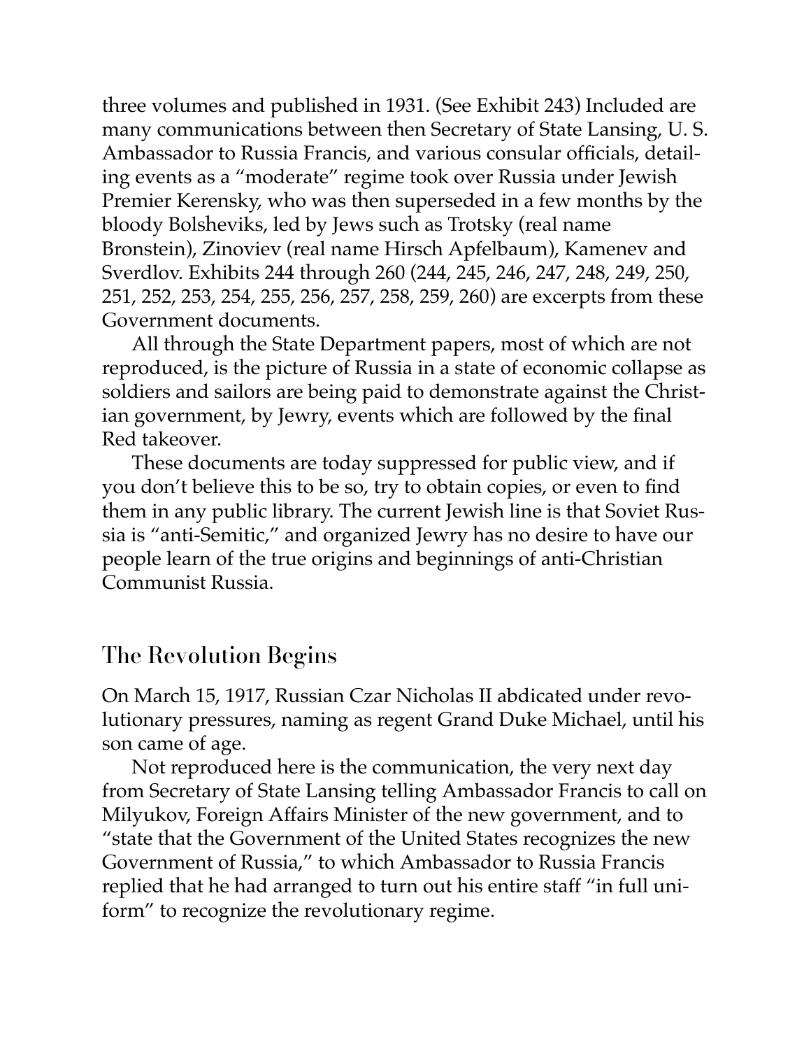three volumes and published in 1931. (See Exhibit 243) Included are many communications between then Secretary of State Lansing, U. S. Ambassador to Russia Francis, and various consular officials, detailing events as a "moderate" regime took over Russia under Jewish Premier Kerensky, who was then superseded in a few months by the bloody Bolsheviks, led by Jews such as Trotsky (real name Bronstein), Zinoviev (real name Hirsch Apfelbaum), Kamenev and Sverdlov. Exhibits 244 through 260 (244, 245, 246, 247, 248, 249, 250, 251, 252, 253, 254, 255, 256, 257, 258, 259, 260) are excerpts from these Government documents.

All through the State Department papers, most of which are not reproduced, is the picture of Russia in a state of economic collapse as soldiers and sailors are being paid to demonstrate against the Christian government, by Jewry, events which are followed by the final Red takeover.

These documents are today suppressed for public view, and if you don't believe this to be so, try to obtain copies, or even to find them in any public library. The current Jewish line is that Soviet Russia is "anti-Semitic," and organized Jewry has no desire to have our people learn of the true origins and beginnings of anti-Christian Communist Russia.

## The Revolution Begins

On March 15, 1917, Russian Czar Nicholas II abdicated under revolutionary pressures, naming as regent Grand Duke Michael, until his son came of age.

Not reproduced here is the communication, the very next day from Secretary of State Lansing telling Ambassador Francis to call on Milyukov, Foreign Affairs Minister of the new government, and to "state that the Government of the United States recognizes the new Government of Russia," to which Ambassador to Russia Francis replied that he had arranged to turn out his entire staff "in full uniform" to recognize the revolutionary regime.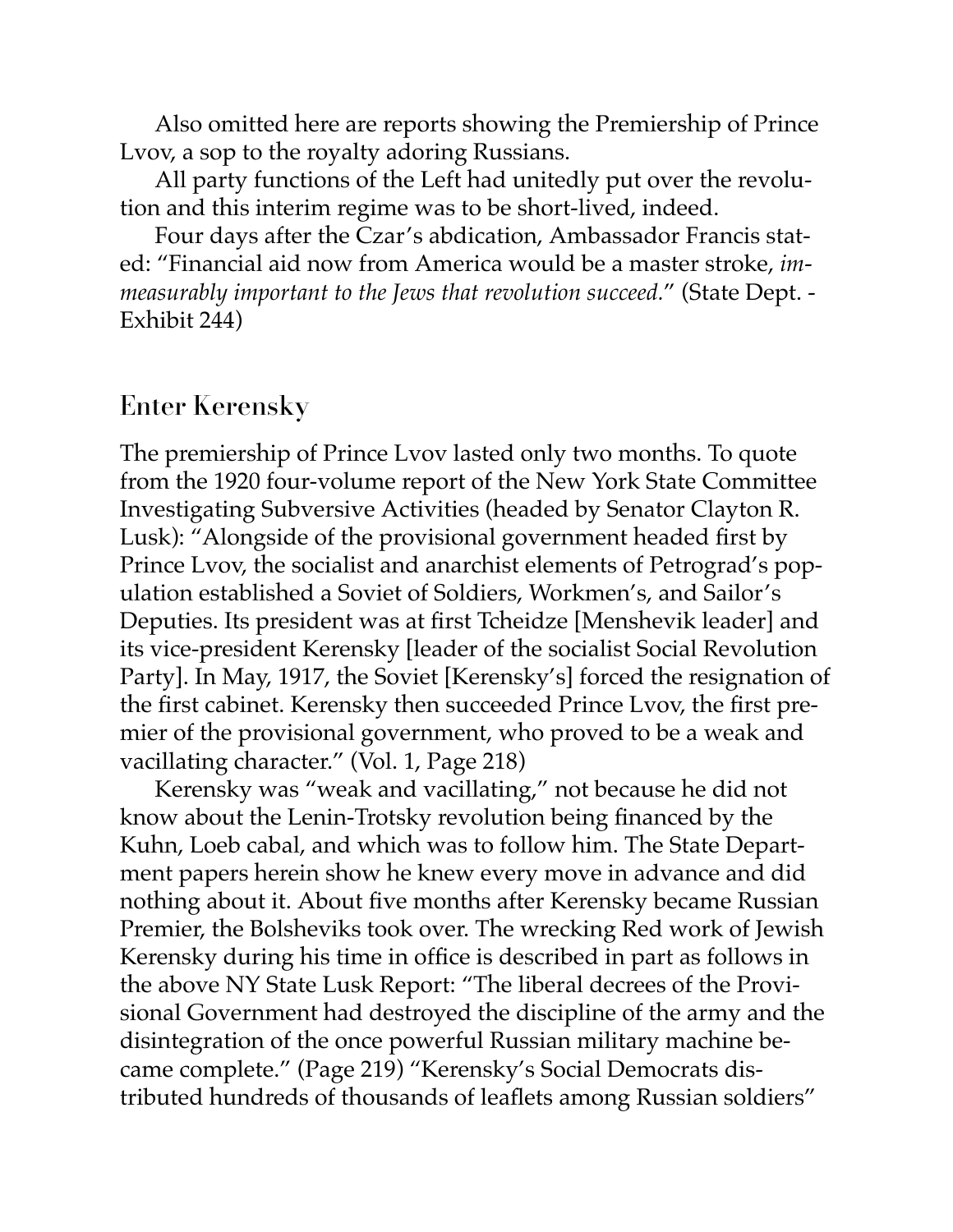Also omitted here are reports showing the Premiership of Prince Lvov, a sop to the royalty adoring Russians.

All party functions of the Left had unitedly put over the revolution and this interim regime was to be short-lived, indeed.

Four days after the Czar's abdication, Ambassador Francis stated: "Financial aid now from America would be a master stroke, *immeasurably important to the Jews that revolution succeed.*" (State Dept. - Exhibit 244)

## Enter Kerensky

The premiership of Prince Lvov lasted only two months. To quote from the 1920 four-volume report of the New York State Committee Investigating Subversive Activities (headed by Senator Clayton R. Lusk): "Alongside of the provisional government headed first by Prince Lvov, the socialist and anarchist elements of Petrograd's population established a Soviet of Soldiers, Workmen's, and Sailor's Deputies. Its president was at first Tcheidze [Menshevik leader] and its vice-president Kerensky [leader of the socialist Social Revolution Party]. In May, 1917, the Soviet [Kerensky's] forced the resignation of the first cabinet. Kerensky then succeeded Prince Lvov, the first premier of the provisional government, who proved to be a weak and vacillating character." (Vol. 1, Page 218)

Kerensky was "weak and vacillating," not because he did not know about the Lenin-Trotsky revolution being financed by the Kuhn, Loeb cabal, and which was to follow him. The State Department papers herein show he knew every move in advance and did nothing about it. About five months after Kerensky became Russian Premier, the Bolsheviks took over. The wrecking Red work of Jewish Kerensky during his time in office is described in part as follows in the above NY State Lusk Report: "The liberal decrees of the Provisional Government had destroyed the discipline of the army and the disintegration of the once powerful Russian military machine became complete." (Page 219) "Kerensky's Social Democrats distributed hundreds of thousands of leaflets among Russian soldiers"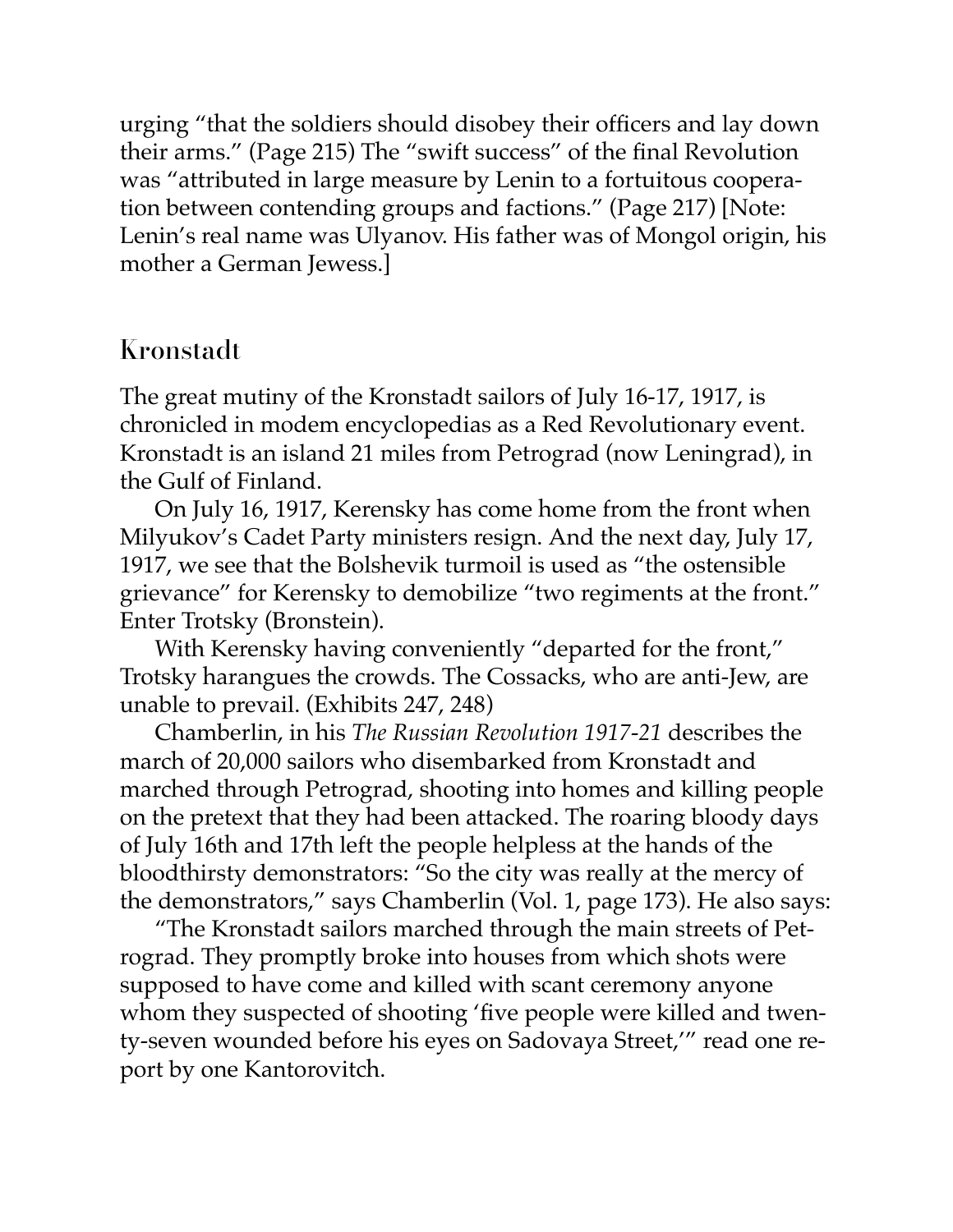urging "that the soldiers should disobey their officers and lay down their arms." (Page 215) The "swift success" of the final Revolution was "attributed in large measure by Lenin to a fortuitous cooperation between contending groups and factions." (Page 217) [Note: Lenin's real name was Ulyanov. His father was of Mongol origin, his mother a German Jewess.]

## Kronstadt

The great mutiny of the Kronstadt sailors of July 16-17, 1917, is chronicled in modem encyclopedias as a Red Revolutionary event. Kronstadt is an island 21 miles from Petrograd (now Leningrad), in the Gulf of Finland.

On July 16, 1917, Kerensky has come home from the front when Milyukov's Cadet Party ministers resign. And the next day, July 17, 1917, we see that the Bolshevik turmoil is used as "the ostensible grievance" for Kerensky to demobilize "two regiments at the front." Enter Trotsky (Bronstein).

With Kerensky having conveniently "departed for the front," Trotsky harangues the crowds. The Cossacks, who are anti-Jew, are unable to prevail. (Exhibits 247, 248)

Chamberlin, in his *The Russian Revolution 1917-21* describes the march of 20,000 sailors who disembarked from Kronstadt and marched through Petrograd, shooting into homes and killing people on the pretext that they had been attacked. The roaring bloody days of July 16th and 17th left the people helpless at the hands of the bloodthirsty demonstrators: "So the city was really at the mercy of the demonstrators," says Chamberlin (Vol. 1, page 173). He also says:

"The Kronstadt sailors marched through the main streets of Petrograd. They promptly broke into houses from which shots were supposed to have come and killed with scant ceremony anyone whom they suspected of shooting 'five people were killed and twenty-seven wounded before his eyes on Sadovaya Street,'" read one report by one Kantorovitch.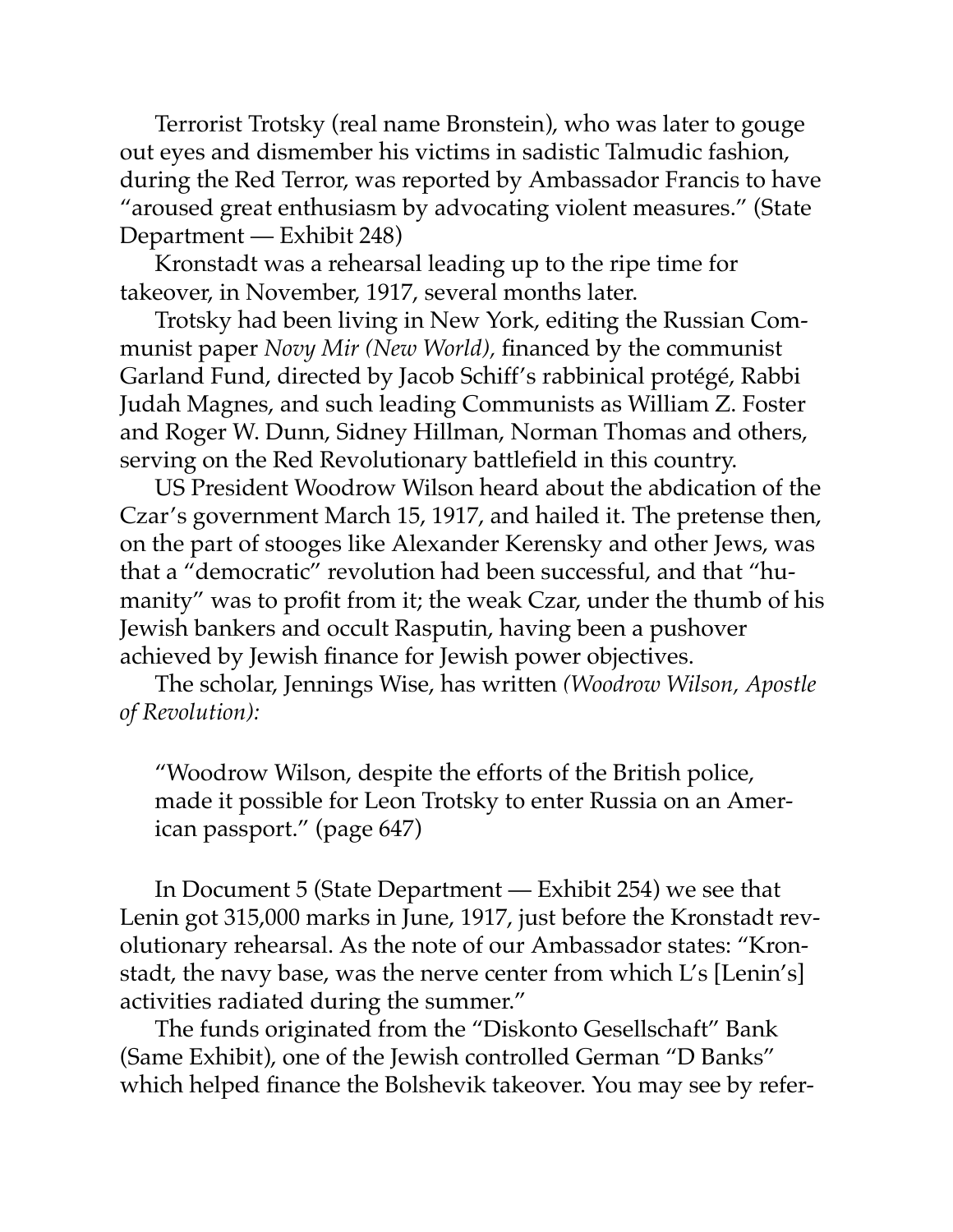Terrorist Trotsky (real name Bronstein), who was later to gouge out eyes and dismember his victims in sadistic Talmudic fashion, during the Red Terror, was reported by Ambassador Francis to have "aroused great enthusiasm by advocating violent measures." (State Department — Exhibit 248)

Kronstadt was a rehearsal leading up to the ripe time for takeover, in November, 1917, several months later.

Trotsky had been living in New York, editing the Russian Communist paper *Novy Mir (New World),* financed by the communist Garland Fund, directed by Jacob Schiff's rabbinical protégé, Rabbi Judah Magnes, and such leading Communists as William Z. Foster and Roger W. Dunn, Sidney Hillman, Norman Thomas and others, serving on the Red Revolutionary battlefield in this country.

US President Woodrow Wilson heard about the abdication of the Czar's government March 15, 1917, and hailed it. The pretense then, on the part of stooges like Alexander Kerensky and other Jews, was that a "democratic" revolution had been successful, and that "humanity" was to profit from it; the weak Czar, under the thumb of his Jewish bankers and occult Rasputin, having been a pushover achieved by Jewish finance for Jewish power objectives.

The scholar, Jennings Wise, has written *(Woodrow Wilson, Apostle of Revolution):*

> "Woodrow Wilson, despite the efforts of the British police, made it possible for Leon Trotsky to enter Russia on an American passport." (page 647)

In Document 5 (State Department — Exhibit 254) we see that Lenin got 315,000 marks in June, 1917, just before the Kronstadt revolutionary rehearsal. As the note of our Ambassador states: "Kronstadt, the navy base, was the nerve center from which L's [Lenin's] activities radiated during the summer."

The funds originated from the "Diskonto Gesellschaft" Bank (Same Exhibit), one of the Jewish controlled German "D Banks" which helped finance the Bolshevik takeover. You may see by refer-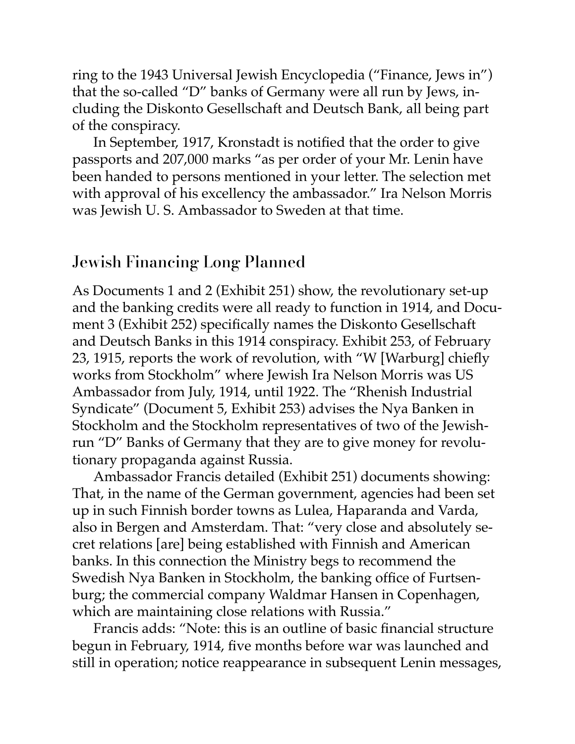ring to the 1943 Universal Jewish Encyclopedia ("Finance, Jews in") that the so-called "D" banks of Germany were all run by Jews, including the Diskonto Gesellschaft and Deutsch Bank, all being part of the conspiracy.

In September, 1917, Kronstadt is notified that the order to give passports and 207,000 marks "as per order of your Mr. Lenin have been handed to persons mentioned in your letter. The selection met with approval of his excellency the ambassador." Ira Nelson Morris was Jewish U. S. Ambassador to Sweden at that time.

## Jewish Financing Long Planned

As Documents 1 and 2 (Exhibit 251) show, the revolutionary set-up and the banking credits were all ready to function in 1914, and Document 3 (Exhibit 252) specifically names the Diskonto Gesellschaft and Deutsch Banks in this 1914 conspiracy. Exhibit 253, of February 23, 1915, reports the work of revolution, with "W [Warburg] chiefly works from Stockholm" where Jewish Ira Nelson Morris was US Ambassador from July, 1914, until 1922. The "Rhenish Industrial Syndicate" (Document 5, Exhibit 253) advises the Nya Banken in Stockholm and the Stockholm representatives of two of the Jewish-run "D" Banks of Germany that they are to give money for revolutionary propaganda against Russia.

Ambassador Francis detailed (Exhibit 251) documents showing: That, in the name of the German government, agencies had been set up in such Finnish border towns as Lulea, Haparanda and Varda, also in Bergen and Amsterdam. That: "very close and absolutely secret relations [are] being established with Finnish and American banks. In this connection the Ministry begs to recommend the Swedish Nya Banken in Stockholm, the banking office of Furtsenburg; the commercial company Waldmar Hansen in Copenhagen, which are maintaining close relations with Russia."

Francis adds: "Note: this is an outline of basic financial structure begun in February, 1914, five months before war was launched and still in operation; notice reappearance in subsequent Lenin messages,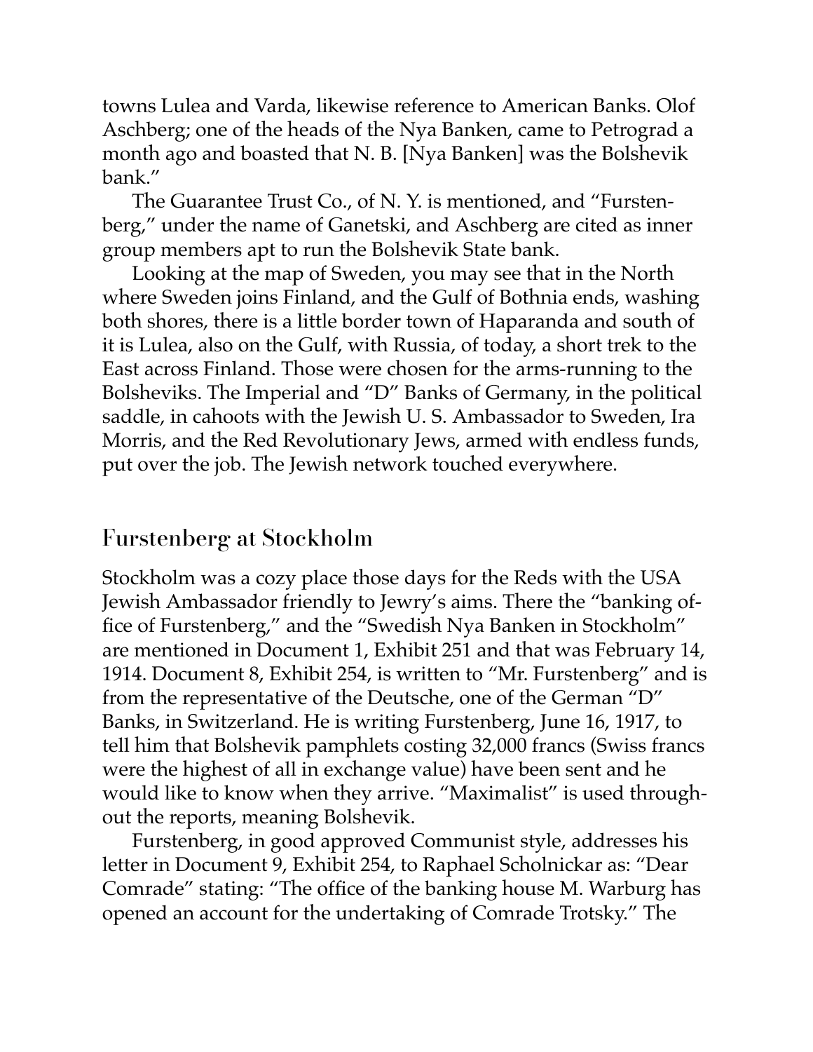towns Lulea and Varda, likewise reference to American Banks. Olof Aschberg; one of the heads of the Nya Banken, came to Petrograd a month ago and boasted that N. B. [Nya Banken] was the Bolshevik bank."

The Guarantee Trust Co., of N. Y. is mentioned, and "Furstenberg," under the name of Ganetski, and Aschberg are cited as inner group members apt to run the Bolshevik State bank.

Looking at the map of Sweden, you may see that in the North where Sweden joins Finland, and the Gulf of Bothnia ends, washing both shores, there is a little border town of Haparanda and south of it is Lulea, also on the Gulf, with Russia, of today, a short trek to the East across Finland. Those were chosen for the arms-running to the Bolsheviks. The Imperial and "D" Banks of Germany, in the political saddle, in cahoots with the Jewish U. S. Ambassador to Sweden, Ira Morris, and the Red Revolutionary Jews, armed with endless funds, put over the job. The Jewish network touched everywhere.

## Furstenberg at Stockholm

Stockholm was a cozy place those days for the Reds with the USA Jewish Ambassador friendly to Jewry's aims. There the "banking office of Furstenberg," and the "Swedish Nya Banken in Stockholm" are mentioned in Document 1, Exhibit 251 and that was February 14, 1914. Document 8, Exhibit 254, is written to "Mr. Furstenberg" and is from the representative of the Deutsche, one of the German "D" Banks, in Switzerland. He is writing Furstenberg, June 16, 1917, to tell him that Bolshevik pamphlets costing 32,000 francs (Swiss francs were the highest of all in exchange value) have been sent and he would like to know when they arrive. "Maximalist" is used throughout the reports, meaning Bolshevik.

Furstenberg, in good approved Communist style, addresses his letter in Document 9, Exhibit 254, to Raphael Scholnickar as: "Dear Comrade" stating: "The office of the banking house M. Warburg has opened an account for the undertaking of Comrade Trotsky." The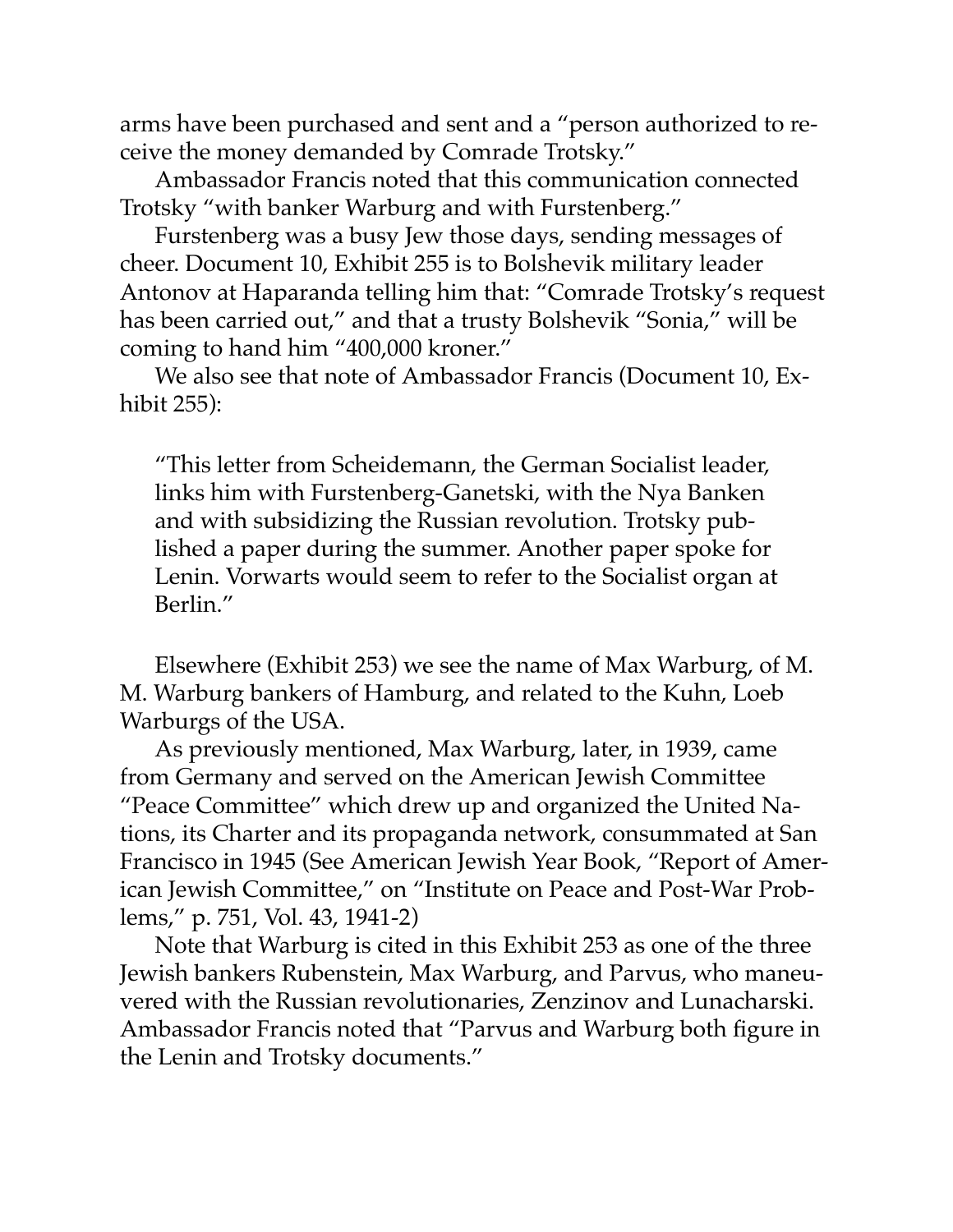arms have been purchased and sent and a "person authorized to receive the money demanded by Comrade Trotsky."

Ambassador Francis noted that this communication connected Trotsky "with banker Warburg and with Furstenberg."

Furstenberg was a busy Jew those days, sending messages of cheer. Document 10, Exhibit 255 is to Bolshevik military leader Antonov at Haparanda telling him that: "Comrade Trotsky's request has been carried out," and that a trusty Bolshevik "Sonia," will be coming to hand him "400,000 kroner."

We also see that note of Ambassador Francis (Document 10, Exhibit 255):

> "This letter from Scheidemann, the German Socialist leader, links him with Furstenberg-Ganetski, with the Nya Banken and with subsidizing the Russian revolution. Trotsky published a paper during the summer. Another paper spoke for Lenin. Vorwarts would seem to refer to the Socialist organ at Berlin."

Elsewhere (Exhibit 253) we see the name of Max Warburg, of M. M. Warburg bankers of Hamburg, and related to the Kuhn, Loeb Warburgs of the USA.

As previously mentioned, Max Warburg, later, in 1939, came from Germany and served on the American Jewish Committee "Peace Committee" which drew up and organized the United Nations, its Charter and its propaganda network, consummated at San Francisco in 1945 (See American Jewish Year Book, "Report of American Jewish Committee," on "Institute on Peace and Post-War Problems," p. 751, Vol. 43, 1941-2)

Note that Warburg is cited in this Exhibit 253 as one of the three Jewish bankers Rubenstein, Max Warburg, and Parvus, who maneuvered with the Russian revolutionaries, Zenzinov and Lunacharski. Ambassador Francis noted that "Parvus and Warburg both figure in the Lenin and Trotsky documents."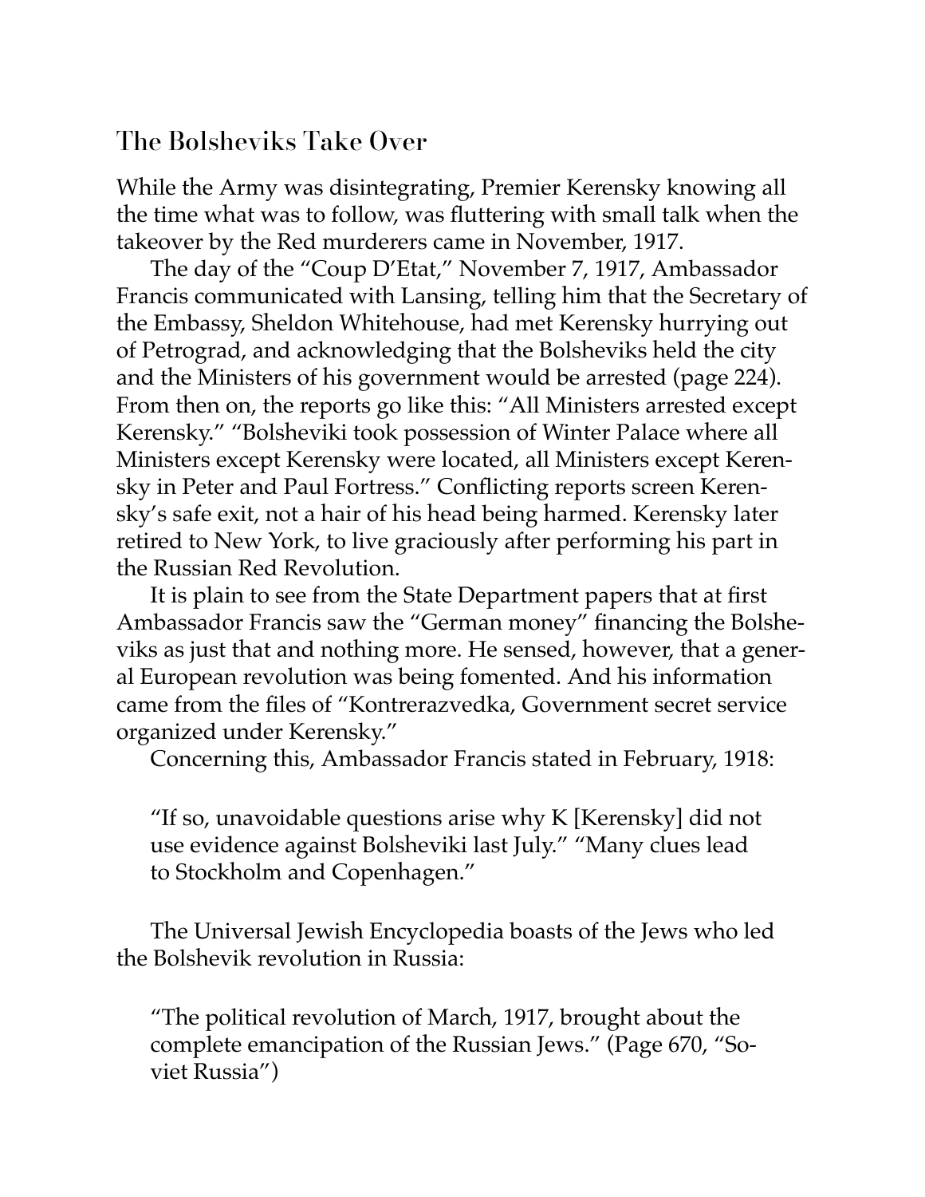## The Bolsheviks Take Over

While the Army was disintegrating, Premier Kerensky knowing all the time what was to follow, was fluttering with small talk when the takeover by the Red murderers came in November, 1917.

The day of the "Coup D'Etat," November 7, 1917, Ambassador Francis communicated with Lansing, telling him that the Secretary of the Embassy, Sheldon Whitehouse, had met Kerensky hurrying out of Petrograd, and acknowledging that the Bolsheviks held the city and the Ministers of his government would be arrested (page 224). From then on, the reports go like this: "All Ministers arrested except Kerensky." "Bolsheviki took possession of Winter Palace where all Ministers except Kerensky were located, all Ministers except Kerensky in Peter and Paul Fortress." Conflicting reports screen Kerensky's safe exit, not a hair of his head being harmed. Kerensky later retired to New York, to live graciously after performing his part in the Russian Red Revolution.

It is plain to see from the State Department papers that at first Ambassador Francis saw the "German money" financing the Bolsheviks as just that and nothing more. He sensed, however, that a general European revolution was being fomented. And his information came from the files of "Kontrerazvedka, Government secret service organized under Kerensky."

Concerning this, Ambassador Francis stated in February, 1918:

> "If so, unavoidable questions arise why K [Kerensky] did not use evidence against Bolsheviki last July." "Many clues lead to Stockholm and Copenhagen."

The Universal Jewish Encyclopedia boasts of the Jews who led the Bolshevik revolution in Russia:

> "The political revolution of March, 1917, brought about the complete emancipation of the Russian Jews." (Page 670, "Soviet Russia")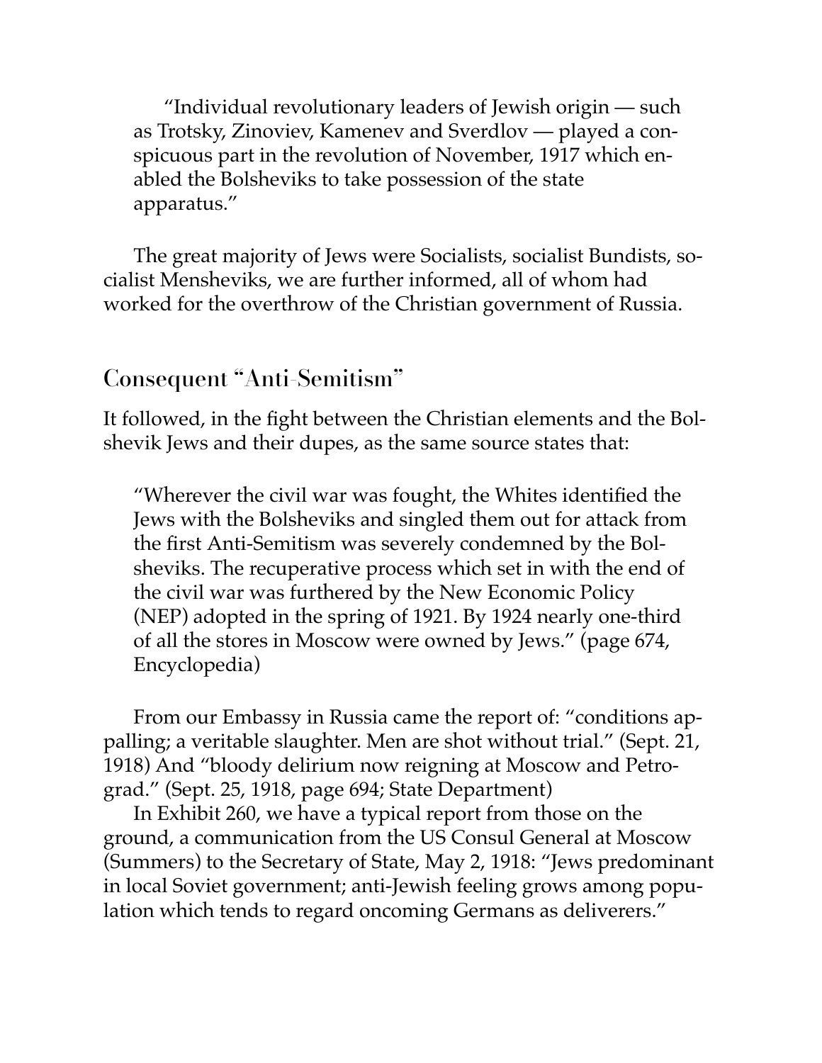> "Individual revolutionary leaders of Jewish origin — such as Trotsky, Zinoviev, Kamenev and Sverdlov — played a conspicuous part in the revolution of November, 1917 which enabled the Bolsheviks to take possession of the state apparatus."

The great majority of Jews were Socialists, socialist Bundists, socialist Mensheviks, we are further informed, all of whom had worked for the overthrow of the Christian government of Russia.

## Consequent "Anti-Semitism"

It followed, in the fight between the Christian elements and the Bolshevik Jews and their dupes, as the same source states that:

> "Wherever the civil war was fought, the Whites identified the Jews with the Bolsheviks and singled them out for attack from the first Anti-Semitism was severely condemned by the Bolsheviks. The recuperative process which set in with the end of the civil war was furthered by the New Economic Policy (NEP) adopted in the spring of 1921. By 1924 nearly one-third of all the stores in Moscow were owned by Jews." (page 674, Encyclopedia)

From our Embassy in Russia came the report of: "conditions appalling; a veritable slaughter. Men are shot without trial." (Sept. 21, 1918) And "bloody delirium now reigning at Moscow and Petrograd." (Sept. 25, 1918, page 694; State Department)

In Exhibit 260, we have a typical report from those on the ground, a communication from the US Consul General at Moscow (Summers) to the Secretary of State, May 2, 1918: "Jews predominant in local Soviet government; anti-Jewish feeling grows among population which tends to regard oncoming Germans as deliverers."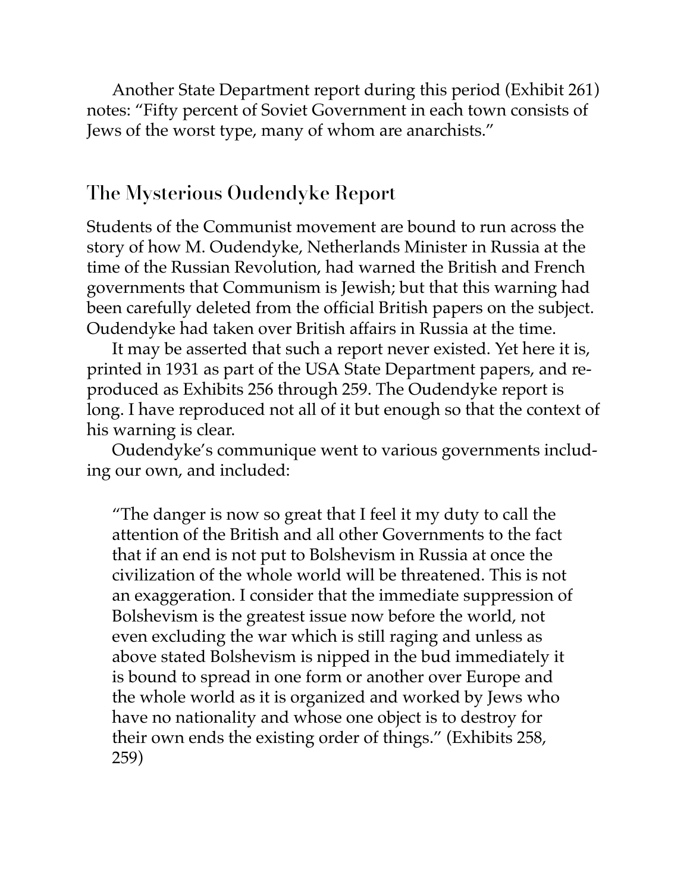Another State Department report during this period (Exhibit 261) notes: "Fifty percent of Soviet Government in each town consists of Jews of the worst type, many of whom are anarchists."

## The Mysterious Oudendyke Report

Students of the Communist movement are bound to run across the story of how M. Oudendyke, Netherlands Minister in Russia at the time of the Russian Revolution, had warned the British and French governments that Communism is Jewish; but that this warning had been carefully deleted from the official British papers on the subject. Oudendyke had taken over British affairs in Russia at the time.

It may be asserted that such a report never existed. Yet here it is, printed in 1931 as part of the USA State Department papers, and reproduced as Exhibits 256 through 259. The Oudendyke report is long. I have reproduced not all of it but enough so that the context of his warning is clear.

Oudendyke's communique went to various governments including our own, and included:

> "The danger is now so great that I feel it my duty to call the attention of the British and all other Governments to the fact that if an end is not put to Bolshevism in Russia at once the civilization of the whole world will be threatened. This is not an exaggeration. I consider that the immediate suppression of Bolshevism is the greatest issue now before the world, not even excluding the war which is still raging and unless as above stated Bolshevism is nipped in the bud immediately it is bound to spread in one form or another over Europe and the whole world as it is organized and worked by Jews who have no nationality and whose one object is to destroy for their own ends the existing order of things." (Exhibits 258, 259)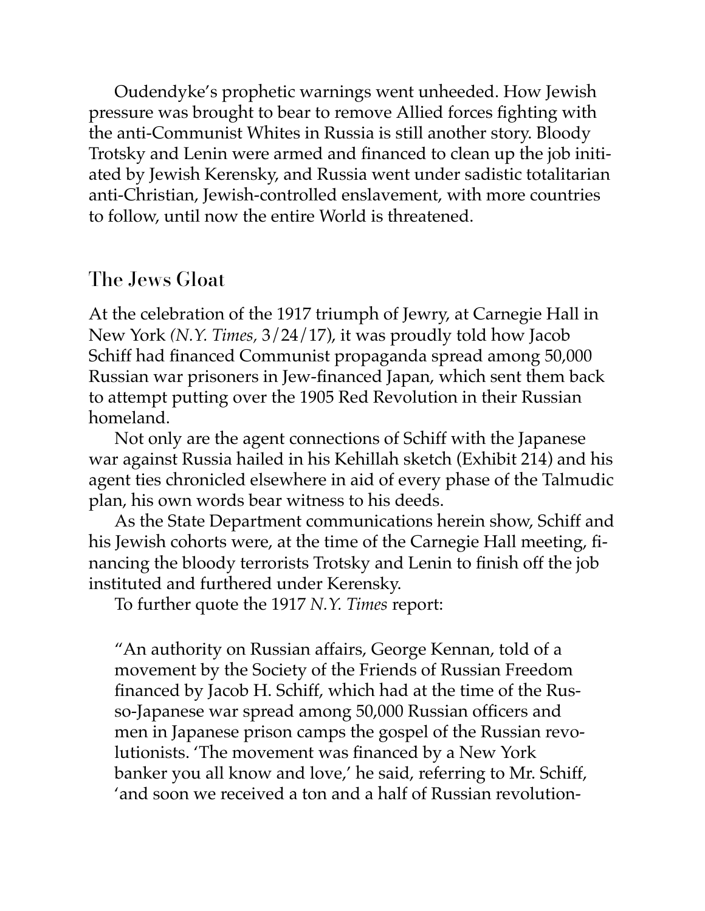Oudendyke's prophetic warnings went unheeded. How Jewish pressure was brought to bear to remove Allied forces fighting with the anti-Communist Whites in Russia is still another story. Bloody Trotsky and Lenin were armed and financed to clean up the job initiated by Jewish Kerensky, and Russia went under sadistic totalitarian anti-Christian, Jewish-controlled enslavement, with more countries to follow, until now the entire World is threatened.

## The Jews Gloat

At the celebration of the 1917 triumph of Jewry, at Carnegie Hall in New York *(N.Y. Times*, 3/24/17), it was proudly told how Jacob Schiff had financed Communist propaganda spread among 50,000 Russian war prisoners in Jew-financed Japan, which sent them back to attempt putting over the 1905 Red Revolution in their Russian homeland.

Not only are the agent connections of Schiff with the Japanese war against Russia hailed in his Kehillah sketch (Exhibit 214) and his agent ties chronicled elsewhere in aid of every phase of the Talmudic plan, his own words bear witness to his deeds.

As the State Department communications herein show, Schiff and his Jewish cohorts were, at the time of the Carnegie Hall meeting, financing the bloody terrorists Trotsky and Lenin to finish off the job instituted and furthered under Kerensky.

To further quote the 1917 *N.Y. Times* report:

> "An authority on Russian affairs, George Kennan, told of a movement by the Society of the Friends of Russian Freedom financed by Jacob H. Schiff, which had at the time of the Russo-Japanese war spread among 50,000 Russian officers and men in Japanese prison camps the gospel of the Russian revolutionists. 'The movement was financed by a New York banker you all know and love,' he said, referring to Mr. Schiff, 'and soon we received a ton and a half of Russian revolution-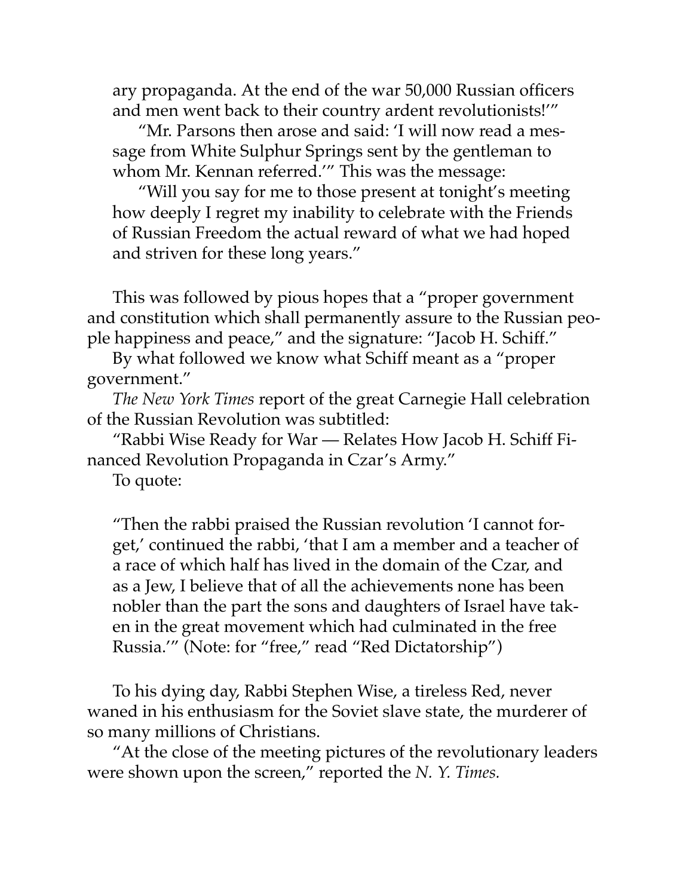ary propaganda. At the end of the war 50,000 Russian officers and men went back to their country ardent revolutionists!'"

"Mr. Parsons then arose and said: 'I will now read a message from White Sulphur Springs sent by the gentleman to whom Mr. Kennan referred.'" This was the message:

"Will you say for me to those present at tonight's meeting how deeply I regret my inability to celebrate with the Friends of Russian Freedom the actual reward of what we had hoped and striven for these long years."

This was followed by pious hopes that a "proper government and constitution which shall permanently assure to the Russian people happiness and peace," and the signature: "Jacob H. Schiff."

By what followed we know what Schiff meant as a "proper government."

*The New York Times* report of the great Carnegie Hall celebration of the Russian Revolution was subtitled:

"Rabbi Wise Ready for War — Relates How Jacob H. Schiff Financed Revolution Propaganda in Czar's Army."

To quote:

> "Then the rabbi praised the Russian revolution 'I cannot forget,' continued the rabbi, 'that I am a member and a teacher of a race of which half has lived in the domain of the Czar, and as a Jew, I believe that of all the achievements none has been nobler than the part the sons and daughters of Israel have taken in the great movement which had culminated in the free Russia.'" (Note: for "free," read "Red Dictatorship")

To his dying day, Rabbi Stephen Wise, a tireless Red, never waned in his enthusiasm for the Soviet slave state, the murderer of so many millions of Christians.

"At the close of the meeting pictures of the revolutionary leaders were shown upon the screen," reported the *N. Y. Times.*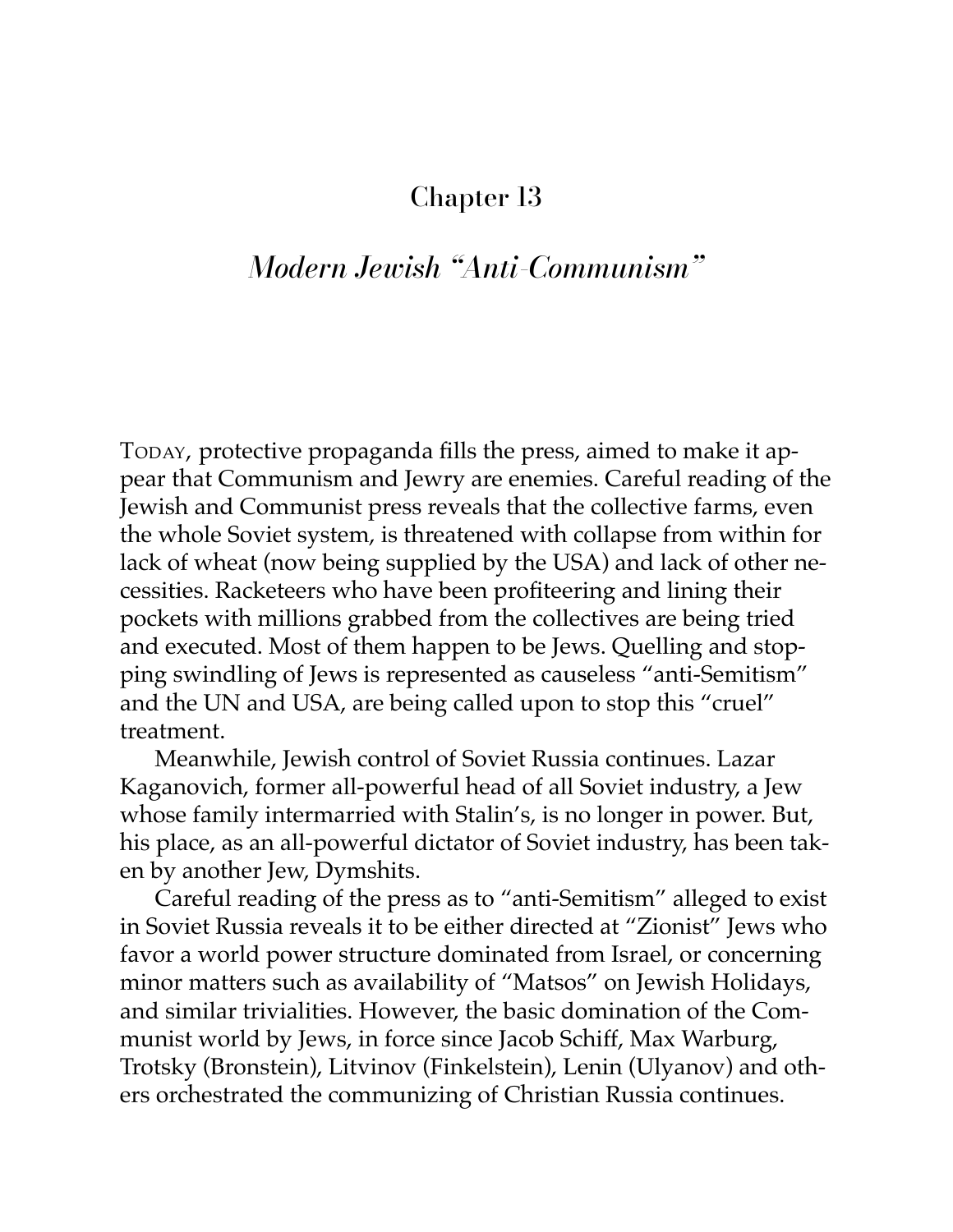## Chapter 13

### *Modern Jewish "Anti-Communism"*

TODAY, protective propaganda fills the press, aimed to make it appear that Communism and Jewry are enemies. Careful reading of the Jewish and Communist press reveals that the collective farms, even the whole Soviet system, is threatened with collapse from within for lack of wheat (now being supplied by the USA) and lack of other necessities. Racketeers who have been profiteering and lining their pockets with millions grabbed from the collectives are being tried and executed. Most of them happen to be Jews. Quelling and stopping swindling of Jews is represented as causeless "anti-Semitism" and the UN and USA, are being called upon to stop this "cruel" treatment.

Meanwhile, Jewish control of Soviet Russia continues. Lazar Kaganovich, former all-powerful head of all Soviet industry, a Jew whose family intermarried with Stalin's, is no longer in power. But, his place, as an all-powerful dictator of Soviet industry, has been taken by another Jew, Dymshits.

Careful reading of the press as to "anti-Semitism" alleged to exist in Soviet Russia reveals it to be either directed at "Zionist" Jews who favor a world power structure dominated from Israel, or concerning minor matters such as availability of "Matsos" on Jewish Holidays, and similar trivialities. However, the basic domination of the Communist world by Jews, in force since Jacob Schiff, Max Warburg, Trotsky (Bronstein), Litvinov (Finkelstein), Lenin (Ulyanov) and others orchestrated the communizing of Christian Russia continues.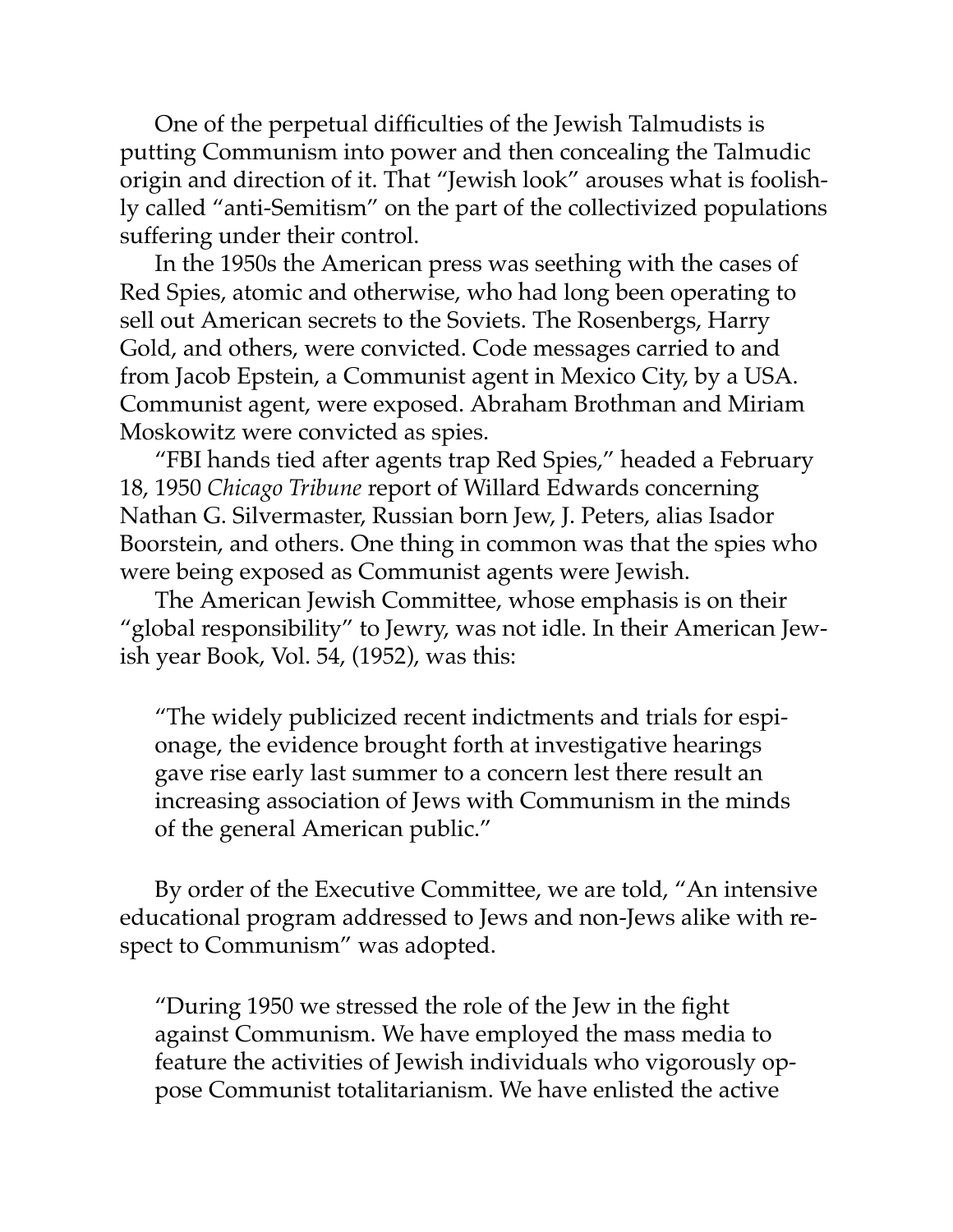One of the perpetual difficulties of the Jewish Talmudists is putting Communism into power and then concealing the Talmudic origin and direction of it. That "Jewish look" arouses what is foolishly called "anti-Semitism" on the part of the collectivized populations suffering under their control.

In the 1950s the American press was seething with the cases of Red Spies, atomic and otherwise, who had long been operating to sell out American secrets to the Soviets. The Rosenbergs, Harry Gold, and others, were convicted. Code messages carried to and from Jacob Epstein, a Communist agent in Mexico City, by a USA. Communist agent, were exposed. Abraham Brothman and Miriam Moskowitz were convicted as spies.

"FBI hands tied after agents trap Red Spies," headed a February 18, 1950 *Chicago Tribune* report of Willard Edwards concerning Nathan G. Silvermaster, Russian born Jew, J. Peters, alias Isador Boorstein, and others. One thing in common was that the spies who were being exposed as Communist agents were Jewish.

The American Jewish Committee, whose emphasis is on their "global responsibility" to Jewry, was not idle. In their American Jewish year Book, Vol. 54, (1952), was this:

> "The widely publicized recent indictments and trials for espionage, the evidence brought forth at investigative hearings gave rise early last summer to a concern lest there result an increasing association of Jews with Communism in the minds of the general American public."

By order of the Executive Committee, we are told, "An intensive educational program addressed to Jews and non-Jews alike with respect to Communism" was adopted.

> "During 1950 we stressed the role of the Jew in the fight against Communism. We have employed the mass media to feature the activities of Jewish individuals who vigorously oppose Communist totalitarianism. We have enlisted the active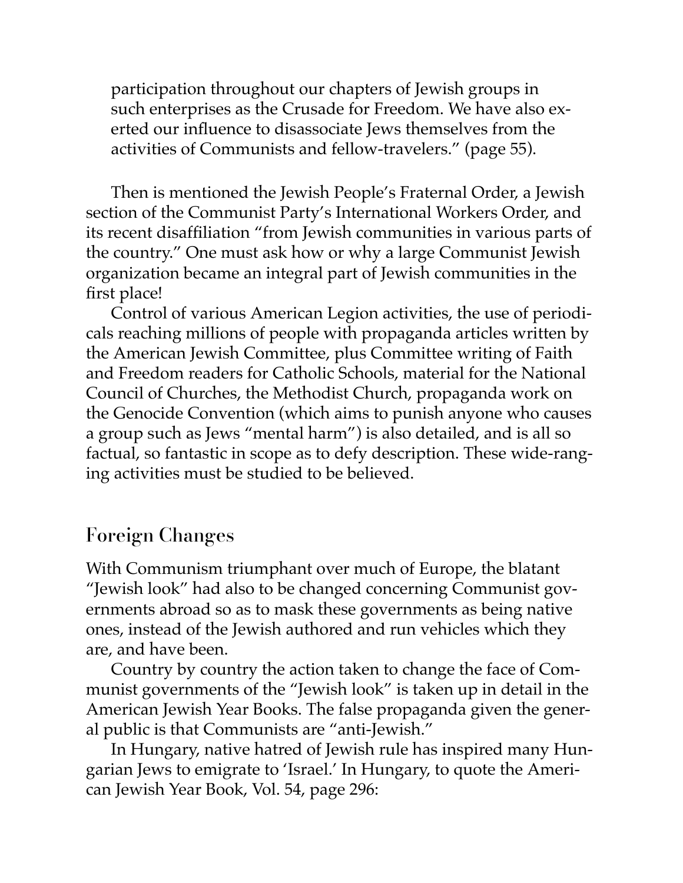participation throughout our chapters of Jewish groups in such enterprises as the Crusade for Freedom. We have also exerted our influence to disassociate Jews themselves from the activities of Communists and fellow-travelers." (page 55).

Then is mentioned the Jewish People's Fraternal Order, a Jewish section of the Communist Party's International Workers Order, and its recent disaffiliation "from Jewish communities in various parts of the country." One must ask how or why a large Communist Jewish organization became an integral part of Jewish communities in the first place!

Control of various American Legion activities, the use of periodicals reaching millions of people with propaganda articles written by the American Jewish Committee, plus Committee writing of Faith and Freedom readers for Catholic Schools, material for the National Council of Churches, the Methodist Church, propaganda work on the Genocide Convention (which aims to punish anyone who causes a group such as Jews "mental harm") is also detailed, and is all so factual, so fantastic in scope as to defy description. These wide-ranging activities must be studied to be believed.

## Foreign Changes

With Communism triumphant over much of Europe, the blatant "Jewish look" had also to be changed concerning Communist governments abroad so as to mask these governments as being native ones, instead of the Jewish authored and run vehicles which they are, and have been.

Country by country the action taken to change the face of Communist governments of the "Jewish look" is taken up in detail in the American Jewish Year Books. The false propaganda given the general public is that Communists are "anti-Jewish."

In Hungary, native hatred of Jewish rule has inspired many Hungarian Jews to emigrate to 'Israel.' In Hungary, to quote the American Jewish Year Book, Vol. 54, page 296: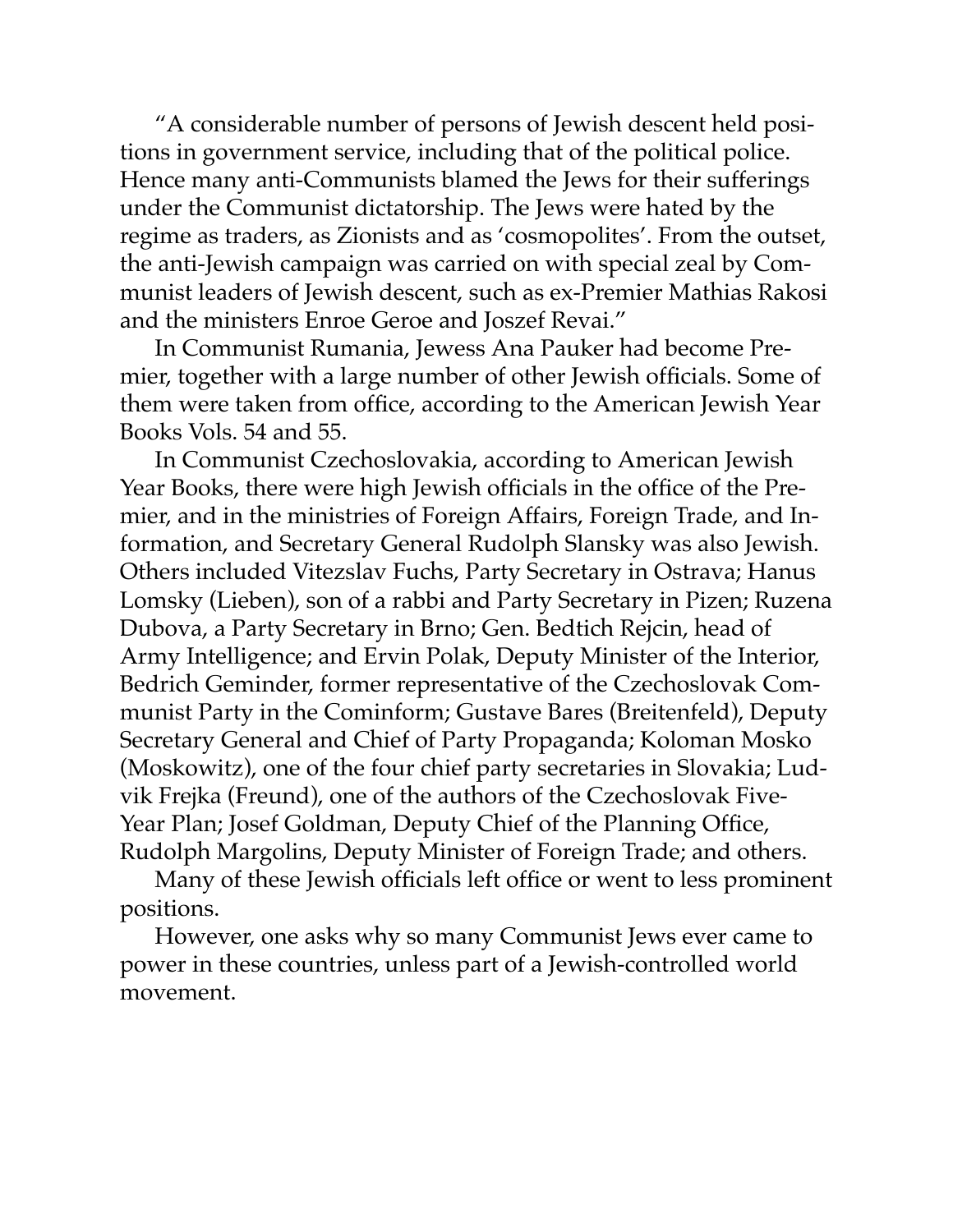"A considerable number of persons of Jewish descent held positions in government service, including that of the political police. Hence many anti-Communists blamed the Jews for their sufferings under the Communist dictatorship. The Jews were hated by the regime as traders, as Zionists and as 'cosmopolites'. From the outset, the anti-Jewish campaign was carried on with special zeal by Communist leaders of Jewish descent, such as ex-Premier Mathias Rakosi and the ministers Enroe Geroe and Joszef Revai."

In Communist Rumania, Jewess Ana Pauker had become Premier, together with a large number of other Jewish officials. Some of them were taken from office, according to the American Jewish Year Books Vols. 54 and 55.

In Communist Czechoslovakia, according to American Jewish Year Books, there were high Jewish officials in the office of the Premier, and in the ministries of Foreign Affairs, Foreign Trade, and Information, and Secretary General Rudolph Slansky was also Jewish. Others included Vitezslav Fuchs, Party Secretary in Ostrava; Hanus Lomsky (Lieben), son of a rabbi and Party Secretary in Pizen; Ruzena Dubova, a Party Secretary in Brno; Gen. Bedtich Rejcin, head of Army Intelligence; and Ervin Polak, Deputy Minister of the Interior, Bedrich Geminder, former representative of the Czechoslovak Communist Party in the Cominform; Gustave Bares (Breitenfeld), Deputy Secretary General and Chief of Party Propaganda; Koloman Mosko (Moskowitz), one of the four chief party secretaries in Slovakia; Ludvik Frejka (Freund), one of the authors of the Czechoslovak Five-Year Plan; Josef Goldman, Deputy Chief of the Planning Office, Rudolph Margolins, Deputy Minister of Foreign Trade; and others.

Many of these Jewish officials left office or went to less prominent positions.

However, one asks why so many Communist Jews ever came to power in these countries, unless part of a Jewish-controlled world movement.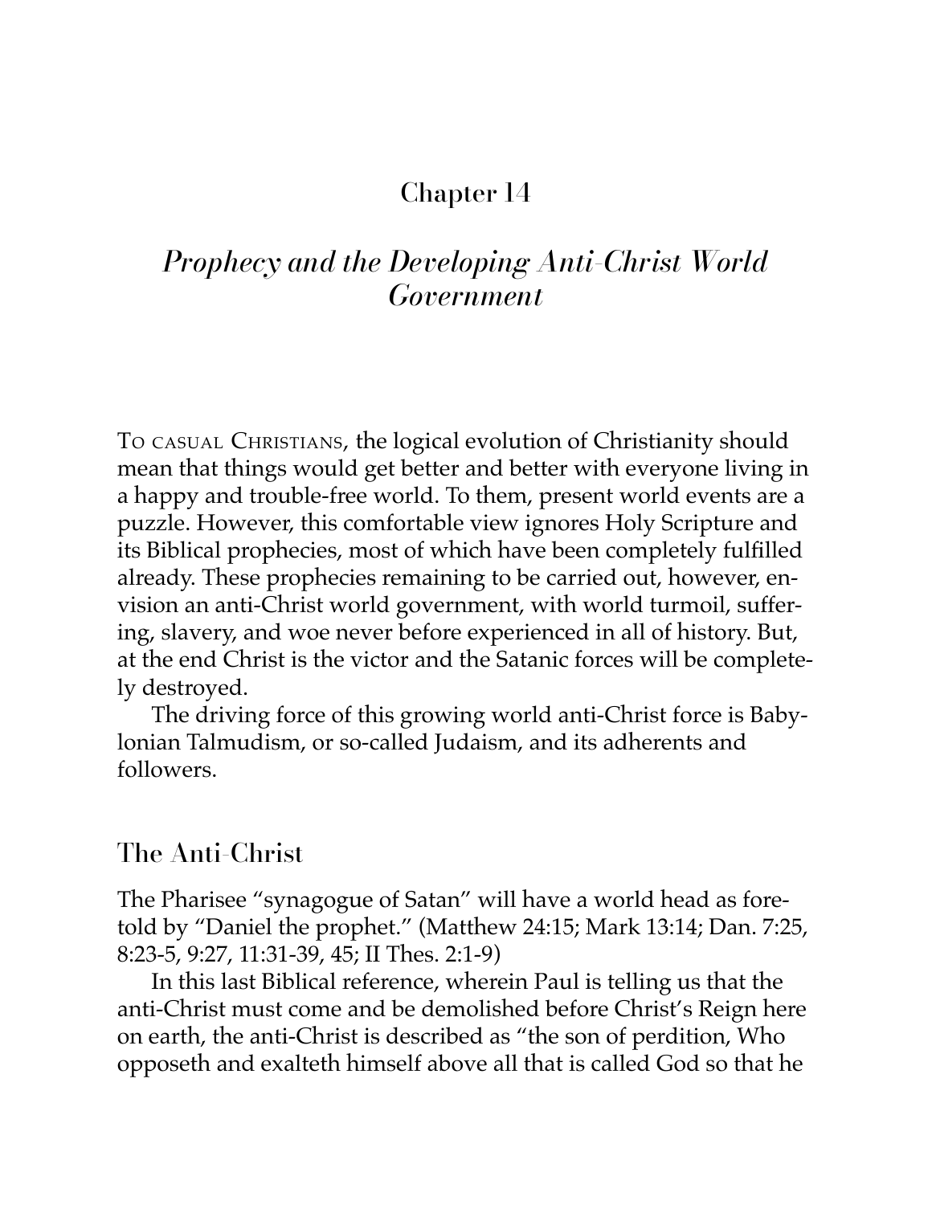# Chapter 14

## *Prophecy and the Developing Anti-Christ World Government*

To casual Christians, the logical evolution of Christianity should mean that things would get better and better with everyone living in a happy and trouble-free world. To them, present world events are a puzzle. However, this comfortable view ignores Holy Scripture and its Biblical prophecies, most of which have been completely fulfilled already. These prophecies remaining to be carried out, however, envision an anti-Christ world government, with world turmoil, suffering, slavery, and woe never before experienced in all of history. But, at the end Christ is the victor and the Satanic forces will be completely destroyed.

The driving force of this growing world anti-Christ force is Babylonian Talmudism, or so-called Judaism, and its adherents and followers.

### The Anti-Christ

The Pharisee "synagogue of Satan" will have a world head as foretold by "Daniel the prophet." (Matthew 24:15; Mark 13:14; Dan. 7:25, 8:23-5, 9:27, 11:31-39, 45; II Thes. 2:1-9)

In this last Biblical reference, wherein Paul is telling us that the anti-Christ must come and be demolished before Christ's Reign here on earth, the anti-Christ is described as "the son of perdition, Who opposeth and exalteth himself above all that is called God so that he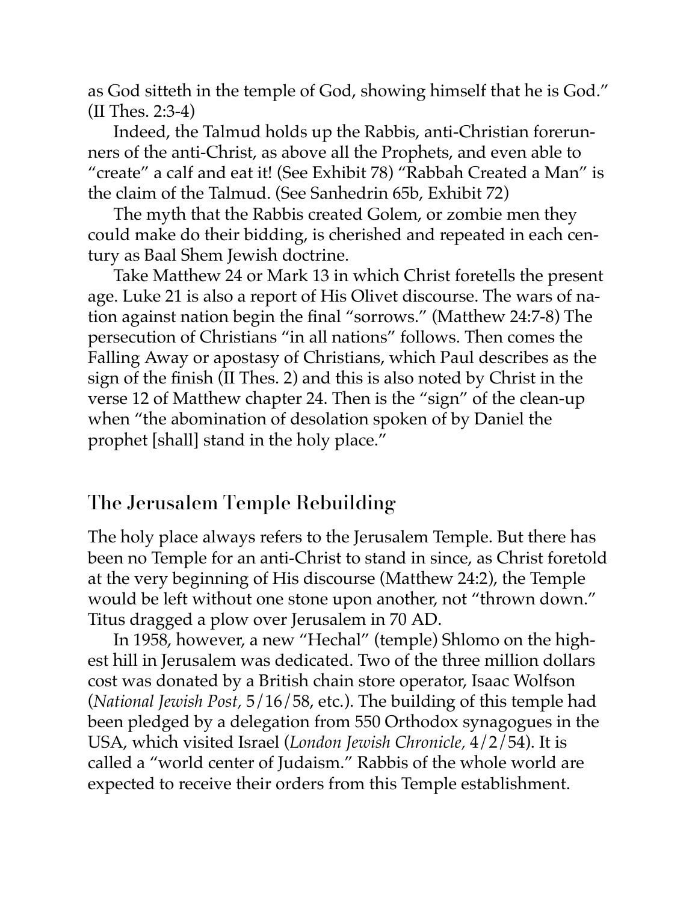as God sitteth in the temple of God, showing himself that he is God." (II Thes. 2:3-4)

Indeed, the Talmud holds up the Rabbis, anti-Christian forerunners of the anti-Christ, as above all the Prophets, and even able to "create" a calf and eat it! (See Exhibit 78) "Rabbah Created a Man" is the claim of the Talmud. (See Sanhedrin 65b, Exhibit 72)

The myth that the Rabbis created Golem, or zombie men they could make do their bidding, is cherished and repeated in each century as Baal Shem Jewish doctrine.

Take Matthew 24 or Mark 13 in which Christ foretells the present age. Luke 21 is also a report of His Olivet discourse. The wars of nation against nation begin the final "sorrows." (Matthew 24:7-8) The persecution of Christians "in all nations" follows. Then comes the Falling Away or apostasy of Christians, which Paul describes as the sign of the finish (II Thes. 2) and this is also noted by Christ in the verse 12 of Matthew chapter 24. Then is the "sign" of the clean-up when "the abomination of desolation spoken of by Daniel the prophet [shall] stand in the holy place."

## The Jerusalem Temple Rebuilding

The holy place always refers to the Jerusalem Temple. But there has been no Temple for an anti-Christ to stand in since, as Christ foretold at the very beginning of His discourse (Matthew 24:2), the Temple would be left without one stone upon another, not "thrown down." Titus dragged a plow over Jerusalem in 70 AD.

In 1958, however, a new "Hechal" (temple) Shlomo on the highest hill in Jerusalem was dedicated. Two of the three million dollars cost was donated by a British chain store operator, Isaac Wolfson (*National Jewish Post*, 5/16/58, etc.). The building of this temple had been pledged by a delegation from 550 Orthodox synagogues in the USA, which visited Israel (*London Jewish Chronicle*, 4/2/54). It is called a "world center of Judaism." Rabbis of the whole world are expected to receive their orders from this Temple establishment.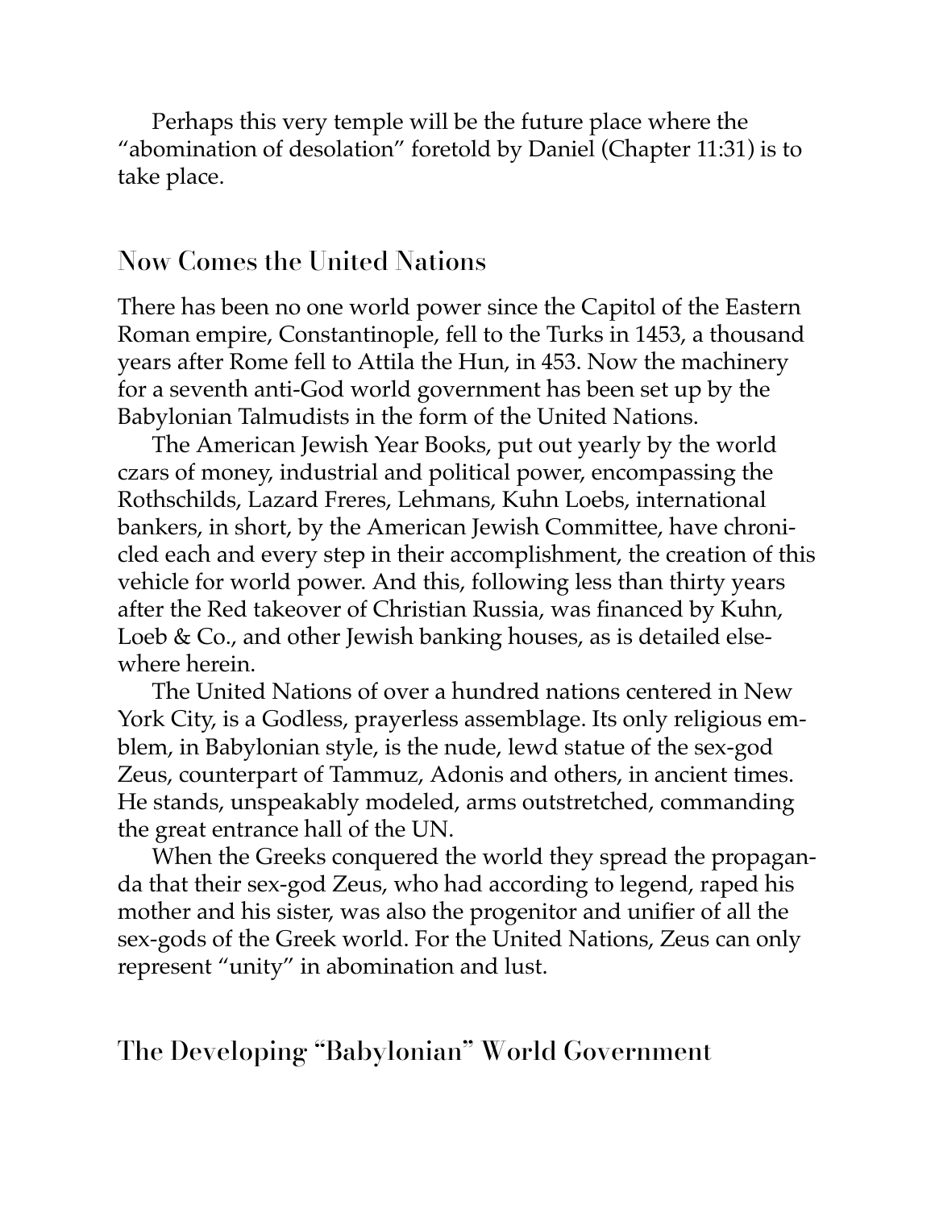Perhaps this very temple will be the future place where the "abomination of desolation" foretold by Daniel (Chapter 11:31) is to take place.

## Now Comes the United Nations

There has been no one world power since the Capitol of the Eastern Roman empire, Constantinople, fell to the Turks in 1453, a thousand years after Rome fell to Attila the Hun, in 453. Now the machinery for a seventh anti-God world government has been set up by the Babylonian Talmudists in the form of the United Nations.

The American Jewish Year Books, put out yearly by the world czars of money, industrial and political power, encompassing the Rothschilds, Lazard Freres, Lehmans, Kuhn Loebs, international bankers, in short, by the American Jewish Committee, have chronicled each and every step in their accomplishment, the creation of this vehicle for world power. And this, following less than thirty years after the Red takeover of Christian Russia, was financed by Kuhn, Loeb & Co., and other Jewish banking houses, as is detailed elsewhere herein.

The United Nations of over a hundred nations centered in New York City, is a Godless, prayerless assemblage. Its only religious emblem, in Babylonian style, is the nude, lewd statue of the sex-god Zeus, counterpart of Tammuz, Adonis and others, in ancient times. He stands, unspeakably modeled, arms outstretched, commanding the great entrance hall of the UN.

When the Greeks conquered the world they spread the propaganda that their sex-god Zeus, who had according to legend, raped his mother and his sister, was also the progenitor and unifier of all the sex-gods of the Greek world. For the United Nations, Zeus can only represent "unity" in abomination and lust.

## The Developing "Babylonian" World Government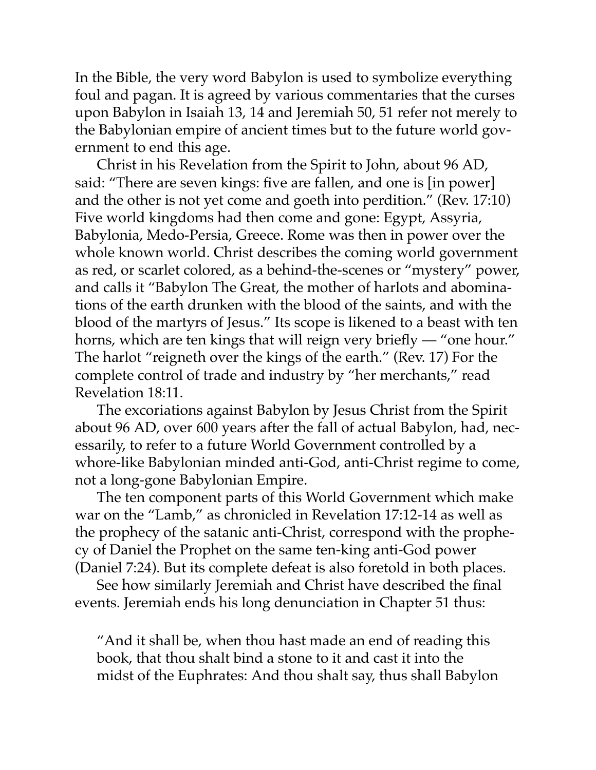In the Bible, the very word Babylon is used to symbolize everything foul and pagan. It is agreed by various commentaries that the curses upon Babylon in Isaiah 13, 14 and Jeremiah 50, 51 refer not merely to the Babylonian empire of ancient times but to the future world government to end this age.

Christ in his Revelation from the Spirit to John, about 96 AD, said: "There are seven kings: five are fallen, and one is [in power] and the other is not yet come and goeth into perdition." (Rev. 17:10) Five world kingdoms had then come and gone: Egypt, Assyria, Babylonia, Medo-Persia, Greece. Rome was then in power over the whole known world. Christ describes the coming world government as red, or scarlet colored, as a behind-the-scenes or "mystery" power, and calls it "Babylon The Great, the mother of harlots and abominations of the earth drunken with the blood of the saints, and with the blood of the martyrs of Jesus." Its scope is likened to a beast with ten horns, which are ten kings that will reign very briefly — "one hour." The harlot "reigneth over the kings of the earth." (Rev. 17) For the complete control of trade and industry by "her merchants," read Revelation 18:11.

The excoriations against Babylon by Jesus Christ from the Spirit about 96 AD, over 600 years after the fall of actual Babylon, had, necessarily, to refer to a future World Government controlled by a whore-like Babylonian minded anti-God, anti-Christ regime to come, not a long-gone Babylonian Empire.

The ten component parts of this World Government which make war on the "Lamb," as chronicled in Revelation 17:12-14 as well as the prophecy of the satanic anti-Christ, correspond with the prophecy of Daniel the Prophet on the same ten-king anti-God power (Daniel 7:24). But its complete defeat is also foretold in both places.

See how similarly Jeremiah and Christ have described the final events. Jeremiah ends his long denunciation in Chapter 51 thus:

> "And it shall be, when thou hast made an end of reading this book, that thou shalt bind a stone to it and cast it into the midst of the Euphrates: And thou shalt say, thus shall Babylon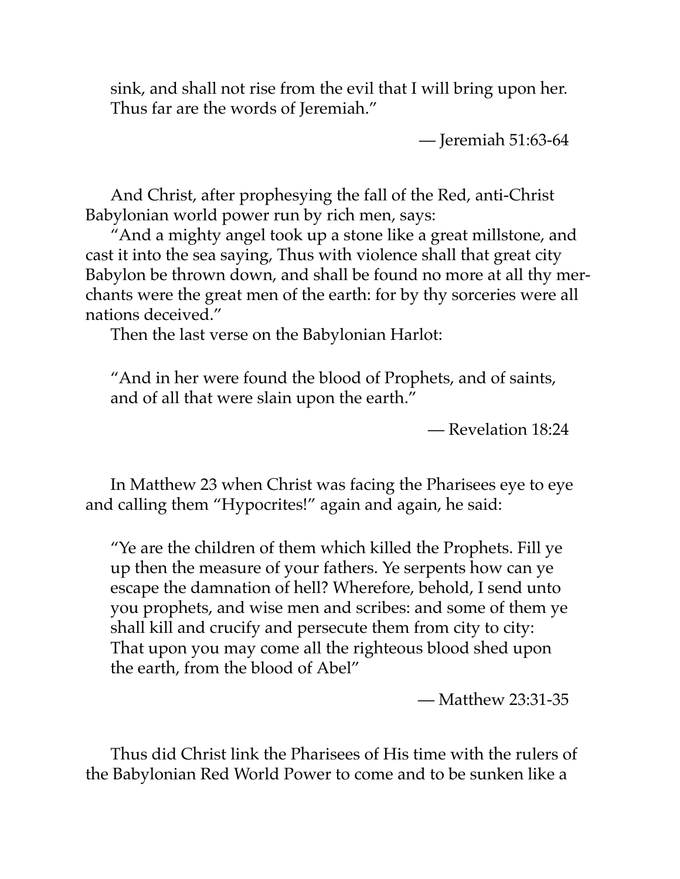sink, and shall not rise from the evil that I will bring upon her. Thus far are the words of Jeremiah."

— Jeremiah 51:63-64

And Christ, after prophesying the fall of the Red, anti-Christ Babylonian world power run by rich men, says:

"And a mighty angel took up a stone like a great millstone, and cast it into the sea saying, Thus with violence shall that great city Babylon be thrown down, and shall be found no more at all thy merchants were the great men of the earth: for by thy sorceries were all nations deceived."

Then the last verse on the Babylonian Harlot:

> "And in her were found the blood of Prophets, and of saints, and of all that were slain upon the earth."
>
> — Revelation 18:24

In Matthew 23 when Christ was facing the Pharisees eye to eye and calling them "Hypocrites!" again and again, he said:

> "Ye are the children of them which killed the Prophets. Fill ye up then the measure of your fathers. Ye serpents how can ye escape the damnation of hell? Wherefore, behold, I send unto you prophets, and wise men and scribes: and some of them ye shall kill and crucify and persecute them from city to city: That upon you may come all the righteous blood shed upon the earth, from the blood of Abel"
>
> — Matthew 23:31-35

Thus did Christ link the Pharisees of His time with the rulers of the Babylonian Red World Power to come and to be sunken like a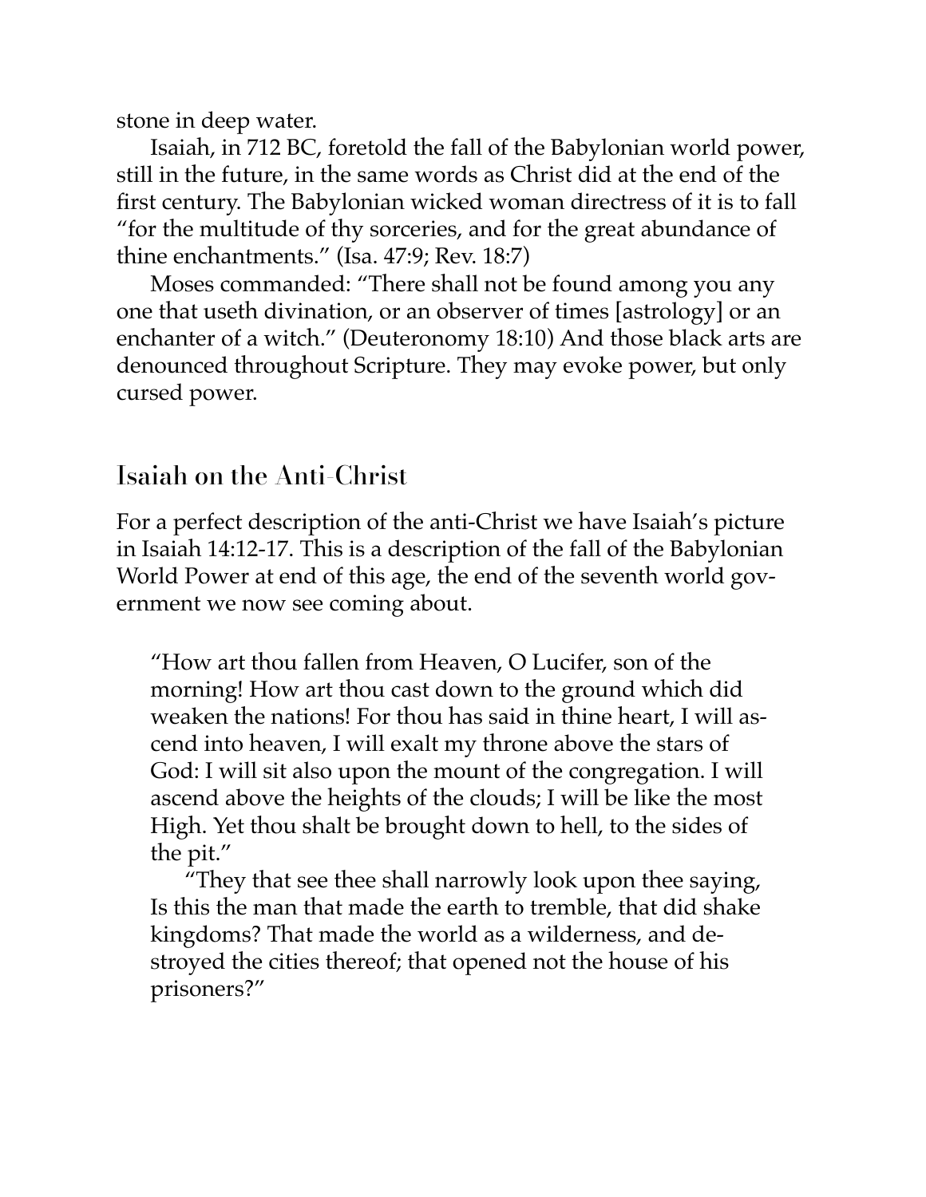stone in deep water.

Isaiah, in 712 BC, foretold the fall of the Babylonian world power, still in the future, in the same words as Christ did at the end of the first century. The Babylonian wicked woman directress of it is to fall "for the multitude of thy sorceries, and for the great abundance of thine enchantments." (Isa. 47:9; Rev. 18:7)

Moses commanded: "There shall not be found among you any one that useth divination, or an observer of times [astrology] or an enchanter of a witch." (Deuteronomy 18:10) And those black arts are denounced throughout Scripture. They may evoke power, but only cursed power.

## Isaiah on the Anti-Christ

For a perfect description of the anti-Christ we have Isaiah's picture in Isaiah 14:12-17. This is a description of the fall of the Babylonian World Power at end of this age, the end of the seventh world government we now see coming about.

> "How art thou fallen from Heaven, O Lucifer, son of the morning! How art thou cast down to the ground which did weaken the nations! For thou has said in thine heart, I will ascend into heaven, I will exalt my throne above the stars of God: I will sit also upon the mount of the congregation. I will ascend above the heights of the clouds; I will be like the most High. Yet thou shalt be brought down to hell, to the sides of the pit."
>
> "They that see thee shall narrowly look upon thee saying, Is this the man that made the earth to tremble, that did shake kingdoms? That made the world as a wilderness, and destroyed the cities thereof; that opened not the house of his prisoners?"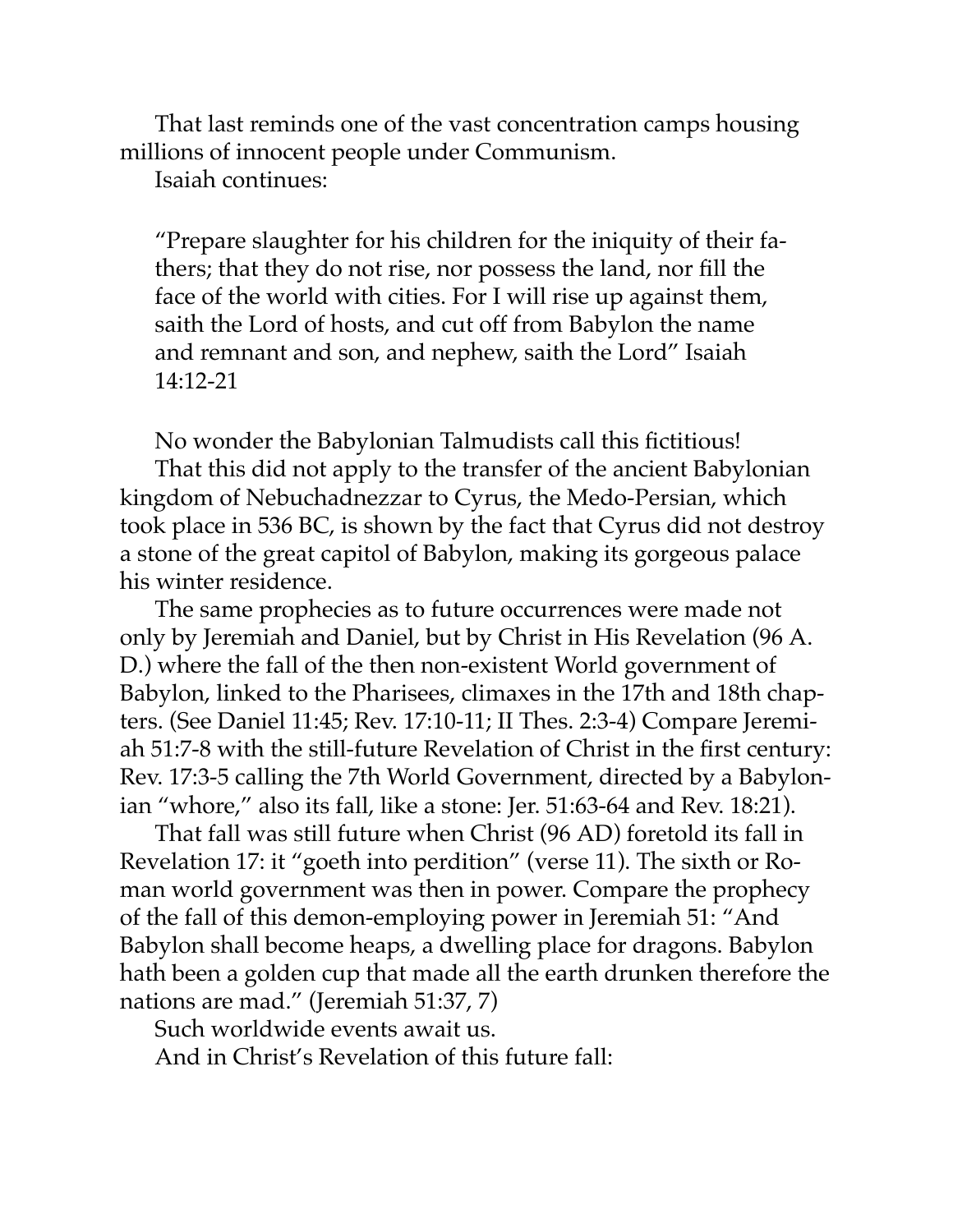That last reminds one of the vast concentration camps housing millions of innocent people under Communism.

Isaiah continues:

> "Prepare slaughter for his children for the iniquity of their fathers; that they do not rise, nor possess the land, nor fill the face of the world with cities. For I will rise up against them, saith the Lord of hosts, and cut off from Babylon the name and remnant and son, and nephew, saith the Lord" Isaiah 14:12-21

No wonder the Babylonian Talmudists call this fictitious!

That this did not apply to the transfer of the ancient Babylonian kingdom of Nebuchadnezzar to Cyrus, the Medo-Persian, which took place in 536 BC, is shown by the fact that Cyrus did not destroy a stone of the great capitol of Babylon, making its gorgeous palace his winter residence.

The same prophecies as to future occurrences were made not only by Jeremiah and Daniel, but by Christ in His Revelation (96 A. D.) where the fall of the then non-existent World government of Babylon, linked to the Pharisees, climaxes in the 17th and 18th chapters. (See Daniel 11:45; Rev. 17:10-11; II Thes. 2:3-4) Compare Jeremiah 51:7-8 with the still-future Revelation of Christ in the first century: Rev. 17:3-5 calling the 7th World Government, directed by a Babylonian "whore," also its fall, like a stone: Jer. 51:63-64 and Rev. 18:21).

That fall was still future when Christ (96 AD) foretold its fall in Revelation 17: it "goeth into perdition" (verse 11). The sixth or Roman world government was then in power. Compare the prophecy of the fall of this demon-employing power in Jeremiah 51: "And Babylon shall become heaps, a dwelling place for dragons. Babylon hath been a golden cup that made all the earth drunken therefore the nations are mad." (Jeremiah 51:37, 7)

Such worldwide events await us.

And in Christ's Revelation of this future fall: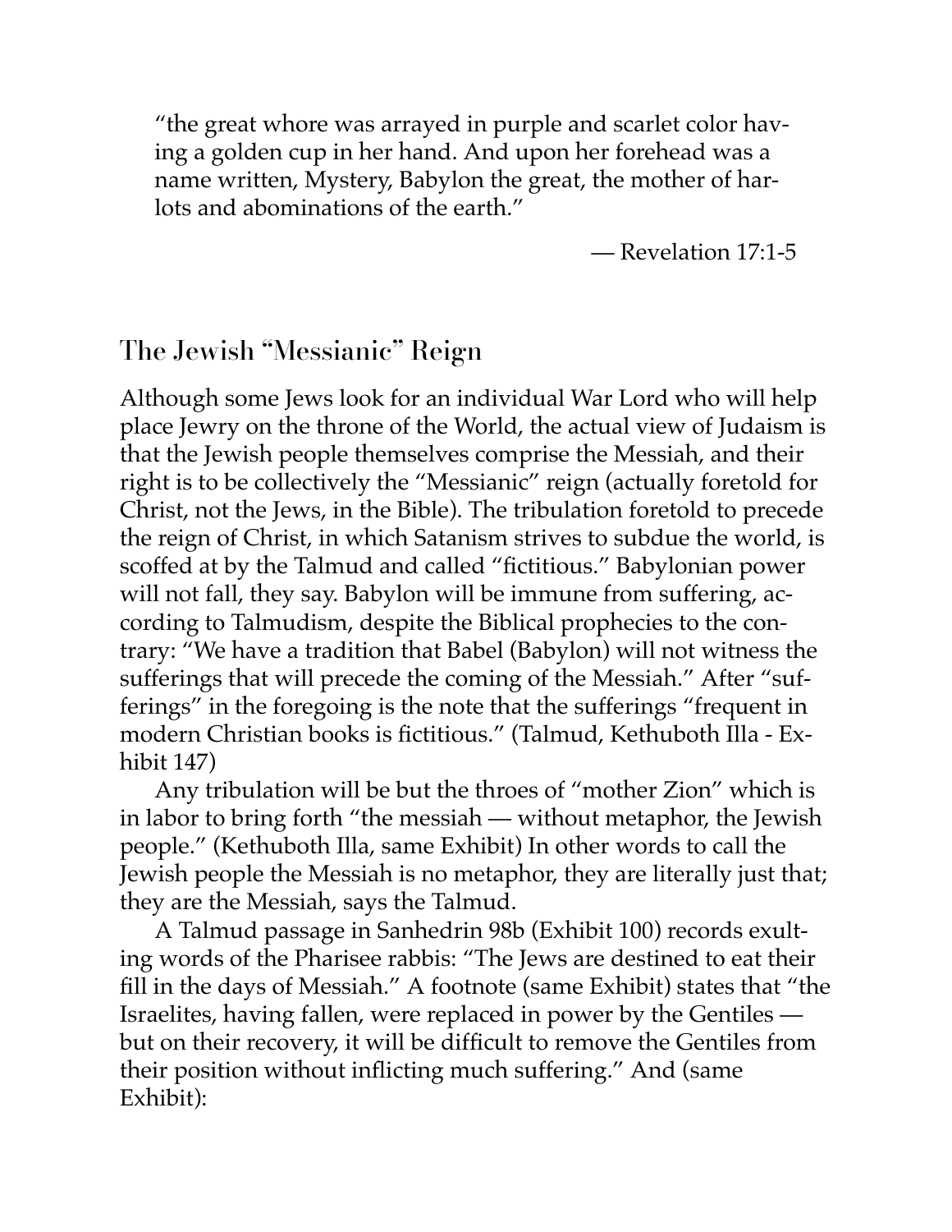"the great whore was arrayed in purple and scarlet color having a golden cup in her hand. And upon her forehead was a name written, Mystery, Babylon the great, the mother of harlots and abominations of the earth."

— Revelation 17:1-5

## The Jewish "Messianic" Reign

Although some Jews look for an individual War Lord who will help place Jewry on the throne of the World, the actual view of Judaism is that the Jewish people themselves comprise the Messiah, and their right is to be collectively the "Messianic" reign (actually foretold for Christ, not the Jews, in the Bible). The tribulation foretold to precede the reign of Christ, in which Satanism strives to subdue the world, is scoffed at by the Talmud and called "fictitious." Babylonian power will not fall, they say. Babylon will be immune from suffering, according to Talmudism, despite the Biblical prophecies to the contrary: "We have a tradition that Babel (Babylon) will not witness the sufferings that will precede the coming of the Messiah." After "sufferings" in the foregoing is the note that the sufferings "frequent in modern Christian books is fictitious." (Talmud, Kethuboth Illa - Exhibit 147)

Any tribulation will be but the throes of "mother Zion" which is in labor to bring forth "the messiah — without metaphor, the Jewish people." (Kethuboth Illa, same Exhibit) In other words to call the Jewish people the Messiah is no metaphor, they are literally just that; they are the Messiah, says the Talmud.

A Talmud passage in Sanhedrin 98b (Exhibit 100) records exulting words of the Pharisee rabbis: "The Jews are destined to eat their fill in the days of Messiah." A footnote (same Exhibit) states that "the Israelites, having fallen, were replaced in power by the Gentiles — but on their recovery, it will be difficult to remove the Gentiles from their position without inflicting much suffering." And (same Exhibit):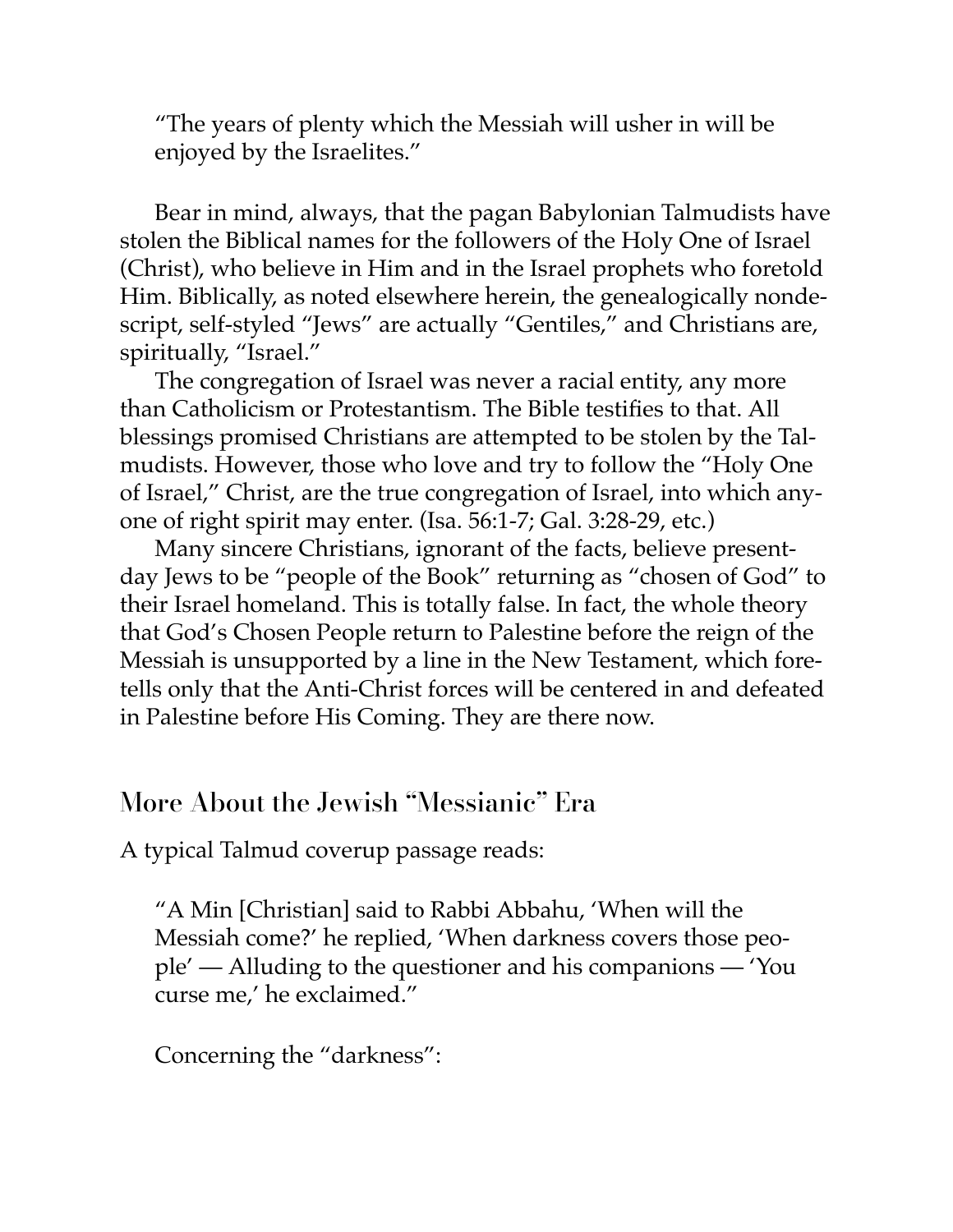> "The years of plenty which the Messiah will usher in will be enjoyed by the Israelites."

Bear in mind, always, that the pagan Babylonian Talmudists have stolen the Biblical names for the followers of the Holy One of Israel (Christ), who believe in Him and in the Israel prophets who foretold Him. Biblically, as noted elsewhere herein, the genealogically nondescript, self-styled "Jews" are actually "Gentiles," and Christians are, spiritually, "Israel."

The congregation of Israel was never a racial entity, any more than Catholicism or Protestantism. The Bible testifies to that. All blessings promised Christians are attempted to be stolen by the Talmudists. However, those who love and try to follow the "Holy One of Israel," Christ, are the true congregation of Israel, into which anyone of right spirit may enter. (Isa. 56:1-7; Gal. 3:28-29, etc.)

Many sincere Christians, ignorant of the facts, believe present-day Jews to be "people of the Book" returning as "chosen of God" to their Israel homeland. This is totally false. In fact, the whole theory that God's Chosen People return to Palestine before the reign of the Messiah is unsupported by a line in the New Testament, which foretells only that the Anti-Christ forces will be centered in and defeated in Palestine before His Coming. They are there now.

## More About the Jewish "Messianic" Era

A typical Talmud coverup passage reads:

> "A Min [Christian] said to Rabbi Abbahu, 'When will the Messiah come?' he replied, 'When darkness covers those people' — Alluding to the questioner and his companions — 'You curse me,' he exclaimed."

Concerning the "darkness":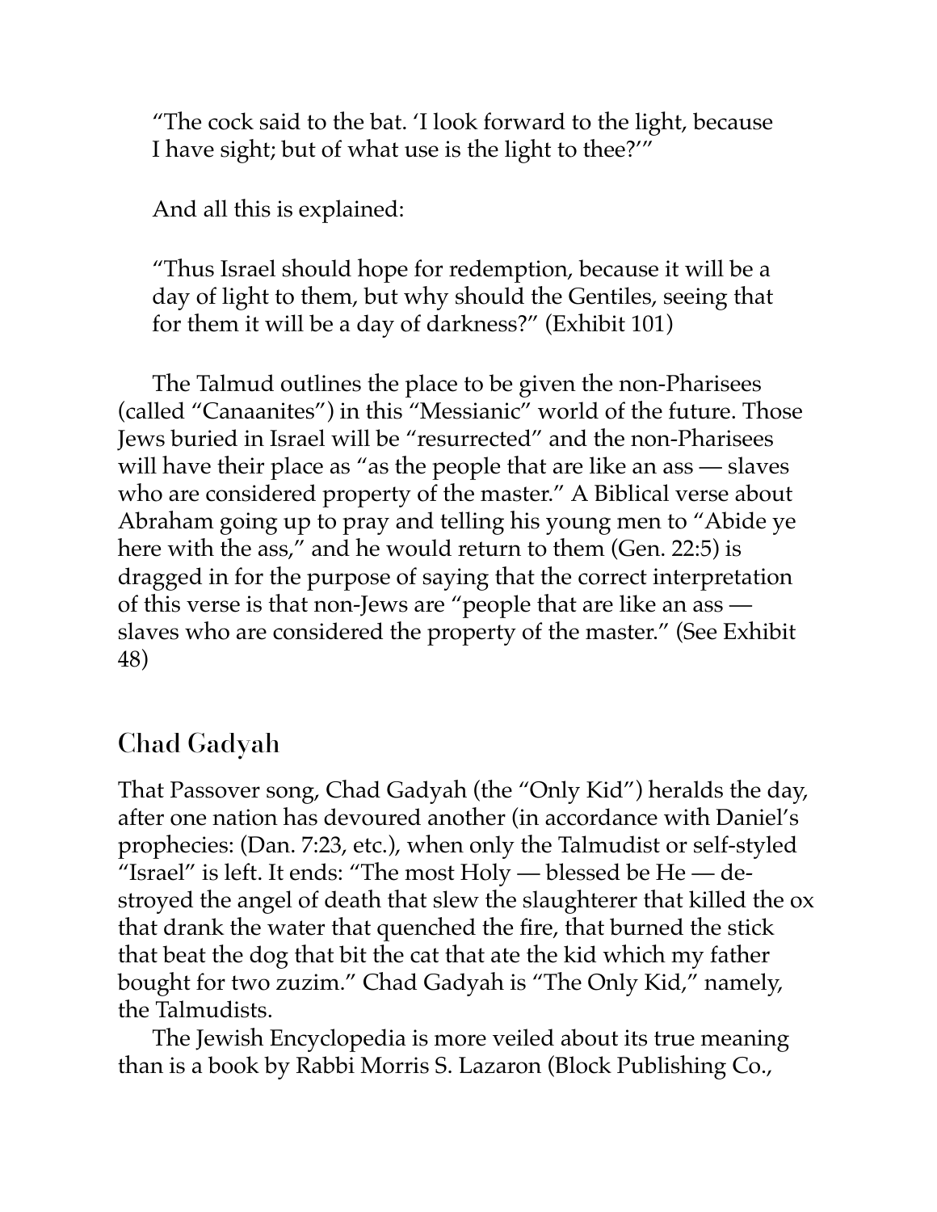> "The cock said to the bat. 'I look forward to the light, because I have sight; but of what use is the light to thee?'"
>
> And all this is explained:
>
> "Thus Israel should hope for redemption, because it will be a day of light to them, but why should the Gentiles, seeing that for them it will be a day of darkness?" (Exhibit 101)

The Talmud outlines the place to be given the non-Pharisees (called "Canaanites") in this "Messianic" world of the future. Those Jews buried in Israel will be "resurrected" and the non-Pharisees will have their place as "as the people that are like an ass — slaves who are considered property of the master." A Biblical verse about Abraham going up to pray and telling his young men to "Abide ye here with the ass," and he would return to them (Gen. 22:5) is dragged in for the purpose of saying that the correct interpretation of this verse is that non-Jews are "people that are like an ass — slaves who are considered the property of the master." (See Exhibit 48)

## Chad Gadyah

That Passover song, Chad Gadyah (the "Only Kid") heralds the day, after one nation has devoured another (in accordance with Daniel's prophecies: (Dan. 7:23, etc.), when only the Talmudist or self-styled "Israel" is left. It ends: "The most Holy — blessed be He — destroyed the angel of death that slew the slaughterer that killed the ox that drank the water that quenched the fire, that burned the stick that beat the dog that bit the cat that ate the kid which my father bought for two zuzim." Chad Gadyah is "The Only Kid," namely, the Talmudists.

The Jewish Encyclopedia is more veiled about its true meaning than is a book by Rabbi Morris S. Lazaron (Block Publishing Co.,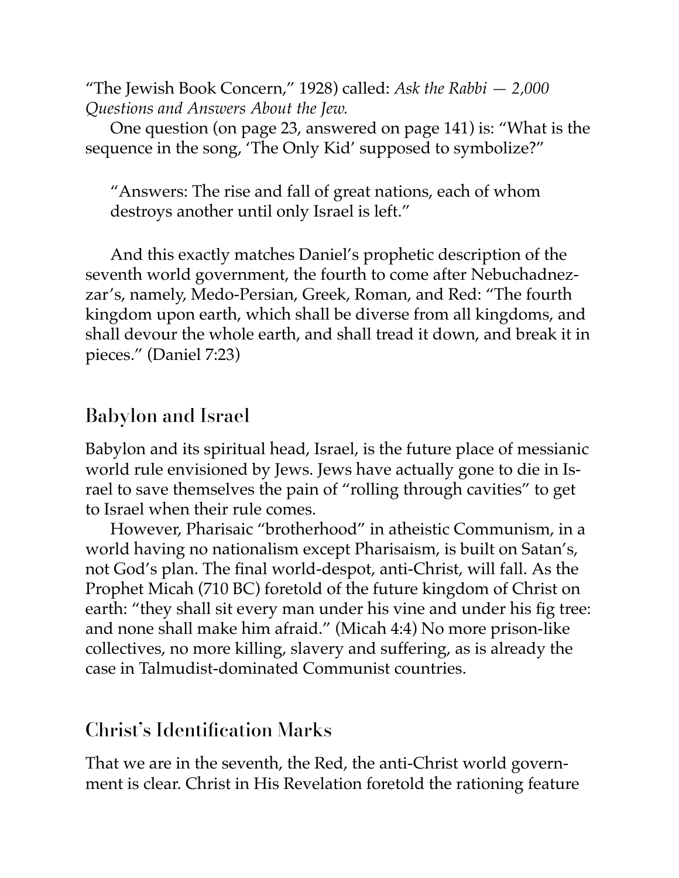"The Jewish Book Concern," 1928) called: *Ask the Rabbi — 2,000 Questions and Answers About the Jew.*

One question (on page 23, answered on page 141) is: "What is the sequence in the song, 'The Only Kid' supposed to symbolize?"

> "Answers: The rise and fall of great nations, each of whom destroys another until only Israel is left."

And this exactly matches Daniel's prophetic description of the seventh world government, the fourth to come after Nebuchadnezzar's, namely, Medo-Persian, Greek, Roman, and Red: "The fourth kingdom upon earth, which shall be diverse from all kingdoms, and shall devour the whole earth, and shall tread it down, and break it in pieces." (Daniel 7:23)

## Babylon and Israel

Babylon and its spiritual head, Israel, is the future place of messianic world rule envisioned by Jews. Jews have actually gone to die in Israel to save themselves the pain of "rolling through cavities" to get to Israel when their rule comes.

However, Pharisaic "brotherhood" in atheistic Communism, in a world having no nationalism except Pharisaism, is built on Satan's, not God's plan. The final world-despot, anti-Christ, will fall. As the Prophet Micah (710 BC) foretold of the future kingdom of Christ on earth: "they shall sit every man under his vine and under his fig tree: and none shall make him afraid." (Micah 4:4) No more prison-like collectives, no more killing, slavery and suffering, as is already the case in Talmudist-dominated Communist countries.

## Christ's Identification Marks

That we are in the seventh, the Red, the anti-Christ world government is clear. Christ in His Revelation foretold the rationing feature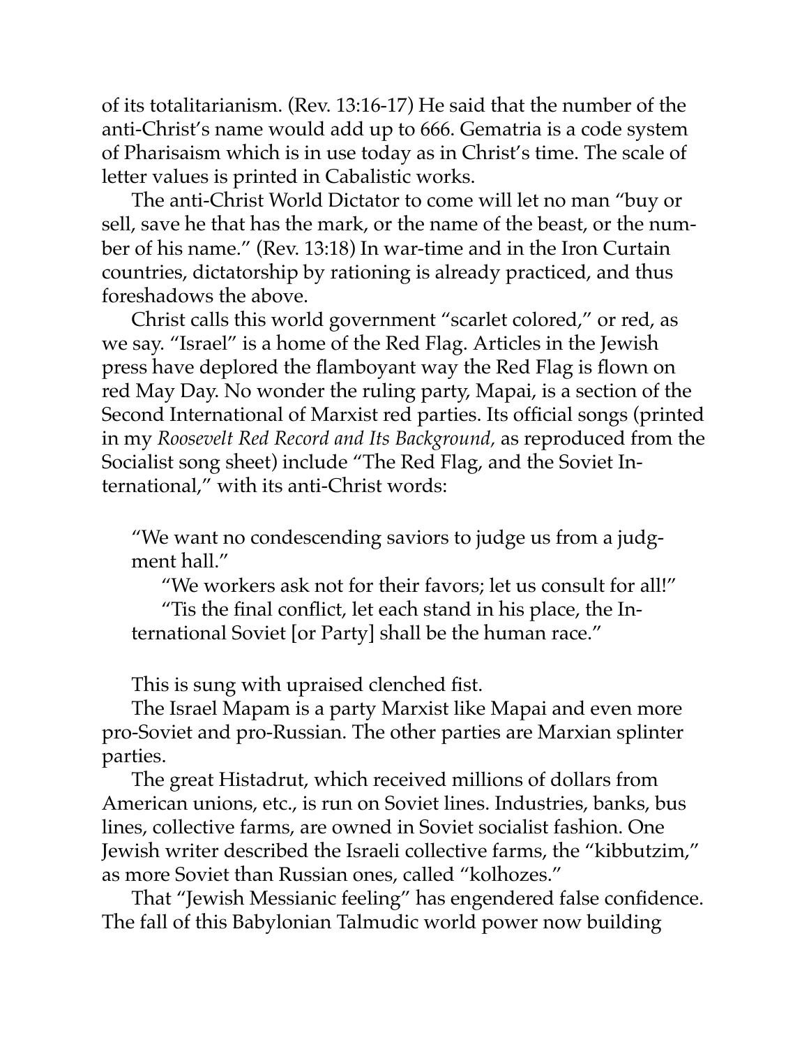of its totalitarianism. (Rev. 13:16-17) He said that the number of the anti-Christ's name would add up to 666. Gematria is a code system of Pharisaism which is in use today as in Christ's time. The scale of letter values is printed in Cabalistic works.

The anti-Christ World Dictator to come will let no man "buy or sell, save he that has the mark, or the name of the beast, or the number of his name." (Rev. 13:18) In war-time and in the Iron Curtain countries, dictatorship by rationing is already practiced, and thus foreshadows the above.

Christ calls this world government "scarlet colored," or red, as we say. "Israel" is a home of the Red Flag. Articles in the Jewish press have deplored the flamboyant way the Red Flag is flown on red May Day. No wonder the ruling party, Mapai, is a section of the Second International of Marxist red parties. Its official songs (printed in my *Roosevelt Red Record and Its Background,* as reproduced from the Socialist song sheet) include "The Red Flag, and the Soviet International," with its anti-Christ words:

> "We want no condescending saviors to judge us from a judgment hall."
>
> "We workers ask not for their favors; let us consult for all!"
>
> "Tis the final conflict, let each stand in his place, the International Soviet [or Party] shall be the human race."

This is sung with upraised clenched fist.

The Israel Mapam is a party Marxist like Mapai and even more pro-Soviet and pro-Russian. The other parties are Marxian splinter parties.

The great Histadrut, which received millions of dollars from American unions, etc., is run on Soviet lines. Industries, banks, bus lines, collective farms, are owned in Soviet socialist fashion. One Jewish writer described the Israeli collective farms, the "kibbutzim," as more Soviet than Russian ones, called "kolhozes."

That "Jewish Messianic feeling" has engendered false confidence. The fall of this Babylonian Talmudic world power now building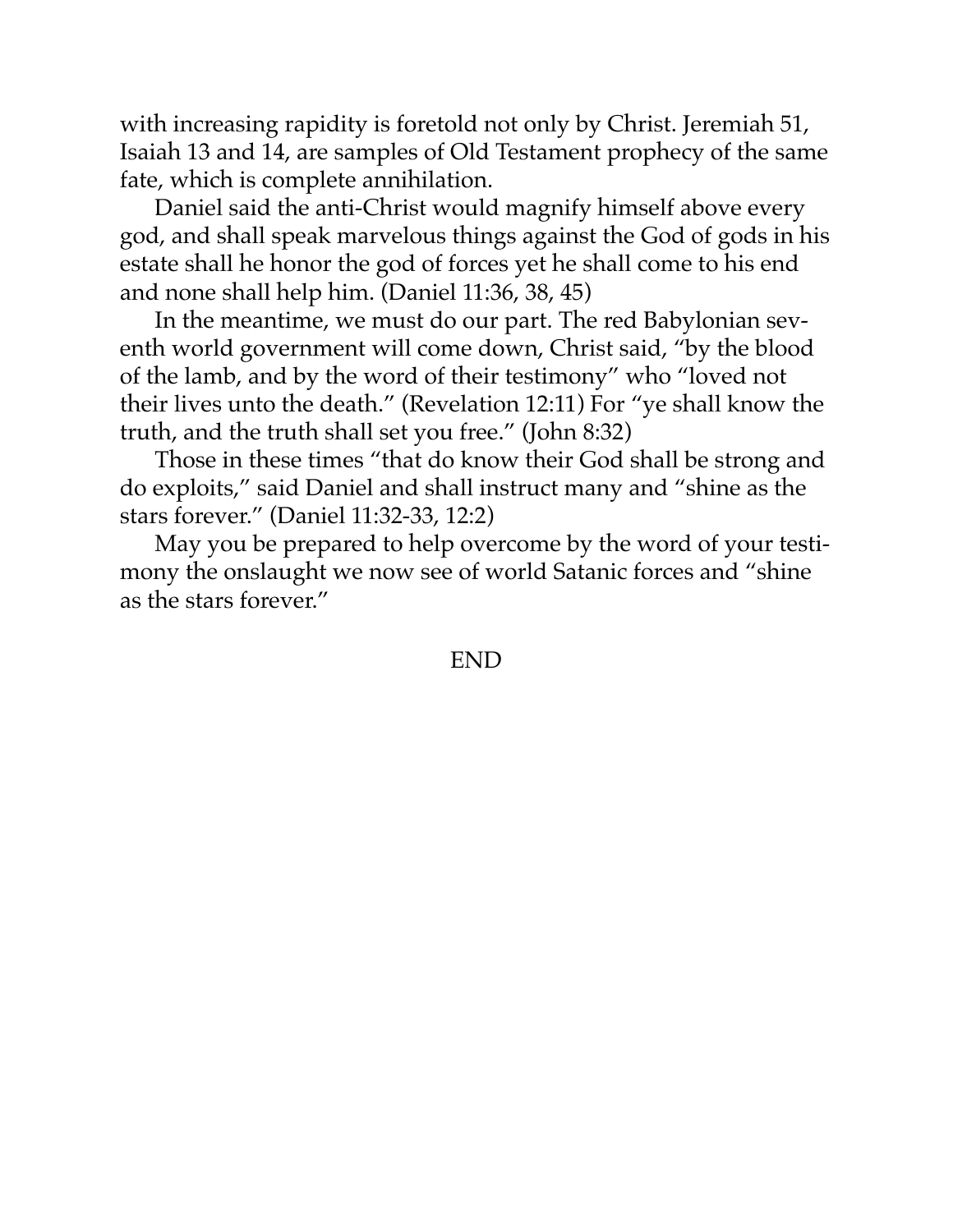with increasing rapidity is foretold not only by Christ. Jeremiah 51, Isaiah 13 and 14, are samples of Old Testament prophecy of the same fate, which is complete annihilation.

Daniel said the anti-Christ would magnify himself above every god, and shall speak marvelous things against the God of gods in his estate shall he honor the god of forces yet he shall come to his end and none shall help him. (Daniel 11:36, 38, 45)

In the meantime, we must do our part. The red Babylonian seventh world government will come down, Christ said, "by the blood of the lamb, and by the word of their testimony" who "loved not their lives unto the death." (Revelation 12:11) For "ye shall know the truth, and the truth shall set you free." (John 8:32)

Those in these times "that do know their God shall be strong and do exploits," said Daniel and shall instruct many and "shine as the stars forever." (Daniel 11:32-33, 12:2)

May you be prepared to help overcome by the word of your testimony the onslaught we now see of world Satanic forces and "shine as the stars forever."

END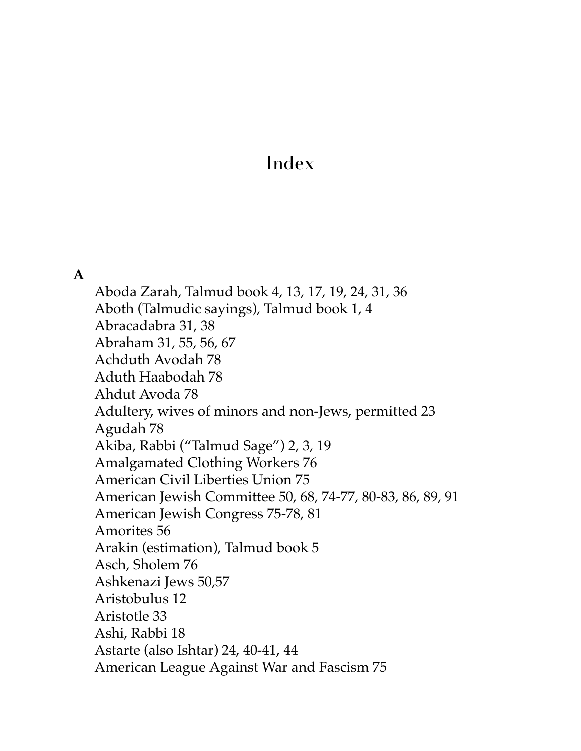# Index

**A**

Aboda Zarah, Talmud book 4, 13, 17, 19, 24, 31, 36
Aboth (Talmudic sayings), Talmud book 1, 4
Abracadabra 31, 38
Abraham 31, 55, 56, 67
Achduth Avodah 78
Aduth Haabodah 78
Ahdut Avoda 78
Adultery, wives of minors and non-Jews, permitted 23
Agudah 78
Akiba, Rabbi ("Talmud Sage") 2, 3, 19
Amalgamated Clothing Workers 76
American Civil Liberties Union 75
American Jewish Committee 50, 68, 74-77, 80-83, 86, 89, 91
American Jewish Congress 75-78, 81
Amorites 56
Arakin (estimation), Talmud book 5
Asch, Sholem 76
Ashkenazi Jews 50,57
Aristobulus 12
Aristotle 33
Ashi, Rabbi 18
Astarte (also Ishtar) 24, 40-41, 44
American League Against War and Fascism 75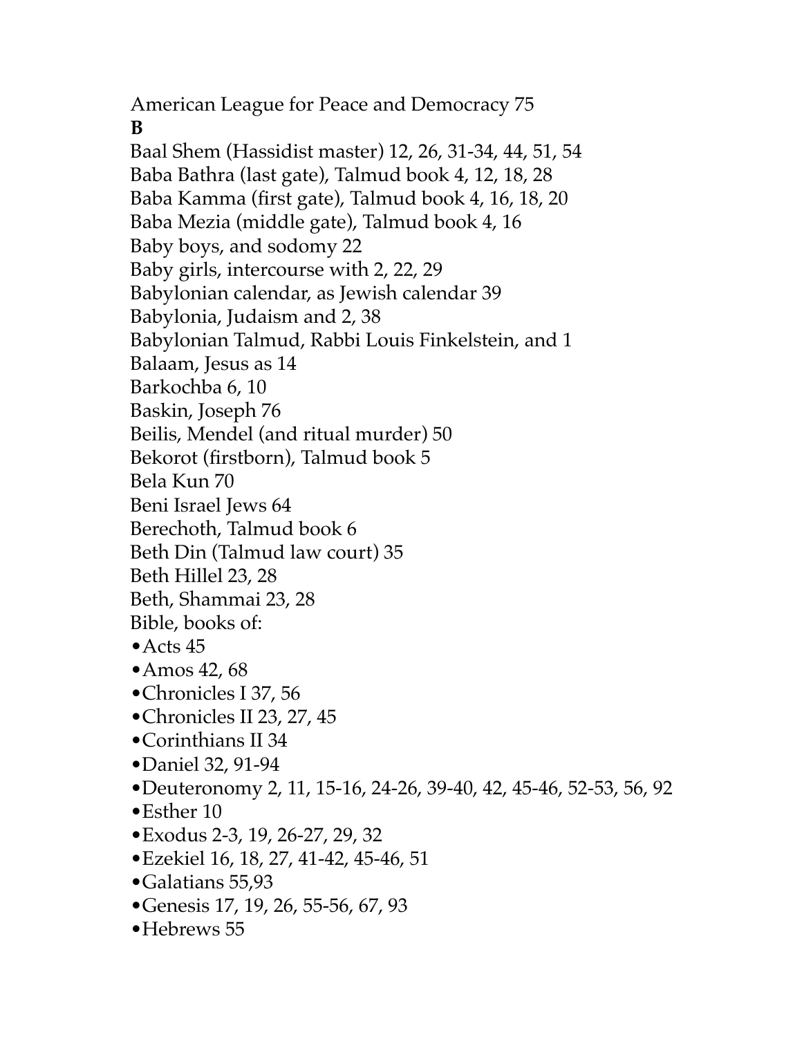American League for Peace and Democracy 75

**B**

Baal Shem (Hassidist master) 12, 26, 31-34, 44, 51, 54
Baba Bathra (last gate), Talmud book 4, 12, 18, 28
Baba Kamma (first gate), Talmud book 4, 16, 18, 20
Baba Mezia (middle gate), Talmud book 4, 16
Baby boys, and sodomy 22
Baby girls, intercourse with 2, 22, 29
Babylonian calendar, as Jewish calendar 39
Babylonia, Judaism and 2, 38
Babylonian Talmud, Rabbi Louis Finkelstein, and 1
Balaam, Jesus as 14
Barkochba 6, 10
Baskin, Joseph 76
Beilis, Mendel (and ritual murder) 50
Bekorot (firstborn), Talmud book 5
Bela Kun 70
Beni Israel Jews 64
Berechoth, Talmud book 6
Beth Din (Talmud law court) 35
Beth Hillel 23, 28
Beth, Shammai 23, 28
Bible, books of:

- Acts 45
- Amos 42, 68
- Chronicles I 37, 56
- Chronicles II 23, 27, 45
- Corinthians II 34
- Daniel 32, 91-94
- Deuteronomy 2, 11, 15-16, 24-26, 39-40, 42, 45-46, 52-53, 56, 92
- Esther 10
- Exodus 2-3, 19, 26-27, 29, 32
- Ezekiel 16, 18, 27, 41-42, 45-46, 51
- Galatians 55,93
- Genesis 17, 19, 26, 55-56, 67, 93
- Hebrews 55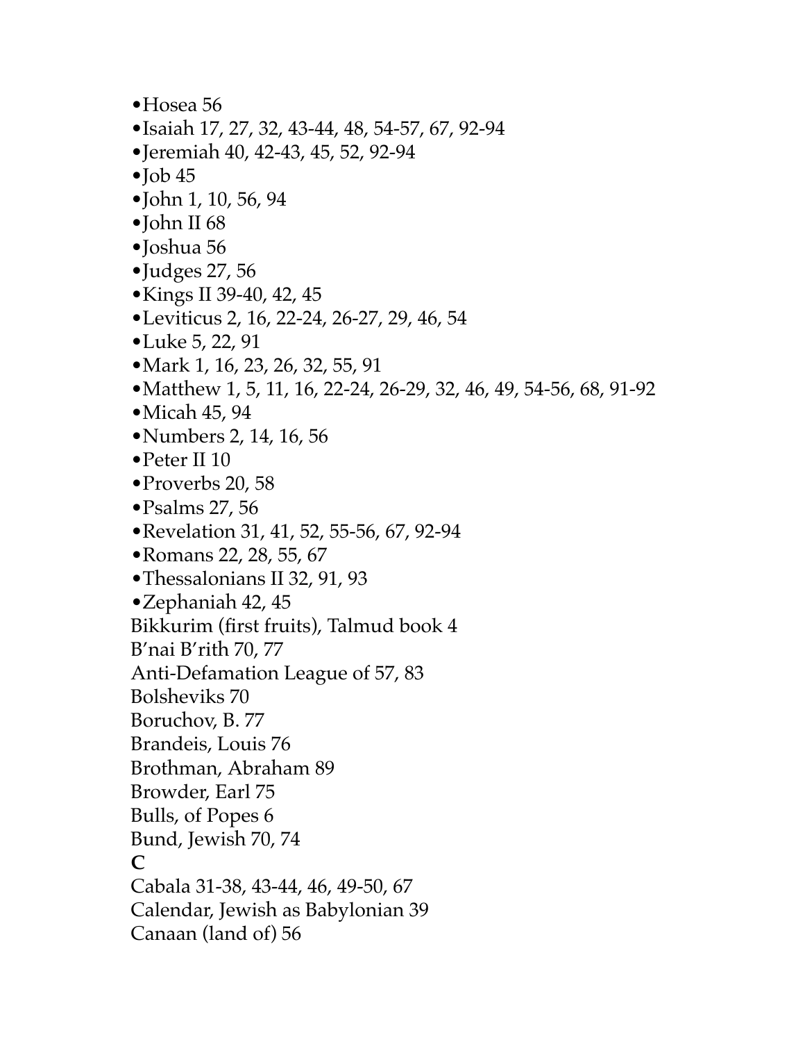•Hosea 56
•Isaiah 17, 27, 32, 43-44, 48, 54-57, 67, 92-94
•Jeremiah 40, 42-43, 45, 52, 92-94
•Job 45
•John 1, 10, 56, 94
•John II 68
•Joshua 56
•Judges 27, 56
•Kings II 39-40, 42, 45
•Leviticus 2, 16, 22-24, 26-27, 29, 46, 54
•Luke 5, 22, 91
•Mark 1, 16, 23, 26, 32, 55, 91
•Matthew 1, 5, 11, 16, 22-24, 26-29, 32, 46, 49, 54-56, 68, 91-92
•Micah 45, 94
•Numbers 2, 14, 16, 56
•Peter II 10
•Proverbs 20, 58
•Psalms 27, 56
•Revelation 31, 41, 52, 55-56, 67, 92-94
•Romans 22, 28, 55, 67
•Thessalonians II 32, 91, 93
•Zephaniah 42, 45
Bikkurim (first fruits), Talmud book 4
B'nai B'rith 70, 77
Anti-Defamation League of 57, 83
Bolsheviks 70
Boruchov, B. 77
Brandeis, Louis 76
Brothman, Abraham 89
Browder, Earl 75
Bulls, of Popes 6
Bund, Jewish 70, 74

**C**

Cabala 31-38, 43-44, 46, 49-50, 67
Calendar, Jewish as Babylonian 39
Canaan (land of) 56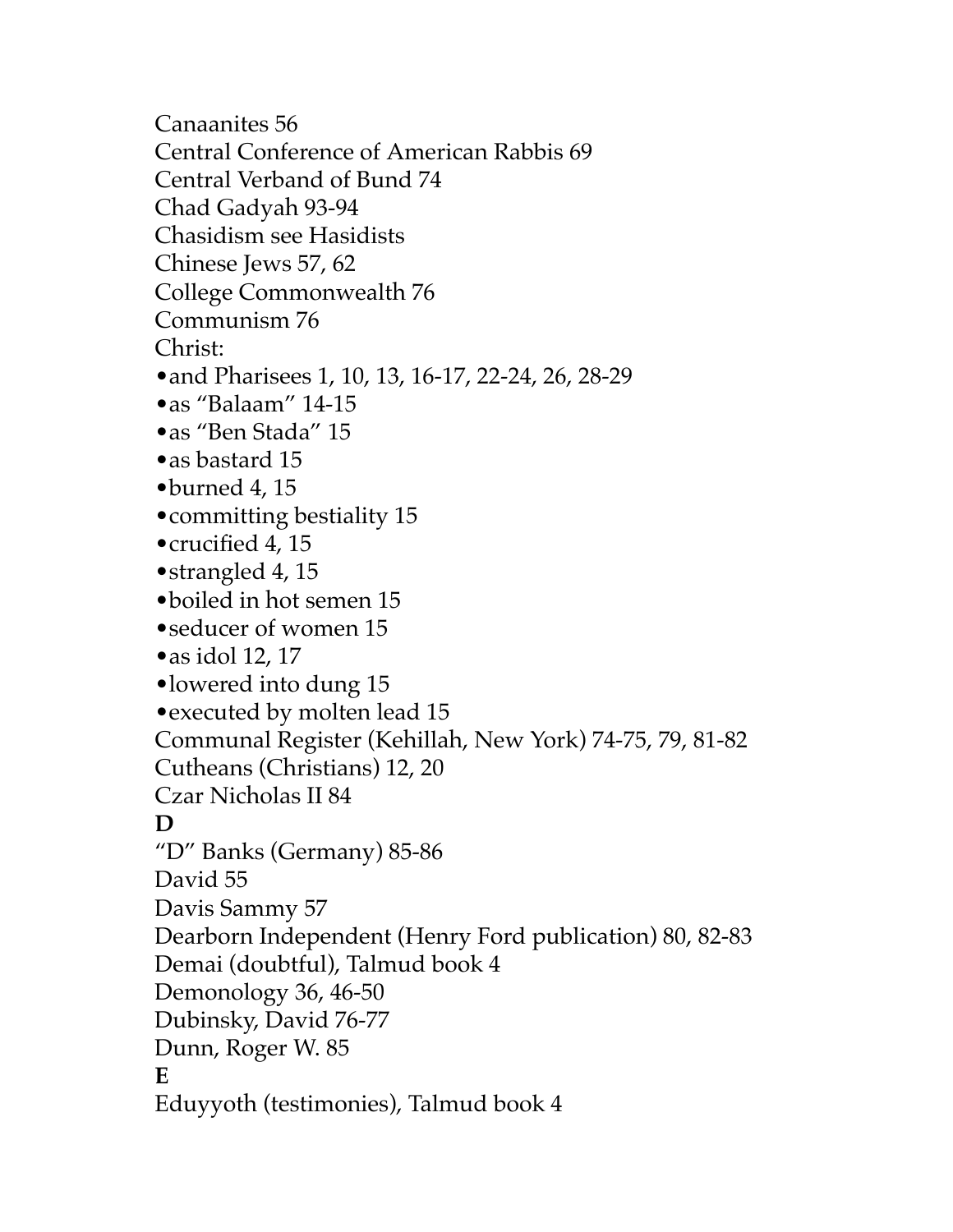Canaanites 56
Central Conference of American Rabbis 69
Central Verband of Bund 74
Chad Gadyah 93-94
Chasidism see Hasidists
Chinese Jews 57, 62
College Commonwealth 76
Communism 76
Christ:
- and Pharisees 1, 10, 13, 16-17, 22-24, 26, 28-29
- as “Balaam” 14-15
- as “Ben Stada” 15
- as bastard 15
- burned 4, 15
- committing bestiality 15
- crucified 4, 15
- strangled 4, 15
- boiled in hot semen 15
- seducer of women 15
- as idol 12, 17
- lowered into dung 15
- executed by molten lead 15

Communal Register (Kehillah, New York) 74-75, 79, 81-82
Cutheans (Christians) 12, 20
Czar Nicholas II 84

**D**

“D” Banks (Germany) 85-86
David 55
Davis Sammy 57
Dearborn Independent (Henry Ford publication) 80, 82-83
Demai (doubtful), Talmud book 4
Demonology 36, 46-50
Dubinsky, David 76-77
Dunn, Roger W. 85

**E**

Eduyyoth (testimonies), Talmud book 4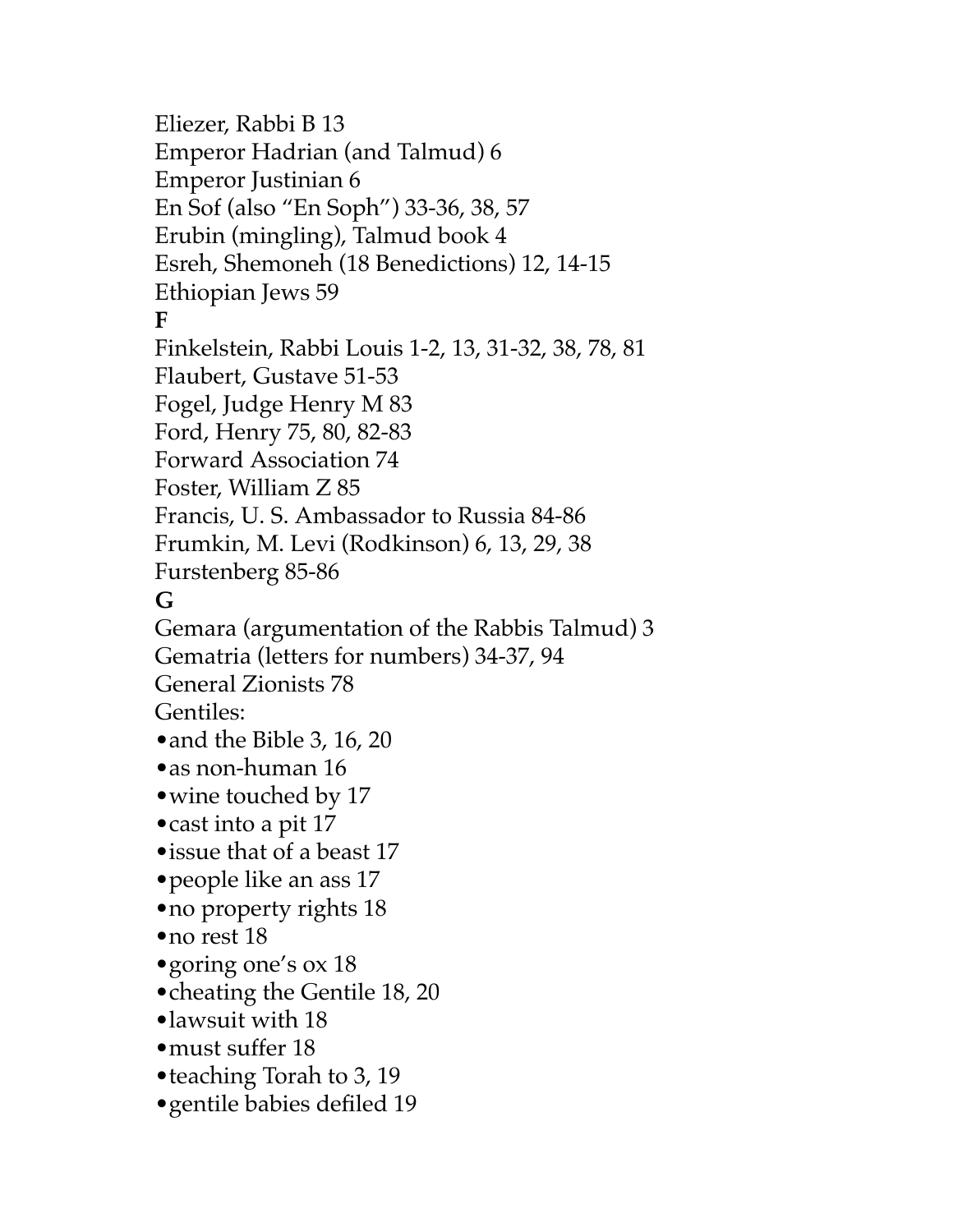Eliezer, Rabbi B 13
Emperor Hadrian (and Talmud) 6
Emperor Justinian 6
En Sof (also "En Soph") 33-36, 38, 57
Erubin (mingling), Talmud book 4
Esreh, Shemoneh (18 Benedictions) 12, 14-15
Ethiopian Jews 59

**F**

Finkelstein, Rabbi Louis 1-2, 13, 31-32, 38, 78, 81
Flaubert, Gustave 51-53
Fogel, Judge Henry M 83
Ford, Henry 75, 80, 82-83
Forward Association 74
Foster, William Z 85
Francis, U. S. Ambassador to Russia 84-86
Frumkin, M. Levi (Rodkinson) 6, 13, 29, 38
Furstenberg 85-86

**G**

Gemara (argumentation of the Rabbis Talmud) 3
Gematria (letters for numbers) 34-37, 94
General Zionists 78
Gentiles:

- and the Bible 3, 16, 20
- as non-human 16
- wine touched by 17
- cast into a pit 17
- issue that of a beast 17
- people like an ass 17
- no property rights 18
- no rest 18
- goring one's ox 18
- cheating the Gentile 18, 20
- lawsuit with 18
- must suffer 18
- teaching Torah to 3, 19
- gentile babies defiled 19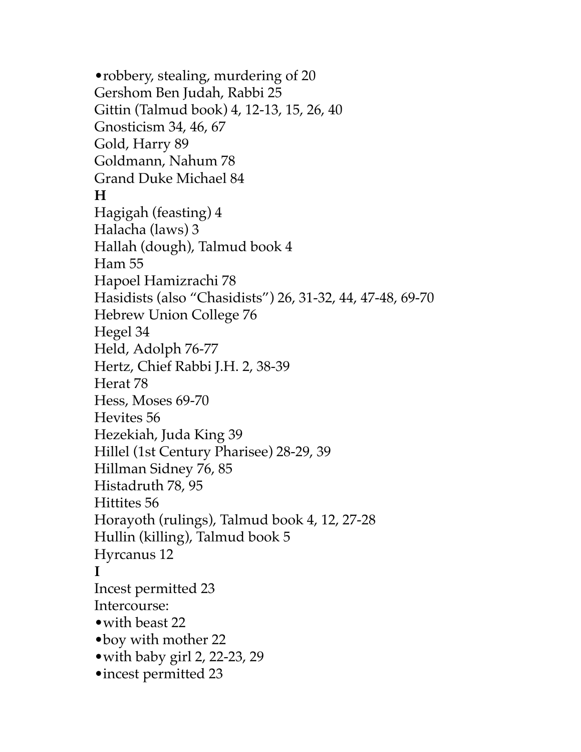•robbery, stealing, murdering of 20
Gershom Ben Judah, Rabbi 25
Gittin (Talmud book) 4, 12-13, 15, 26, 40
Gnosticism 34, 46, 67
Gold, Harry 89
Goldmann, Nahum 78
Grand Duke Michael 84

**H**

Hagigah (feasting) 4
Halacha (laws) 3
Hallah (dough), Talmud book 4
Ham 55
Hapoel Hamizrachi 78
Hasidists (also "Chasidists") 26, 31-32, 44, 47-48, 69-70
Hebrew Union College 76
Hegel 34
Held, Adolph 76-77
Hertz, Chief Rabbi J.H. 2, 38-39
Herat 78
Hess, Moses 69-70
Hevites 56
Hezekiah, Juda King 39
Hillel (1st Century Pharisee) 28-29, 39
Hillman Sidney 76, 85
Histadruth 78, 95
Hittites 56
Horayoth (rulings), Talmud book 4, 12, 27-28
Hullin (killing), Talmud book 5
Hyrcanus 12

**I**

Incest permitted 23
Intercourse:
•with beast 22
•boy with mother 22
•with baby girl 2, 22-23, 29
•incest permitted 23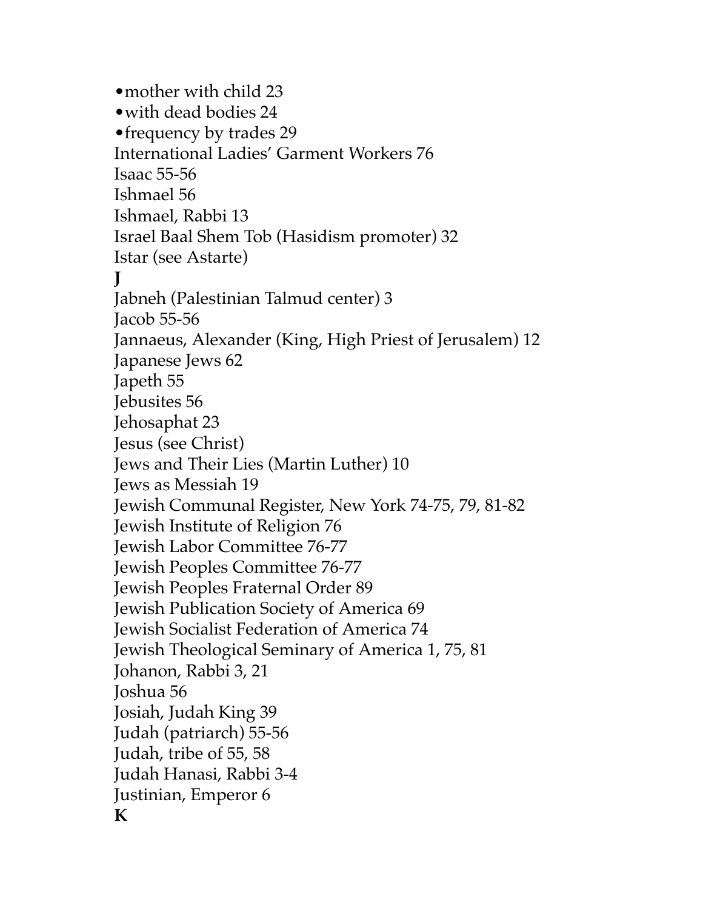•mother with child 23
•with dead bodies 24
•frequency by trades 29
International Ladies' Garment Workers 76
Isaac 55-56
Ishmael 56
Ishmael, Rabbi 13
Israel Baal Shem Tob (Hasidism promoter) 32
Istar (see Astarte)
**J**
Jabneh (Palestinian Talmud center) 3
Jacob 55-56
Jannaeus, Alexander (King, High Priest of Jerusalem) 12
Japanese Jews 62
Japeth 55
Jebusites 56
Jehosaphat 23
Jesus (see Christ)
Jews and Their Lies (Martin Luther) 10
Jews as Messiah 19
Jewish Communal Register, New York 74-75, 79, 81-82
Jewish Institute of Religion 76
Jewish Labor Committee 76-77
Jewish Peoples Committee 76-77
Jewish Peoples Fraternal Order 89
Jewish Publication Society of America 69
Jewish Socialist Federation of America 74
Jewish Theological Seminary of America 1, 75, 81
Johanon, Rabbi 3, 21
Joshua 56
Josiah, Judah King 39
Judah (patriarch) 55-56
Judah, tribe of 55, 58
Judah Hanasi, Rabbi 3-4
Justinian, Emperor 6
**K**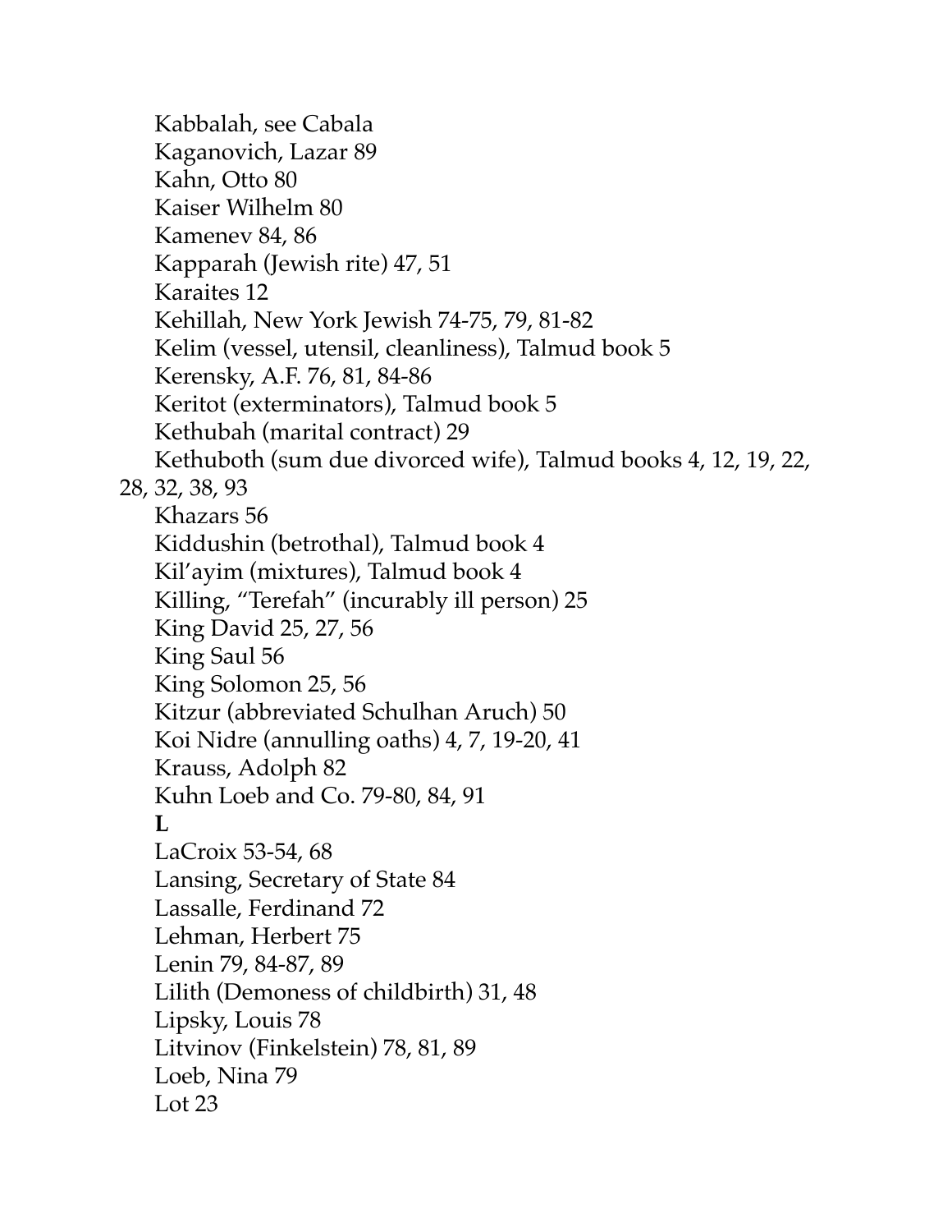Kabbalah, see Cabala
Kaganovich, Lazar 89
Kahn, Otto 80
Kaiser Wilhelm 80
Kamenev 84, 86
Kapparah (Jewish rite) 47, 51
Karaites 12
Kehillah, New York Jewish 74-75, 79, 81-82
Kelim (vessel, utensil, cleanliness), Talmud book 5
Kerensky, A.F. 76, 81, 84-86
Keritot (exterminators), Talmud book 5
Kethubah (marital contract) 29
Kethuboth (sum due divorced wife), Talmud books 4, 12, 19, 22, 28, 32, 38, 93
Khazars 56
Kiddushin (betrothal), Talmud book 4
Kil'ayim (mixtures), Talmud book 4
Killing, "Terefah" (incurably ill person) 25
King David 25, 27, 56
King Saul 56
King Solomon 25, 56
Kitzur (abbreviated Schulhan Aruch) 50
Koi Nidre (annulling oaths) 4, 7, 19-20, 41
Krauss, Adolph 82
Kuhn Loeb and Co. 79-80, 84, 91

**L**

LaCroix 53-54, 68
Lansing, Secretary of State 84
Lassalle, Ferdinand 72
Lehman, Herbert 75
Lenin 79, 84-87, 89
Lilith (Demoness of childbirth) 31, 48
Lipsky, Louis 78
Litvinov (Finkelstein) 78, 81, 89
Loeb, Nina 79
Lot 23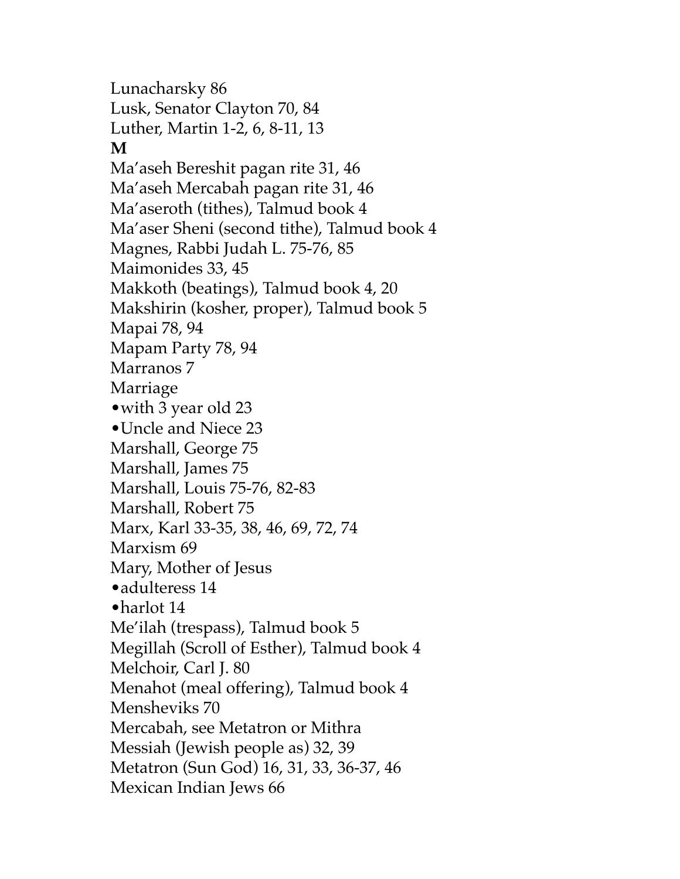Lunacharsky 86
Lusk, Senator Clayton 70, 84
Luther, Martin 1-2, 6, 8-11, 13

**M**

Ma'aseh Bereshit pagan rite 31, 46
Ma'aseh Mercabah pagan rite 31, 46
Ma'aseroth (tithes), Talmud book 4
Ma'aser Sheni (second tithe), Talmud book 4
Magnes, Rabbi Judah L. 75-76, 85
Maimonides 33, 45
Makkoth (beatings), Talmud book 4, 20
Makshirin (kosher, proper), Talmud book 5
Mapai 78, 94
Mapam Party 78, 94
Marranos 7
Marriage
•with 3 year old 23
•Uncle and Niece 23
Marshall, George 75
Marshall, James 75
Marshall, Louis 75-76, 82-83
Marshall, Robert 75
Marx, Karl 33-35, 38, 46, 69, 72, 74
Marxism 69
Mary, Mother of Jesus
•adulteress 14
•harlot 14
Me'ilah (trespass), Talmud book 5
Megillah (Scroll of Esther), Talmud book 4
Melchoir, Carl J. 80
Menahot (meal offering), Talmud book 4
Mensheviks 70
Mercabah, see Metatron or Mithra
Messiah (Jewish people as) 32, 39
Metatron (Sun God) 16, 31, 33, 36-37, 46
Mexican Indian Jews 66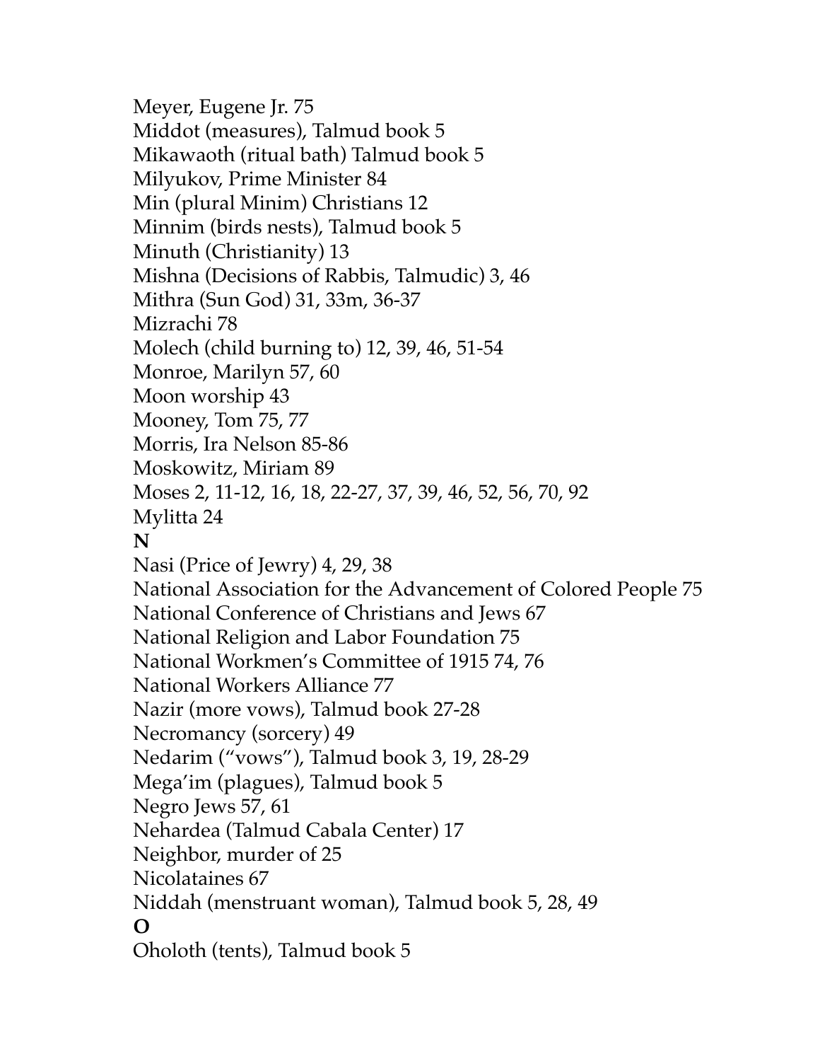Meyer, Eugene Jr. 75
Middot (measures), Talmud book 5
Mikawaoth (ritual bath) Talmud book 5
Milyukov, Prime Minister 84
Min (plural Minim) Christians 12
Minnim (birds nests), Talmud book 5
Minuth (Christianity) 13
Mishna (Decisions of Rabbis, Talmudic) 3, 46
Mithra (Sun God) 31, 33m, 36-37
Mizrachi 78
Molech (child burning to) 12, 39, 46, 51-54
Monroe, Marilyn 57, 60
Moon worship 43
Mooney, Tom 75, 77
Morris, Ira Nelson 85-86
Moskowitz, Miriam 89
Moses 2, 11-12, 16, 18, 22-27, 37, 39, 46, 52, 56, 70, 92
Mylitta 24

**N**

Nasi (Price of Jewry) 4, 29, 38
National Association for the Advancement of Colored People 75
National Conference of Christians and Jews 67
National Religion and Labor Foundation 75
National Workmen's Committee of 1915 74, 76
National Workers Alliance 77
Nazir (more vows), Talmud book 27-28
Necromancy (sorcery) 49
Nedarim ("vows"), Talmud book 3, 19, 28-29
Mega'im (plagues), Talmud book 5
Negro Jews 57, 61
Nehardea (Talmud Cabala Center) 17
Neighbor, murder of 25
Nicolataines 67
Niddah (menstruant woman), Talmud book 5, 28, 49

**O**

Oholoth (tents), Talmud book 5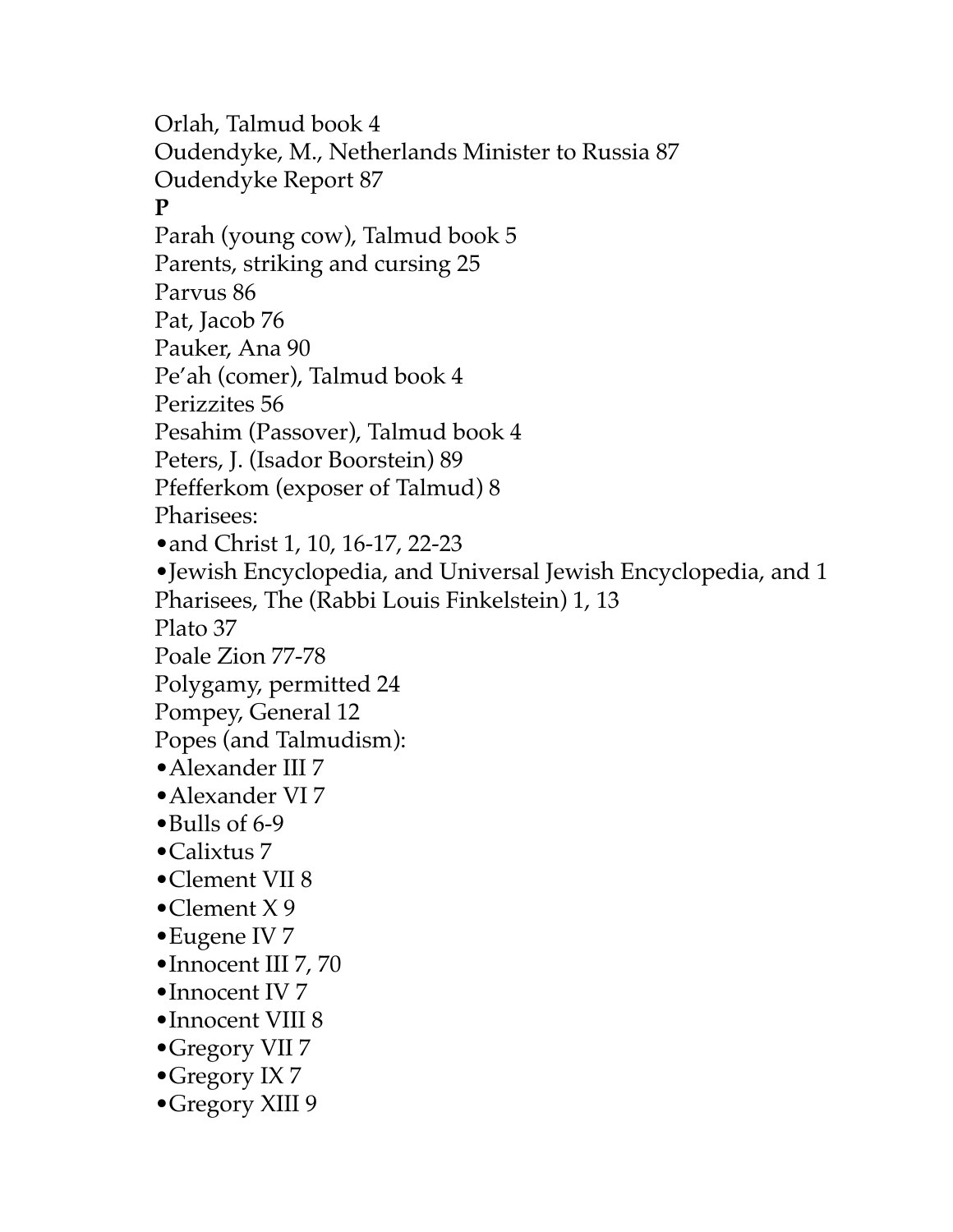Orlah, Talmud book 4
Oudendyke, M., Netherlands Minister to Russia 87
Oudendyke Report 87

**P**

Parah (young cow), Talmud book 5
Parents, striking and cursing 25
Parvus 86
Pat, Jacob 76
Pauker, Ana 90
Pe'ah (comer), Talmud book 4
Perizzites 56
Pesahim (Passover), Talmud book 4
Peters, J. (Isador Boorstein) 89
Pfefferkom (exposer of Talmud) 8
Pharisees:

- and Christ 1, 10, 16-17, 22-23
- Jewish Encyclopedia, and Universal Jewish Encyclopedia, and 1

Pharisees, The (Rabbi Louis Finkelstein) 1, 13
Plato 37
Poale Zion 77-78
Polygamy, permitted 24
Pompey, General 12
Popes (and Talmudism):

- Alexander III 7
- Alexander VI 7
- Bulls of 6-9
- Calixtus 7
- Clement VII 8
- Clement X 9
- Eugene IV 7
- Innocent III 7, 70
- Innocent IV 7
- Innocent VIII 8
- Gregory VII 7
- Gregory IX 7
- Gregory XIII 9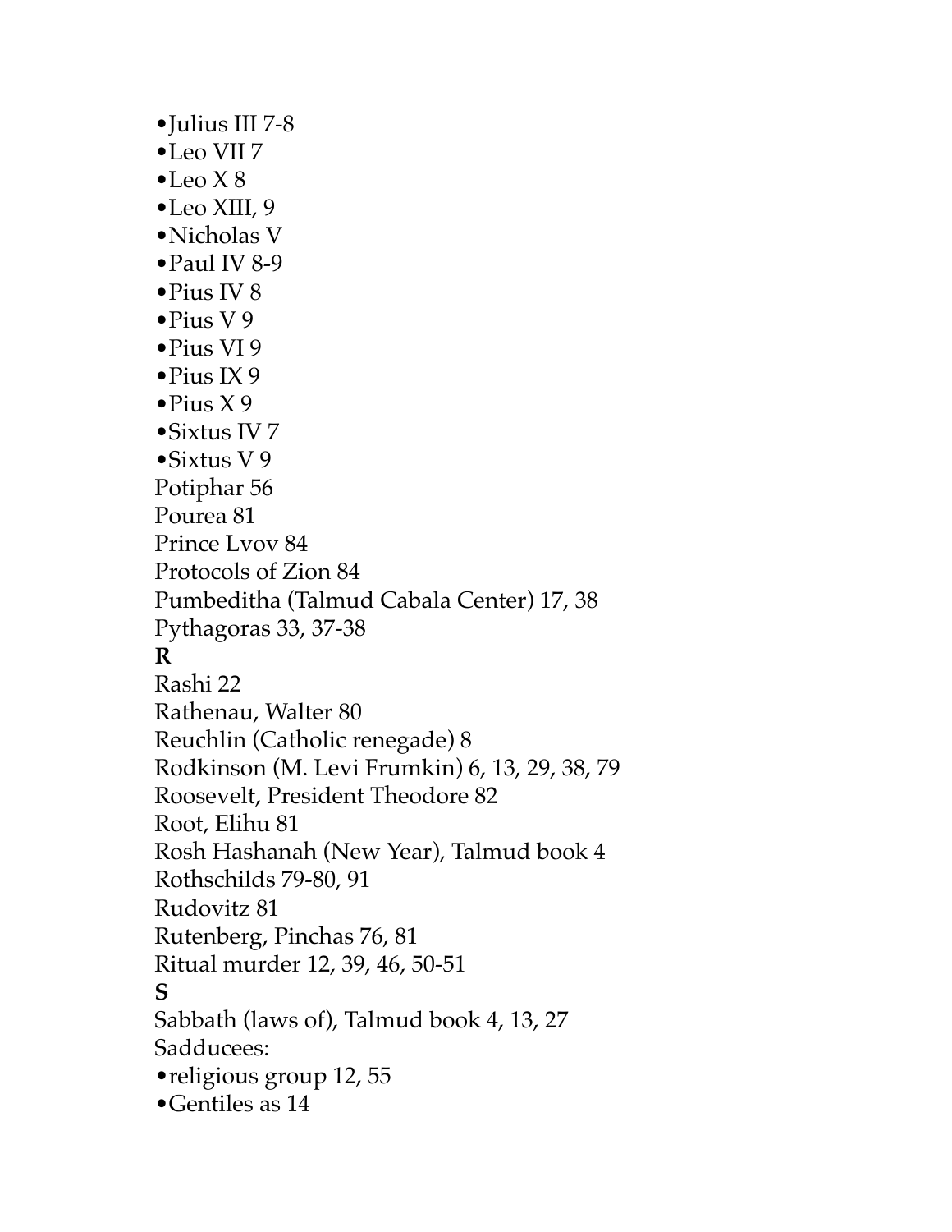•Julius III 7-8
•Leo VII 7
•Leo X 8
•Leo XIII, 9
•Nicholas V
•Paul IV 8-9
•Pius IV 8
•Pius V 9
•Pius VI 9
•Pius IX 9
•Pius X 9
•Sixtus IV 7
•Sixtus V 9
Potiphar 56
Pourea 81
Prince Lvov 84
Protocols of Zion 84
Pumbeditha (Talmud Cabala Center) 17, 38
Pythagoras 33, 37-38
**R**
Rashi 22
Rathenau, Walter 80
Reuchlin (Catholic renegade) 8
Rodkinson (M. Levi Frumkin) 6, 13, 29, 38, 79
Roosevelt, President Theodore 82
Root, Elihu 81
Rosh Hashanah (New Year), Talmud book 4
Rothschilds 79-80, 91
Rudovitz 81
Rutenberg, Pinchas 76, 81
Ritual murder 12, 39, 46, 50-51
**S**
Sabbath (laws of), Talmud book 4, 13, 27
Sadducees:
•religious group 12, 55
•Gentiles as 14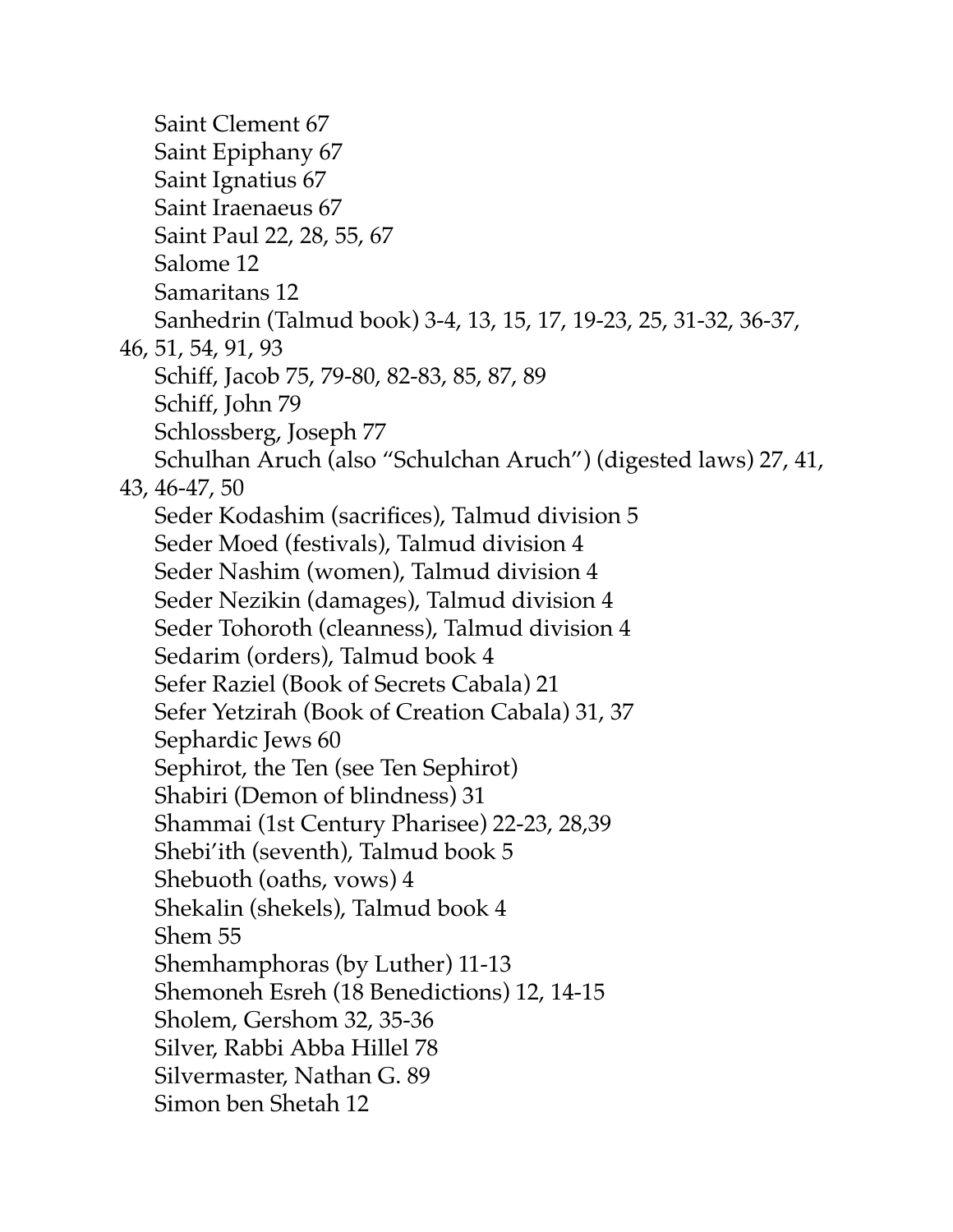Saint Clement 67
Saint Epiphany 67
Saint Ignatius 67
Saint Iraenaeus 67
Saint Paul 22, 28, 55, 67
Salome 12
Samaritans 12
Sanhedrin (Talmud book) 3-4, 13, 15, 17, 19-23, 25, 31-32, 36-37, 46, 51, 54, 91, 93
Schiff, Jacob 75, 79-80, 82-83, 85, 87, 89
Schiff, John 79
Schlossberg, Joseph 77
Schulhan Aruch (also "Schulchan Aruch") (digested laws) 27, 41, 43, 46-47, 50
Seder Kodashim (sacrifices), Talmud division 5
Seder Moed (festivals), Talmud division 4
Seder Nashim (women), Talmud division 4
Seder Nezikin (damages), Talmud division 4
Seder Tohoroth (cleanness), Talmud division 4
Sedarim (orders), Talmud book 4
Sefer Raziel (Book of Secrets Cabala) 21
Sefer Yetzirah (Book of Creation Cabala) 31, 37
Sephardic Jews 60
Sephirot, the Ten (see Ten Sephirot)
Shabiri (Demon of blindness) 31
Shammai (1st Century Pharisee) 22-23, 28,39
Shebi'ith (seventh), Talmud book 5
Shebuoth (oaths, vows) 4
Shekalin (shekels), Talmud book 4
Shem 55
Shemhamphoras (by Luther) 11-13
Shemoneh Esreh (18 Benedictions) 12, 14-15
Sholem, Gershom 32, 35-36
Silver, Rabbi Abba Hillel 78
Silvermaster, Nathan G. 89
Simon ben Shetah 12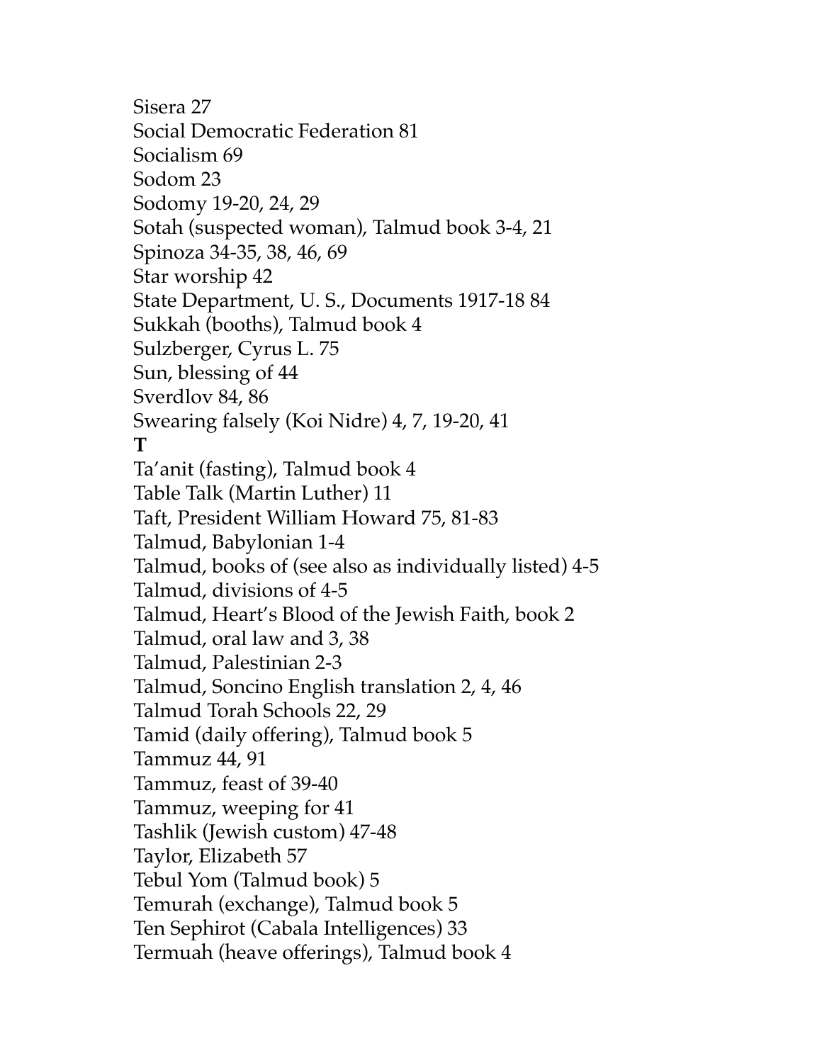Sisera 27
Social Democratic Federation 81
Socialism 69
Sodom 23
Sodomy 19-20, 24, 29
Sotah (suspected woman), Talmud book 3-4, 21
Spinoza 34-35, 38, 46, 69
Star worship 42
State Department, U. S., Documents 1917-18 84
Sukkah (booths), Talmud book 4
Sulzberger, Cyrus L. 75
Sun, blessing of 44
Sverdlov 84, 86
Swearing falsely (Koi Nidre) 4, 7, 19-20, 41

**T**

Ta'anit (fasting), Talmud book 4
Table Talk (Martin Luther) 11
Taft, President William Howard 75, 81-83
Talmud, Babylonian 1-4
Talmud, books of (see also as individually listed) 4-5
Talmud, divisions of 4-5
Talmud, Heart's Blood of the Jewish Faith, book 2
Talmud, oral law and 3, 38
Talmud, Palestinian 2-3
Talmud, Soncino English translation 2, 4, 46
Talmud Torah Schools 22, 29
Tamid (daily offering), Talmud book 5
Tammuz 44, 91
Tammuz, feast of 39-40
Tammuz, weeping for 41
Tashlik (Jewish custom) 47-48
Taylor, Elizabeth 57
Tebul Yom (Talmud book) 5
Temurah (exchange), Talmud book 5
Ten Sephirot (Cabala Intelligences) 33
Termuah (heave offerings), Talmud book 4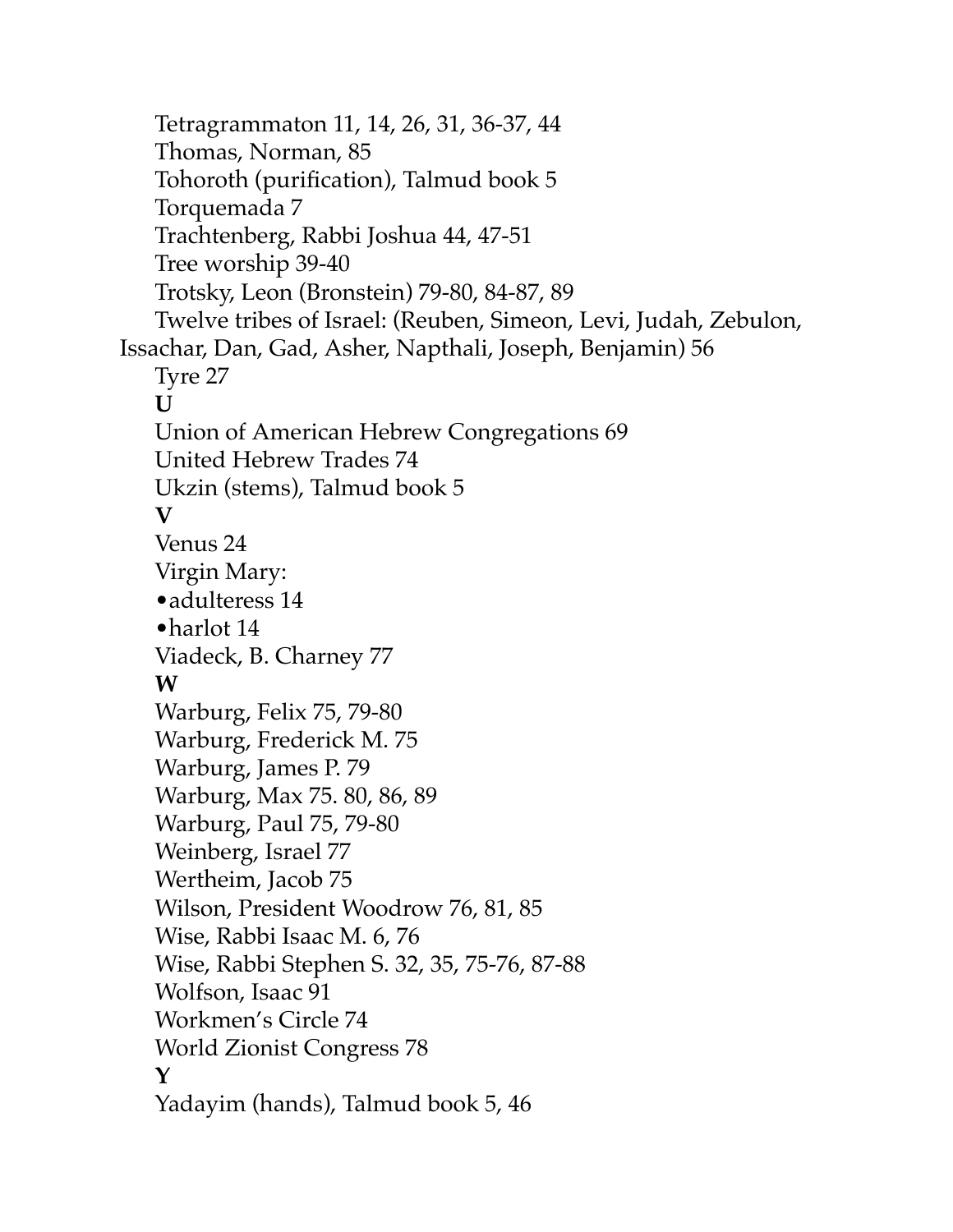Tetragrammaton 11, 14, 26, 31, 36-37, 44
Thomas, Norman, 85
Tohoroth (purification), Talmud book 5
Torquemada 7
Trachtenberg, Rabbi Joshua 44, 47-51
Tree worship 39-40
Trotsky, Leon (Bronstein) 79-80, 84-87, 89
Twelve tribes of Israel: (Reuben, Simeon, Levi, Judah, Zebulon, Issachar, Dan, Gad, Asher, Napthali, Joseph, Benjamin) 56
Tyre 27

**U**

Union of American Hebrew Congregations 69
United Hebrew Trades 74
Ukzin (stems), Talmud book 5

**V**

Venus 24
Virgin Mary:
•adulteress 14
•harlot 14
Viadeck, B. Charney 77

**W**

Warburg, Felix 75, 79-80
Warburg, Frederick M. 75
Warburg, James P. 79
Warburg, Max 75. 80, 86, 89
Warburg, Paul 75, 79-80
Weinberg, Israel 77
Wertheim, Jacob 75
Wilson, President Woodrow 76, 81, 85
Wise, Rabbi Isaac M. 6, 76
Wise, Rabbi Stephen S. 32, 35, 75-76, 87-88
Wolfson, Isaac 91
Workmen's Circle 74
World Zionist Congress 78

**Y**

Yadayim (hands), Talmud book 5, 46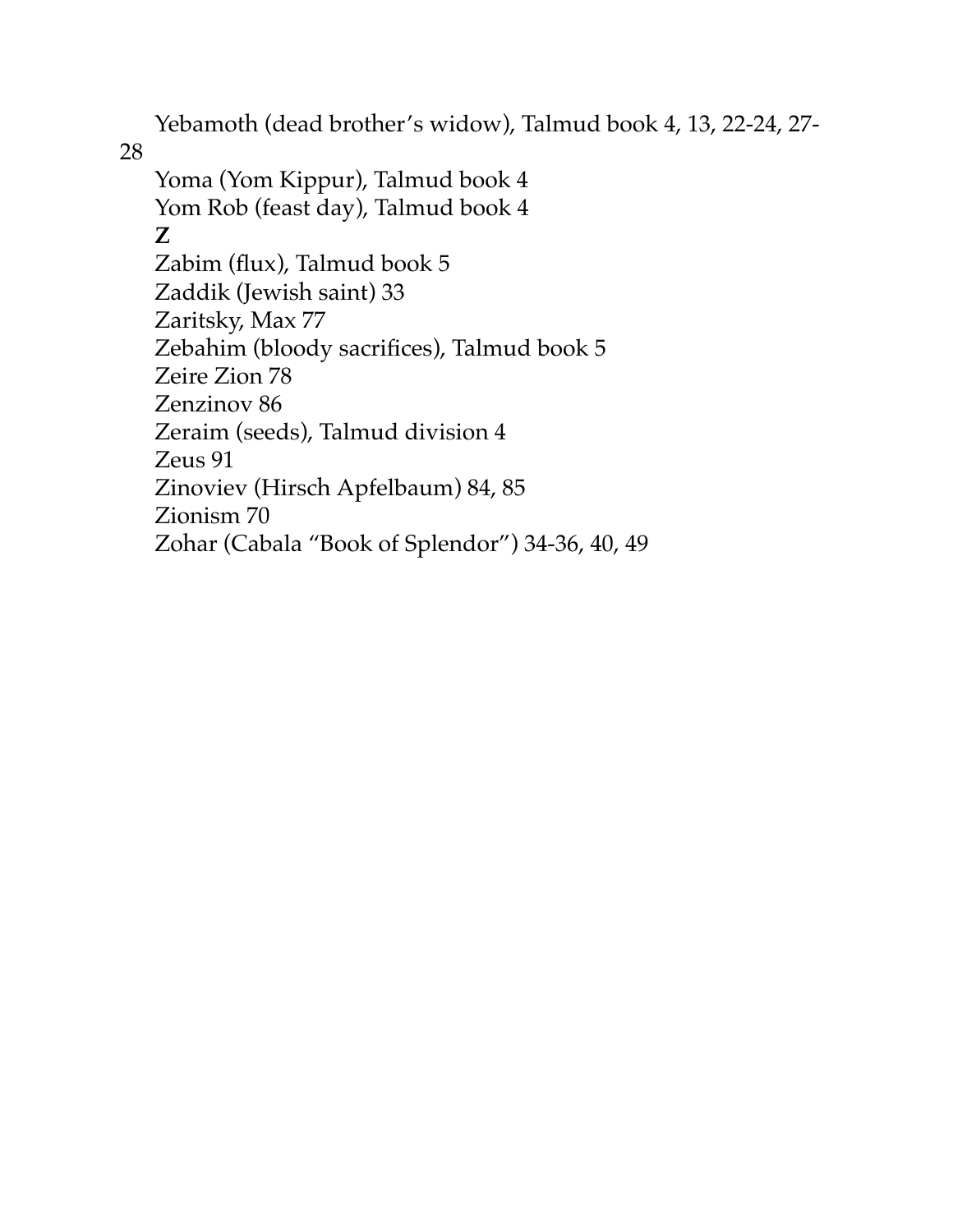Yebamoth (dead brother's widow), Talmud book 4, 13, 22-24, 27-28

Yoma (Yom Kippur), Talmud book 4

Yom Rob (feast day), Talmud book 4

**Z**

Zabim (flux), Talmud book 5

Zaddik (Jewish saint) 33

Zaritsky, Max 77

Zebahim (bloody sacrifices), Talmud book 5

Zeire Zion 78

Zenzinov 86

Zeraim (seeds), Talmud division 4

Zeus 91

Zinoviev (Hirsch Apfelbaum) 84, 85

Zionism 70

Zohar (Cabala "Book of Splendor") 34-36, 40, 49